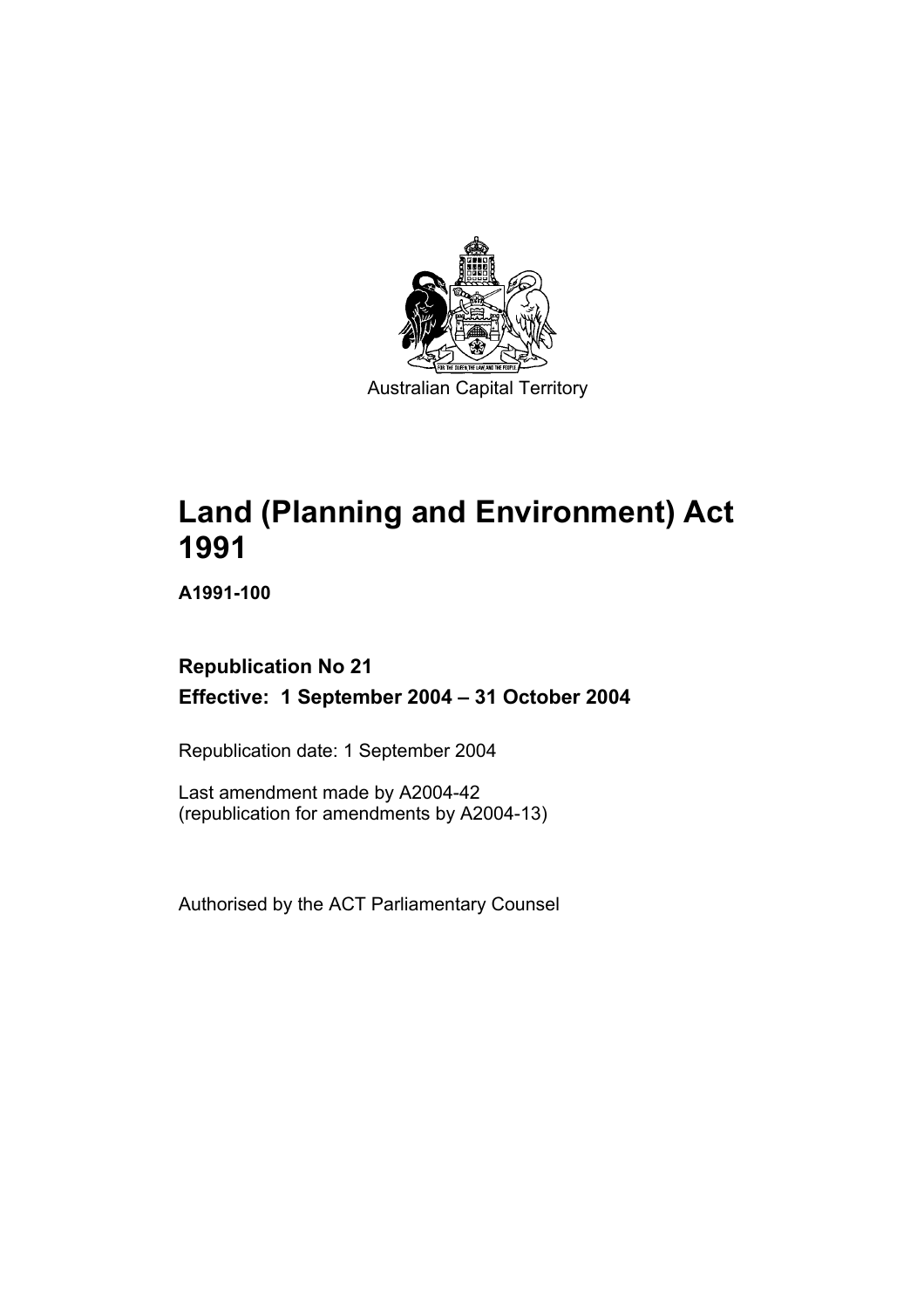Australian Capital Territory

# Land (Planning and Environment) Act 1991

**A1991-100**

**Republication No 21**

**Effective: 1 September 2004 – 31 October 2004**

Republication date: 1 September 2004

Last amendment made by A2004-42
(republication for amendments by A2004-13)

Authorised by the ACT Parliamentary Counsel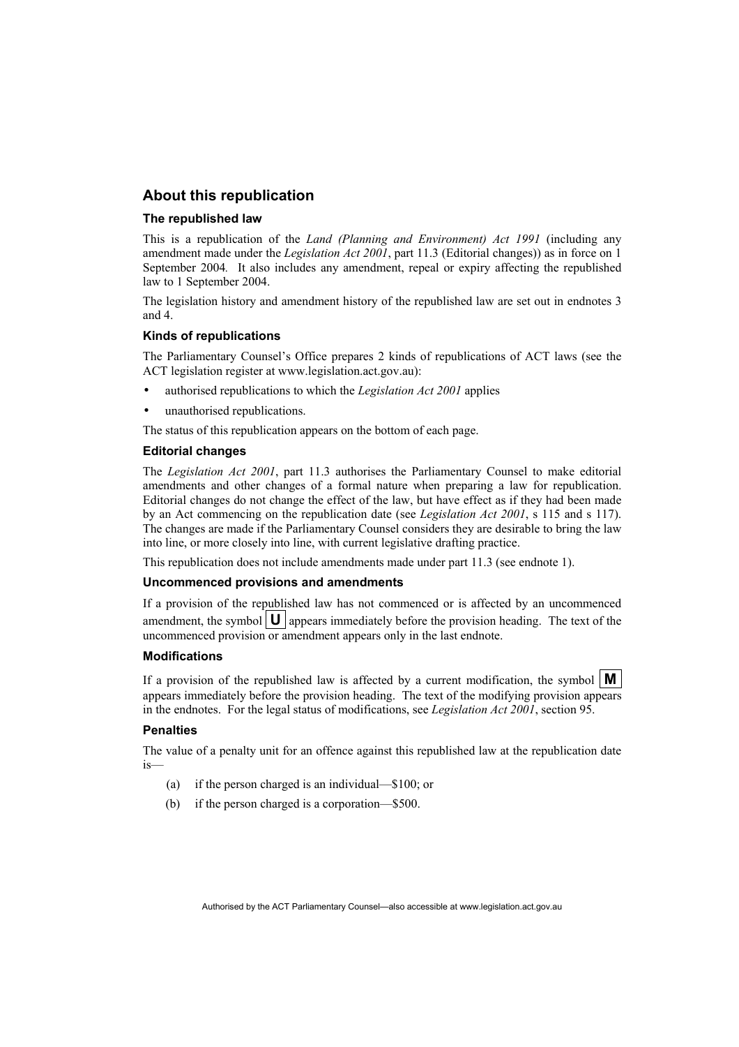## About this republication

### The republished law

This is a republication of the *Land (Planning and Environment) Act 1991* (including any amendment made under the *Legislation Act 2001*, part 11.3 (Editorial changes)) as in force on 1 September 2004*.* It also includes any amendment, repeal or expiry affecting the republished law to 1 September 2004.

The legislation history and amendment history of the republished law are set out in endnotes 3 and 4.

### Kinds of republications

The Parliamentary Counsel's Office prepares 2 kinds of republications of ACT laws (see the ACT legislation register at www.legislation.act.gov.au):

- authorised republications to which the *Legislation Act 2001* applies
- unauthorised republications.

The status of this republication appears on the bottom of each page.

### Editorial changes

The *Legislation Act 2001*, part 11.3 authorises the Parliamentary Counsel to make editorial amendments and other changes of a formal nature when preparing a law for republication. Editorial changes do not change the effect of the law, but have effect as if they had been made by an Act commencing on the republication date (see *Legislation Act 2001*, s 115 and s 117). The changes are made if the Parliamentary Counsel considers they are desirable to bring the law into line, or more closely into line, with current legislative drafting practice.

This republication does not include amendments made under part 11.3 (see endnote 1).

### Uncommenced provisions and amendments

If a provision of the republished law has not commenced or is affected by an uncommenced amendment, the symbol **U** appears immediately before the provision heading. The text of the uncommenced provision or amendment appears only in the last endnote.

### Modifications

If a provision of the republished law is affected by a current modification, the symbol **M** appears immediately before the provision heading. The text of the modifying provision appears in the endnotes. For the legal status of modifications, see *Legislation Act 2001*, section 95.

### Penalties

The value of a penalty unit for an offence against this republished law at the republication date is—

(a) if the person charged is an individual—$100; or

(b) if the person charged is a corporation—$500.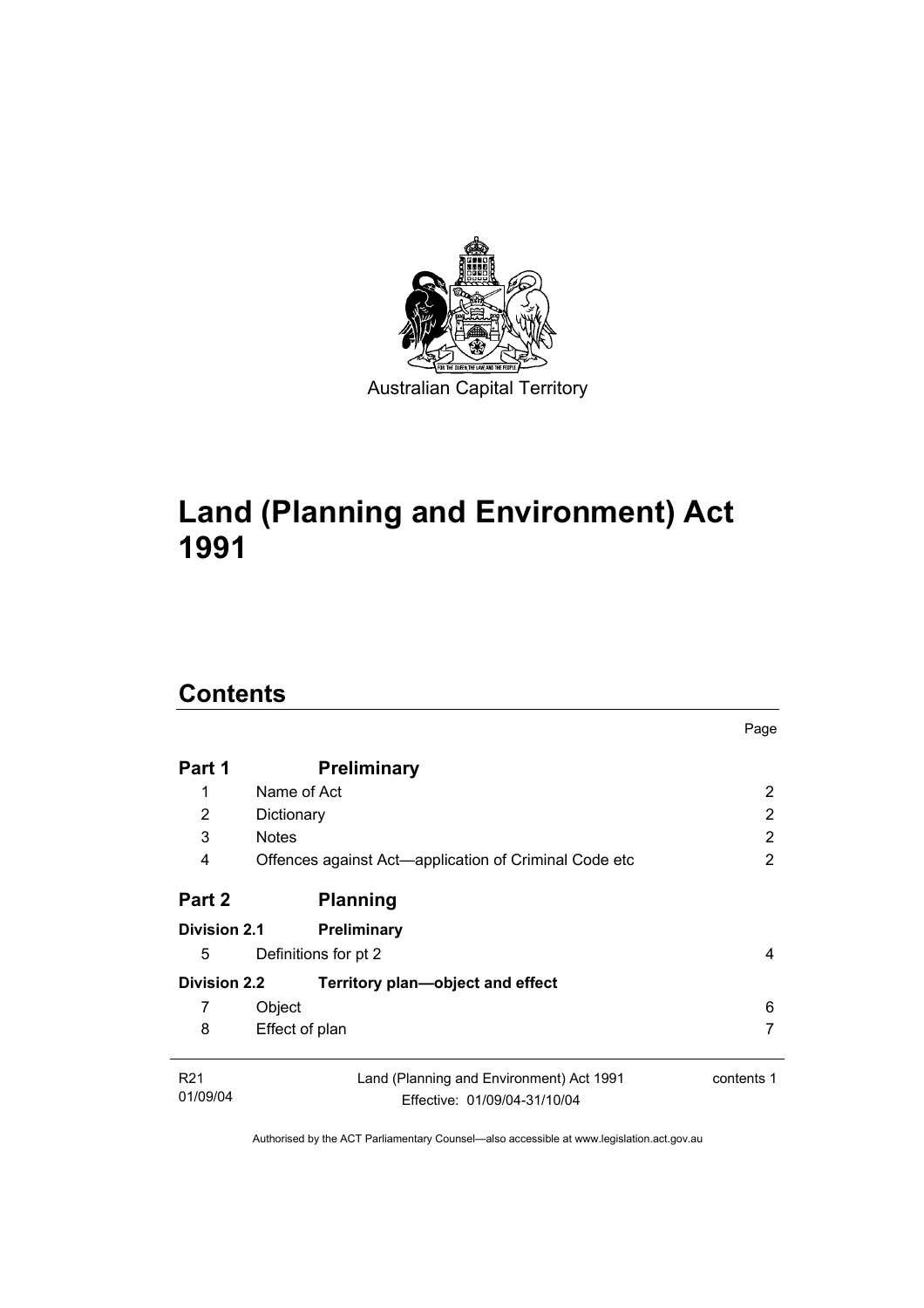Australian Capital Territory

# Land (Planning and Environment) Act 1991

## Contents

| | | Page |
|---|---|---|
| **Part 1** | **Preliminary** | |
| 1 | Name of Act | 2 |
| 2 | Dictionary | 2 |
| 3 | Notes | 2 |
| 4 | Offences against Act—application of Criminal Code etc | 2 |
| **Part 2** | **Planning** | |
| **Division 2.1** | **Preliminary** | |
| 5 | Definitions for pt 2 | 4 |
| **Division 2.2** | **Territory plan—object and effect** | |
| 7 | Object | 6 |
| 8 | Effect of plan | 7 |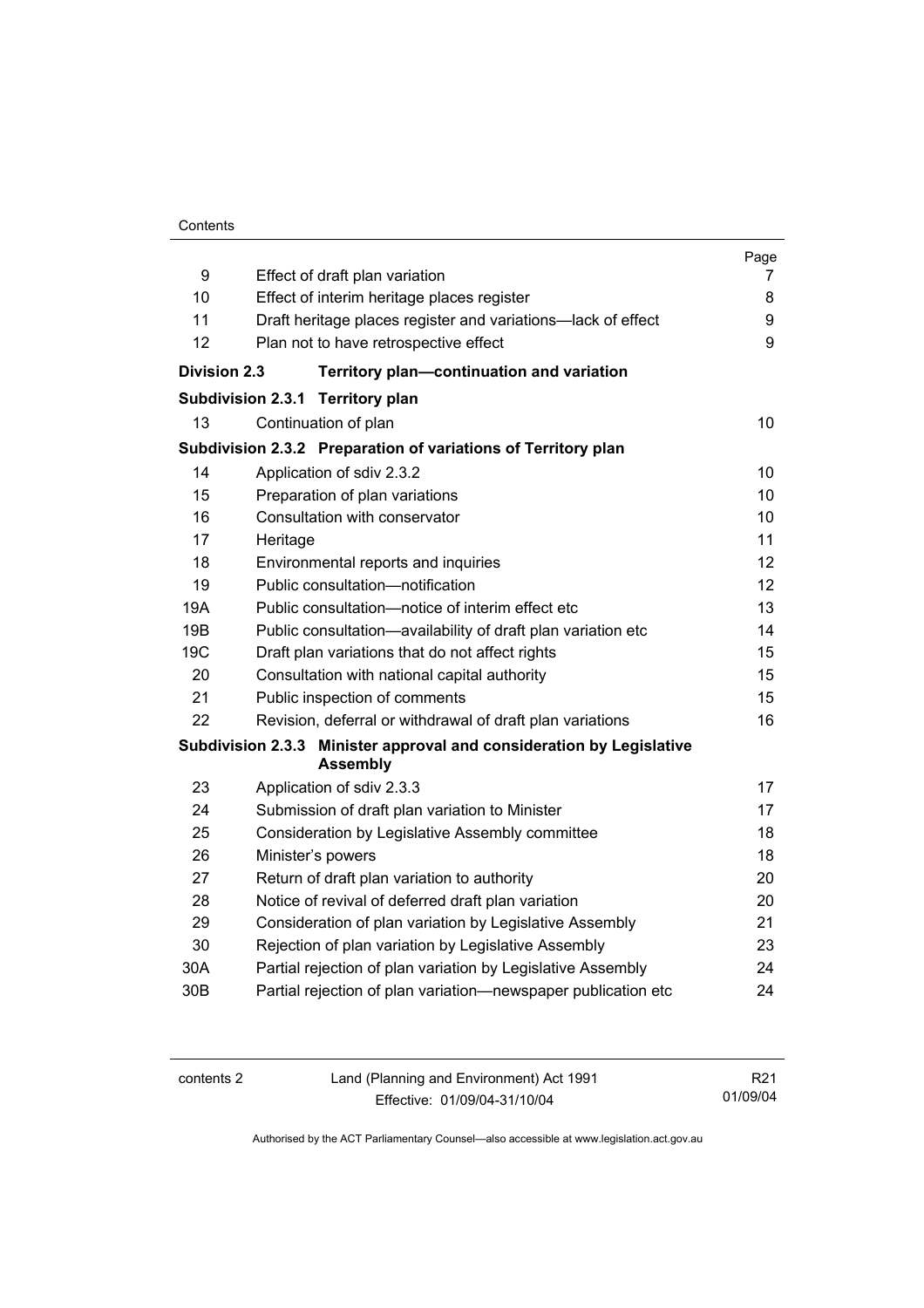| | | Page |
|---|---|---|
| 9 | Effect of draft plan variation | 7 |
| 10 | Effect of interim heritage places register | 8 |
| 11 | Draft heritage places register and variations—lack of effect | 9 |
| 12 | Plan not to have retrospective effect | 9 |
| **Division 2.3** | **Territory plan—continuation and variation** | |
| **Subdivision 2.3.1** | **Territory plan** | |
| 13 | Continuation of plan | 10 |
| **Subdivision 2.3.2** | **Preparation of variations of Territory plan** | |
| 14 | Application of sdiv 2.3.2 | 10 |
| 15 | Preparation of plan variations | 10 |
| 16 | Consultation with conservator | 10 |
| 17 | Heritage | 11 |
| 18 | Environmental reports and inquiries | 12 |
| 19 | Public consultation—notification | 12 |
| 19A | Public consultation—notice of interim effect etc | 13 |
| 19B | Public consultation—availability of draft plan variation etc | 14 |
| 19C | Draft plan variations that do not affect rights | 15 |
| 20 | Consultation with national capital authority | 15 |
| 21 | Public inspection of comments | 15 |
| 22 | Revision, deferral or withdrawal of draft plan variations | 16 |
| **Subdivision 2.3.3** | **Minister approval and consideration by Legislative Assembly** | |
| 23 | Application of sdiv 2.3.3 | 17 |
| 24 | Submission of draft plan variation to Minister | 17 |
| 25 | Consideration by Legislative Assembly committee | 18 |
| 26 | Minister's powers | 18 |
| 27 | Return of draft plan variation to authority | 20 |
| 28 | Notice of revival of deferred draft plan variation | 20 |
| 29 | Consideration of plan variation by Legislative Assembly | 21 |
| 30 | Rejection of plan variation by Legislative Assembly | 23 |
| 30A | Partial rejection of plan variation by Legislative Assembly | 24 |
| 30B | Partial rejection of plan variation—newspaper publication etc | 24 |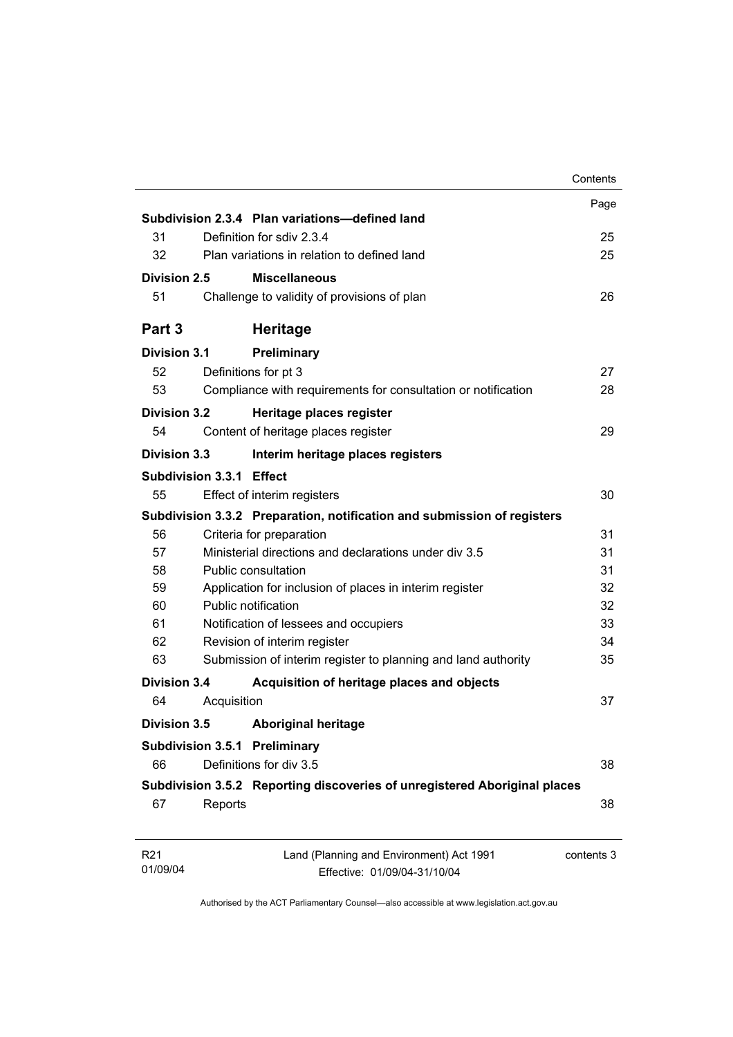| | | Page |
|---|---|---|
| **Subdivision 2.3.4** | **Plan variations—defined land** | |
| 31 | Definition for sdiv 2.3.4 | 25 |
| 32 | Plan variations in relation to defined land | 25 |
| **Division 2.5** | **Miscellaneous** | |
| 51 | Challenge to validity of provisions of plan | 26 |
| **Part 3** | **Heritage** | |
| **Division 3.1** | **Preliminary** | |
| 52 | Definitions for pt 3 | 27 |
| 53 | Compliance with requirements for consultation or notification | 28 |
| **Division 3.2** | **Heritage places register** | |
| 54 | Content of heritage places register | 29 |
| **Division 3.3** | **Interim heritage places registers** | |
| **Subdivision 3.3.1** | **Effect** | |
| 55 | Effect of interim registers | 30 |
| **Subdivision 3.3.2** | **Preparation, notification and submission of registers** | |
| 56 | Criteria for preparation | 31 |
| 57 | Ministerial directions and declarations under div 3.5 | 31 |
| 58 | Public consultation | 31 |
| 59 | Application for inclusion of places in interim register | 32 |
| 60 | Public notification | 32 |
| 61 | Notification of lessees and occupiers | 33 |
| 62 | Revision of interim register | 34 |
| 63 | Submission of interim register to planning and land authority | 35 |
| **Division 3.4** | **Acquisition of heritage places and objects** | |
| 64 | Acquisition | 37 |
| **Division 3.5** | **Aboriginal heritage** | |
| **Subdivision 3.5.1** | **Preliminary** | |
| 66 | Definitions for div 3.5 | 38 |
| **Subdivision 3.5.2** | **Reporting discoveries of unregistered Aboriginal places** | |
| 67 | Reports | 38 |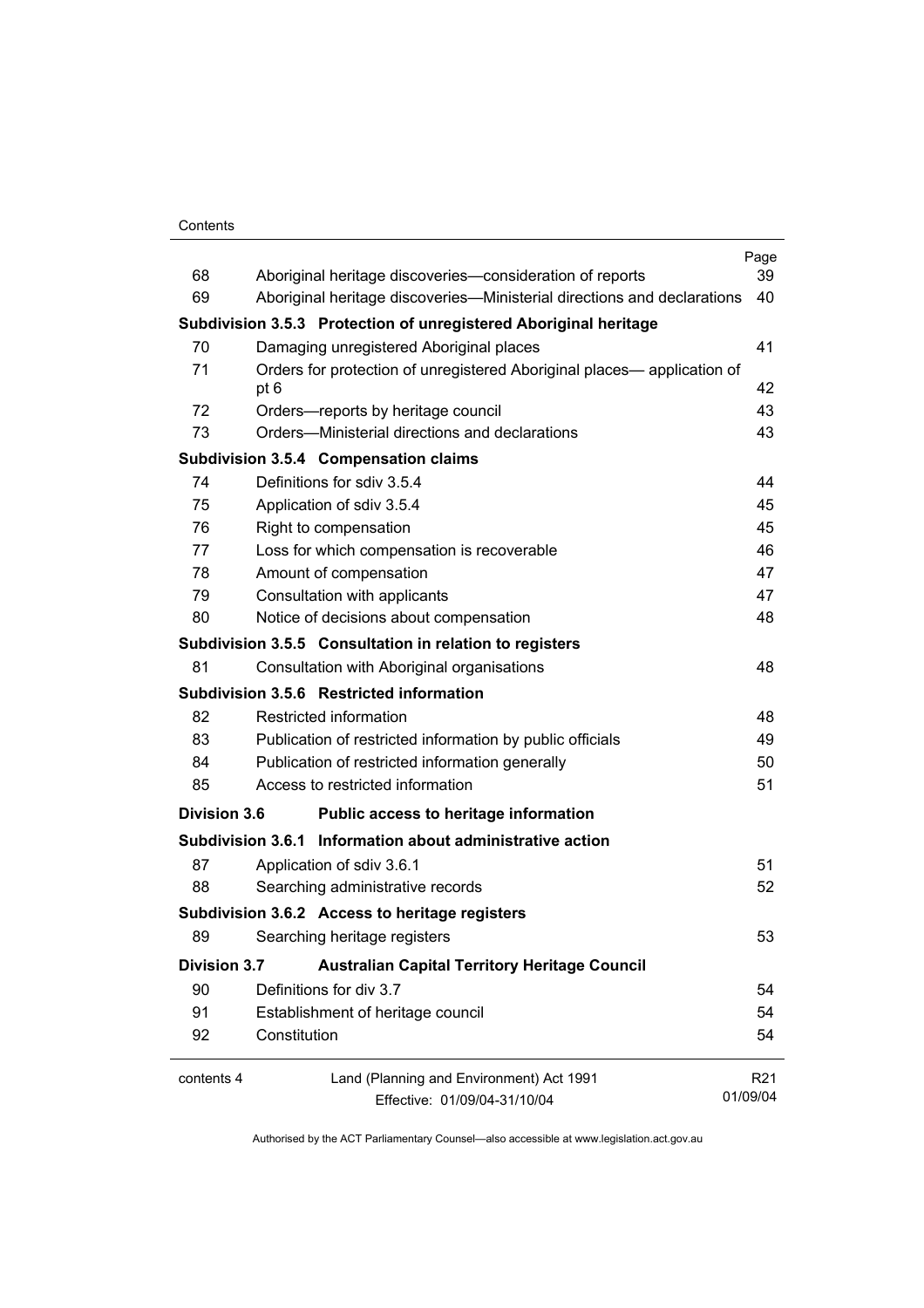| | | Page |
|---|---|---|
| 68 | Aboriginal heritage discoveries—consideration of reports | 39 |
| 69 | Aboriginal heritage discoveries—Ministerial directions and declarations | 40 |
| **Subdivision 3.5.3** | **Protection of unregistered Aboriginal heritage** | |
| 70 | Damaging unregistered Aboriginal places | 41 |
| 71 | Orders for protection of unregistered Aboriginal places— application of pt 6 | 42 |
| 72 | Orders—reports by heritage council | 43 |
| 73 | Orders—Ministerial directions and declarations | 43 |
| **Subdivision 3.5.4** | **Compensation claims** | |
| 74 | Definitions for sdiv 3.5.4 | 44 |
| 75 | Application of sdiv 3.5.4 | 45 |
| 76 | Right to compensation | 45 |
| 77 | Loss for which compensation is recoverable | 46 |
| 78 | Amount of compensation | 47 |
| 79 | Consultation with applicants | 47 |
| 80 | Notice of decisions about compensation | 48 |
| **Subdivision 3.5.5** | **Consultation in relation to registers** | |
| 81 | Consultation with Aboriginal organisations | 48 |
| **Subdivision 3.5.6** | **Restricted information** | |
| 82 | Restricted information | 48 |
| 83 | Publication of restricted information by public officials | 49 |
| 84 | Publication of restricted information generally | 50 |
| 85 | Access to restricted information | 51 |
| **Division 3.6** | **Public access to heritage information** | |
| **Subdivision 3.6.1** | **Information about administrative action** | |
| 87 | Application of sdiv 3.6.1 | 51 |
| 88 | Searching administrative records | 52 |
| **Subdivision 3.6.2** | **Access to heritage registers** | |
| 89 | Searching heritage registers | 53 |
| **Division 3.7** | **Australian Capital Territory Heritage Council** | |
| 90 | Definitions for div 3.7 | 54 |
| 91 | Establishment of heritage council | 54 |
| 92 | Constitution | 54 |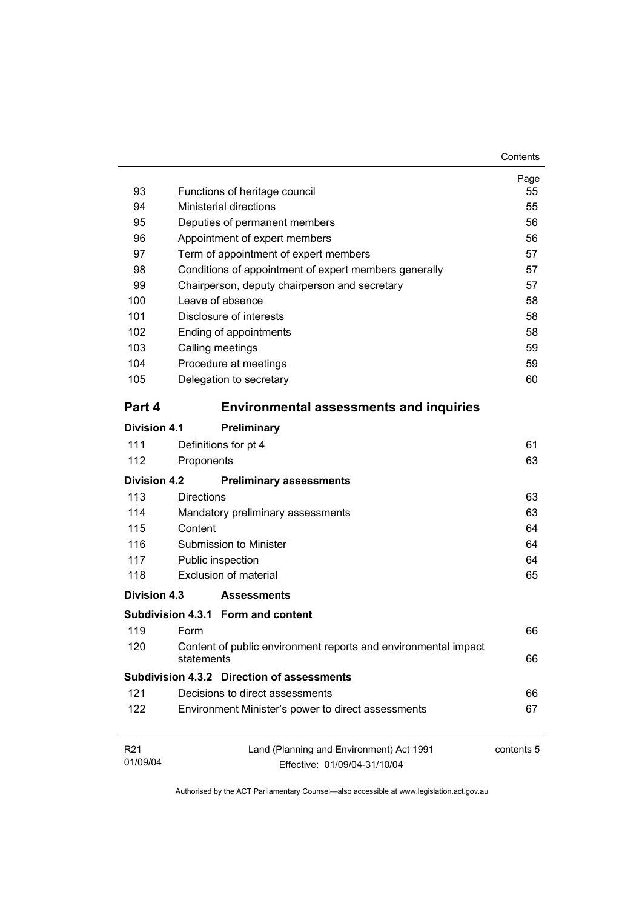| | | Page |
|---|---|---|
| 93 | Functions of heritage council | 55 |
| 94 | Ministerial directions | 55 |
| 95 | Deputies of permanent members | 56 |
| 96 | Appointment of expert members | 56 |
| 97 | Term of appointment of expert members | 57 |
| 98 | Conditions of appointment of expert members generally | 57 |
| 99 | Chairperson, deputy chairperson and secretary | 57 |
| 100 | Leave of absence | 58 |
| 101 | Disclosure of interests | 58 |
| 102 | Ending of appointments | 58 |
| 103 | Calling meetings | 59 |
| 104 | Procedure at meetings | 59 |
| 105 | Delegation to secretary | 60 |

## Part 4 Environmental assessments and inquiries

### Division 4.1 Preliminary

| | | |
|---|---|---|
| 111 | Definitions for pt 4 | 61 |
| 112 | Proponents | 63 |

### Division 4.2 Preliminary assessments

| | | |
|---|---|---|
| 113 | Directions | 63 |
| 114 | Mandatory preliminary assessments | 63 |
| 115 | Content | 64 |
| 116 | Submission to Minister | 64 |
| 117 | Public inspection | 64 |
| 118 | Exclusion of material | 65 |

### Division 4.3 Assessments

#### Subdivision 4.3.1 Form and content

| | | |
|---|---|---|
| 119 | Form | 66 |
| 120 | Content of public environment reports and environmental impact statements | 66 |

#### Subdivision 4.3.2 Direction of assessments

| | | |
|---|---|---|
| 121 | Decisions to direct assessments | 66 |
| 122 | Environment Minister's power to direct assessments | 67 |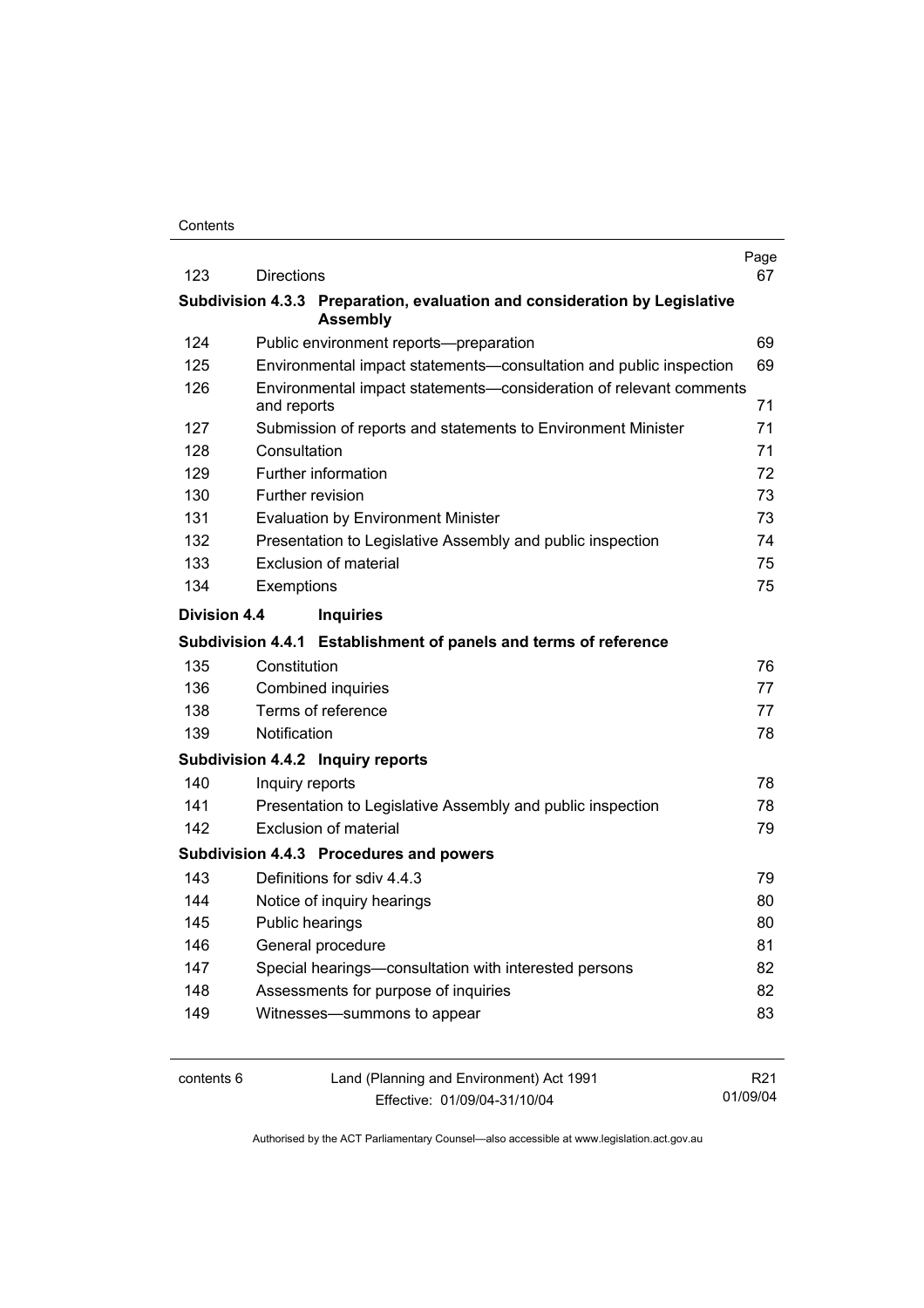| | | Page |
|---|---|---|
| 123 | Directions | 67 |
| **Subdivision 4.3.3** | **Preparation, evaluation and consideration by Legislative Assembly** | |
| 124 | Public environment reports—preparation | 69 |
| 125 | Environmental impact statements—consultation and public inspection | 69 |
| 126 | Environmental impact statements—consideration of relevant comments and reports | 71 |
| 127 | Submission of reports and statements to Environment Minister | 71 |
| 128 | Consultation | 71 |
| 129 | Further information | 72 |
| 130 | Further revision | 73 |
| 131 | Evaluation by Environment Minister | 73 |
| 132 | Presentation to Legislative Assembly and public inspection | 74 |
| 133 | Exclusion of material | 75 |
| 134 | Exemptions | 75 |
| **Division 4.4** | **Inquiries** | |
| **Subdivision 4.4.1** | **Establishment of panels and terms of reference** | |
| 135 | Constitution | 76 |
| 136 | Combined inquiries | 77 |
| 138 | Terms of reference | 77 |
| 139 | Notification | 78 |
| **Subdivision 4.4.2** | **Inquiry reports** | |
| 140 | Inquiry reports | 78 |
| 141 | Presentation to Legislative Assembly and public inspection | 78 |
| 142 | Exclusion of material | 79 |
| **Subdivision 4.4.3** | **Procedures and powers** | |
| 143 | Definitions for sdiv 4.4.3 | 79 |
| 144 | Notice of inquiry hearings | 80 |
| 145 | Public hearings | 80 |
| 146 | General procedure | 81 |
| 147 | Special hearings—consultation with interested persons | 82 |
| 148 | Assessments for purpose of inquiries | 82 |
| 149 | Witnesses—summons to appear | 83 |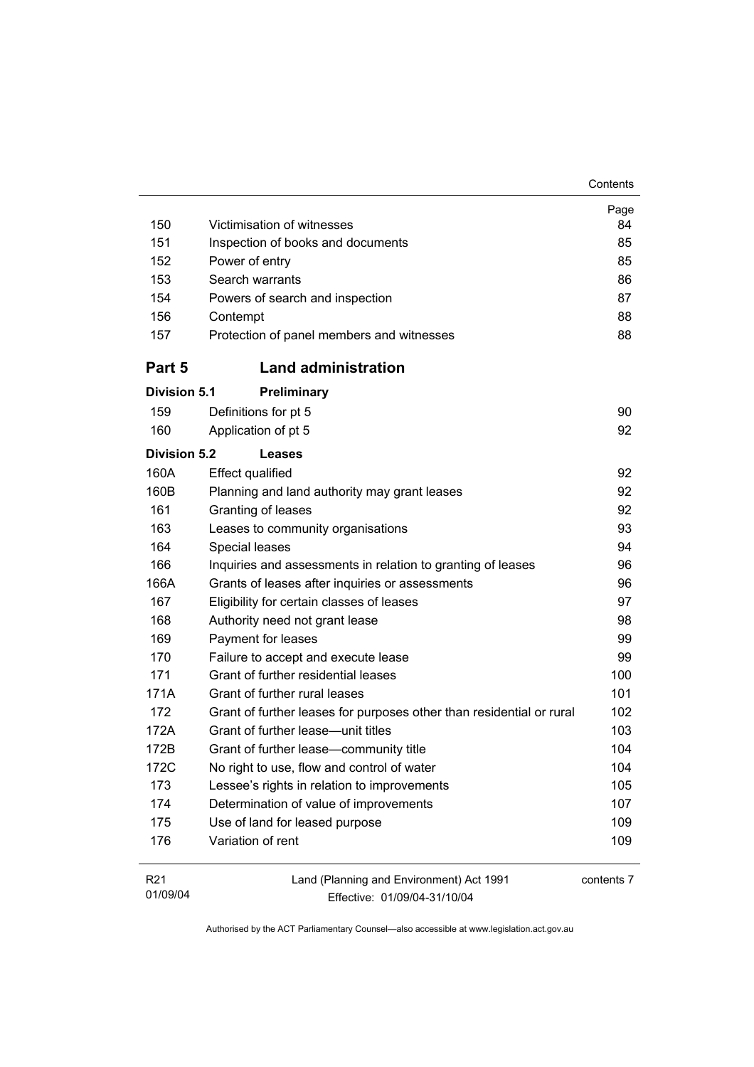| | | Page |
|---|---|---|
| 150 | Victimisation of witnesses | 84 |
| 151 | Inspection of books and documents | 85 |
| 152 | Power of entry | 85 |
| 153 | Search warrants | 86 |
| 154 | Powers of search and inspection | 87 |
| 156 | Contempt | 88 |
| 157 | Protection of panel members and witnesses | 88 |

## Part 5 Land administration

**Division 5.1 Preliminary**

| | | |
|---|---|---|
| 159 | Definitions for pt 5 | 90 |
| 160 | Application of pt 5 | 92 |

**Division 5.2 Leases**

| | | |
|---|---|---|
| 160A | Effect qualified | 92 |
| 160B | Planning and land authority may grant leases | 92 |
| 161 | Granting of leases | 92 |
| 163 | Leases to community organisations | 93 |
| 164 | Special leases | 94 |
| 166 | Inquiries and assessments in relation to granting of leases | 96 |
| 166A | Grants of leases after inquiries or assessments | 96 |
| 167 | Eligibility for certain classes of leases | 97 |
| 168 | Authority need not grant lease | 98 |
| 169 | Payment for leases | 99 |
| 170 | Failure to accept and execute lease | 99 |
| 171 | Grant of further residential leases | 100 |
| 171A | Grant of further rural leases | 101 |
| 172 | Grant of further leases for purposes other than residential or rural | 102 |
| 172A | Grant of further lease—unit titles | 103 |
| 172B | Grant of further lease—community title | 104 |
| 172C | No right to use, flow and control of water | 104 |
| 173 | Lessee's rights in relation to improvements | 105 |
| 174 | Determination of value of improvements | 107 |
| 175 | Use of land for leased purpose | 109 |
| 176 | Variation of rent | 109 |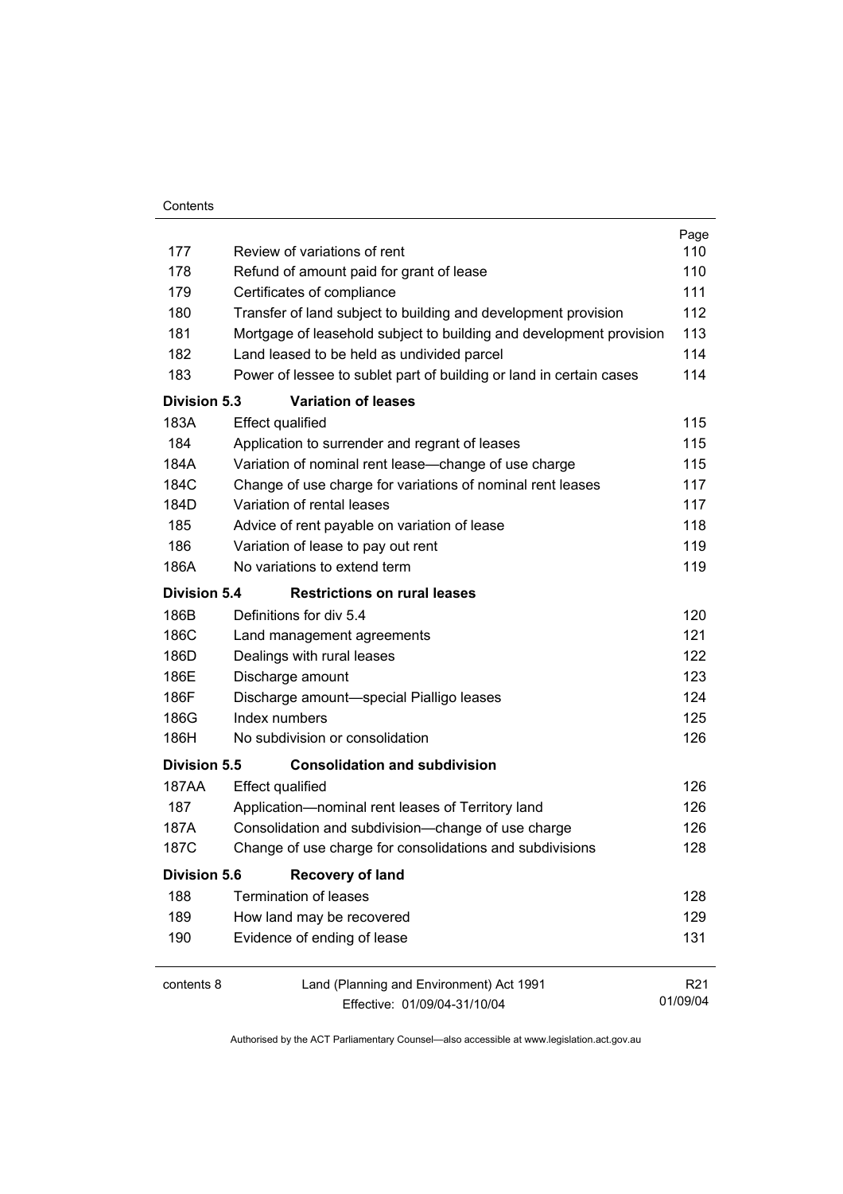| | | Page |
|---|---|---|
| 177 | Review of variations of rent | 110 |
| 178 | Refund of amount paid for grant of lease | 110 |
| 179 | Certificates of compliance | 111 |
| 180 | Transfer of land subject to building and development provision | 112 |
| 181 | Mortgage of leasehold subject to building and development provision | 113 |
| 182 | Land leased to be held as undivided parcel | 114 |
| 183 | Power of lessee to sublet part of building or land in certain cases | 114 |
| **Division 5.3** | **Variation of leases** | |
| 183A | Effect qualified | 115 |
| 184 | Application to surrender and regrant of leases | 115 |
| 184A | Variation of nominal rent lease—change of use charge | 115 |
| 184C | Change of use charge for variations of nominal rent leases | 117 |
| 184D | Variation of rental leases | 117 |
| 185 | Advice of rent payable on variation of lease | 118 |
| 186 | Variation of lease to pay out rent | 119 |
| 186A | No variations to extend term | 119 |
| **Division 5.4** | **Restrictions on rural leases** | |
| 186B | Definitions for div 5.4 | 120 |
| 186C | Land management agreements | 121 |
| 186D | Dealings with rural leases | 122 |
| 186E | Discharge amount | 123 |
| 186F | Discharge amount—special Pialligo leases | 124 |
| 186G | Index numbers | 125 |
| 186H | No subdivision or consolidation | 126 |
| **Division 5.5** | **Consolidation and subdivision** | |
| 187AA | Effect qualified | 126 |
| 187 | Application—nominal rent leases of Territory land | 126 |
| 187A | Consolidation and subdivision—change of use charge | 126 |
| 187C | Change of use charge for consolidations and subdivisions | 128 |
| **Division 5.6** | **Recovery of land** | |
| 188 | Termination of leases | 128 |
| 189 | How land may be recovered | 129 |
| 190 | Evidence of ending of lease | 131 |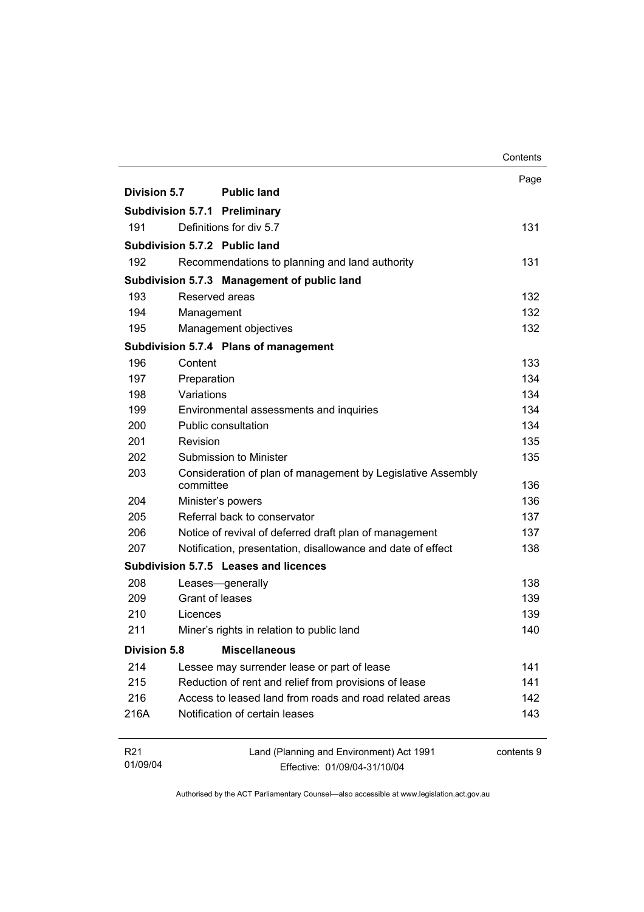| | | Page |
|---|---|---|
| **Division 5.7** | **Public land** | |
| **Subdivision 5.7.1** | **Preliminary** | |
| 191 | Definitions for div 5.7 | 131 |
| **Subdivision 5.7.2** | **Public land** | |
| 192 | Recommendations to planning and land authority | 131 |
| **Subdivision 5.7.3** | **Management of public land** | |
| 193 | Reserved areas | 132 |
| 194 | Management | 132 |
| 195 | Management objectives | 132 |
| **Subdivision 5.7.4** | **Plans of management** | |
| 196 | Content | 133 |
| 197 | Preparation | 134 |
| 198 | Variations | 134 |
| 199 | Environmental assessments and inquiries | 134 |
| 200 | Public consultation | 134 |
| 201 | Revision | 135 |
| 202 | Submission to Minister | 135 |
| 203 | Consideration of plan of management by Legislative Assembly committee | 136 |
| 204 | Minister's powers | 136 |
| 205 | Referral back to conservator | 137 |
| 206 | Notice of revival of deferred draft plan of management | 137 |
| 207 | Notification, presentation, disallowance and date of effect | 138 |
| **Subdivision 5.7.5** | **Leases and licences** | |
| 208 | Leases—generally | 138 |
| 209 | Grant of leases | 139 |
| 210 | Licences | 139 |
| 211 | Miner's rights in relation to public land | 140 |
| **Division 5.8** | **Miscellaneous** | |
| 214 | Lessee may surrender lease or part of lease | 141 |
| 215 | Reduction of rent and relief from provisions of lease | 141 |
| 216 | Access to leased land from roads and road related areas | 142 |
| 216A | Notification of certain leases | 143 |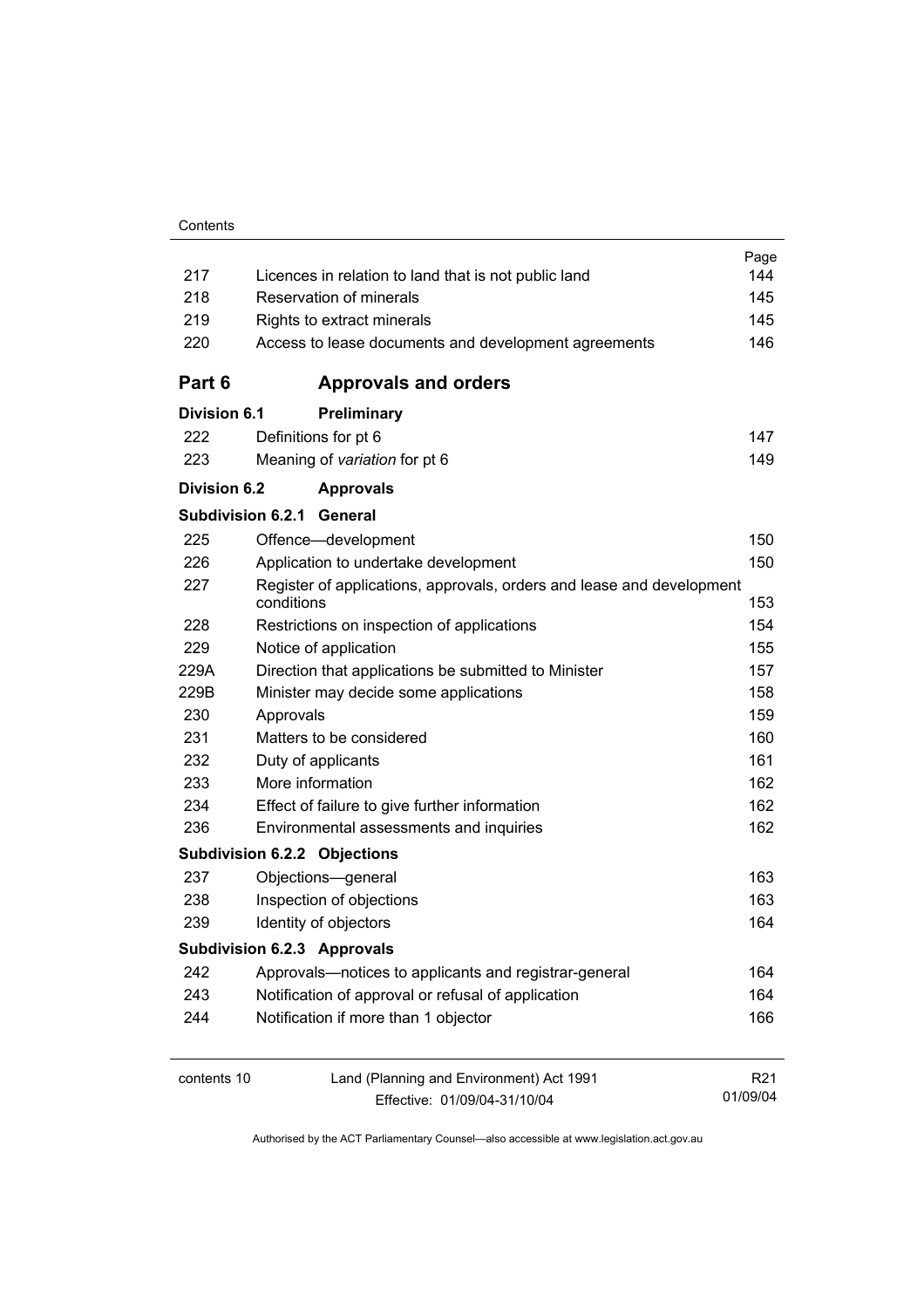| | | Page |
|---|---|---|
| 217 | Licences in relation to land that is not public land | 144 |
| 218 | Reservation of minerals | 145 |
| 219 | Rights to extract minerals | 145 |
| 220 | Access to lease documents and development agreements | 146 |

## Part 6 Approvals and orders

### Division 6.1 Preliminary

| | | |
|---|---|---|
| 222 | Definitions for pt 6 | 147 |
| 223 | Meaning of *variation* for pt 6 | 149 |

### Division 6.2 Approvals

#### Subdivision 6.2.1 General

| | | |
|---|---|---|
| 225 | Offence—development | 150 |
| 226 | Application to undertake development | 150 |
| 227 | Register of applications, approvals, orders and lease and development conditions | 153 |
| 228 | Restrictions on inspection of applications | 154 |
| 229 | Notice of application | 155 |
| 229A | Direction that applications be submitted to Minister | 157 |
| 229B | Minister may decide some applications | 158 |
| 230 | Approvals | 159 |
| 231 | Matters to be considered | 160 |
| 232 | Duty of applicants | 161 |
| 233 | More information | 162 |
| 234 | Effect of failure to give further information | 162 |
| 236 | Environmental assessments and inquiries | 162 |

#### Subdivision 6.2.2 Objections

| | | |
|---|---|---|
| 237 | Objections—general | 163 |
| 238 | Inspection of objections | 163 |
| 239 | Identity of objectors | 164 |

#### Subdivision 6.2.3 Approvals

| | | |
|---|---|---|
| 242 | Approvals—notices to applicants and registrar-general | 164 |
| 243 | Notification of approval or refusal of application | 164 |
| 244 | Notification if more than 1 objector | 166 |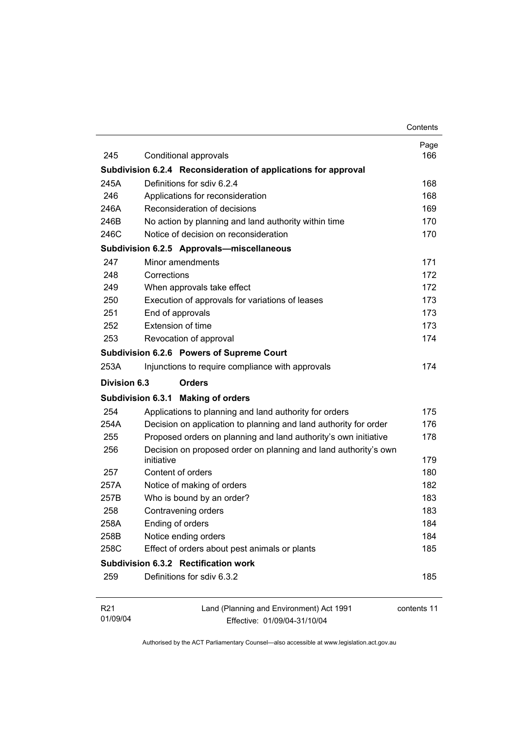| | | Page |
|---|---|---|
| 245 | Conditional approvals | 166 |
| **Subdivision 6.2.4** | **Reconsideration of applications for approval** | |
| 245A | Definitions for sdiv 6.2.4 | 168 |
| 246 | Applications for reconsideration | 168 |
| 246A | Reconsideration of decisions | 169 |
| 246B | No action by planning and land authority within time | 170 |
| 246C | Notice of decision on reconsideration | 170 |
| **Subdivision 6.2.5** | **Approvals—miscellaneous** | |
| 247 | Minor amendments | 171 |
| 248 | Corrections | 172 |
| 249 | When approvals take effect | 172 |
| 250 | Execution of approvals for variations of leases | 173 |
| 251 | End of approvals | 173 |
| 252 | Extension of time | 173 |
| 253 | Revocation of approval | 174 |
| **Subdivision 6.2.6** | **Powers of Supreme Court** | |
| 253A | Injunctions to require compliance with approvals | 174 |
| **Division 6.3** | **Orders** | |
| **Subdivision 6.3.1** | **Making of orders** | |
| 254 | Applications to planning and land authority for orders | 175 |
| 254A | Decision on application to planning and land authority for order | 176 |
| 255 | Proposed orders on planning and land authority's own initiative | 178 |
| 256 | Decision on proposed order on planning and land authority's own initiative | 179 |
| 257 | Content of orders | 180 |
| 257A | Notice of making of orders | 182 |
| 257B | Who is bound by an order? | 183 |
| 258 | Contravening orders | 183 |
| 258A | Ending of orders | 184 |
| 258B | Notice ending orders | 184 |
| 258C | Effect of orders about pest animals or plants | 185 |
| **Subdivision 6.3.2** | **Rectification work** | |
| 259 | Definitions for sdiv 6.3.2 | 185 |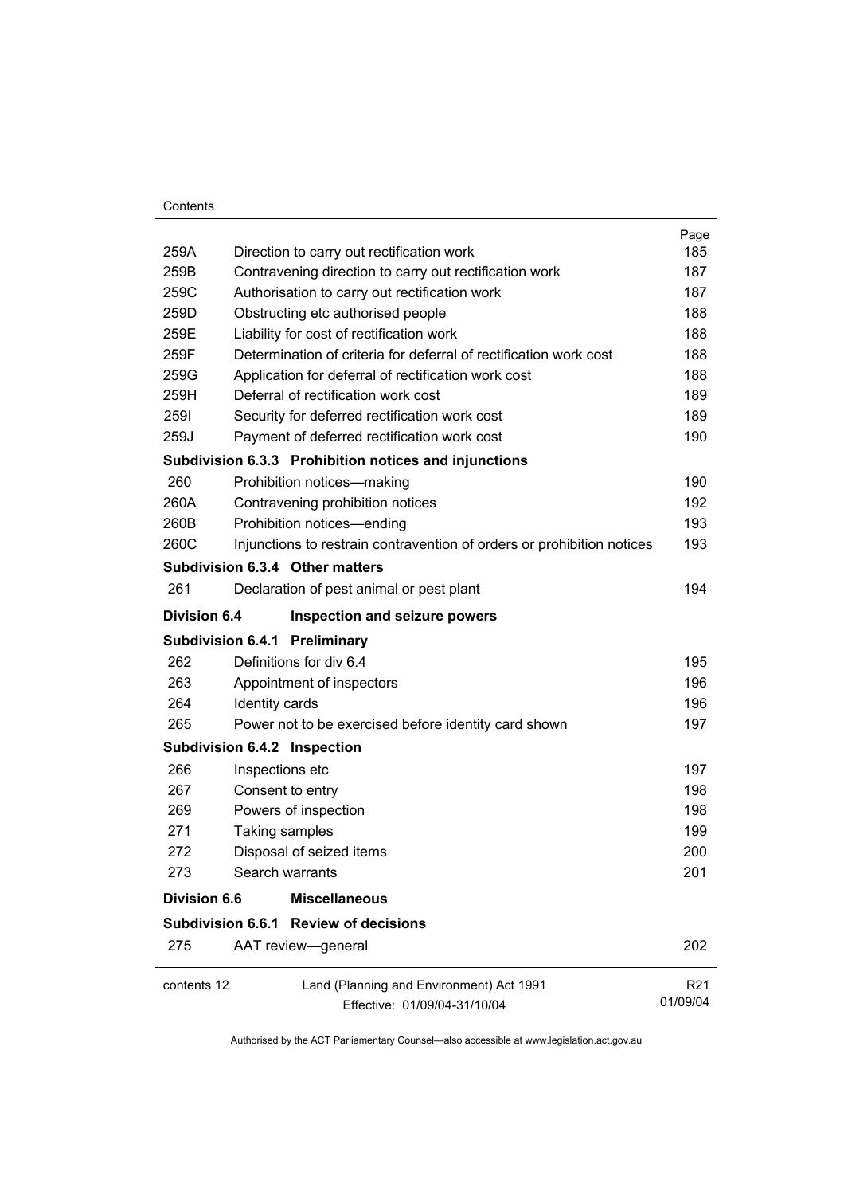| | | Page |
|---|---|---|
| 259A | Direction to carry out rectification work | 185 |
| 259B | Contravening direction to carry out rectification work | 187 |
| 259C | Authorisation to carry out rectification work | 187 |
| 259D | Obstructing etc authorised people | 188 |
| 259E | Liability for cost of rectification work | 188 |
| 259F | Determination of criteria for deferral of rectification work cost | 188 |
| 259G | Application for deferral of rectification work cost | 188 |
| 259H | Deferral of rectification work cost | 189 |
| 259I | Security for deferred rectification work cost | 189 |
| 259J | Payment of deferred rectification work cost | 190 |
| **Subdivision 6.3.3** | **Prohibition notices and injunctions** | |
| 260 | Prohibition notices—making | 190 |
| 260A | Contravening prohibition notices | 192 |
| 260B | Prohibition notices—ending | 193 |
| 260C | Injunctions to restrain contravention of orders or prohibition notices | 193 |
| **Subdivision 6.3.4** | **Other matters** | |
| 261 | Declaration of pest animal or pest plant | 194 |
| **Division 6.4** | **Inspection and seizure powers** | |
| **Subdivision 6.4.1** | **Preliminary** | |
| 262 | Definitions for div 6.4 | 195 |
| 263 | Appointment of inspectors | 196 |
| 264 | Identity cards | 196 |
| 265 | Power not to be exercised before identity card shown | 197 |
| **Subdivision 6.4.2** | **Inspection** | |
| 266 | Inspections etc | 197 |
| 267 | Consent to entry | 198 |
| 269 | Powers of inspection | 198 |
| 271 | Taking samples | 199 |
| 272 | Disposal of seized items | 200 |
| 273 | Search warrants | 201 |
| **Division 6.6** | **Miscellaneous** | |
| **Subdivision 6.6.1** | **Review of decisions** | |
| 275 | AAT review—general | 202 |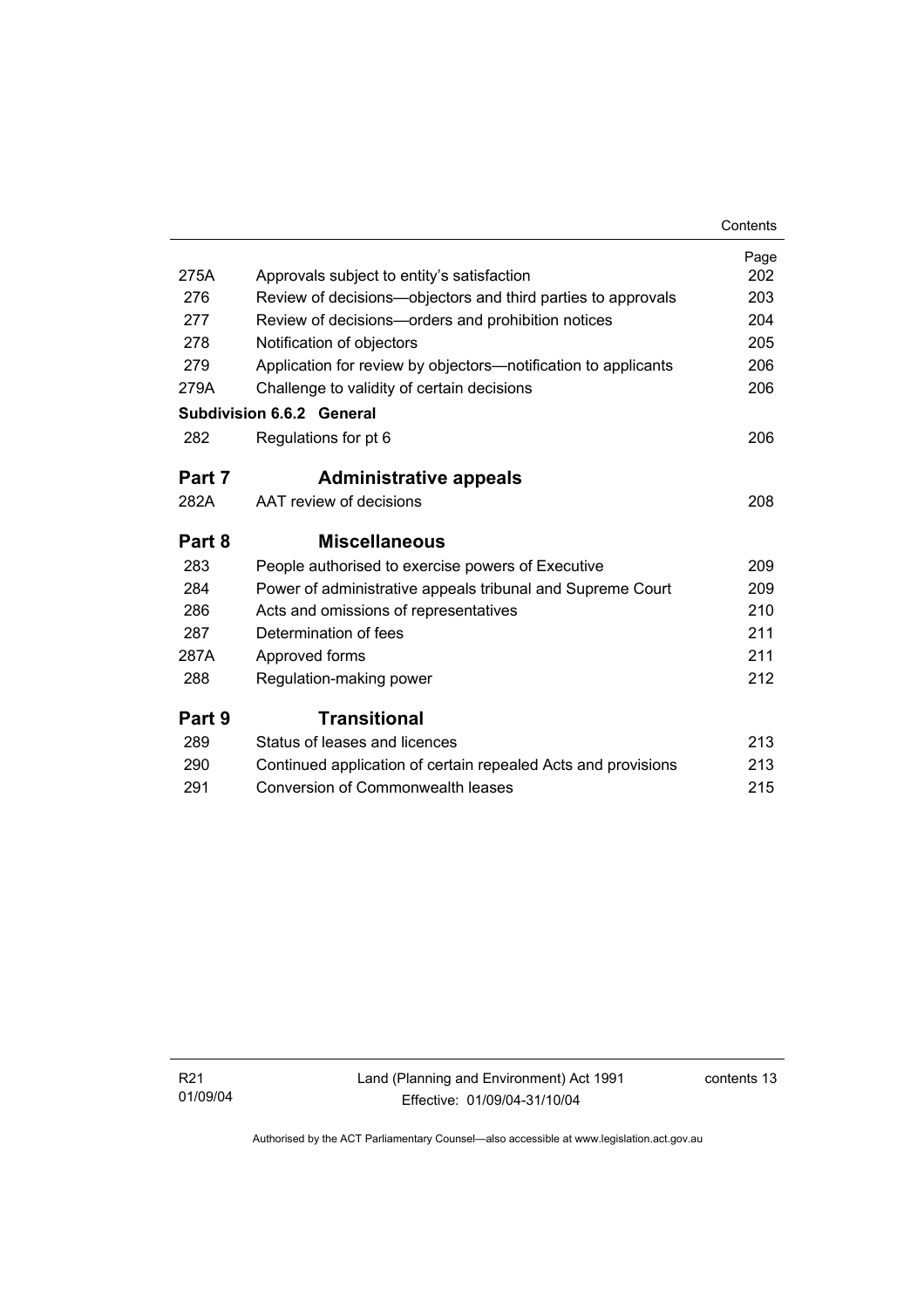| | | Page |
|---|---|---|
| 275A | Approvals subject to entity's satisfaction | 202 |
| 276 | Review of decisions—objectors and third parties to approvals | 203 |
| 277 | Review of decisions—orders and prohibition notices | 204 |
| 278 | Notification of objectors | 205 |
| 279 | Application for review by objectors—notification to applicants | 206 |
| 279A | Challenge to validity of certain decisions | 206 |
| **Subdivision 6.6.2** | **General** | |
| 282 | Regulations for pt 6 | 206 |

## Part 7 Administrative appeals

| | | |
|---|---|---|
| 282A | AAT review of decisions | 208 |

## Part 8 Miscellaneous

| | | |
|---|---|---|
| 283 | People authorised to exercise powers of Executive | 209 |
| 284 | Power of administrative appeals tribunal and Supreme Court | 209 |
| 286 | Acts and omissions of representatives | 210 |
| 287 | Determination of fees | 211 |
| 287A | Approved forms | 211 |
| 288 | Regulation-making power | 212 |

## Part 9 Transitional

| | | |
|---|---|---|
| 289 | Status of leases and licences | 213 |
| 290 | Continued application of certain repealed Acts and provisions | 213 |
| 291 | Conversion of Commonwealth leases | 215 |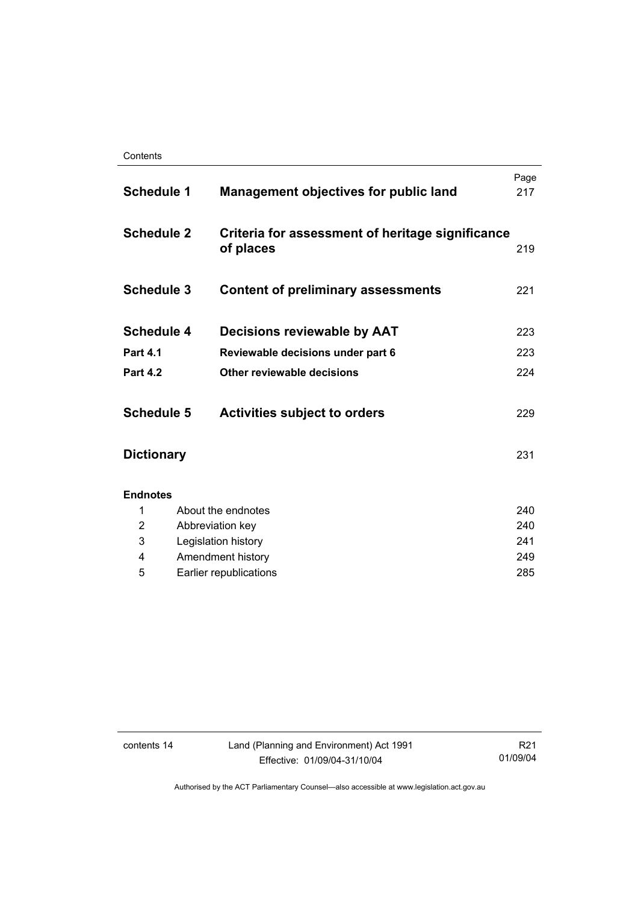| | | Page |
|---|---|---|
| **Schedule 1** | **Management objectives for public land** | 217 |
| **Schedule 2** | **Criteria for assessment of heritage significance of places** | 219 |
| **Schedule 3** | **Content of preliminary assessments** | 221 |
| **Schedule 4** | **Decisions reviewable by AAT** | 223 |
| **Part 4.1** | **Reviewable decisions under part 6** | 223 |
| **Part 4.2** | **Other reviewable decisions** | 224 |
| **Schedule 5** | **Activities subject to orders** | 229 |
| **Dictionary** | | 231 |

**Endnotes**

| | | |
|---|---|---|
| 1 | About the endnotes | 240 |
| 2 | Abbreviation key | 240 |
| 3 | Legislation history | 241 |
| 4 | Amendment history | 249 |
| 5 | Earlier republications | 285 |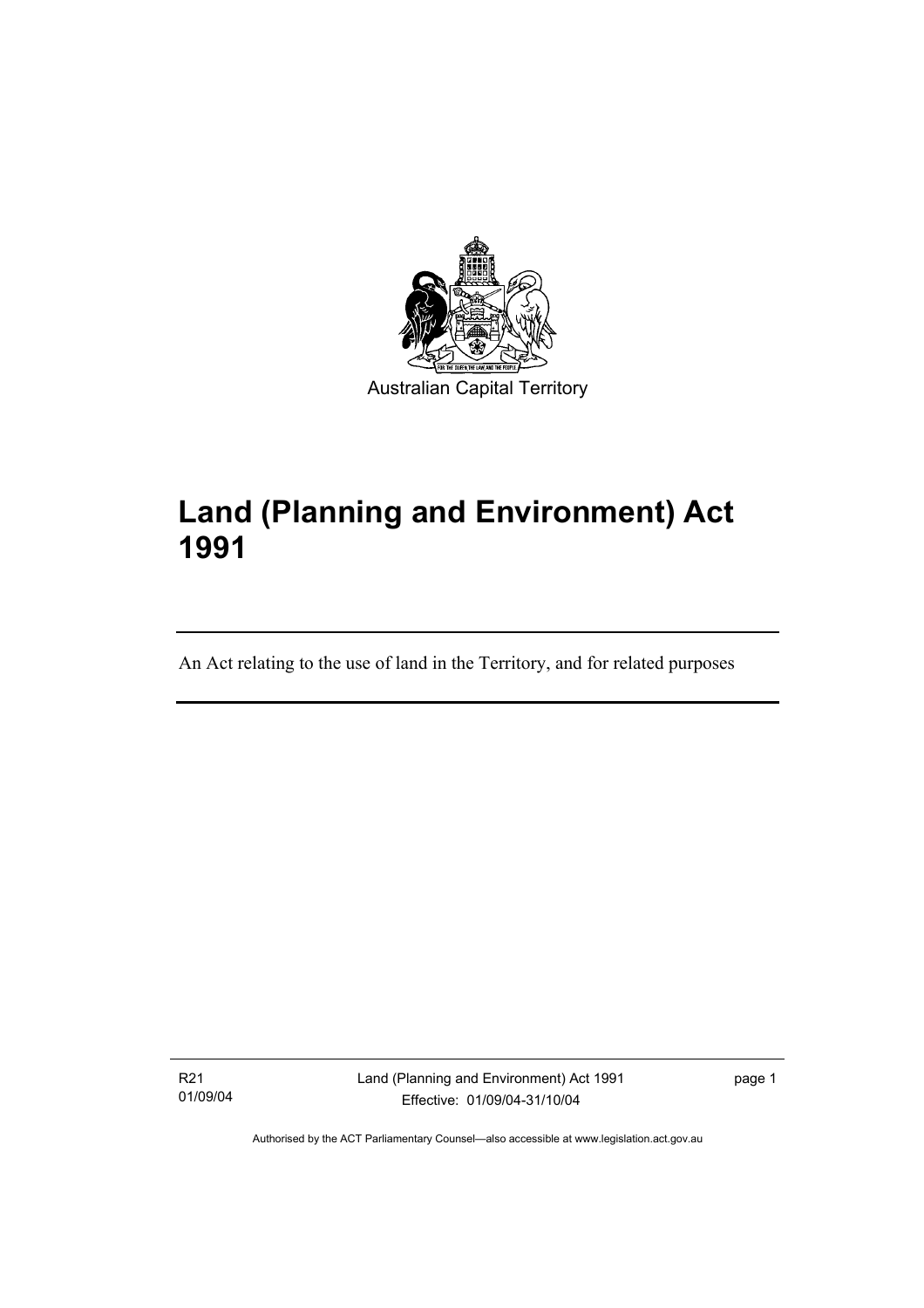Australian Capital Territory

# Land (Planning and Environment) Act 1991

An Act relating to the use of land in the Territory, and for related purposes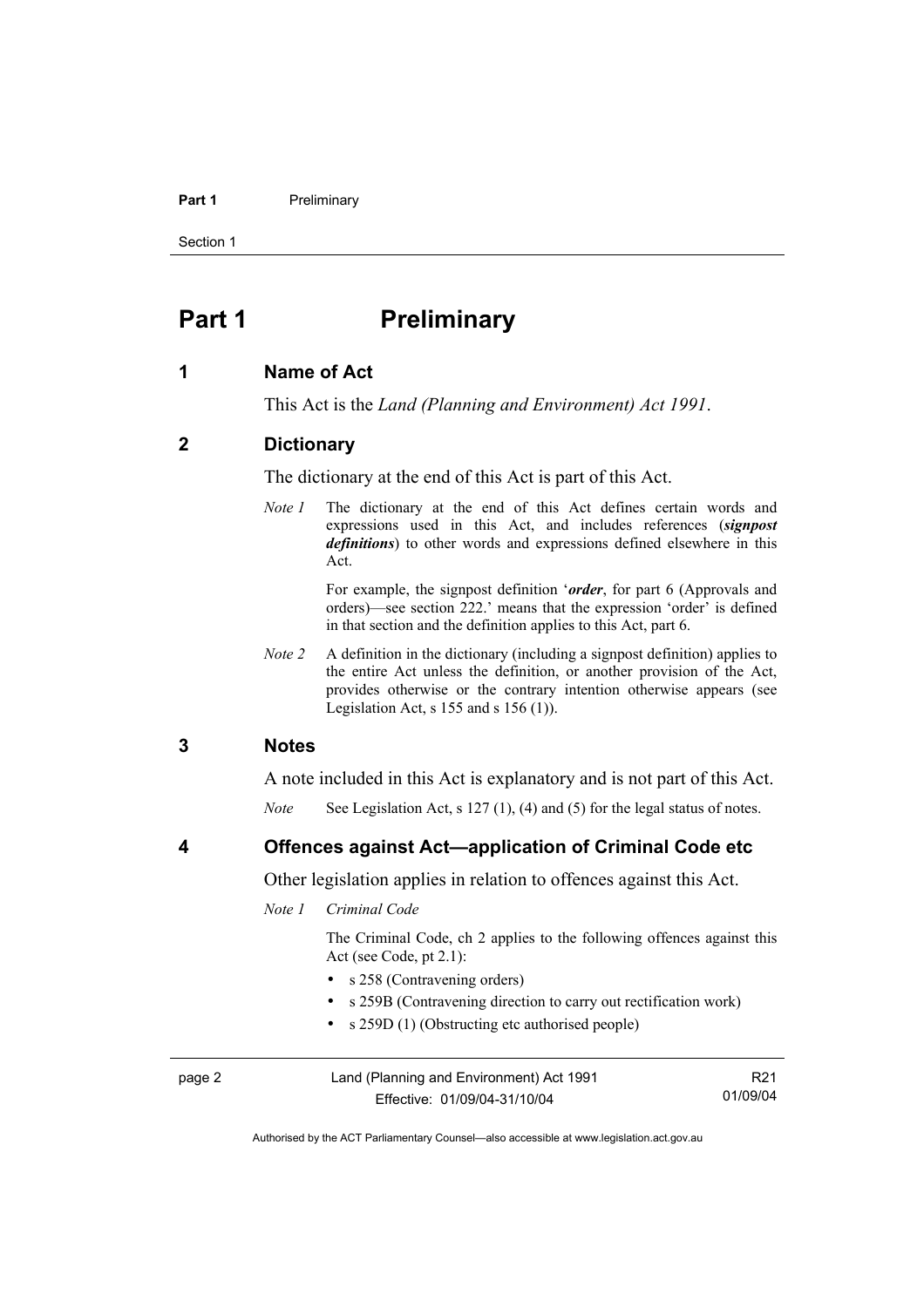# Part 1 Preliminary

## 1 Name of Act

This Act is the *Land (Planning and Environment) Act 1991*.

## 2 Dictionary

The dictionary at the end of this Act is part of this Act.

*Note 1* The dictionary at the end of this Act defines certain words and expressions used in this Act, and includes references (***signpost definitions***) to other words and expressions defined elsewhere in this Act.

For example, the signpost definition '***order***, for part 6 (Approvals and orders)—see section 222.' means that the expression 'order' is defined in that section and the definition applies to this Act, part 6.

*Note 2* A definition in the dictionary (including a signpost definition) applies to the entire Act unless the definition, or another provision of the Act, provides otherwise or the contrary intention otherwise appears (see Legislation Act, s 155 and s 156 (1)).

## 3 Notes

A note included in this Act is explanatory and is not part of this Act.

*Note* See Legislation Act, s 127 (1), (4) and (5) for the legal status of notes.

## 4 Offences against Act—application of Criminal Code etc

Other legislation applies in relation to offences against this Act.

*Note 1* *Criminal Code*

The Criminal Code, ch 2 applies to the following offences against this Act (see Code, pt 2.1):

- s 258 (Contravening orders)
- s 259B (Contravening direction to carry out rectification work)
- s 259D (1) (Obstructing etc authorised people)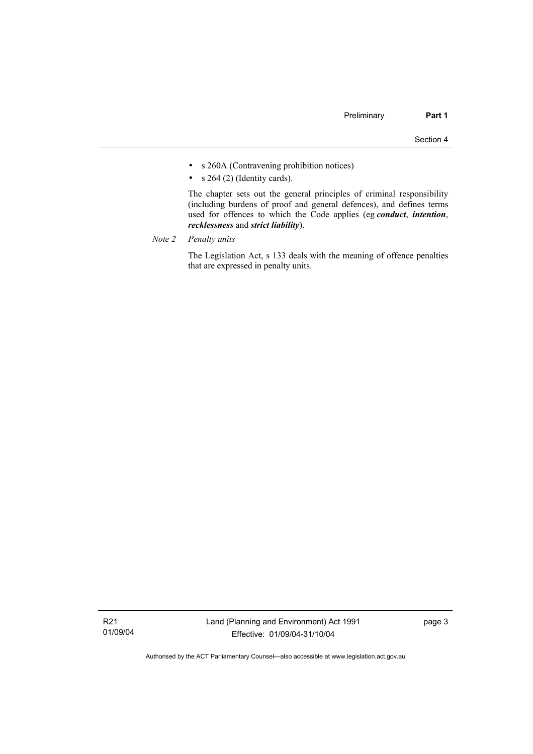- s 260A (Contravening prohibition notices)
- s 264 (2) (Identity cards).

The chapter sets out the general principles of criminal responsibility (including burdens of proof and general defences), and defines terms used for offences to which the Code applies (eg ***conduct***, ***intention***, ***recklessness*** and ***strict liability***).

*Note 2* *Penalty units*

The Legislation Act, s 133 deals with the meaning of offence penalties that are expressed in penalty units.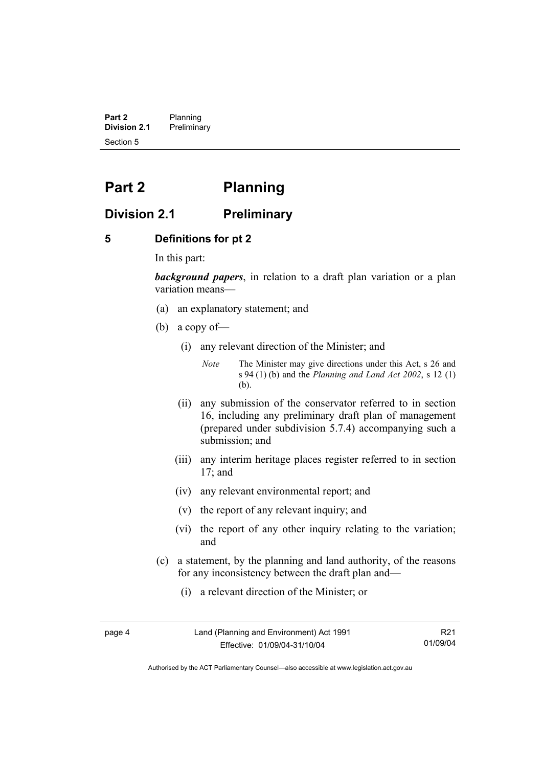# Part 2 Planning

## Division 2.1 Preliminary

### 5 Definitions for pt 2

In this part:

***background papers***, in relation to a draft plan variation or a plan variation means—

(a) an explanatory statement; and

(b) a copy of—

(i) any relevant direction of the Minister; and

*Note* The Minister may give directions under this Act, s 26 and s 94 (1) (b) and the *Planning and Land Act 2002*, s 12 (1) (b).

(ii) any submission of the conservator referred to in section 16, including any preliminary draft plan of management (prepared under subdivision 5.7.4) accompanying such a submission; and

(iii) any interim heritage places register referred to in section 17; and

(iv) any relevant environmental report; and

(v) the report of any relevant inquiry; and

(vi) the report of any other inquiry relating to the variation; and

(c) a statement, by the planning and land authority, of the reasons for any inconsistency between the draft plan and—

(i) a relevant direction of the Minister; or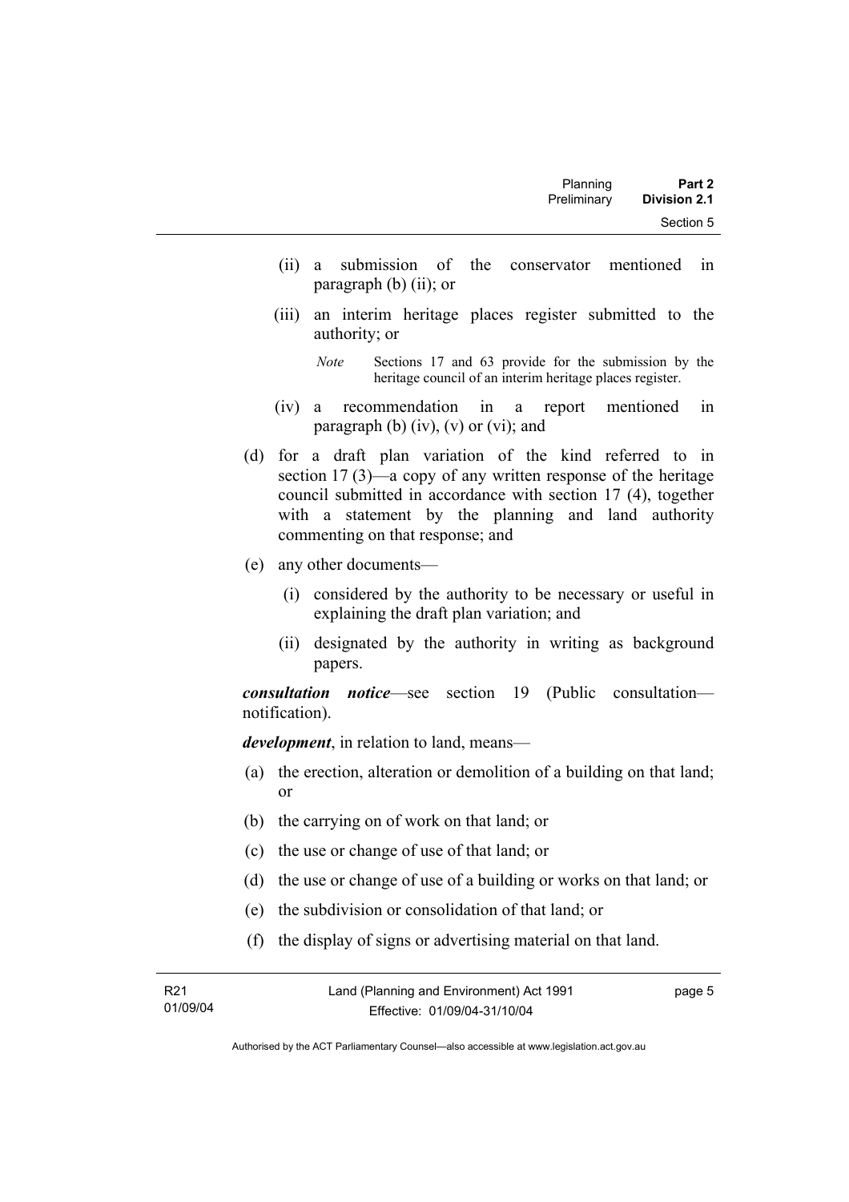(ii) a submission of the conservator mentioned in paragraph (b) (ii); or

(iii) an interim heritage places register submitted to the authority; or

*Note* Sections 17 and 63 provide for the submission by the heritage council of an interim heritage places register.

(iv) a recommendation in a report mentioned in paragraph (b) (iv), (v) or (vi); and

(d) for a draft plan variation of the kind referred to in section 17 (3)—a copy of any written response of the heritage council submitted in accordance with section 17 (4), together with a statement by the planning and land authority commenting on that response; and

(e) any other documents—

(i) considered by the authority to be necessary or useful in explaining the draft plan variation; and

(ii) designated by the authority in writing as background papers.

***consultation notice***—see section 19 (Public consultation—notification).

***development***, in relation to land, means—

(a) the erection, alteration or demolition of a building on that land; or

(b) the carrying on of work on that land; or

(c) the use or change of use of that land; or

(d) the use or change of use of a building or works on that land; or

(e) the subdivision or consolidation of that land; or

(f) the display of signs or advertising material on that land.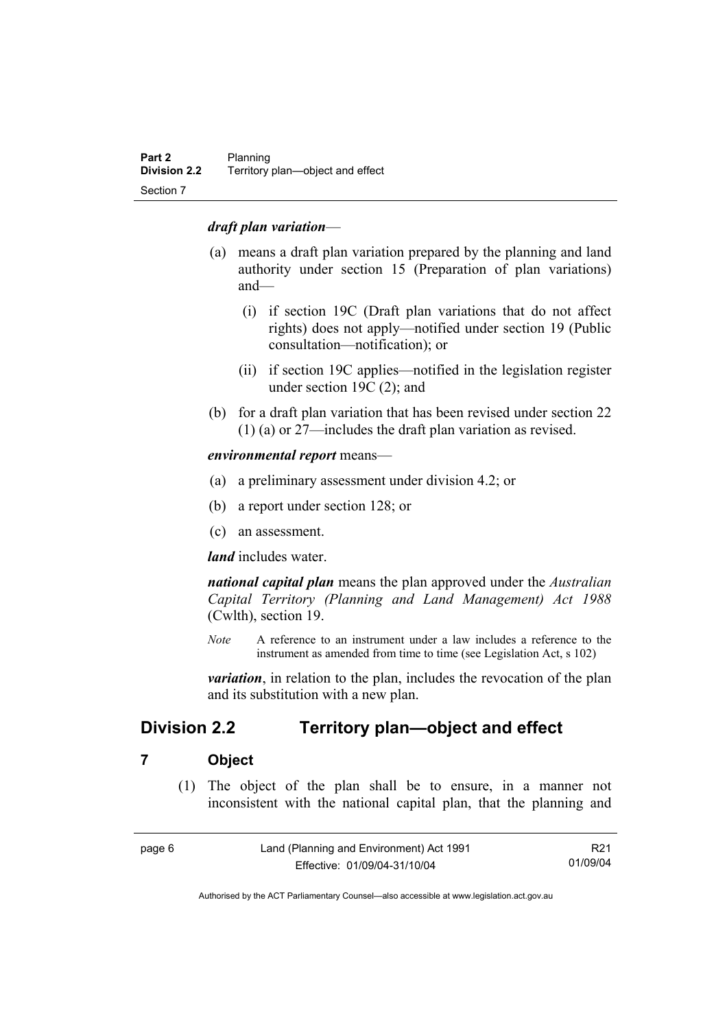***draft plan variation***—

(a) means a draft plan variation prepared by the planning and land authority under section 15 (Preparation of plan variations) and—

   (i) if section 19C (Draft plan variations that do not affect rights) does not apply—notified under section 19 (Public consultation—notification); or

   (ii) if section 19C applies—notified in the legislation register under section 19C (2); and

(b) for a draft plan variation that has been revised under section 22 (1) (a) or 27—includes the draft plan variation as revised.

***environmental report*** means—

(a) a preliminary assessment under division 4.2; or

(b) a report under section 128; or

(c) an assessment.

***land*** includes water.

***national capital plan*** means the plan approved under the *Australian Capital Territory (Planning and Land Management) Act 1988* (Cwlth), section 19.

*Note* A reference to an instrument under a law includes a reference to the instrument as amended from time to time (see Legislation Act, s 102)

***variation***, in relation to the plan, includes the revocation of the plan and its substitution with a new plan.

## Division 2.2 Territory plan—object and effect

### 7 Object

(1) The object of the plan shall be to ensure, in a manner not inconsistent with the national capital plan, that the planning and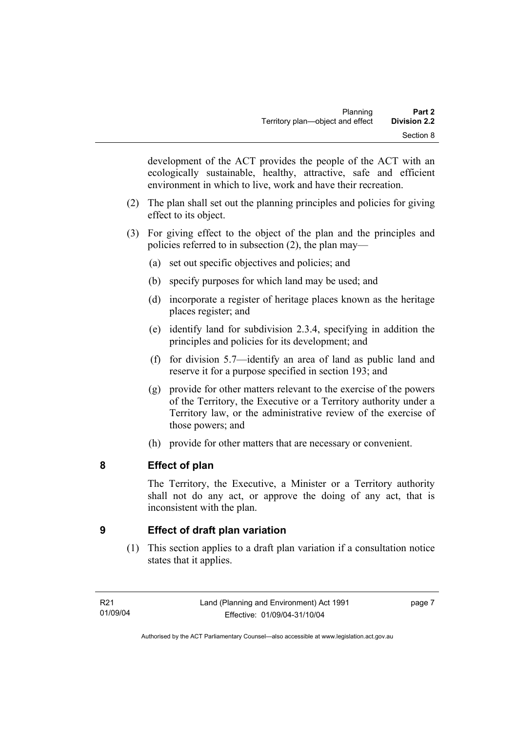development of the ACT provides the people of the ACT with an ecologically sustainable, healthy, attractive, safe and efficient environment in which to live, work and have their recreation.

(2) The plan shall set out the planning principles and policies for giving effect to its object.

(3) For giving effect to the object of the plan and the principles and policies referred to in subsection (2), the plan may—

(a) set out specific objectives and policies; and

(b) specify purposes for which land may be used; and

(d) incorporate a register of heritage places known as the heritage places register; and

(e) identify land for subdivision 2.3.4, specifying in addition the principles and policies for its development; and

(f) for division 5.7—identify an area of land as public land and reserve it for a purpose specified in section 193; and

(g) provide for other matters relevant to the exercise of the powers of the Territory, the Executive or a Territory authority under a Territory law, or the administrative review of the exercise of those powers; and

(h) provide for other matters that are necessary or convenient.

## 8 Effect of plan

The Territory, the Executive, a Minister or a Territory authority shall not do any act, or approve the doing of any act, that is inconsistent with the plan.

## 9 Effect of draft plan variation

(1) This section applies to a draft plan variation if a consultation notice states that it applies.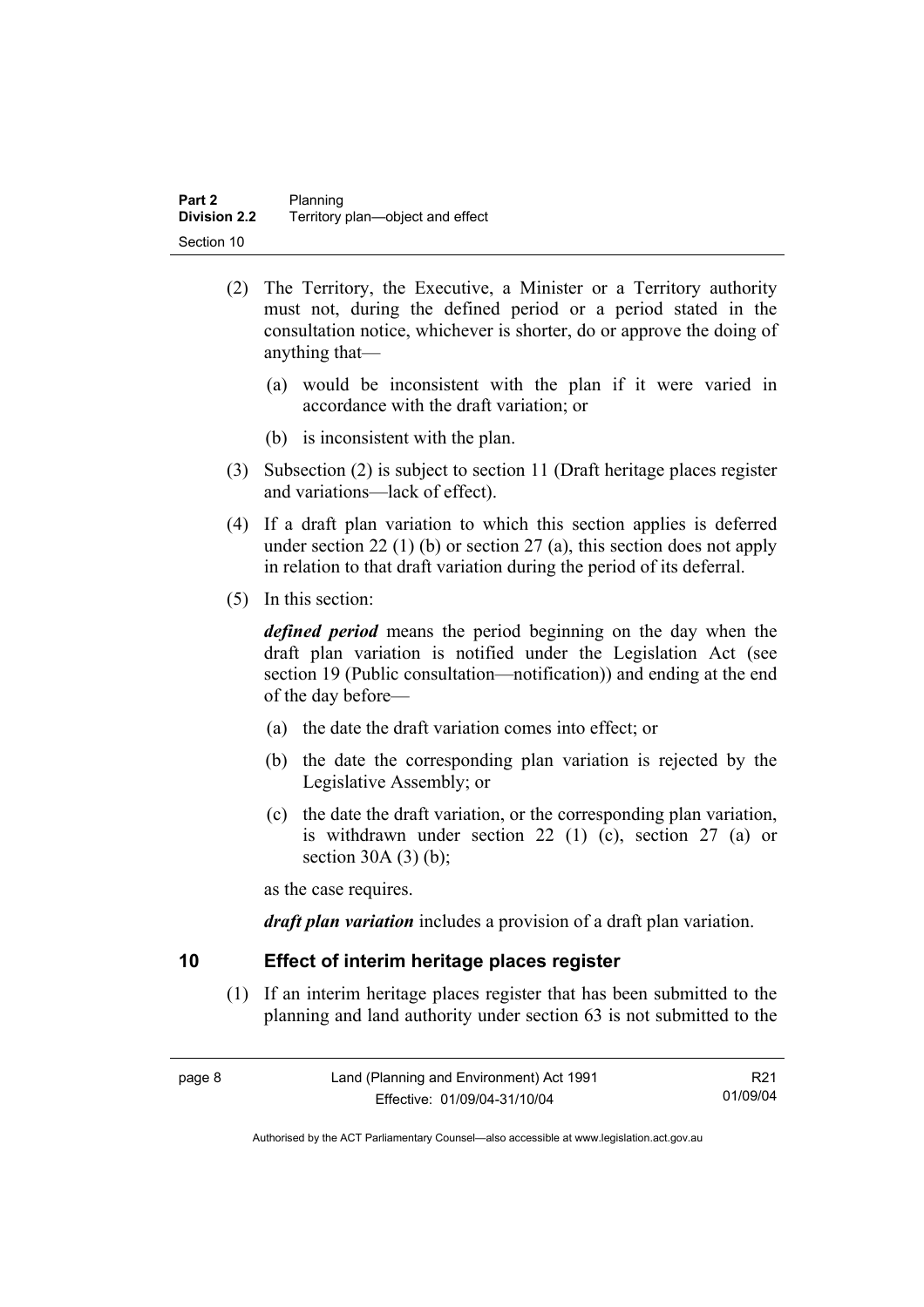(2) The Territory, the Executive, a Minister or a Territory authority must not, during the defined period or a period stated in the consultation notice, whichever is shorter, do or approve the doing of anything that—

(a) would be inconsistent with the plan if it were varied in accordance with the draft variation; or

(b) is inconsistent with the plan.

(3) Subsection (2) is subject to section 11 (Draft heritage places register and variations—lack of effect).

(4) If a draft plan variation to which this section applies is deferred under section 22 (1) (b) or section 27 (a), this section does not apply in relation to that draft variation during the period of its deferral.

(5) In this section:

***defined period*** means the period beginning on the day when the draft plan variation is notified under the Legislation Act (see section 19 (Public consultation—notification)) and ending at the end of the day before—

(a) the date the draft variation comes into effect; or

(b) the date the corresponding plan variation is rejected by the Legislative Assembly; or

(c) the date the draft variation, or the corresponding plan variation, is withdrawn under section 22 (1) (c), section 27 (a) or section 30A (3) (b);

as the case requires.

***draft plan variation*** includes a provision of a draft plan variation.

## 10 Effect of interim heritage places register

(1) If an interim heritage places register that has been submitted to the planning and land authority under section 63 is not submitted to the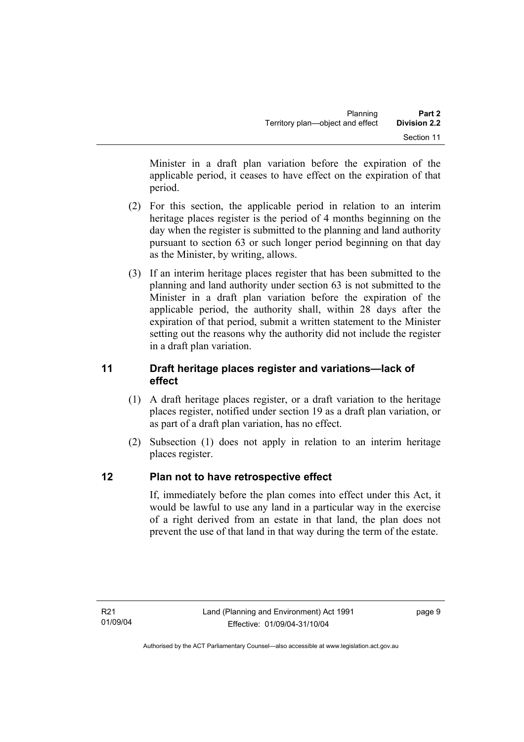Minister in a draft plan variation before the expiration of the applicable period, it ceases to have effect on the expiration of that period.

(2) For this section, the applicable period in relation to an interim heritage places register is the period of 4 months beginning on the day when the register is submitted to the planning and land authority pursuant to section 63 or such longer period beginning on that day as the Minister, by writing, allows.

(3) If an interim heritage places register that has been submitted to the planning and land authority under section 63 is not submitted to the Minister in a draft plan variation before the expiration of the applicable period, the authority shall, within 28 days after the expiration of that period, submit a written statement to the Minister setting out the reasons why the authority did not include the register in a draft plan variation.

## 11 Draft heritage places register and variations—lack of effect

(1) A draft heritage places register, or a draft variation to the heritage places register, notified under section 19 as a draft plan variation, or as part of a draft plan variation, has no effect.

(2) Subsection (1) does not apply in relation to an interim heritage places register.

## 12 Plan not to have retrospective effect

If, immediately before the plan comes into effect under this Act, it would be lawful to use any land in a particular way in the exercise of a right derived from an estate in that land, the plan does not prevent the use of that land in that way during the term of the estate.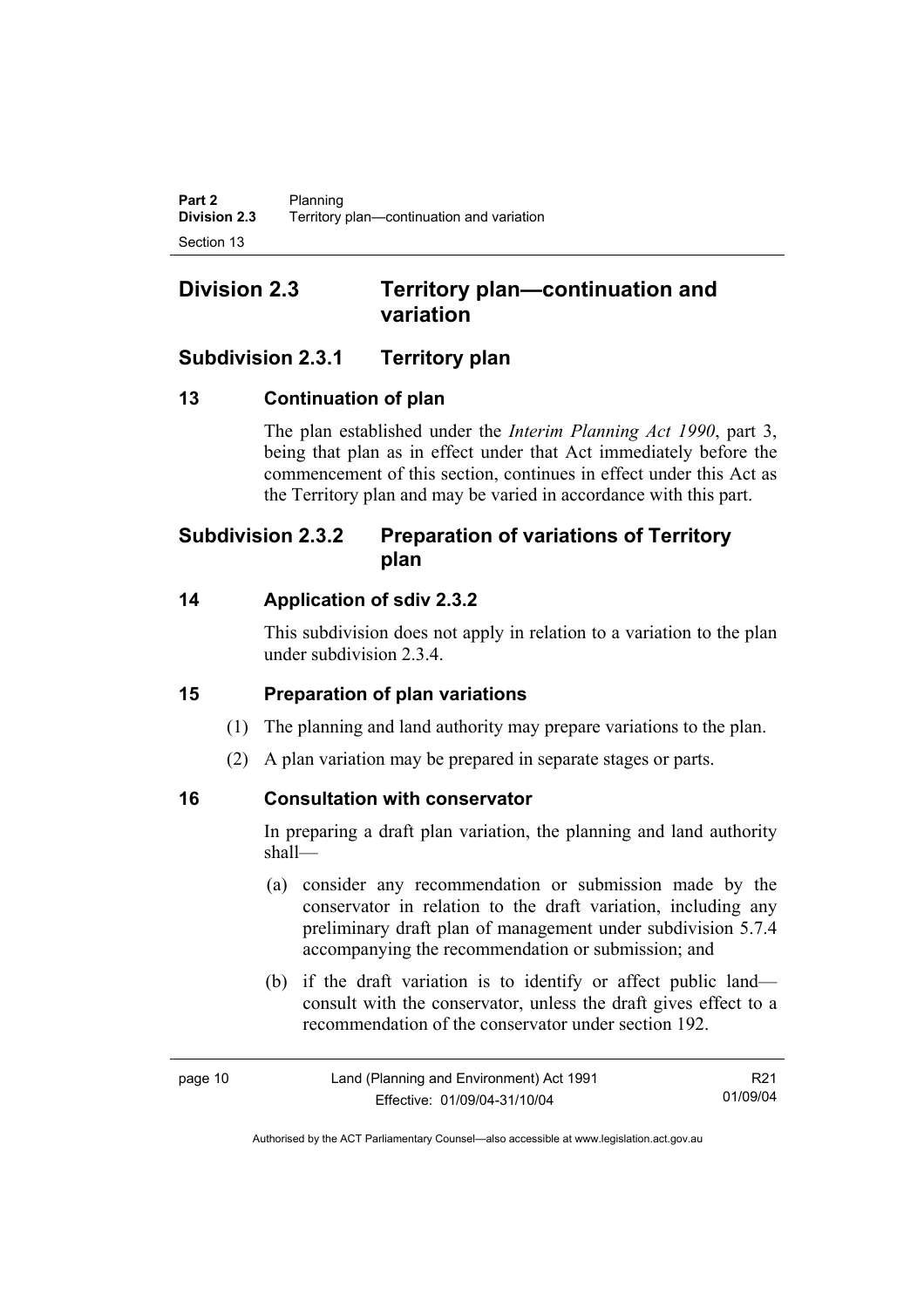# Division 2.3 Territory plan—continuation and variation

## Subdivision 2.3.1 Territory plan

### 13 Continuation of plan

The plan established under the *Interim Planning Act 1990*, part 3, being that plan as in effect under that Act immediately before the commencement of this section, continues in effect under this Act as the Territory plan and may be varied in accordance with this part.

## Subdivision 2.3.2 Preparation of variations of Territory plan

### 14 Application of sdiv 2.3.2

This subdivision does not apply in relation to a variation to the plan under subdivision 2.3.4.

### 15 Preparation of plan variations

(1) The planning and land authority may prepare variations to the plan.

(2) A plan variation may be prepared in separate stages or parts.

### 16 Consultation with conservator

In preparing a draft plan variation, the planning and land authority shall—

(a) consider any recommendation or submission made by the conservator in relation to the draft variation, including any preliminary draft plan of management under subdivision 5.7.4 accompanying the recommendation or submission; and

(b) if the draft variation is to identify or affect public land—consult with the conservator, unless the draft gives effect to a recommendation of the conservator under section 192.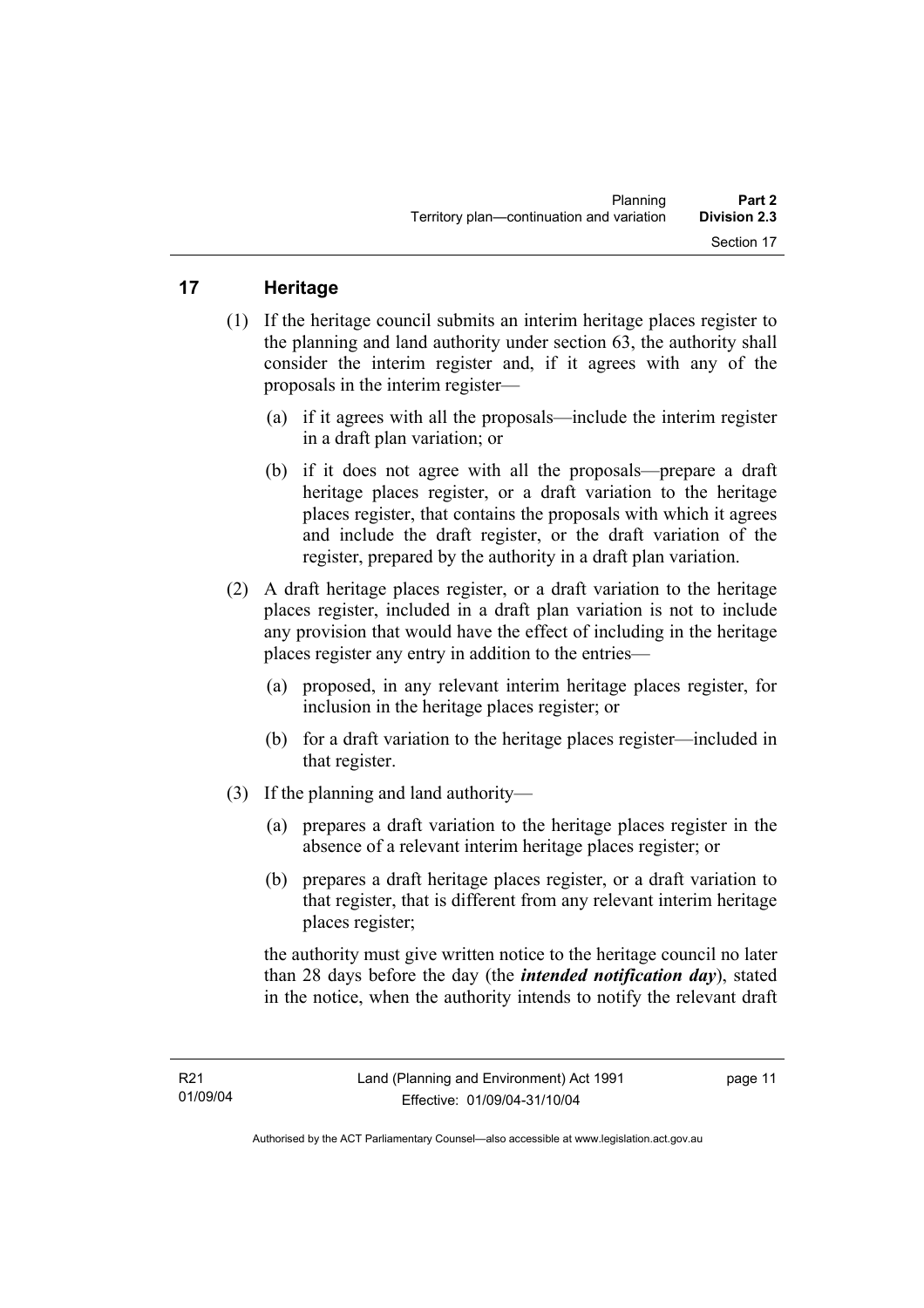## 17 Heritage

(1) If the heritage council submits an interim heritage places register to the planning and land authority under section 63, the authority shall consider the interim register and, if it agrees with any of the proposals in the interim register—

(a) if it agrees with all the proposals—include the interim register in a draft plan variation; or

(b) if it does not agree with all the proposals—prepare a draft heritage places register, or a draft variation to the heritage places register, that contains the proposals with which it agrees and include the draft register, or the draft variation of the register, prepared by the authority in a draft plan variation.

(2) A draft heritage places register, or a draft variation to the heritage places register, included in a draft plan variation is not to include any provision that would have the effect of including in the heritage places register any entry in addition to the entries—

(a) proposed, in any relevant interim heritage places register, for inclusion in the heritage places register; or

(b) for a draft variation to the heritage places register—included in that register.

(3) If the planning and land authority—

(a) prepares a draft variation to the heritage places register in the absence of a relevant interim heritage places register; or

(b) prepares a draft heritage places register, or a draft variation to that register, that is different from any relevant interim heritage places register;

the authority must give written notice to the heritage council no later than 28 days before the day (the ***intended notification day***), stated in the notice, when the authority intends to notify the relevant draft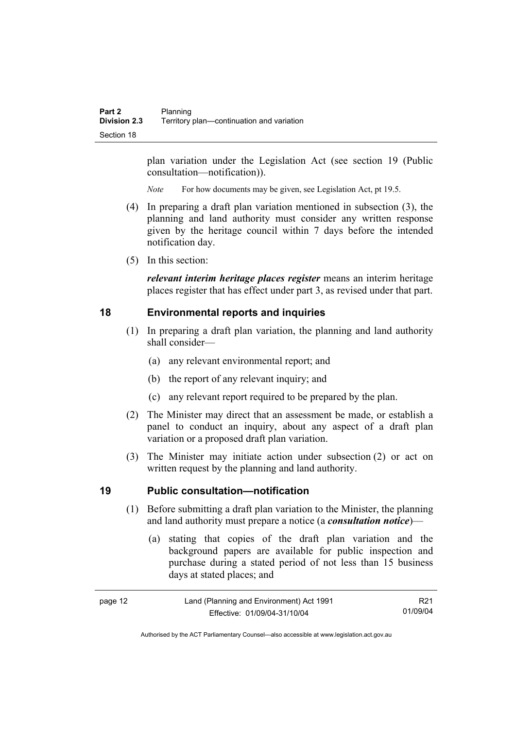plan variation under the Legislation Act (see section 19 (Public consultation—notification)).

*Note* For how documents may be given, see Legislation Act, pt 19.5.

(4) In preparing a draft plan variation mentioned in subsection (3), the planning and land authority must consider any written response given by the heritage council within 7 days before the intended notification day.

(5) In this section:

***relevant interim heritage places register*** means an interim heritage places register that has effect under part 3, as revised under that part.

## 18 Environmental reports and inquiries

(1) In preparing a draft plan variation, the planning and land authority shall consider—

(a) any relevant environmental report; and

(b) the report of any relevant inquiry; and

(c) any relevant report required to be prepared by the plan.

(2) The Minister may direct that an assessment be made, or establish a panel to conduct an inquiry, about any aspect of a draft plan variation or a proposed draft plan variation.

(3) The Minister may initiate action under subsection (2) or act on written request by the planning and land authority.

## 19 Public consultation—notification

(1) Before submitting a draft plan variation to the Minister, the planning and land authority must prepare a notice (a ***consultation notice***)—

(a) stating that copies of the draft plan variation and the background papers are available for public inspection and purchase during a stated period of not less than 15 business days at stated places; and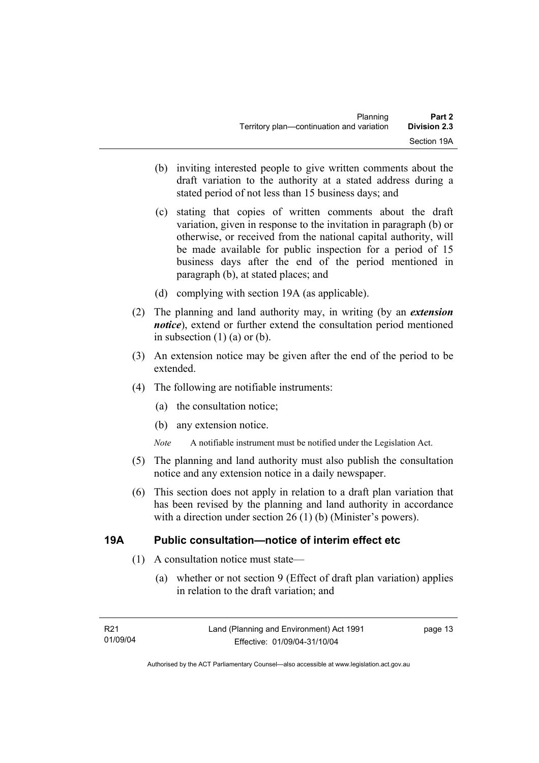(b) inviting interested people to give written comments about the draft variation to the authority at a stated address during a stated period of not less than 15 business days; and

(c) stating that copies of written comments about the draft variation, given in response to the invitation in paragraph (b) or otherwise, or received from the national capital authority, will be made available for public inspection for a period of 15 business days after the end of the period mentioned in paragraph (b), at stated places; and

(d) complying with section 19A (as applicable).

(2) The planning and land authority may, in writing (by an ***extension notice***), extend or further extend the consultation period mentioned in subsection (1) (a) or (b).

(3) An extension notice may be given after the end of the period to be extended.

(4) The following are notifiable instruments:

(a) the consultation notice;

(b) any extension notice.

*Note* A notifiable instrument must be notified under the Legislation Act.

(5) The planning and land authority must also publish the consultation notice and any extension notice in a daily newspaper.

(6) This section does not apply in relation to a draft plan variation that has been revised by the planning and land authority in accordance with a direction under section 26 (1) (b) (Minister's powers).

## 19A Public consultation—notice of interim effect etc

(1) A consultation notice must state—

(a) whether or not section 9 (Effect of draft plan variation) applies in relation to the draft variation; and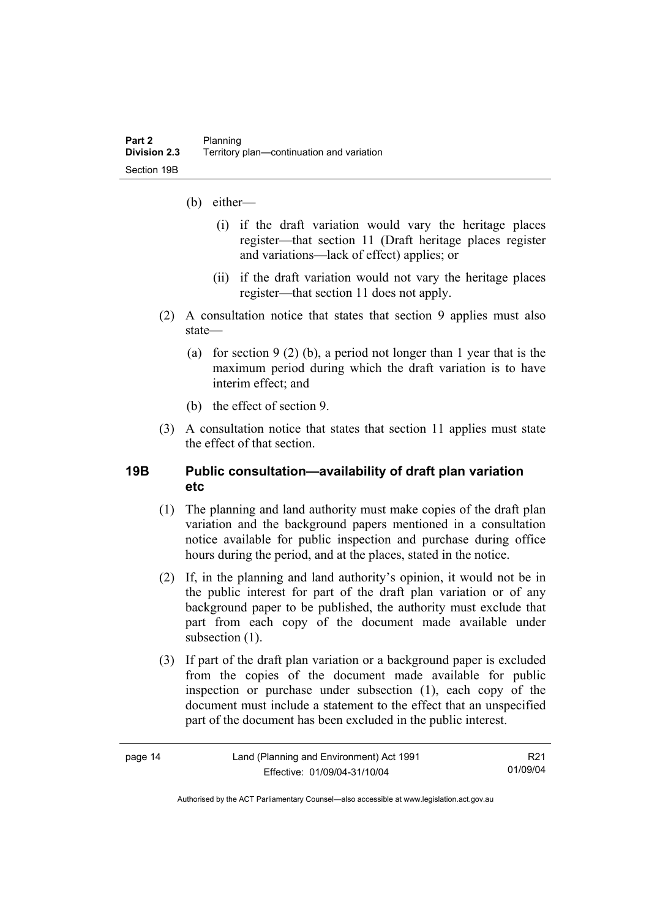(b) either—

  (i) if the draft variation would vary the heritage places register—that section 11 (Draft heritage places register and variations—lack of effect) applies; or

  (ii) if the draft variation would not vary the heritage places register—that section 11 does not apply.

(2) A consultation notice that states that section 9 applies must also state—

  (a) for section 9 (2) (b), a period not longer than 1 year that is the maximum period during which the draft variation is to have interim effect; and

  (b) the effect of section 9.

(3) A consultation notice that states that section 11 applies must state the effect of that section.

### 19B Public consultation—availability of draft plan variation etc

(1) The planning and land authority must make copies of the draft plan variation and the background papers mentioned in a consultation notice available for public inspection and purchase during office hours during the period, and at the places, stated in the notice.

(2) If, in the planning and land authority's opinion, it would not be in the public interest for part of the draft plan variation or of any background paper to be published, the authority must exclude that part from each copy of the document made available under subsection (1).

(3) If part of the draft plan variation or a background paper is excluded from the copies of the document made available for public inspection or purchase under subsection (1), each copy of the document must include a statement to the effect that an unspecified part of the document has been excluded in the public interest.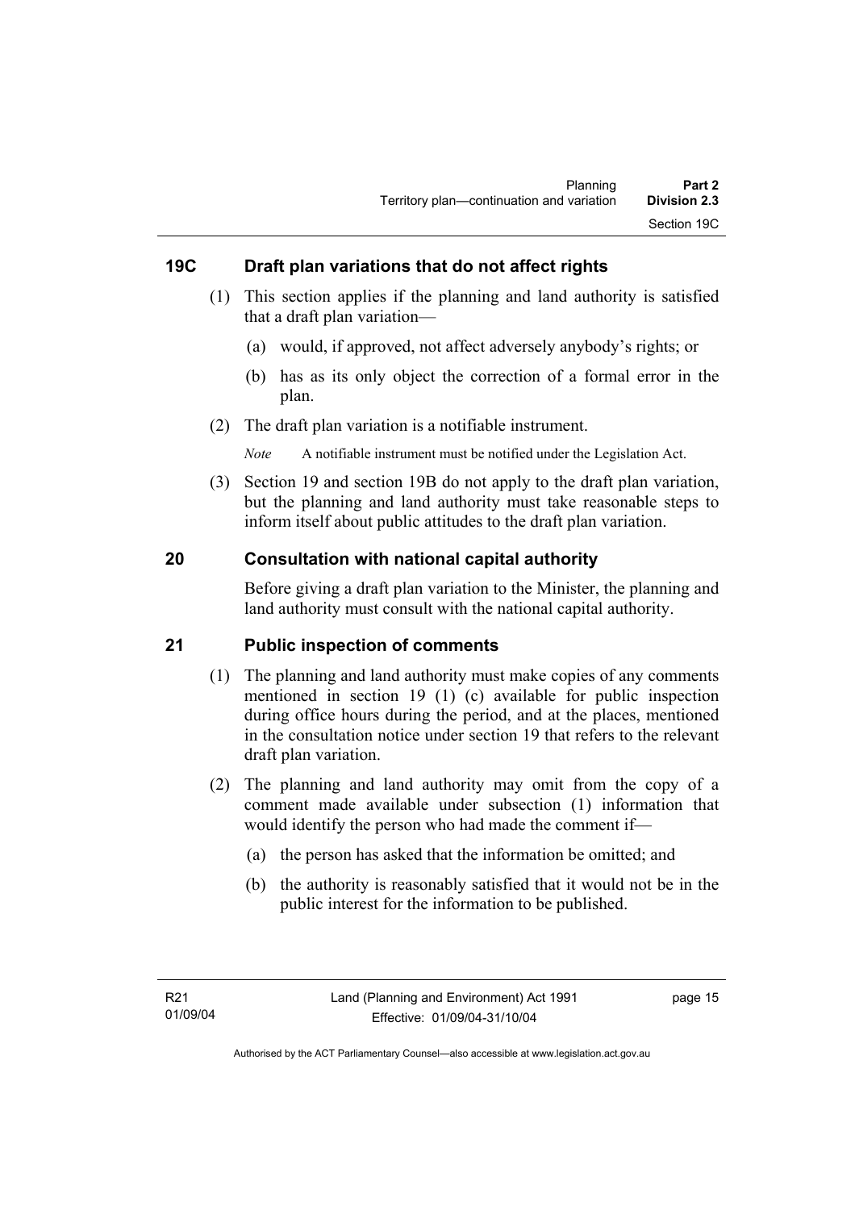## 19C Draft plan variations that do not affect rights

(1) This section applies if the planning and land authority is satisfied that a draft plan variation—

(a) would, if approved, not affect adversely anybody's rights; or

(b) has as its only object the correction of a formal error in the plan.

(2) The draft plan variation is a notifiable instrument.

*Note* A notifiable instrument must be notified under the Legislation Act.

(3) Section 19 and section 19B do not apply to the draft plan variation, but the planning and land authority must take reasonable steps to inform itself about public attitudes to the draft plan variation.

## 20 Consultation with national capital authority

Before giving a draft plan variation to the Minister, the planning and land authority must consult with the national capital authority.

## 21 Public inspection of comments

(1) The planning and land authority must make copies of any comments mentioned in section 19 (1) (c) available for public inspection during office hours during the period, and at the places, mentioned in the consultation notice under section 19 that refers to the relevant draft plan variation.

(2) The planning and land authority may omit from the copy of a comment made available under subsection (1) information that would identify the person who had made the comment if—

(a) the person has asked that the information be omitted; and

(b) the authority is reasonably satisfied that it would not be in the public interest for the information to be published.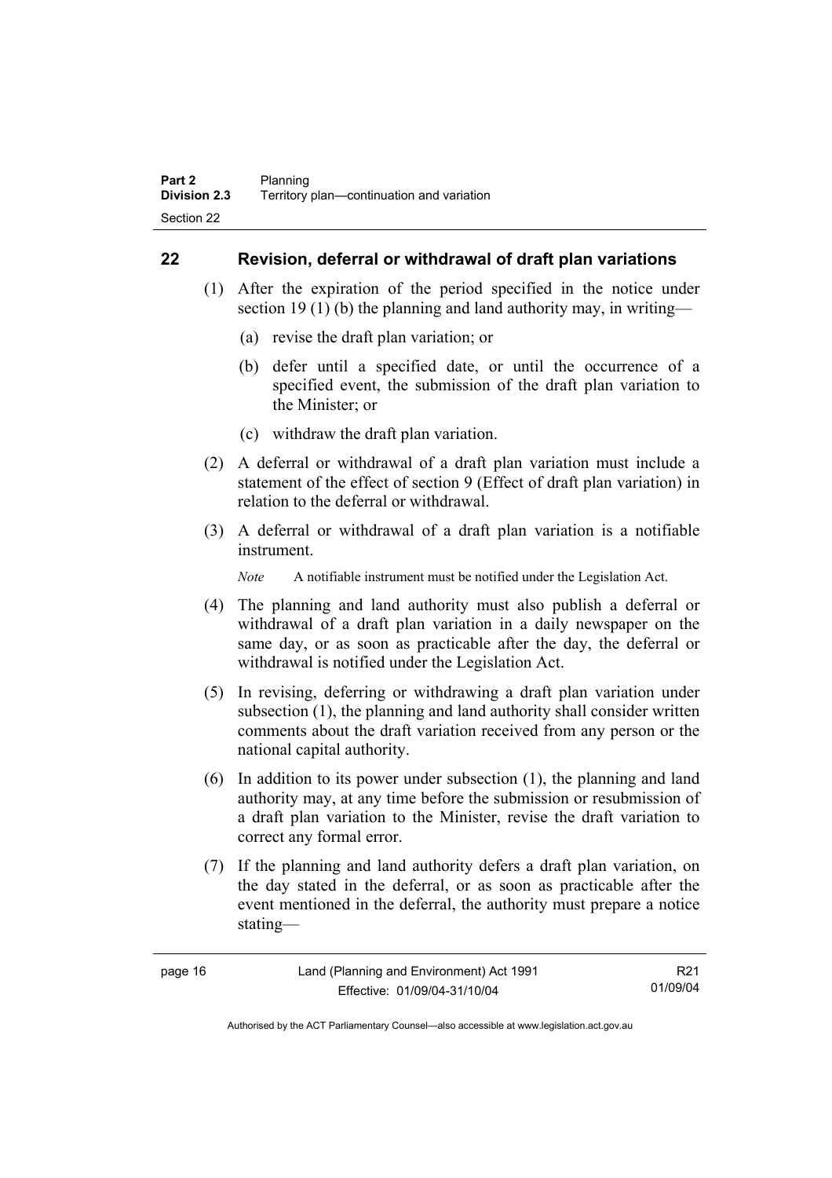## 22 Revision, deferral or withdrawal of draft plan variations

(1) After the expiration of the period specified in the notice under section 19 (1) (b) the planning and land authority may, in writing—

(a) revise the draft plan variation; or

(b) defer until a specified date, or until the occurrence of a specified event, the submission of the draft plan variation to the Minister; or

(c) withdraw the draft plan variation.

(2) A deferral or withdrawal of a draft plan variation must include a statement of the effect of section 9 (Effect of draft plan variation) in relation to the deferral or withdrawal.

(3) A deferral or withdrawal of a draft plan variation is a notifiable instrument.

*Note* A notifiable instrument must be notified under the Legislation Act.

(4) The planning and land authority must also publish a deferral or withdrawal of a draft plan variation in a daily newspaper on the same day, or as soon as practicable after the day, the deferral or withdrawal is notified under the Legislation Act.

(5) In revising, deferring or withdrawing a draft plan variation under subsection (1), the planning and land authority shall consider written comments about the draft variation received from any person or the national capital authority.

(6) In addition to its power under subsection (1), the planning and land authority may, at any time before the submission or resubmission of a draft plan variation to the Minister, revise the draft variation to correct any formal error.

(7) If the planning and land authority defers a draft plan variation, on the day stated in the deferral, or as soon as practicable after the event mentioned in the deferral, the authority must prepare a notice stating—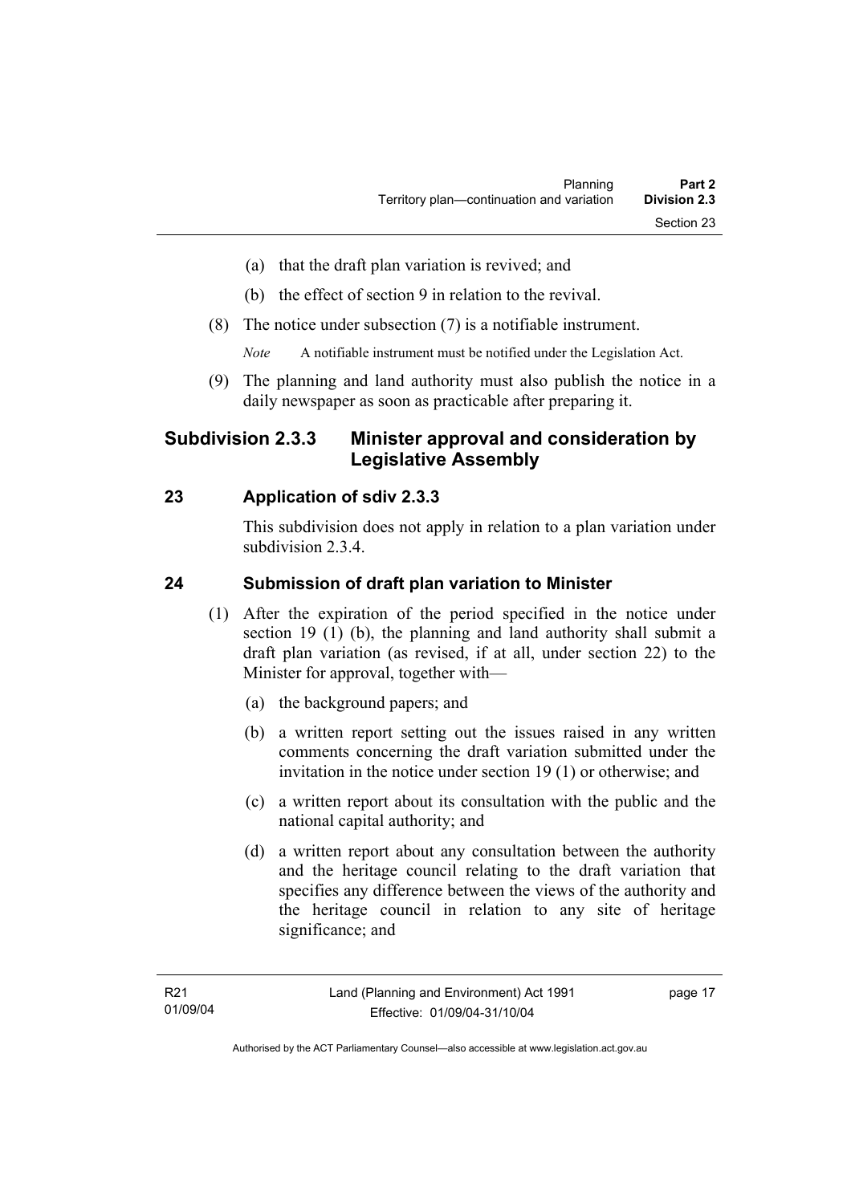(a) that the draft plan variation is revived; and

(b) the effect of section 9 in relation to the revival.

(8) The notice under subsection (7) is a notifiable instrument.

*Note* A notifiable instrument must be notified under the Legislation Act.

(9) The planning and land authority must also publish the notice in a daily newspaper as soon as practicable after preparing it.

## Subdivision 2.3.3 Minister approval and consideration by Legislative Assembly

### 23 Application of sdiv 2.3.3

This subdivision does not apply in relation to a plan variation under subdivision 2.3.4.

### 24 Submission of draft plan variation to Minister

(1) After the expiration of the period specified in the notice under section 19 (1) (b), the planning and land authority shall submit a draft plan variation (as revised, if at all, under section 22) to the Minister for approval, together with—

(a) the background papers; and

(b) a written report setting out the issues raised in any written comments concerning the draft variation submitted under the invitation in the notice under section 19 (1) or otherwise; and

(c) a written report about its consultation with the public and the national capital authority; and

(d) a written report about any consultation between the authority and the heritage council relating to the draft variation that specifies any difference between the views of the authority and the heritage council in relation to any site of heritage significance; and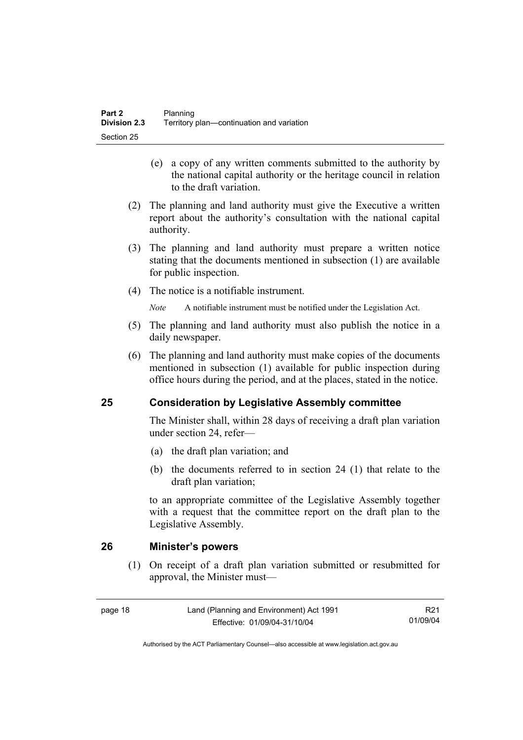(e) a copy of any written comments submitted to the authority by the national capital authority or the heritage council in relation to the draft variation.

(2) The planning and land authority must give the Executive a written report about the authority's consultation with the national capital authority.

(3) The planning and land authority must prepare a written notice stating that the documents mentioned in subsection (1) are available for public inspection.

(4) The notice is a notifiable instrument.

*Note* A notifiable instrument must be notified under the Legislation Act.

(5) The planning and land authority must also publish the notice in a daily newspaper.

(6) The planning and land authority must make copies of the documents mentioned in subsection (1) available for public inspection during office hours during the period, and at the places, stated in the notice.

## 25 Consideration by Legislative Assembly committee

The Minister shall, within 28 days of receiving a draft plan variation under section 24, refer—

(a) the draft plan variation; and

(b) the documents referred to in section 24 (1) that relate to the draft plan variation;

to an appropriate committee of the Legislative Assembly together with a request that the committee report on the draft plan to the Legislative Assembly.

## 26 Minister's powers

(1) On receipt of a draft plan variation submitted or resubmitted for approval, the Minister must—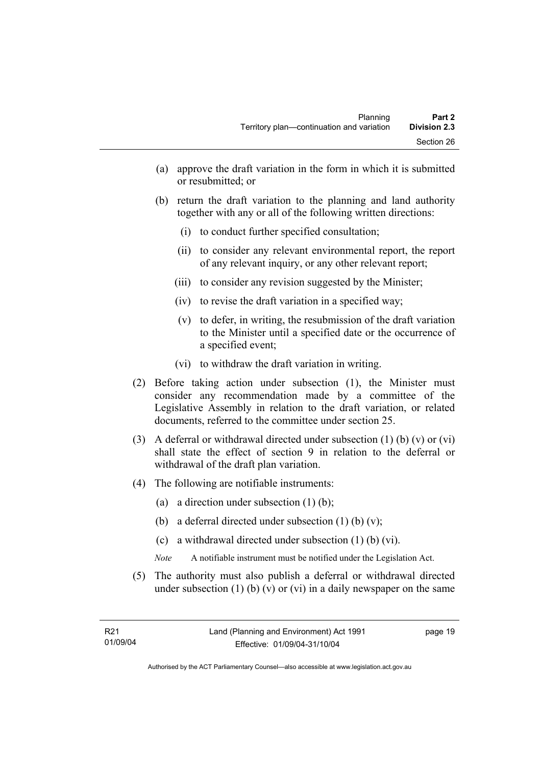(a) approve the draft variation in the form in which it is submitted or resubmitted; or

(b) return the draft variation to the planning and land authority together with any or all of the following written directions:

(i) to conduct further specified consultation;

(ii) to consider any relevant environmental report, the report of any relevant inquiry, or any other relevant report;

(iii) to consider any revision suggested by the Minister;

(iv) to revise the draft variation in a specified way;

(v) to defer, in writing, the resubmission of the draft variation to the Minister until a specified date or the occurrence of a specified event;

(vi) to withdraw the draft variation in writing.

(2) Before taking action under subsection (1), the Minister must consider any recommendation made by a committee of the Legislative Assembly in relation to the draft variation, or related documents, referred to the committee under section 25.

(3) A deferral or withdrawal directed under subsection (1) (b) (v) or (vi) shall state the effect of section 9 in relation to the deferral or withdrawal of the draft plan variation.

(4) The following are notifiable instruments:

(a) a direction under subsection (1) (b);

(b) a deferral directed under subsection (1) (b) (v);

(c) a withdrawal directed under subsection (1) (b) (vi).

*Note* A notifiable instrument must be notified under the Legislation Act.

(5) The authority must also publish a deferral or withdrawal directed under subsection (1) (b) (v) or (vi) in a daily newspaper on the same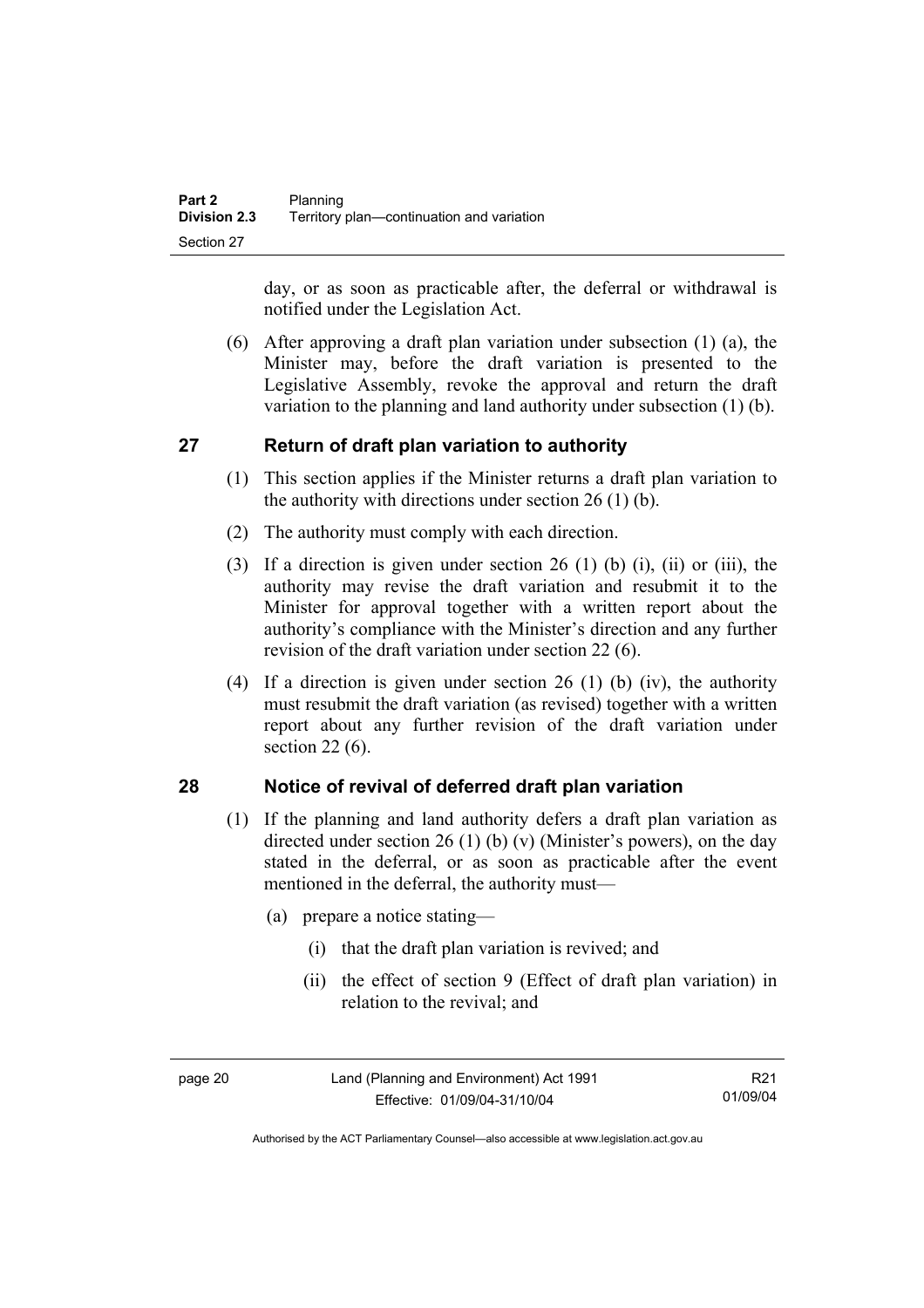day, or as soon as practicable after, the deferral or withdrawal is notified under the Legislation Act.

(6) After approving a draft plan variation under subsection (1) (a), the Minister may, before the draft variation is presented to the Legislative Assembly, revoke the approval and return the draft variation to the planning and land authority under subsection (1) (b).

## 27 Return of draft plan variation to authority

(1) This section applies if the Minister returns a draft plan variation to the authority with directions under section 26 (1) (b).

(2) The authority must comply with each direction.

(3) If a direction is given under section 26 (1) (b) (i), (ii) or (iii), the authority may revise the draft variation and resubmit it to the Minister for approval together with a written report about the authority's compliance with the Minister's direction and any further revision of the draft variation under section 22 (6).

(4) If a direction is given under section 26 (1) (b) (iv), the authority must resubmit the draft variation (as revised) together with a written report about any further revision of the draft variation under section 22 (6).

## 28 Notice of revival of deferred draft plan variation

(1) If the planning and land authority defers a draft plan variation as directed under section 26 (1) (b) (v) (Minister's powers), on the day stated in the deferral, or as soon as practicable after the event mentioned in the deferral, the authority must—

(a) prepare a notice stating—

(i) that the draft plan variation is revived; and

(ii) the effect of section 9 (Effect of draft plan variation) in relation to the revival; and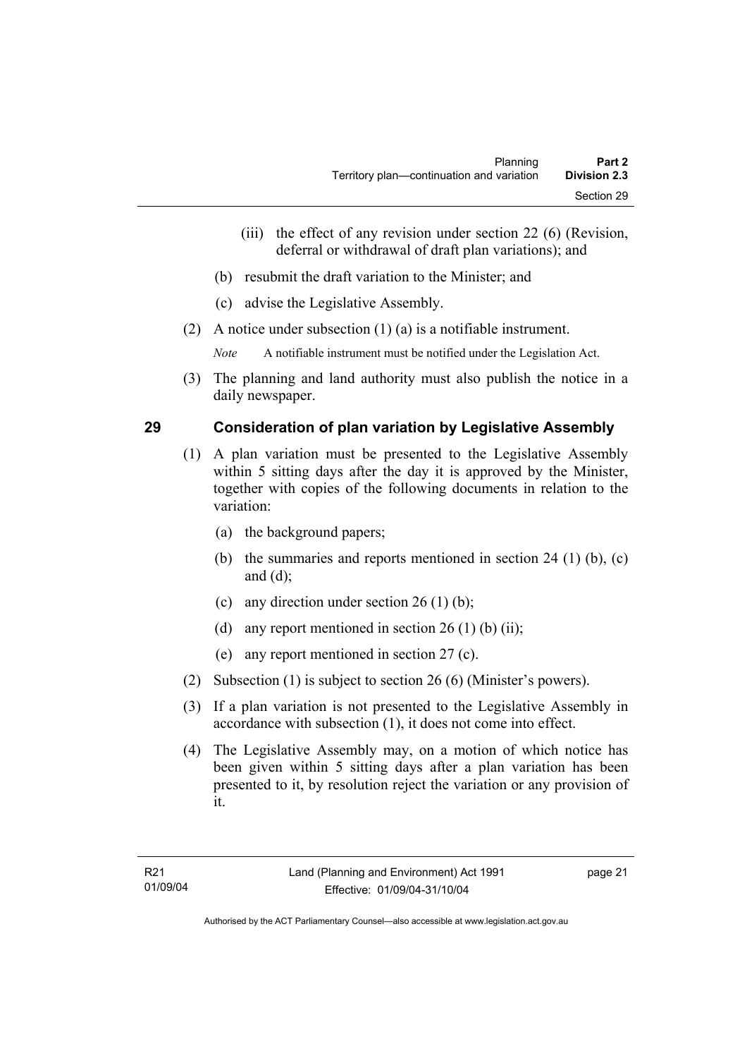(iii) the effect of any revision under section 22 (6) (Revision, deferral or withdrawal of draft plan variations); and

(b) resubmit the draft variation to the Minister; and

(c) advise the Legislative Assembly.

(2) A notice under subsection (1) (a) is a notifiable instrument.

*Note* A notifiable instrument must be notified under the Legislation Act.

(3) The planning and land authority must also publish the notice in a daily newspaper.

## 29 Consideration of plan variation by Legislative Assembly

(1) A plan variation must be presented to the Legislative Assembly within 5 sitting days after the day it is approved by the Minister, together with copies of the following documents in relation to the variation:

(a) the background papers;

(b) the summaries and reports mentioned in section 24 (1) (b), (c) and (d);

(c) any direction under section 26 (1) (b);

(d) any report mentioned in section 26 (1) (b) (ii);

(e) any report mentioned in section 27 (c).

(2) Subsection (1) is subject to section 26 (6) (Minister's powers).

(3) If a plan variation is not presented to the Legislative Assembly in accordance with subsection (1), it does not come into effect.

(4) The Legislative Assembly may, on a motion of which notice has been given within 5 sitting days after a plan variation has been presented to it, by resolution reject the variation or any provision of it.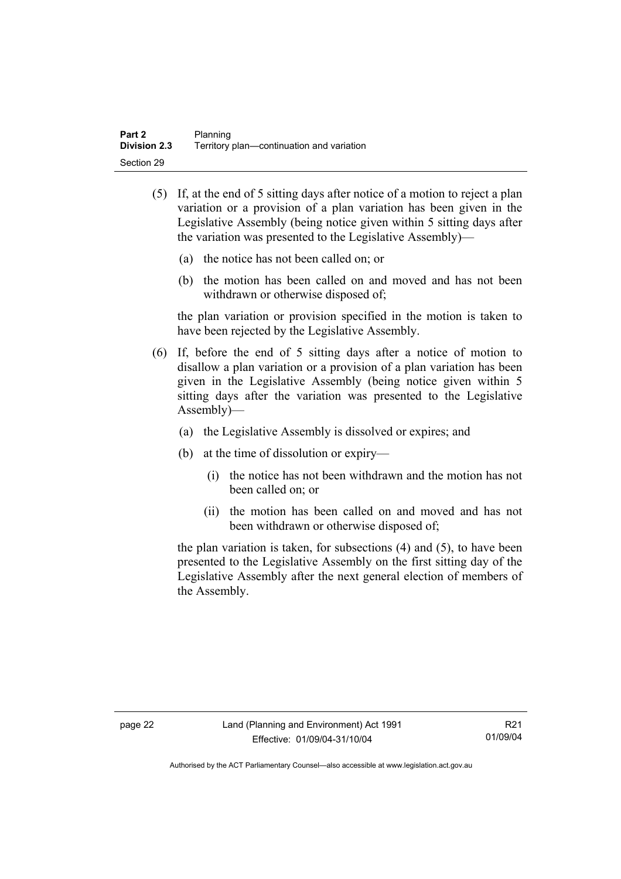(5) If, at the end of 5 sitting days after notice of a motion to reject a plan variation or a provision of a plan variation has been given in the Legislative Assembly (being notice given within 5 sitting days after the variation was presented to the Legislative Assembly)—

(a) the notice has not been called on; or

(b) the motion has been called on and moved and has not been withdrawn or otherwise disposed of;

the plan variation or provision specified in the motion is taken to have been rejected by the Legislative Assembly.

(6) If, before the end of 5 sitting days after a notice of motion to disallow a plan variation or a provision of a plan variation has been given in the Legislative Assembly (being notice given within 5 sitting days after the variation was presented to the Legislative Assembly)—

(a) the Legislative Assembly is dissolved or expires; and

(b) at the time of dissolution or expiry—

(i) the notice has not been withdrawn and the motion has not been called on; or

(ii) the motion has been called on and moved and has not been withdrawn or otherwise disposed of;

the plan variation is taken, for subsections (4) and (5), to have been presented to the Legislative Assembly on the first sitting day of the Legislative Assembly after the next general election of members of the Assembly.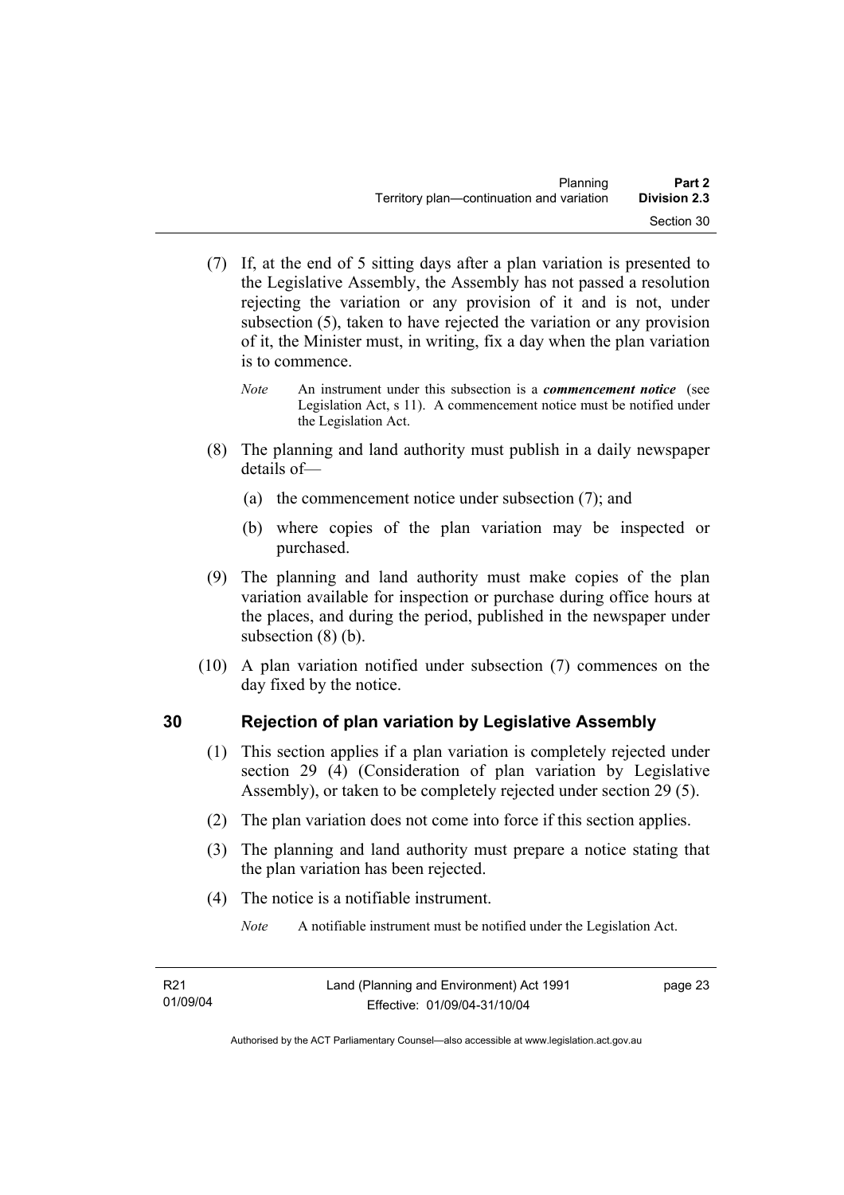(7) If, at the end of 5 sitting days after a plan variation is presented to the Legislative Assembly, the Assembly has not passed a resolution rejecting the variation or any provision of it and is not, under subsection (5), taken to have rejected the variation or any provision of it, the Minister must, in writing, fix a day when the plan variation is to commence.

*Note* An instrument under this subsection is a ***commencement notice*** (see Legislation Act, s 11). A commencement notice must be notified under the Legislation Act.

(8) The planning and land authority must publish in a daily newspaper details of—

(a) the commencement notice under subsection (7); and

(b) where copies of the plan variation may be inspected or purchased.

(9) The planning and land authority must make copies of the plan variation available for inspection or purchase during office hours at the places, and during the period, published in the newspaper under subsection (8) (b).

(10) A plan variation notified under subsection (7) commences on the day fixed by the notice.

## 30 Rejection of plan variation by Legislative Assembly

(1) This section applies if a plan variation is completely rejected under section 29 (4) (Consideration of plan variation by Legislative Assembly), or taken to be completely rejected under section 29 (5).

(2) The plan variation does not come into force if this section applies.

(3) The planning and land authority must prepare a notice stating that the plan variation has been rejected.

(4) The notice is a notifiable instrument.

*Note* A notifiable instrument must be notified under the Legislation Act.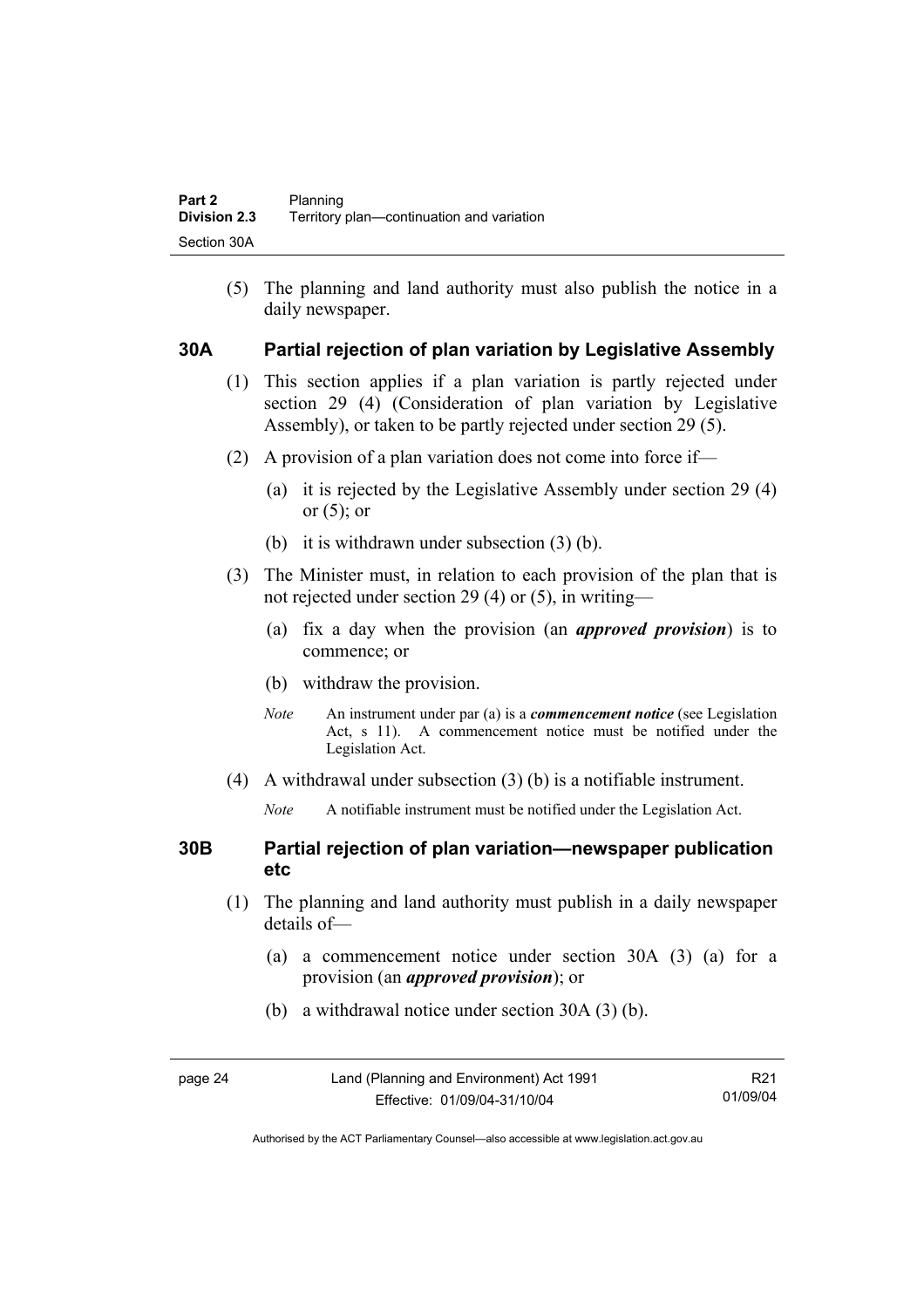(5) The planning and land authority must also publish the notice in a daily newspaper.

## 30A Partial rejection of plan variation by Legislative Assembly

(1) This section applies if a plan variation is partly rejected under section 29 (4) (Consideration of plan variation by Legislative Assembly), or taken to be partly rejected under section 29 (5).

(2) A provision of a plan variation does not come into force if—

(a) it is rejected by the Legislative Assembly under section 29 (4) or (5); or

(b) it is withdrawn under subsection (3) (b).

(3) The Minister must, in relation to each provision of the plan that is not rejected under section 29 (4) or (5), in writing—

(a) fix a day when the provision (an ***approved provision***) is to commence; or

(b) withdraw the provision.

*Note* An instrument under par (a) is a ***commencement notice*** (see Legislation Act, s 11). A commencement notice must be notified under the Legislation Act.

(4) A withdrawal under subsection (3) (b) is a notifiable instrument.

*Note* A notifiable instrument must be notified under the Legislation Act.

## 30B Partial rejection of plan variation—newspaper publication etc

(1) The planning and land authority must publish in a daily newspaper details of—

(a) a commencement notice under section 30A (3) (a) for a provision (an ***approved provision***); or

(b) a withdrawal notice under section 30A (3) (b).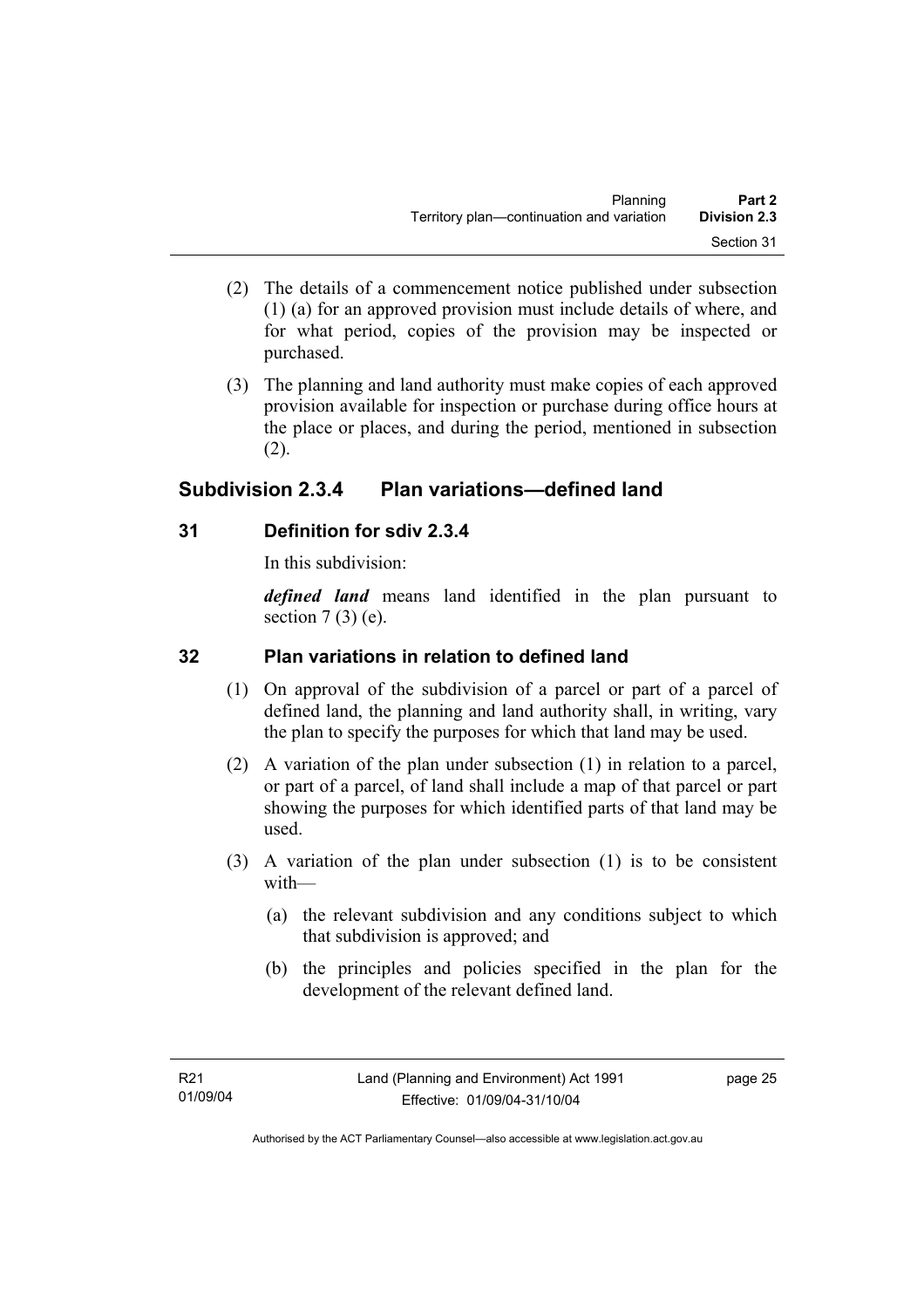(2) The details of a commencement notice published under subsection (1) (a) for an approved provision must include details of where, and for what period, copies of the provision may be inspected or purchased.

(3) The planning and land authority must make copies of each approved provision available for inspection or purchase during office hours at the place or places, and during the period, mentioned in subsection (2).

## Subdivision 2.3.4 Plan variations—defined land

### 31 Definition for sdiv 2.3.4

In this subdivision:

***defined land*** means land identified in the plan pursuant to section 7 (3) (e).

### 32 Plan variations in relation to defined land

(1) On approval of the subdivision of a parcel or part of a parcel of defined land, the planning and land authority shall, in writing, vary the plan to specify the purposes for which that land may be used.

(2) A variation of the plan under subsection (1) in relation to a parcel, or part of a parcel, of land shall include a map of that parcel or part showing the purposes for which identified parts of that land may be used.

(3) A variation of the plan under subsection (1) is to be consistent with—

(a) the relevant subdivision and any conditions subject to which that subdivision is approved; and

(b) the principles and policies specified in the plan for the development of the relevant defined land.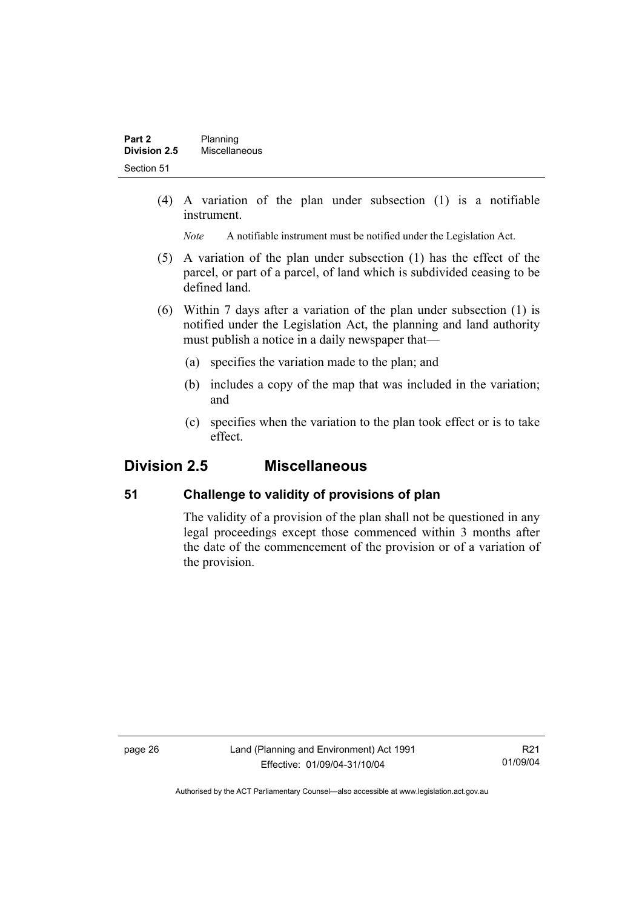(4) A variation of the plan under subsection (1) is a notifiable instrument.

*Note* A notifiable instrument must be notified under the Legislation Act.

(5) A variation of the plan under subsection (1) has the effect of the parcel, or part of a parcel, of land which is subdivided ceasing to be defined land.

(6) Within 7 days after a variation of the plan under subsection (1) is notified under the Legislation Act, the planning and land authority must publish a notice in a daily newspaper that—

(a) specifies the variation made to the plan; and

(b) includes a copy of the map that was included in the variation; and

(c) specifies when the variation to the plan took effect or is to take effect.

## Division 2.5 Miscellaneous

### 51 Challenge to validity of provisions of plan

The validity of a provision of the plan shall not be questioned in any legal proceedings except those commenced within 3 months after the date of the commencement of the provision or of a variation of the provision.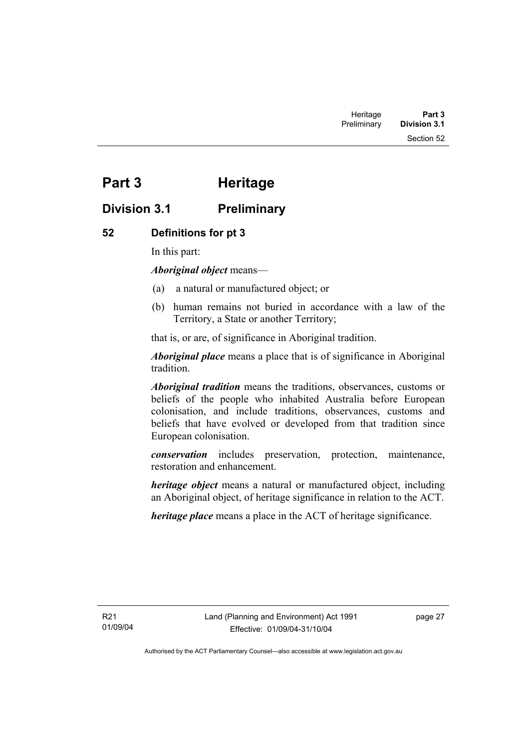# Part 3 Heritage

## Division 3.1 Preliminary

### 52 Definitions for pt 3

In this part:

***Aboriginal object*** means—

(a) a natural or manufactured object; or

(b) human remains not buried in accordance with a law of the Territory, a State or another Territory;

that is, or are, of significance in Aboriginal tradition.

***Aboriginal place*** means a place that is of significance in Aboriginal tradition.

***Aboriginal tradition*** means the traditions, observances, customs or beliefs of the people who inhabited Australia before European colonisation, and include traditions, observances, customs and beliefs that have evolved or developed from that tradition since European colonisation.

***conservation*** includes preservation, protection, maintenance, restoration and enhancement.

***heritage object*** means a natural or manufactured object, including an Aboriginal object, of heritage significance in relation to the ACT.

***heritage place*** means a place in the ACT of heritage significance.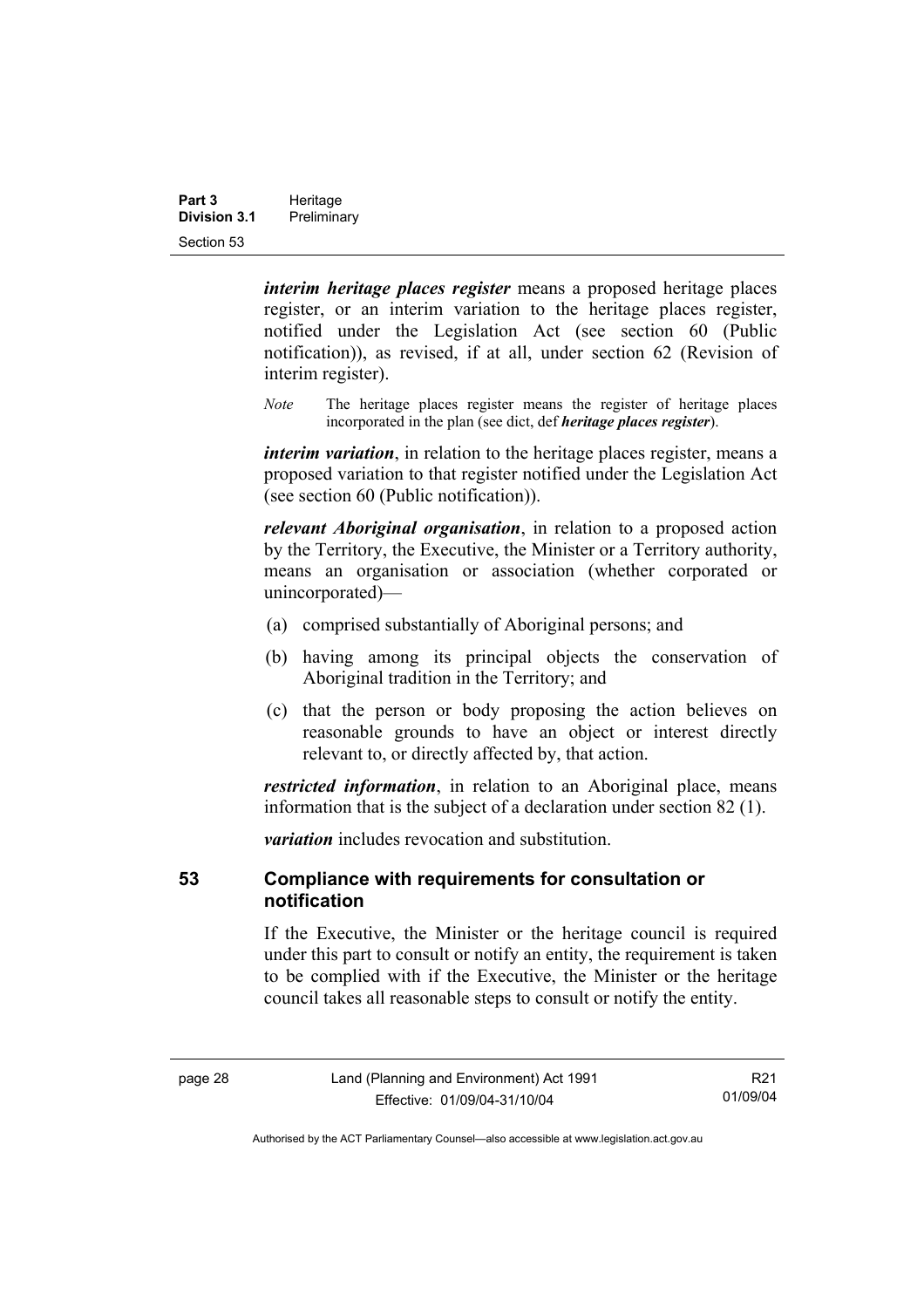***interim heritage places register*** means a proposed heritage places register, or an interim variation to the heritage places register, notified under the Legislation Act (see section 60 (Public notification)), as revised, if at all, under section 62 (Revision of interim register).

*Note* The heritage places register means the register of heritage places incorporated in the plan (see dict, def ***heritage places register***).

***interim variation***, in relation to the heritage places register, means a proposed variation to that register notified under the Legislation Act (see section 60 (Public notification)).

***relevant Aboriginal organisation***, in relation to a proposed action by the Territory, the Executive, the Minister or a Territory authority, means an organisation or association (whether corporated or unincorporated)—

(a) comprised substantially of Aboriginal persons; and

(b) having among its principal objects the conservation of Aboriginal tradition in the Territory; and

(c) that the person or body proposing the action believes on reasonable grounds to have an object or interest directly relevant to, or directly affected by, that action.

***restricted information***, in relation to an Aboriginal place, means information that is the subject of a declaration under section 82 (1).

***variation*** includes revocation and substitution.

## 53 Compliance with requirements for consultation or notification

If the Executive, the Minister or the heritage council is required under this part to consult or notify an entity, the requirement is taken to be complied with if the Executive, the Minister or the heritage council takes all reasonable steps to consult or notify the entity.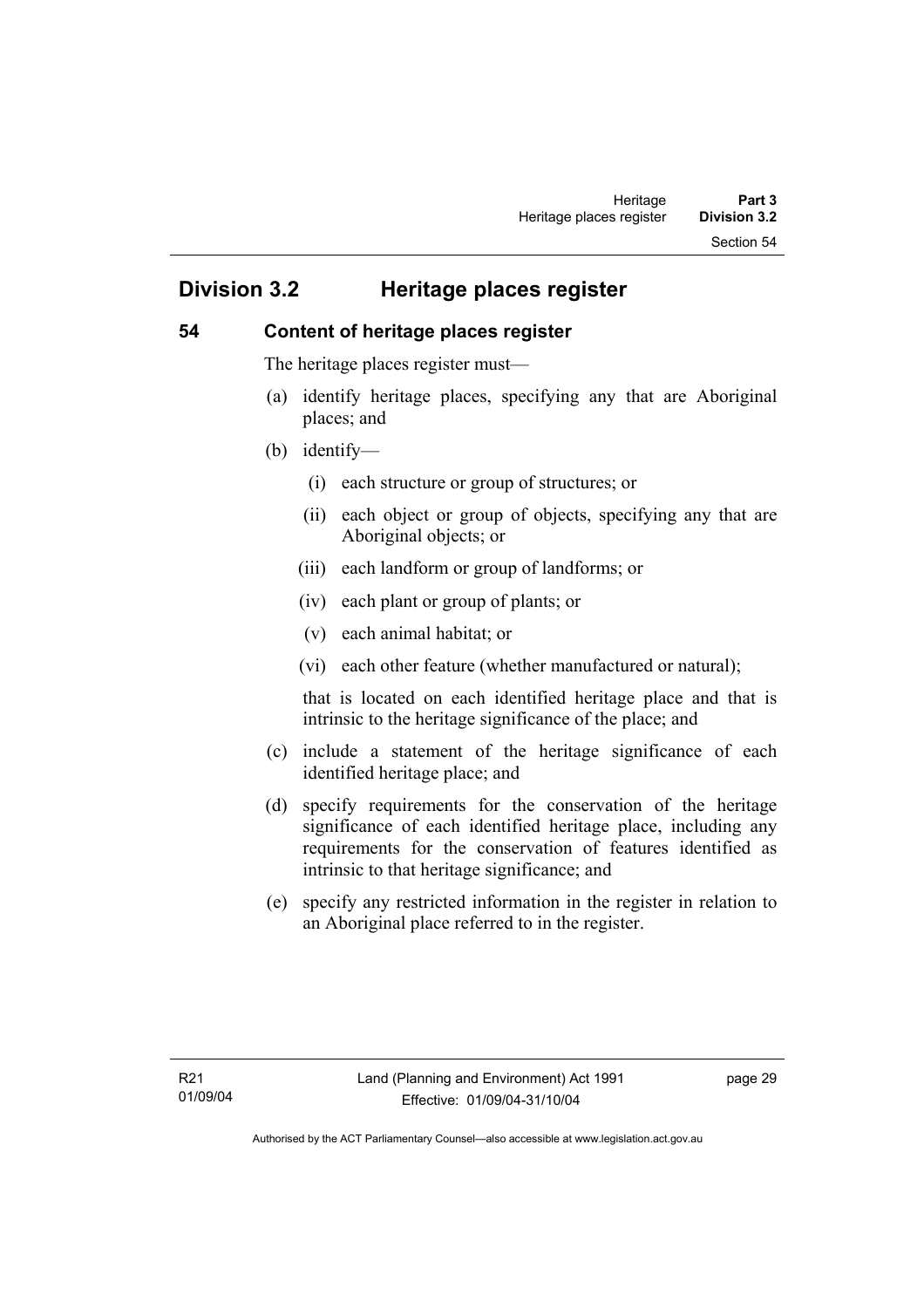## Division 3.2 Heritage places register

### 54 Content of heritage places register

The heritage places register must—

(a) identify heritage places, specifying any that are Aboriginal places; and

(b) identify—

(i) each structure or group of structures; or

(ii) each object or group of objects, specifying any that are Aboriginal objects; or

(iii) each landform or group of landforms; or

(iv) each plant or group of plants; or

(v) each animal habitat; or

(vi) each other feature (whether manufactured or natural);

that is located on each identified heritage place and that is intrinsic to the heritage significance of the place; and

(c) include a statement of the heritage significance of each identified heritage place; and

(d) specify requirements for the conservation of the heritage significance of each identified heritage place, including any requirements for the conservation of features identified as intrinsic to that heritage significance; and

(e) specify any restricted information in the register in relation to an Aboriginal place referred to in the register.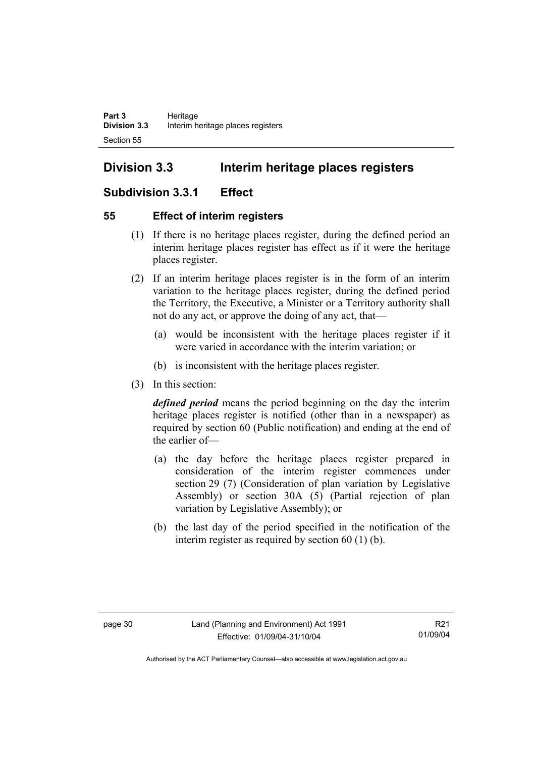## Division 3.3 Interim heritage places registers

### Subdivision 3.3.1 Effect

#### 55 Effect of interim registers

(1) If there is no heritage places register, during the defined period an interim heritage places register has effect as if it were the heritage places register.

(2) If an interim heritage places register is in the form of an interim variation to the heritage places register, during the defined period the Territory, the Executive, a Minister or a Territory authority shall not do any act, or approve the doing of any act, that—

  (a) would be inconsistent with the heritage places register if it were varied in accordance with the interim variation; or

  (b) is inconsistent with the heritage places register.

(3) In this section:

***defined period*** means the period beginning on the day the interim heritage places register is notified (other than in a newspaper) as required by section 60 (Public notification) and ending at the end of the earlier of—

  (a) the day before the heritage places register prepared in consideration of the interim register commences under section 29 (7) (Consideration of plan variation by Legislative Assembly) or section 30A (5) (Partial rejection of plan variation by Legislative Assembly); or

  (b) the last day of the period specified in the notification of the interim register as required by section 60 (1) (b).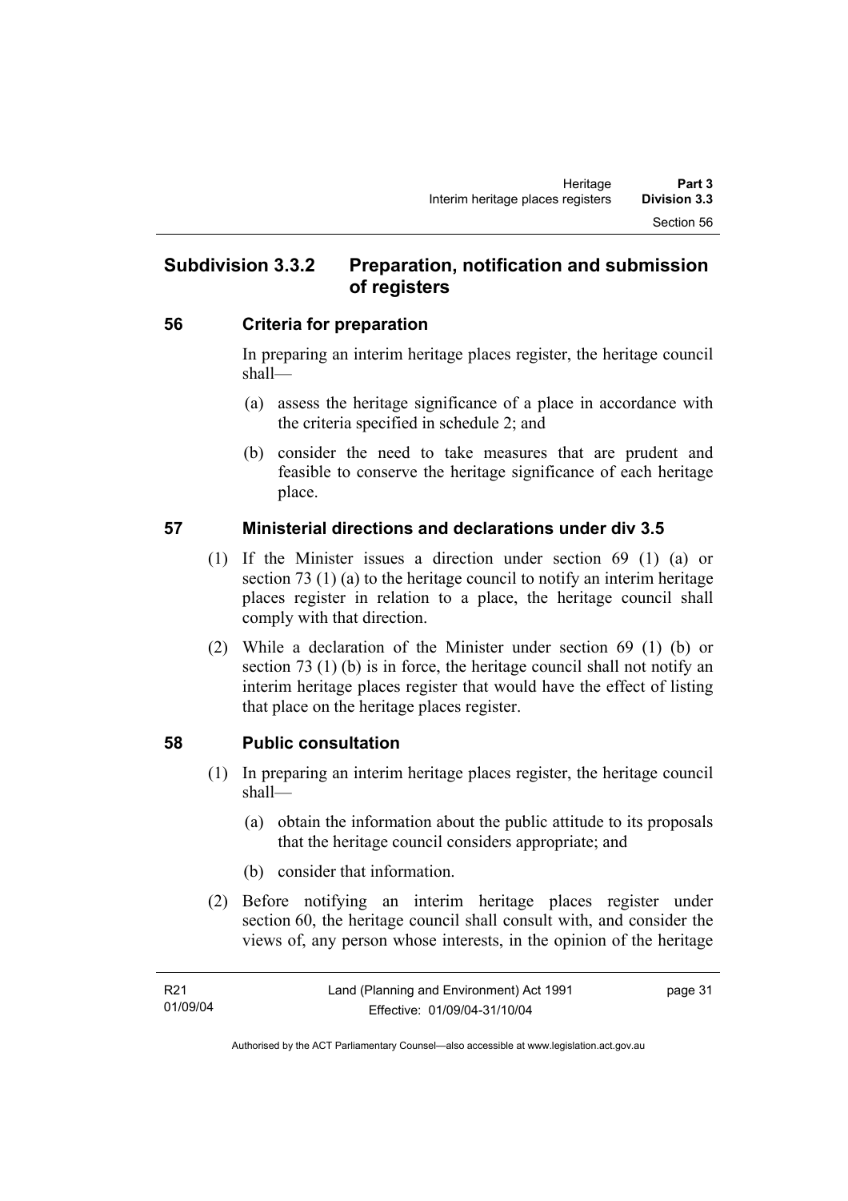## Subdivision 3.3.2 Preparation, notification and submission of registers

### 56 Criteria for preparation

In preparing an interim heritage places register, the heritage council shall—

(a) assess the heritage significance of a place in accordance with the criteria specified in schedule 2; and

(b) consider the need to take measures that are prudent and feasible to conserve the heritage significance of each heritage place.

### 57 Ministerial directions and declarations under div 3.5

(1) If the Minister issues a direction under section 69 (1) (a) or section 73 (1) (a) to the heritage council to notify an interim heritage places register in relation to a place, the heritage council shall comply with that direction.

(2) While a declaration of the Minister under section 69 (1) (b) or section 73 (1) (b) is in force, the heritage council shall not notify an interim heritage places register that would have the effect of listing that place on the heritage places register.

### 58 Public consultation

(1) In preparing an interim heritage places register, the heritage council shall—

(a) obtain the information about the public attitude to its proposals that the heritage council considers appropriate; and

(b) consider that information.

(2) Before notifying an interim heritage places register under section 60, the heritage council shall consult with, and consider the views of, any person whose interests, in the opinion of the heritage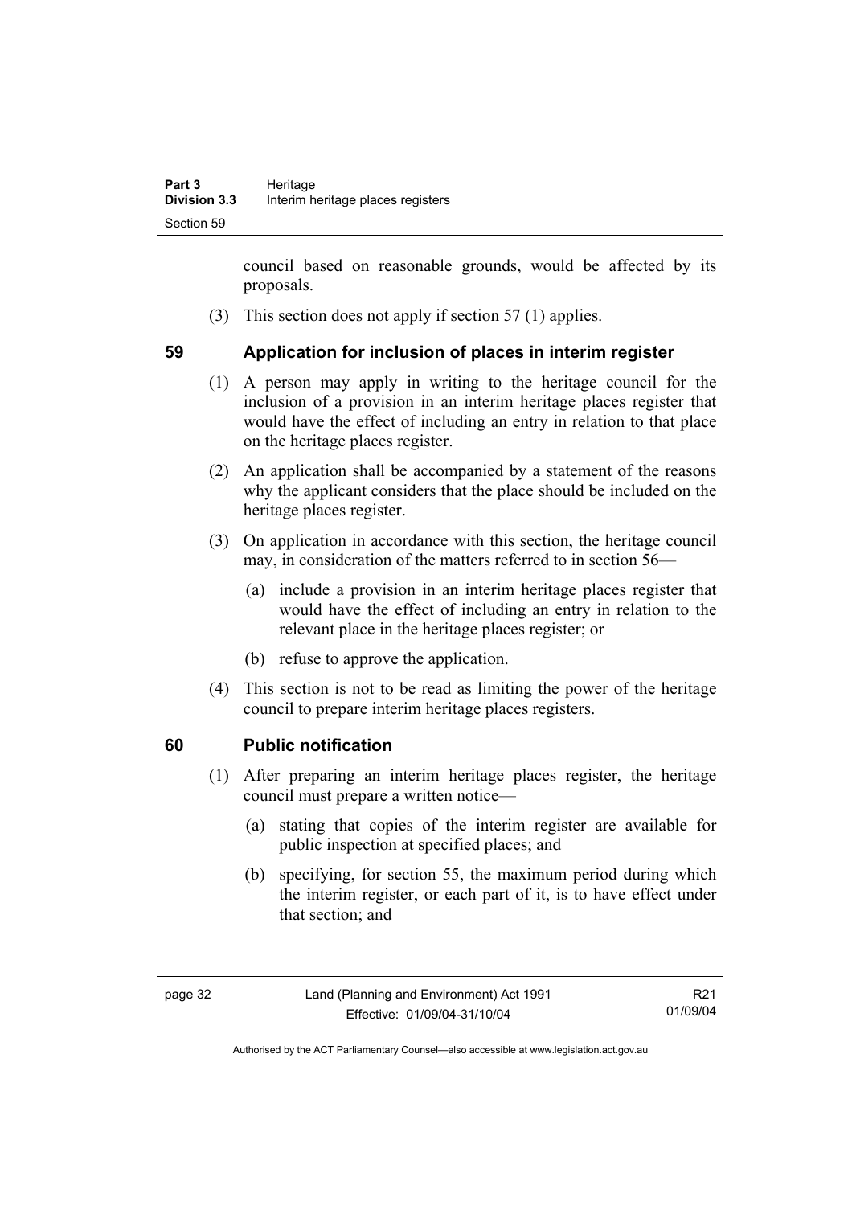council based on reasonable grounds, would be affected by its proposals.

(3) This section does not apply if section 57 (1) applies.

## 59 Application for inclusion of places in interim register

(1) A person may apply in writing to the heritage council for the inclusion of a provision in an interim heritage places register that would have the effect of including an entry in relation to that place on the heritage places register.

(2) An application shall be accompanied by a statement of the reasons why the applicant considers that the place should be included on the heritage places register.

(3) On application in accordance with this section, the heritage council may, in consideration of the matters referred to in section 56—

(a) include a provision in an interim heritage places register that would have the effect of including an entry in relation to the relevant place in the heritage places register; or

(b) refuse to approve the application.

(4) This section is not to be read as limiting the power of the heritage council to prepare interim heritage places registers.

## 60 Public notification

(1) After preparing an interim heritage places register, the heritage council must prepare a written notice—

(a) stating that copies of the interim register are available for public inspection at specified places; and

(b) specifying, for section 55, the maximum period during which the interim register, or each part of it, is to have effect under that section; and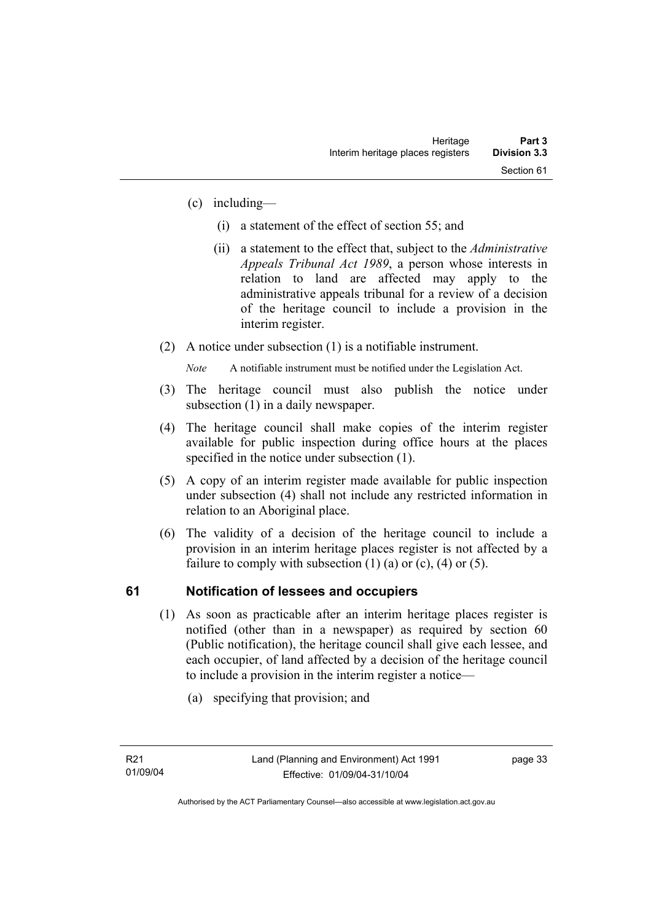(c) including—

   (i) a statement of the effect of section 55; and

   (ii) a statement to the effect that, subject to the *Administrative Appeals Tribunal Act 1989*, a person whose interests in relation to land are affected may apply to the administrative appeals tribunal for a review of a decision of the heritage council to include a provision in the interim register.

(2) A notice under subsection (1) is a notifiable instrument.

*Note* A notifiable instrument must be notified under the Legislation Act.

(3) The heritage council must also publish the notice under subsection (1) in a daily newspaper.

(4) The heritage council shall make copies of the interim register available for public inspection during office hours at the places specified in the notice under subsection (1).

(5) A copy of an interim register made available for public inspection under subsection (4) shall not include any restricted information in relation to an Aboriginal place.

(6) The validity of a decision of the heritage council to include a provision in an interim heritage places register is not affected by a failure to comply with subsection (1) (a) or (c), (4) or (5).

## 61 Notification of lessees and occupiers

(1) As soon as practicable after an interim heritage places register is notified (other than in a newspaper) as required by section 60 (Public notification), the heritage council shall give each lessee, and each occupier, of land affected by a decision of the heritage council to include a provision in the interim register a notice—

   (a) specifying that provision; and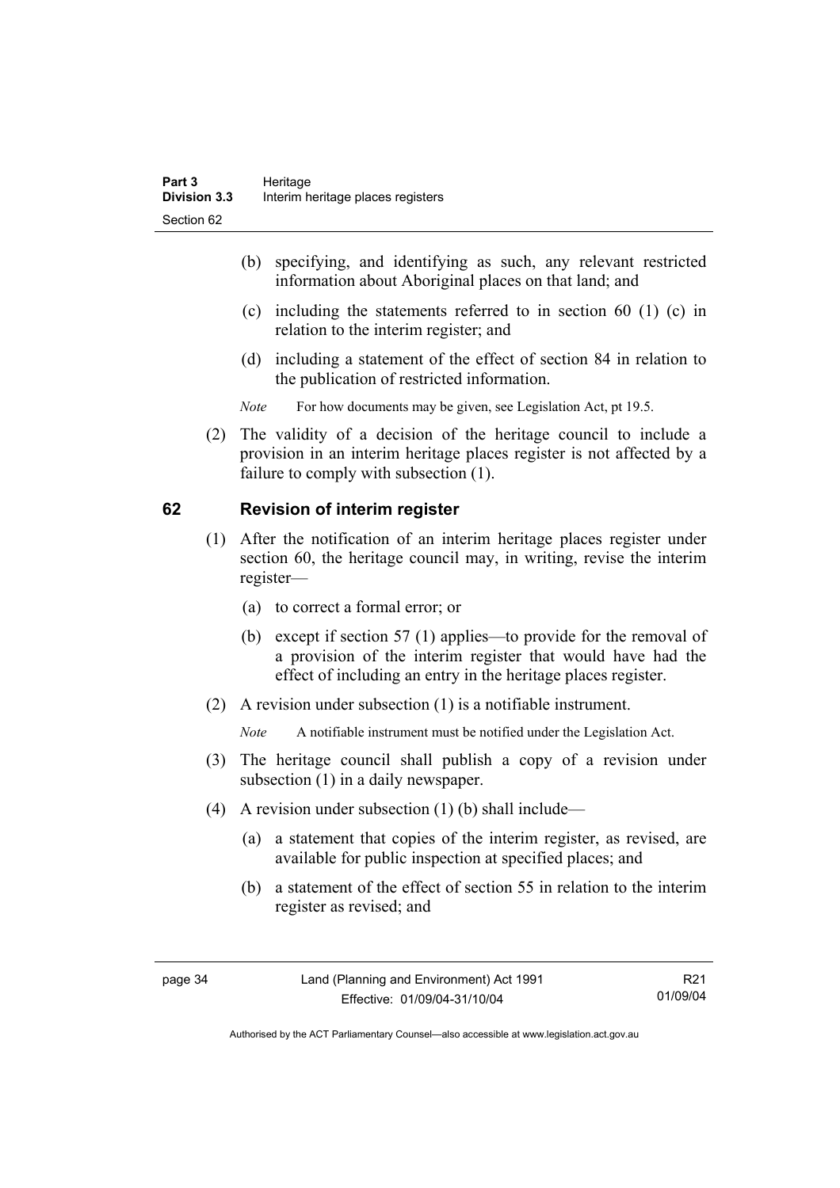(b) specifying, and identifying as such, any relevant restricted information about Aboriginal places on that land; and

(c) including the statements referred to in section 60 (1) (c) in relation to the interim register; and

(d) including a statement of the effect of section 84 in relation to the publication of restricted information.

*Note* For how documents may be given, see Legislation Act, pt 19.5.

(2) The validity of a decision of the heritage council to include a provision in an interim heritage places register is not affected by a failure to comply with subsection (1).

## 62 Revision of interim register

(1) After the notification of an interim heritage places register under section 60, the heritage council may, in writing, revise the interim register—

(a) to correct a formal error; or

(b) except if section 57 (1) applies—to provide for the removal of a provision of the interim register that would have had the effect of including an entry in the heritage places register.

(2) A revision under subsection (1) is a notifiable instrument.

*Note* A notifiable instrument must be notified under the Legislation Act.

(3) The heritage council shall publish a copy of a revision under subsection (1) in a daily newspaper.

(4) A revision under subsection (1) (b) shall include—

(a) a statement that copies of the interim register, as revised, are available for public inspection at specified places; and

(b) a statement of the effect of section 55 in relation to the interim register as revised; and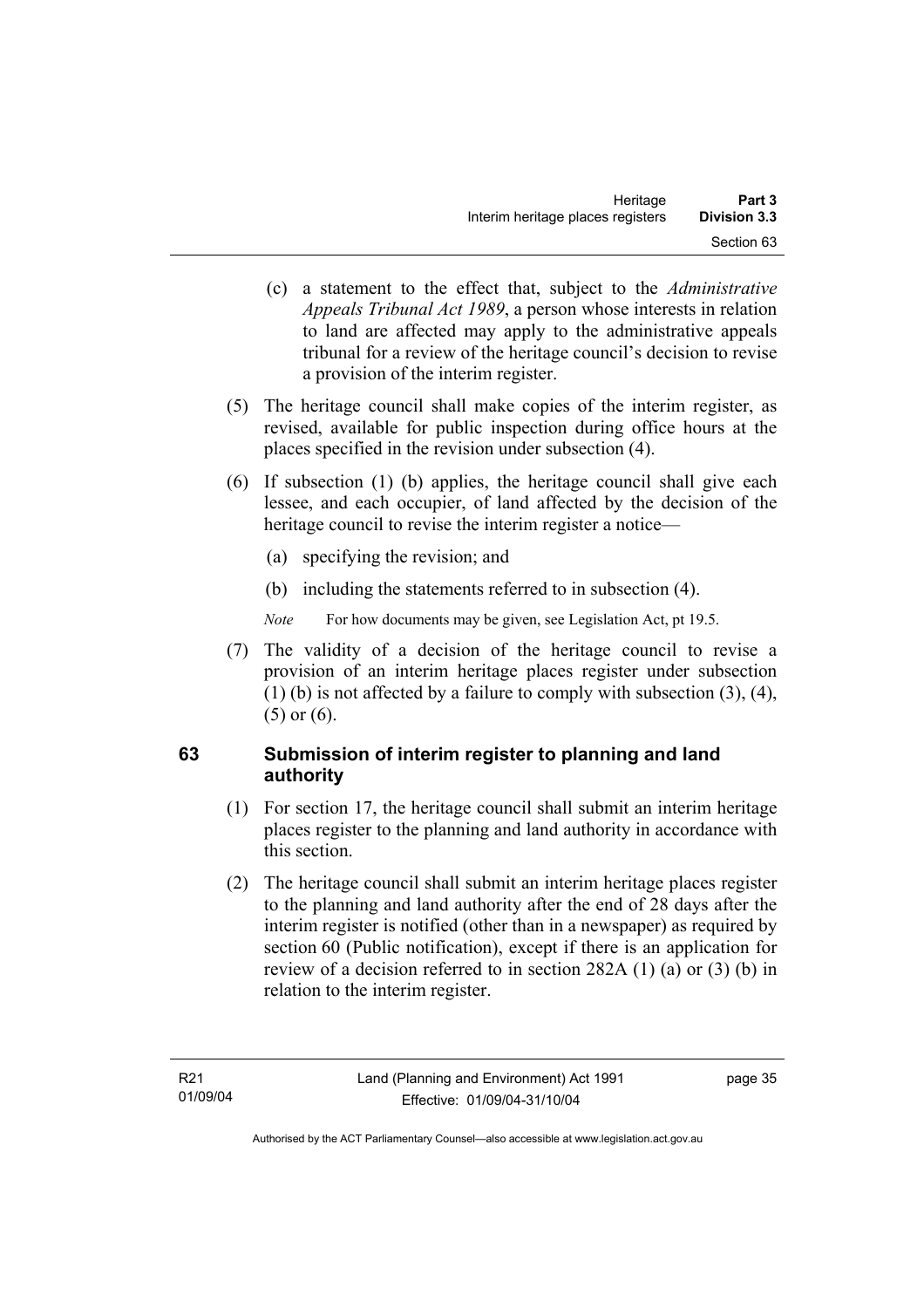(c) a statement to the effect that, subject to the *Administrative Appeals Tribunal Act 1989*, a person whose interests in relation to land are affected may apply to the administrative appeals tribunal for a review of the heritage council's decision to revise a provision of the interim register.

(5) The heritage council shall make copies of the interim register, as revised, available for public inspection during office hours at the places specified in the revision under subsection (4).

(6) If subsection (1) (b) applies, the heritage council shall give each lessee, and each occupier, of land affected by the decision of the heritage council to revise the interim register a notice—

(a) specifying the revision; and

(b) including the statements referred to in subsection (4).

*Note* For how documents may be given, see Legislation Act, pt 19.5.

(7) The validity of a decision of the heritage council to revise a provision of an interim heritage places register under subsection (1) (b) is not affected by a failure to comply with subsection (3), (4), (5) or (6).

## 63 Submission of interim register to planning and land authority

(1) For section 17, the heritage council shall submit an interim heritage places register to the planning and land authority in accordance with this section.

(2) The heritage council shall submit an interim heritage places register to the planning and land authority after the end of 28 days after the interim register is notified (other than in a newspaper) as required by section 60 (Public notification), except if there is an application for review of a decision referred to in section 282A (1) (a) or (3) (b) in relation to the interim register.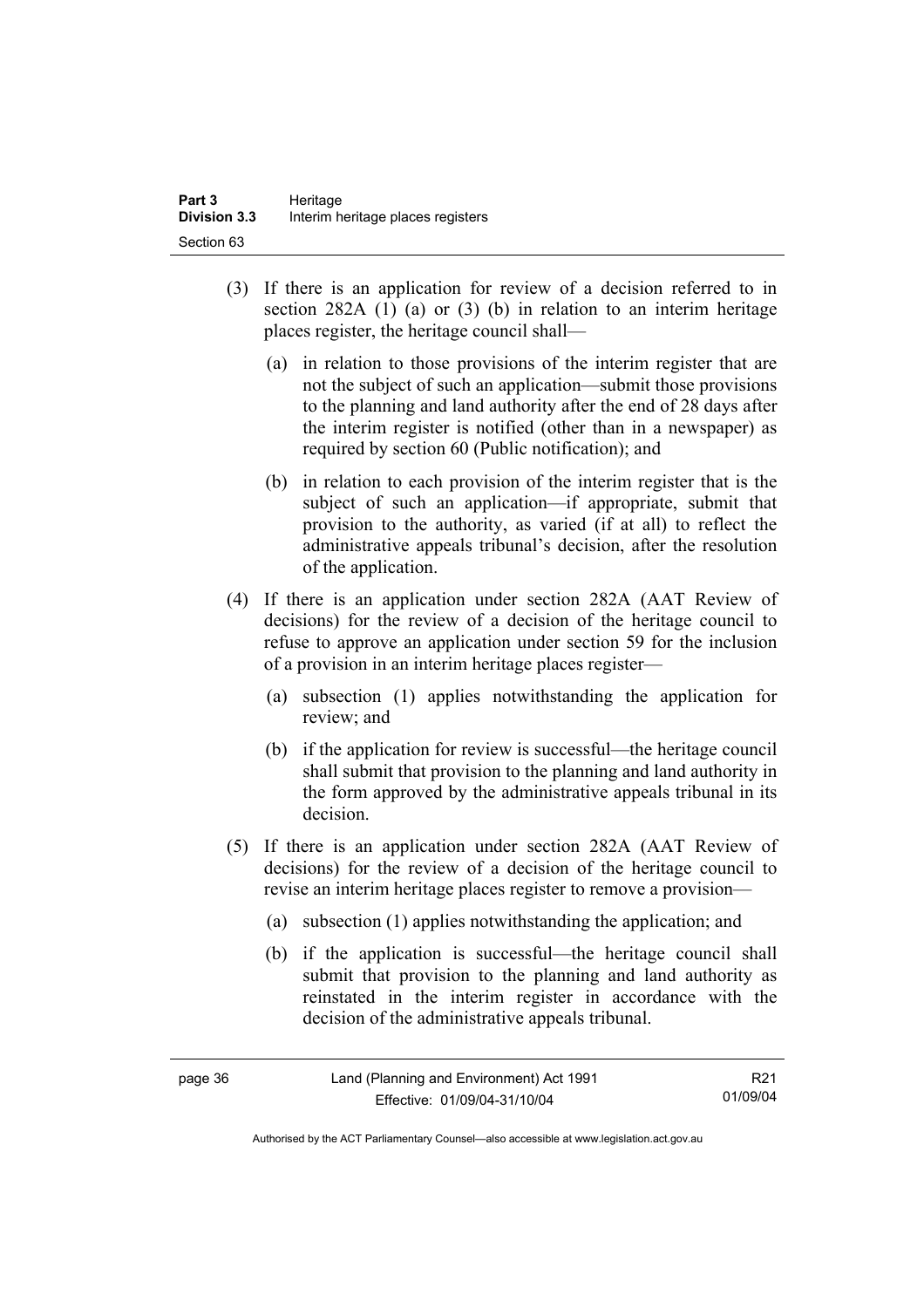(3) If there is an application for review of a decision referred to in section 282A (1) (a) or (3) (b) in relation to an interim heritage places register, the heritage council shall—

  (a) in relation to those provisions of the interim register that are not the subject of such an application—submit those provisions to the planning and land authority after the end of 28 days after the interim register is notified (other than in a newspaper) as required by section 60 (Public notification); and

  (b) in relation to each provision of the interim register that is the subject of such an application—if appropriate, submit that provision to the authority, as varied (if at all) to reflect the administrative appeals tribunal's decision, after the resolution of the application.

(4) If there is an application under section 282A (AAT Review of decisions) for the review of a decision of the heritage council to refuse to approve an application under section 59 for the inclusion of a provision in an interim heritage places register—

  (a) subsection (1) applies notwithstanding the application for review; and

  (b) if the application for review is successful—the heritage council shall submit that provision to the planning and land authority in the form approved by the administrative appeals tribunal in its decision.

(5) If there is an application under section 282A (AAT Review of decisions) for the review of a decision of the heritage council to revise an interim heritage places register to remove a provision—

  (a) subsection (1) applies notwithstanding the application; and

  (b) if the application is successful—the heritage council shall submit that provision to the planning and land authority as reinstated in the interim register in accordance with the decision of the administrative appeals tribunal.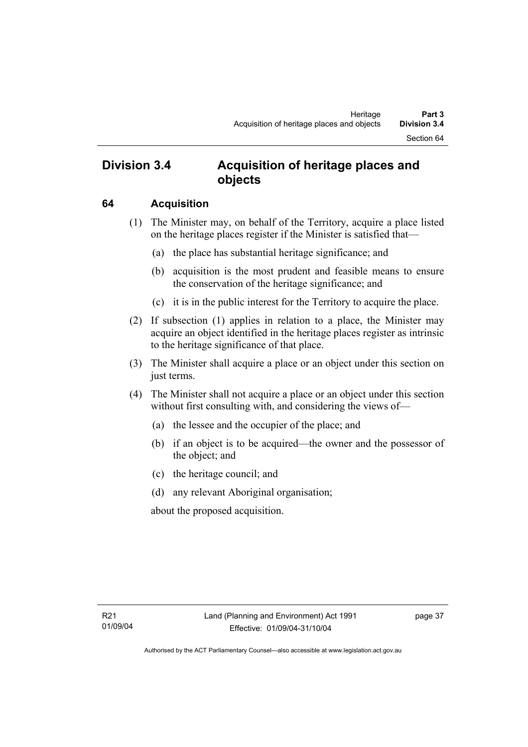## Division 3.4 Acquisition of heritage places and objects

### 64 Acquisition

(1) The Minister may, on behalf of the Territory, acquire a place listed on the heritage places register if the Minister is satisfied that—

(a) the place has substantial heritage significance; and

(b) acquisition is the most prudent and feasible means to ensure the conservation of the heritage significance; and

(c) it is in the public interest for the Territory to acquire the place.

(2) If subsection (1) applies in relation to a place, the Minister may acquire an object identified in the heritage places register as intrinsic to the heritage significance of that place.

(3) The Minister shall acquire a place or an object under this section on just terms.

(4) The Minister shall not acquire a place or an object under this section without first consulting with, and considering the views of—

(a) the lessee and the occupier of the place; and

(b) if an object is to be acquired—the owner and the possessor of the object; and

(c) the heritage council; and

(d) any relevant Aboriginal organisation;

about the proposed acquisition.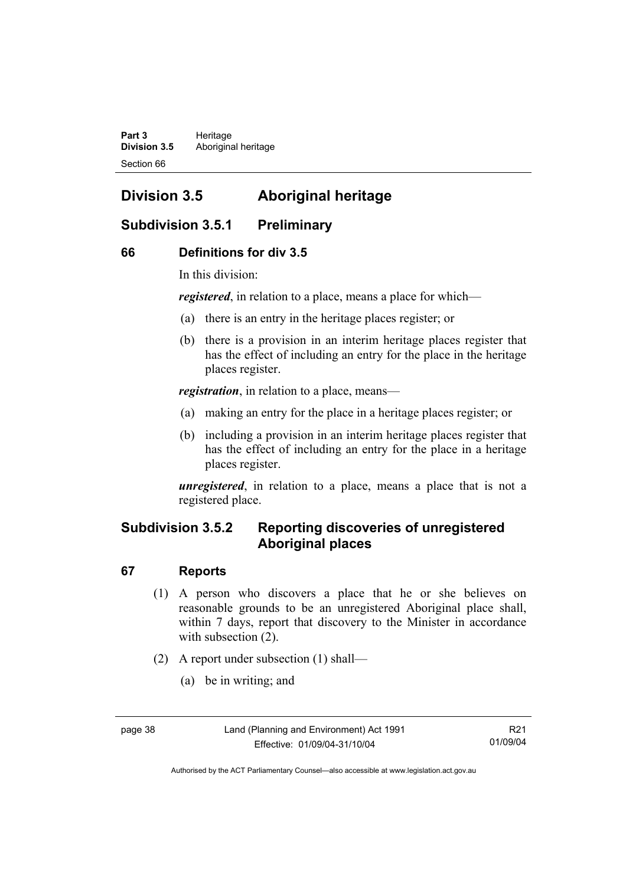## Division 3.5 Aboriginal heritage

### Subdivision 3.5.1 Preliminary

#### 66 Definitions for div 3.5

In this division:

***registered***, in relation to a place, means a place for which—

(a) there is an entry in the heritage places register; or

(b) there is a provision in an interim heritage places register that has the effect of including an entry for the place in the heritage places register.

***registration***, in relation to a place, means—

(a) making an entry for the place in a heritage places register; or

(b) including a provision in an interim heritage places register that has the effect of including an entry for the place in a heritage places register.

***unregistered***, in relation to a place, means a place that is not a registered place.

### Subdivision 3.5.2 Reporting discoveries of unregistered Aboriginal places

#### 67 Reports

(1) A person who discovers a place that he or she believes on reasonable grounds to be an unregistered Aboriginal place shall, within 7 days, report that discovery to the Minister in accordance with subsection (2).

(2) A report under subsection (1) shall—

(a) be in writing; and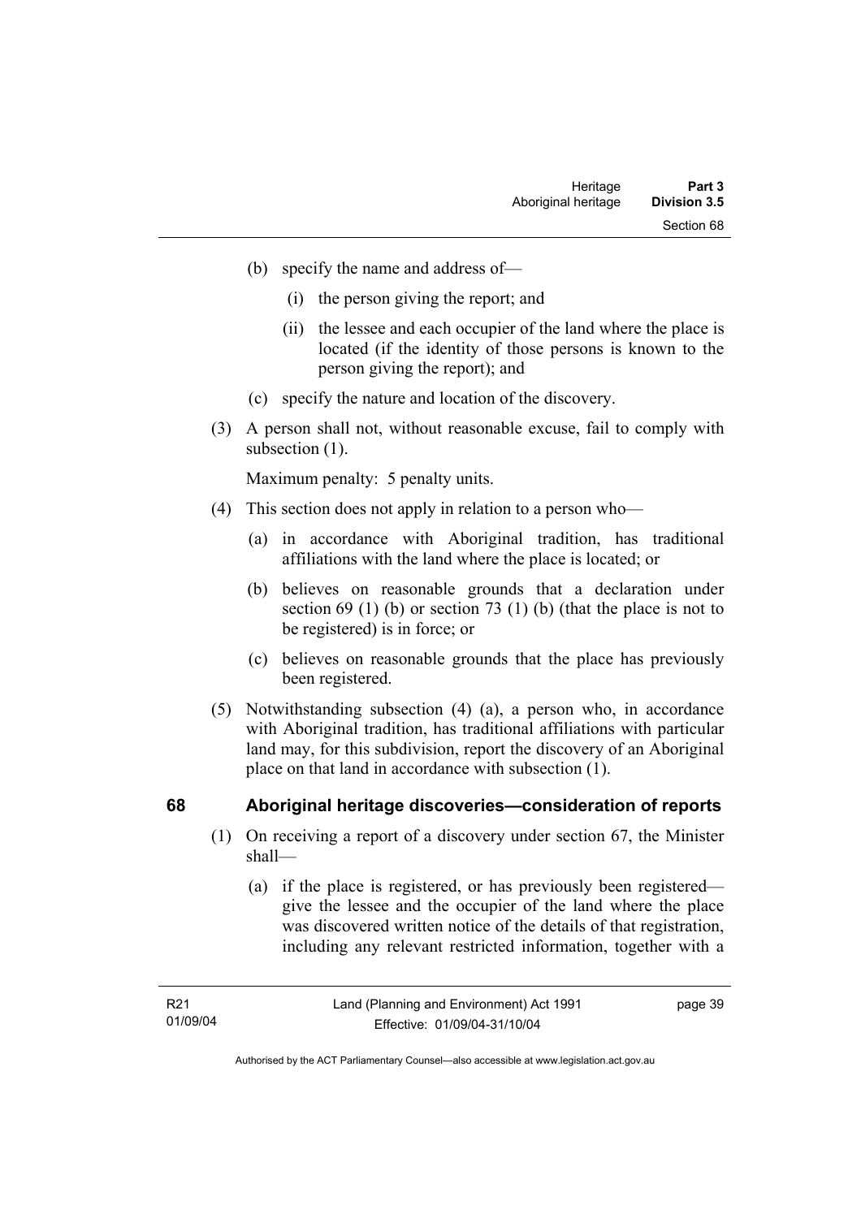(b) specify the name and address of—

  (i) the person giving the report; and

  (ii) the lessee and each occupier of the land where the place is located (if the identity of those persons is known to the person giving the report); and

(c) specify the nature and location of the discovery.

(3) A person shall not, without reasonable excuse, fail to comply with subsection (1).

Maximum penalty: 5 penalty units.

(4) This section does not apply in relation to a person who—

  (a) in accordance with Aboriginal tradition, has traditional affiliations with the land where the place is located; or

  (b) believes on reasonable grounds that a declaration under section 69 (1) (b) or section 73 (1) (b) (that the place is not to be registered) is in force; or

  (c) believes on reasonable grounds that the place has previously been registered.

(5) Notwithstanding subsection (4) (a), a person who, in accordance with Aboriginal tradition, has traditional affiliations with particular land may, for this subdivision, report the discovery of an Aboriginal place on that land in accordance with subsection (1).

## 68 Aboriginal heritage discoveries—consideration of reports

(1) On receiving a report of a discovery under section 67, the Minister shall—

  (a) if the place is registered, or has previously been registered—give the lessee and the occupier of the land where the place was discovered written notice of the details of that registration, including any relevant restricted information, together with a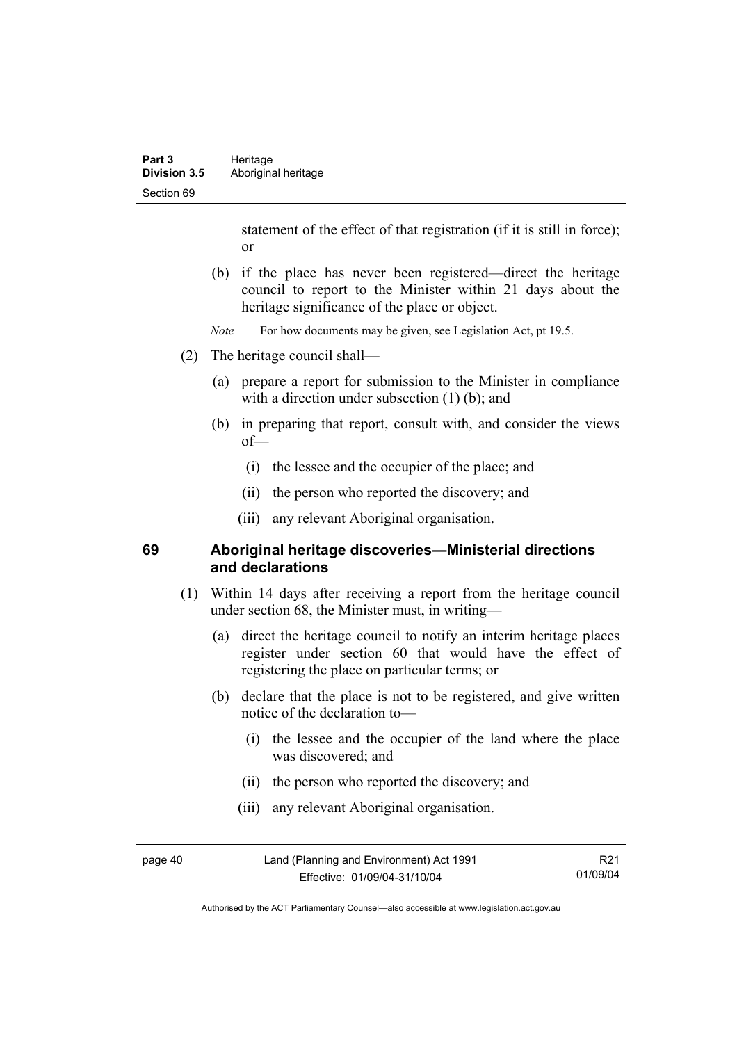statement of the effect of that registration (if it is still in force); or

(b) if the place has never been registered—direct the heritage council to report to the Minister within 21 days about the heritage significance of the place or object.

*Note* For how documents may be given, see Legislation Act, pt 19.5.

(2) The heritage council shall—

(a) prepare a report for submission to the Minister in compliance with a direction under subsection (1) (b); and

(b) in preparing that report, consult with, and consider the views of—

(i) the lessee and the occupier of the place; and

(ii) the person who reported the discovery; and

(iii) any relevant Aboriginal organisation.

## 69 Aboriginal heritage discoveries—Ministerial directions and declarations

(1) Within 14 days after receiving a report from the heritage council under section 68, the Minister must, in writing—

(a) direct the heritage council to notify an interim heritage places register under section 60 that would have the effect of registering the place on particular terms; or

(b) declare that the place is not to be registered, and give written notice of the declaration to—

(i) the lessee and the occupier of the land where the place was discovered; and

(ii) the person who reported the discovery; and

(iii) any relevant Aboriginal organisation.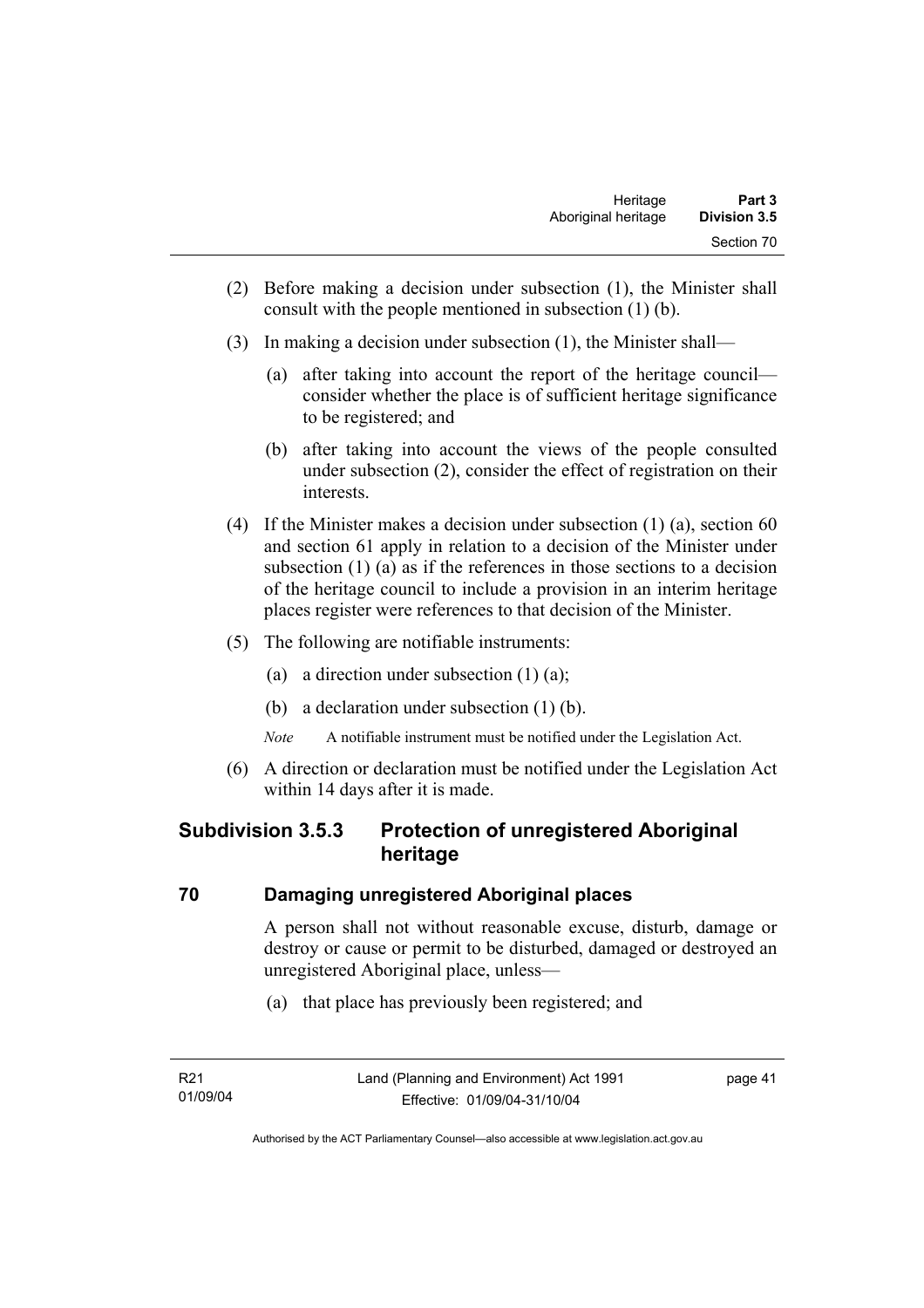(2) Before making a decision under subsection (1), the Minister shall consult with the people mentioned in subsection (1) (b).

(3) In making a decision under subsection (1), the Minister shall—

(a) after taking into account the report of the heritage council—consider whether the place is of sufficient heritage significance to be registered; and

(b) after taking into account the views of the people consulted under subsection (2), consider the effect of registration on their interests.

(4) If the Minister makes a decision under subsection (1) (a), section 60 and section 61 apply in relation to a decision of the Minister under subsection (1) (a) as if the references in those sections to a decision of the heritage council to include a provision in an interim heritage places register were references to that decision of the Minister.

(5) The following are notifiable instruments:

(a) a direction under subsection (1) (a);

(b) a declaration under subsection (1) (b).

*Note* A notifiable instrument must be notified under the Legislation Act.

(6) A direction or declaration must be notified under the Legislation Act within 14 days after it is made.

## Subdivision 3.5.3 Protection of unregistered Aboriginal heritage

### 70 Damaging unregistered Aboriginal places

A person shall not without reasonable excuse, disturb, damage or destroy or cause or permit to be disturbed, damaged or destroyed an unregistered Aboriginal place, unless—

(a) that place has previously been registered; and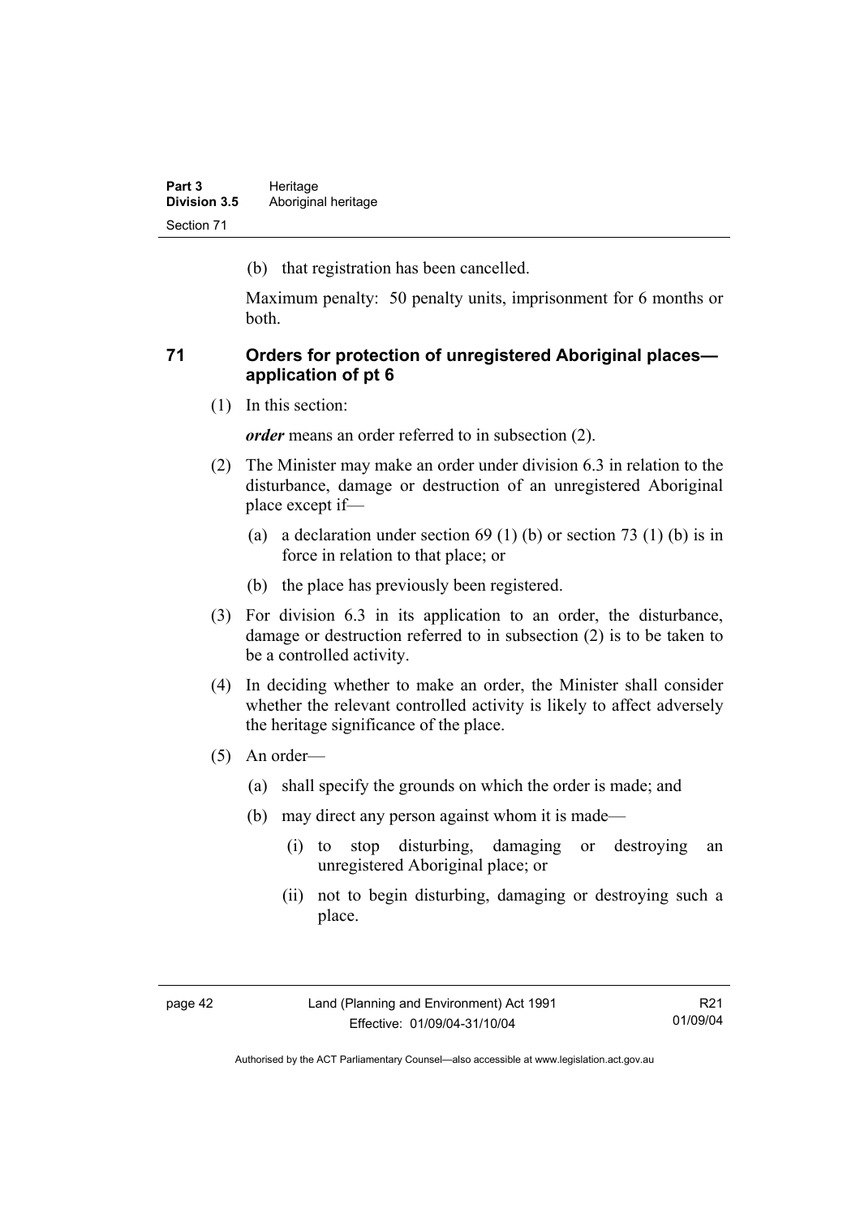(b) that registration has been cancelled.

Maximum penalty: 50 penalty units, imprisonment for 6 months or both.

### 71 Orders for protection of unregistered Aboriginal places—application of pt 6

(1) In this section:

***order*** means an order referred to in subsection (2).

(2) The Minister may make an order under division 6.3 in relation to the disturbance, damage or destruction of an unregistered Aboriginal place except if—

(a) a declaration under section 69 (1) (b) or section 73 (1) (b) is in force in relation to that place; or

(b) the place has previously been registered.

(3) For division 6.3 in its application to an order, the disturbance, damage or destruction referred to in subsection (2) is to be taken to be a controlled activity.

(4) In deciding whether to make an order, the Minister shall consider whether the relevant controlled activity is likely to affect adversely the heritage significance of the place.

(5) An order—

(a) shall specify the grounds on which the order is made; and

(b) may direct any person against whom it is made—

(i) to stop disturbing, damaging or destroying an unregistered Aboriginal place; or

(ii) not to begin disturbing, damaging or destroying such a place.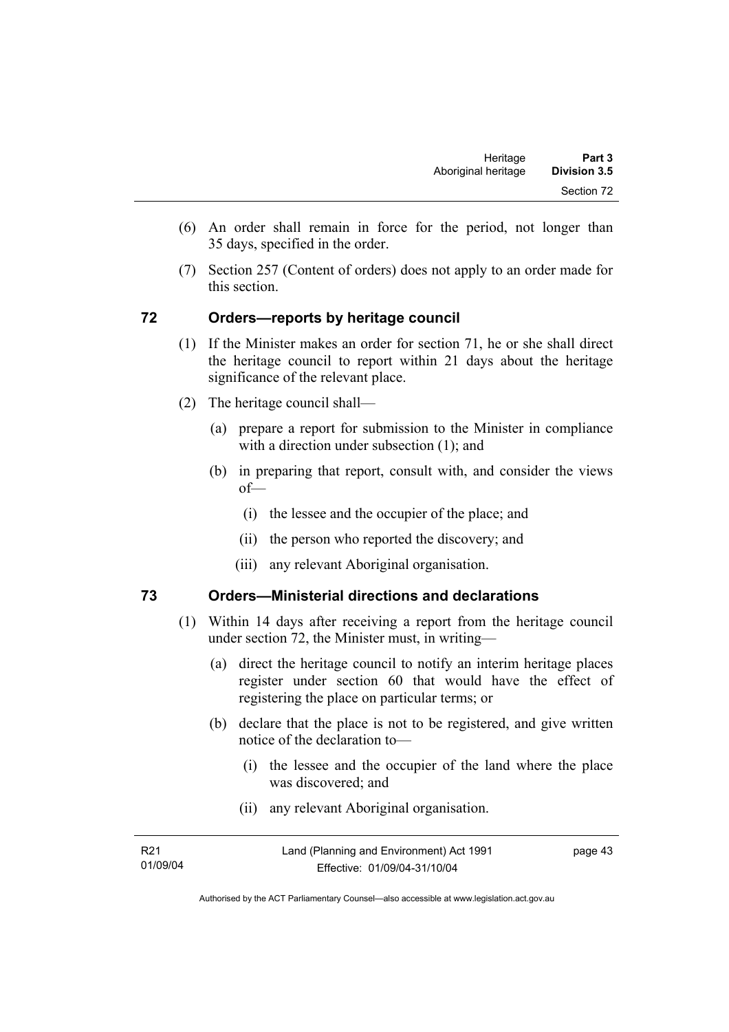(6) An order shall remain in force for the period, not longer than 35 days, specified in the order.

(7) Section 257 (Content of orders) does not apply to an order made for this section.

## 72 Orders—reports by heritage council

(1) If the Minister makes an order for section 71, he or she shall direct the heritage council to report within 21 days about the heritage significance of the relevant place.

(2) The heritage council shall—

(a) prepare a report for submission to the Minister in compliance with a direction under subsection (1); and

(b) in preparing that report, consult with, and consider the views of—

(i) the lessee and the occupier of the place; and

(ii) the person who reported the discovery; and

(iii) any relevant Aboriginal organisation.

## 73 Orders—Ministerial directions and declarations

(1) Within 14 days after receiving a report from the heritage council under section 72, the Minister must, in writing—

(a) direct the heritage council to notify an interim heritage places register under section 60 that would have the effect of registering the place on particular terms; or

(b) declare that the place is not to be registered, and give written notice of the declaration to—

(i) the lessee and the occupier of the land where the place was discovered; and

(ii) any relevant Aboriginal organisation.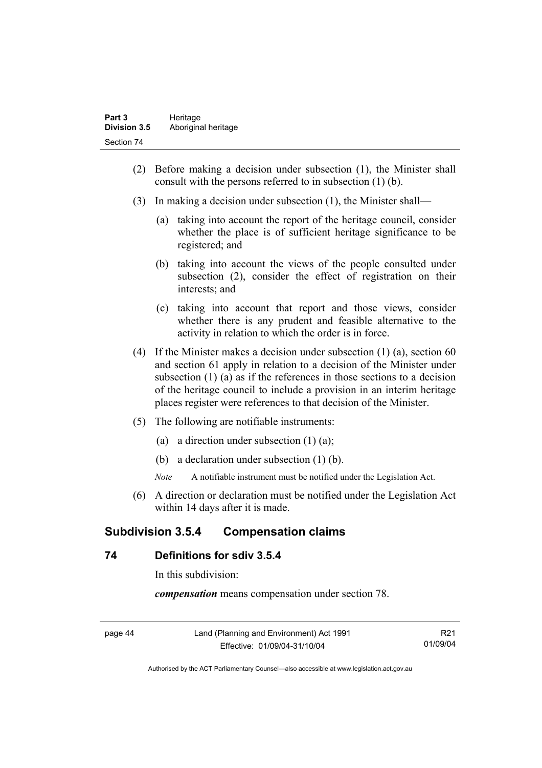(2) Before making a decision under subsection (1), the Minister shall consult with the persons referred to in subsection (1) (b).

(3) In making a decision under subsection (1), the Minister shall—

(a) taking into account the report of the heritage council, consider whether the place is of sufficient heritage significance to be registered; and

(b) taking into account the views of the people consulted under subsection (2), consider the effect of registration on their interests; and

(c) taking into account that report and those views, consider whether there is any prudent and feasible alternative to the activity in relation to which the order is in force.

(4) If the Minister makes a decision under subsection (1) (a), section 60 and section 61 apply in relation to a decision of the Minister under subsection (1) (a) as if the references in those sections to a decision of the heritage council to include a provision in an interim heritage places register were references to that decision of the Minister.

(5) The following are notifiable instruments:

(a) a direction under subsection (1) (a);

(b) a declaration under subsection (1) (b).

*Note* A notifiable instrument must be notified under the Legislation Act.

(6) A direction or declaration must be notified under the Legislation Act within 14 days after it is made.

## Subdivision 3.5.4 Compensation claims

### 74 Definitions for sdiv 3.5.4

In this subdivision:

***compensation*** means compensation under section 78.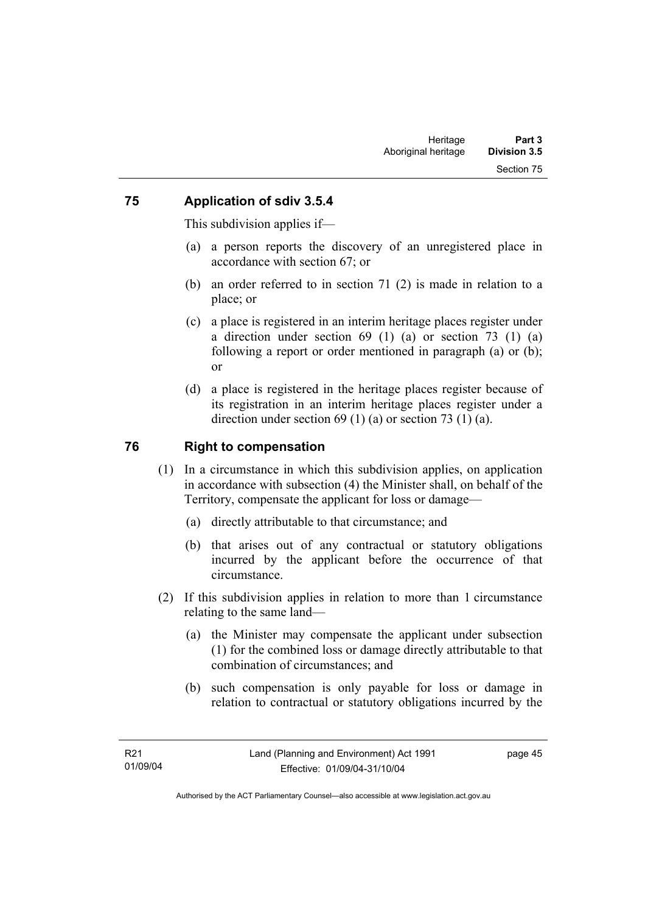## 75 Application of sdiv 3.5.4

This subdivision applies if—

(a) a person reports the discovery of an unregistered place in accordance with section 67; or

(b) an order referred to in section 71 (2) is made in relation to a place; or

(c) a place is registered in an interim heritage places register under a direction under section 69 (1) (a) or section 73 (1) (a) following a report or order mentioned in paragraph (a) or (b); or

(d) a place is registered in the heritage places register because of its registration in an interim heritage places register under a direction under section 69 (1) (a) or section 73 (1) (a).

## 76 Right to compensation

(1) In a circumstance in which this subdivision applies, on application in accordance with subsection (4) the Minister shall, on behalf of the Territory, compensate the applicant for loss or damage—

(a) directly attributable to that circumstance; and

(b) that arises out of any contractual or statutory obligations incurred by the applicant before the occurrence of that circumstance.

(2) If this subdivision applies in relation to more than 1 circumstance relating to the same land—

(a) the Minister may compensate the applicant under subsection (1) for the combined loss or damage directly attributable to that combination of circumstances; and

(b) such compensation is only payable for loss or damage in relation to contractual or statutory obligations incurred by the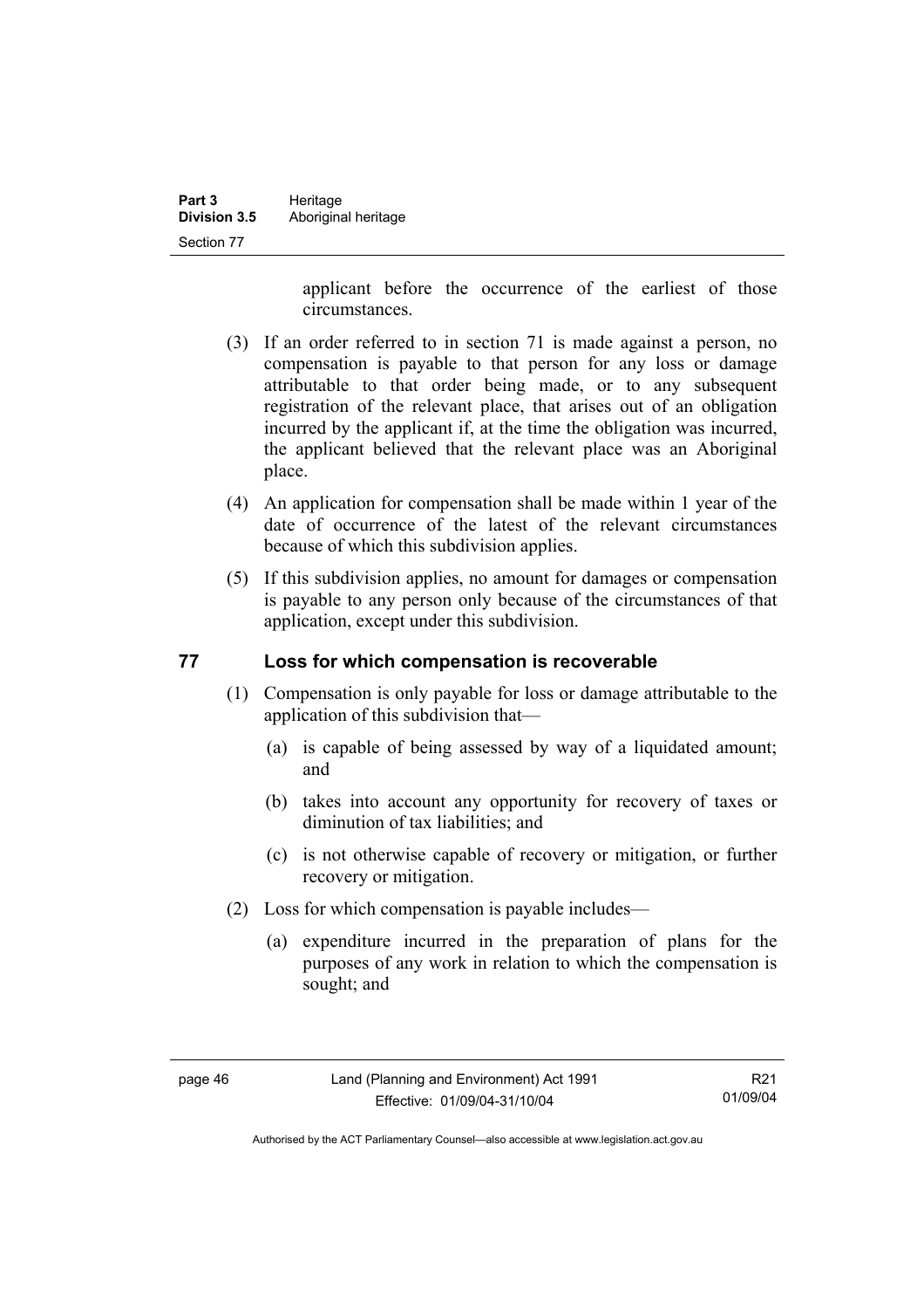applicant before the occurrence of the earliest of those circumstances.

(3) If an order referred to in section 71 is made against a person, no compensation is payable to that person for any loss or damage attributable to that order being made, or to any subsequent registration of the relevant place, that arises out of an obligation incurred by the applicant if, at the time the obligation was incurred, the applicant believed that the relevant place was an Aboriginal place.

(4) An application for compensation shall be made within 1 year of the date of occurrence of the latest of the relevant circumstances because of which this subdivision applies.

(5) If this subdivision applies, no amount for damages or compensation is payable to any person only because of the circumstances of that application, except under this subdivision.

## 77 Loss for which compensation is recoverable

(1) Compensation is only payable for loss or damage attributable to the application of this subdivision that—

(a) is capable of being assessed by way of a liquidated amount; and

(b) takes into account any opportunity for recovery of taxes or diminution of tax liabilities; and

(c) is not otherwise capable of recovery or mitigation, or further recovery or mitigation.

(2) Loss for which compensation is payable includes—

(a) expenditure incurred in the preparation of plans for the purposes of any work in relation to which the compensation is sought; and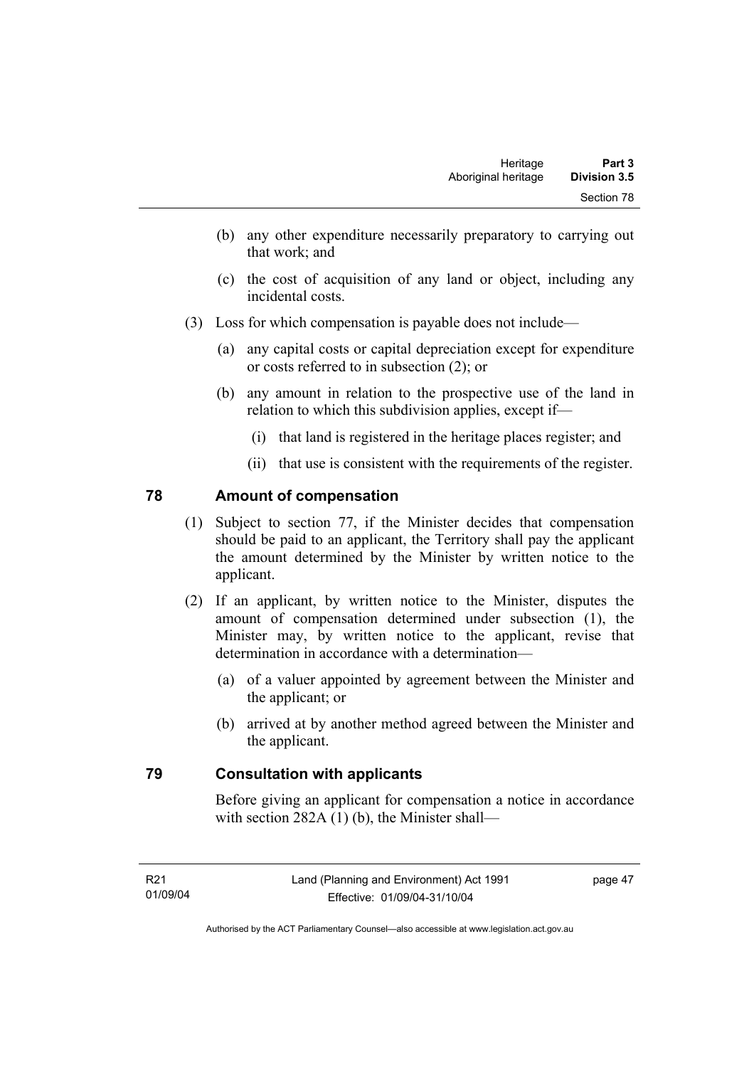(b) any other expenditure necessarily preparatory to carrying out that work; and

(c) the cost of acquisition of any land or object, including any incidental costs.

(3) Loss for which compensation is payable does not include—

(a) any capital costs or capital depreciation except for expenditure or costs referred to in subsection (2); or

(b) any amount in relation to the prospective use of the land in relation to which this subdivision applies, except if—

(i) that land is registered in the heritage places register; and

(ii) that use is consistent with the requirements of the register.

## 78 Amount of compensation

(1) Subject to section 77, if the Minister decides that compensation should be paid to an applicant, the Territory shall pay the applicant the amount determined by the Minister by written notice to the applicant.

(2) If an applicant, by written notice to the Minister, disputes the amount of compensation determined under subsection (1), the Minister may, by written notice to the applicant, revise that determination in accordance with a determination—

(a) of a valuer appointed by agreement between the Minister and the applicant; or

(b) arrived at by another method agreed between the Minister and the applicant.

## 79 Consultation with applicants

Before giving an applicant for compensation a notice in accordance with section 282A (1) (b), the Minister shall—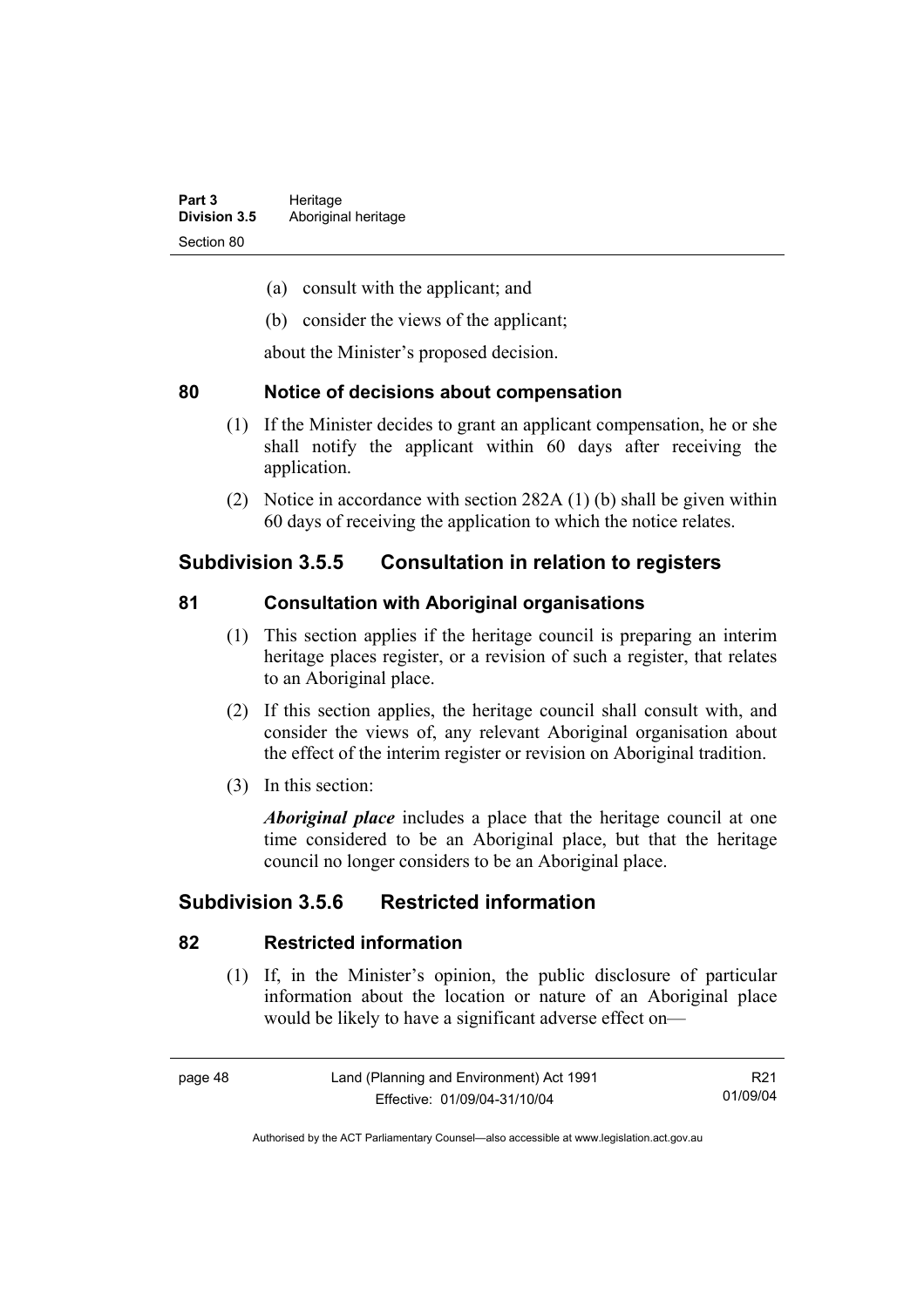(a) consult with the applicant; and

(b) consider the views of the applicant;

about the Minister's proposed decision.

## 80 Notice of decisions about compensation

(1) If the Minister decides to grant an applicant compensation, he or she shall notify the applicant within 60 days after receiving the application.

(2) Notice in accordance with section 282A (1) (b) shall be given within 60 days of receiving the application to which the notice relates.

# Subdivision 3.5.5 Consultation in relation to registers

## 81 Consultation with Aboriginal organisations

(1) This section applies if the heritage council is preparing an interim heritage places register, or a revision of such a register, that relates to an Aboriginal place.

(2) If this section applies, the heritage council shall consult with, and consider the views of, any relevant Aboriginal organisation about the effect of the interim register or revision on Aboriginal tradition.

(3) In this section:

***Aboriginal place*** includes a place that the heritage council at one time considered to be an Aboriginal place, but that the heritage council no longer considers to be an Aboriginal place.

# Subdivision 3.5.6 Restricted information

## 82 Restricted information

(1) If, in the Minister's opinion, the public disclosure of particular information about the location or nature of an Aboriginal place would be likely to have a significant adverse effect on—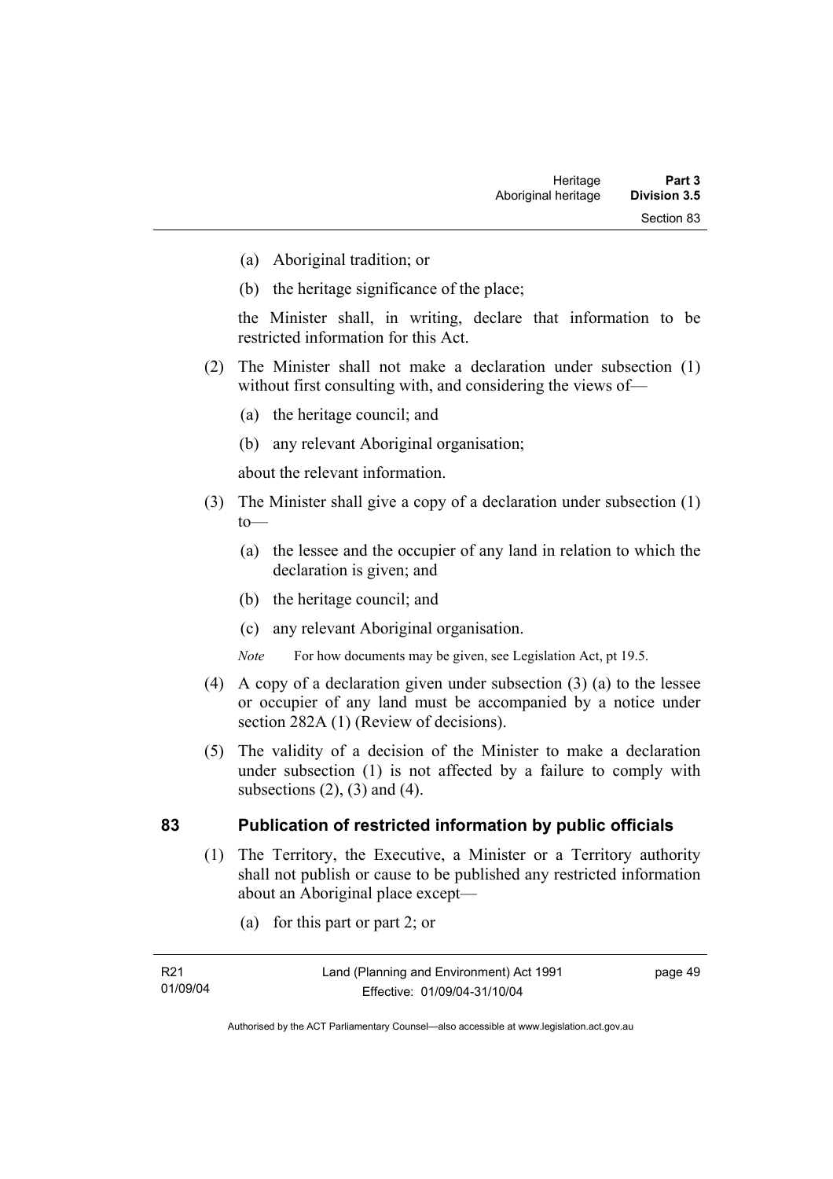(a) Aboriginal tradition; or

(b) the heritage significance of the place;

the Minister shall, in writing, declare that information to be restricted information for this Act.

(2) The Minister shall not make a declaration under subsection (1) without first consulting with, and considering the views of—

(a) the heritage council; and

(b) any relevant Aboriginal organisation;

about the relevant information.

(3) The Minister shall give a copy of a declaration under subsection (1) to—

(a) the lessee and the occupier of any land in relation to which the declaration is given; and

(b) the heritage council; and

(c) any relevant Aboriginal organisation.

*Note* For how documents may be given, see Legislation Act, pt 19.5.

(4) A copy of a declaration given under subsection (3) (a) to the lessee or occupier of any land must be accompanied by a notice under section 282A (1) (Review of decisions).

(5) The validity of a decision of the Minister to make a declaration under subsection (1) is not affected by a failure to comply with subsections (2), (3) and (4).

## 83 Publication of restricted information by public officials

(1) The Territory, the Executive, a Minister or a Territory authority shall not publish or cause to be published any restricted information about an Aboriginal place except—

(a) for this part or part 2; or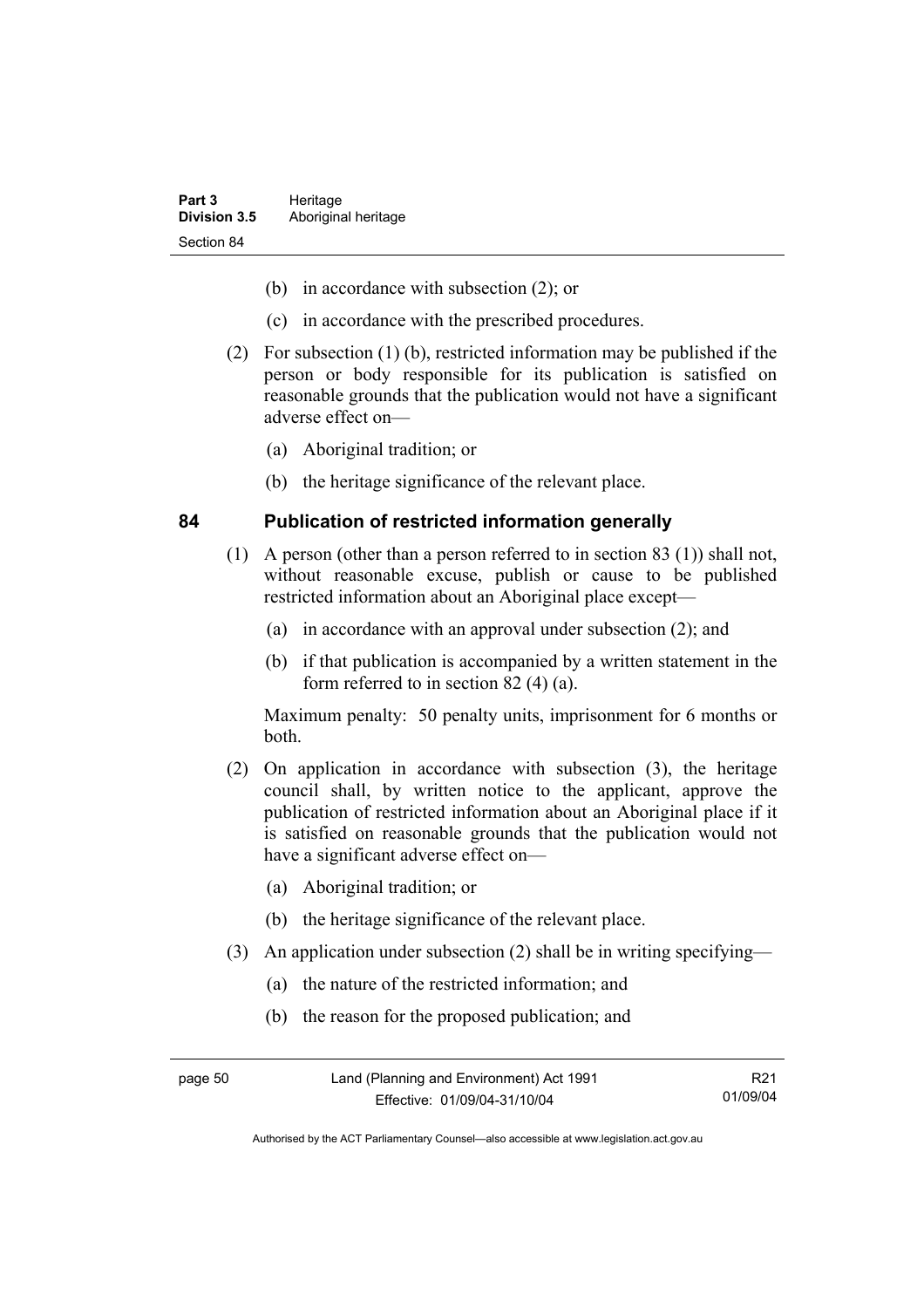(b) in accordance with subsection (2); or

(c) in accordance with the prescribed procedures.

(2) For subsection (1) (b), restricted information may be published if the person or body responsible for its publication is satisfied on reasonable grounds that the publication would not have a significant adverse effect on—

(a) Aboriginal tradition; or

(b) the heritage significance of the relevant place.

## 84 Publication of restricted information generally

(1) A person (other than a person referred to in section 83 (1)) shall not, without reasonable excuse, publish or cause to be published restricted information about an Aboriginal place except—

(a) in accordance with an approval under subsection (2); and

(b) if that publication is accompanied by a written statement in the form referred to in section 82 (4) (a).

Maximum penalty: 50 penalty units, imprisonment for 6 months or both.

(2) On application in accordance with subsection (3), the heritage council shall, by written notice to the applicant, approve the publication of restricted information about an Aboriginal place if it is satisfied on reasonable grounds that the publication would not have a significant adverse effect on—

(a) Aboriginal tradition; or

(b) the heritage significance of the relevant place.

(3) An application under subsection (2) shall be in writing specifying—

(a) the nature of the restricted information; and

(b) the reason for the proposed publication; and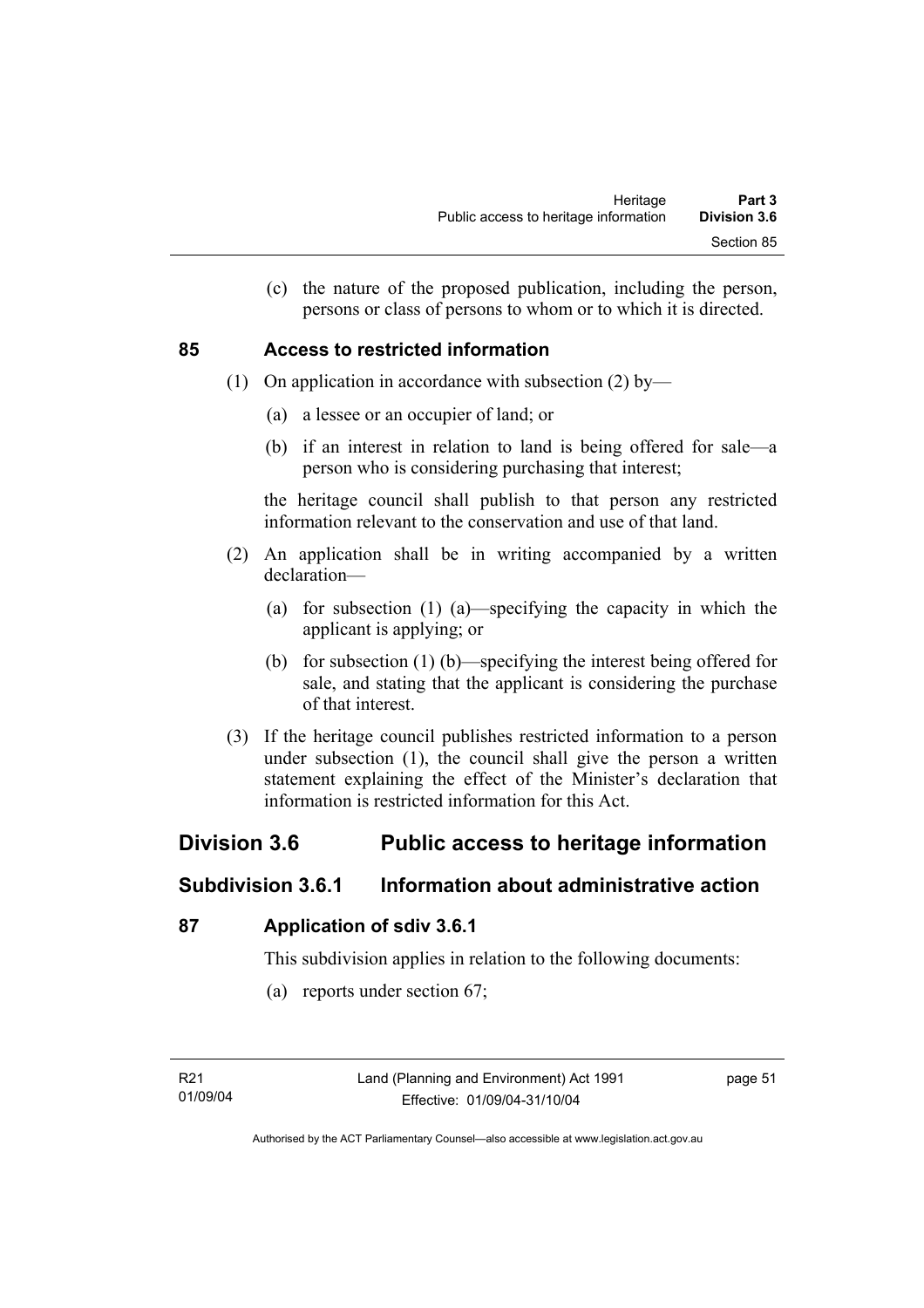(c) the nature of the proposed publication, including the person, persons or class of persons to whom or to which it is directed.

### 85 Access to restricted information

(1) On application in accordance with subsection (2) by—

(a) a lessee or an occupier of land; or

(b) if an interest in relation to land is being offered for sale—a person who is considering purchasing that interest;

the heritage council shall publish to that person any restricted information relevant to the conservation and use of that land.

(2) An application shall be in writing accompanied by a written declaration—

(a) for subsection (1) (a)—specifying the capacity in which the applicant is applying; or

(b) for subsection (1) (b)—specifying the interest being offered for sale, and stating that the applicant is considering the purchase of that interest.

(3) If the heritage council publishes restricted information to a person under subsection (1), the council shall give the person a written statement explaining the effect of the Minister's declaration that information is restricted information for this Act.

# Division 3.6 Public access to heritage information

## Subdivision 3.6.1 Information about administrative action

### 87 Application of sdiv 3.6.1

This subdivision applies in relation to the following documents:

(a) reports under section 67;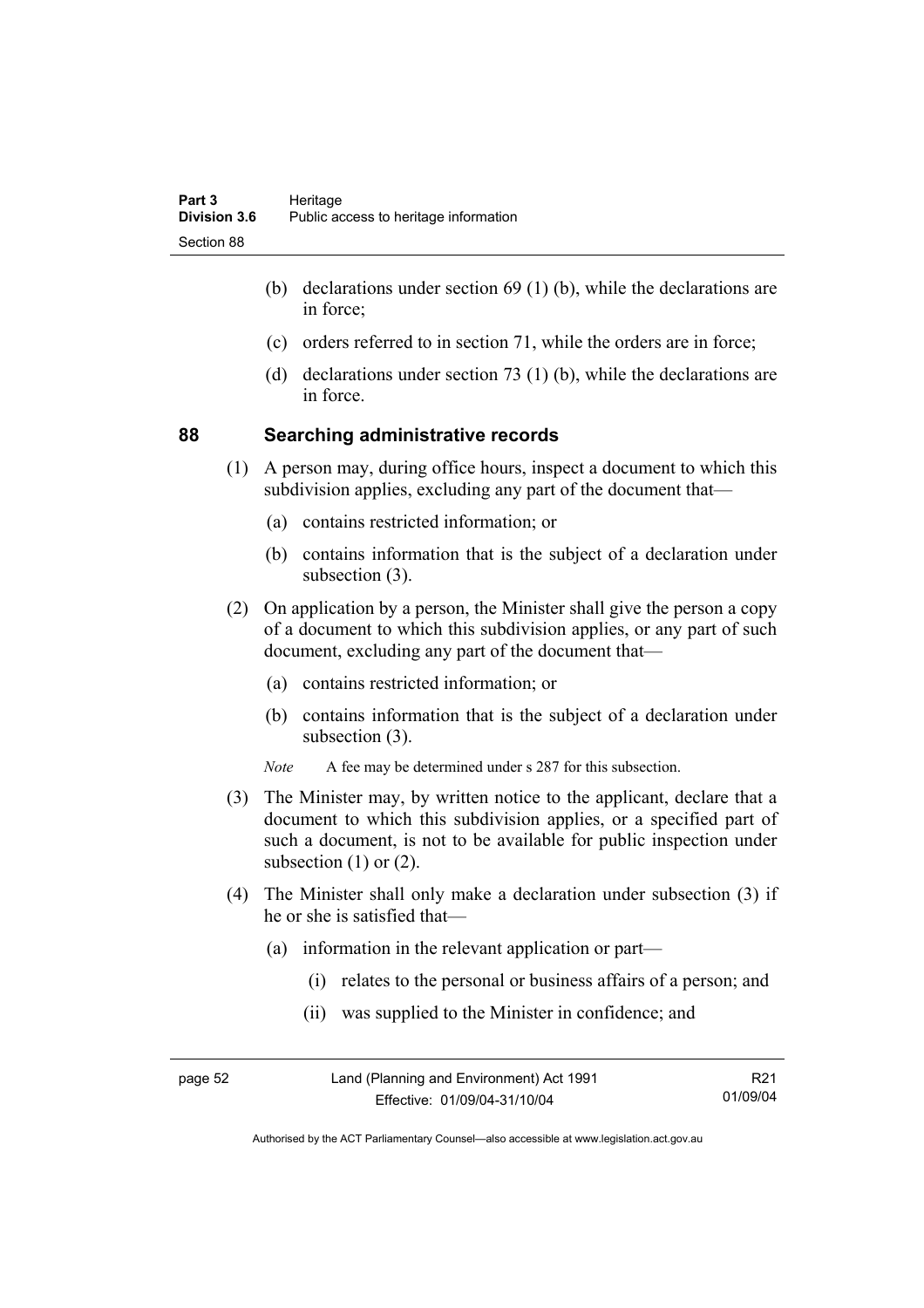(b) declarations under section 69 (1) (b), while the declarations are in force;

(c) orders referred to in section 71, while the orders are in force;

(d) declarations under section 73 (1) (b), while the declarations are in force.

## 88 Searching administrative records

(1) A person may, during office hours, inspect a document to which this subdivision applies, excluding any part of the document that—

(a) contains restricted information; or

(b) contains information that is the subject of a declaration under subsection (3).

(2) On application by a person, the Minister shall give the person a copy of a document to which this subdivision applies, or any part of such document, excluding any part of the document that—

(a) contains restricted information; or

(b) contains information that is the subject of a declaration under subsection (3).

*Note* A fee may be determined under s 287 for this subsection.

(3) The Minister may, by written notice to the applicant, declare that a document to which this subdivision applies, or a specified part of such a document, is not to be available for public inspection under subsection (1) or (2).

(4) The Minister shall only make a declaration under subsection (3) if he or she is satisfied that—

(a) information in the relevant application or part—

(i) relates to the personal or business affairs of a person; and

(ii) was supplied to the Minister in confidence; and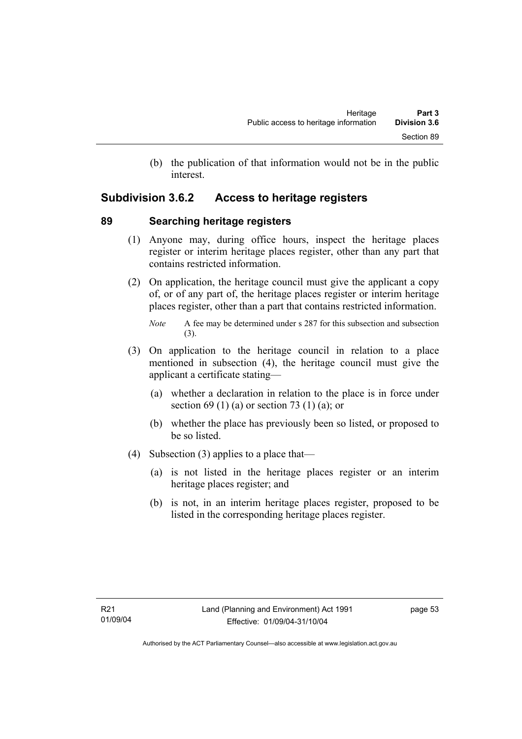(b) the publication of that information would not be in the public interest.

## Subdivision 3.6.2 Access to heritage registers

### 89 Searching heritage registers

(1) Anyone may, during office hours, inspect the heritage places register or interim heritage places register, other than any part that contains restricted information.

(2) On application, the heritage council must give the applicant a copy of, or of any part of, the heritage places register or interim heritage places register, other than a part that contains restricted information.

*Note* A fee may be determined under s 287 for this subsection and subsection (3).

(3) On application to the heritage council in relation to a place mentioned in subsection (4), the heritage council must give the applicant a certificate stating—

(a) whether a declaration in relation to the place is in force under section 69 (1) (a) or section 73 (1) (a); or

(b) whether the place has previously been so listed, or proposed to be so listed.

(4) Subsection (3) applies to a place that—

(a) is not listed in the heritage places register or an interim heritage places register; and

(b) is not, in an interim heritage places register, proposed to be listed in the corresponding heritage places register.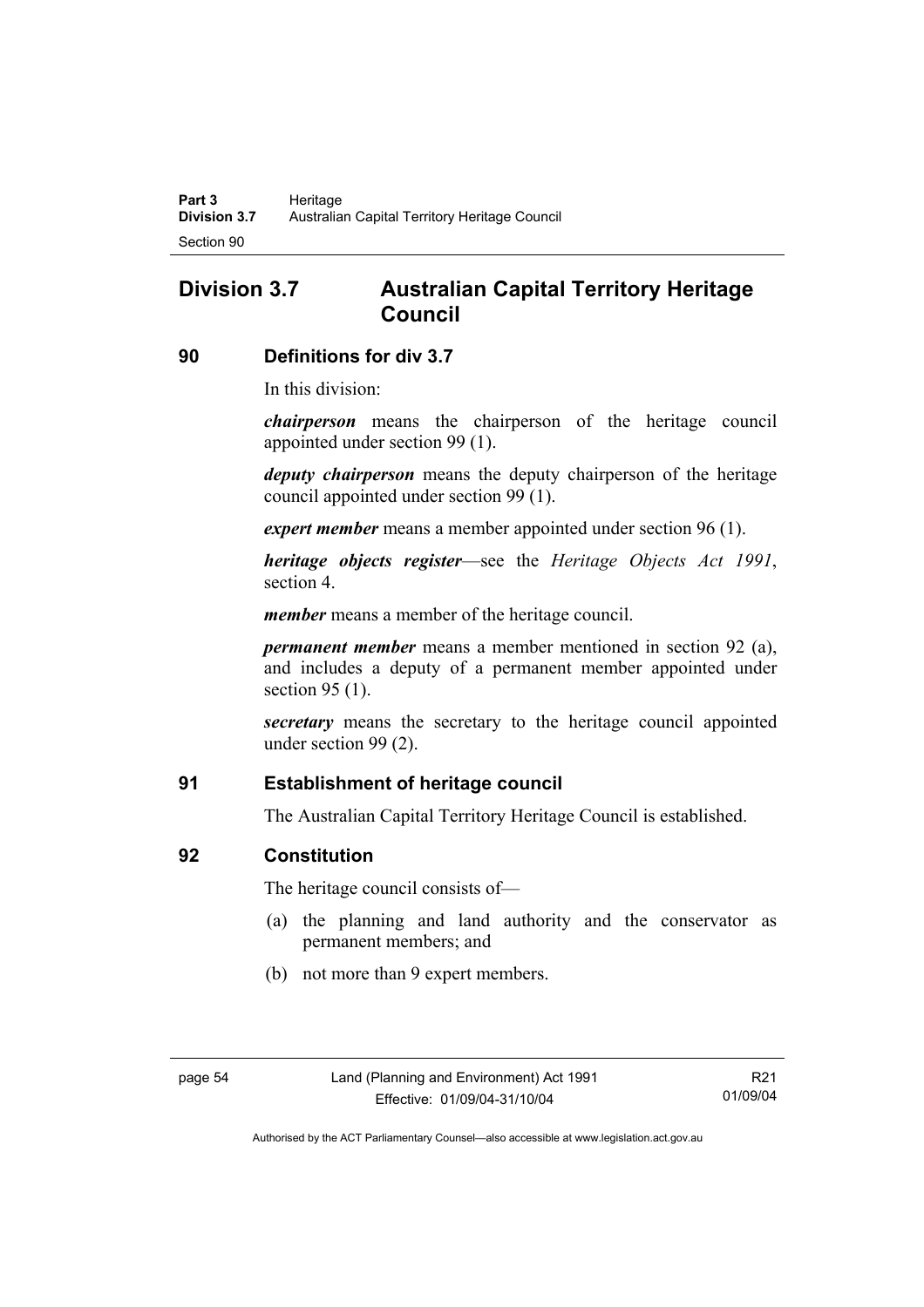## Division 3.7 Australian Capital Territory Heritage Council

### 90 Definitions for div 3.7

In this division:

***chairperson*** means the chairperson of the heritage council appointed under section 99 (1).

***deputy chairperson*** means the deputy chairperson of the heritage council appointed under section 99 (1).

***expert member*** means a member appointed under section 96 (1).

***heritage objects register***—see the *Heritage Objects Act 1991*, section 4.

***member*** means a member of the heritage council.

***permanent member*** means a member mentioned in section 92 (a), and includes a deputy of a permanent member appointed under section 95 (1).

***secretary*** means the secretary to the heritage council appointed under section 99 (2).

### 91 Establishment of heritage council

The Australian Capital Territory Heritage Council is established.

### 92 Constitution

The heritage council consists of—

(a) the planning and land authority and the conservator as permanent members; and

(b) not more than 9 expert members.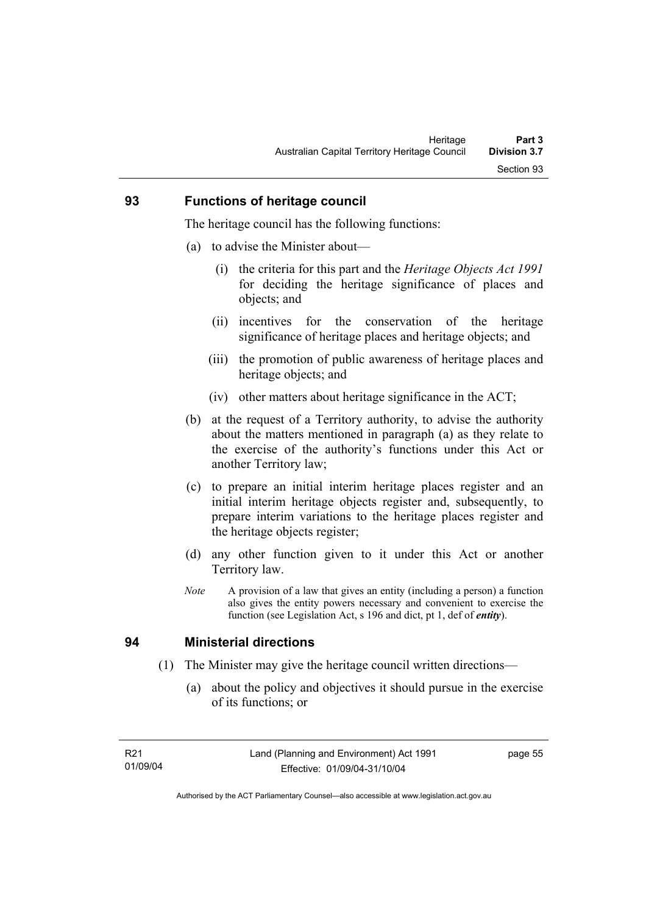## 93 Functions of heritage council

The heritage council has the following functions:

(a) to advise the Minister about—

  (i) the criteria for this part and the *Heritage Objects Act 1991* for deciding the heritage significance of places and objects; and

  (ii) incentives for the conservation of the heritage significance of heritage places and heritage objects; and

  (iii) the promotion of public awareness of heritage places and heritage objects; and

  (iv) other matters about heritage significance in the ACT;

(b) at the request of a Territory authority, to advise the authority about the matters mentioned in paragraph (a) as they relate to the exercise of the authority's functions under this Act or another Territory law;

(c) to prepare an initial interim heritage places register and an initial interim heritage objects register and, subsequently, to prepare interim variations to the heritage places register and the heritage objects register;

(d) any other function given to it under this Act or another Territory law.

*Note* A provision of a law that gives an entity (including a person) a function also gives the entity powers necessary and convenient to exercise the function (see Legislation Act, s 196 and dict, pt 1, def of ***entity***).

## 94 Ministerial directions

(1) The Minister may give the heritage council written directions—

  (a) about the policy and objectives it should pursue in the exercise of its functions; or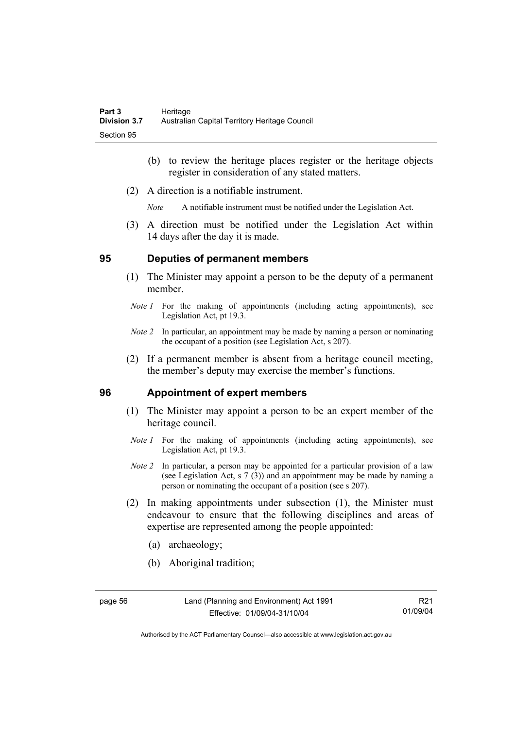(b) to review the heritage places register or the heritage objects register in consideration of any stated matters.

(2) A direction is a notifiable instrument.

*Note* A notifiable instrument must be notified under the Legislation Act.

(3) A direction must be notified under the Legislation Act within 14 days after the day it is made.

## 95 Deputies of permanent members

(1) The Minister may appoint a person to be the deputy of a permanent member.

*Note 1* For the making of appointments (including acting appointments), see Legislation Act, pt 19.3.

*Note 2* In particular, an appointment may be made by naming a person or nominating the occupant of a position (see Legislation Act, s 207).

(2) If a permanent member is absent from a heritage council meeting, the member's deputy may exercise the member's functions.

## 96 Appointment of expert members

(1) The Minister may appoint a person to be an expert member of the heritage council.

*Note 1* For the making of appointments (including acting appointments), see Legislation Act, pt 19.3.

*Note 2* In particular, a person may be appointed for a particular provision of a law (see Legislation Act, s 7 (3)) and an appointment may be made by naming a person or nominating the occupant of a position (see s 207).

(2) In making appointments under subsection (1), the Minister must endeavour to ensure that the following disciplines and areas of expertise are represented among the people appointed:

(a) archaeology;

(b) Aboriginal tradition;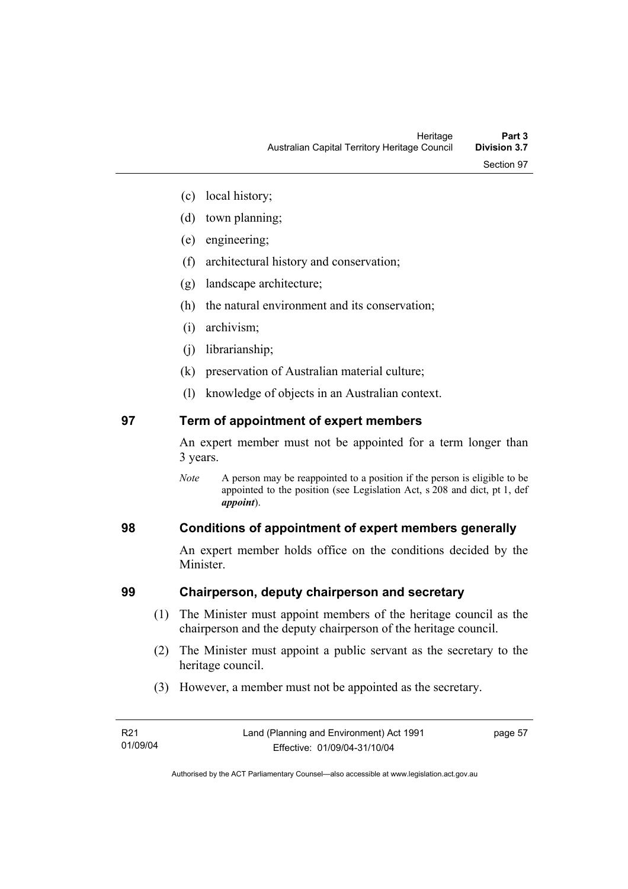(c) local history;

(d) town planning;

(e) engineering;

(f) architectural history and conservation;

(g) landscape architecture;

(h) the natural environment and its conservation;

(i) archivism;

(j) librarianship;

(k) preservation of Australian material culture;

(l) knowledge of objects in an Australian context.

## 97 Term of appointment of expert members

An expert member must not be appointed for a term longer than 3 years.

*Note* A person may be reappointed to a position if the person is eligible to be appointed to the position (see Legislation Act, s 208 and dict, pt 1, def ***appoint***).

## 98 Conditions of appointment of expert members generally

An expert member holds office on the conditions decided by the Minister.

## 99 Chairperson, deputy chairperson and secretary

(1) The Minister must appoint members of the heritage council as the chairperson and the deputy chairperson of the heritage council.

(2) The Minister must appoint a public servant as the secretary to the heritage council.

(3) However, a member must not be appointed as the secretary.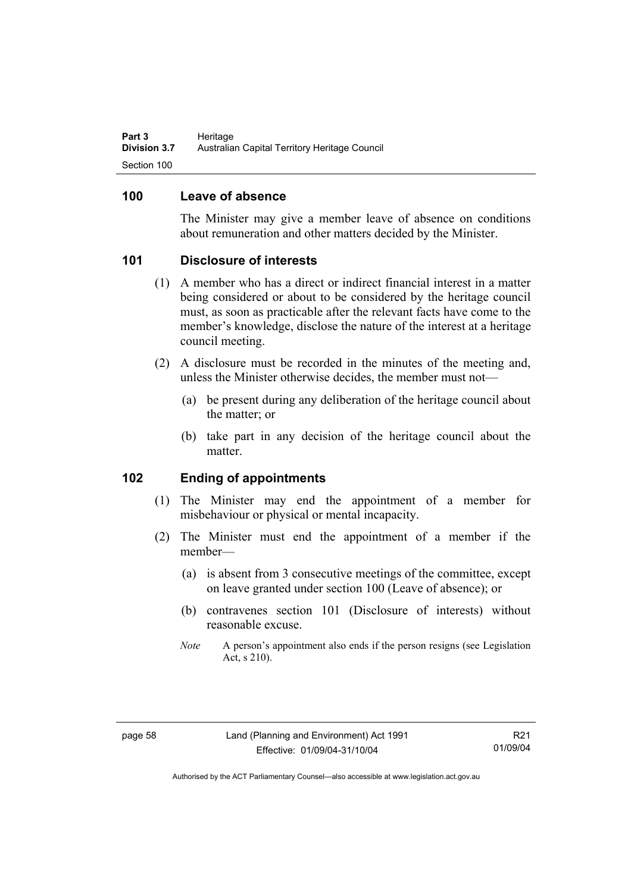## 100 Leave of absence

The Minister may give a member leave of absence on conditions about remuneration and other matters decided by the Minister.

## 101 Disclosure of interests

(1) A member who has a direct or indirect financial interest in a matter being considered or about to be considered by the heritage council must, as soon as practicable after the relevant facts have come to the member's knowledge, disclose the nature of the interest at a heritage council meeting.

(2) A disclosure must be recorded in the minutes of the meeting and, unless the Minister otherwise decides, the member must not—

  (a) be present during any deliberation of the heritage council about the matter; or

  (b) take part in any decision of the heritage council about the matter.

## 102 Ending of appointments

(1) The Minister may end the appointment of a member for misbehaviour or physical or mental incapacity.

(2) The Minister must end the appointment of a member if the member—

  (a) is absent from 3 consecutive meetings of the committee, except on leave granted under section 100 (Leave of absence); or

  (b) contravenes section 101 (Disclosure of interests) without reasonable excuse.

*Note* A person's appointment also ends if the person resigns (see Legislation Act, s 210).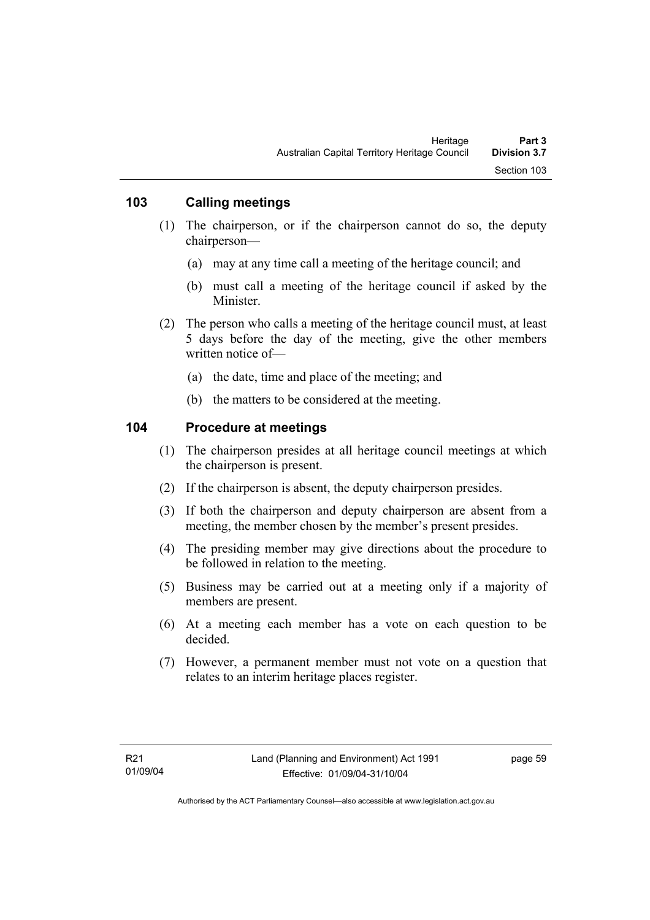## 103 Calling meetings

(1) The chairperson, or if the chairperson cannot do so, the deputy chairperson—

(a) may at any time call a meeting of the heritage council; and

(b) must call a meeting of the heritage council if asked by the Minister.

(2) The person who calls a meeting of the heritage council must, at least 5 days before the day of the meeting, give the other members written notice of—

(a) the date, time and place of the meeting; and

(b) the matters to be considered at the meeting.

## 104 Procedure at meetings

(1) The chairperson presides at all heritage council meetings at which the chairperson is present.

(2) If the chairperson is absent, the deputy chairperson presides.

(3) If both the chairperson and deputy chairperson are absent from a meeting, the member chosen by the member's present presides.

(4) The presiding member may give directions about the procedure to be followed in relation to the meeting.

(5) Business may be carried out at a meeting only if a majority of members are present.

(6) At a meeting each member has a vote on each question to be decided.

(7) However, a permanent member must not vote on a question that relates to an interim heritage places register.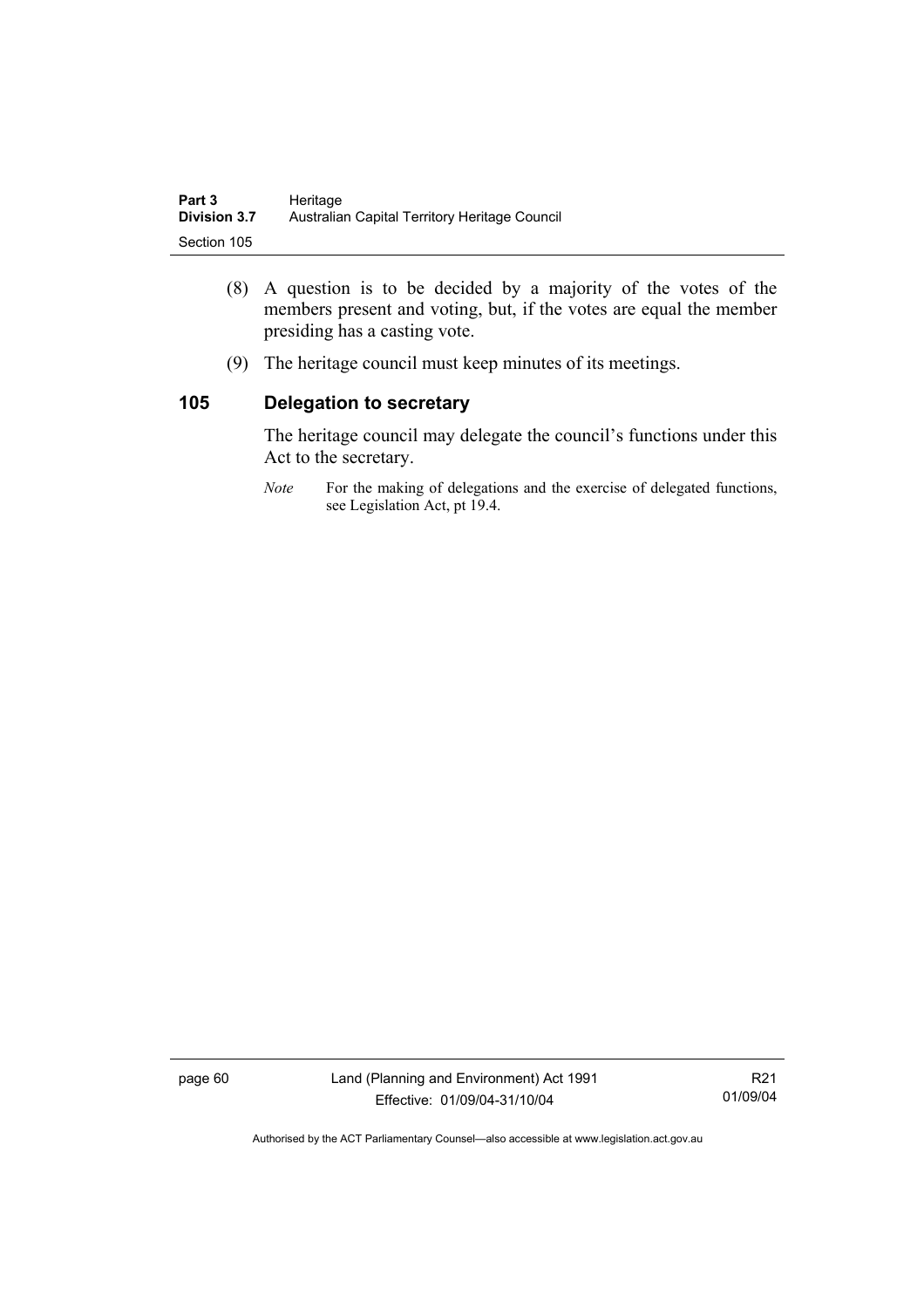(8) A question is to be decided by a majority of the votes of the members present and voting, but, if the votes are equal the member presiding has a casting vote.

(9) The heritage council must keep minutes of its meetings.

## 105 Delegation to secretary

The heritage council may delegate the council's functions under this Act to the secretary.

*Note* For the making of delegations and the exercise of delegated functions, see Legislation Act, pt 19.4.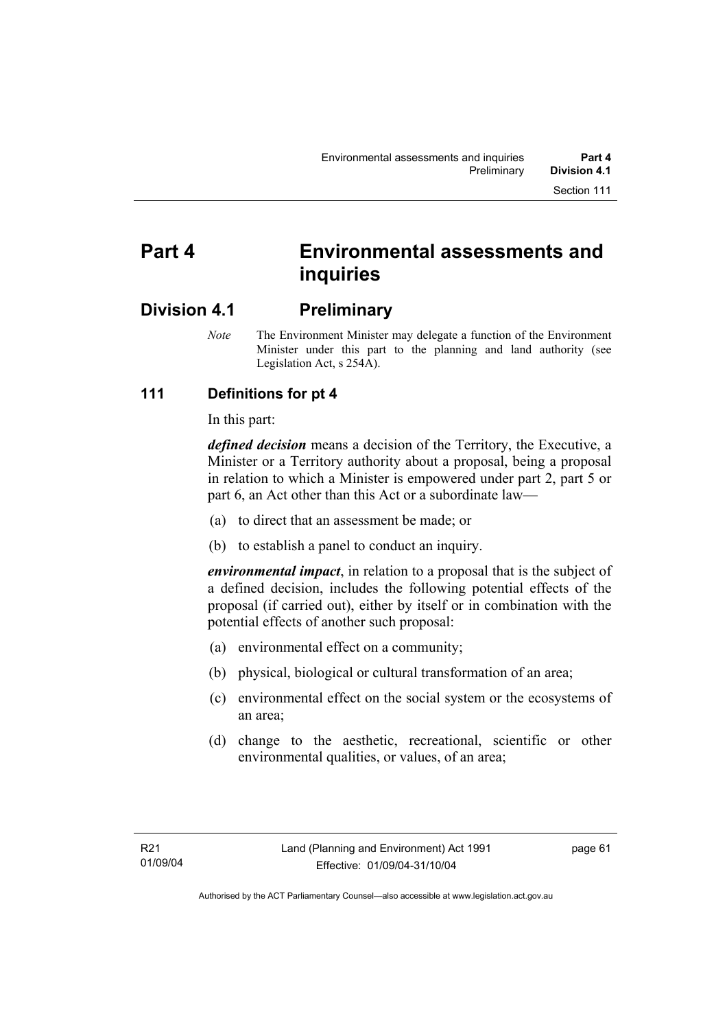# Part 4 Environmental assessments and inquiries

## Division 4.1 Preliminary

*Note* The Environment Minister may delegate a function of the Environment Minister under this part to the planning and land authority (see Legislation Act, s 254A).

### 111 Definitions for pt 4

In this part:

***defined decision*** means a decision of the Territory, the Executive, a Minister or a Territory authority about a proposal, being a proposal in relation to which a Minister is empowered under part 2, part 5 or part 6, an Act other than this Act or a subordinate law—

(a) to direct that an assessment be made; or

(b) to establish a panel to conduct an inquiry.

***environmental impact***, in relation to a proposal that is the subject of a defined decision, includes the following potential effects of the proposal (if carried out), either by itself or in combination with the potential effects of another such proposal:

(a) environmental effect on a community;

(b) physical, biological or cultural transformation of an area;

(c) environmental effect on the social system or the ecosystems of an area;

(d) change to the aesthetic, recreational, scientific or other environmental qualities, or values, of an area;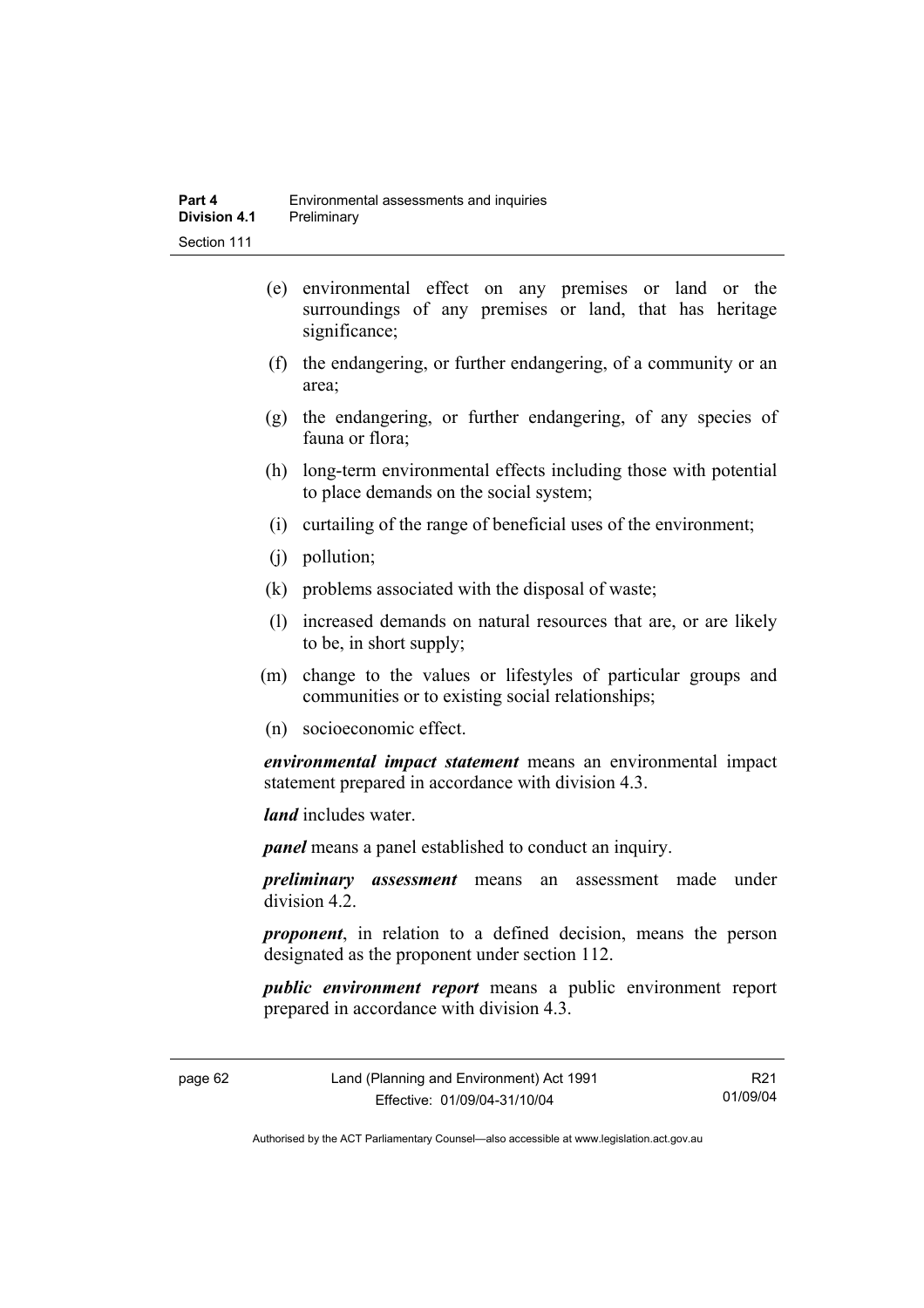(e) environmental effect on any premises or land or the surroundings of any premises or land, that has heritage significance;

(f) the endangering, or further endangering, of a community or an area;

(g) the endangering, or further endangering, of any species of fauna or flora;

(h) long-term environmental effects including those with potential to place demands on the social system;

(i) curtailing of the range of beneficial uses of the environment;

(j) pollution;

(k) problems associated with the disposal of waste;

(l) increased demands on natural resources that are, or are likely to be, in short supply;

(m) change to the values or lifestyles of particular groups and communities or to existing social relationships;

(n) socioeconomic effect.

***environmental impact statement*** means an environmental impact statement prepared in accordance with division 4.3.

***land*** includes water.

***panel*** means a panel established to conduct an inquiry.

***preliminary assessment*** means an assessment made under division 4.2.

***proponent***, in relation to a defined decision, means the person designated as the proponent under section 112.

***public environment report*** means a public environment report prepared in accordance with division 4.3.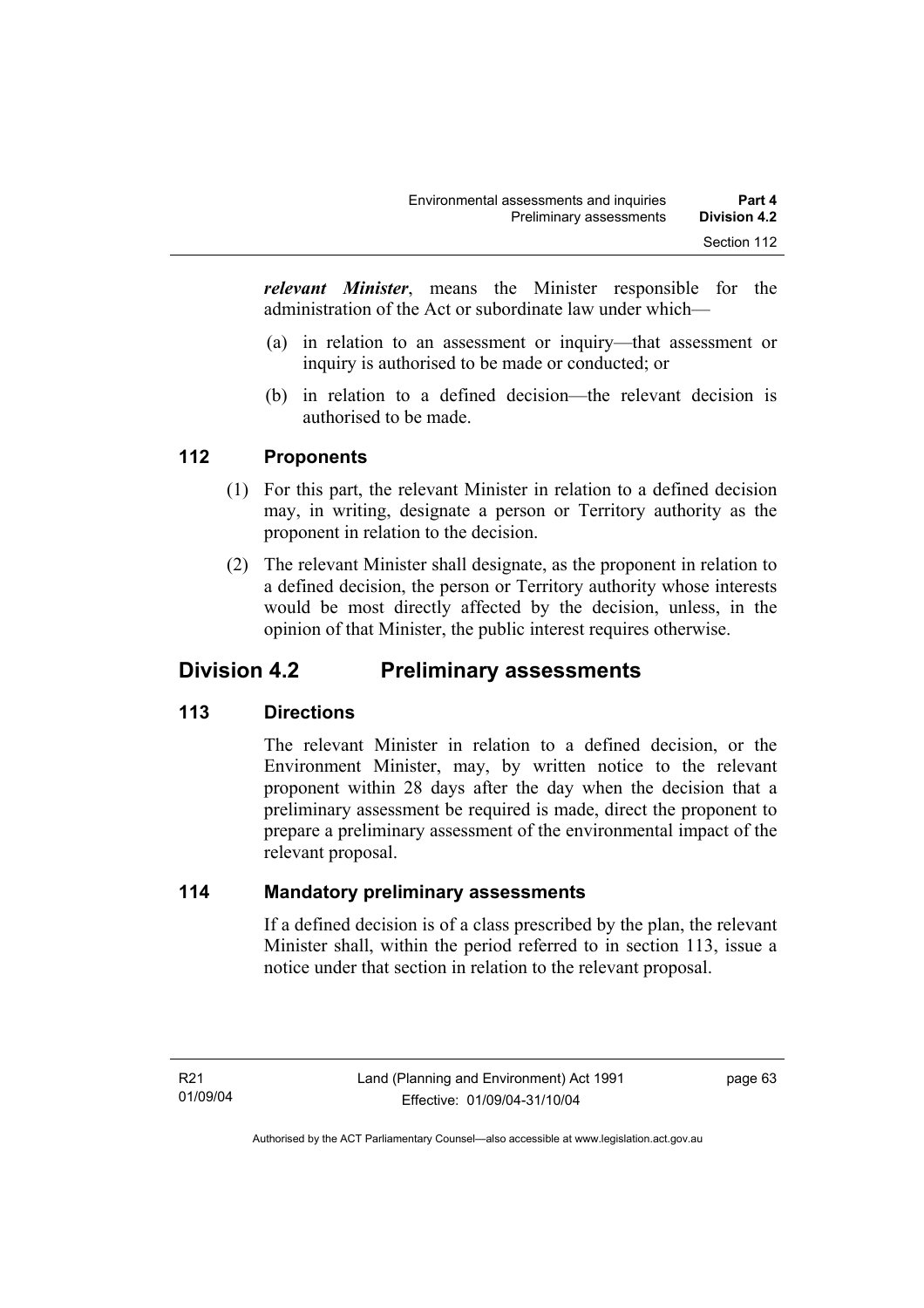***relevant Minister***, means the Minister responsible for the administration of the Act or subordinate law under which—

(a) in relation to an assessment or inquiry—that assessment or inquiry is authorised to be made or conducted; or

(b) in relation to a defined decision—the relevant decision is authorised to be made.

### 112 Proponents

(1) For this part, the relevant Minister in relation to a defined decision may, in writing, designate a person or Territory authority as the proponent in relation to the decision.

(2) The relevant Minister shall designate, as the proponent in relation to a defined decision, the person or Territory authority whose interests would be most directly affected by the decision, unless, in the opinion of that Minister, the public interest requires otherwise.

## Division 4.2 Preliminary assessments

### 113 Directions

The relevant Minister in relation to a defined decision, or the Environment Minister, may, by written notice to the relevant proponent within 28 days after the day when the decision that a preliminary assessment be required is made, direct the proponent to prepare a preliminary assessment of the environmental impact of the relevant proposal.

### 114 Mandatory preliminary assessments

If a defined decision is of a class prescribed by the plan, the relevant Minister shall, within the period referred to in section 113, issue a notice under that section in relation to the relevant proposal.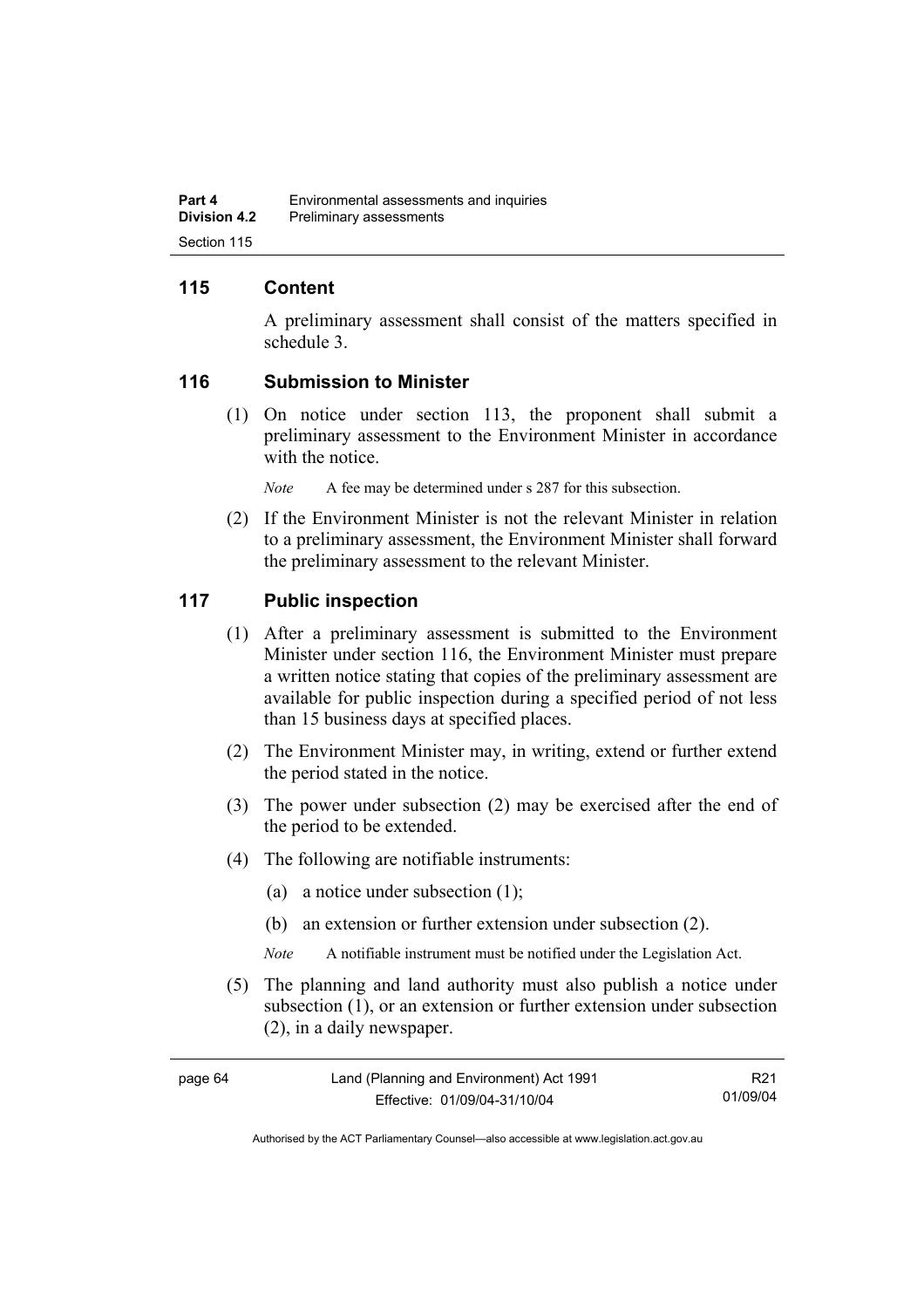## 115 Content

A preliminary assessment shall consist of the matters specified in schedule 3.

## 116 Submission to Minister

(1) On notice under section 113, the proponent shall submit a preliminary assessment to the Environment Minister in accordance with the notice.

*Note* A fee may be determined under s 287 for this subsection.

(2) If the Environment Minister is not the relevant Minister in relation to a preliminary assessment, the Environment Minister shall forward the preliminary assessment to the relevant Minister.

## 117 Public inspection

(1) After a preliminary assessment is submitted to the Environment Minister under section 116, the Environment Minister must prepare a written notice stating that copies of the preliminary assessment are available for public inspection during a specified period of not less than 15 business days at specified places.

(2) The Environment Minister may, in writing, extend or further extend the period stated in the notice.

(3) The power under subsection (2) may be exercised after the end of the period to be extended.

(4) The following are notifiable instruments:

(a) a notice under subsection (1);

(b) an extension or further extension under subsection (2).

*Note* A notifiable instrument must be notified under the Legislation Act.

(5) The planning and land authority must also publish a notice under subsection (1), or an extension or further extension under subsection (2), in a daily newspaper.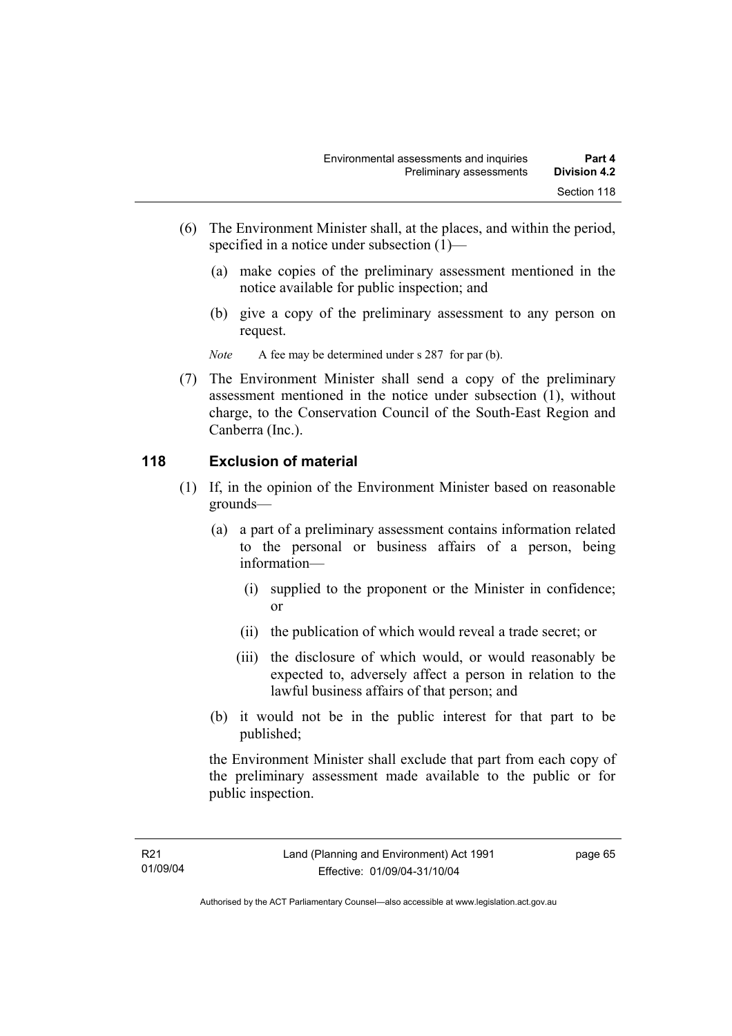(6) The Environment Minister shall, at the places, and within the period, specified in a notice under subsection (1)—

(a) make copies of the preliminary assessment mentioned in the notice available for public inspection; and

(b) give a copy of the preliminary assessment to any person on request.

*Note* A fee may be determined under s 287 for par (b).

(7) The Environment Minister shall send a copy of the preliminary assessment mentioned in the notice under subsection (1), without charge, to the Conservation Council of the South-East Region and Canberra (Inc.).

## 118 Exclusion of material

(1) If, in the opinion of the Environment Minister based on reasonable grounds—

(a) a part of a preliminary assessment contains information related to the personal or business affairs of a person, being information—

(i) supplied to the proponent or the Minister in confidence; or

(ii) the publication of which would reveal a trade secret; or

(iii) the disclosure of which would, or would reasonably be expected to, adversely affect a person in relation to the lawful business affairs of that person; and

(b) it would not be in the public interest for that part to be published;

the Environment Minister shall exclude that part from each copy of the preliminary assessment made available to the public or for public inspection.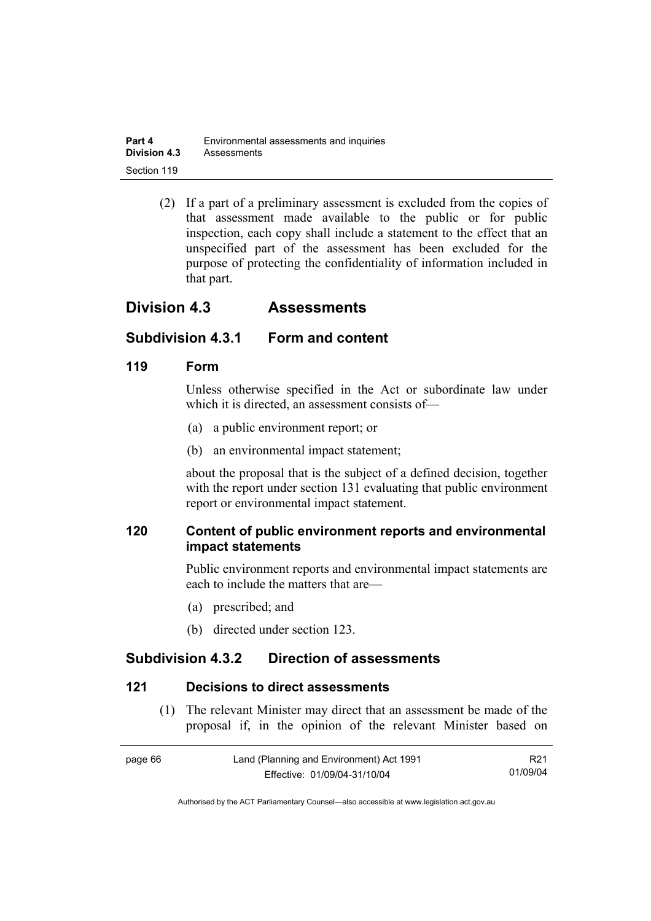(2) If a part of a preliminary assessment is excluded from the copies of that assessment made available to the public or for public inspection, each copy shall include a statement to the effect that an unspecified part of the assessment has been excluded for the purpose of protecting the confidentiality of information included in that part.

## Division 4.3 Assessments

### Subdivision 4.3.1 Form and content

#### 119 Form

Unless otherwise specified in the Act or subordinate law under which it is directed, an assessment consists of—

(a) a public environment report; or

(b) an environmental impact statement;

about the proposal that is the subject of a defined decision, together with the report under section 131 evaluating that public environment report or environmental impact statement.

#### 120 Content of public environment reports and environmental impact statements

Public environment reports and environmental impact statements are each to include the matters that are—

(a) prescribed; and

(b) directed under section 123.

### Subdivision 4.3.2 Direction of assessments

#### 121 Decisions to direct assessments

(1) The relevant Minister may direct that an assessment be made of the proposal if, in the opinion of the relevant Minister based on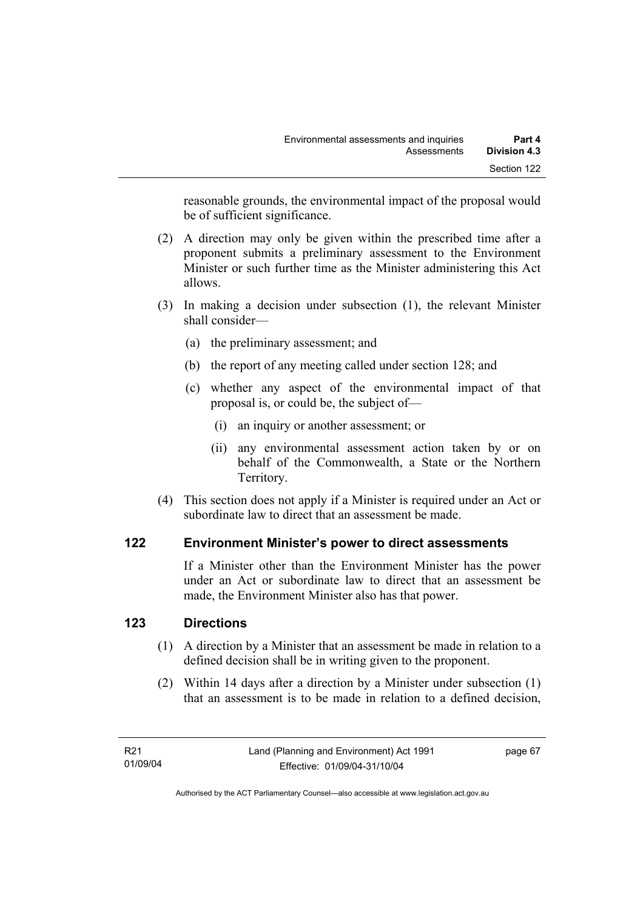reasonable grounds, the environmental impact of the proposal would be of sufficient significance.

(2) A direction may only be given within the prescribed time after a proponent submits a preliminary assessment to the Environment Minister or such further time as the Minister administering this Act allows.

(3) In making a decision under subsection (1), the relevant Minister shall consider—

(a) the preliminary assessment; and

(b) the report of any meeting called under section 128; and

(c) whether any aspect of the environmental impact of that proposal is, or could be, the subject of—

(i) an inquiry or another assessment; or

(ii) any environmental assessment action taken by or on behalf of the Commonwealth, a State or the Northern Territory.

(4) This section does not apply if a Minister is required under an Act or subordinate law to direct that an assessment be made.

### 122 Environment Minister's power to direct assessments

If a Minister other than the Environment Minister has the power under an Act or subordinate law to direct that an assessment be made, the Environment Minister also has that power.

### 123 Directions

(1) A direction by a Minister that an assessment be made in relation to a defined decision shall be in writing given to the proponent.

(2) Within 14 days after a direction by a Minister under subsection (1) that an assessment is to be made in relation to a defined decision,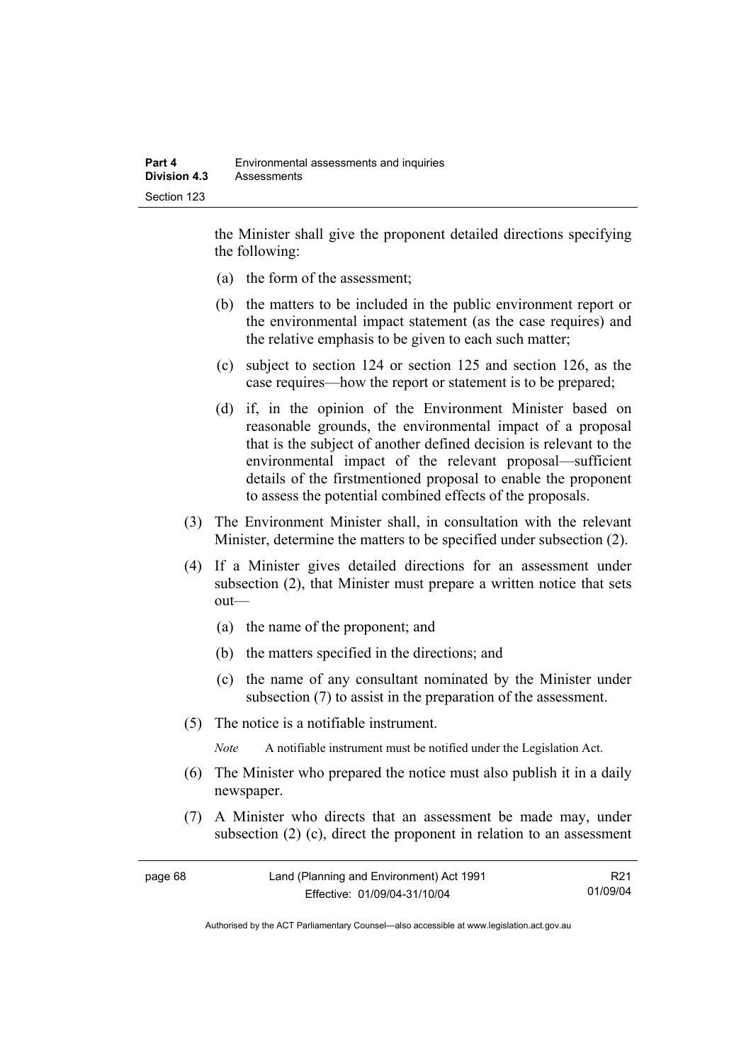the Minister shall give the proponent detailed directions specifying the following:

(a) the form of the assessment;

(b) the matters to be included in the public environment report or the environmental impact statement (as the case requires) and the relative emphasis to be given to each such matter;

(c) subject to section 124 or section 125 and section 126, as the case requires—how the report or statement is to be prepared;

(d) if, in the opinion of the Environment Minister based on reasonable grounds, the environmental impact of a proposal that is the subject of another defined decision is relevant to the environmental impact of the relevant proposal—sufficient details of the firstmentioned proposal to enable the proponent to assess the potential combined effects of the proposals.

(3) The Environment Minister shall, in consultation with the relevant Minister, determine the matters to be specified under subsection (2).

(4) If a Minister gives detailed directions for an assessment under subsection (2), that Minister must prepare a written notice that sets out—

(a) the name of the proponent; and

(b) the matters specified in the directions; and

(c) the name of any consultant nominated by the Minister under subsection (7) to assist in the preparation of the assessment.

(5) The notice is a notifiable instrument.

*Note* A notifiable instrument must be notified under the Legislation Act.

(6) The Minister who prepared the notice must also publish it in a daily newspaper.

(7) A Minister who directs that an assessment be made may, under subsection (2) (c), direct the proponent in relation to an assessment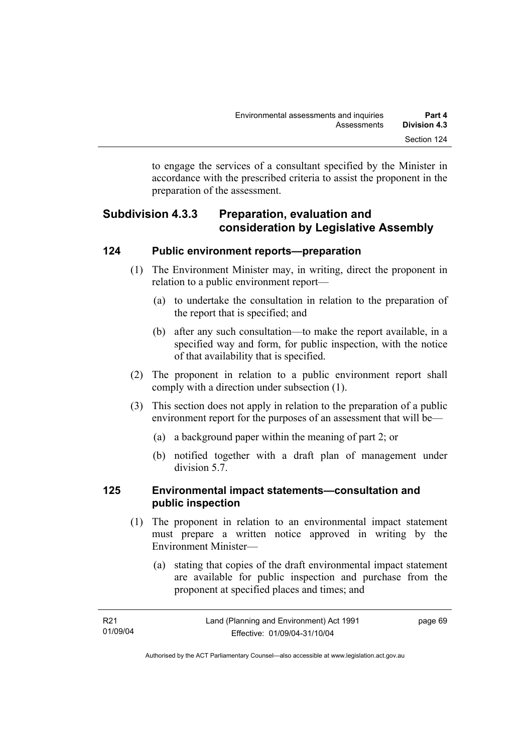to engage the services of a consultant specified by the Minister in accordance with the prescribed criteria to assist the proponent in the preparation of the assessment.

### Subdivision 4.3.3 Preparation, evaluation and consideration by Legislative Assembly

#### 124 Public environment reports—preparation

(1) The Environment Minister may, in writing, direct the proponent in relation to a public environment report—

(a) to undertake the consultation in relation to the preparation of the report that is specified; and

(b) after any such consultation—to make the report available, in a specified way and form, for public inspection, with the notice of that availability that is specified.

(2) The proponent in relation to a public environment report shall comply with a direction under subsection (1).

(3) This section does not apply in relation to the preparation of a public environment report for the purposes of an assessment that will be—

(a) a background paper within the meaning of part 2; or

(b) notified together with a draft plan of management under division 5.7.

#### 125 Environmental impact statements—consultation and public inspection

(1) The proponent in relation to an environmental impact statement must prepare a written notice approved in writing by the Environment Minister—

(a) stating that copies of the draft environmental impact statement are available for public inspection and purchase from the proponent at specified places and times; and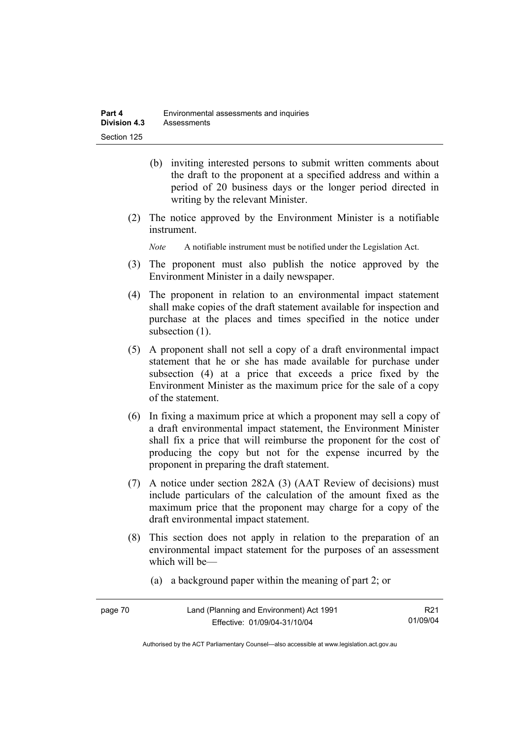(b) inviting interested persons to submit written comments about the draft to the proponent at a specified address and within a period of 20 business days or the longer period directed in writing by the relevant Minister.

(2) The notice approved by the Environment Minister is a notifiable instrument.

*Note* A notifiable instrument must be notified under the Legislation Act.

(3) The proponent must also publish the notice approved by the Environment Minister in a daily newspaper.

(4) The proponent in relation to an environmental impact statement shall make copies of the draft statement available for inspection and purchase at the places and times specified in the notice under subsection (1).

(5) A proponent shall not sell a copy of a draft environmental impact statement that he or she has made available for purchase under subsection (4) at a price that exceeds a price fixed by the Environment Minister as the maximum price for the sale of a copy of the statement.

(6) In fixing a maximum price at which a proponent may sell a copy of a draft environmental impact statement, the Environment Minister shall fix a price that will reimburse the proponent for the cost of producing the copy but not for the expense incurred by the proponent in preparing the draft statement.

(7) A notice under section 282A (3) (AAT Review of decisions) must include particulars of the calculation of the amount fixed as the maximum price that the proponent may charge for a copy of the draft environmental impact statement.

(8) This section does not apply in relation to the preparation of an environmental impact statement for the purposes of an assessment which will be—

(a) a background paper within the meaning of part 2; or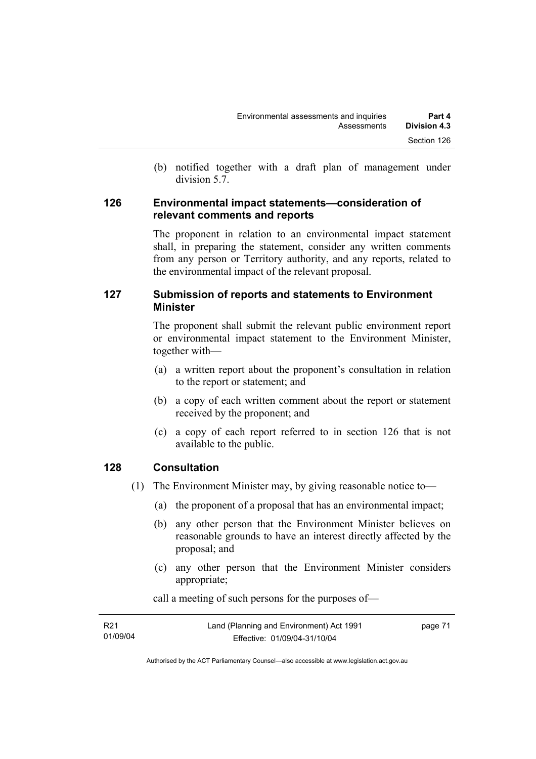(b) notified together with a draft plan of management under division 5.7.

### 126 Environmental impact statements—consideration of relevant comments and reports

The proponent in relation to an environmental impact statement shall, in preparing the statement, consider any written comments from any person or Territory authority, and any reports, related to the environmental impact of the relevant proposal.

### 127 Submission of reports and statements to Environment Minister

The proponent shall submit the relevant public environment report or environmental impact statement to the Environment Minister, together with—

(a) a written report about the proponent's consultation in relation to the report or statement; and

(b) a copy of each written comment about the report or statement received by the proponent; and

(c) a copy of each report referred to in section 126 that is not available to the public.

### 128 Consultation

(1) The Environment Minister may, by giving reasonable notice to—

(a) the proponent of a proposal that has an environmental impact;

(b) any other person that the Environment Minister believes on reasonable grounds to have an interest directly affected by the proposal; and

(c) any other person that the Environment Minister considers appropriate;

call a meeting of such persons for the purposes of—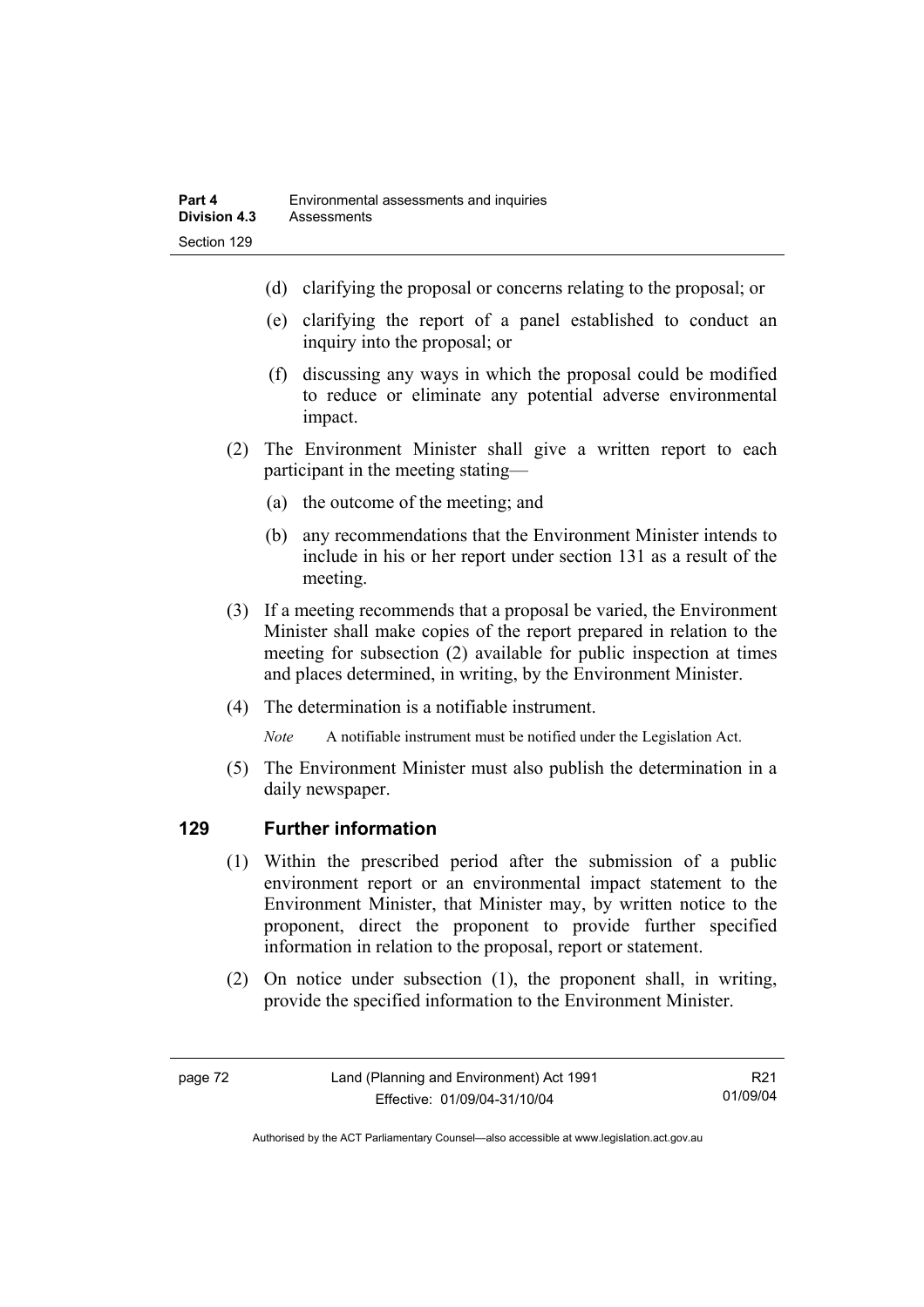(d) clarifying the proposal or concerns relating to the proposal; or

(e) clarifying the report of a panel established to conduct an inquiry into the proposal; or

(f) discussing any ways in which the proposal could be modified to reduce or eliminate any potential adverse environmental impact.

(2) The Environment Minister shall give a written report to each participant in the meeting stating—

(a) the outcome of the meeting; and

(b) any recommendations that the Environment Minister intends to include in his or her report under section 131 as a result of the meeting.

(3) If a meeting recommends that a proposal be varied, the Environment Minister shall make copies of the report prepared in relation to the meeting for subsection (2) available for public inspection at times and places determined, in writing, by the Environment Minister.

(4) The determination is a notifiable instrument.

*Note* A notifiable instrument must be notified under the Legislation Act.

(5) The Environment Minister must also publish the determination in a daily newspaper.

### 129 Further information

(1) Within the prescribed period after the submission of a public environment report or an environmental impact statement to the Environment Minister, that Minister may, by written notice to the proponent, direct the proponent to provide further specified information in relation to the proposal, report or statement.

(2) On notice under subsection (1), the proponent shall, in writing, provide the specified information to the Environment Minister.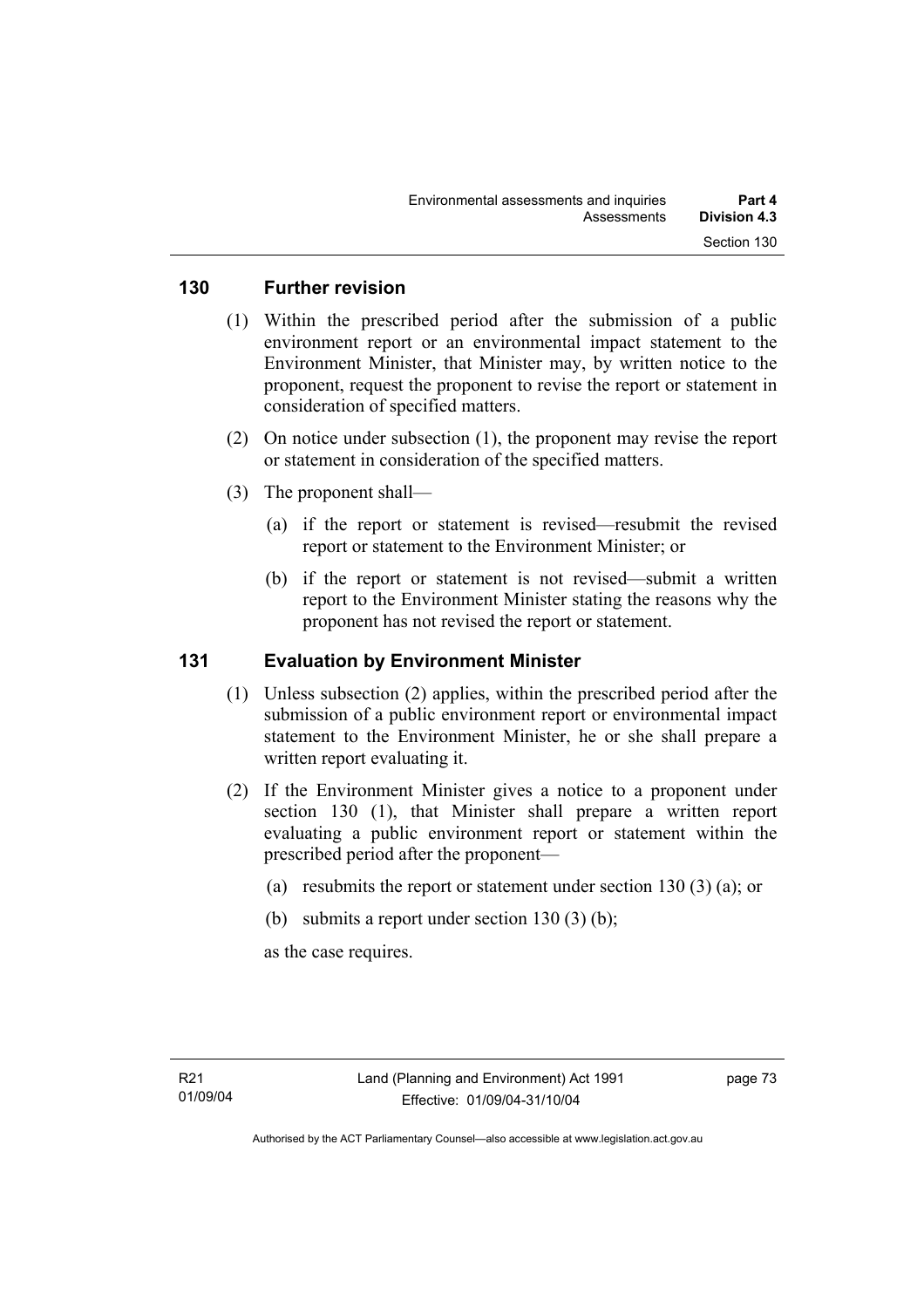## 130 Further revision

(1) Within the prescribed period after the submission of a public environment report or an environmental impact statement to the Environment Minister, that Minister may, by written notice to the proponent, request the proponent to revise the report or statement in consideration of specified matters.

(2) On notice under subsection (1), the proponent may revise the report or statement in consideration of the specified matters.

(3) The proponent shall—

(a) if the report or statement is revised—resubmit the revised report or statement to the Environment Minister; or

(b) if the report or statement is not revised—submit a written report to the Environment Minister stating the reasons why the proponent has not revised the report or statement.

## 131 Evaluation by Environment Minister

(1) Unless subsection (2) applies, within the prescribed period after the submission of a public environment report or environmental impact statement to the Environment Minister, he or she shall prepare a written report evaluating it.

(2) If the Environment Minister gives a notice to a proponent under section 130 (1), that Minister shall prepare a written report evaluating a public environment report or statement within the prescribed period after the proponent—

(a) resubmits the report or statement under section 130 (3) (a); or

(b) submits a report under section 130 (3) (b);

as the case requires.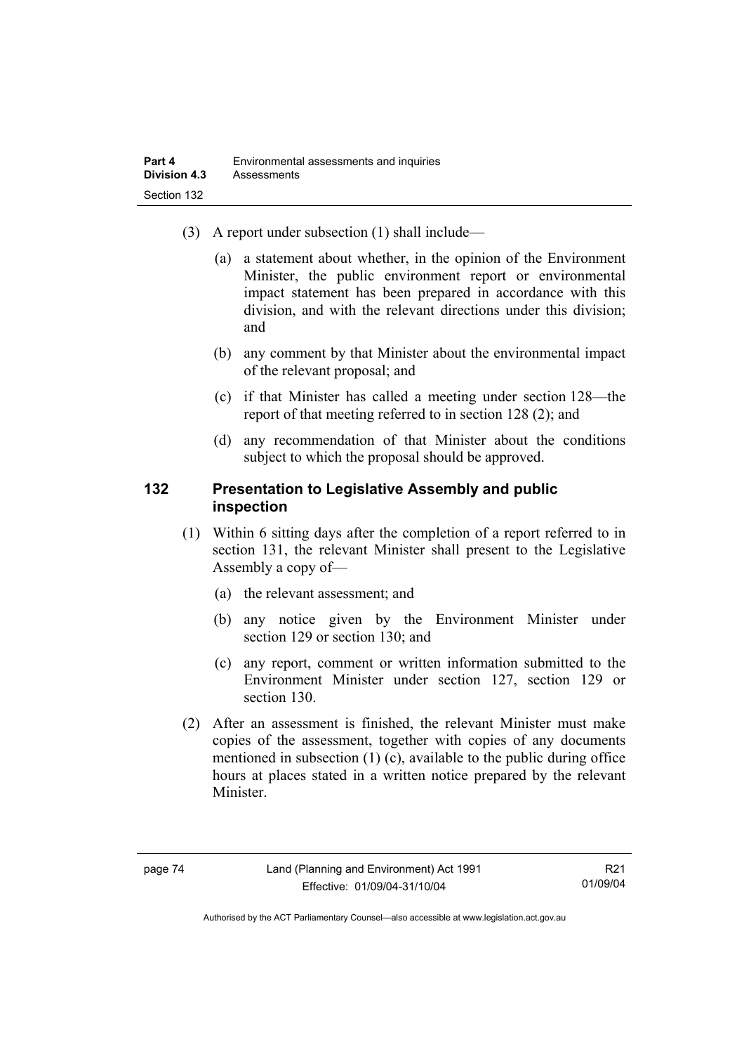(3) A report under subsection (1) shall include—

(a) a statement about whether, in the opinion of the Environment Minister, the public environment report or environmental impact statement has been prepared in accordance with this division, and with the relevant directions under this division; and

(b) any comment by that Minister about the environmental impact of the relevant proposal; and

(c) if that Minister has called a meeting under section 128—the report of that meeting referred to in section 128 (2); and

(d) any recommendation of that Minister about the conditions subject to which the proposal should be approved.

### 132 Presentation to Legislative Assembly and public inspection

(1) Within 6 sitting days after the completion of a report referred to in section 131, the relevant Minister shall present to the Legislative Assembly a copy of—

(a) the relevant assessment; and

(b) any notice given by the Environment Minister under section 129 or section 130; and

(c) any report, comment or written information submitted to the Environment Minister under section 127, section 129 or section 130.

(2) After an assessment is finished, the relevant Minister must make copies of the assessment, together with copies of any documents mentioned in subsection (1) (c), available to the public during office hours at places stated in a written notice prepared by the relevant Minister.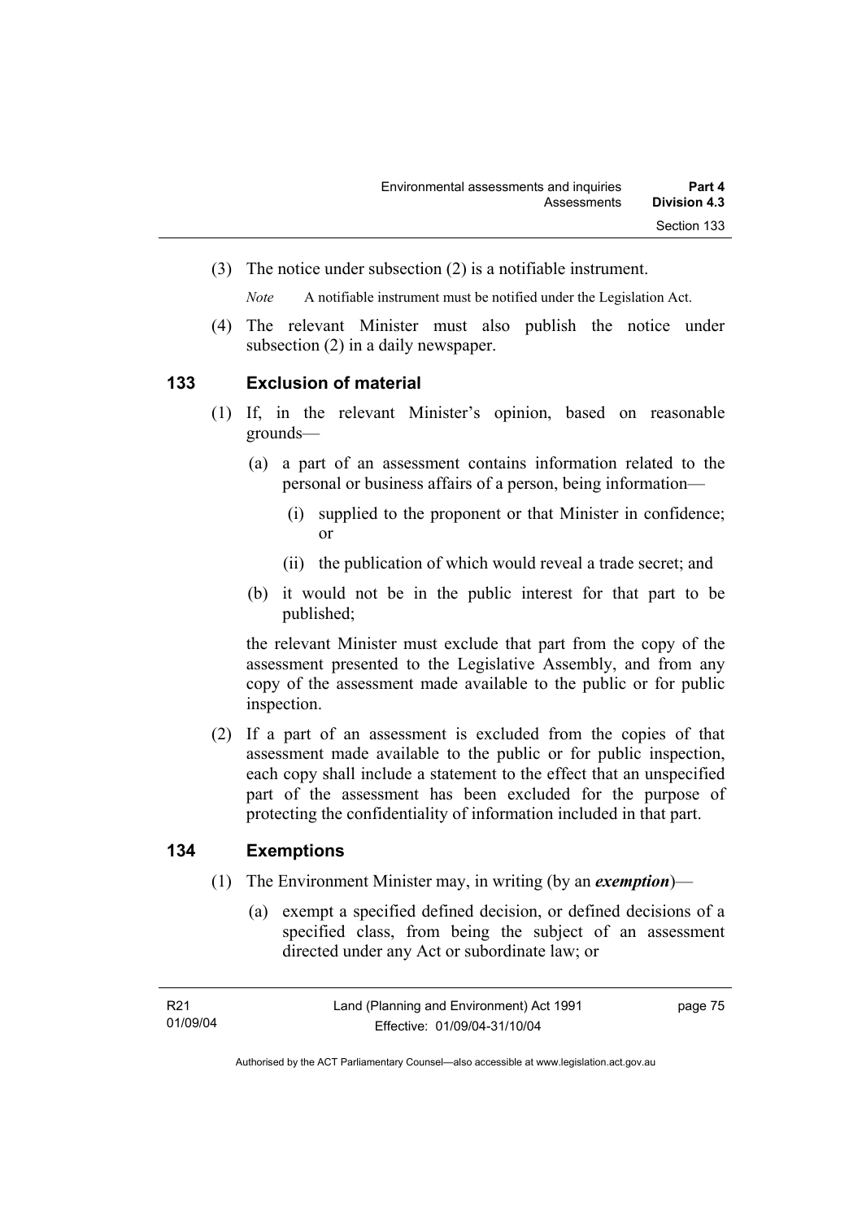(3) The notice under subsection (2) is a notifiable instrument.

*Note* A notifiable instrument must be notified under the Legislation Act.

(4) The relevant Minister must also publish the notice under subsection (2) in a daily newspaper.

### 133 Exclusion of material

(1) If, in the relevant Minister's opinion, based on reasonable grounds—

(a) a part of an assessment contains information related to the personal or business affairs of a person, being information—

(i) supplied to the proponent or that Minister in confidence; or

(ii) the publication of which would reveal a trade secret; and

(b) it would not be in the public interest for that part to be published;

the relevant Minister must exclude that part from the copy of the assessment presented to the Legislative Assembly, and from any copy of the assessment made available to the public or for public inspection.

(2) If a part of an assessment is excluded from the copies of that assessment made available to the public or for public inspection, each copy shall include a statement to the effect that an unspecified part of the assessment has been excluded for the purpose of protecting the confidentiality of information included in that part.

### 134 Exemptions

(1) The Environment Minister may, in writing (by an ***exemption***)—

(a) exempt a specified defined decision, or defined decisions of a specified class, from being the subject of an assessment directed under any Act or subordinate law; or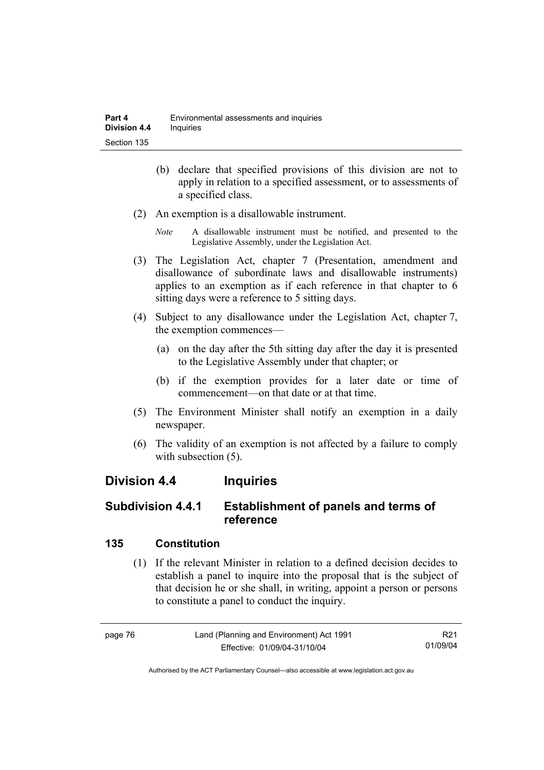(b) declare that specified provisions of this division are not to apply in relation to a specified assessment, or to assessments of a specified class.

(2) An exemption is a disallowable instrument.

*Note* A disallowable instrument must be notified, and presented to the Legislative Assembly, under the Legislation Act.

(3) The Legislation Act, chapter 7 (Presentation, amendment and disallowance of subordinate laws and disallowable instruments) applies to an exemption as if each reference in that chapter to 6 sitting days were a reference to 5 sitting days.

(4) Subject to any disallowance under the Legislation Act, chapter 7, the exemption commences—

(a) on the day after the 5th sitting day after the day it is presented to the Legislative Assembly under that chapter; or

(b) if the exemption provides for a later date or time of commencement—on that date or at that time.

(5) The Environment Minister shall notify an exemption in a daily newspaper.

(6) The validity of an exemption is not affected by a failure to comply with subsection (5).

## Division 4.4 Inquiries

### Subdivision 4.4.1 Establishment of panels and terms of reference

#### 135 Constitution

(1) If the relevant Minister in relation to a defined decision decides to establish a panel to inquire into the proposal that is the subject of that decision he or she shall, in writing, appoint a person or persons to constitute a panel to conduct the inquiry.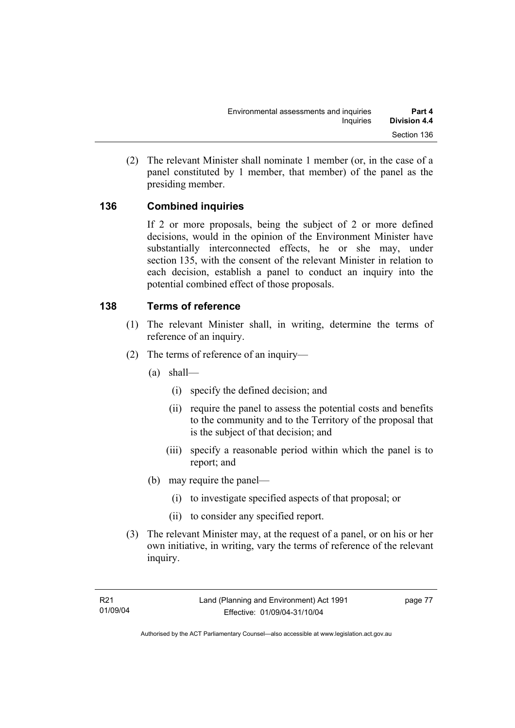(2) The relevant Minister shall nominate 1 member (or, in the case of a panel constituted by 1 member, that member) of the panel as the presiding member.

## 136 Combined inquiries

If 2 or more proposals, being the subject of 2 or more defined decisions, would in the opinion of the Environment Minister have substantially interconnected effects, he or she may, under section 135, with the consent of the relevant Minister in relation to each decision, establish a panel to conduct an inquiry into the potential combined effect of those proposals.

## 138 Terms of reference

(1) The relevant Minister shall, in writing, determine the terms of reference of an inquiry.

(2) The terms of reference of an inquiry—

(a) shall—

(i) specify the defined decision; and

(ii) require the panel to assess the potential costs and benefits to the community and to the Territory of the proposal that is the subject of that decision; and

(iii) specify a reasonable period within which the panel is to report; and

(b) may require the panel—

(i) to investigate specified aspects of that proposal; or

(ii) to consider any specified report.

(3) The relevant Minister may, at the request of a panel, or on his or her own initiative, in writing, vary the terms of reference of the relevant inquiry.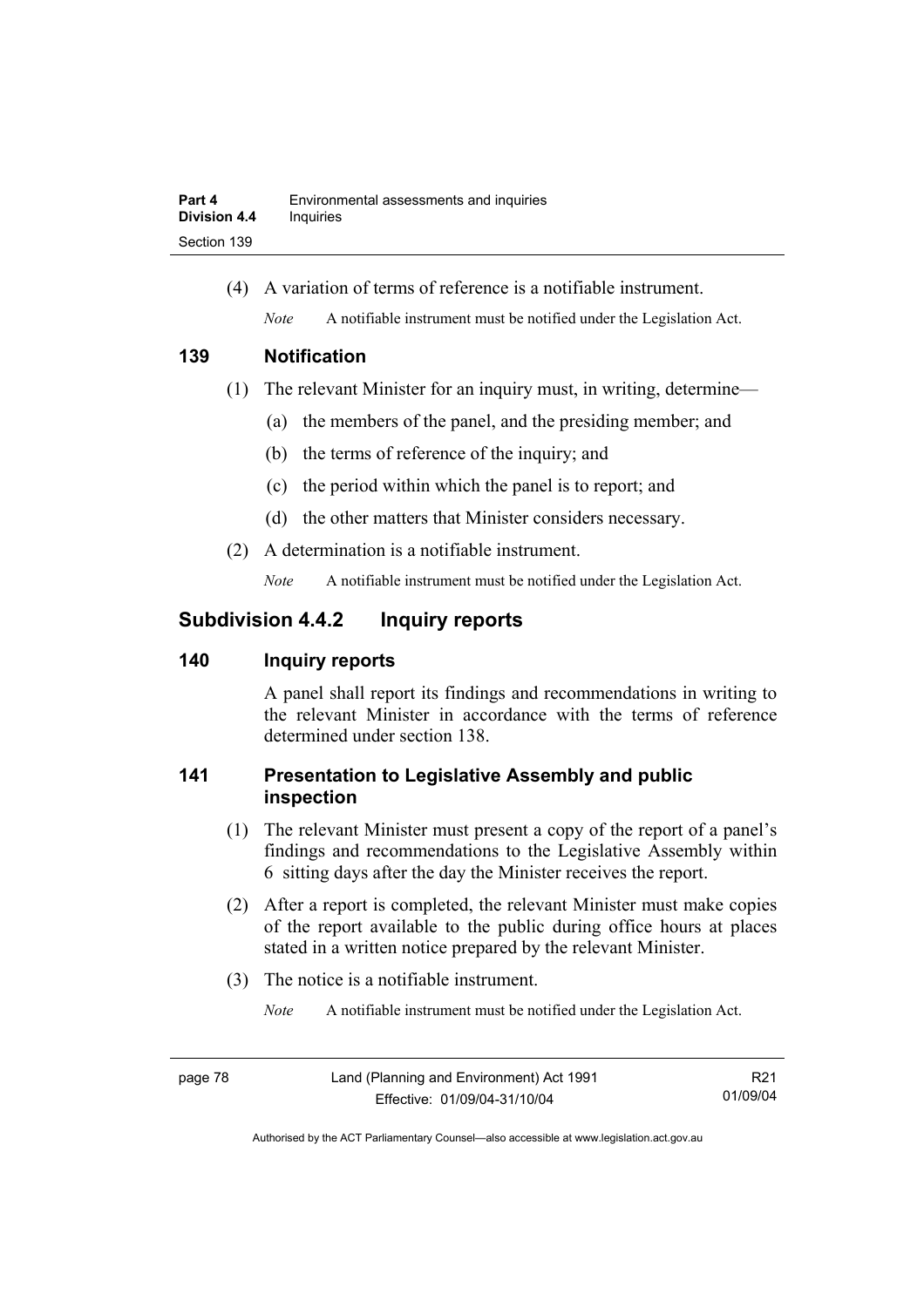(4) A variation of terms of reference is a notifiable instrument.

*Note* A notifiable instrument must be notified under the Legislation Act.

### 139 Notification

(1) The relevant Minister for an inquiry must, in writing, determine—

(a) the members of the panel, and the presiding member; and

(b) the terms of reference of the inquiry; and

(c) the period within which the panel is to report; and

(d) the other matters that Minister considers necessary.

(2) A determination is a notifiable instrument.

*Note* A notifiable instrument must be notified under the Legislation Act.

## Subdivision 4.4.2 Inquiry reports

### 140 Inquiry reports

A panel shall report its findings and recommendations in writing to the relevant Minister in accordance with the terms of reference determined under section 138.

### 141 Presentation to Legislative Assembly and public inspection

(1) The relevant Minister must present a copy of the report of a panel's findings and recommendations to the Legislative Assembly within 6 sitting days after the day the Minister receives the report.

(2) After a report is completed, the relevant Minister must make copies of the report available to the public during office hours at places stated in a written notice prepared by the relevant Minister.

(3) The notice is a notifiable instrument.

*Note* A notifiable instrument must be notified under the Legislation Act.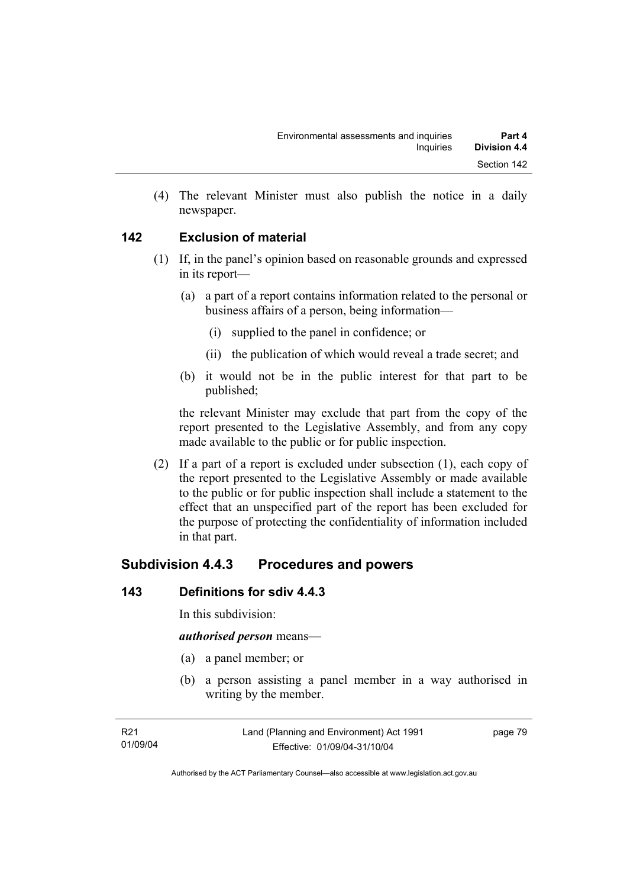(4) The relevant Minister must also publish the notice in a daily newspaper.

## 142 Exclusion of material

(1) If, in the panel's opinion based on reasonable grounds and expressed in its report—

(a) a part of a report contains information related to the personal or business affairs of a person, being information—

(i) supplied to the panel in confidence; or

(ii) the publication of which would reveal a trade secret; and

(b) it would not be in the public interest for that part to be published;

the relevant Minister may exclude that part from the copy of the report presented to the Legislative Assembly, and from any copy made available to the public or for public inspection.

(2) If a part of a report is excluded under subsection (1), each copy of the report presented to the Legislative Assembly or made available to the public or for public inspection shall include a statement to the effect that an unspecified part of the report has been excluded for the purpose of protecting the confidentiality of information included in that part.

# Subdivision 4.4.3 Procedures and powers

## 143 Definitions for sdiv 4.4.3

In this subdivision:

***authorised person*** means—

(a) a panel member; or

(b) a person assisting a panel member in a way authorised in writing by the member.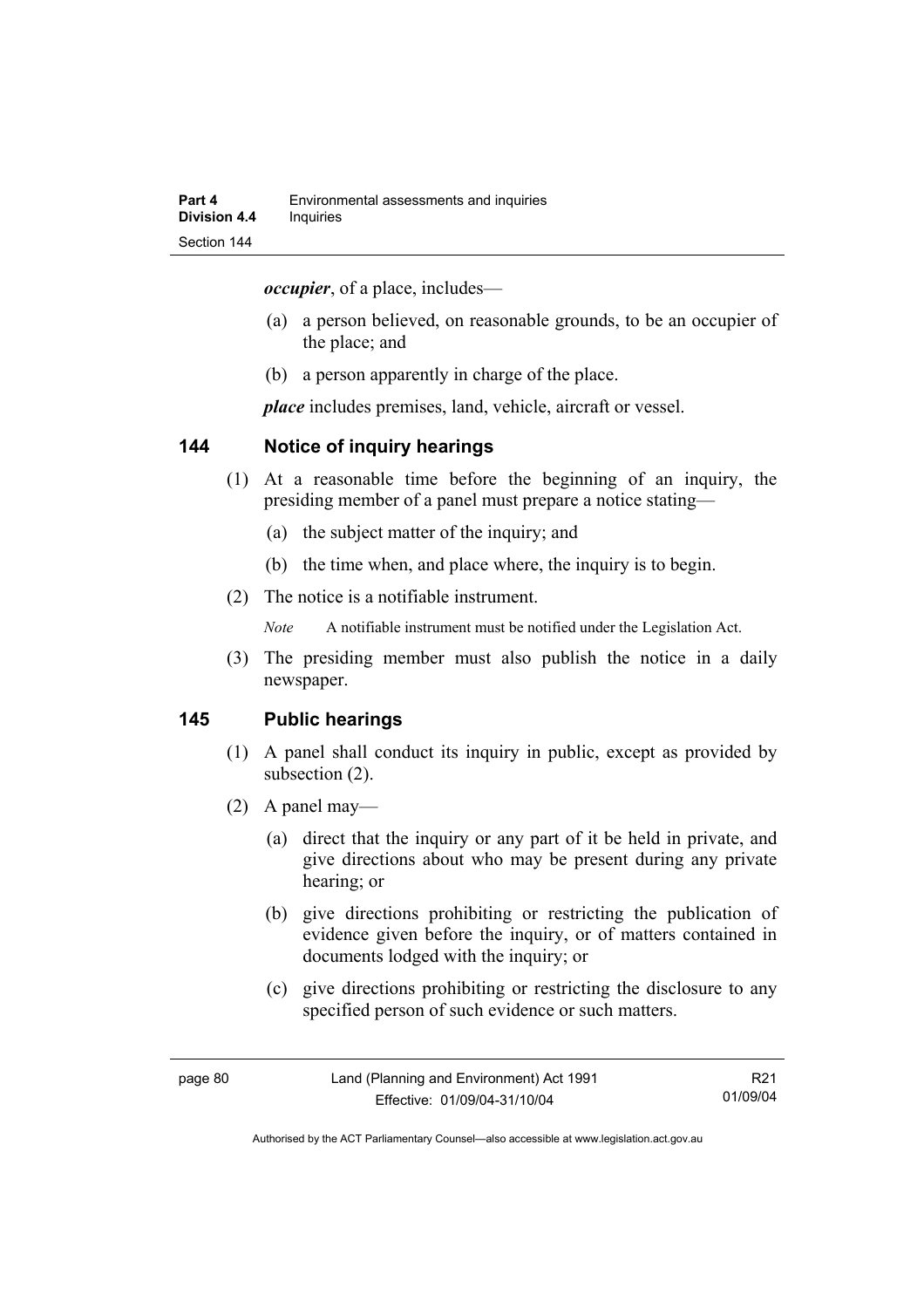***occupier***, of a place, includes—

(a) a person believed, on reasonable grounds, to be an occupier of the place; and

(b) a person apparently in charge of the place.

***place*** includes premises, land, vehicle, aircraft or vessel.

## 144 Notice of inquiry hearings

(1) At a reasonable time before the beginning of an inquiry, the presiding member of a panel must prepare a notice stating—

(a) the subject matter of the inquiry; and

(b) the time when, and place where, the inquiry is to begin.

(2) The notice is a notifiable instrument.

*Note* A notifiable instrument must be notified under the Legislation Act.

(3) The presiding member must also publish the notice in a daily newspaper.

## 145 Public hearings

(1) A panel shall conduct its inquiry in public, except as provided by subsection (2).

(2) A panel may—

(a) direct that the inquiry or any part of it be held in private, and give directions about who may be present during any private hearing; or

(b) give directions prohibiting or restricting the publication of evidence given before the inquiry, or of matters contained in documents lodged with the inquiry; or

(c) give directions prohibiting or restricting the disclosure to any specified person of such evidence or such matters.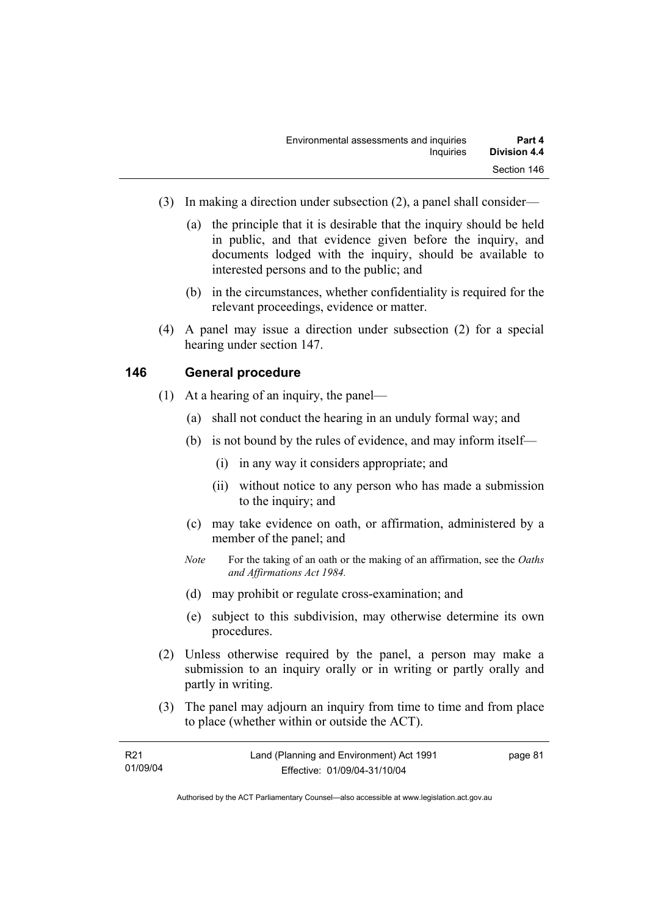(3) In making a direction under subsection (2), a panel shall consider—

(a) the principle that it is desirable that the inquiry should be held in public, and that evidence given before the inquiry, and documents lodged with the inquiry, should be available to interested persons and to the public; and

(b) in the circumstances, whether confidentiality is required for the relevant proceedings, evidence or matter.

(4) A panel may issue a direction under subsection (2) for a special hearing under section 147.

## 146 General procedure

(1) At a hearing of an inquiry, the panel—

(a) shall not conduct the hearing in an unduly formal way; and

(b) is not bound by the rules of evidence, and may inform itself—

(i) in any way it considers appropriate; and

(ii) without notice to any person who has made a submission to the inquiry; and

(c) may take evidence on oath, or affirmation, administered by a member of the panel; and

*Note* For the taking of an oath or the making of an affirmation, see the *Oaths and Affirmations Act 1984.*

(d) may prohibit or regulate cross-examination; and

(e) subject to this subdivision, may otherwise determine its own procedures.

(2) Unless otherwise required by the panel, a person may make a submission to an inquiry orally or in writing or partly orally and partly in writing.

(3) The panel may adjourn an inquiry from time to time and from place to place (whether within or outside the ACT).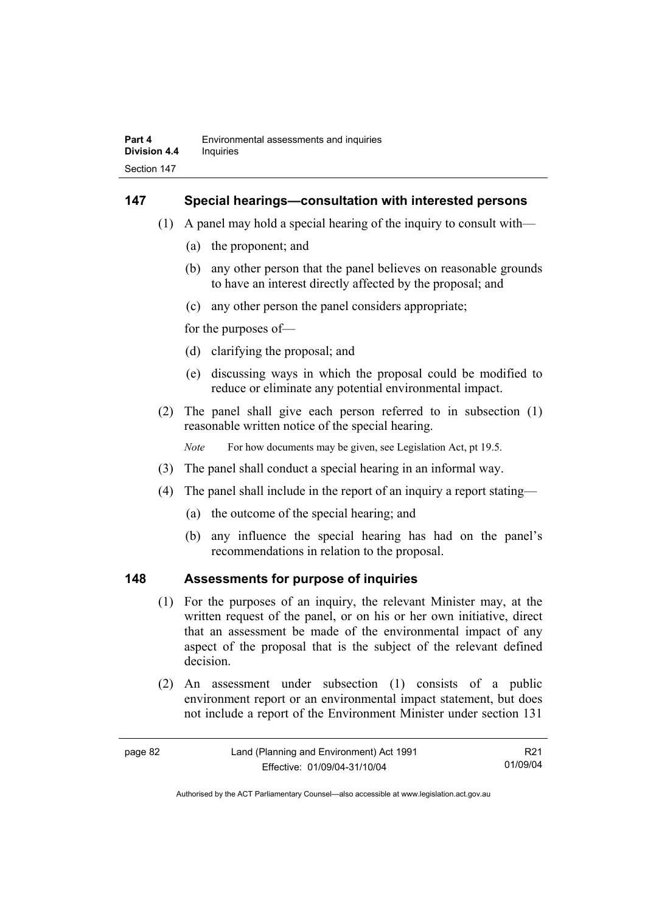## 147 Special hearings—consultation with interested persons

(1) A panel may hold a special hearing of the inquiry to consult with—

(a) the proponent; and

(b) any other person that the panel believes on reasonable grounds to have an interest directly affected by the proposal; and

(c) any other person the panel considers appropriate;

for the purposes of—

(d) clarifying the proposal; and

(e) discussing ways in which the proposal could be modified to reduce or eliminate any potential environmental impact.

(2) The panel shall give each person referred to in subsection (1) reasonable written notice of the special hearing.

*Note* For how documents may be given, see Legislation Act, pt 19.5.

(3) The panel shall conduct a special hearing in an informal way.

(4) The panel shall include in the report of an inquiry a report stating—

(a) the outcome of the special hearing; and

(b) any influence the special hearing has had on the panel's recommendations in relation to the proposal.

## 148 Assessments for purpose of inquiries

(1) For the purposes of an inquiry, the relevant Minister may, at the written request of the panel, or on his or her own initiative, direct that an assessment be made of the environmental impact of any aspect of the proposal that is the subject of the relevant defined decision.

(2) An assessment under subsection (1) consists of a public environment report or an environmental impact statement, but does not include a report of the Environment Minister under section 131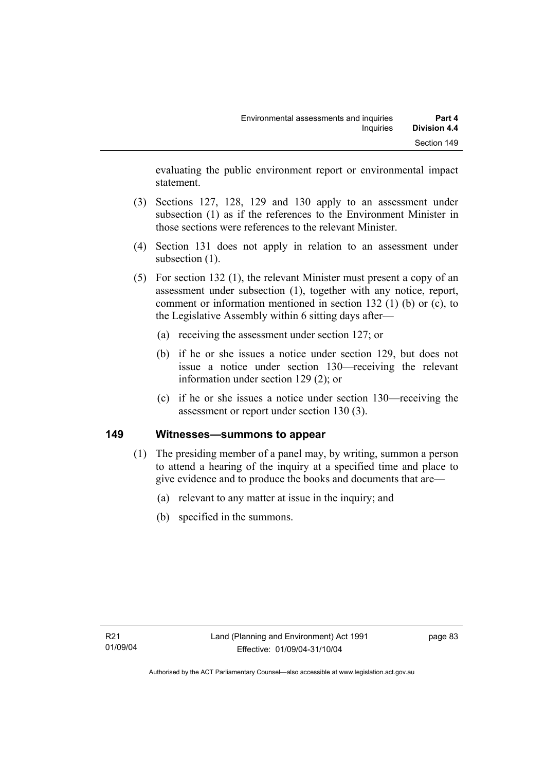evaluating the public environment report or environmental impact statement.

(3) Sections 127, 128, 129 and 130 apply to an assessment under subsection (1) as if the references to the Environment Minister in those sections were references to the relevant Minister.

(4) Section 131 does not apply in relation to an assessment under subsection (1).

(5) For section 132 (1), the relevant Minister must present a copy of an assessment under subsection (1), together with any notice, report, comment or information mentioned in section 132 (1) (b) or (c), to the Legislative Assembly within 6 sitting days after—

(a) receiving the assessment under section 127; or

(b) if he or she issues a notice under section 129, but does not issue a notice under section 130—receiving the relevant information under section 129 (2); or

(c) if he or she issues a notice under section 130—receiving the assessment or report under section 130 (3).

## 149 Witnesses—summons to appear

(1) The presiding member of a panel may, by writing, summon a person to attend a hearing of the inquiry at a specified time and place to give evidence and to produce the books and documents that are—

(a) relevant to any matter at issue in the inquiry; and

(b) specified in the summons.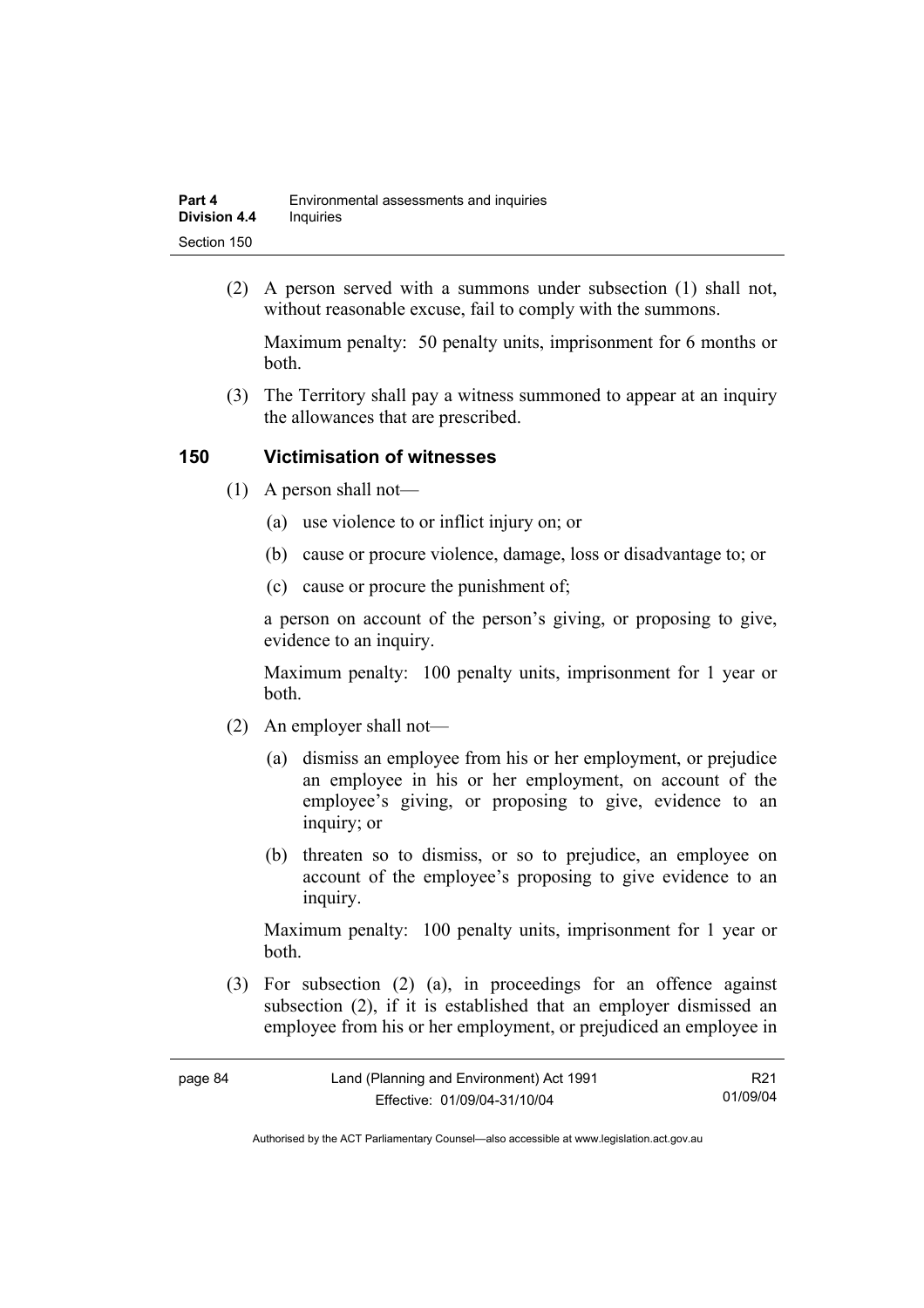(2) A person served with a summons under subsection (1) shall not, without reasonable excuse, fail to comply with the summons.

Maximum penalty: 50 penalty units, imprisonment for 6 months or both.

(3) The Territory shall pay a witness summoned to appear at an inquiry the allowances that are prescribed.

## 150 Victimisation of witnesses

(1) A person shall not—

(a) use violence to or inflict injury on; or

(b) cause or procure violence, damage, loss or disadvantage to; or

(c) cause or procure the punishment of;

a person on account of the person's giving, or proposing to give, evidence to an inquiry.

Maximum penalty: 100 penalty units, imprisonment for 1 year or both.

(2) An employer shall not—

(a) dismiss an employee from his or her employment, or prejudice an employee in his or her employment, on account of the employee's giving, or proposing to give, evidence to an inquiry; or

(b) threaten so to dismiss, or so to prejudice, an employee on account of the employee's proposing to give evidence to an inquiry.

Maximum penalty: 100 penalty units, imprisonment for 1 year or both.

(3) For subsection (2) (a), in proceedings for an offence against subsection (2), if it is established that an employer dismissed an employee from his or her employment, or prejudiced an employee in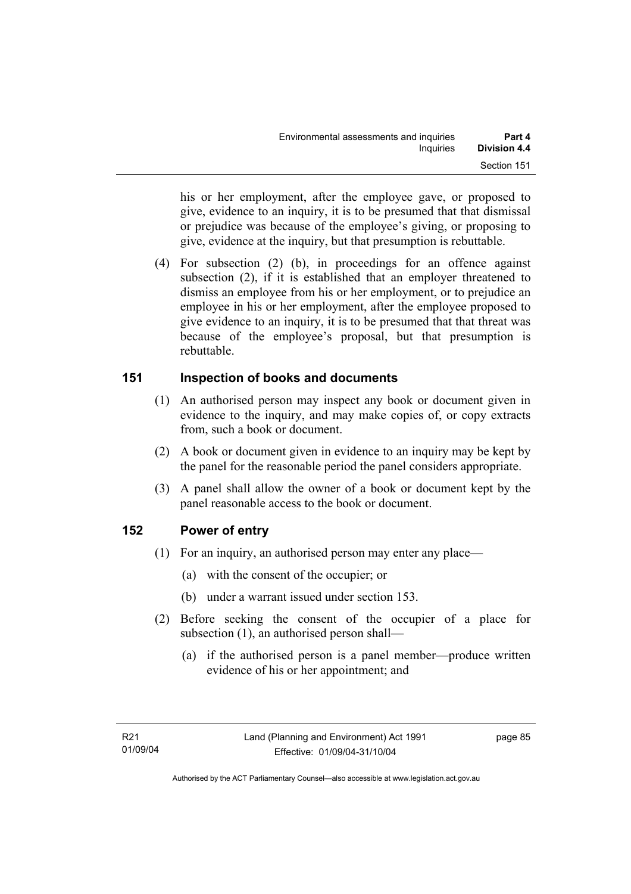his or her employment, after the employee gave, or proposed to give, evidence to an inquiry, it is to be presumed that that dismissal or prejudice was because of the employee's giving, or proposing to give, evidence at the inquiry, but that presumption is rebuttable.

(4) For subsection (2) (b), in proceedings for an offence against subsection (2), if it is established that an employer threatened to dismiss an employee from his or her employment, or to prejudice an employee in his or her employment, after the employee proposed to give evidence to an inquiry, it is to be presumed that that threat was because of the employee's proposal, but that presumption is rebuttable.

## 151 Inspection of books and documents

(1) An authorised person may inspect any book or document given in evidence to the inquiry, and may make copies of, or copy extracts from, such a book or document.

(2) A book or document given in evidence to an inquiry may be kept by the panel for the reasonable period the panel considers appropriate.

(3) A panel shall allow the owner of a book or document kept by the panel reasonable access to the book or document.

## 152 Power of entry

(1) For an inquiry, an authorised person may enter any place—

(a) with the consent of the occupier; or

(b) under a warrant issued under section 153.

(2) Before seeking the consent of the occupier of a place for subsection (1), an authorised person shall—

(a) if the authorised person is a panel member—produce written evidence of his or her appointment; and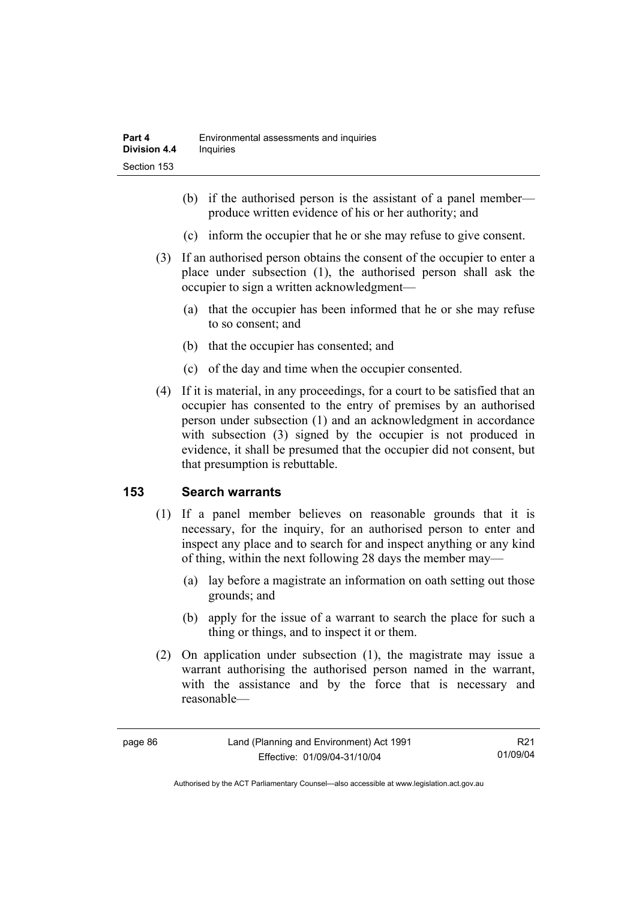(b) if the authorised person is the assistant of a panel member—produce written evidence of his or her authority; and

(c) inform the occupier that he or she may refuse to give consent.

(3) If an authorised person obtains the consent of the occupier to enter a place under subsection (1), the authorised person shall ask the occupier to sign a written acknowledgment—

(a) that the occupier has been informed that he or she may refuse to so consent; and

(b) that the occupier has consented; and

(c) of the day and time when the occupier consented.

(4) If it is material, in any proceedings, for a court to be satisfied that an occupier has consented to the entry of premises by an authorised person under subsection (1) and an acknowledgment in accordance with subsection (3) signed by the occupier is not produced in evidence, it shall be presumed that the occupier did not consent, but that presumption is rebuttable.

## 153 Search warrants

(1) If a panel member believes on reasonable grounds that it is necessary, for the inquiry, for an authorised person to enter and inspect any place and to search for and inspect anything or any kind of thing, within the next following 28 days the member may—

(a) lay before a magistrate an information on oath setting out those grounds; and

(b) apply for the issue of a warrant to search the place for such a thing or things, and to inspect it or them.

(2) On application under subsection (1), the magistrate may issue a warrant authorising the authorised person named in the warrant, with the assistance and by the force that is necessary and reasonable—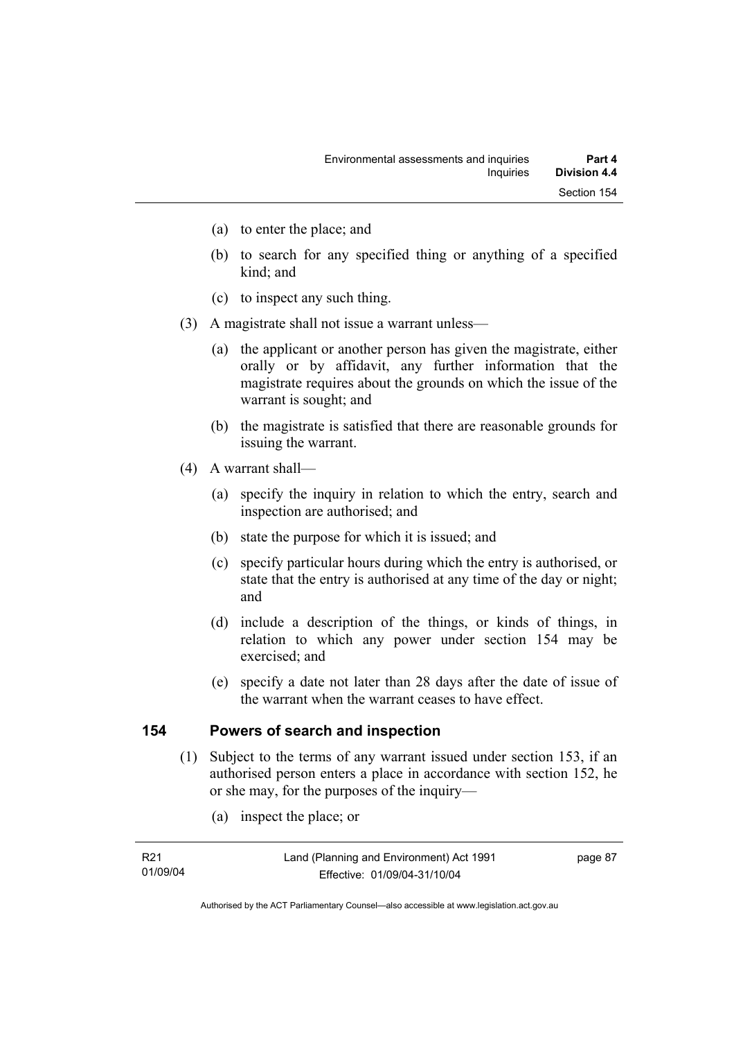(a) to enter the place; and

(b) to search for any specified thing or anything of a specified kind; and

(c) to inspect any such thing.

(3) A magistrate shall not issue a warrant unless—

(a) the applicant or another person has given the magistrate, either orally or by affidavit, any further information that the magistrate requires about the grounds on which the issue of the warrant is sought; and

(b) the magistrate is satisfied that there are reasonable grounds for issuing the warrant.

(4) A warrant shall—

(a) specify the inquiry in relation to which the entry, search and inspection are authorised; and

(b) state the purpose for which it is issued; and

(c) specify particular hours during which the entry is authorised, or state that the entry is authorised at any time of the day or night; and

(d) include a description of the things, or kinds of things, in relation to which any power under section 154 may be exercised; and

(e) specify a date not later than 28 days after the date of issue of the warrant when the warrant ceases to have effect.

## 154 Powers of search and inspection

(1) Subject to the terms of any warrant issued under section 153, if an authorised person enters a place in accordance with section 152, he or she may, for the purposes of the inquiry—

(a) inspect the place; or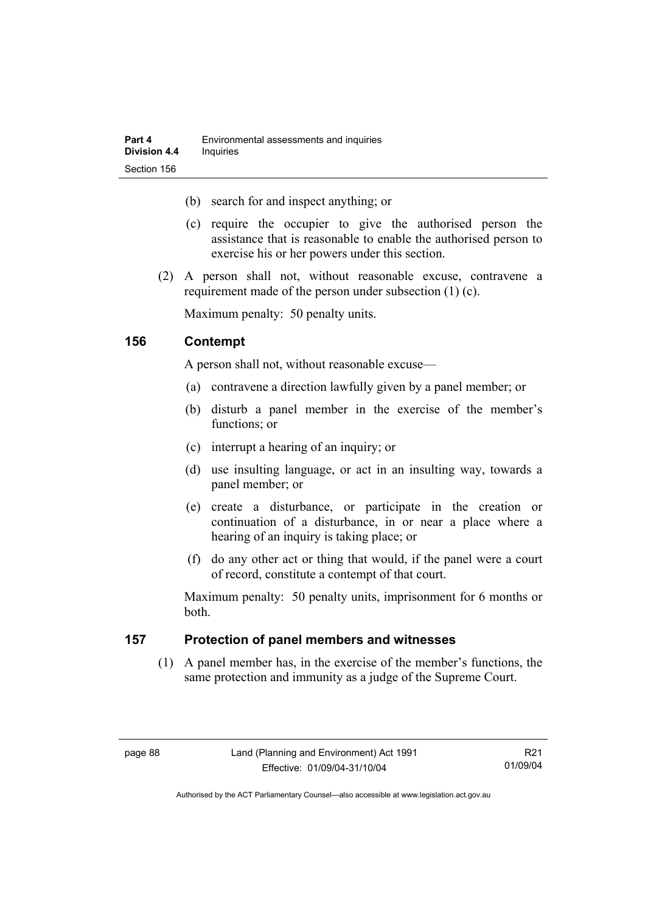(b) search for and inspect anything; or

(c) require the occupier to give the authorised person the assistance that is reasonable to enable the authorised person to exercise his or her powers under this section.

(2) A person shall not, without reasonable excuse, contravene a requirement made of the person under subsection (1) (c).

Maximum penalty: 50 penalty units.

## 156 Contempt

A person shall not, without reasonable excuse—

(a) contravene a direction lawfully given by a panel member; or

(b) disturb a panel member in the exercise of the member's functions; or

(c) interrupt a hearing of an inquiry; or

(d) use insulting language, or act in an insulting way, towards a panel member; or

(e) create a disturbance, or participate in the creation or continuation of a disturbance, in or near a place where a hearing of an inquiry is taking place; or

(f) do any other act or thing that would, if the panel were a court of record, constitute a contempt of that court.

Maximum penalty: 50 penalty units, imprisonment for 6 months or both.

## 157 Protection of panel members and witnesses

(1) A panel member has, in the exercise of the member's functions, the same protection and immunity as a judge of the Supreme Court.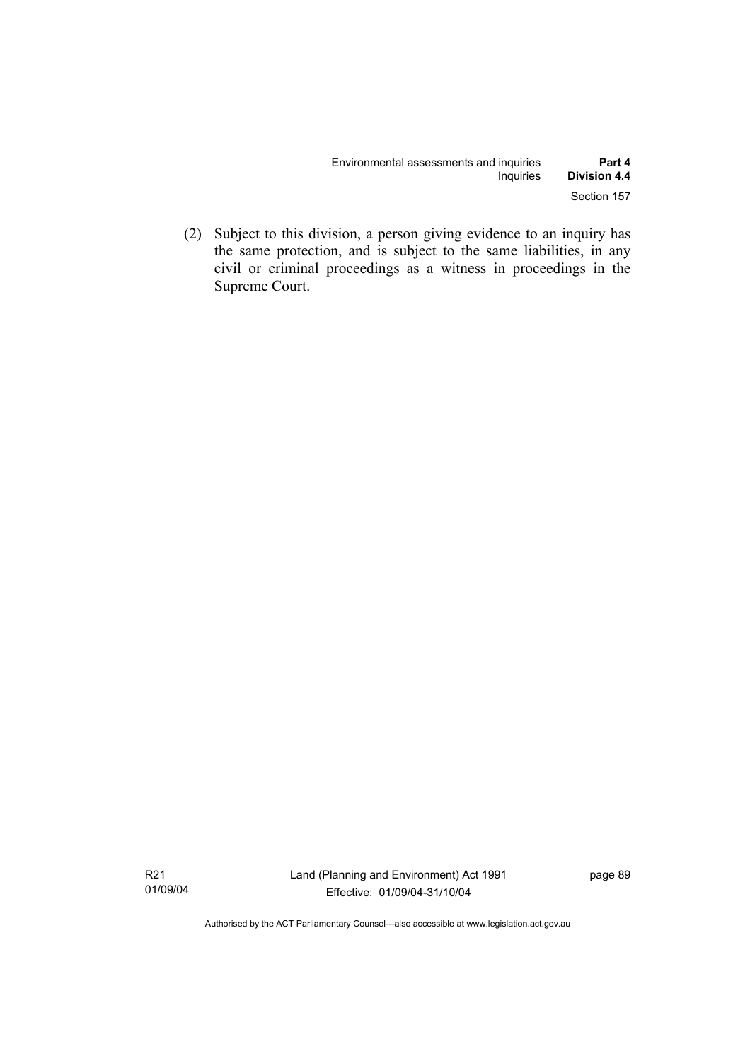(2) Subject to this division, a person giving evidence to an inquiry has the same protection, and is subject to the same liabilities, in any civil or criminal proceedings as a witness in proceedings in the Supreme Court.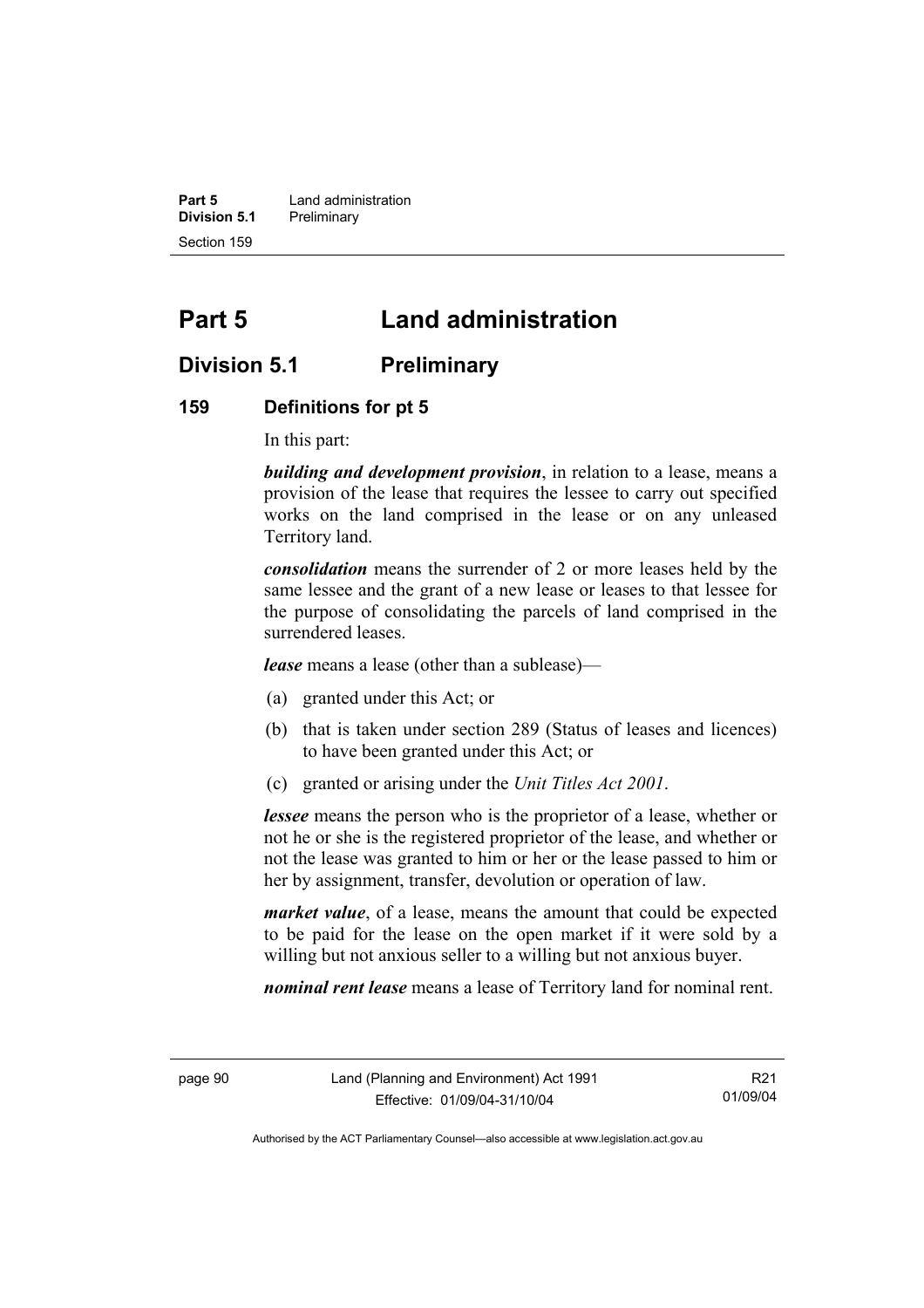# Part 5 Land administration

## Division 5.1 Preliminary

### 159 Definitions for pt 5

In this part:

***building and development provision***, in relation to a lease, means a provision of the lease that requires the lessee to carry out specified works on the land comprised in the lease or on any unleased Territory land.

***consolidation*** means the surrender of 2 or more leases held by the same lessee and the grant of a new lease or leases to that lessee for the purpose of consolidating the parcels of land comprised in the surrendered leases.

***lease*** means a lease (other than a sublease)—

(a) granted under this Act; or

(b) that is taken under section 289 (Status of leases and licences) to have been granted under this Act; or

(c) granted or arising under the *Unit Titles Act 2001*.

***lessee*** means the person who is the proprietor of a lease, whether or not he or she is the registered proprietor of the lease, and whether or not the lease was granted to him or her or the lease passed to him or her by assignment, transfer, devolution or operation of law.

***market value***, of a lease, means the amount that could be expected to be paid for the lease on the open market if it were sold by a willing but not anxious seller to a willing but not anxious buyer.

***nominal rent lease*** means a lease of Territory land for nominal rent.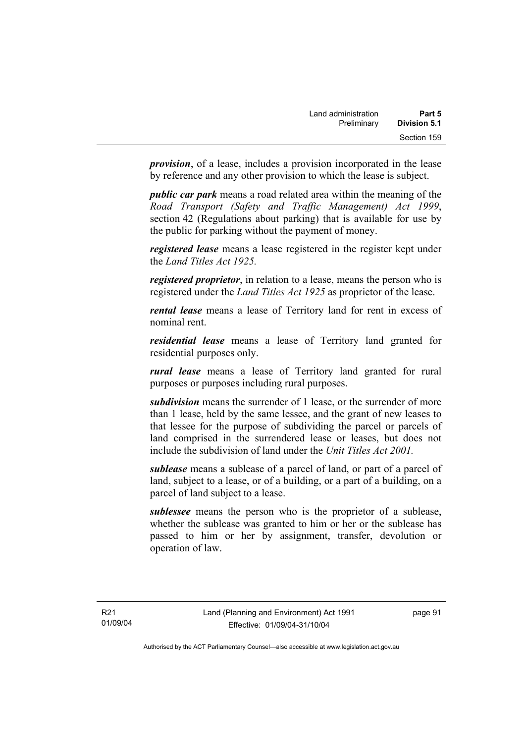***provision***, of a lease, includes a provision incorporated in the lease by reference and any other provision to which the lease is subject.

***public car park*** means a road related area within the meaning of the *Road Transport (Safety and Traffic Management) Act 1999*, section 42 (Regulations about parking) that is available for use by the public for parking without the payment of money.

***registered lease*** means a lease registered in the register kept under the *Land Titles Act 1925.*

***registered proprietor***, in relation to a lease, means the person who is registered under the *Land Titles Act 1925* as proprietor of the lease.

***rental lease*** means a lease of Territory land for rent in excess of nominal rent.

***residential lease*** means a lease of Territory land granted for residential purposes only.

***rural lease*** means a lease of Territory land granted for rural purposes or purposes including rural purposes.

***subdivision*** means the surrender of 1 lease, or the surrender of more than 1 lease, held by the same lessee, and the grant of new leases to that lessee for the purpose of subdividing the parcel or parcels of land comprised in the surrendered lease or leases, but does not include the subdivision of land under the *Unit Titles Act 2001.*

***sublease*** means a sublease of a parcel of land, or part of a parcel of land, subject to a lease, or of a building, or a part of a building, on a parcel of land subject to a lease.

***sublessee*** means the person who is the proprietor of a sublease, whether the sublease was granted to him or her or the sublease has passed to him or her by assignment, transfer, devolution or operation of law.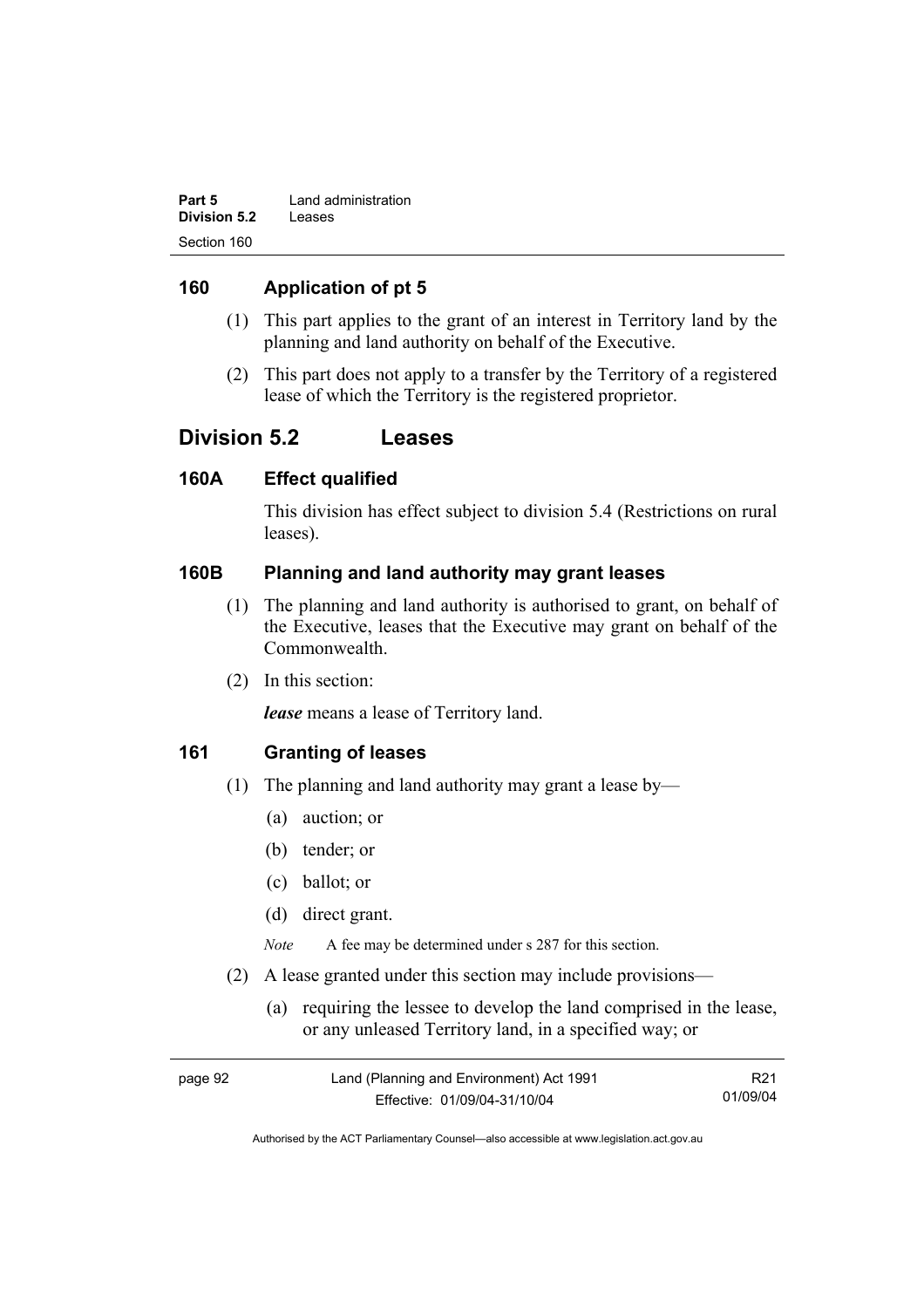## 160 Application of pt 5

(1) This part applies to the grant of an interest in Territory land by the planning and land authority on behalf of the Executive.

(2) This part does not apply to a transfer by the Territory of a registered lease of which the Territory is the registered proprietor.

# Division 5.2 Leases

## 160A Effect qualified

This division has effect subject to division 5.4 (Restrictions on rural leases).

## 160B Planning and land authority may grant leases

(1) The planning and land authority is authorised to grant, on behalf of the Executive, leases that the Executive may grant on behalf of the Commonwealth.

(2) In this section:

***lease*** means a lease of Territory land.

## 161 Granting of leases

(1) The planning and land authority may grant a lease by—

(a) auction; or

(b) tender; or

(c) ballot; or

(d) direct grant.

*Note* A fee may be determined under s 287 for this section.

(2) A lease granted under this section may include provisions—

(a) requiring the lessee to develop the land comprised in the lease, or any unleased Territory land, in a specified way; or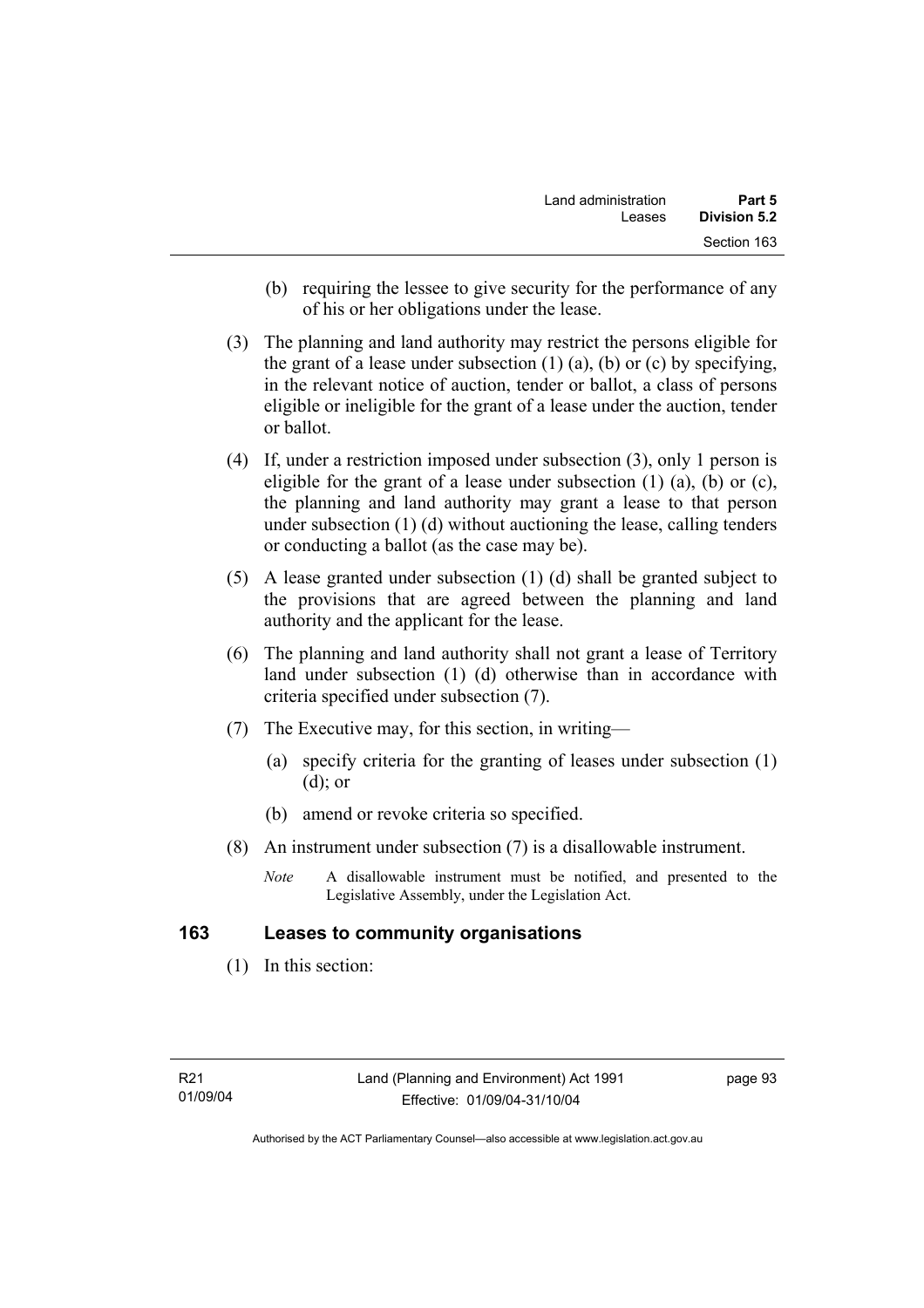(b) requiring the lessee to give security for the performance of any of his or her obligations under the lease.

(3) The planning and land authority may restrict the persons eligible for the grant of a lease under subsection (1) (a), (b) or (c) by specifying, in the relevant notice of auction, tender or ballot, a class of persons eligible or ineligible for the grant of a lease under the auction, tender or ballot.

(4) If, under a restriction imposed under subsection (3), only 1 person is eligible for the grant of a lease under subsection (1) (a), (b) or (c), the planning and land authority may grant a lease to that person under subsection (1) (d) without auctioning the lease, calling tenders or conducting a ballot (as the case may be).

(5) A lease granted under subsection (1) (d) shall be granted subject to the provisions that are agreed between the planning and land authority and the applicant for the lease.

(6) The planning and land authority shall not grant a lease of Territory land under subsection (1) (d) otherwise than in accordance with criteria specified under subsection (7).

(7) The Executive may, for this section, in writing—

(a) specify criteria for the granting of leases under subsection (1) (d); or

(b) amend or revoke criteria so specified.

(8) An instrument under subsection (7) is a disallowable instrument.

*Note* A disallowable instrument must be notified, and presented to the Legislative Assembly, under the Legislation Act.

## 163 Leases to community organisations

(1) In this section: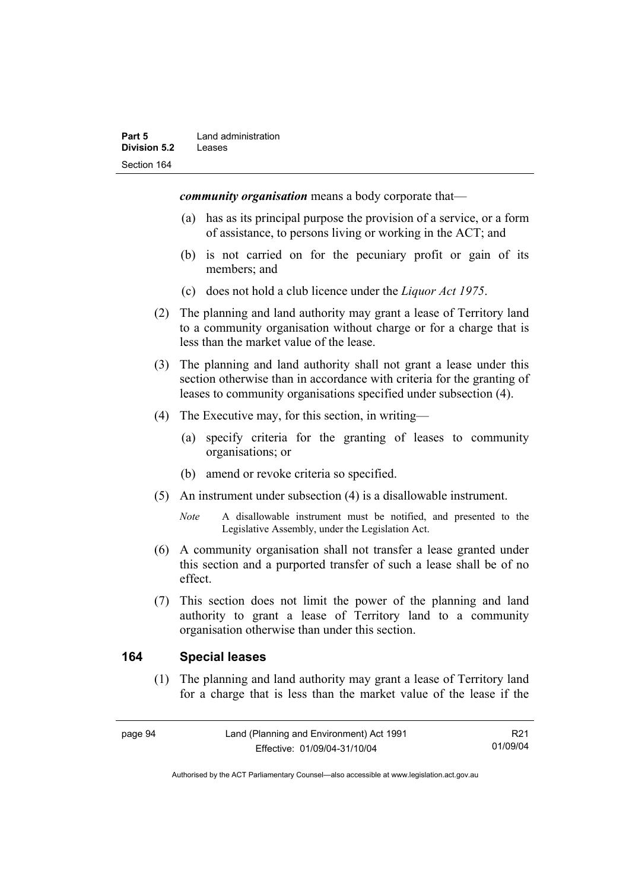***community organisation*** means a body corporate that—

(a) has as its principal purpose the provision of a service, or a form of assistance, to persons living or working in the ACT; and

(b) is not carried on for the pecuniary profit or gain of its members; and

(c) does not hold a club licence under the *Liquor Act 1975*.

(2) The planning and land authority may grant a lease of Territory land to a community organisation without charge or for a charge that is less than the market value of the lease.

(3) The planning and land authority shall not grant a lease under this section otherwise than in accordance with criteria for the granting of leases to community organisations specified under subsection (4).

(4) The Executive may, for this section, in writing—

(a) specify criteria for the granting of leases to community organisations; or

(b) amend or revoke criteria so specified.

(5) An instrument under subsection (4) is a disallowable instrument.

*Note* A disallowable instrument must be notified, and presented to the Legislative Assembly, under the Legislation Act.

(6) A community organisation shall not transfer a lease granted under this section and a purported transfer of such a lease shall be of no effect.

(7) This section does not limit the power of the planning and land authority to grant a lease of Territory land to a community organisation otherwise than under this section.

## 164 Special leases

(1) The planning and land authority may grant a lease of Territory land for a charge that is less than the market value of the lease if the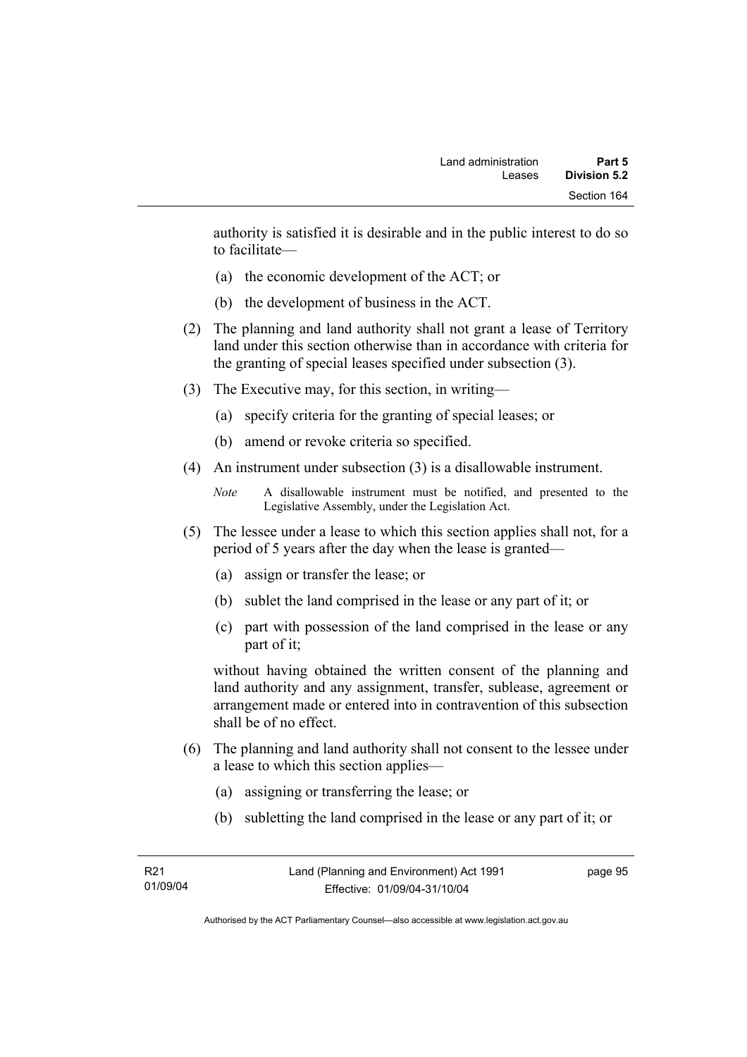authority is satisfied it is desirable and in the public interest to do so to facilitate—

(a) the economic development of the ACT; or

(b) the development of business in the ACT.

(2) The planning and land authority shall not grant a lease of Territory land under this section otherwise than in accordance with criteria for the granting of special leases specified under subsection (3).

(3) The Executive may, for this section, in writing—

(a) specify criteria for the granting of special leases; or

(b) amend or revoke criteria so specified.

(4) An instrument under subsection (3) is a disallowable instrument.

*Note* A disallowable instrument must be notified, and presented to the Legislative Assembly, under the Legislation Act.

(5) The lessee under a lease to which this section applies shall not, for a period of 5 years after the day when the lease is granted—

(a) assign or transfer the lease; or

(b) sublet the land comprised in the lease or any part of it; or

(c) part with possession of the land comprised in the lease or any part of it;

without having obtained the written consent of the planning and land authority and any assignment, transfer, sublease, agreement or arrangement made or entered into in contravention of this subsection shall be of no effect.

(6) The planning and land authority shall not consent to the lessee under a lease to which this section applies—

(a) assigning or transferring the lease; or

(b) subletting the land comprised in the lease or any part of it; or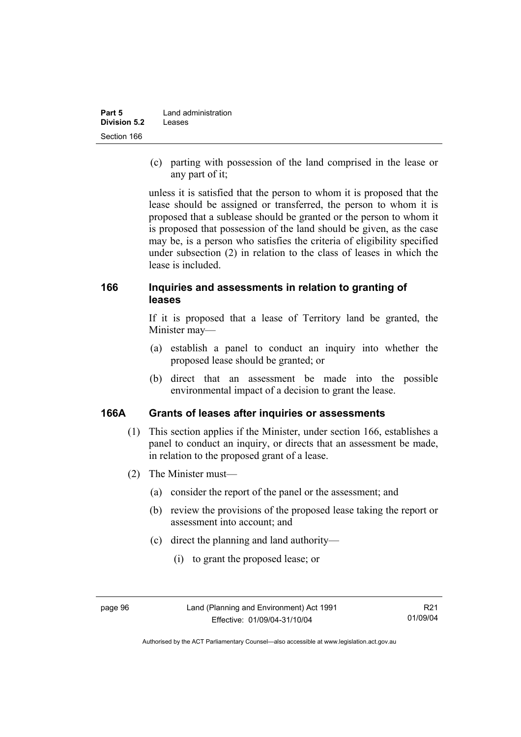(c) parting with possession of the land comprised in the lease or any part of it;

unless it is satisfied that the person to whom it is proposed that the lease should be assigned or transferred, the person to whom it is proposed that a sublease should be granted or the person to whom it is proposed that possession of the land should be given, as the case may be, is a person who satisfies the criteria of eligibility specified under subsection (2) in relation to the class of leases in which the lease is included.

### 166 Inquiries and assessments in relation to granting of leases

If it is proposed that a lease of Territory land be granted, the Minister may—

(a) establish a panel to conduct an inquiry into whether the proposed lease should be granted; or

(b) direct that an assessment be made into the possible environmental impact of a decision to grant the lease.

### 166A Grants of leases after inquiries or assessments

(1) This section applies if the Minister, under section 166, establishes a panel to conduct an inquiry, or directs that an assessment be made, in relation to the proposed grant of a lease.

(2) The Minister must—

(a) consider the report of the panel or the assessment; and

(b) review the provisions of the proposed lease taking the report or assessment into account; and

(c) direct the planning and land authority—

(i) to grant the proposed lease; or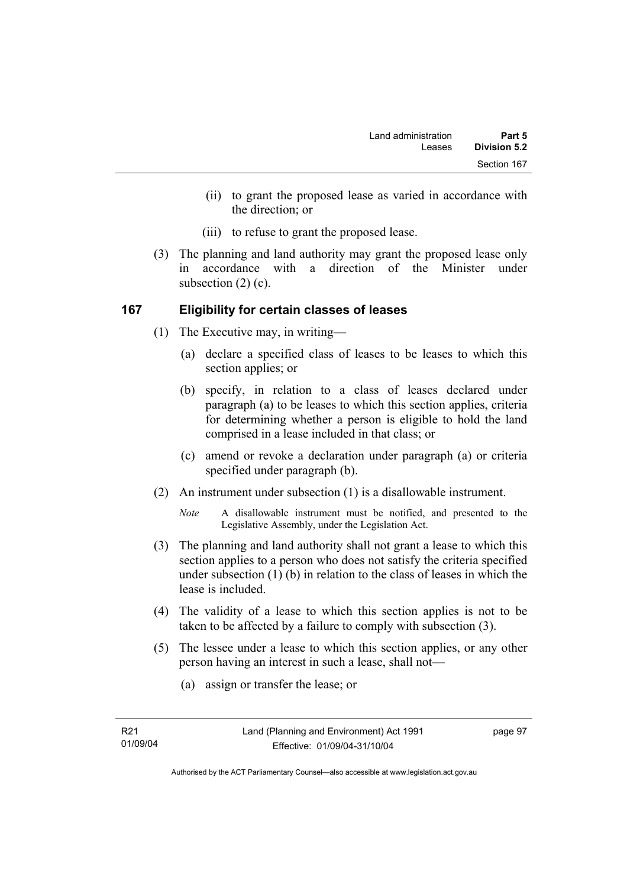(ii) to grant the proposed lease as varied in accordance with the direction; or

(iii) to refuse to grant the proposed lease.

(3) The planning and land authority may grant the proposed lease only in accordance with a direction of the Minister under subsection (2) (c).

## 167 Eligibility for certain classes of leases

(1) The Executive may, in writing—

(a) declare a specified class of leases to be leases to which this section applies; or

(b) specify, in relation to a class of leases declared under paragraph (a) to be leases to which this section applies, criteria for determining whether a person is eligible to hold the land comprised in a lease included in that class; or

(c) amend or revoke a declaration under paragraph (a) or criteria specified under paragraph (b).

(2) An instrument under subsection (1) is a disallowable instrument.

*Note* A disallowable instrument must be notified, and presented to the Legislative Assembly, under the Legislation Act.

(3) The planning and land authority shall not grant a lease to which this section applies to a person who does not satisfy the criteria specified under subsection (1) (b) in relation to the class of leases in which the lease is included.

(4) The validity of a lease to which this section applies is not to be taken to be affected by a failure to comply with subsection (3).

(5) The lessee under a lease to which this section applies, or any other person having an interest in such a lease, shall not—

(a) assign or transfer the lease; or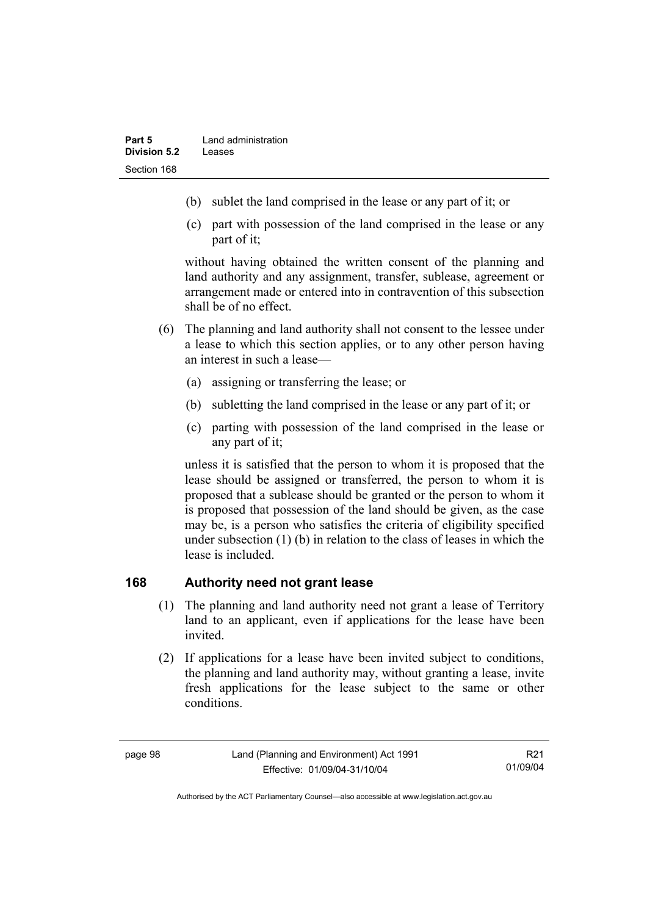(b) sublet the land comprised in the lease or any part of it; or

(c) part with possession of the land comprised in the lease or any part of it;

without having obtained the written consent of the planning and land authority and any assignment, transfer, sublease, agreement or arrangement made or entered into in contravention of this subsection shall be of no effect.

(6) The planning and land authority shall not consent to the lessee under a lease to which this section applies, or to any other person having an interest in such a lease—

(a) assigning or transferring the lease; or

(b) subletting the land comprised in the lease or any part of it; or

(c) parting with possession of the land comprised in the lease or any part of it;

unless it is satisfied that the person to whom it is proposed that the lease should be assigned or transferred, the person to whom it is proposed that a sublease should be granted or the person to whom it is proposed that possession of the land should be given, as the case may be, is a person who satisfies the criteria of eligibility specified under subsection (1) (b) in relation to the class of leases in which the lease is included.

## 168 Authority need not grant lease

(1) The planning and land authority need not grant a lease of Territory land to an applicant, even if applications for the lease have been invited.

(2) If applications for a lease have been invited subject to conditions, the planning and land authority may, without granting a lease, invite fresh applications for the lease subject to the same or other conditions.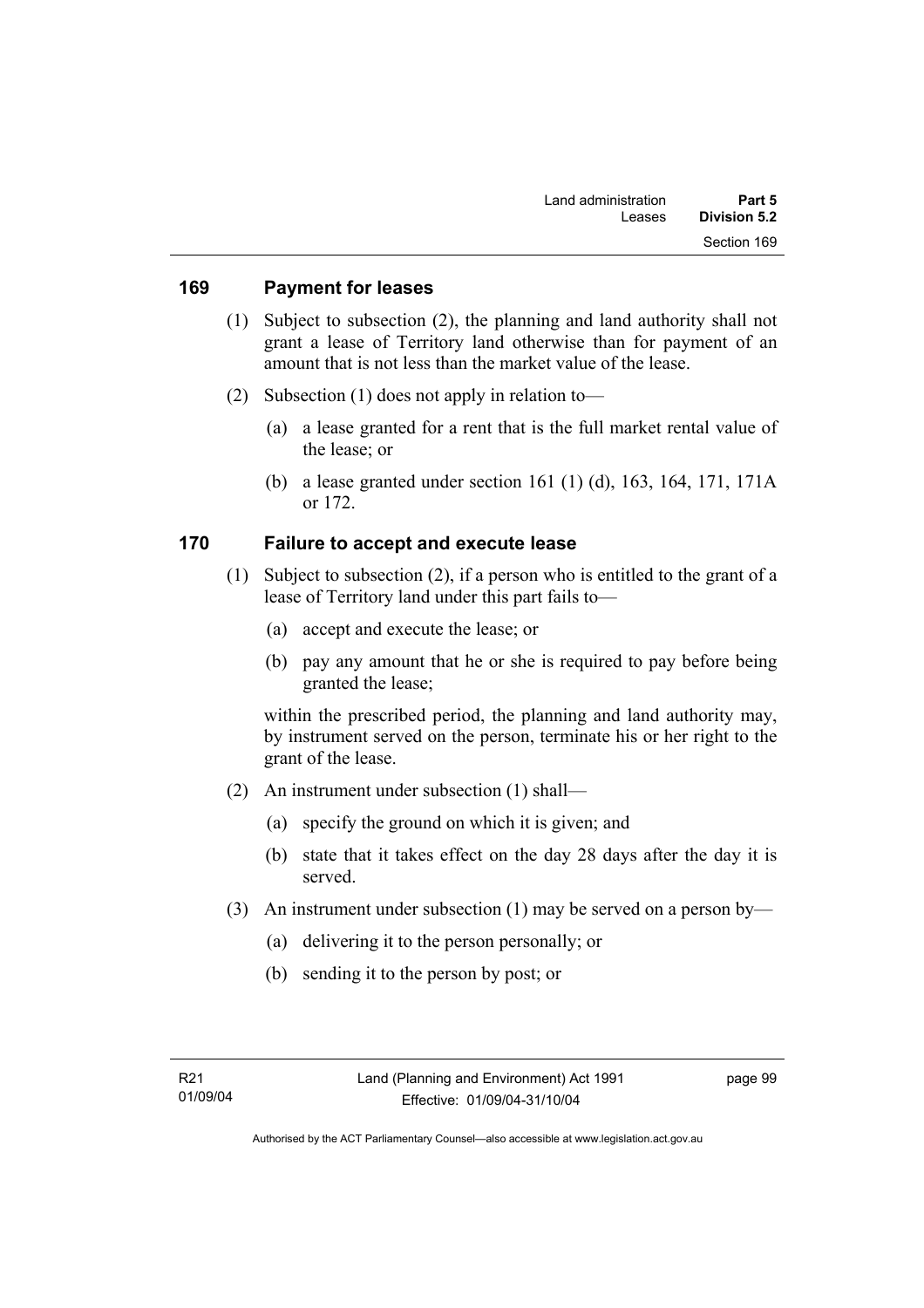## 169 Payment for leases

(1) Subject to subsection (2), the planning and land authority shall not grant a lease of Territory land otherwise than for payment of an amount that is not less than the market value of the lease.

(2) Subsection (1) does not apply in relation to—

(a) a lease granted for a rent that is the full market rental value of the lease; or

(b) a lease granted under section 161 (1) (d), 163, 164, 171, 171A or 172.

## 170 Failure to accept and execute lease

(1) Subject to subsection (2), if a person who is entitled to the grant of a lease of Territory land under this part fails to—

(a) accept and execute the lease; or

(b) pay any amount that he or she is required to pay before being granted the lease;

within the prescribed period, the planning and land authority may, by instrument served on the person, terminate his or her right to the grant of the lease.

(2) An instrument under subsection (1) shall—

(a) specify the ground on which it is given; and

(b) state that it takes effect on the day 28 days after the day it is served.

(3) An instrument under subsection (1) may be served on a person by—

(a) delivering it to the person personally; or

(b) sending it to the person by post; or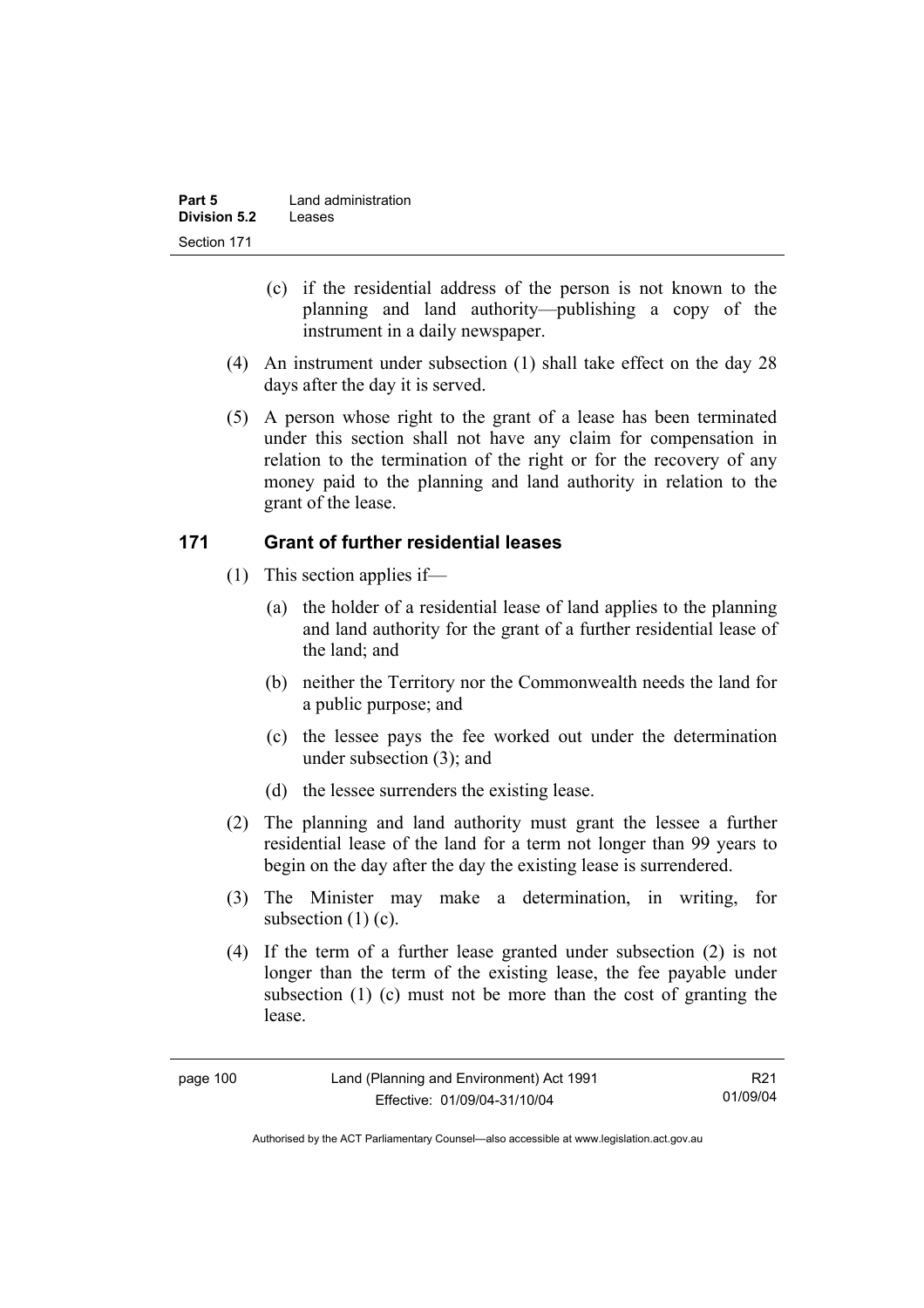(c) if the residential address of the person is not known to the planning and land authority—publishing a copy of the instrument in a daily newspaper.

(4) An instrument under subsection (1) shall take effect on the day 28 days after the day it is served.

(5) A person whose right to the grant of a lease has been terminated under this section shall not have any claim for compensation in relation to the termination of the right or for the recovery of any money paid to the planning and land authority in relation to the grant of the lease.

## 171 Grant of further residential leases

(1) This section applies if—

(a) the holder of a residential lease of land applies to the planning and land authority for the grant of a further residential lease of the land; and

(b) neither the Territory nor the Commonwealth needs the land for a public purpose; and

(c) the lessee pays the fee worked out under the determination under subsection (3); and

(d) the lessee surrenders the existing lease.

(2) The planning and land authority must grant the lessee a further residential lease of the land for a term not longer than 99 years to begin on the day after the day the existing lease is surrendered.

(3) The Minister may make a determination, in writing, for subsection (1) (c).

(4) If the term of a further lease granted under subsection (2) is not longer than the term of the existing lease, the fee payable under subsection (1) (c) must not be more than the cost of granting the lease.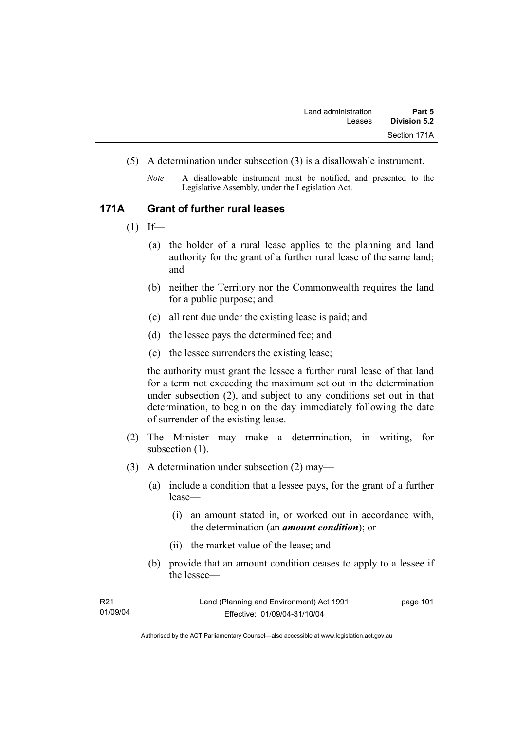(5) A determination under subsection (3) is a disallowable instrument.

*Note* A disallowable instrument must be notified, and presented to the Legislative Assembly, under the Legislation Act.

## 171A Grant of further rural leases

(1) If—

(a) the holder of a rural lease applies to the planning and land authority for the grant of a further rural lease of the same land; and

(b) neither the Territory nor the Commonwealth requires the land for a public purpose; and

(c) all rent due under the existing lease is paid; and

(d) the lessee pays the determined fee; and

(e) the lessee surrenders the existing lease;

the authority must grant the lessee a further rural lease of that land for a term not exceeding the maximum set out in the determination under subsection (2), and subject to any conditions set out in that determination, to begin on the day immediately following the date of surrender of the existing lease.

(2) The Minister may make a determination, in writing, for subsection (1).

(3) A determination under subsection (2) may—

(a) include a condition that a lessee pays, for the grant of a further lease—

(i) an amount stated in, or worked out in accordance with, the determination (an ***amount condition***); or

(ii) the market value of the lease; and

(b) provide that an amount condition ceases to apply to a lessee if the lessee—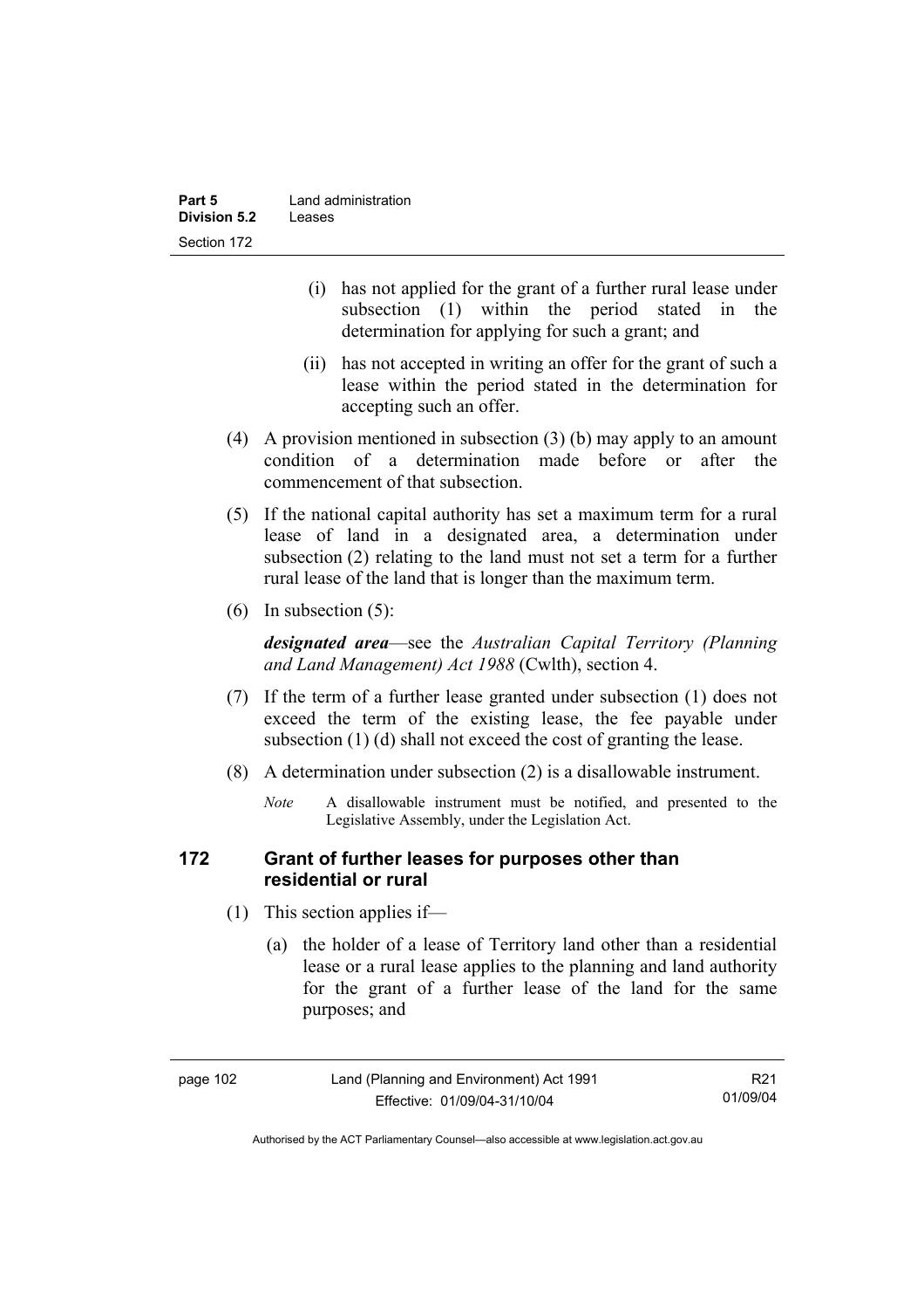(i) has not applied for the grant of a further rural lease under subsection (1) within the period stated in the determination for applying for such a grant; and

(ii) has not accepted in writing an offer for the grant of such a lease within the period stated in the determination for accepting such an offer.

(4) A provision mentioned in subsection (3) (b) may apply to an amount condition of a determination made before or after the commencement of that subsection.

(5) If the national capital authority has set a maximum term for a rural lease of land in a designated area, a determination under subsection (2) relating to the land must not set a term for a further rural lease of the land that is longer than the maximum term.

(6) In subsection (5):

***designated area***—see the *Australian Capital Territory (Planning and Land Management) Act 1988* (Cwlth), section 4.

(7) If the term of a further lease granted under subsection (1) does not exceed the term of the existing lease, the fee payable under subsection (1) (d) shall not exceed the cost of granting the lease.

(8) A determination under subsection (2) is a disallowable instrument.

*Note* A disallowable instrument must be notified, and presented to the Legislative Assembly, under the Legislation Act.

## 172 Grant of further leases for purposes other than residential or rural

(1) This section applies if—

(a) the holder of a lease of Territory land other than a residential lease or a rural lease applies to the planning and land authority for the grant of a further lease of the land for the same purposes; and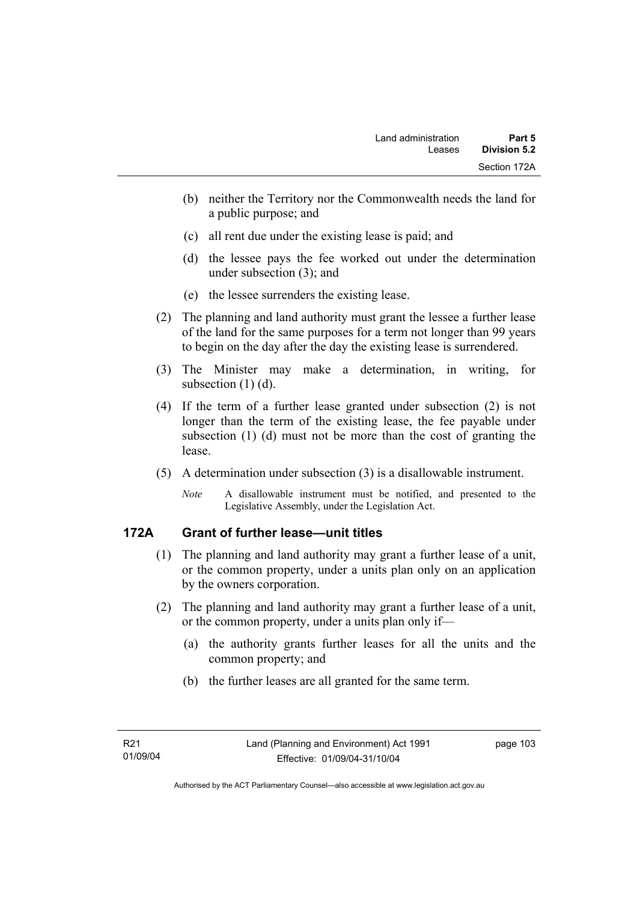(b) neither the Territory nor the Commonwealth needs the land for a public purpose; and

(c) all rent due under the existing lease is paid; and

(d) the lessee pays the fee worked out under the determination under subsection (3); and

(e) the lessee surrenders the existing lease.

(2) The planning and land authority must grant the lessee a further lease of the land for the same purposes for a term not longer than 99 years to begin on the day after the day the existing lease is surrendered.

(3) The Minister may make a determination, in writing, for subsection (1) (d).

(4) If the term of a further lease granted under subsection (2) is not longer than the term of the existing lease, the fee payable under subsection (1) (d) must not be more than the cost of granting the lease.

(5) A determination under subsection (3) is a disallowable instrument.

*Note* A disallowable instrument must be notified, and presented to the Legislative Assembly, under the Legislation Act.

## 172A Grant of further lease—unit titles

(1) The planning and land authority may grant a further lease of a unit, or the common property, under a units plan only on an application by the owners corporation.

(2) The planning and land authority may grant a further lease of a unit, or the common property, under a units plan only if—

(a) the authority grants further leases for all the units and the common property; and

(b) the further leases are all granted for the same term.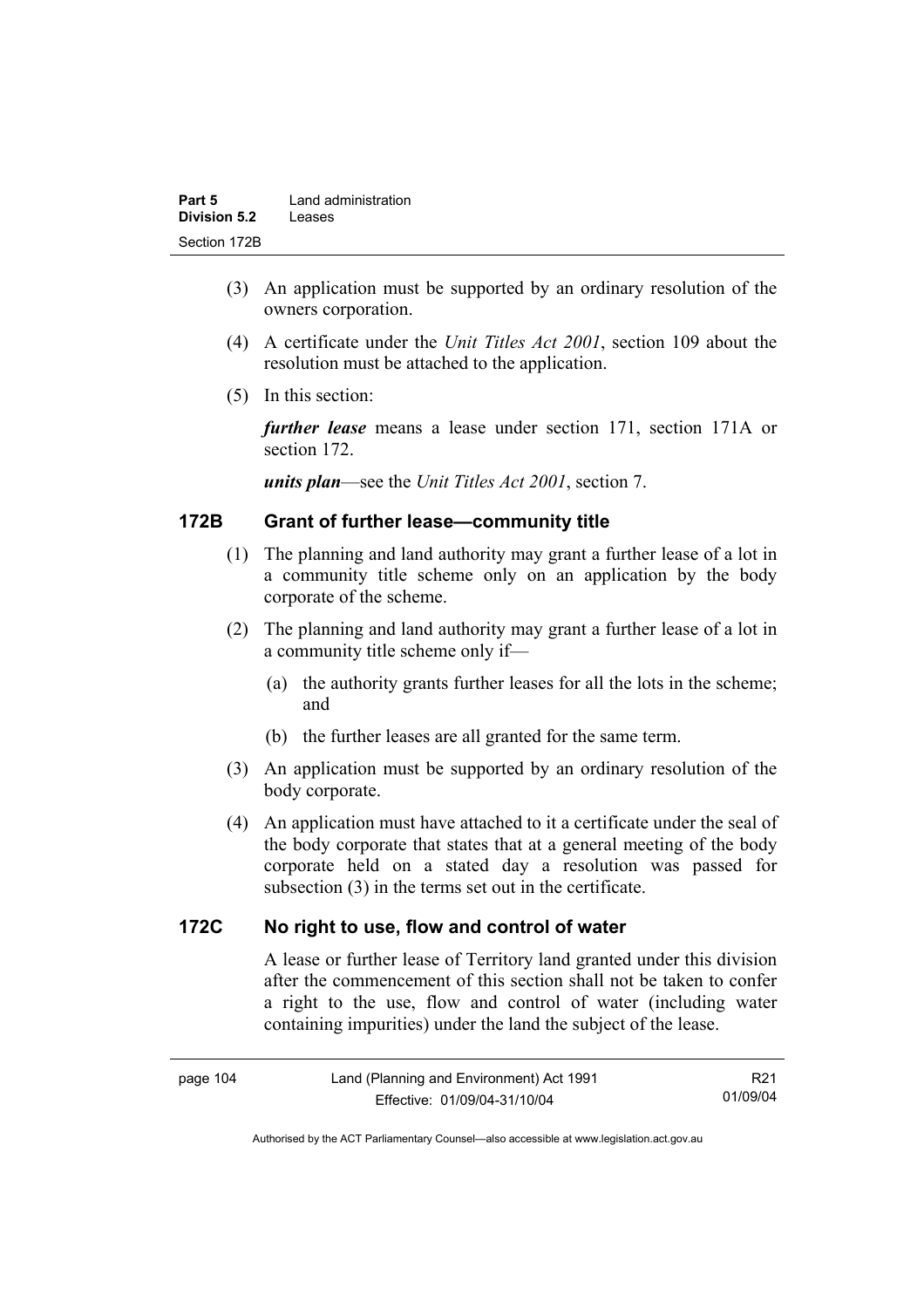(3) An application must be supported by an ordinary resolution of the owners corporation.

(4) A certificate under the *Unit Titles Act 2001*, section 109 about the resolution must be attached to the application.

(5) In this section:

***further lease*** means a lease under section 171, section 171A or section 172.

***units plan***—see the *Unit Titles Act 2001*, section 7.

## 172B Grant of further lease—community title

(1) The planning and land authority may grant a further lease of a lot in a community title scheme only on an application by the body corporate of the scheme.

(2) The planning and land authority may grant a further lease of a lot in a community title scheme only if—

(a) the authority grants further leases for all the lots in the scheme; and

(b) the further leases are all granted for the same term.

(3) An application must be supported by an ordinary resolution of the body corporate.

(4) An application must have attached to it a certificate under the seal of the body corporate that states that at a general meeting of the body corporate held on a stated day a resolution was passed for subsection (3) in the terms set out in the certificate.

## 172C No right to use, flow and control of water

A lease or further lease of Territory land granted under this division after the commencement of this section shall not be taken to confer a right to the use, flow and control of water (including water containing impurities) under the land the subject of the lease.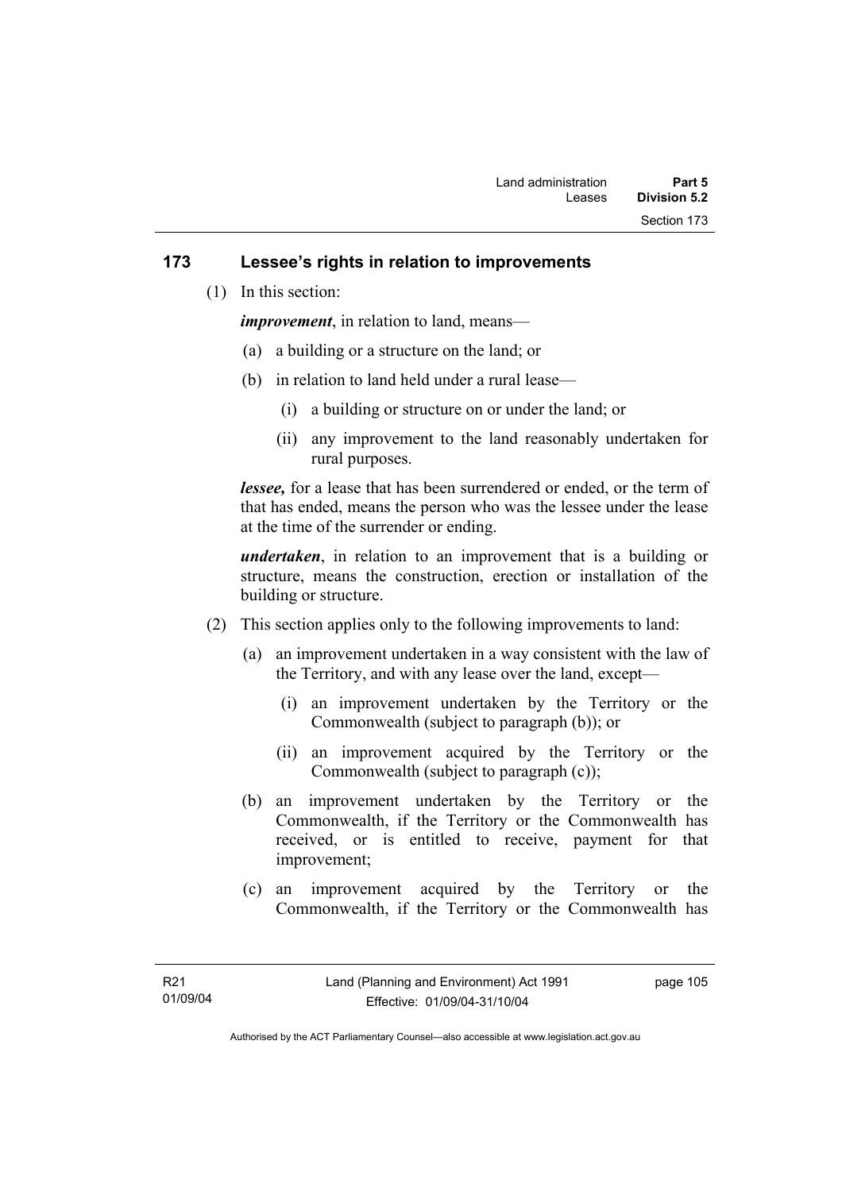## 173 Lessee's rights in relation to improvements

(1) In this section:

***improvement***, in relation to land, means—

(a) a building or a structure on the land; or

(b) in relation to land held under a rural lease—

(i) a building or structure on or under the land; or

(ii) any improvement to the land reasonably undertaken for rural purposes.

***lessee,*** for a lease that has been surrendered or ended, or the term of that has ended, means the person who was the lessee under the lease at the time of the surrender or ending.

***undertaken***, in relation to an improvement that is a building or structure, means the construction, erection or installation of the building or structure.

(2) This section applies only to the following improvements to land:

(a) an improvement undertaken in a way consistent with the law of the Territory, and with any lease over the land, except—

(i) an improvement undertaken by the Territory or the Commonwealth (subject to paragraph (b)); or

(ii) an improvement acquired by the Territory or the Commonwealth (subject to paragraph (c));

(b) an improvement undertaken by the Territory or the Commonwealth, if the Territory or the Commonwealth has received, or is entitled to receive, payment for that improvement;

(c) an improvement acquired by the Territory or the Commonwealth, if the Territory or the Commonwealth has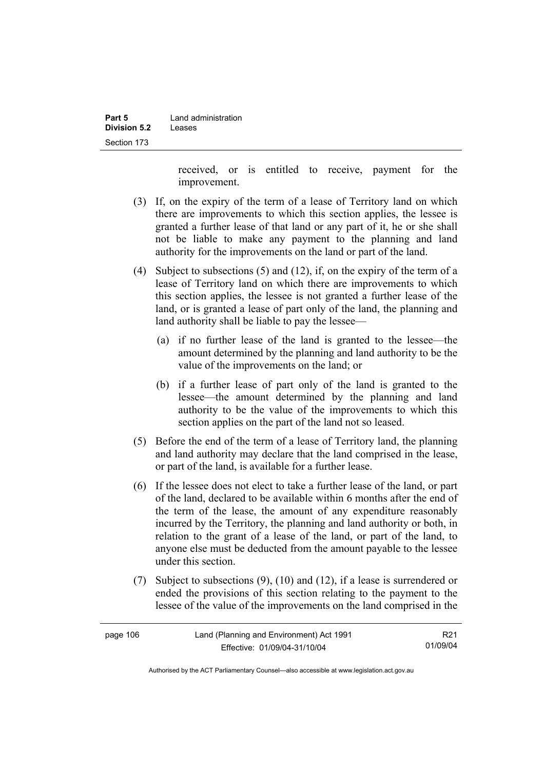received, or is entitled to receive, payment for the improvement.

(3) If, on the expiry of the term of a lease of Territory land on which there are improvements to which this section applies, the lessee is granted a further lease of that land or any part of it, he or she shall not be liable to make any payment to the planning and land authority for the improvements on the land or part of the land.

(4) Subject to subsections (5) and (12), if, on the expiry of the term of a lease of Territory land on which there are improvements to which this section applies, the lessee is not granted a further lease of the land, or is granted a lease of part only of the land, the planning and land authority shall be liable to pay the lessee—

(a) if no further lease of the land is granted to the lessee—the amount determined by the planning and land authority to be the value of the improvements on the land; or

(b) if a further lease of part only of the land is granted to the lessee—the amount determined by the planning and land authority to be the value of the improvements to which this section applies on the part of the land not so leased.

(5) Before the end of the term of a lease of Territory land, the planning and land authority may declare that the land comprised in the lease, or part of the land, is available for a further lease.

(6) If the lessee does not elect to take a further lease of the land, or part of the land, declared to be available within 6 months after the end of the term of the lease, the amount of any expenditure reasonably incurred by the Territory, the planning and land authority or both, in relation to the grant of a lease of the land, or part of the land, to anyone else must be deducted from the amount payable to the lessee under this section.

(7) Subject to subsections (9), (10) and (12), if a lease is surrendered or ended the provisions of this section relating to the payment to the lessee of the value of the improvements on the land comprised in the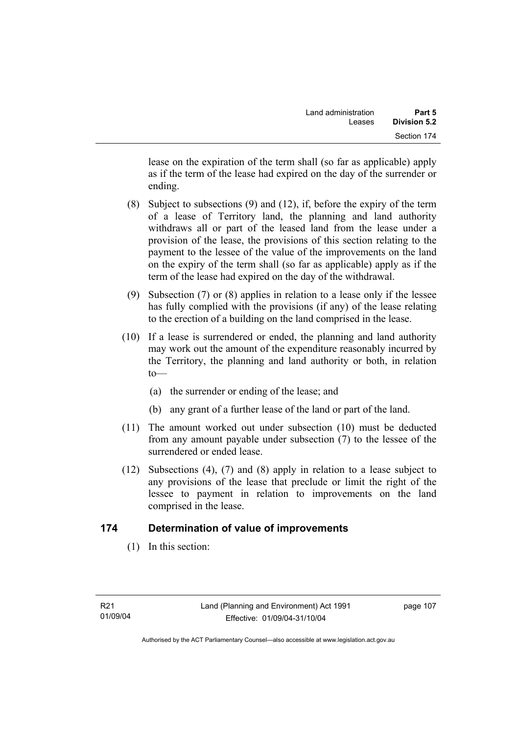lease on the expiration of the term shall (so far as applicable) apply as if the term of the lease had expired on the day of the surrender or ending.

(8) Subject to subsections (9) and (12), if, before the expiry of the term of a lease of Territory land, the planning and land authority withdraws all or part of the leased land from the lease under a provision of the lease, the provisions of this section relating to the payment to the lessee of the value of the improvements on the land on the expiry of the term shall (so far as applicable) apply as if the term of the lease had expired on the day of the withdrawal.

(9) Subsection (7) or (8) applies in relation to a lease only if the lessee has fully complied with the provisions (if any) of the lease relating to the erection of a building on the land comprised in the lease.

(10) If a lease is surrendered or ended, the planning and land authority may work out the amount of the expenditure reasonably incurred by the Territory, the planning and land authority or both, in relation to—

(a) the surrender or ending of the lease; and

(b) any grant of a further lease of the land or part of the land.

(11) The amount worked out under subsection (10) must be deducted from any amount payable under subsection (7) to the lessee of the surrendered or ended lease.

(12) Subsections (4), (7) and (8) apply in relation to a lease subject to any provisions of the lease that preclude or limit the right of the lessee to payment in relation to improvements on the land comprised in the lease.

## 174 Determination of value of improvements

(1) In this section: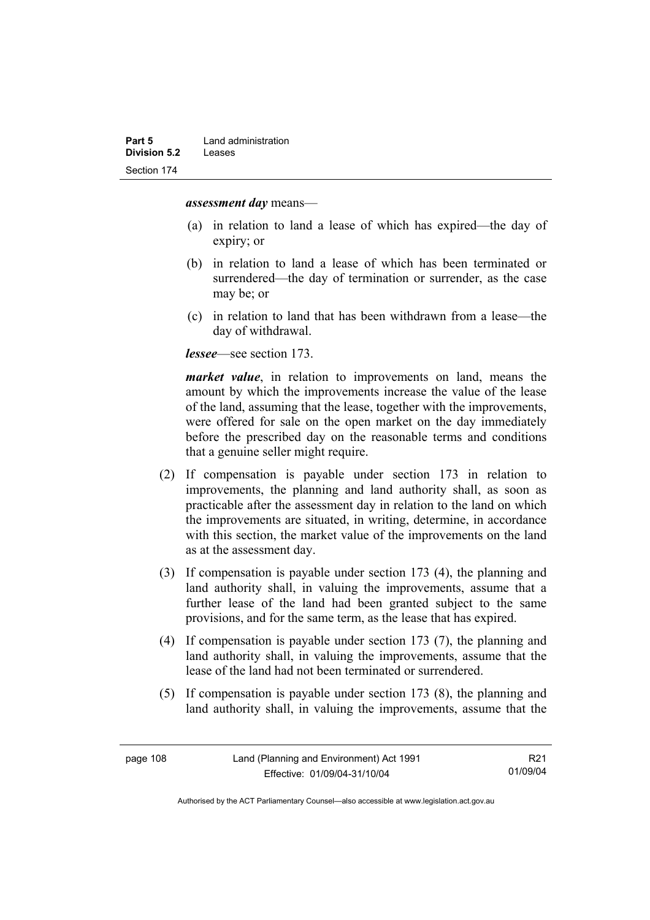***assessment day*** means—

(a) in relation to land a lease of which has expired—the day of expiry; or

(b) in relation to land a lease of which has been terminated or surrendered—the day of termination or surrender, as the case may be; or

(c) in relation to land that has been withdrawn from a lease—the day of withdrawal.

***lessee***—see section 173.

***market value***, in relation to improvements on land, means the amount by which the improvements increase the value of the lease of the land, assuming that the lease, together with the improvements, were offered for sale on the open market on the day immediately before the prescribed day on the reasonable terms and conditions that a genuine seller might require.

(2) If compensation is payable under section 173 in relation to improvements, the planning and land authority shall, as soon as practicable after the assessment day in relation to the land on which the improvements are situated, in writing, determine, in accordance with this section, the market value of the improvements on the land as at the assessment day.

(3) If compensation is payable under section 173 (4), the planning and land authority shall, in valuing the improvements, assume that a further lease of the land had been granted subject to the same provisions, and for the same term, as the lease that has expired.

(4) If compensation is payable under section 173 (7), the planning and land authority shall, in valuing the improvements, assume that the lease of the land had not been terminated or surrendered.

(5) If compensation is payable under section 173 (8), the planning and land authority shall, in valuing the improvements, assume that the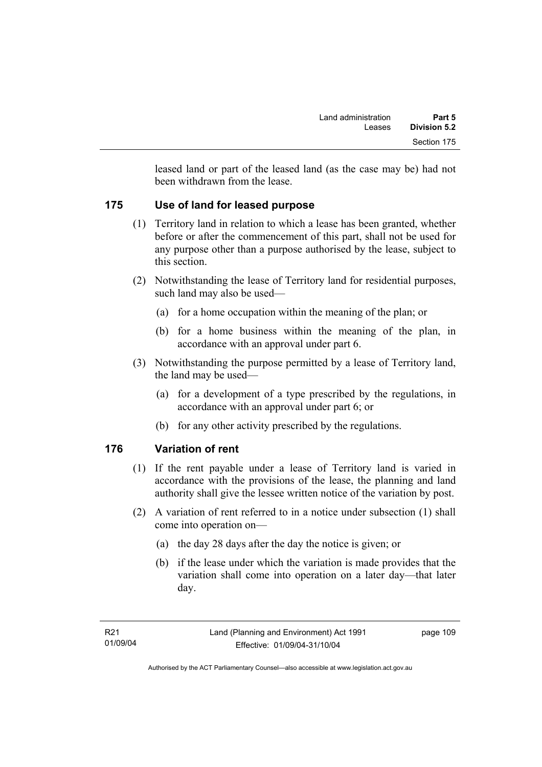leased land or part of the leased land (as the case may be) had not been withdrawn from the lease.

## 175 Use of land for leased purpose

(1) Territory land in relation to which a lease has been granted, whether before or after the commencement of this part, shall not be used for any purpose other than a purpose authorised by the lease, subject to this section.

(2) Notwithstanding the lease of Territory land for residential purposes, such land may also be used—

(a) for a home occupation within the meaning of the plan; or

(b) for a home business within the meaning of the plan, in accordance with an approval under part 6.

(3) Notwithstanding the purpose permitted by a lease of Territory land, the land may be used—

(a) for a development of a type prescribed by the regulations, in accordance with an approval under part 6; or

(b) for any other activity prescribed by the regulations.

## 176 Variation of rent

(1) If the rent payable under a lease of Territory land is varied in accordance with the provisions of the lease, the planning and land authority shall give the lessee written notice of the variation by post.

(2) A variation of rent referred to in a notice under subsection (1) shall come into operation on—

(a) the day 28 days after the day the notice is given; or

(b) if the lease under which the variation is made provides that the variation shall come into operation on a later day—that later day.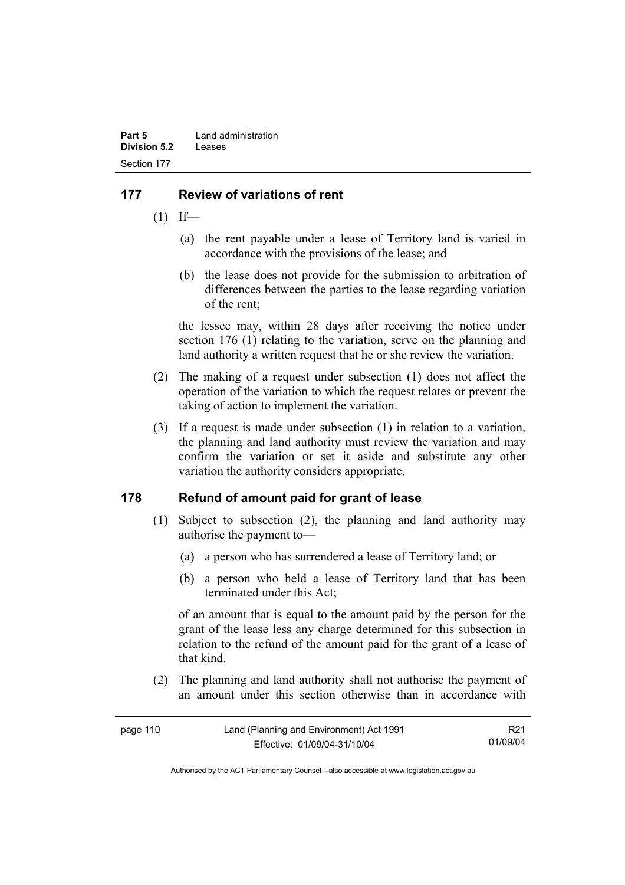## 177 Review of variations of rent

(1) If—

(a) the rent payable under a lease of Territory land is varied in accordance with the provisions of the lease; and

(b) the lease does not provide for the submission to arbitration of differences between the parties to the lease regarding variation of the rent;

the lessee may, within 28 days after receiving the notice under section 176 (1) relating to the variation, serve on the planning and land authority a written request that he or she review the variation.

(2) The making of a request under subsection (1) does not affect the operation of the variation to which the request relates or prevent the taking of action to implement the variation.

(3) If a request is made under subsection (1) in relation to a variation, the planning and land authority must review the variation and may confirm the variation or set it aside and substitute any other variation the authority considers appropriate.

## 178 Refund of amount paid for grant of lease

(1) Subject to subsection (2), the planning and land authority may authorise the payment to—

(a) a person who has surrendered a lease of Territory land; or

(b) a person who held a lease of Territory land that has been terminated under this Act;

of an amount that is equal to the amount paid by the person for the grant of the lease less any charge determined for this subsection in relation to the refund of the amount paid for the grant of a lease of that kind.

(2) The planning and land authority shall not authorise the payment of an amount under this section otherwise than in accordance with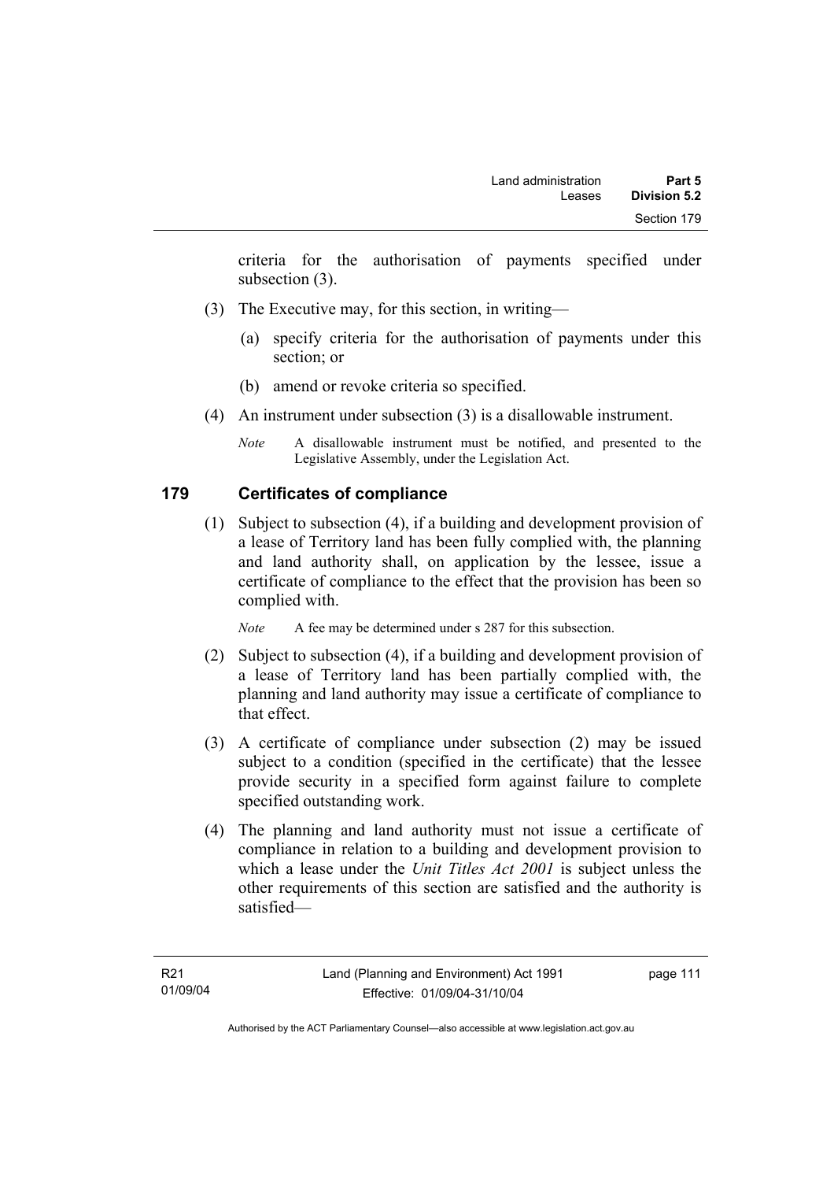criteria for the authorisation of payments specified under subsection (3).

(3) The Executive may, for this section, in writing—

  (a) specify criteria for the authorisation of payments under this section; or

  (b) amend or revoke criteria so specified.

(4) An instrument under subsection (3) is a disallowable instrument.

*Note* A disallowable instrument must be notified, and presented to the Legislative Assembly, under the Legislation Act.

## 179 Certificates of compliance

(1) Subject to subsection (4), if a building and development provision of a lease of Territory land has been fully complied with, the planning and land authority shall, on application by the lessee, issue a certificate of compliance to the effect that the provision has been so complied with.

*Note* A fee may be determined under s 287 for this subsection.

(2) Subject to subsection (4), if a building and development provision of a lease of Territory land has been partially complied with, the planning and land authority may issue a certificate of compliance to that effect.

(3) A certificate of compliance under subsection (2) may be issued subject to a condition (specified in the certificate) that the lessee provide security in a specified form against failure to complete specified outstanding work.

(4) The planning and land authority must not issue a certificate of compliance in relation to a building and development provision to which a lease under the *Unit Titles Act 2001* is subject unless the other requirements of this section are satisfied and the authority is satisfied—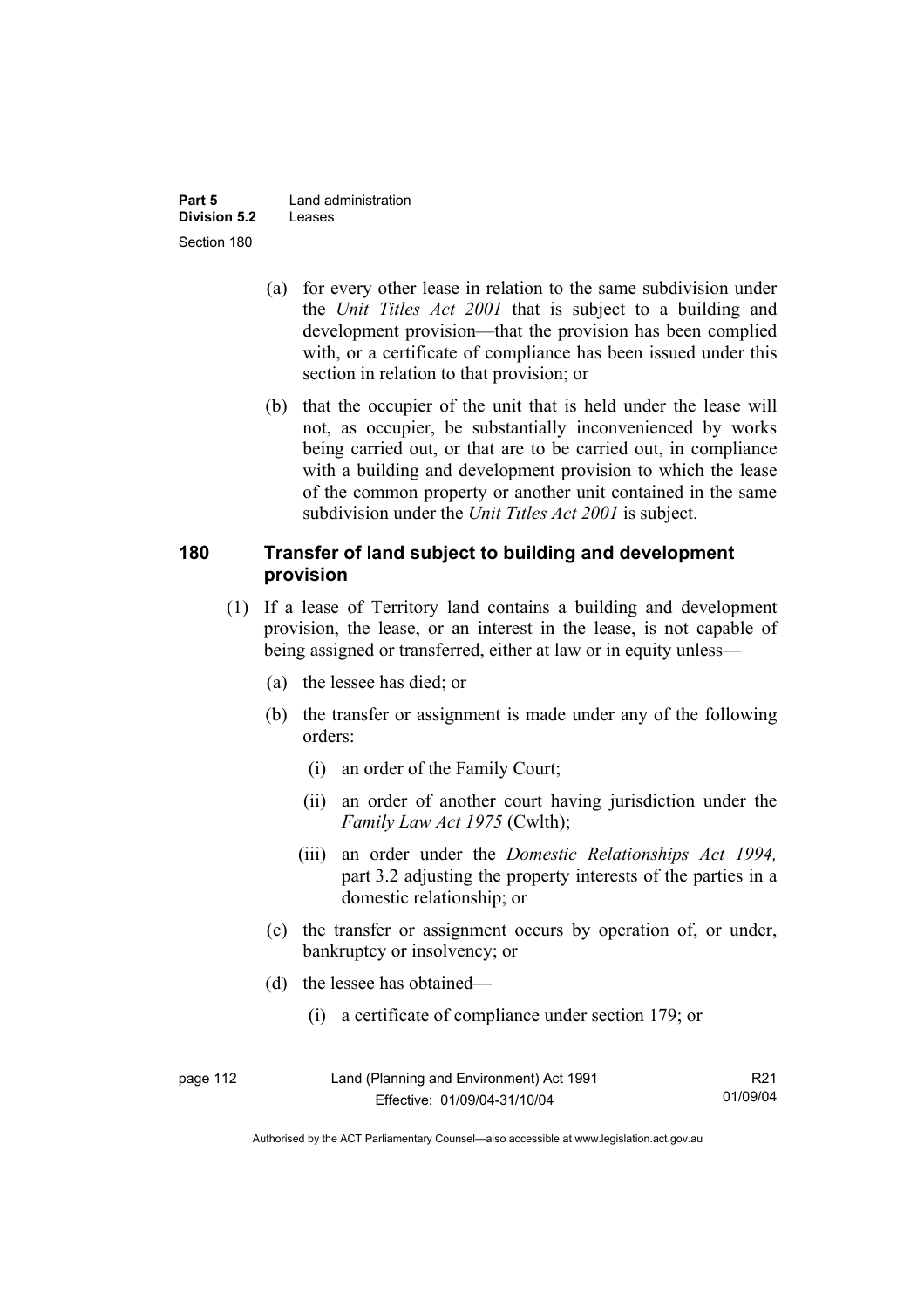(a) for every other lease in relation to the same subdivision under the *Unit Titles Act 2001* that is subject to a building and development provision—that the provision has been complied with, or a certificate of compliance has been issued under this section in relation to that provision; or

(b) that the occupier of the unit that is held under the lease will not, as occupier, be substantially inconvenienced by works being carried out, or that are to be carried out, in compliance with a building and development provision to which the lease of the common property or another unit contained in the same subdivision under the *Unit Titles Act 2001* is subject.

## 180 Transfer of land subject to building and development provision

(1) If a lease of Territory land contains a building and development provision, the lease, or an interest in the lease, is not capable of being assigned or transferred, either at law or in equity unless—

(a) the lessee has died; or

(b) the transfer or assignment is made under any of the following orders:

(i) an order of the Family Court;

(ii) an order of another court having jurisdiction under the *Family Law Act 1975* (Cwlth);

(iii) an order under the *Domestic Relationships Act 1994,* part 3.2 adjusting the property interests of the parties in a domestic relationship; or

(c) the transfer or assignment occurs by operation of, or under, bankruptcy or insolvency; or

(d) the lessee has obtained—

(i) a certificate of compliance under section 179; or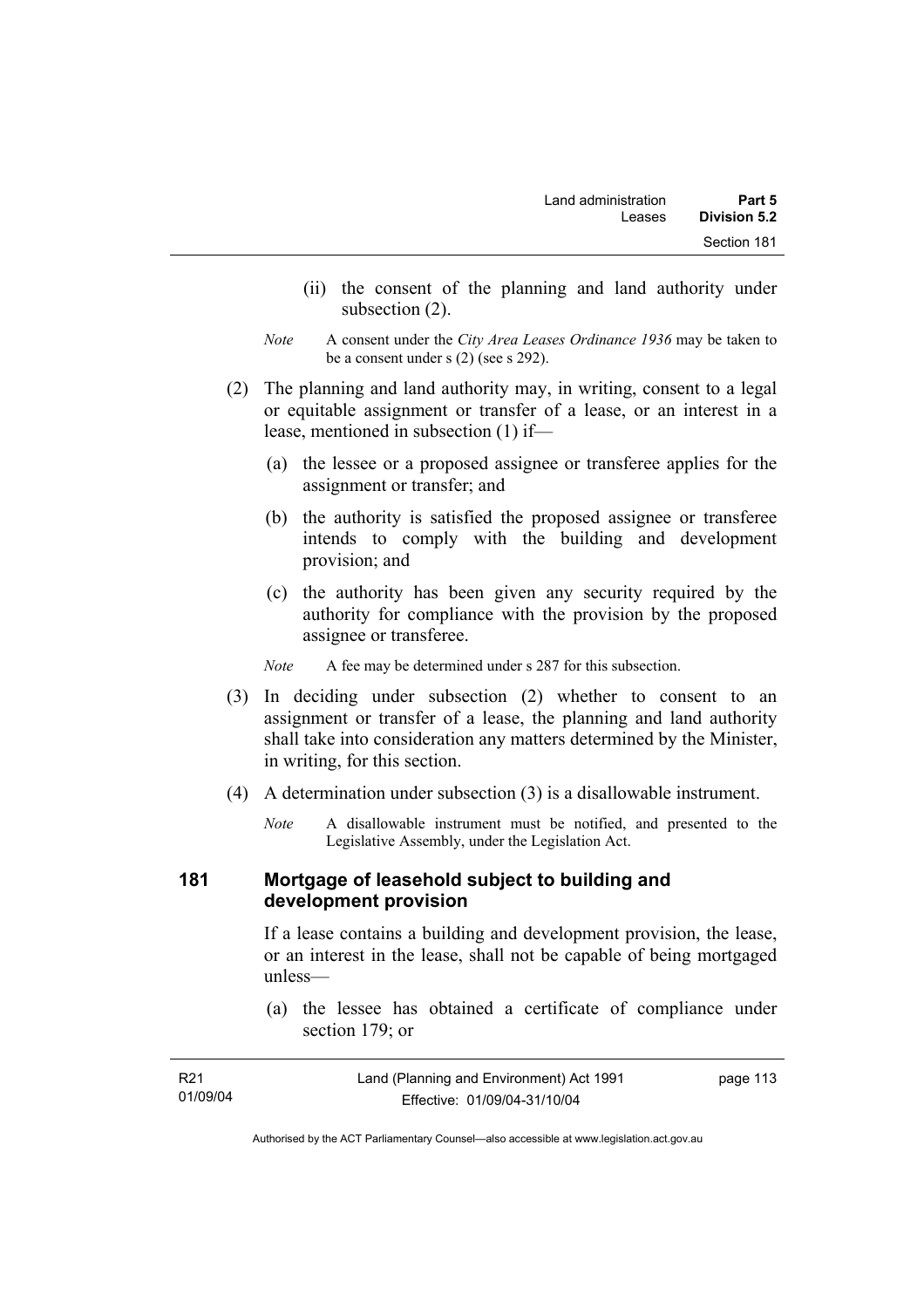(ii) the consent of the planning and land authority under subsection (2).

*Note* A consent under the *City Area Leases Ordinance 1936* may be taken to be a consent under s (2) (see s 292).

(2) The planning and land authority may, in writing, consent to a legal or equitable assignment or transfer of a lease, or an interest in a lease, mentioned in subsection (1) if—

(a) the lessee or a proposed assignee or transferee applies for the assignment or transfer; and

(b) the authority is satisfied the proposed assignee or transferee intends to comply with the building and development provision; and

(c) the authority has been given any security required by the authority for compliance with the provision by the proposed assignee or transferee.

*Note* A fee may be determined under s 287 for this subsection.

(3) In deciding under subsection (2) whether to consent to an assignment or transfer of a lease, the planning and land authority shall take into consideration any matters determined by the Minister, in writing, for this section.

(4) A determination under subsection (3) is a disallowable instrument.

*Note* A disallowable instrument must be notified, and presented to the Legislative Assembly, under the Legislation Act.

## 181 Mortgage of leasehold subject to building and development provision

If a lease contains a building and development provision, the lease, or an interest in the lease, shall not be capable of being mortgaged unless—

(a) the lessee has obtained a certificate of compliance under section 179; or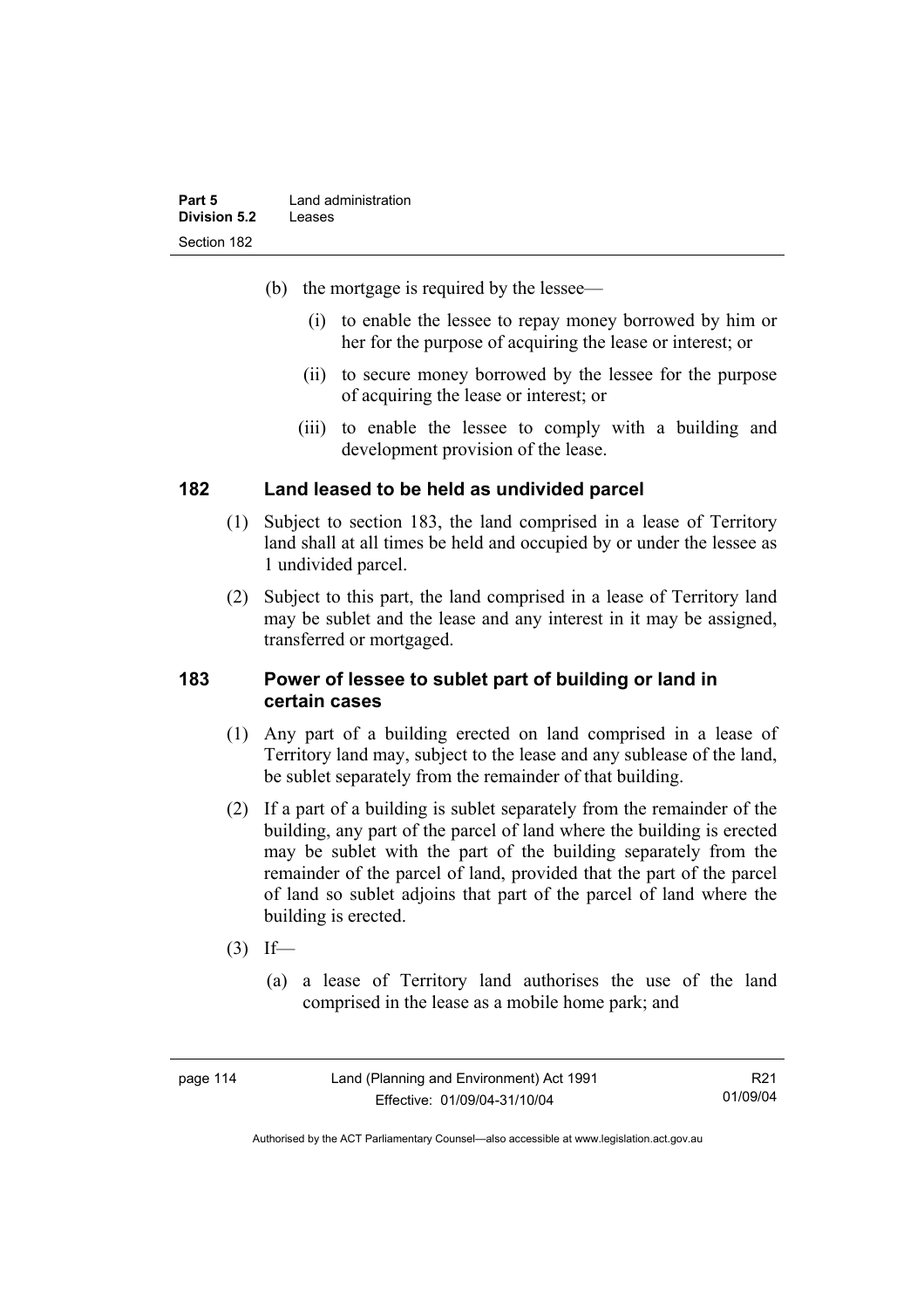(b) the mortgage is required by the lessee—

  (i) to enable the lessee to repay money borrowed by him or her for the purpose of acquiring the lease or interest; or

  (ii) to secure money borrowed by the lessee for the purpose of acquiring the lease or interest; or

  (iii) to enable the lessee to comply with a building and development provision of the lease.

## 182 Land leased to be held as undivided parcel

(1) Subject to section 183, the land comprised in a lease of Territory land shall at all times be held and occupied by or under the lessee as 1 undivided parcel.

(2) Subject to this part, the land comprised in a lease of Territory land may be sublet and the lease and any interest in it may be assigned, transferred or mortgaged.

## 183 Power of lessee to sublet part of building or land in certain cases

(1) Any part of a building erected on land comprised in a lease of Territory land may, subject to the lease and any sublease of the land, be sublet separately from the remainder of that building.

(2) If a part of a building is sublet separately from the remainder of the building, any part of the parcel of land where the building is erected may be sublet with the part of the building separately from the remainder of the parcel of land, provided that the part of the parcel of land so sublet adjoins that part of the parcel of land where the building is erected.

(3) If—

  (a) a lease of Territory land authorises the use of the land comprised in the lease as a mobile home park; and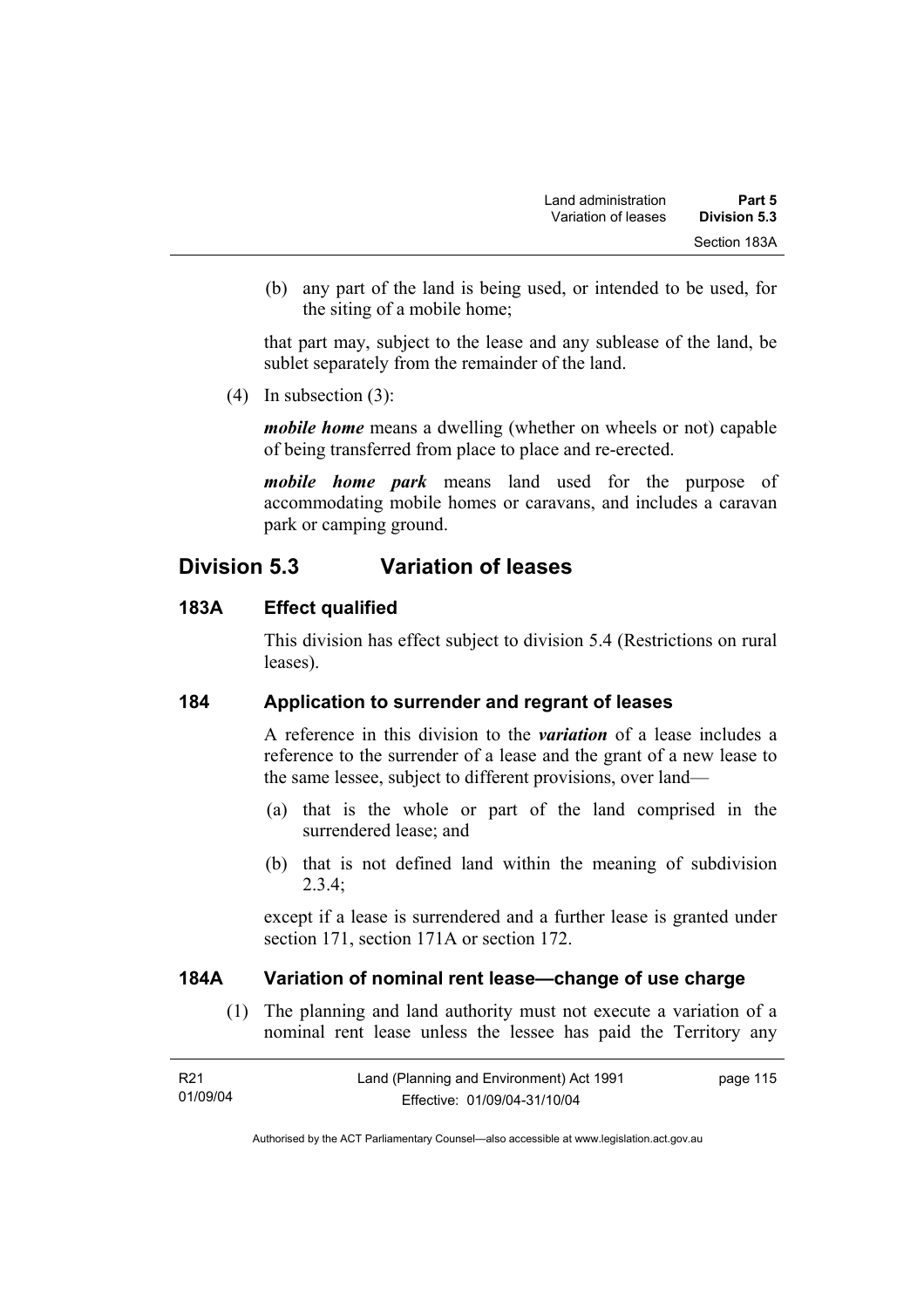(b) any part of the land is being used, or intended to be used, for the siting of a mobile home;

that part may, subject to the lease and any sublease of the land, be sublet separately from the remainder of the land.

(4) In subsection (3):

***mobile home*** means a dwelling (whether on wheels or not) capable of being transferred from place to place and re-erected.

***mobile home park*** means land used for the purpose of accommodating mobile homes or caravans, and includes a caravan park or camping ground.

## Division 5.3 Variation of leases

### 183A Effect qualified

This division has effect subject to division 5.4 (Restrictions on rural leases).

### 184 Application to surrender and regrant of leases

A reference in this division to the ***variation*** of a lease includes a reference to the surrender of a lease and the grant of a new lease to the same lessee, subject to different provisions, over land—

(a) that is the whole or part of the land comprised in the surrendered lease; and

(b) that is not defined land within the meaning of subdivision 2.3.4;

except if a lease is surrendered and a further lease is granted under section 171, section 171A or section 172.

### 184A Variation of nominal rent lease—change of use charge

(1) The planning and land authority must not execute a variation of a nominal rent lease unless the lessee has paid the Territory any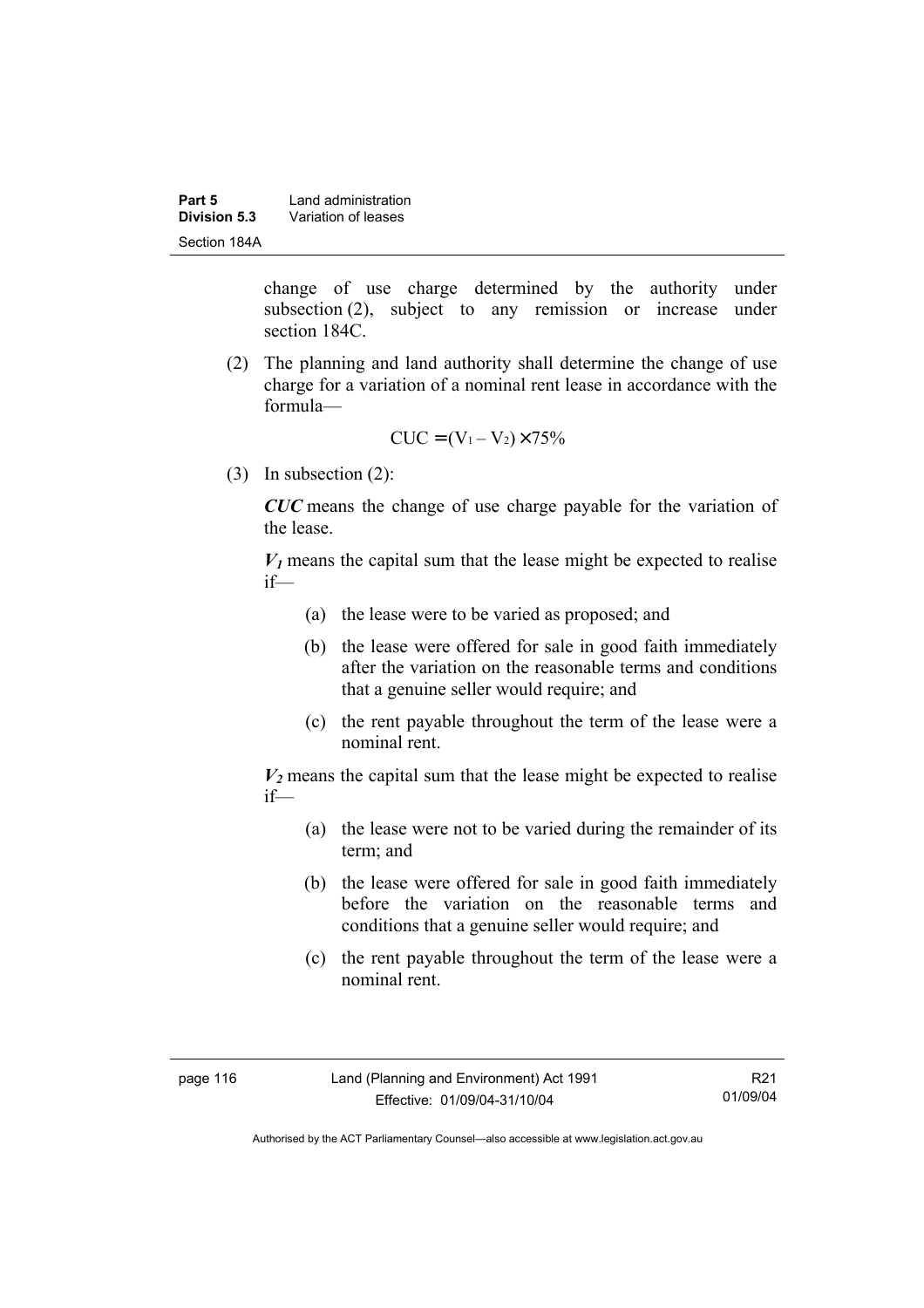change of use charge determined by the authority under subsection (2), subject to any remission or increase under section 184C.

(2) The planning and land authority shall determine the change of use charge for a variation of a nominal rent lease in accordance with the formula—

$$CUC = (V_1 - V_2) \times 75\%$$

(3) In subsection (2):

***CUC*** means the change of use charge payable for the variation of the lease.

***$V_1$*** means the capital sum that the lease might be expected to realise if—

(a) the lease were to be varied as proposed; and

(b) the lease were offered for sale in good faith immediately after the variation on the reasonable terms and conditions that a genuine seller would require; and

(c) the rent payable throughout the term of the lease were a nominal rent.

***$V_2$*** means the capital sum that the lease might be expected to realise if—

(a) the lease were not to be varied during the remainder of its term; and

(b) the lease were offered for sale in good faith immediately before the variation on the reasonable terms and conditions that a genuine seller would require; and

(c) the rent payable throughout the term of the lease were a nominal rent.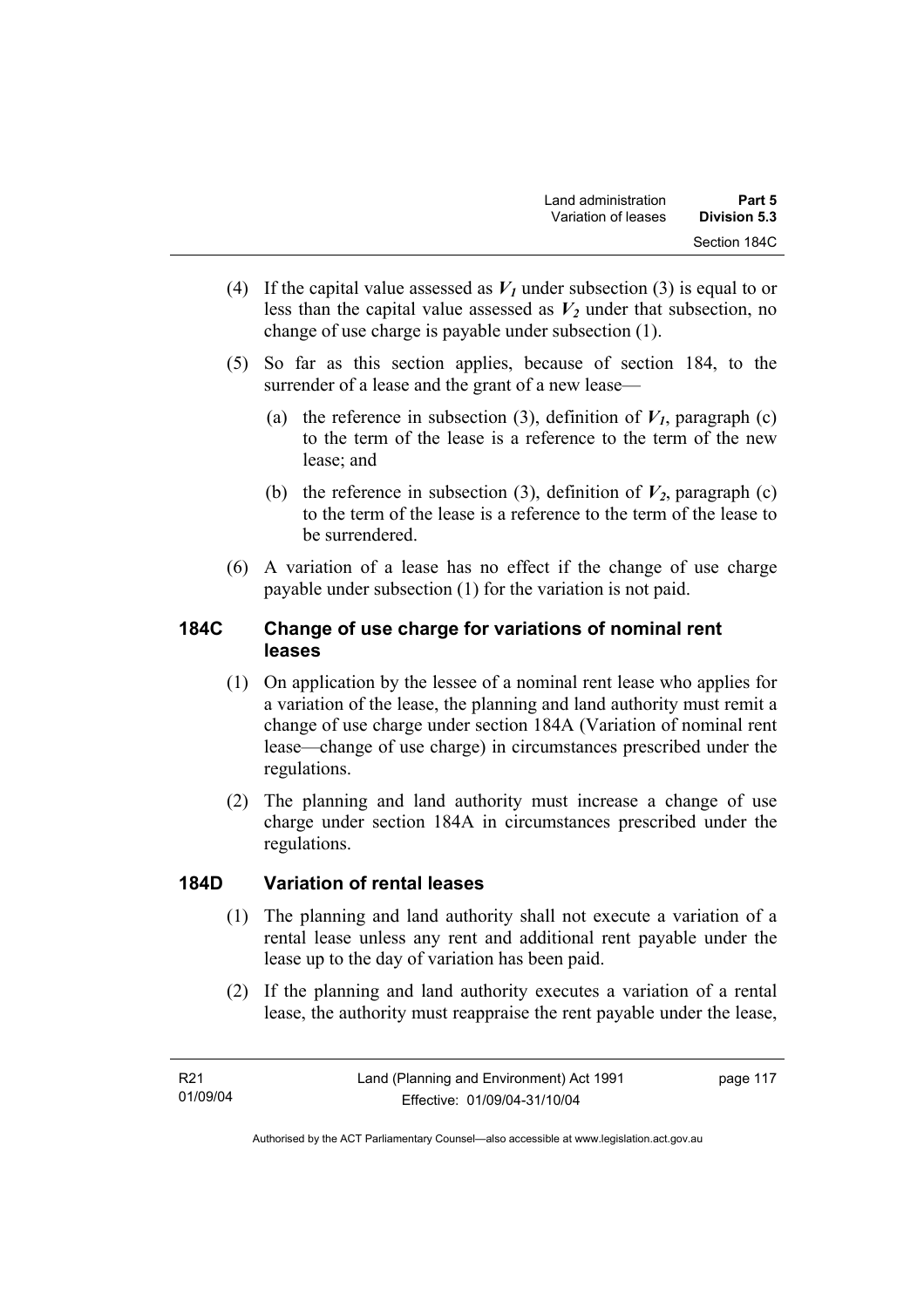(4) If the capital value assessed as $V_1$ under subsection (3) is equal to or less than the capital value assessed as $V_2$ under that subsection, no change of use charge is payable under subsection (1).

(5) So far as this section applies, because of section 184, to the surrender of a lease and the grant of a new lease—

(a) the reference in subsection (3), definition of $V_1$, paragraph (c) to the term of the lease is a reference to the term of the new lease; and

(b) the reference in subsection (3), definition of $V_2$, paragraph (c) to the term of the lease is a reference to the term of the lease to be surrendered.

(6) A variation of a lease has no effect if the change of use charge payable under subsection (1) for the variation is not paid.

## 184C Change of use charge for variations of nominal rent leases

(1) On application by the lessee of a nominal rent lease who applies for a variation of the lease, the planning and land authority must remit a change of use charge under section 184A (Variation of nominal rent lease—change of use charge) in circumstances prescribed under the regulations.

(2) The planning and land authority must increase a change of use charge under section 184A in circumstances prescribed under the regulations.

## 184D Variation of rental leases

(1) The planning and land authority shall not execute a variation of a rental lease unless any rent and additional rent payable under the lease up to the day of variation has been paid.

(2) If the planning and land authority executes a variation of a rental lease, the authority must reappraise the rent payable under the lease,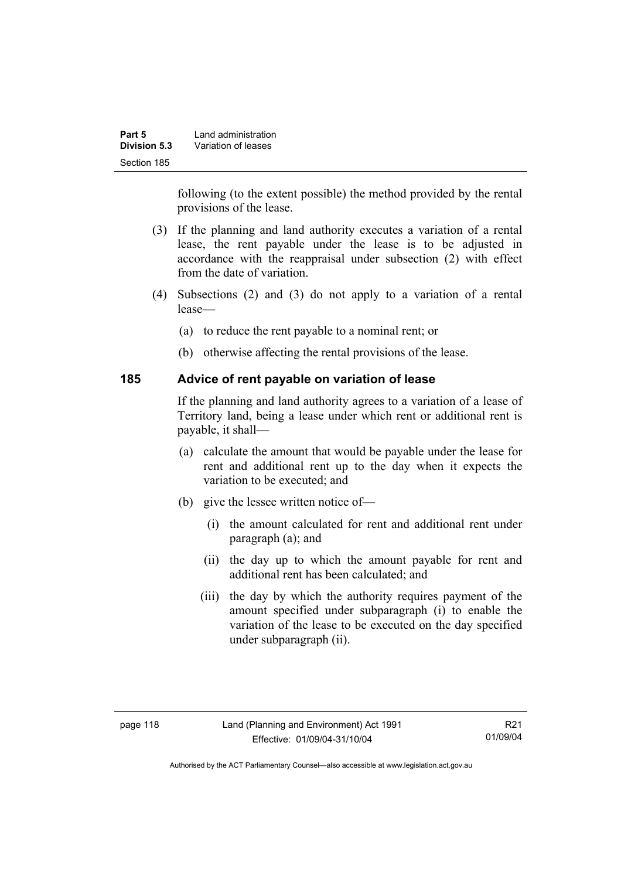following (to the extent possible) the method provided by the rental provisions of the lease.

(3) If the planning and land authority executes a variation of a rental lease, the rent payable under the lease is to be adjusted in accordance with the reappraisal under subsection (2) with effect from the date of variation.

(4) Subsections (2) and (3) do not apply to a variation of a rental lease—

(a) to reduce the rent payable to a nominal rent; or

(b) otherwise affecting the rental provisions of the lease.

## 185 Advice of rent payable on variation of lease

If the planning and land authority agrees to a variation of a lease of Territory land, being a lease under which rent or additional rent is payable, it shall—

(a) calculate the amount that would be payable under the lease for rent and additional rent up to the day when it expects the variation to be executed; and

(b) give the lessee written notice of—

(i) the amount calculated for rent and additional rent under paragraph (a); and

(ii) the day up to which the amount payable for rent and additional rent has been calculated; and

(iii) the day by which the authority requires payment of the amount specified under subparagraph (i) to enable the variation of the lease to be executed on the day specified under subparagraph (ii).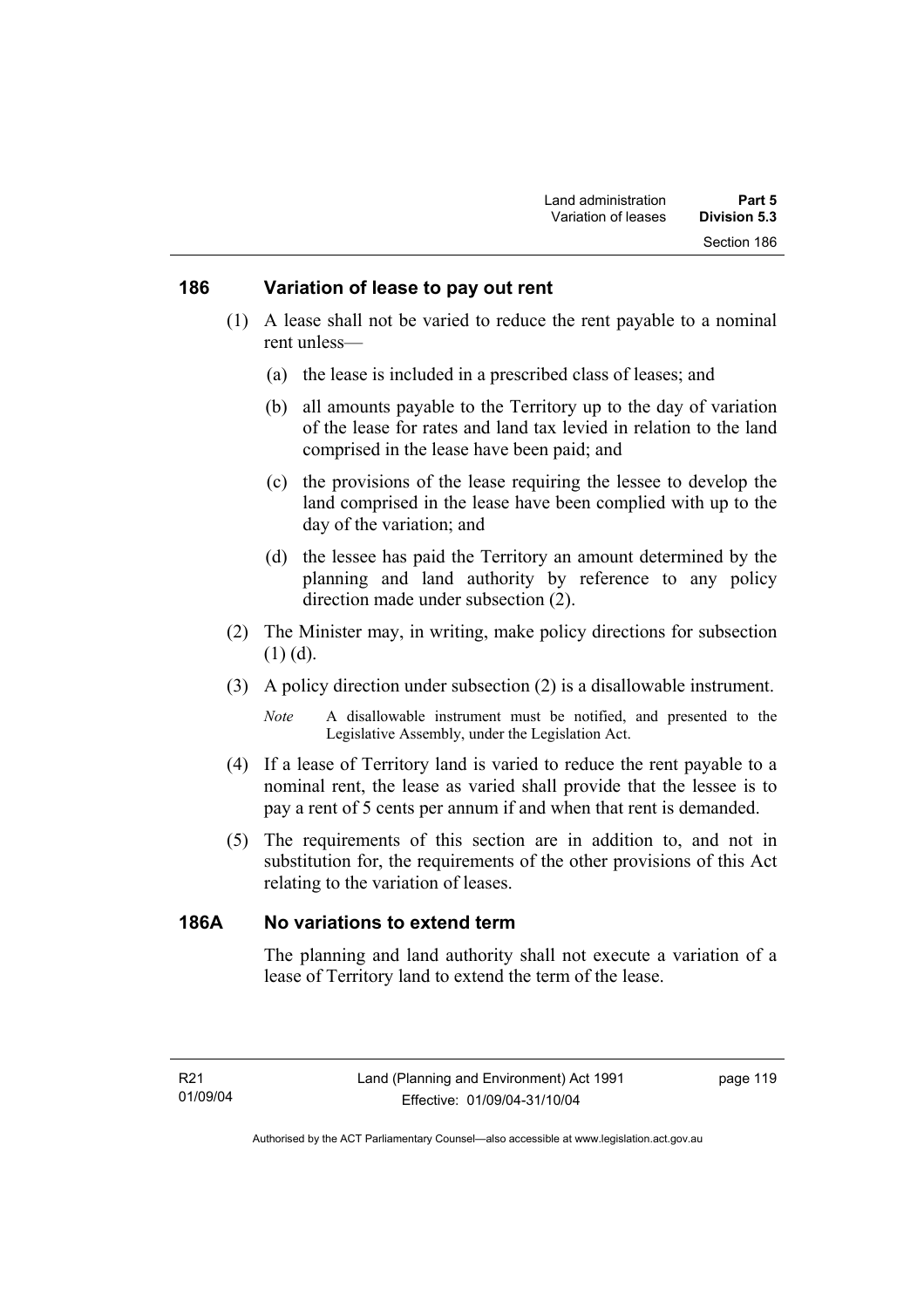## 186 Variation of lease to pay out rent

(1) A lease shall not be varied to reduce the rent payable to a nominal rent unless—

(a) the lease is included in a prescribed class of leases; and

(b) all amounts payable to the Territory up to the day of variation of the lease for rates and land tax levied in relation to the land comprised in the lease have been paid; and

(c) the provisions of the lease requiring the lessee to develop the land comprised in the lease have been complied with up to the day of the variation; and

(d) the lessee has paid the Territory an amount determined by the planning and land authority by reference to any policy direction made under subsection (2).

(2) The Minister may, in writing, make policy directions for subsection (1) (d).

(3) A policy direction under subsection (2) is a disallowable instrument.

*Note* A disallowable instrument must be notified, and presented to the Legislative Assembly, under the Legislation Act.

(4) If a lease of Territory land is varied to reduce the rent payable to a nominal rent, the lease as varied shall provide that the lessee is to pay a rent of 5 cents per annum if and when that rent is demanded.

(5) The requirements of this section are in addition to, and not in substitution for, the requirements of the other provisions of this Act relating to the variation of leases.

## 186A No variations to extend term

The planning and land authority shall not execute a variation of a lease of Territory land to extend the term of the lease.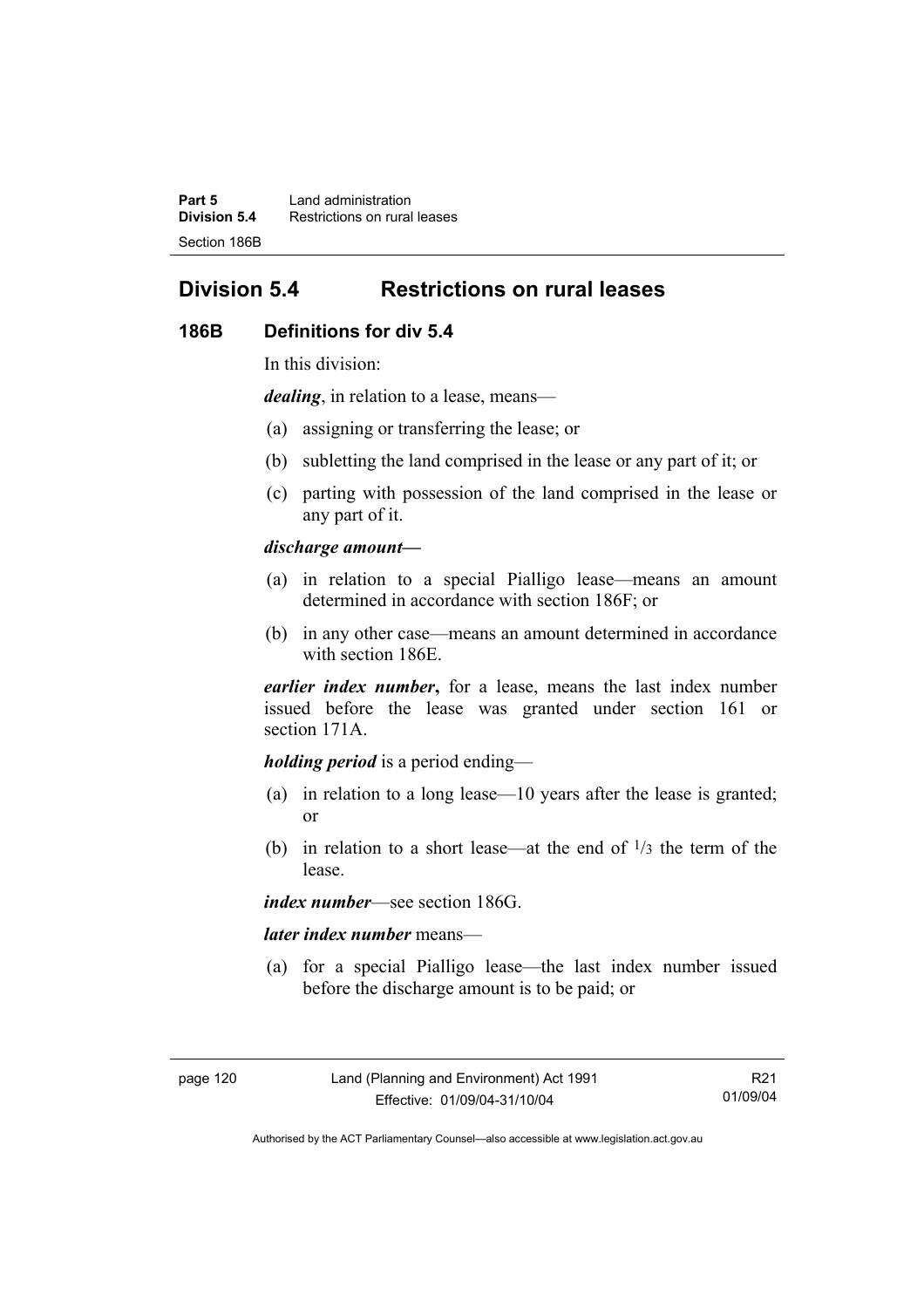## Division 5.4 Restrictions on rural leases

### 186B Definitions for div 5.4

In this division:

***dealing***, in relation to a lease, means—

(a) assigning or transferring the lease; or

(b) subletting the land comprised in the lease or any part of it; or

(c) parting with possession of the land comprised in the lease or any part of it.

***discharge amount***—

(a) in relation to a special Pialligo lease—means an amount determined in accordance with section 186F; or

(b) in any other case—means an amount determined in accordance with section 186E.

***earlier index number*****,** for a lease, means the last index number issued before the lease was granted under section 161 or section 171A.

***holding period*** is a period ending—

(a) in relation to a long lease—10 years after the lease is granted; or

(b) in relation to a short lease—at the end of $^{1}/_{3}$ the term of the lease.

***index number***—see section 186G.

***later index number*** means—

(a) for a special Pialligo lease—the last index number issued before the discharge amount is to be paid; or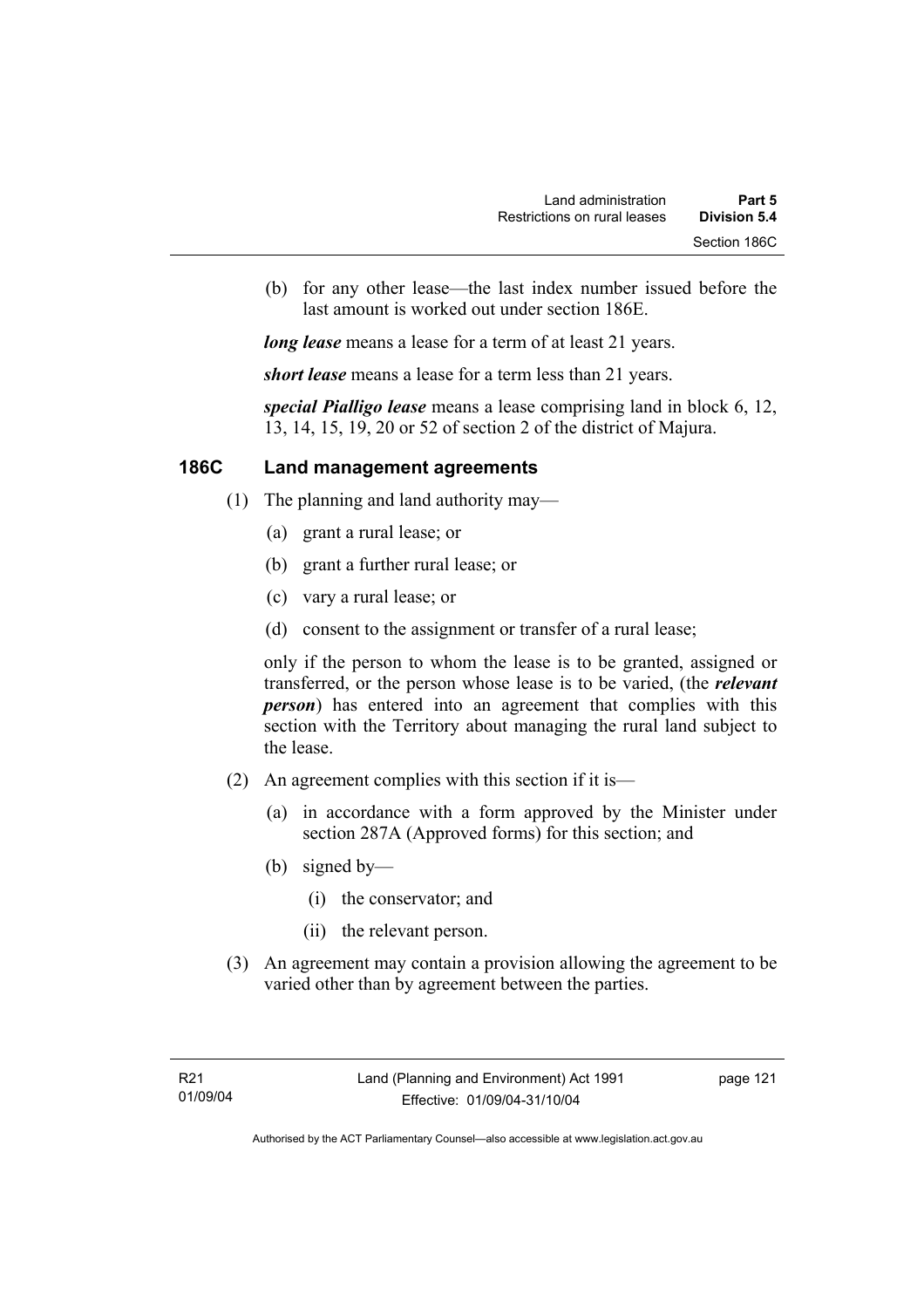(b) for any other lease—the last index number issued before the last amount is worked out under section 186E.

***long lease*** means a lease for a term of at least 21 years.

***short lease*** means a lease for a term less than 21 years.

***special Pialligo lease*** means a lease comprising land in block 6, 12, 13, 14, 15, 19, 20 or 52 of section 2 of the district of Majura.

## 186C Land management agreements

(1) The planning and land authority may—

(a) grant a rural lease; or

(b) grant a further rural lease; or

(c) vary a rural lease; or

(d) consent to the assignment or transfer of a rural lease;

only if the person to whom the lease is to be granted, assigned or transferred, or the person whose lease is to be varied, (the ***relevant person***) has entered into an agreement that complies with this section with the Territory about managing the rural land subject to the lease.

(2) An agreement complies with this section if it is—

(a) in accordance with a form approved by the Minister under section 287A (Approved forms) for this section; and

(b) signed by—

(i) the conservator; and

(ii) the relevant person.

(3) An agreement may contain a provision allowing the agreement to be varied other than by agreement between the parties.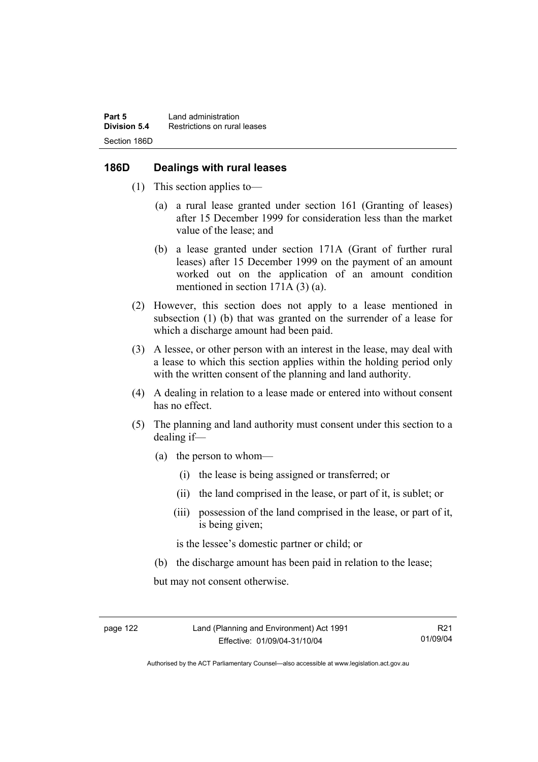## 186D Dealings with rural leases

(1) This section applies to—

(a) a rural lease granted under section 161 (Granting of leases) after 15 December 1999 for consideration less than the market value of the lease; and

(b) a lease granted under section 171A (Grant of further rural leases) after 15 December 1999 on the payment of an amount worked out on the application of an amount condition mentioned in section 171A (3) (a).

(2) However, this section does not apply to a lease mentioned in subsection (1) (b) that was granted on the surrender of a lease for which a discharge amount had been paid.

(3) A lessee, or other person with an interest in the lease, may deal with a lease to which this section applies within the holding period only with the written consent of the planning and land authority.

(4) A dealing in relation to a lease made or entered into without consent has no effect.

(5) The planning and land authority must consent under this section to a dealing if—

(a) the person to whom—

(i) the lease is being assigned or transferred; or

(ii) the land comprised in the lease, or part of it, is sublet; or

(iii) possession of the land comprised in the lease, or part of it, is being given;

is the lessee's domestic partner or child; or

(b) the discharge amount has been paid in relation to the lease;

but may not consent otherwise.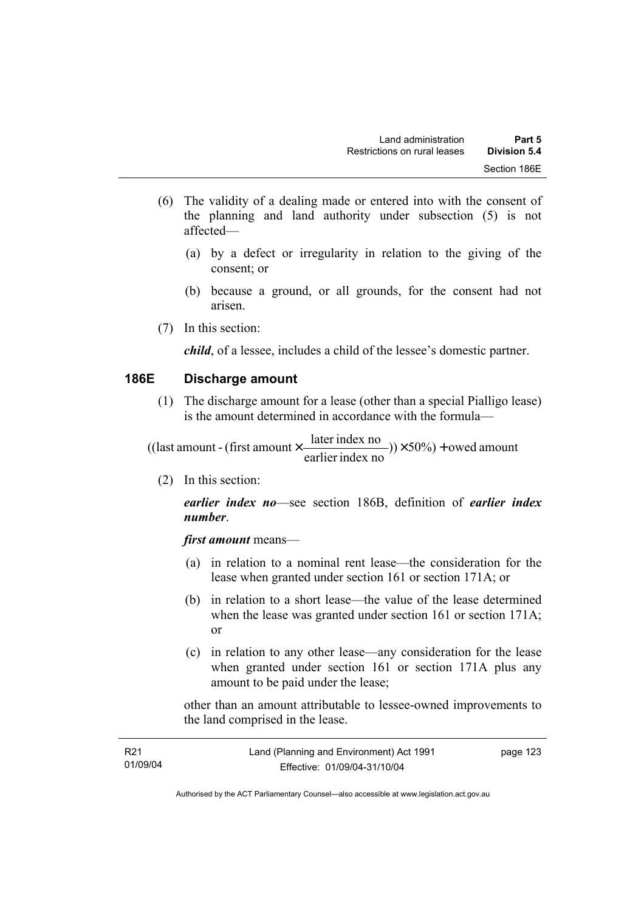(6) The validity of a dealing made or entered into with the consent of the planning and land authority under subsection (5) is not affected—

(a) by a defect or irregularity in relation to the giving of the consent; or

(b) because a ground, or all grounds, for the consent had not arisen.

(7) In this section:

***child***, of a lessee, includes a child of the lessee's domestic partner.

### 186E Discharge amount

(1) The discharge amount for a lease (other than a special Pialligo lease) is the amount determined in accordance with the formula—

$$((\text{last amount} - (\text{first amount} \times \frac{\text{later index no}}{\text{earlier index no}})) \times 50\%) + \text{owed amount}$$

(2) In this section:

***earlier index no***—see section 186B, definition of ***earlier index number***.

***first amount*** means—

(a) in relation to a nominal rent lease—the consideration for the lease when granted under section 161 or section 171A; or

(b) in relation to a short lease—the value of the lease determined when the lease was granted under section 161 or section 171A; or

(c) in relation to any other lease—any consideration for the lease when granted under section 161 or section 171A plus any amount to be paid under the lease;

other than an amount attributable to lessee-owned improvements to the land comprised in the lease.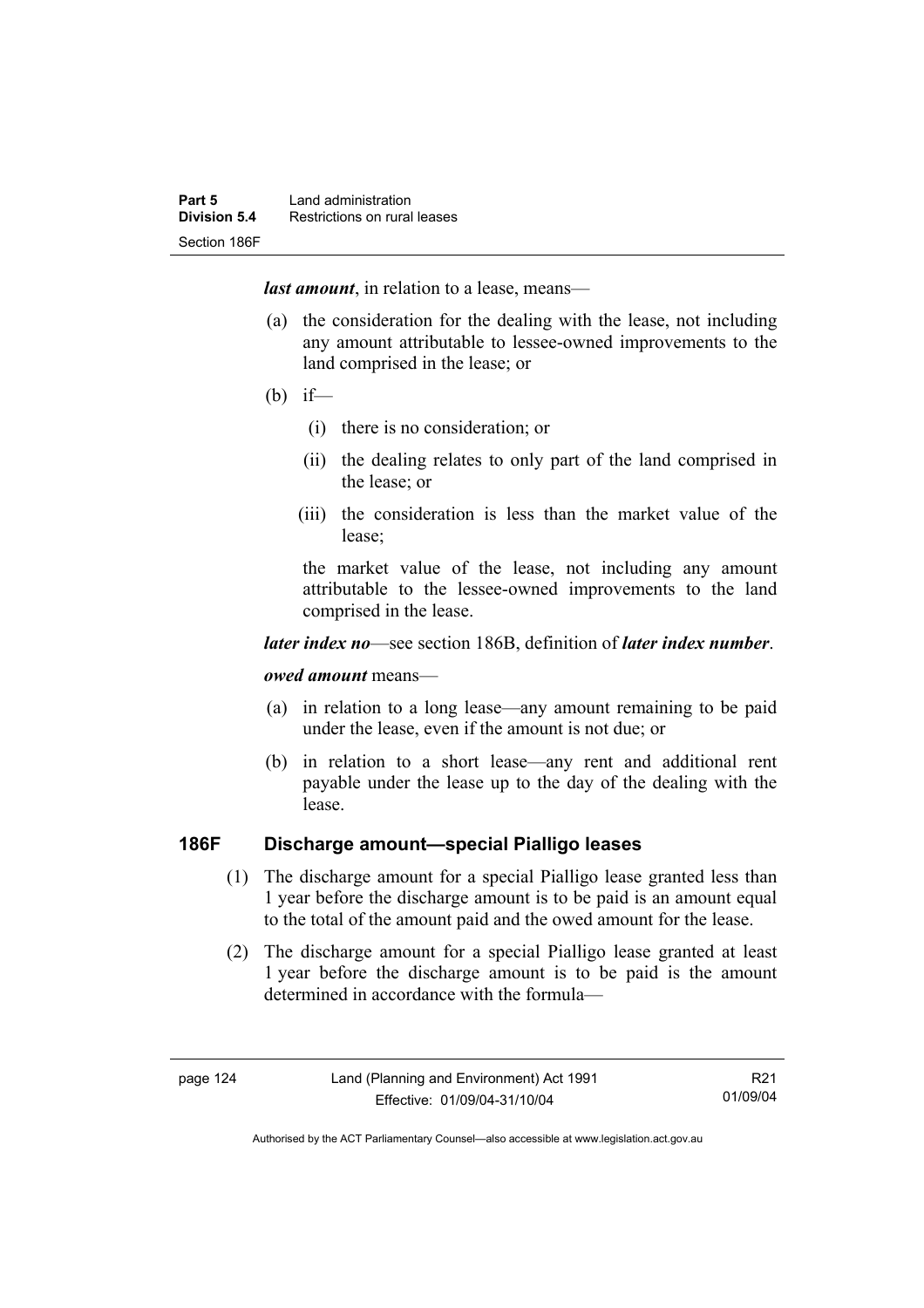***last amount***, in relation to a lease, means—

(a) the consideration for the dealing with the lease, not including any amount attributable to lessee-owned improvements to the land comprised in the lease; or

(b) if—

(i) there is no consideration; or

(ii) the dealing relates to only part of the land comprised in the lease; or

(iii) the consideration is less than the market value of the lease;

the market value of the lease, not including any amount attributable to the lessee-owned improvements to the land comprised in the lease.

***later index no***—see section 186B, definition of ***later index number***.

***owed amount*** means—

(a) in relation to a long lease—any amount remaining to be paid under the lease, even if the amount is not due; or

(b) in relation to a short lease—any rent and additional rent payable under the lease up to the day of the dealing with the lease.

### 186F Discharge amount—special Pialligo leases

(1) The discharge amount for a special Pialligo lease granted less than 1 year before the discharge amount is to be paid is an amount equal to the total of the amount paid and the owed amount for the lease.

(2) The discharge amount for a special Pialligo lease granted at least 1 year before the discharge amount is to be paid is the amount determined in accordance with the formula—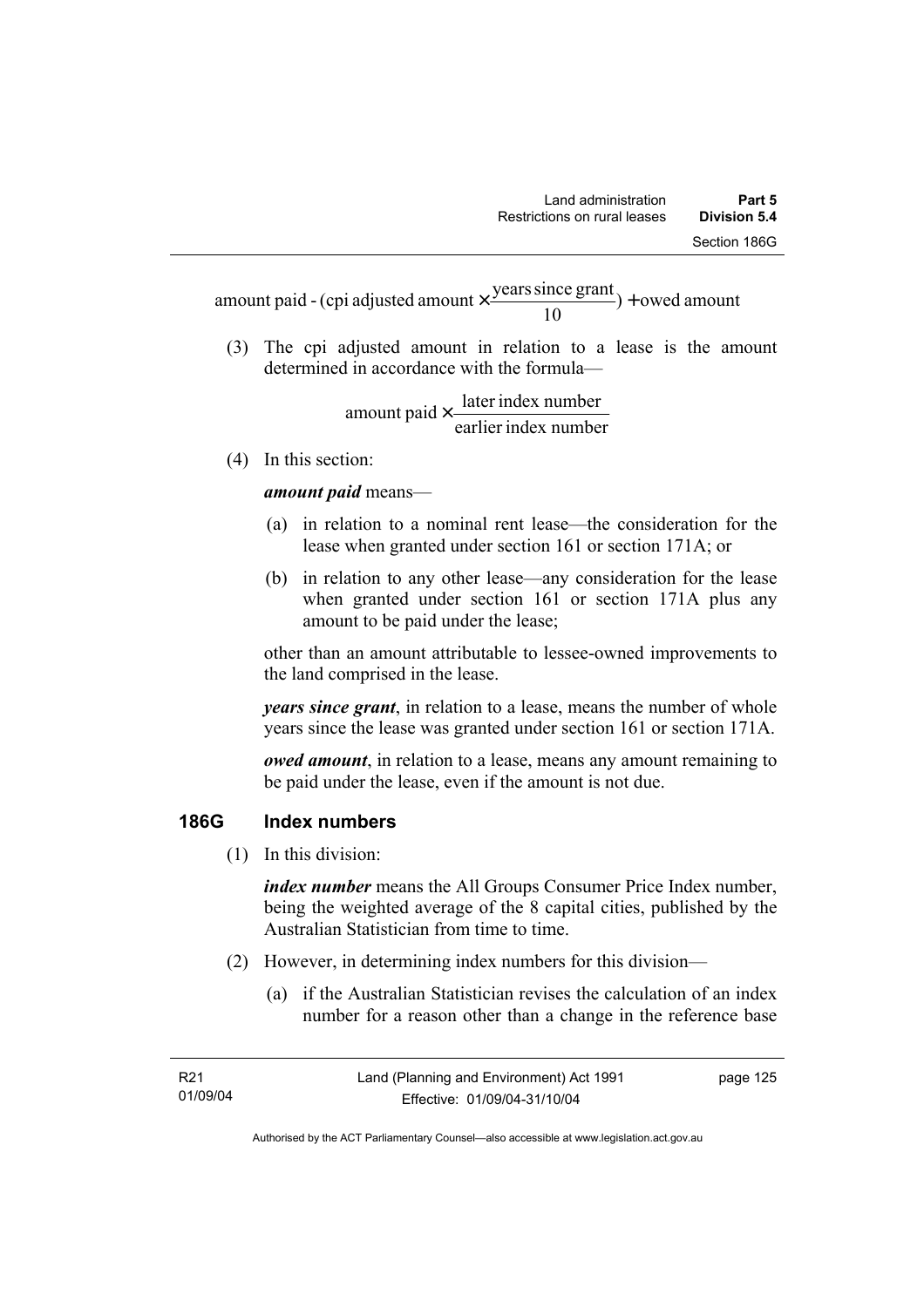$$\text{amount paid - (cpi adjusted amount} \times \frac{\text{years since grant}}{10}) + \text{owed amount}$$

(3) The cpi adjusted amount in relation to a lease is the amount determined in accordance with the formula—

$$\text{amount paid} \times \frac{\text{later index number}}{\text{earlier index number}}$$

(4) In this section:

***amount paid*** means—

(a) in relation to a nominal rent lease—the consideration for the lease when granted under section 161 or section 171A; or

(b) in relation to any other lease—any consideration for the lease when granted under section 161 or section 171A plus any amount to be paid under the lease;

other than an amount attributable to lessee-owned improvements to the land comprised in the lease.

***years since grant***, in relation to a lease, means the number of whole years since the lease was granted under section 161 or section 171A.

***owed amount***, in relation to a lease, means any amount remaining to be paid under the lease, even if the amount is not due.

## 186G Index numbers

(1) In this division:

***index number*** means the All Groups Consumer Price Index number, being the weighted average of the 8 capital cities, published by the Australian Statistician from time to time.

(2) However, in determining index numbers for this division—

(a) if the Australian Statistician revises the calculation of an index number for a reason other than a change in the reference base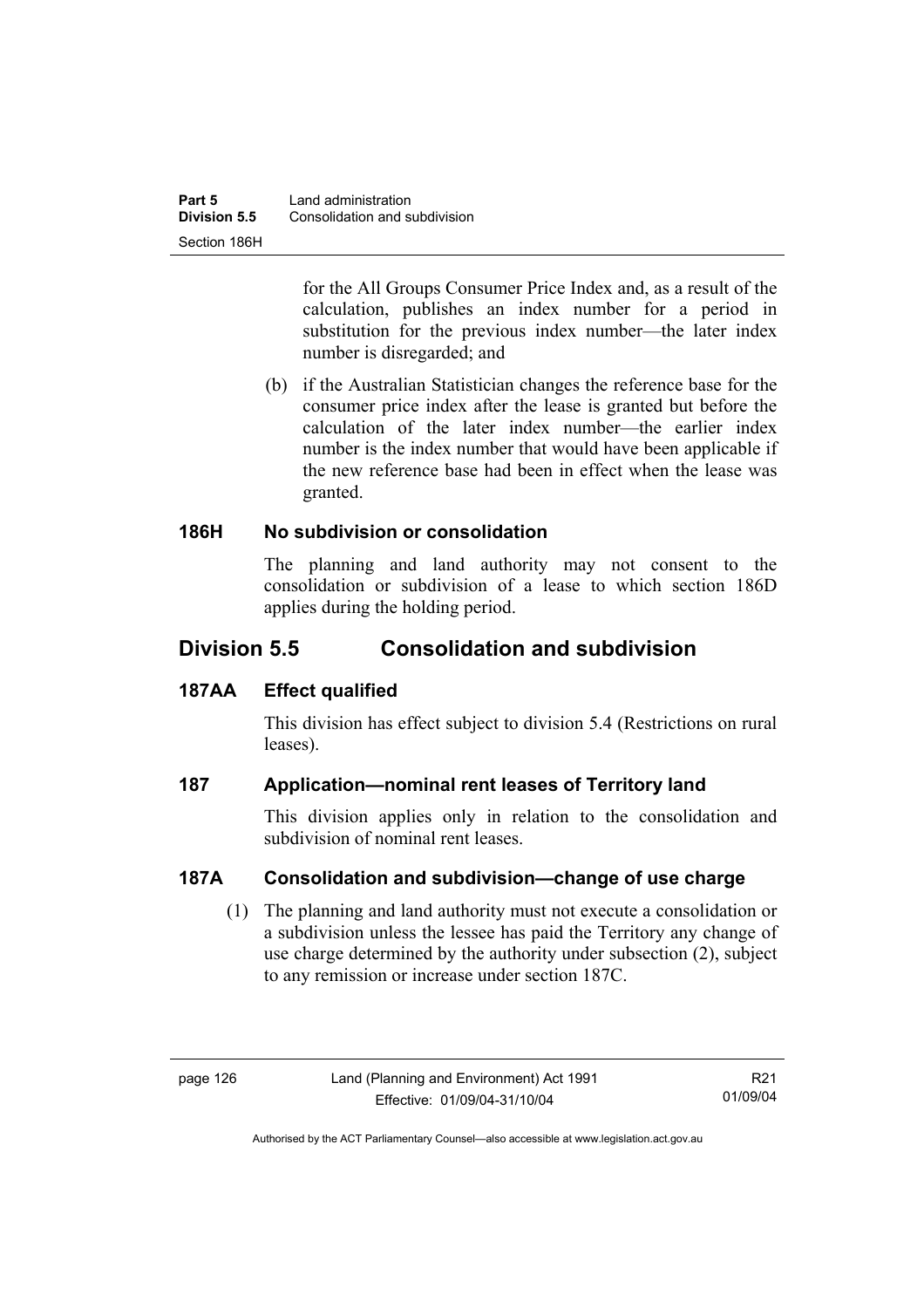for the All Groups Consumer Price Index and, as a result of the calculation, publishes an index number for a period in substitution for the previous index number—the later index number is disregarded; and

(b) if the Australian Statistician changes the reference base for the consumer price index after the lease is granted but before the calculation of the later index number—the earlier index number is the index number that would have been applicable if the new reference base had been in effect when the lease was granted.

### 186H No subdivision or consolidation

The planning and land authority may not consent to the consolidation or subdivision of a lease to which section 186D applies during the holding period.

## Division 5.5 Consolidation and subdivision

### 187AA Effect qualified

This division has effect subject to division 5.4 (Restrictions on rural leases).

### 187 Application—nominal rent leases of Territory land

This division applies only in relation to the consolidation and subdivision of nominal rent leases.

### 187A Consolidation and subdivision—change of use charge

(1) The planning and land authority must not execute a consolidation or a subdivision unless the lessee has paid the Territory any change of use charge determined by the authority under subsection (2), subject to any remission or increase under section 187C.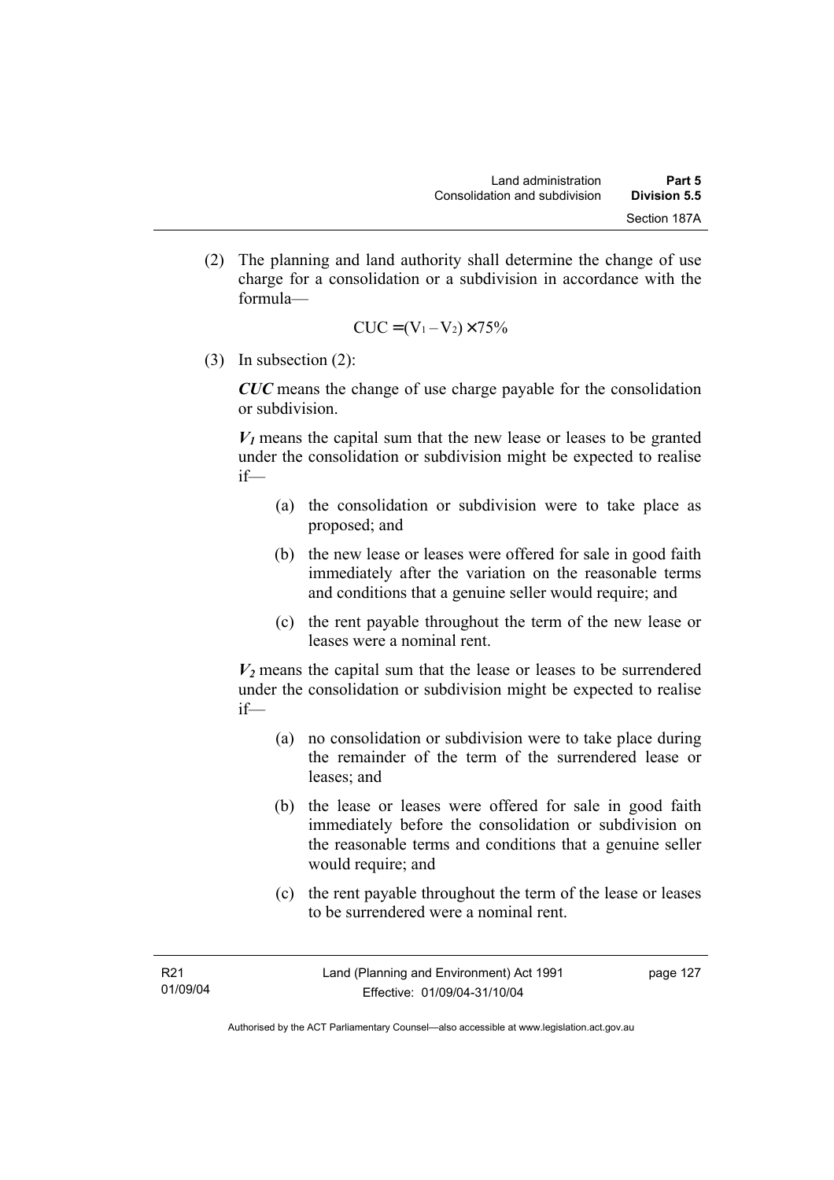(2) The planning and land authority shall determine the change of use charge for a consolidation or a subdivision in accordance with the formula—

$$CUC = (V_1 - V_2) \times 75\%$$

(3) In subsection (2):

***CUC*** means the change of use charge payable for the consolidation or subdivision.

$\boldsymbol{V_1}$ means the capital sum that the new lease or leases to be granted under the consolidation or subdivision might be expected to realise if—

(a) the consolidation or subdivision were to take place as proposed; and

(b) the new lease or leases were offered for sale in good faith immediately after the variation on the reasonable terms and conditions that a genuine seller would require; and

(c) the rent payable throughout the term of the new lease or leases were a nominal rent.

$\boldsymbol{V_2}$ means the capital sum that the lease or leases to be surrendered under the consolidation or subdivision might be expected to realise if—

(a) no consolidation or subdivision were to take place during the remainder of the term of the surrendered lease or leases; and

(b) the lease or leases were offered for sale in good faith immediately before the consolidation or subdivision on the reasonable terms and conditions that a genuine seller would require; and

(c) the rent payable throughout the term of the lease or leases to be surrendered were a nominal rent.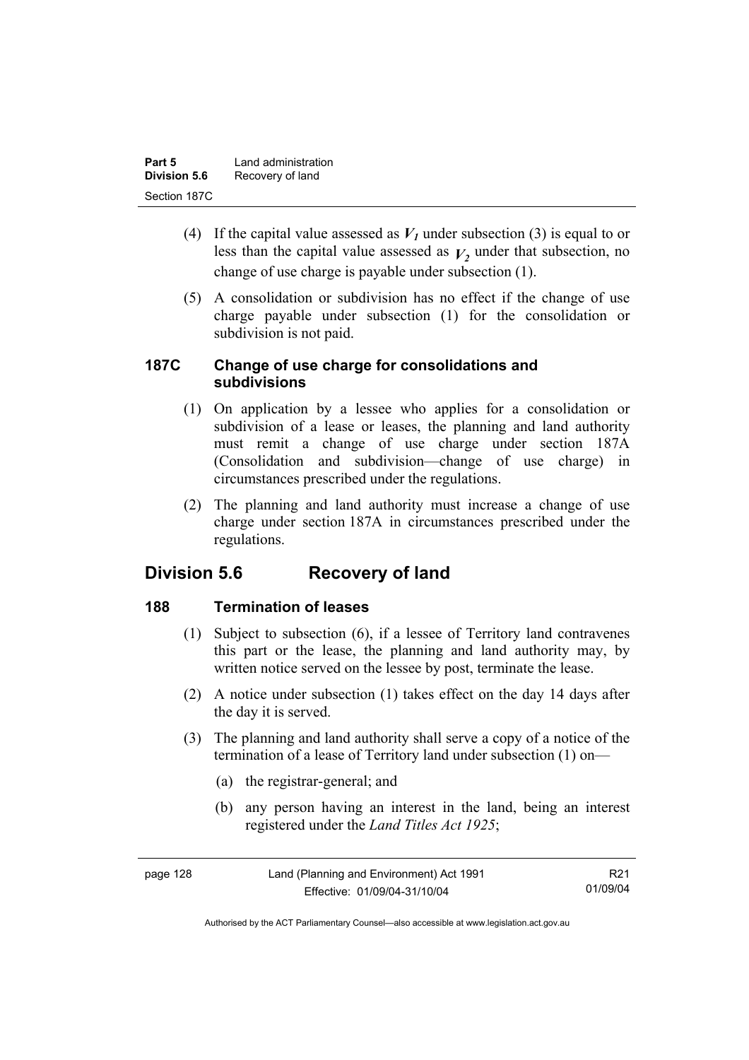(4) If the capital value assessed as $V_1$ under subsection (3) is equal to or less than the capital value assessed as $V_2$ under that subsection, no change of use charge is payable under subsection (1).

(5) A consolidation or subdivision has no effect if the change of use charge payable under subsection (1) for the consolidation or subdivision is not paid.

### 187C Change of use charge for consolidations and subdivisions

(1) On application by a lessee who applies for a consolidation or subdivision of a lease or leases, the planning and land authority must remit a change of use charge under section 187A (Consolidation and subdivision—change of use charge) in circumstances prescribed under the regulations.

(2) The planning and land authority must increase a change of use charge under section 187A in circumstances prescribed under the regulations.

## Division 5.6 Recovery of land

### 188 Termination of leases

(1) Subject to subsection (6), if a lessee of Territory land contravenes this part or the lease, the planning and land authority may, by written notice served on the lessee by post, terminate the lease.

(2) A notice under subsection (1) takes effect on the day 14 days after the day it is served.

(3) The planning and land authority shall serve a copy of a notice of the termination of a lease of Territory land under subsection (1) on—

(a) the registrar-general; and

(b) any person having an interest in the land, being an interest registered under the *Land Titles Act 1925*;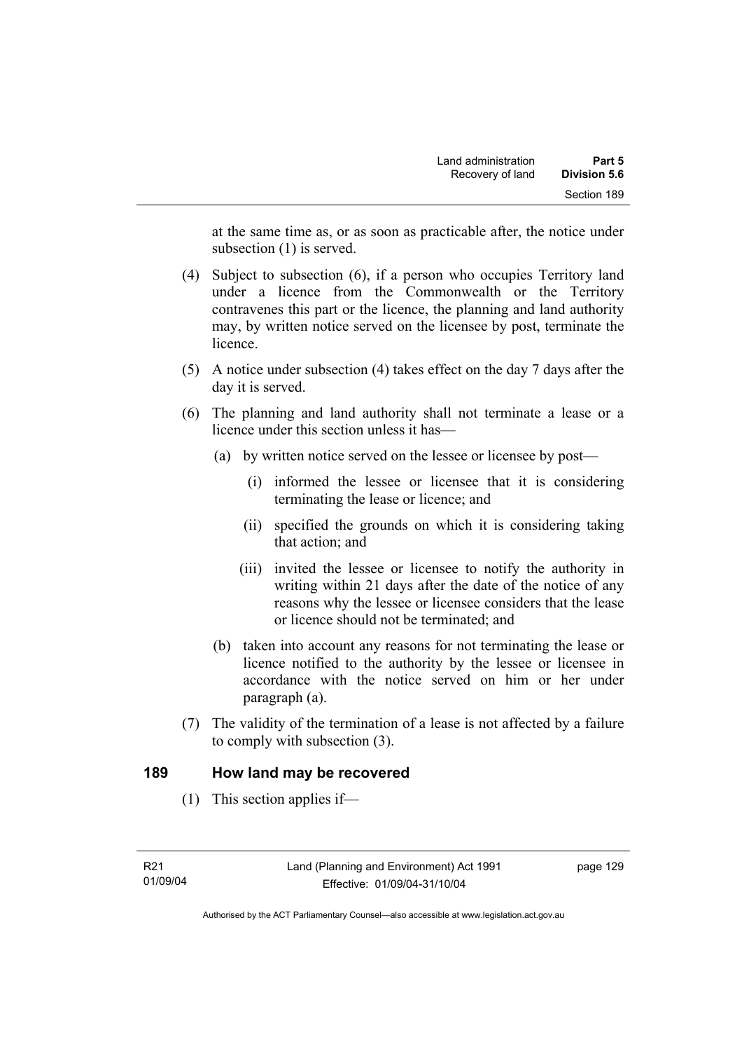at the same time as, or as soon as practicable after, the notice under subsection (1) is served.

(4) Subject to subsection (6), if a person who occupies Territory land under a licence from the Commonwealth or the Territory contravenes this part or the licence, the planning and land authority may, by written notice served on the licensee by post, terminate the licence.

(5) A notice under subsection (4) takes effect on the day 7 days after the day it is served.

(6) The planning and land authority shall not terminate a lease or a licence under this section unless it has—

(a) by written notice served on the lessee or licensee by post—

(i) informed the lessee or licensee that it is considering terminating the lease or licence; and

(ii) specified the grounds on which it is considering taking that action; and

(iii) invited the lessee or licensee to notify the authority in writing within 21 days after the date of the notice of any reasons why the lessee or licensee considers that the lease or licence should not be terminated; and

(b) taken into account any reasons for not terminating the lease or licence notified to the authority by the lessee or licensee in accordance with the notice served on him or her under paragraph (a).

(7) The validity of the termination of a lease is not affected by a failure to comply with subsection (3).

## 189 How land may be recovered

(1) This section applies if—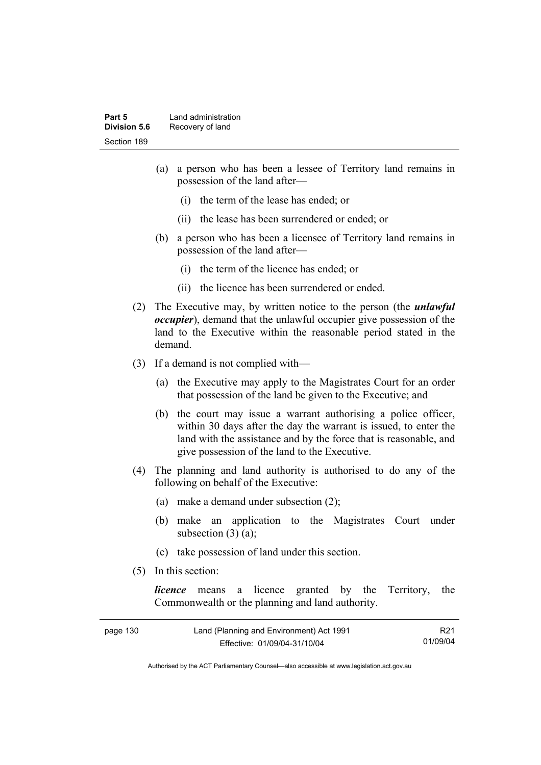(a) a person who has been a lessee of Territory land remains in possession of the land after—

  (i) the term of the lease has ended; or

  (ii) the lease has been surrendered or ended; or

(b) a person who has been a licensee of Territory land remains in possession of the land after—

  (i) the term of the licence has ended; or

  (ii) the licence has been surrendered or ended.

(2) The Executive may, by written notice to the person (the ***unlawful occupier***), demand that the unlawful occupier give possession of the land to the Executive within the reasonable period stated in the demand.

(3) If a demand is not complied with—

  (a) the Executive may apply to the Magistrates Court for an order that possession of the land be given to the Executive; and

  (b) the court may issue a warrant authorising a police officer, within 30 days after the day the warrant is issued, to enter the land with the assistance and by the force that is reasonable, and give possession of the land to the Executive.

(4) The planning and land authority is authorised to do any of the following on behalf of the Executive:

  (a) make a demand under subsection (2);

  (b) make an application to the Magistrates Court under subsection (3) (a);

  (c) take possession of land under this section.

(5) In this section:

***licence*** means a licence granted by the Territory, the Commonwealth or the planning and land authority.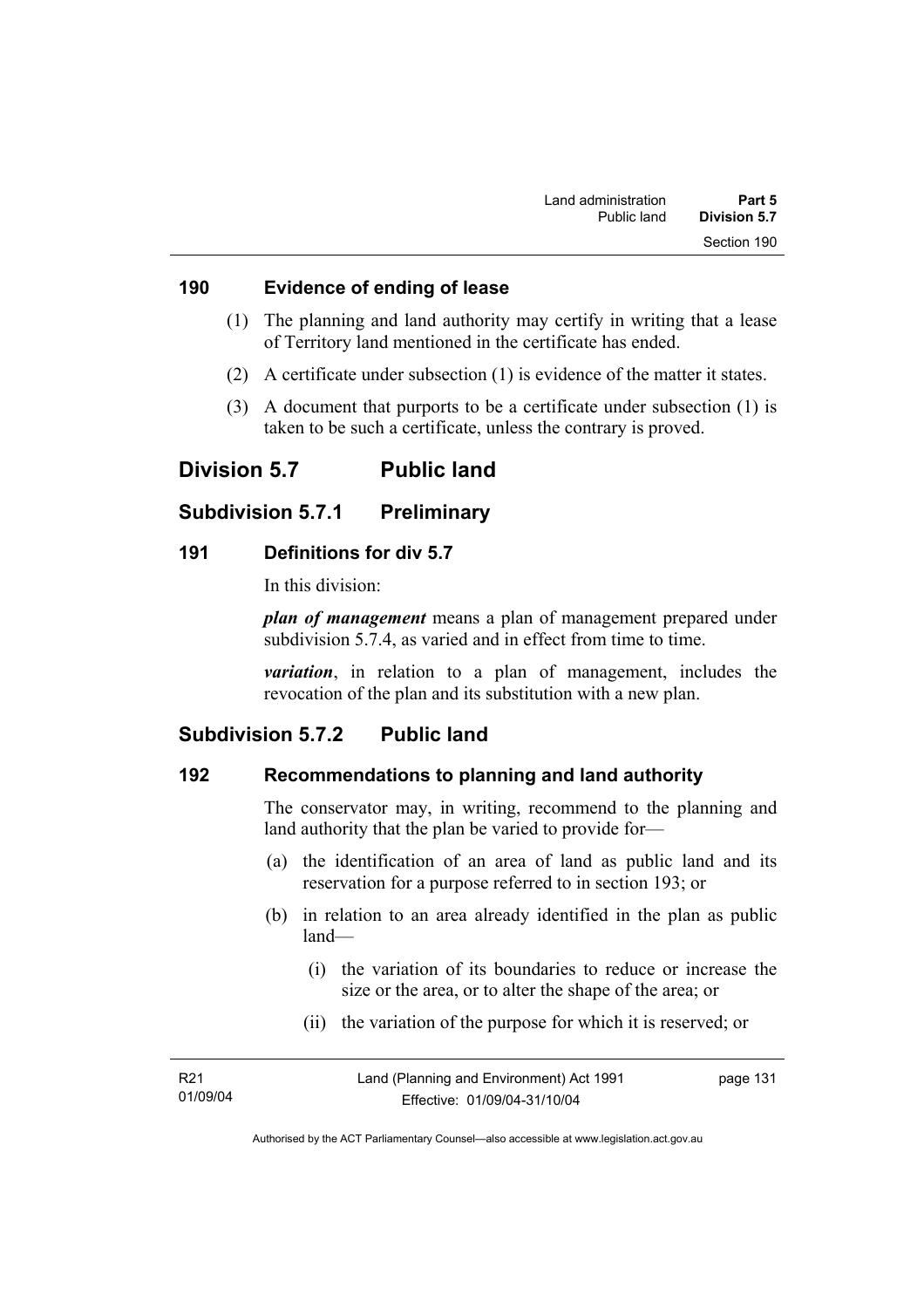### 190 Evidence of ending of lease

(1) The planning and land authority may certify in writing that a lease of Territory land mentioned in the certificate has ended.

(2) A certificate under subsection (1) is evidence of the matter it states.

(3) A document that purports to be a certificate under subsection (1) is taken to be such a certificate, unless the contrary is proved.

# Division 5.7 Public land

## Subdivision 5.7.1 Preliminary

### 191 Definitions for div 5.7

In this division:

***plan of management*** means a plan of management prepared under subdivision 5.7.4, as varied and in effect from time to time.

***variation***, in relation to a plan of management, includes the revocation of the plan and its substitution with a new plan.

## Subdivision 5.7.2 Public land

### 192 Recommendations to planning and land authority

The conservator may, in writing, recommend to the planning and land authority that the plan be varied to provide for—

(a) the identification of an area of land as public land and its reservation for a purpose referred to in section 193; or

(b) in relation to an area already identified in the plan as public land—

(i) the variation of its boundaries to reduce or increase the size or the area, or to alter the shape of the area; or

(ii) the variation of the purpose for which it is reserved; or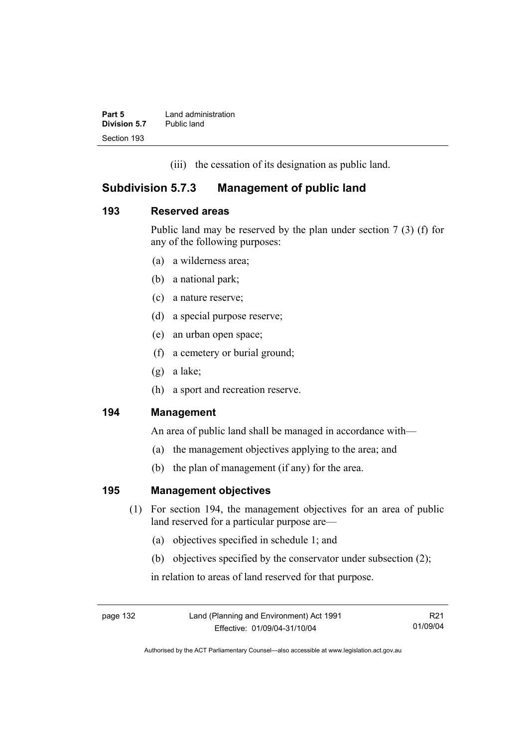(iii) the cessation of its designation as public land.

## Subdivision 5.7.3 Management of public land

### 193 Reserved areas

Public land may be reserved by the plan under section 7 (3) (f) for any of the following purposes:

(a) a wilderness area;

(b) a national park;

(c) a nature reserve;

(d) a special purpose reserve;

(e) an urban open space;

(f) a cemetery or burial ground;

(g) a lake;

(h) a sport and recreation reserve.

### 194 Management

An area of public land shall be managed in accordance with—

(a) the management objectives applying to the area; and

(b) the plan of management (if any) for the area.

### 195 Management objectives

(1) For section 194, the management objectives for an area of public land reserved for a particular purpose are—

(a) objectives specified in schedule 1; and

(b) objectives specified by the conservator under subsection (2);

in relation to areas of land reserved for that purpose.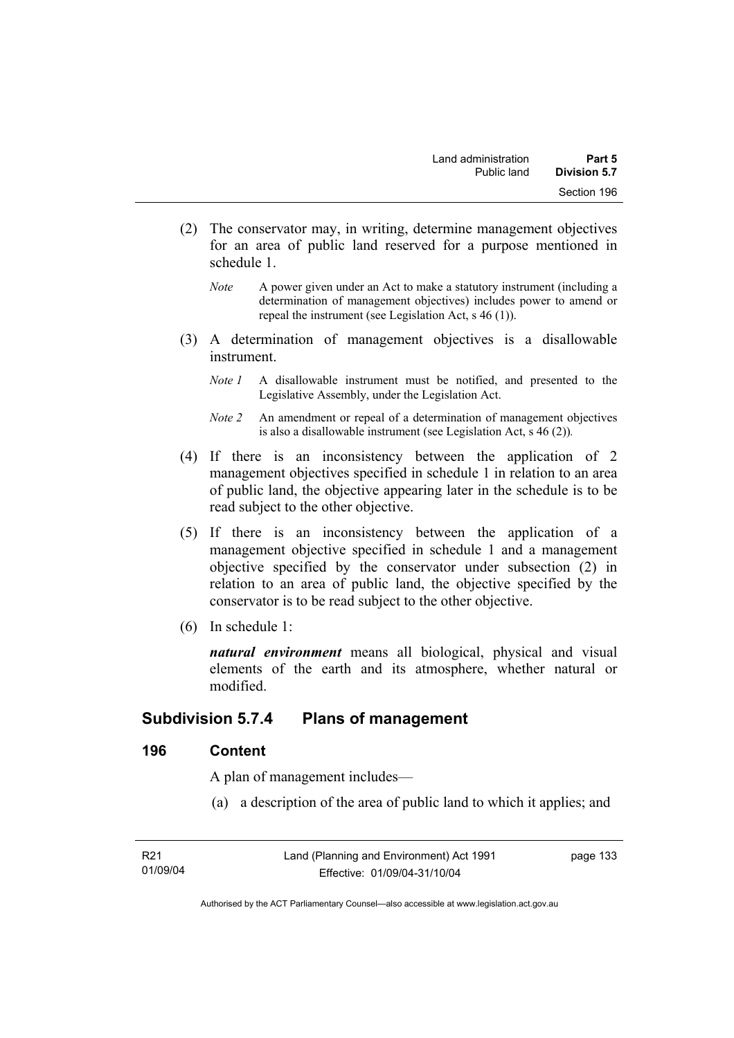(2) The conservator may, in writing, determine management objectives for an area of public land reserved for a purpose mentioned in schedule 1.

*Note* A power given under an Act to make a statutory instrument (including a determination of management objectives) includes power to amend or repeal the instrument (see Legislation Act, s 46 (1)).

(3) A determination of management objectives is a disallowable instrument.

*Note 1* A disallowable instrument must be notified, and presented to the Legislative Assembly, under the Legislation Act.

*Note 2* An amendment or repeal of a determination of management objectives is also a disallowable instrument (see Legislation Act, s 46 (2)).

(4) If there is an inconsistency between the application of 2 management objectives specified in schedule 1 in relation to an area of public land, the objective appearing later in the schedule is to be read subject to the other objective.

(5) If there is an inconsistency between the application of a management objective specified in schedule 1 and a management objective specified by the conservator under subsection (2) in relation to an area of public land, the objective specified by the conservator is to be read subject to the other objective.

(6) In schedule 1:

***natural environment*** means all biological, physical and visual elements of the earth and its atmosphere, whether natural or modified.

## Subdivision 5.7.4 Plans of management

### 196 Content

A plan of management includes—

(a) a description of the area of public land to which it applies; and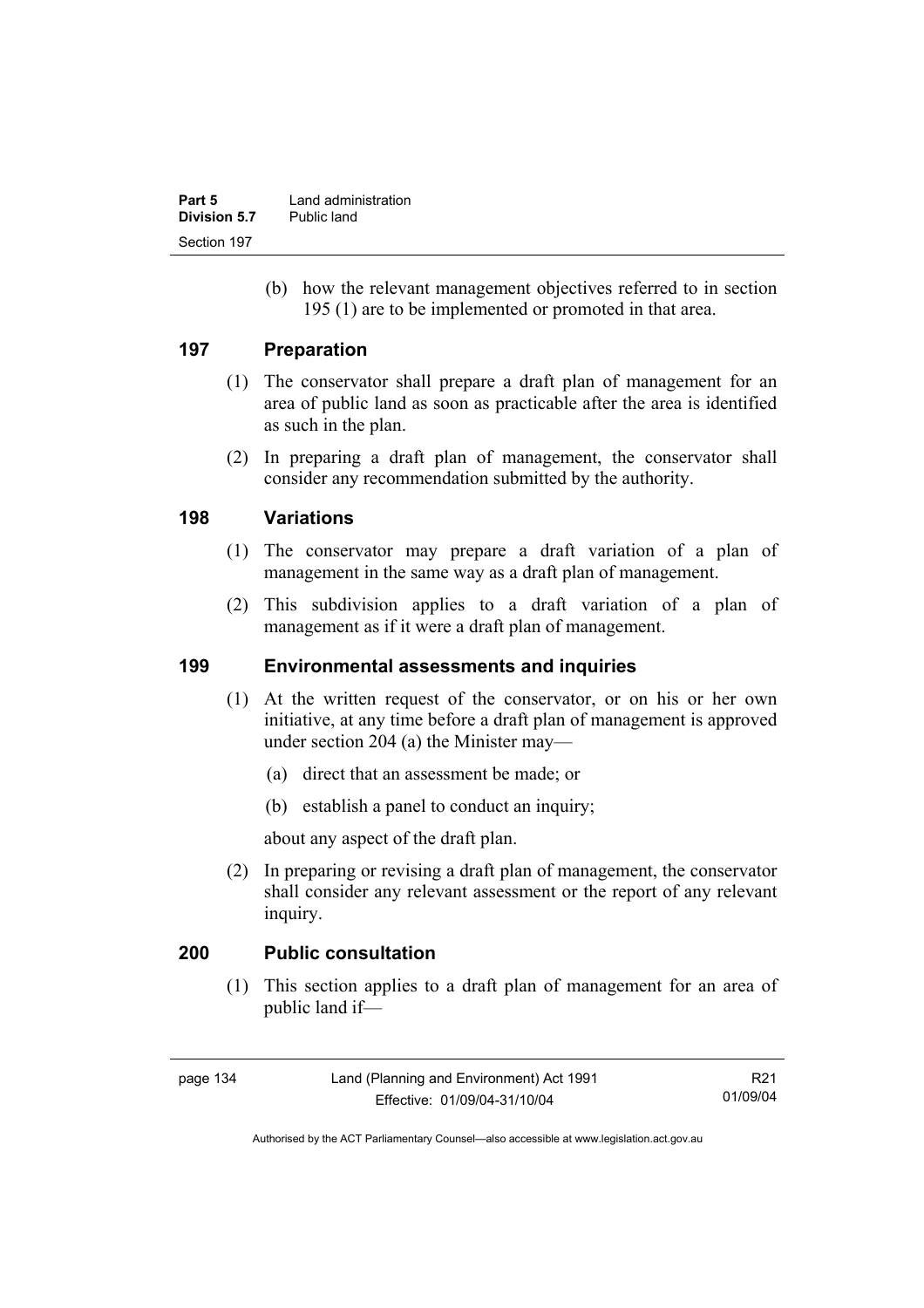(b) how the relevant management objectives referred to in section 195 (1) are to be implemented or promoted in that area.

## 197 Preparation

(1) The conservator shall prepare a draft plan of management for an area of public land as soon as practicable after the area is identified as such in the plan.

(2) In preparing a draft plan of management, the conservator shall consider any recommendation submitted by the authority.

## 198 Variations

(1) The conservator may prepare a draft variation of a plan of management in the same way as a draft plan of management.

(2) This subdivision applies to a draft variation of a plan of management as if it were a draft plan of management.

## 199 Environmental assessments and inquiries

(1) At the written request of the conservator, or on his or her own initiative, at any time before a draft plan of management is approved under section 204 (a) the Minister may—

(a) direct that an assessment be made; or

(b) establish a panel to conduct an inquiry;

about any aspect of the draft plan.

(2) In preparing or revising a draft plan of management, the conservator shall consider any relevant assessment or the report of any relevant inquiry.

## 200 Public consultation

(1) This section applies to a draft plan of management for an area of public land if—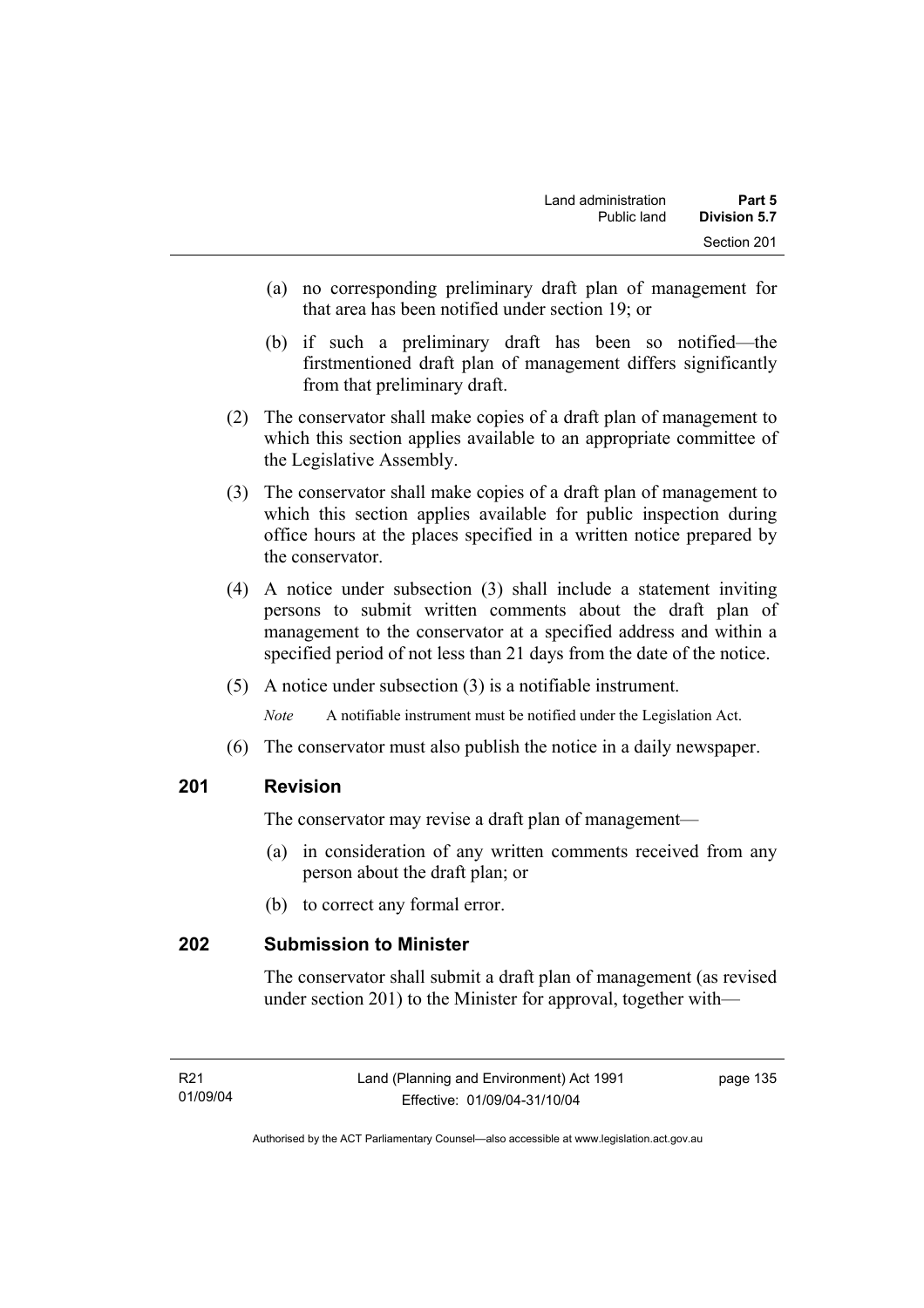(a) no corresponding preliminary draft plan of management for that area has been notified under section 19; or

(b) if such a preliminary draft has been so notified—the firstmentioned draft plan of management differs significantly from that preliminary draft.

(2) The conservator shall make copies of a draft plan of management to which this section applies available to an appropriate committee of the Legislative Assembly.

(3) The conservator shall make copies of a draft plan of management to which this section applies available for public inspection during office hours at the places specified in a written notice prepared by the conservator.

(4) A notice under subsection (3) shall include a statement inviting persons to submit written comments about the draft plan of management to the conservator at a specified address and within a specified period of not less than 21 days from the date of the notice.

(5) A notice under subsection (3) is a notifiable instrument.

*Note* A notifiable instrument must be notified under the Legislation Act.

(6) The conservator must also publish the notice in a daily newspaper.

## 201 Revision

The conservator may revise a draft plan of management—

(a) in consideration of any written comments received from any person about the draft plan; or

(b) to correct any formal error.

## 202 Submission to Minister

The conservator shall submit a draft plan of management (as revised under section 201) to the Minister for approval, together with—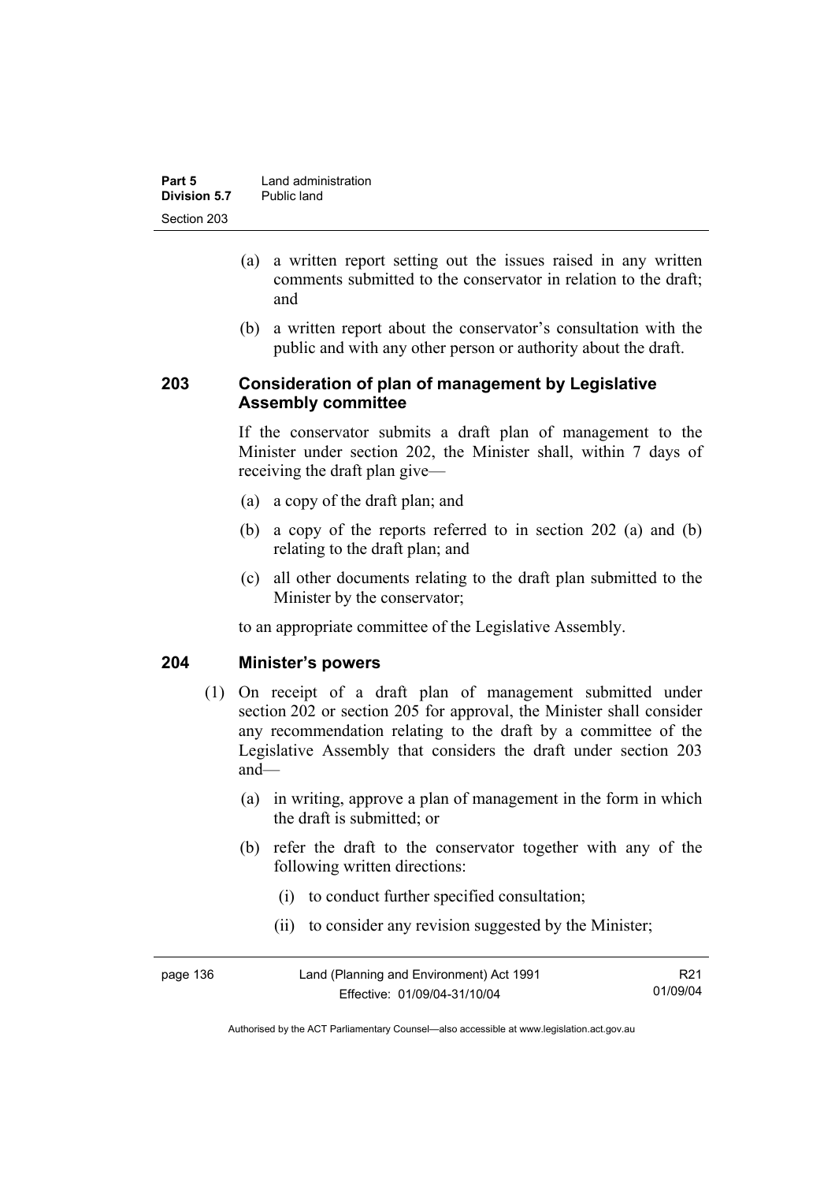(a) a written report setting out the issues raised in any written comments submitted to the conservator in relation to the draft; and

(b) a written report about the conservator's consultation with the public and with any other person or authority about the draft.

## 203 Consideration of plan of management by Legislative Assembly committee

If the conservator submits a draft plan of management to the Minister under section 202, the Minister shall, within 7 days of receiving the draft plan give—

(a) a copy of the draft plan; and

(b) a copy of the reports referred to in section 202 (a) and (b) relating to the draft plan; and

(c) all other documents relating to the draft plan submitted to the Minister by the conservator;

to an appropriate committee of the Legislative Assembly.

## 204 Minister's powers

(1) On receipt of a draft plan of management submitted under section 202 or section 205 for approval, the Minister shall consider any recommendation relating to the draft by a committee of the Legislative Assembly that considers the draft under section 203 and—

(a) in writing, approve a plan of management in the form in which the draft is submitted; or

(b) refer the draft to the conservator together with any of the following written directions:

(i) to conduct further specified consultation;

(ii) to consider any revision suggested by the Minister;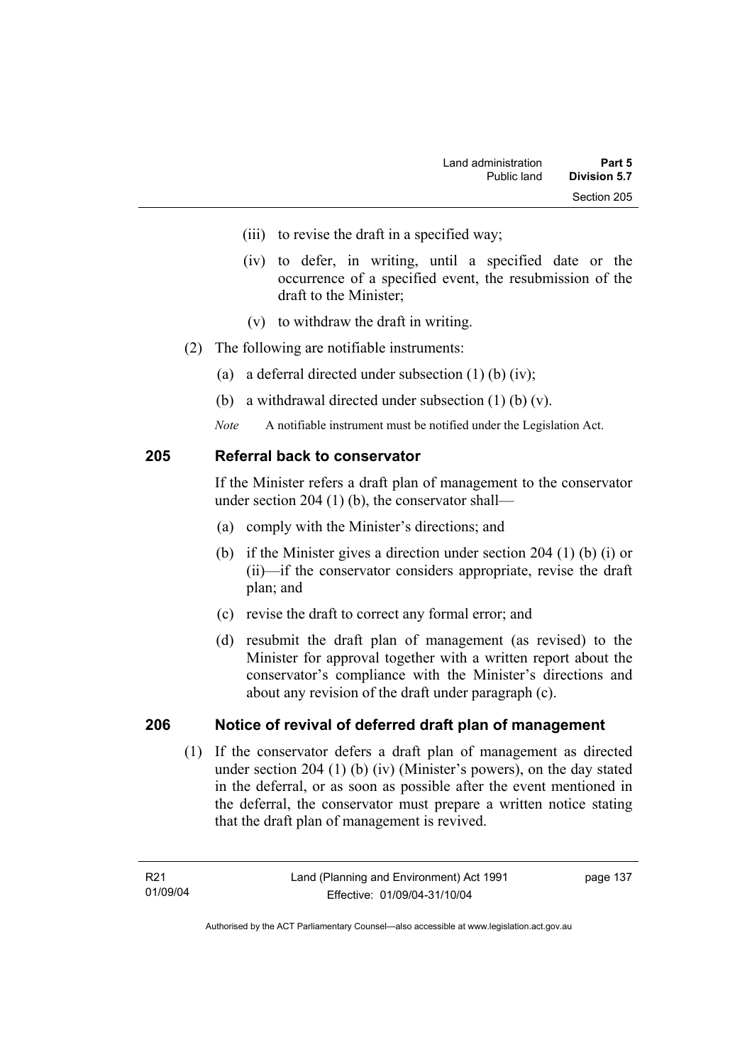(iii) to revise the draft in a specified way;

(iv) to defer, in writing, until a specified date or the occurrence of a specified event, the resubmission of the draft to the Minister;

(v) to withdraw the draft in writing.

(2) The following are notifiable instruments:

(a) a deferral directed under subsection (1) (b) (iv);

(b) a withdrawal directed under subsection (1) (b) (v).

*Note* A notifiable instrument must be notified under the Legislation Act.

## 205 Referral back to conservator

If the Minister refers a draft plan of management to the conservator under section 204 (1) (b), the conservator shall—

(a) comply with the Minister's directions; and

(b) if the Minister gives a direction under section 204 (1) (b) (i) or (ii)—if the conservator considers appropriate, revise the draft plan; and

(c) revise the draft to correct any formal error; and

(d) resubmit the draft plan of management (as revised) to the Minister for approval together with a written report about the conservator's compliance with the Minister's directions and about any revision of the draft under paragraph (c).

## 206 Notice of revival of deferred draft plan of management

(1) If the conservator defers a draft plan of management as directed under section 204 (1) (b) (iv) (Minister's powers), on the day stated in the deferral, or as soon as possible after the event mentioned in the deferral, the conservator must prepare a written notice stating that the draft plan of management is revived.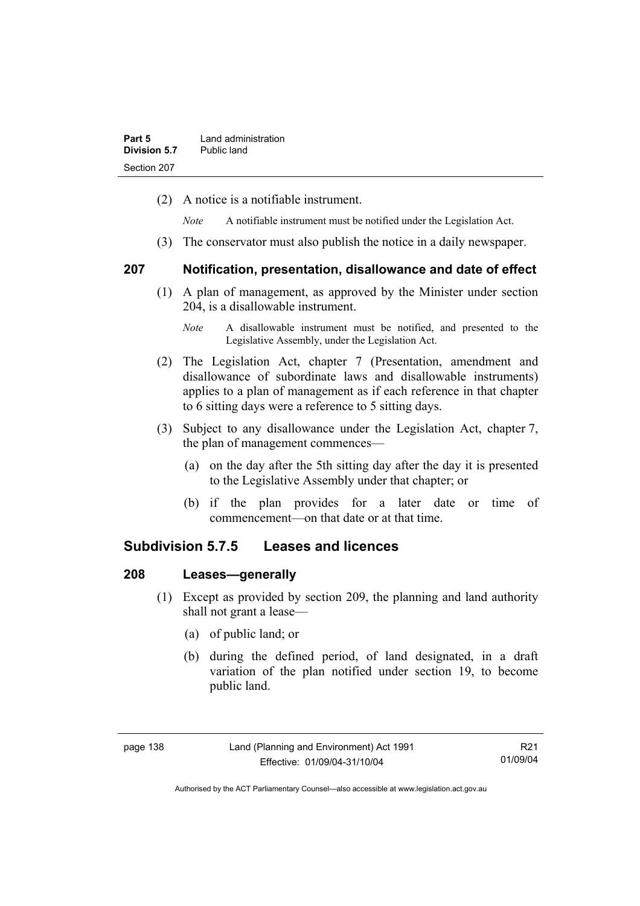(2) A notice is a notifiable instrument.

*Note* A notifiable instrument must be notified under the Legislation Act.

(3) The conservator must also publish the notice in a daily newspaper.

### 207 Notification, presentation, disallowance and date of effect

(1) A plan of management, as approved by the Minister under section 204, is a disallowable instrument.

*Note* A disallowable instrument must be notified, and presented to the Legislative Assembly, under the Legislation Act.

(2) The Legislation Act, chapter 7 (Presentation, amendment and disallowance of subordinate laws and disallowable instruments) applies to a plan of management as if each reference in that chapter to 6 sitting days were a reference to 5 sitting days.

(3) Subject to any disallowance under the Legislation Act, chapter 7, the plan of management commences—

(a) on the day after the 5th sitting day after the day it is presented to the Legislative Assembly under that chapter; or

(b) if the plan provides for a later date or time of commencement—on that date or at that time.

## Subdivision 5.7.5 Leases and licences

### 208 Leases—generally

(1) Except as provided by section 209, the planning and land authority shall not grant a lease—

(a) of public land; or

(b) during the defined period, of land designated, in a draft variation of the plan notified under section 19, to become public land.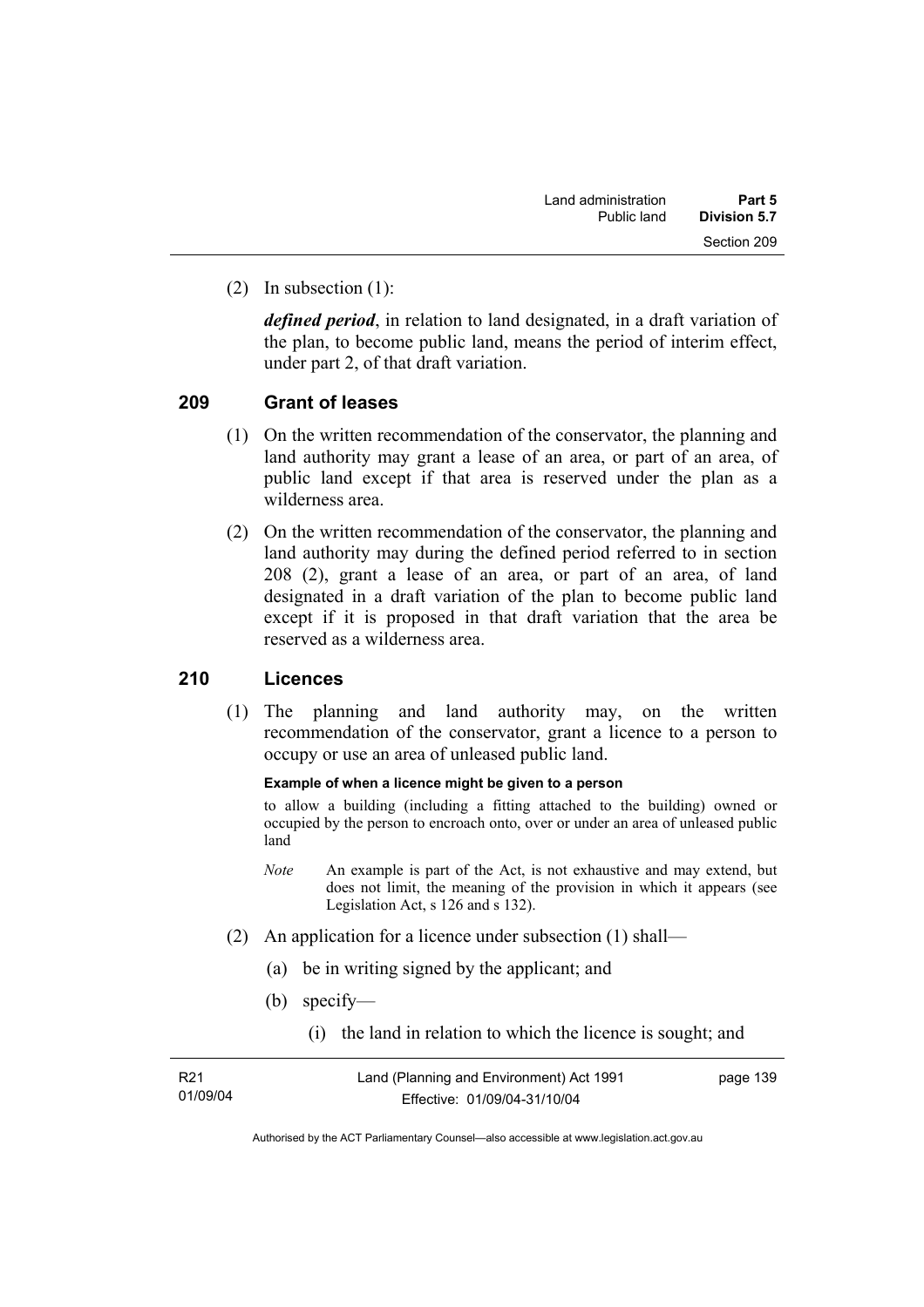(2) In subsection (1):

***defined period***, in relation to land designated, in a draft variation of the plan, to become public land, means the period of interim effect, under part 2, of that draft variation.

## 209 Grant of leases

(1) On the written recommendation of the conservator, the planning and land authority may grant a lease of an area, or part of an area, of public land except if that area is reserved under the plan as a wilderness area.

(2) On the written recommendation of the conservator, the planning and land authority may during the defined period referred to in section 208 (2), grant a lease of an area, or part of an area, of land designated in a draft variation of the plan to become public land except if it is proposed in that draft variation that the area be reserved as a wilderness area.

## 210 Licences

(1) The planning and land authority may, on the written recommendation of the conservator, grant a licence to a person to occupy or use an area of unleased public land.

**Example of when a licence might be given to a person**

to allow a building (including a fitting attached to the building) owned or occupied by the person to encroach onto, over or under an area of unleased public land

*Note* An example is part of the Act, is not exhaustive and may extend, but does not limit, the meaning of the provision in which it appears (see Legislation Act, s 126 and s 132).

(2) An application for a licence under subsection (1) shall—

(a) be in writing signed by the applicant; and

(b) specify—

(i) the land in relation to which the licence is sought; and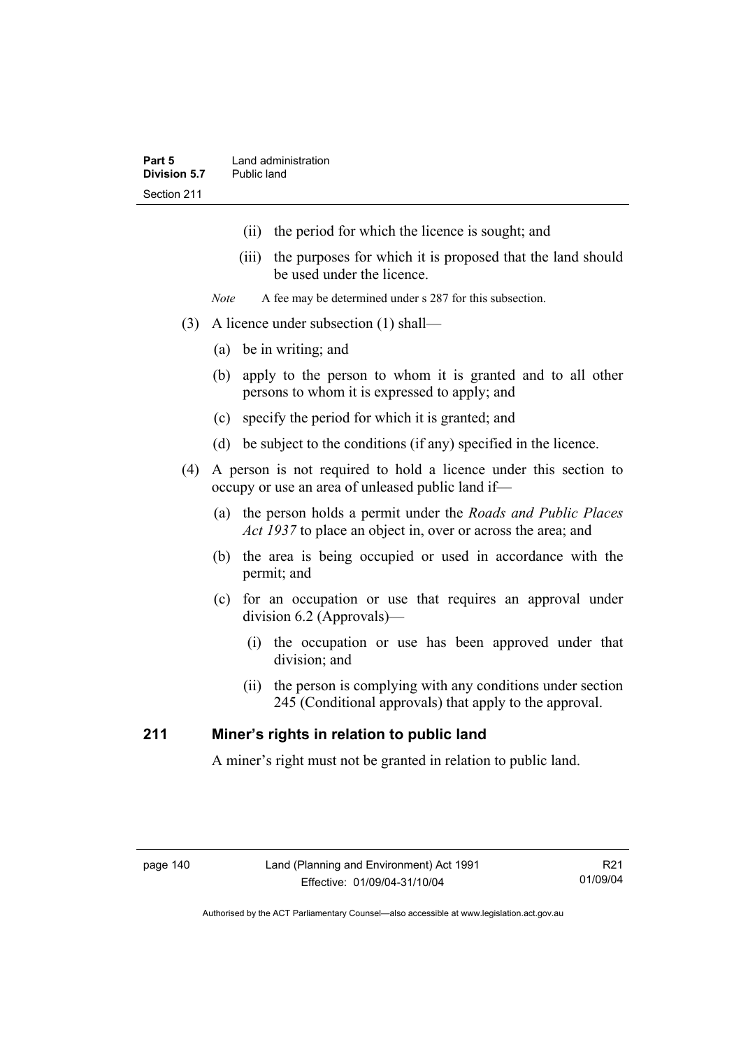(ii) the period for which the licence is sought; and

(iii) the purposes for which it is proposed that the land should be used under the licence.

*Note* A fee may be determined under s 287 for this subsection.

(3) A licence under subsection (1) shall—

(a) be in writing; and

(b) apply to the person to whom it is granted and to all other persons to whom it is expressed to apply; and

(c) specify the period for which it is granted; and

(d) be subject to the conditions (if any) specified in the licence.

(4) A person is not required to hold a licence under this section to occupy or use an area of unleased public land if—

(a) the person holds a permit under the *Roads and Public Places Act 1937* to place an object in, over or across the area; and

(b) the area is being occupied or used in accordance with the permit; and

(c) for an occupation or use that requires an approval under division 6.2 (Approvals)—

(i) the occupation or use has been approved under that division; and

(ii) the person is complying with any conditions under section 245 (Conditional approvals) that apply to the approval.

## 211 Miner's rights in relation to public land

A miner's right must not be granted in relation to public land.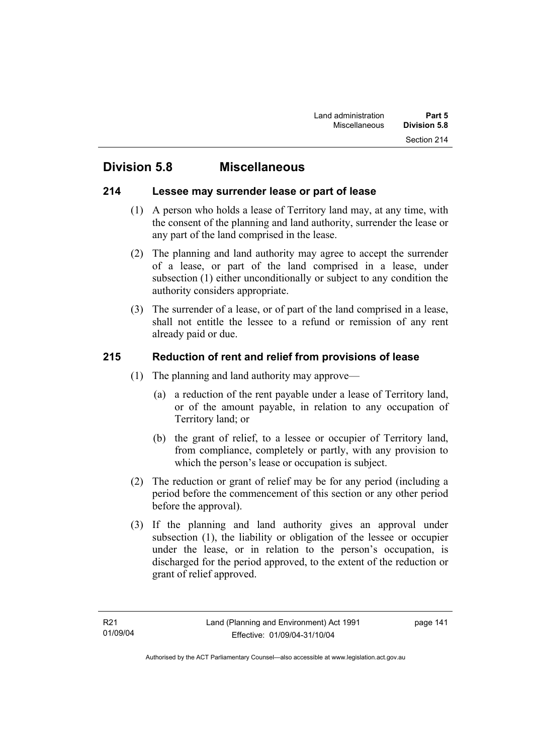## Division 5.8 Miscellaneous

### 214 Lessee may surrender lease or part of lease

(1) A person who holds a lease of Territory land may, at any time, with the consent of the planning and land authority, surrender the lease or any part of the land comprised in the lease.

(2) The planning and land authority may agree to accept the surrender of a lease, or part of the land comprised in a lease, under subsection (1) either unconditionally or subject to any condition the authority considers appropriate.

(3) The surrender of a lease, or of part of the land comprised in a lease, shall not entitle the lessee to a refund or remission of any rent already paid or due.

### 215 Reduction of rent and relief from provisions of lease

(1) The planning and land authority may approve—

(a) a reduction of the rent payable under a lease of Territory land, or of the amount payable, in relation to any occupation of Territory land; or

(b) the grant of relief, to a lessee or occupier of Territory land, from compliance, completely or partly, with any provision to which the person's lease or occupation is subject.

(2) The reduction or grant of relief may be for any period (including a period before the commencement of this section or any other period before the approval).

(3) If the planning and land authority gives an approval under subsection (1), the liability or obligation of the lessee or occupier under the lease, or in relation to the person's occupation, is discharged for the period approved, to the extent of the reduction or grant of relief approved.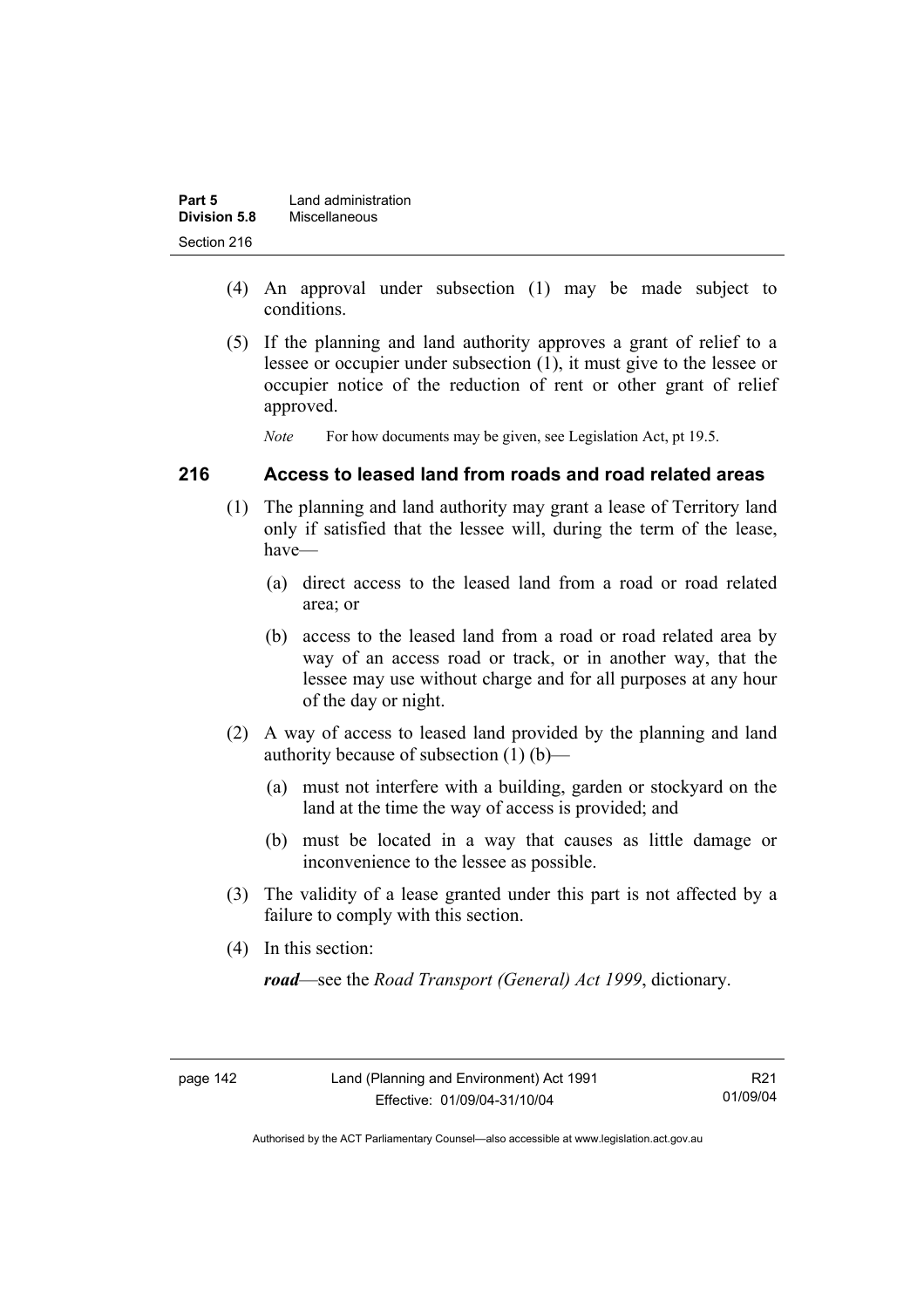(4) An approval under subsection (1) may be made subject to conditions.

(5) If the planning and land authority approves a grant of relief to a lessee or occupier under subsection (1), it must give to the lessee or occupier notice of the reduction of rent or other grant of relief approved.

*Note* For how documents may be given, see Legislation Act, pt 19.5.

### 216 Access to leased land from roads and road related areas

(1) The planning and land authority may grant a lease of Territory land only if satisfied that the lessee will, during the term of the lease, have—

(a) direct access to the leased land from a road or road related area; or

(b) access to the leased land from a road or road related area by way of an access road or track, or in another way, that the lessee may use without charge and for all purposes at any hour of the day or night.

(2) A way of access to leased land provided by the planning and land authority because of subsection (1) (b)—

(a) must not interfere with a building, garden or stockyard on the land at the time the way of access is provided; and

(b) must be located in a way that causes as little damage or inconvenience to the lessee as possible.

(3) The validity of a lease granted under this part is not affected by a failure to comply with this section.

(4) In this section:

***road***—see the *Road Transport (General) Act 1999*, dictionary.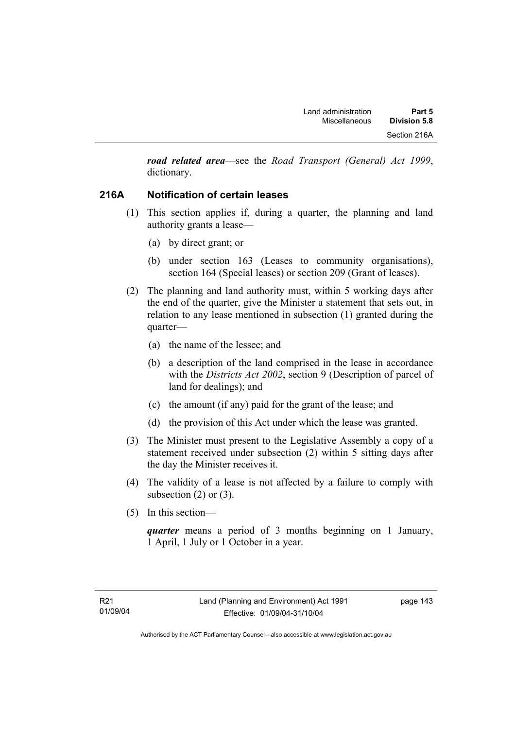***road related area***—see the *Road Transport (General) Act 1999*, dictionary.

### 216A Notification of certain leases

(1) This section applies if, during a quarter, the planning and land authority grants a lease—

(a) by direct grant; or

(b) under section 163 (Leases to community organisations), section 164 (Special leases) or section 209 (Grant of leases).

(2) The planning and land authority must, within 5 working days after the end of the quarter, give the Minister a statement that sets out, in relation to any lease mentioned in subsection (1) granted during the quarter—

(a) the name of the lessee; and

(b) a description of the land comprised in the lease in accordance with the *Districts Act 2002*, section 9 (Description of parcel of land for dealings); and

(c) the amount (if any) paid for the grant of the lease; and

(d) the provision of this Act under which the lease was granted.

(3) The Minister must present to the Legislative Assembly a copy of a statement received under subsection (2) within 5 sitting days after the day the Minister receives it.

(4) The validity of a lease is not affected by a failure to comply with subsection (2) or (3).

(5) In this section—

***quarter*** means a period of 3 months beginning on 1 January, 1 April, 1 July or 1 October in a year.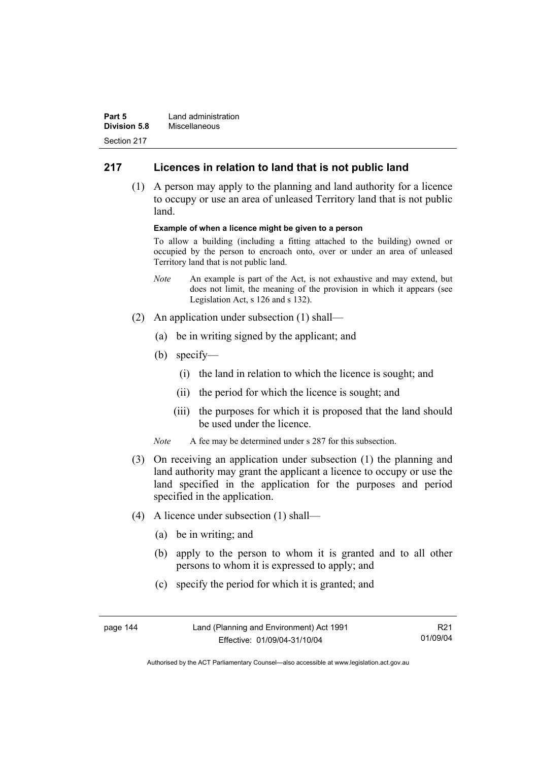## 217 Licences in relation to land that is not public land

(1) A person may apply to the planning and land authority for a licence to occupy or use an area of unleased Territory land that is not public land.

**Example of when a licence might be given to a person**

To allow a building (including a fitting attached to the building) owned or occupied by the person to encroach onto, over or under an area of unleased Territory land that is not public land.

*Note* An example is part of the Act, is not exhaustive and may extend, but does not limit, the meaning of the provision in which it appears (see Legislation Act, s 126 and s 132).

(2) An application under subsection (1) shall—

(a) be in writing signed by the applicant; and

(b) specify—

(i) the land in relation to which the licence is sought; and

(ii) the period for which the licence is sought; and

(iii) the purposes for which it is proposed that the land should be used under the licence.

*Note* A fee may be determined under s 287 for this subsection.

(3) On receiving an application under subsection (1) the planning and land authority may grant the applicant a licence to occupy or use the land specified in the application for the purposes and period specified in the application.

(4) A licence under subsection (1) shall—

(a) be in writing; and

(b) apply to the person to whom it is granted and to all other persons to whom it is expressed to apply; and

(c) specify the period for which it is granted; and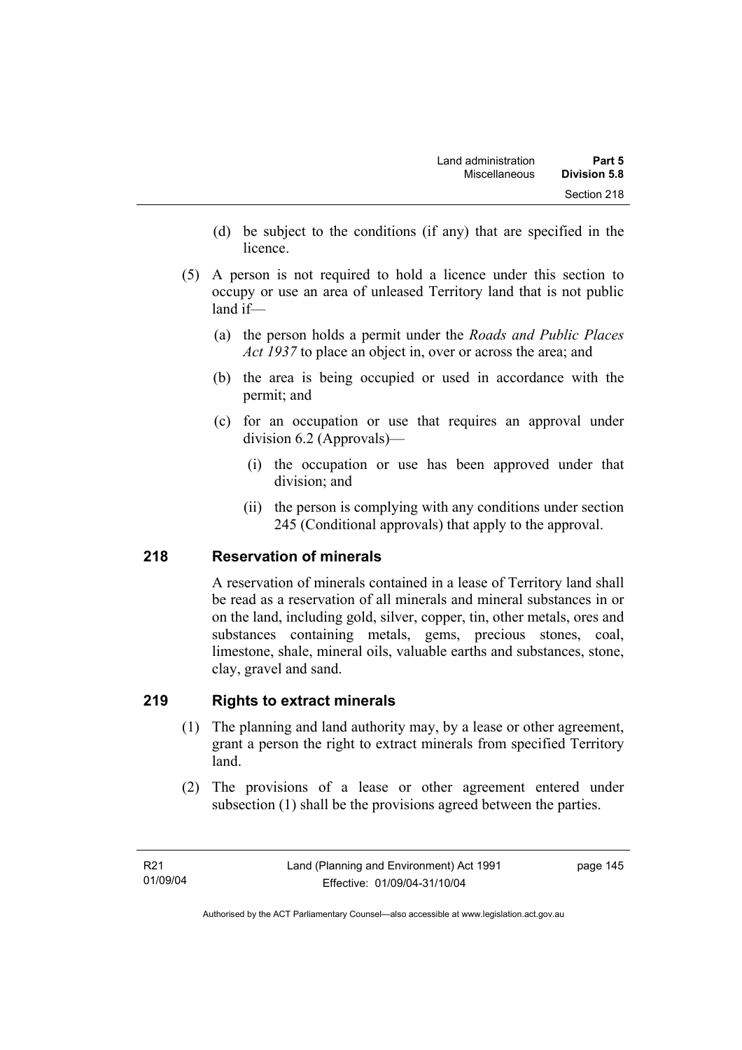(d) be subject to the conditions (if any) that are specified in the licence.

(5) A person is not required to hold a licence under this section to occupy or use an area of unleased Territory land that is not public land if—

(a) the person holds a permit under the *Roads and Public Places Act 1937* to place an object in, over or across the area; and

(b) the area is being occupied or used in accordance with the permit; and

(c) for an occupation or use that requires an approval under division 6.2 (Approvals)—

(i) the occupation or use has been approved under that division; and

(ii) the person is complying with any conditions under section 245 (Conditional approvals) that apply to the approval.

## 218 Reservation of minerals

A reservation of minerals contained in a lease of Territory land shall be read as a reservation of all minerals and mineral substances in or on the land, including gold, silver, copper, tin, other metals, ores and substances containing metals, gems, precious stones, coal, limestone, shale, mineral oils, valuable earths and substances, stone, clay, gravel and sand.

## 219 Rights to extract minerals

(1) The planning and land authority may, by a lease or other agreement, grant a person the right to extract minerals from specified Territory land.

(2) The provisions of a lease or other agreement entered under subsection (1) shall be the provisions agreed between the parties.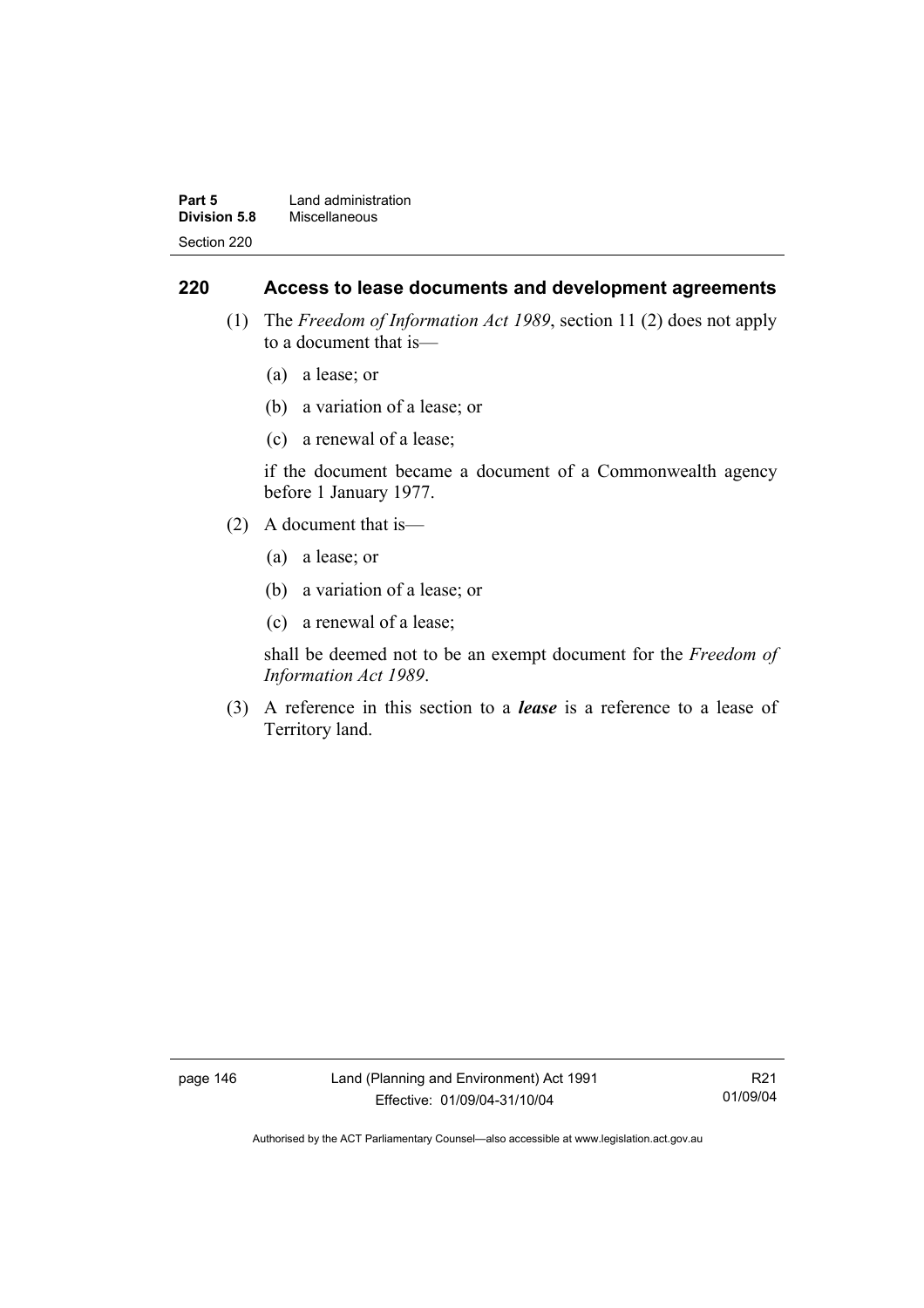## 220 Access to lease documents and development agreements

(1) The *Freedom of Information Act 1989*, section 11 (2) does not apply to a document that is—

(a) a lease; or

(b) a variation of a lease; or

(c) a renewal of a lease;

if the document became a document of a Commonwealth agency before 1 January 1977.

(2) A document that is—

(a) a lease; or

(b) a variation of a lease; or

(c) a renewal of a lease;

shall be deemed not to be an exempt document for the *Freedom of Information Act 1989*.

(3) A reference in this section to a ***lease*** is a reference to a lease of Territory land.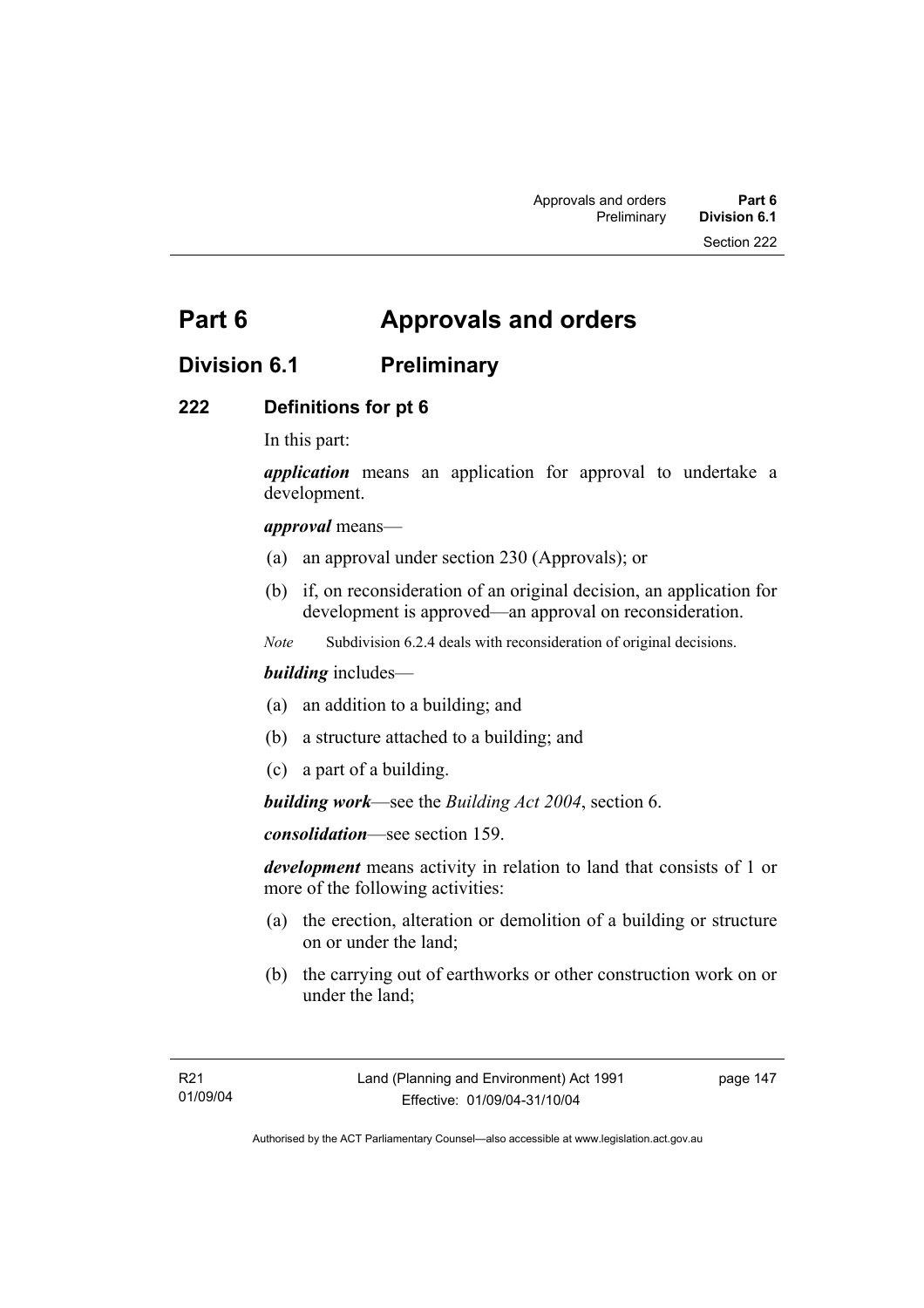# Part 6 Approvals and orders

## Division 6.1 Preliminary

### 222 Definitions for pt 6

In this part:

***application*** means an application for approval to undertake a development.

***approval*** means—

(a) an approval under section 230 (Approvals); or

(b) if, on reconsideration of an original decision, an application for development is approved—an approval on reconsideration.

*Note* Subdivision 6.2.4 deals with reconsideration of original decisions.

***building*** includes—

(a) an addition to a building; and

(b) a structure attached to a building; and

(c) a part of a building.

***building work***—see the *Building Act 2004*, section 6.

***consolidation***—see section 159.

***development*** means activity in relation to land that consists of 1 or more of the following activities:

(a) the erection, alteration or demolition of a building or structure on or under the land;

(b) the carrying out of earthworks or other construction work on or under the land;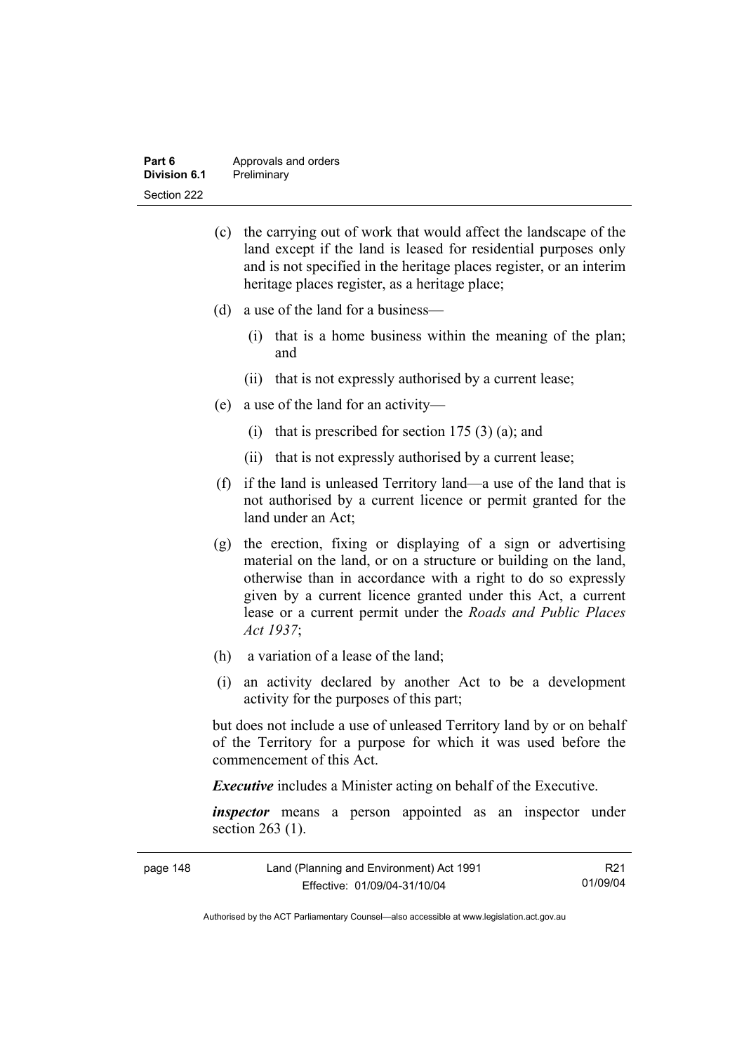(c) the carrying out of work that would affect the landscape of the land except if the land is leased for residential purposes only and is not specified in the heritage places register, or an interim heritage places register, as a heritage place;

(d) a use of the land for a business—

  (i) that is a home business within the meaning of the plan; and

  (ii) that is not expressly authorised by a current lease;

(e) a use of the land for an activity—

  (i) that is prescribed for section 175 (3) (a); and

  (ii) that is not expressly authorised by a current lease;

(f) if the land is unleased Territory land—a use of the land that is not authorised by a current licence or permit granted for the land under an Act;

(g) the erection, fixing or displaying of a sign or advertising material on the land, or on a structure or building on the land, otherwise than in accordance with a right to do so expressly given by a current licence granted under this Act, a current lease or a current permit under the *Roads and Public Places Act 1937*;

(h) a variation of a lease of the land;

(i) an activity declared by another Act to be a development activity for the purposes of this part;

but does not include a use of unleased Territory land by or on behalf of the Territory for a purpose for which it was used before the commencement of this Act.

***Executive*** includes a Minister acting on behalf of the Executive.

***inspector*** means a person appointed as an inspector under section 263 (1).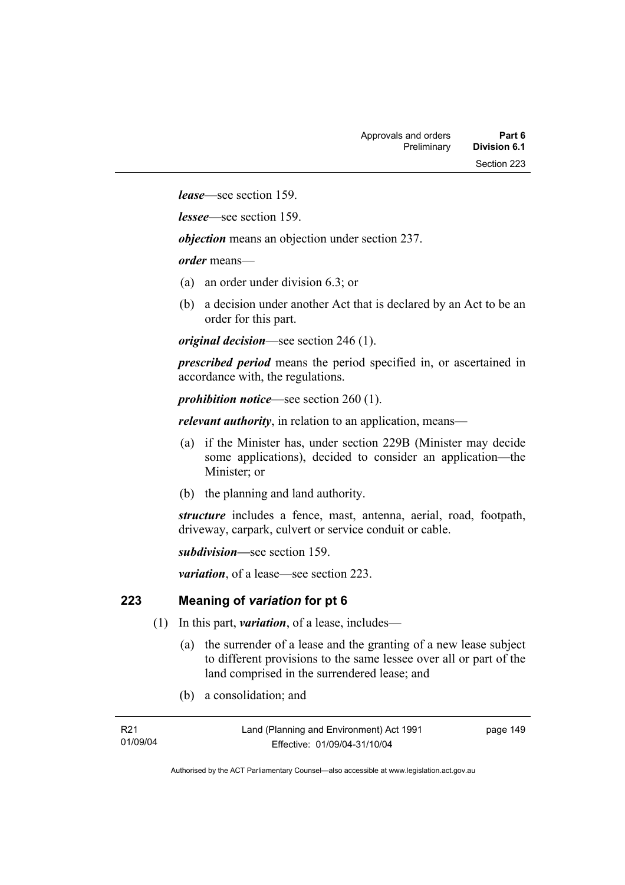***lease***—see section 159.

***lessee***—see section 159.

***objection*** means an objection under section 237.

***order*** means—

(a) an order under division 6.3; or

(b) a decision under another Act that is declared by an Act to be an order for this part.

***original decision***—see section 246 (1).

***prescribed period*** means the period specified in, or ascertained in accordance with, the regulations.

***prohibition notice***—see section 260 (1).

***relevant authority***, in relation to an application, means—

(a) if the Minister has, under section 229B (Minister may decide some applications), decided to consider an application—the Minister; or

(b) the planning and land authority.

***structure*** includes a fence, mast, antenna, aerial, road, footpath, driveway, carpark, culvert or service conduit or cable.

***subdivision***—see section 159.

***variation***, of a lease—see section 223.

## 223 Meaning of *variation* for pt 6

(1) In this part, ***variation***, of a lease, includes—

(a) the surrender of a lease and the granting of a new lease subject to different provisions to the same lessee over all or part of the land comprised in the surrendered lease; and

(b) a consolidation; and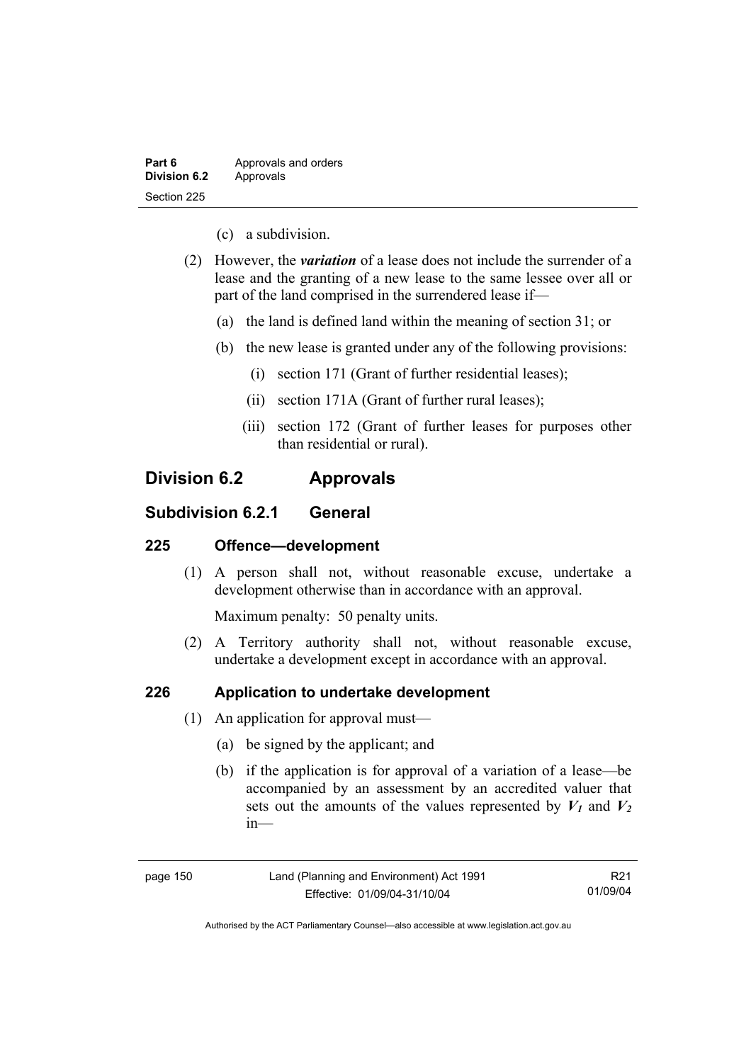(c) a subdivision.

(2) However, the ***variation*** of a lease does not include the surrender of a lease and the granting of a new lease to the same lessee over all or part of the land comprised in the surrendered lease if—

(a) the land is defined land within the meaning of section 31; or

(b) the new lease is granted under any of the following provisions:

(i) section 171 (Grant of further residential leases);

(ii) section 171A (Grant of further rural leases);

(iii) section 172 (Grant of further leases for purposes other than residential or rural).

## Division 6.2 Approvals

### Subdivision 6.2.1 General

#### 225 Offence—development

(1) A person shall not, without reasonable excuse, undertake a development otherwise than in accordance with an approval.

Maximum penalty: 50 penalty units.

(2) A Territory authority shall not, without reasonable excuse, undertake a development except in accordance with an approval.

#### 226 Application to undertake development

(1) An application for approval must—

(a) be signed by the applicant; and

(b) if the application is for approval of a variation of a lease—be accompanied by an assessment by an accredited valuer that sets out the amounts of the values represented by $V_1$ and $V_2$ in—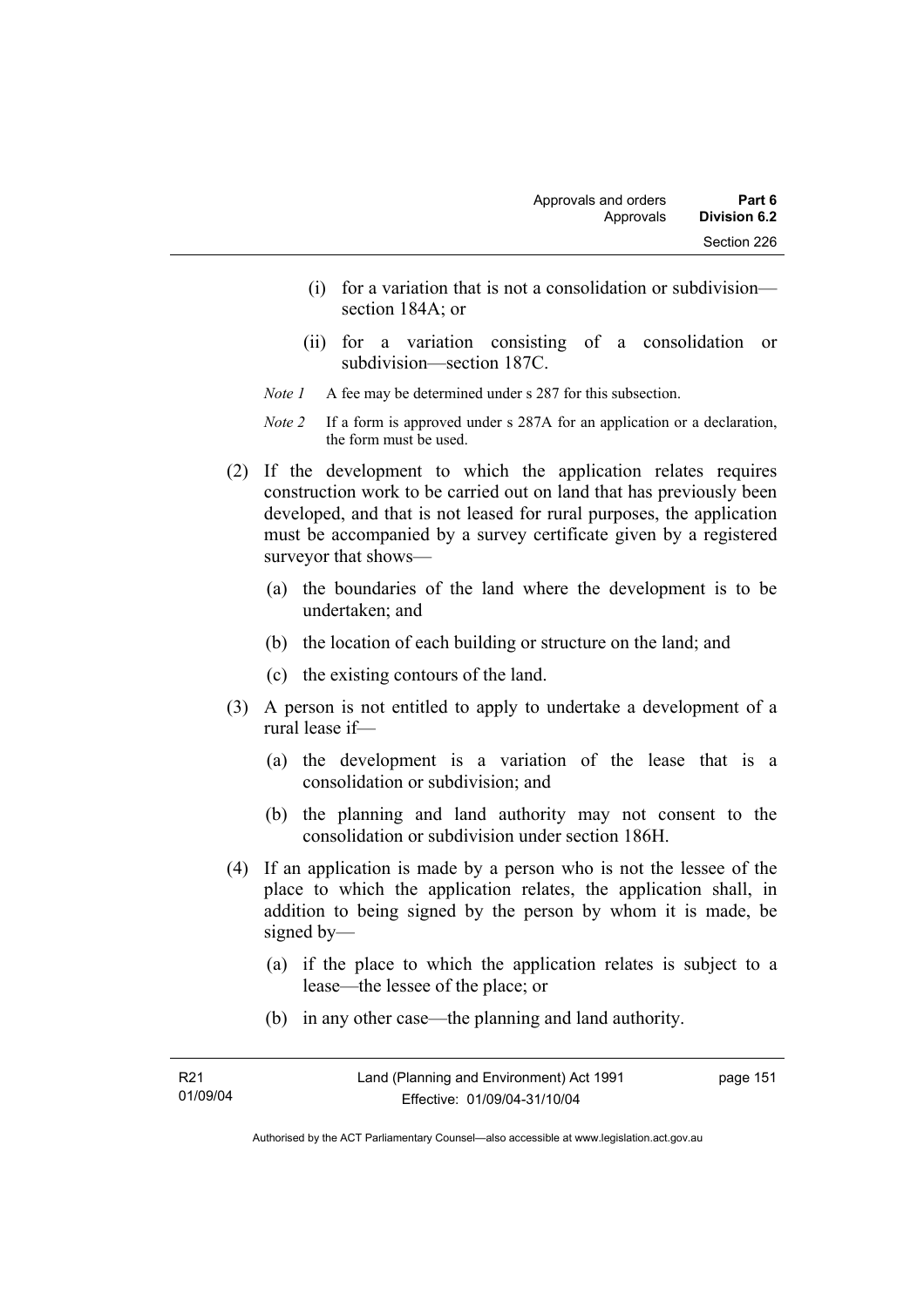(i) for a variation that is not a consolidation or subdivision—section 184A; or

(ii) for a variation consisting of a consolidation or subdivision—section 187C.

*Note 1* A fee may be determined under s 287 for this subsection.

*Note 2* If a form is approved under s 287A for an application or a declaration, the form must be used.

(2) If the development to which the application relates requires construction work to be carried out on land that has previously been developed, and that is not leased for rural purposes, the application must be accompanied by a survey certificate given by a registered surveyor that shows—

(a) the boundaries of the land where the development is to be undertaken; and

(b) the location of each building or structure on the land; and

(c) the existing contours of the land.

(3) A person is not entitled to apply to undertake a development of a rural lease if—

(a) the development is a variation of the lease that is a consolidation or subdivision; and

(b) the planning and land authority may not consent to the consolidation or subdivision under section 186H.

(4) If an application is made by a person who is not the lessee of the place to which the application relates, the application shall, in addition to being signed by the person by whom it is made, be signed by—

(a) if the place to which the application relates is subject to a lease—the lessee of the place; or

(b) in any other case—the planning and land authority.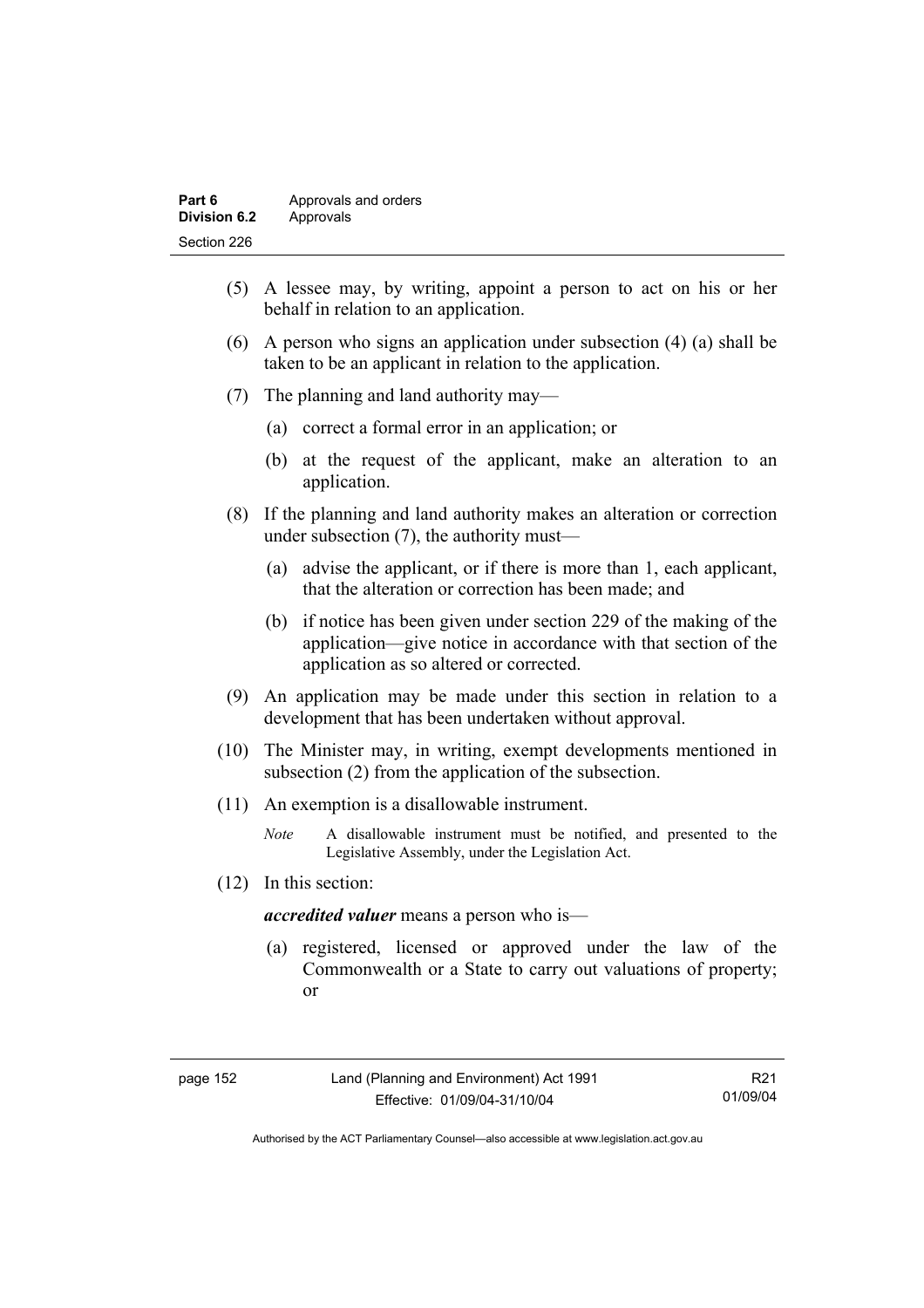(5) A lessee may, by writing, appoint a person to act on his or her behalf in relation to an application.

(6) A person who signs an application under subsection (4) (a) shall be taken to be an applicant in relation to the application.

(7) The planning and land authority may—

(a) correct a formal error in an application; or

(b) at the request of the applicant, make an alteration to an application.

(8) If the planning and land authority makes an alteration or correction under subsection (7), the authority must—

(a) advise the applicant, or if there is more than 1, each applicant, that the alteration or correction has been made; and

(b) if notice has been given under section 229 of the making of the application—give notice in accordance with that section of the application as so altered or corrected.

(9) An application may be made under this section in relation to a development that has been undertaken without approval.

(10) The Minister may, in writing, exempt developments mentioned in subsection (2) from the application of the subsection.

(11) An exemption is a disallowable instrument.

*Note* A disallowable instrument must be notified, and presented to the Legislative Assembly, under the Legislation Act.

(12) In this section:

***accredited valuer*** means a person who is—

(a) registered, licensed or approved under the law of the Commonwealth or a State to carry out valuations of property; or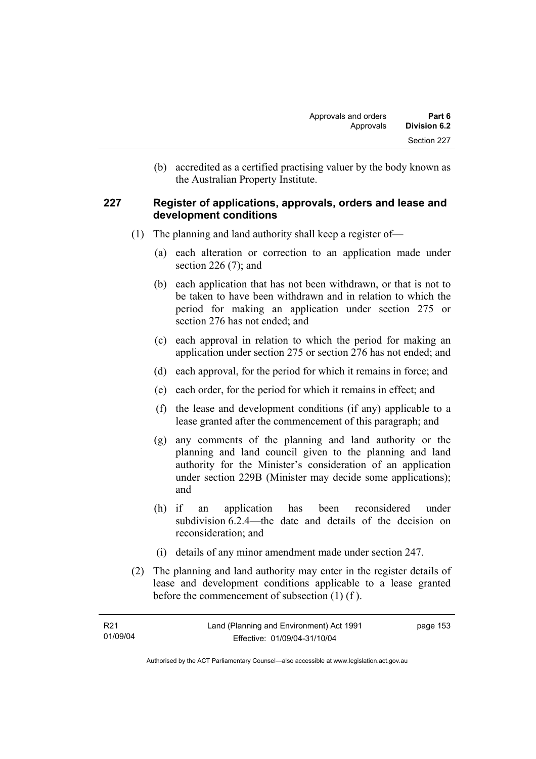(b) accredited as a certified practising valuer by the body known as the Australian Property Institute.

## 227 Register of applications, approvals, orders and lease and development conditions

(1) The planning and land authority shall keep a register of—

(a) each alteration or correction to an application made under section 226 (7); and

(b) each application that has not been withdrawn, or that is not to be taken to have been withdrawn and in relation to which the period for making an application under section 275 or section 276 has not ended; and

(c) each approval in relation to which the period for making an application under section 275 or section 276 has not ended; and

(d) each approval, for the period for which it remains in force; and

(e) each order, for the period for which it remains in effect; and

(f) the lease and development conditions (if any) applicable to a lease granted after the commencement of this paragraph; and

(g) any comments of the planning and land authority or the planning and land council given to the planning and land authority for the Minister's consideration of an application under section 229B (Minister may decide some applications); and

(h) if an application has been reconsidered under subdivision 6.2.4—the date and details of the decision on reconsideration; and

(i) details of any minor amendment made under section 247.

(2) The planning and land authority may enter in the register details of lease and development conditions applicable to a lease granted before the commencement of subsection (1) (f ).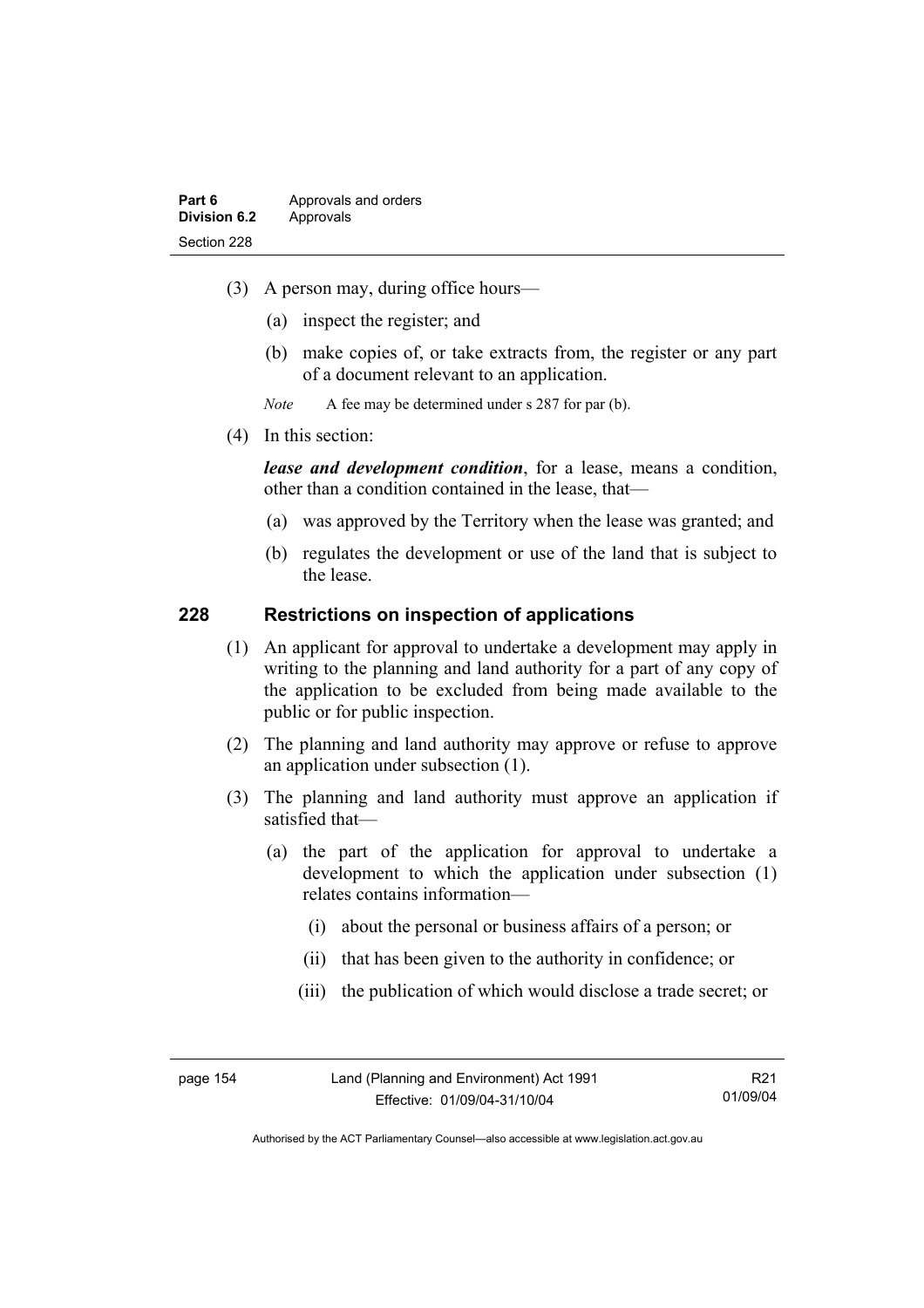(3) A person may, during office hours—

(a) inspect the register; and

(b) make copies of, or take extracts from, the register or any part of a document relevant to an application.

*Note* A fee may be determined under s 287 for par (b).

(4) In this section:

***lease and development condition***, for a lease, means a condition, other than a condition contained in the lease, that—

(a) was approved by the Territory when the lease was granted; and

(b) regulates the development or use of the land that is subject to the lease.

## 228 Restrictions on inspection of applications

(1) An applicant for approval to undertake a development may apply in writing to the planning and land authority for a part of any copy of the application to be excluded from being made available to the public or for public inspection.

(2) The planning and land authority may approve or refuse to approve an application under subsection (1).

(3) The planning and land authority must approve an application if satisfied that—

(a) the part of the application for approval to undertake a development to which the application under subsection (1) relates contains information—

(i) about the personal or business affairs of a person; or

(ii) that has been given to the authority in confidence; or

(iii) the publication of which would disclose a trade secret; or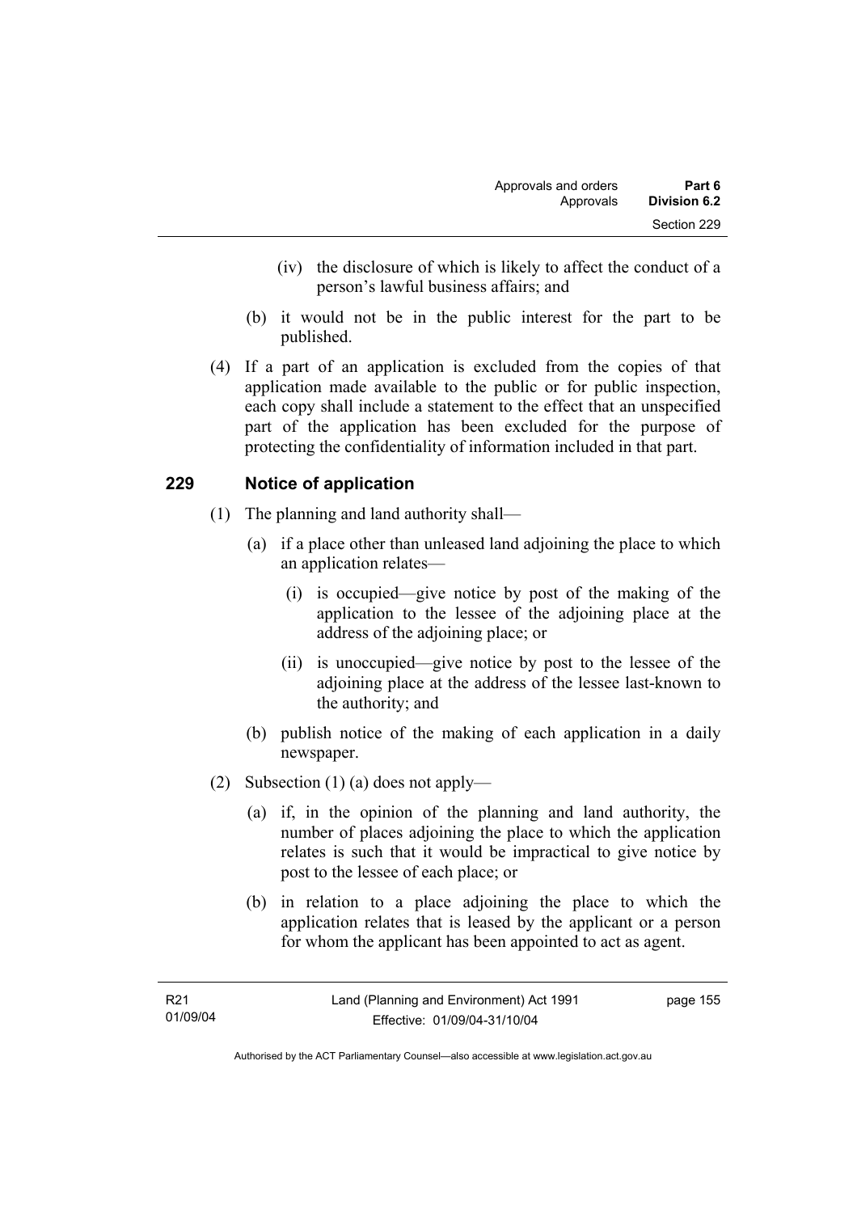(iv) the disclosure of which is likely to affect the conduct of a person's lawful business affairs; and

(b) it would not be in the public interest for the part to be published.

(4) If a part of an application is excluded from the copies of that application made available to the public or for public inspection, each copy shall include a statement to the effect that an unspecified part of the application has been excluded for the purpose of protecting the confidentiality of information included in that part.

## 229 Notice of application

(1) The planning and land authority shall—

(a) if a place other than unleased land adjoining the place to which an application relates—

(i) is occupied—give notice by post of the making of the application to the lessee of the adjoining place at the address of the adjoining place; or

(ii) is unoccupied—give notice by post to the lessee of the adjoining place at the address of the lessee last-known to the authority; and

(b) publish notice of the making of each application in a daily newspaper.

(2) Subsection (1) (a) does not apply—

(a) if, in the opinion of the planning and land authority, the number of places adjoining the place to which the application relates is such that it would be impractical to give notice by post to the lessee of each place; or

(b) in relation to a place adjoining the place to which the application relates that is leased by the applicant or a person for whom the applicant has been appointed to act as agent.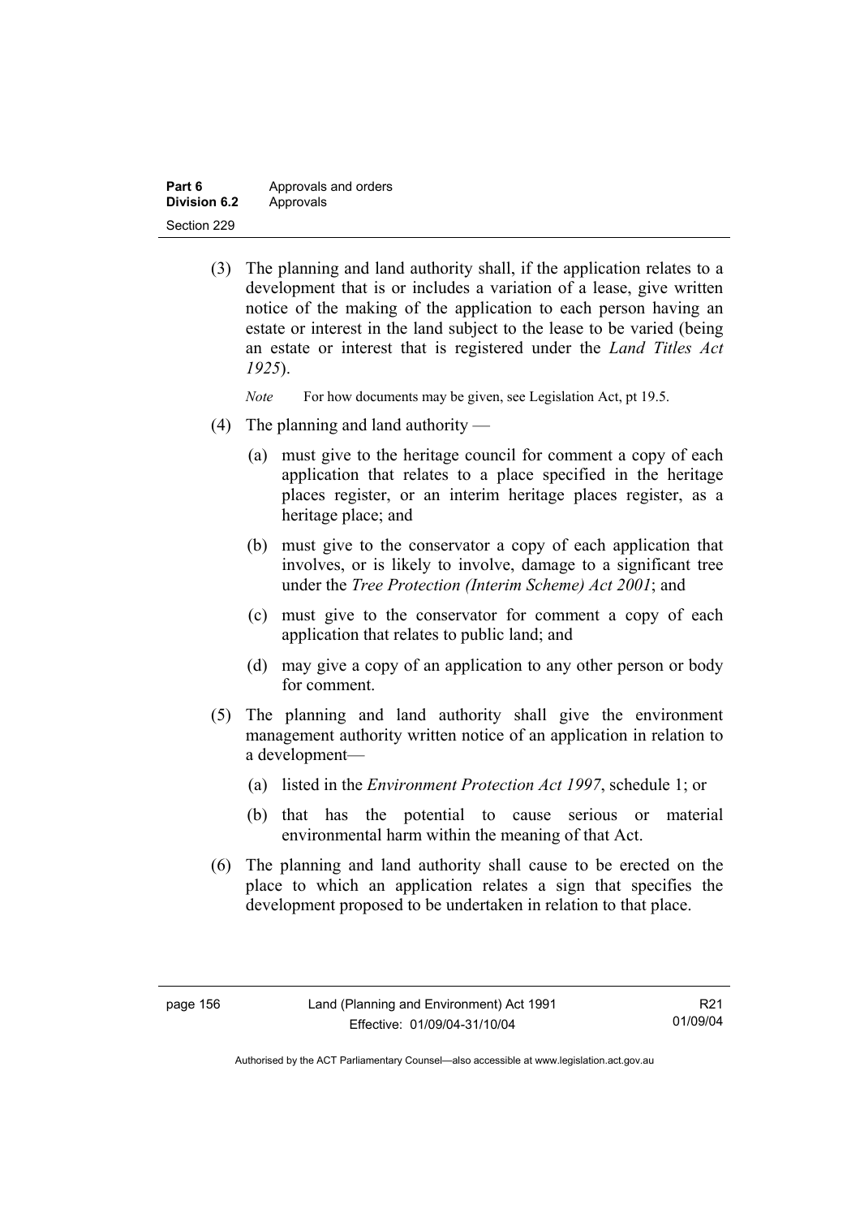(3) The planning and land authority shall, if the application relates to a development that is or includes a variation of a lease, give written notice of the making of the application to each person having an estate or interest in the land subject to the lease to be varied (being an estate or interest that is registered under the *Land Titles Act 1925*).

*Note* For how documents may be given, see Legislation Act, pt 19.5.

(4) The planning and land authority —

(a) must give to the heritage council for comment a copy of each application that relates to a place specified in the heritage places register, or an interim heritage places register, as a heritage place; and

(b) must give to the conservator a copy of each application that involves, or is likely to involve, damage to a significant tree under the *Tree Protection (Interim Scheme) Act 2001*; and

(c) must give to the conservator for comment a copy of each application that relates to public land; and

(d) may give a copy of an application to any other person or body for comment.

(5) The planning and land authority shall give the environment management authority written notice of an application in relation to a development—

(a) listed in the *Environment Protection Act 1997*, schedule 1; or

(b) that has the potential to cause serious or material environmental harm within the meaning of that Act.

(6) The planning and land authority shall cause to be erected on the place to which an application relates a sign that specifies the development proposed to be undertaken in relation to that place.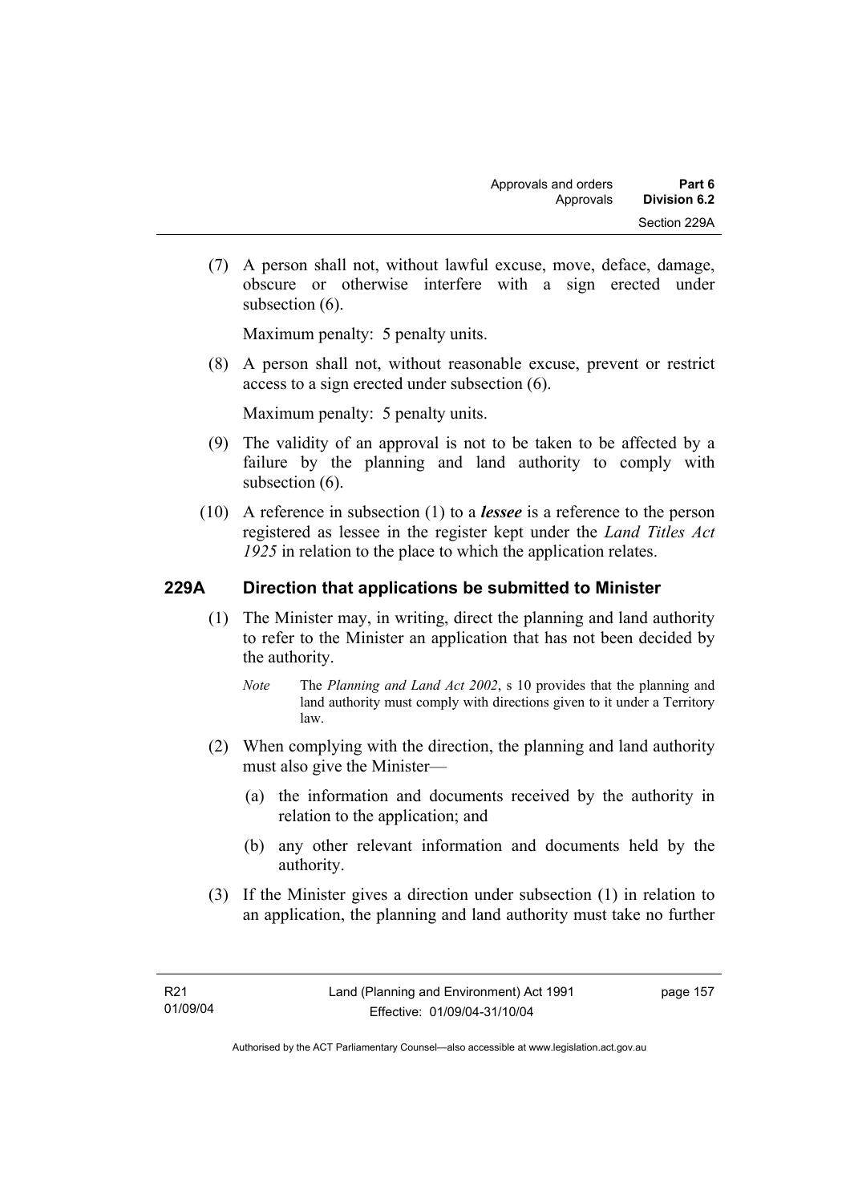(7) A person shall not, without lawful excuse, move, deface, damage, obscure or otherwise interfere with a sign erected under subsection (6).

Maximum penalty: 5 penalty units.

(8) A person shall not, without reasonable excuse, prevent or restrict access to a sign erected under subsection (6).

Maximum penalty: 5 penalty units.

(9) The validity of an approval is not to be taken to be affected by a failure by the planning and land authority to comply with subsection (6).

(10) A reference in subsection (1) to a ***lessee*** is a reference to the person registered as lessee in the register kept under the *Land Titles Act 1925* in relation to the place to which the application relates.

## 229A Direction that applications be submitted to Minister

(1) The Minister may, in writing, direct the planning and land authority to refer to the Minister an application that has not been decided by the authority.

*Note* The *Planning and Land Act 2002*, s 10 provides that the planning and land authority must comply with directions given to it under a Territory law.

(2) When complying with the direction, the planning and land authority must also give the Minister—

(a) the information and documents received by the authority in relation to the application; and

(b) any other relevant information and documents held by the authority.

(3) If the Minister gives a direction under subsection (1) in relation to an application, the planning and land authority must take no further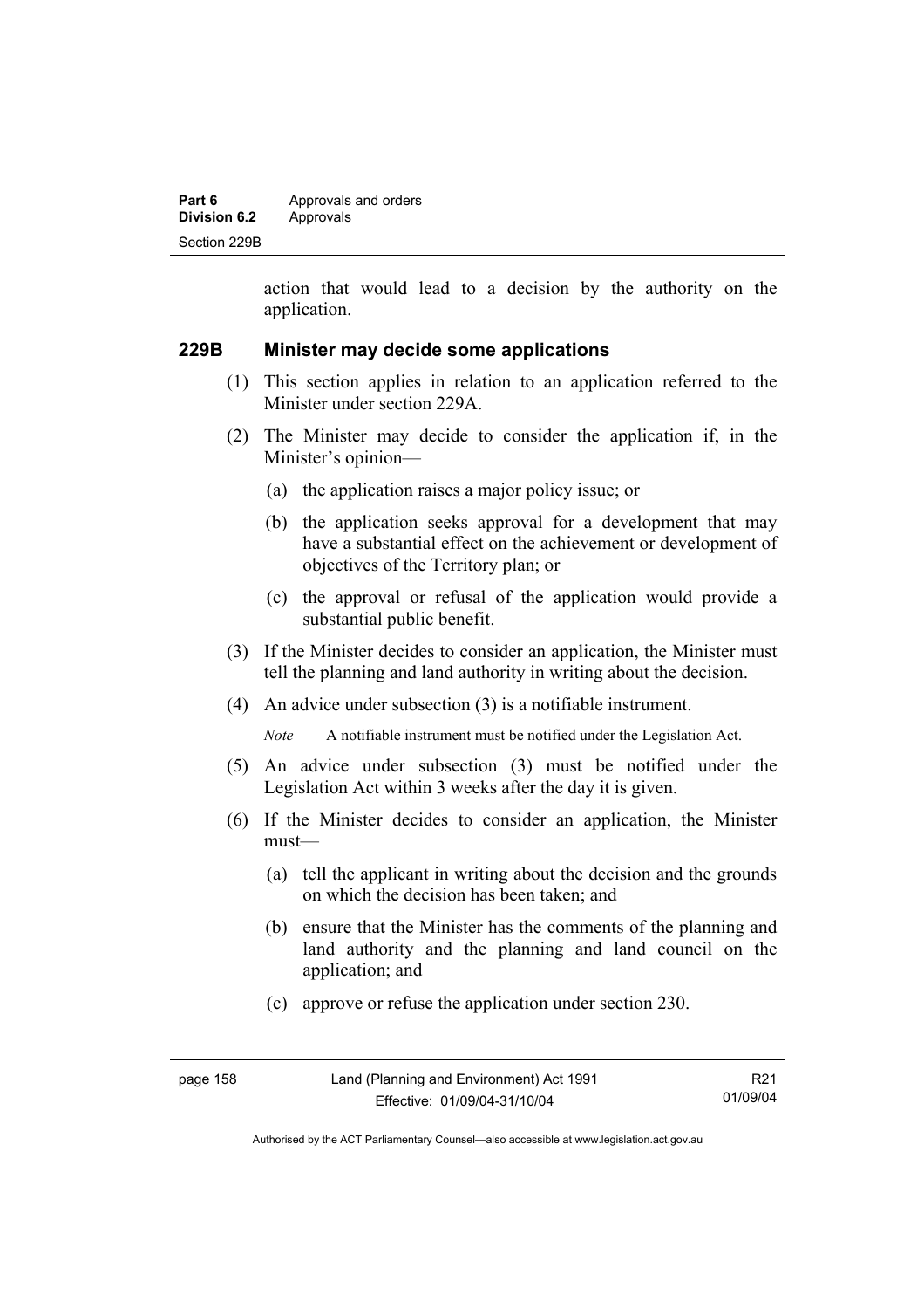action that would lead to a decision by the authority on the application.

### 229B Minister may decide some applications

(1) This section applies in relation to an application referred to the Minister under section 229A.

(2) The Minister may decide to consider the application if, in the Minister's opinion—

(a) the application raises a major policy issue; or

(b) the application seeks approval for a development that may have a substantial effect on the achievement or development of objectives of the Territory plan; or

(c) the approval or refusal of the application would provide a substantial public benefit.

(3) If the Minister decides to consider an application, the Minister must tell the planning and land authority in writing about the decision.

(4) An advice under subsection (3) is a notifiable instrument.

*Note* A notifiable instrument must be notified under the Legislation Act.

(5) An advice under subsection (3) must be notified under the Legislation Act within 3 weeks after the day it is given.

(6) If the Minister decides to consider an application, the Minister must—

(a) tell the applicant in writing about the decision and the grounds on which the decision has been taken; and

(b) ensure that the Minister has the comments of the planning and land authority and the planning and land council on the application; and

(c) approve or refuse the application under section 230.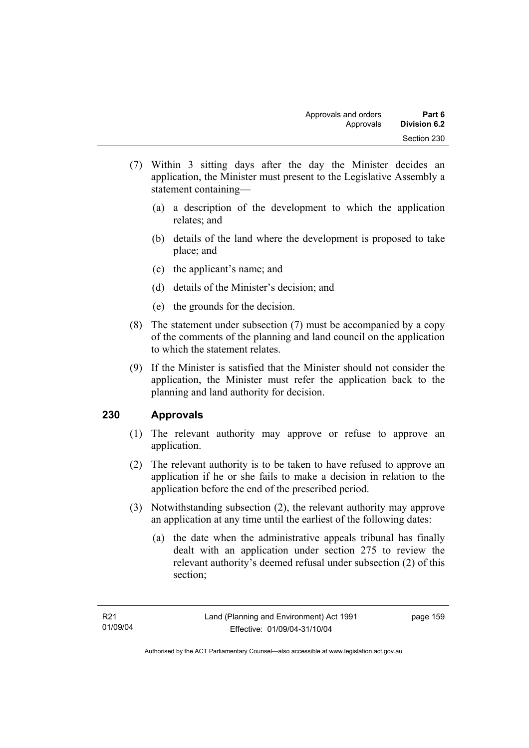(7) Within 3 sitting days after the day the Minister decides an application, the Minister must present to the Legislative Assembly a statement containing—

(a) a description of the development to which the application relates; and

(b) details of the land where the development is proposed to take place; and

(c) the applicant's name; and

(d) details of the Minister's decision; and

(e) the grounds for the decision.

(8) The statement under subsection (7) must be accompanied by a copy of the comments of the planning and land council on the application to which the statement relates.

(9) If the Minister is satisfied that the Minister should not consider the application, the Minister must refer the application back to the planning and land authority for decision.

## 230 Approvals

(1) The relevant authority may approve or refuse to approve an application.

(2) The relevant authority is to be taken to have refused to approve an application if he or she fails to make a decision in relation to the application before the end of the prescribed period.

(3) Notwithstanding subsection (2), the relevant authority may approve an application at any time until the earliest of the following dates:

(a) the date when the administrative appeals tribunal has finally dealt with an application under section 275 to review the relevant authority's deemed refusal under subsection (2) of this section;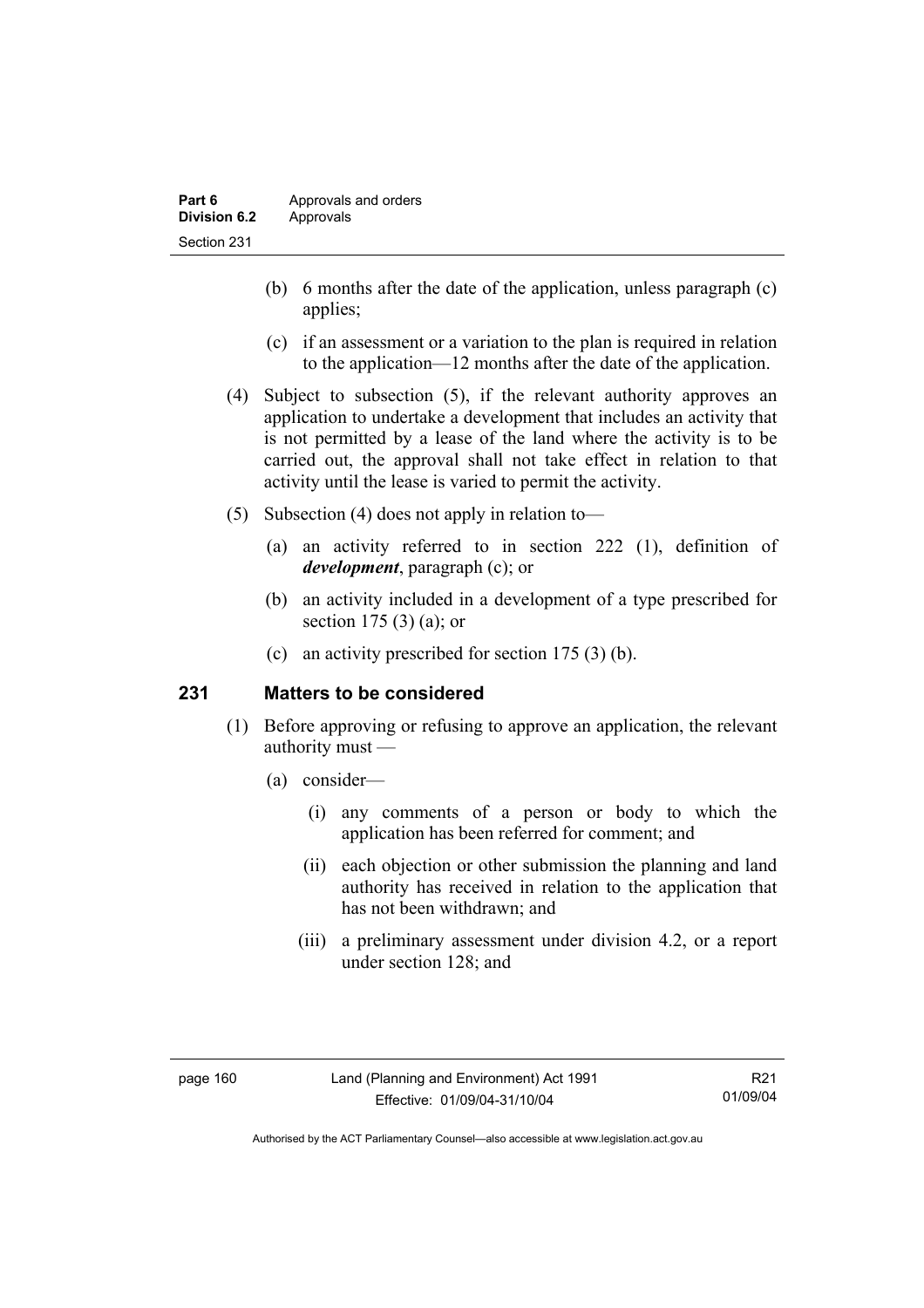(b) 6 months after the date of the application, unless paragraph (c) applies;

(c) if an assessment or a variation to the plan is required in relation to the application—12 months after the date of the application.

(4) Subject to subsection (5), if the relevant authority approves an application to undertake a development that includes an activity that is not permitted by a lease of the land where the activity is to be carried out, the approval shall not take effect in relation to that activity until the lease is varied to permit the activity.

(5) Subsection (4) does not apply in relation to—

(a) an activity referred to in section 222 (1), definition of ***development***, paragraph (c); or

(b) an activity included in a development of a type prescribed for section 175 (3) (a); or

(c) an activity prescribed for section 175 (3) (b).

## 231 Matters to be considered

(1) Before approving or refusing to approve an application, the relevant authority must —

(a) consider—

(i) any comments of a person or body to which the application has been referred for comment; and

(ii) each objection or other submission the planning and land authority has received in relation to the application that has not been withdrawn; and

(iii) a preliminary assessment under division 4.2, or a report under section 128; and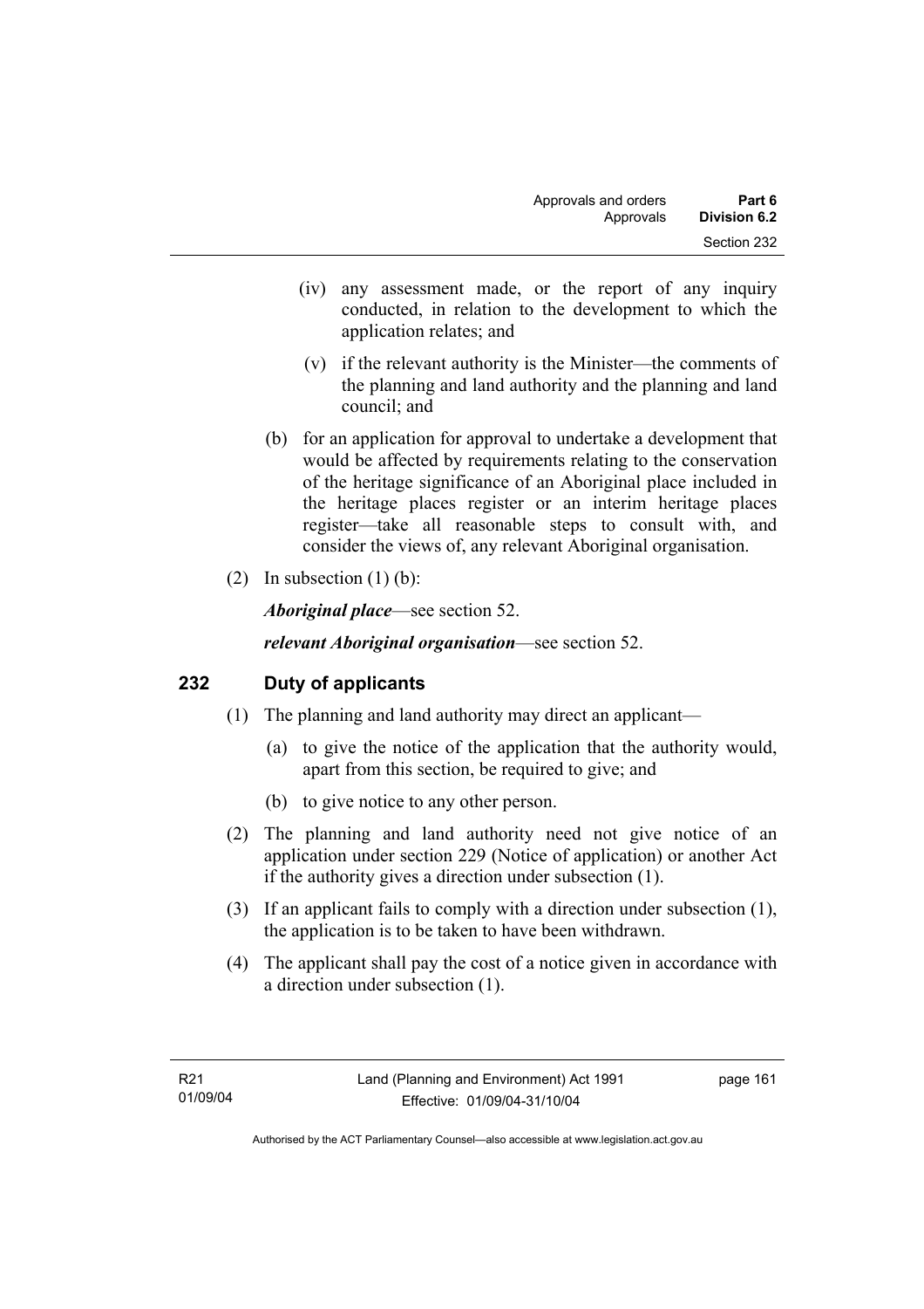(iv) any assessment made, or the report of any inquiry conducted, in relation to the development to which the application relates; and

(v) if the relevant authority is the Minister—the comments of the planning and land authority and the planning and land council; and

(b) for an application for approval to undertake a development that would be affected by requirements relating to the conservation of the heritage significance of an Aboriginal place included in the heritage places register or an interim heritage places register—take all reasonable steps to consult with, and consider the views of, any relevant Aboriginal organisation.

(2) In subsection (1) (b):

***Aboriginal place***—see section 52.

***relevant Aboriginal organisation***—see section 52.

## 232 Duty of applicants

(1) The planning and land authority may direct an applicant—

(a) to give the notice of the application that the authority would, apart from this section, be required to give; and

(b) to give notice to any other person.

(2) The planning and land authority need not give notice of an application under section 229 (Notice of application) or another Act if the authority gives a direction under subsection (1).

(3) If an applicant fails to comply with a direction under subsection (1), the application is to be taken to have been withdrawn.

(4) The applicant shall pay the cost of a notice given in accordance with a direction under subsection (1).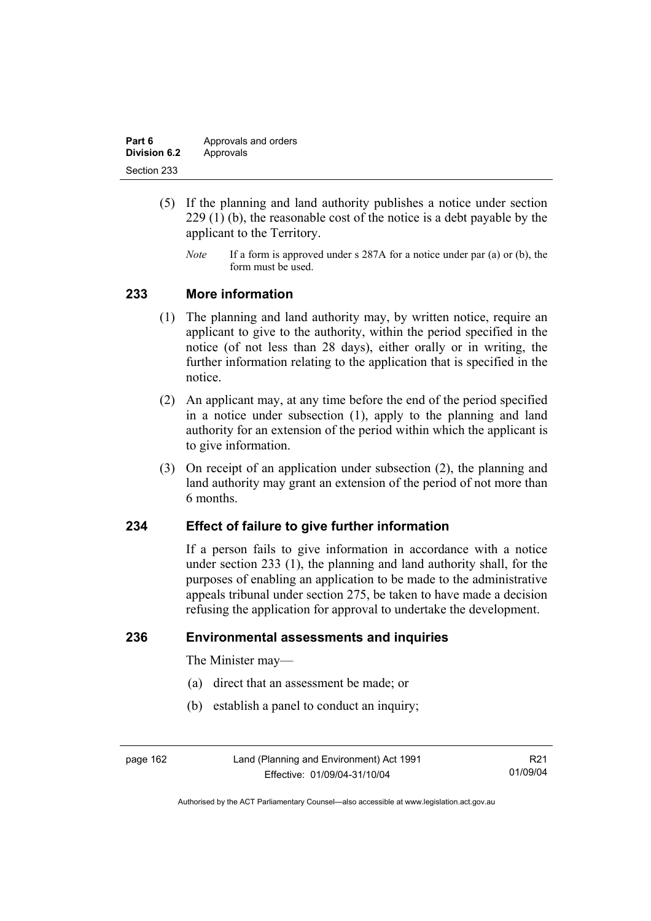(5) If the planning and land authority publishes a notice under section 229 (1) (b), the reasonable cost of the notice is a debt payable by the applicant to the Territory.

*Note* If a form is approved under s 287A for a notice under par (a) or (b), the form must be used.

## 233 More information

(1) The planning and land authority may, by written notice, require an applicant to give to the authority, within the period specified in the notice (of not less than 28 days), either orally or in writing, the further information relating to the application that is specified in the notice.

(2) An applicant may, at any time before the end of the period specified in a notice under subsection (1), apply to the planning and land authority for an extension of the period within which the applicant is to give information.

(3) On receipt of an application under subsection (2), the planning and land authority may grant an extension of the period of not more than 6 months.

## 234 Effect of failure to give further information

If a person fails to give information in accordance with a notice under section 233 (1), the planning and land authority shall, for the purposes of enabling an application to be made to the administrative appeals tribunal under section 275, be taken to have made a decision refusing the application for approval to undertake the development.

## 236 Environmental assessments and inquiries

The Minister may—

(a) direct that an assessment be made; or

(b) establish a panel to conduct an inquiry;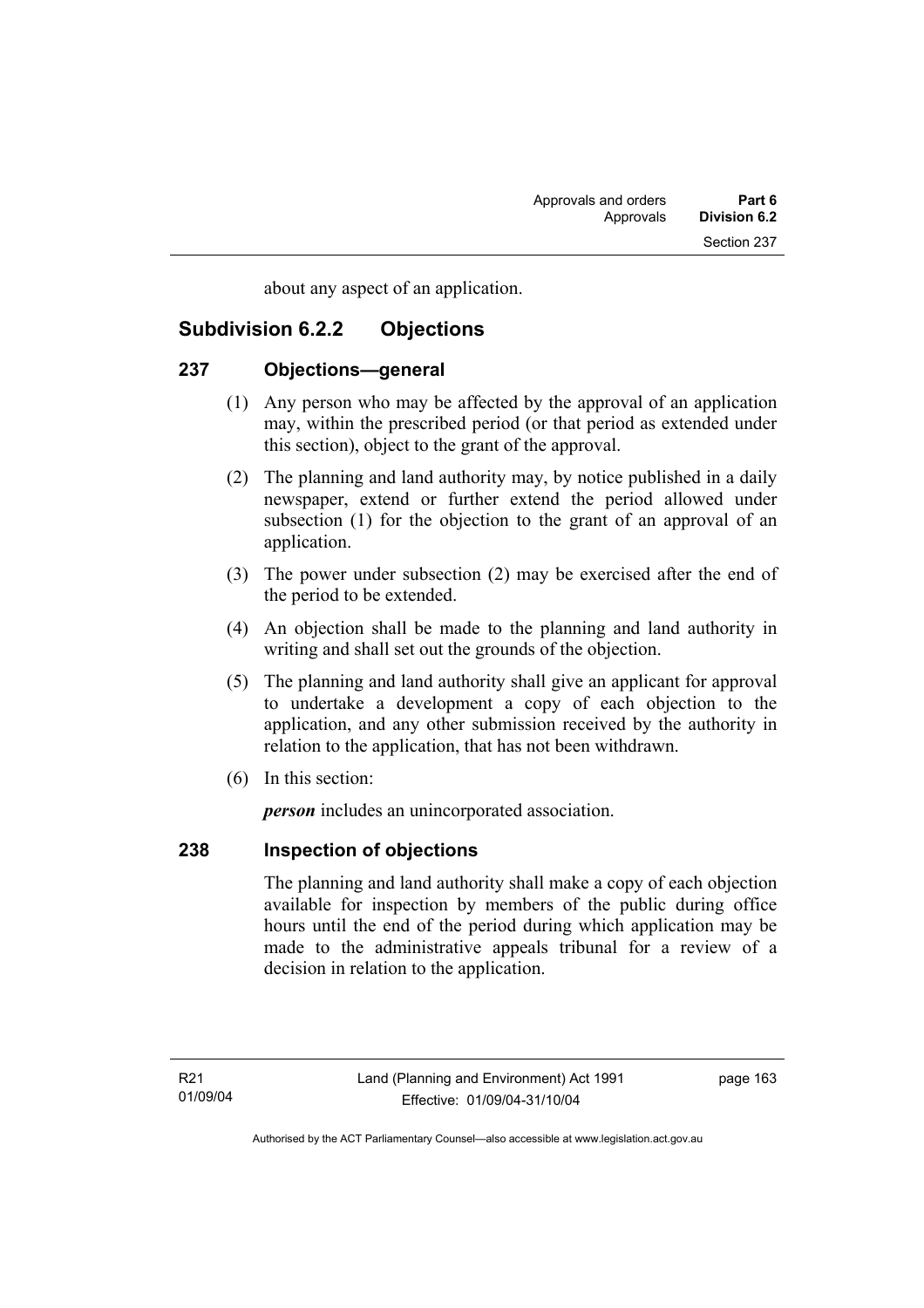about any aspect of an application.

## Subdivision 6.2.2 Objections

### 237 Objections—general

(1) Any person who may be affected by the approval of an application may, within the prescribed period (or that period as extended under this section), object to the grant of the approval.

(2) The planning and land authority may, by notice published in a daily newspaper, extend or further extend the period allowed under subsection (1) for the objection to the grant of an approval of an application.

(3) The power under subsection (2) may be exercised after the end of the period to be extended.

(4) An objection shall be made to the planning and land authority in writing and shall set out the grounds of the objection.

(5) The planning and land authority shall give an applicant for approval to undertake a development a copy of each objection to the application, and any other submission received by the authority in relation to the application, that has not been withdrawn.

(6) In this section:

***person*** includes an unincorporated association.

### 238 Inspection of objections

The planning and land authority shall make a copy of each objection available for inspection by members of the public during office hours until the end of the period during which application may be made to the administrative appeals tribunal for a review of a decision in relation to the application.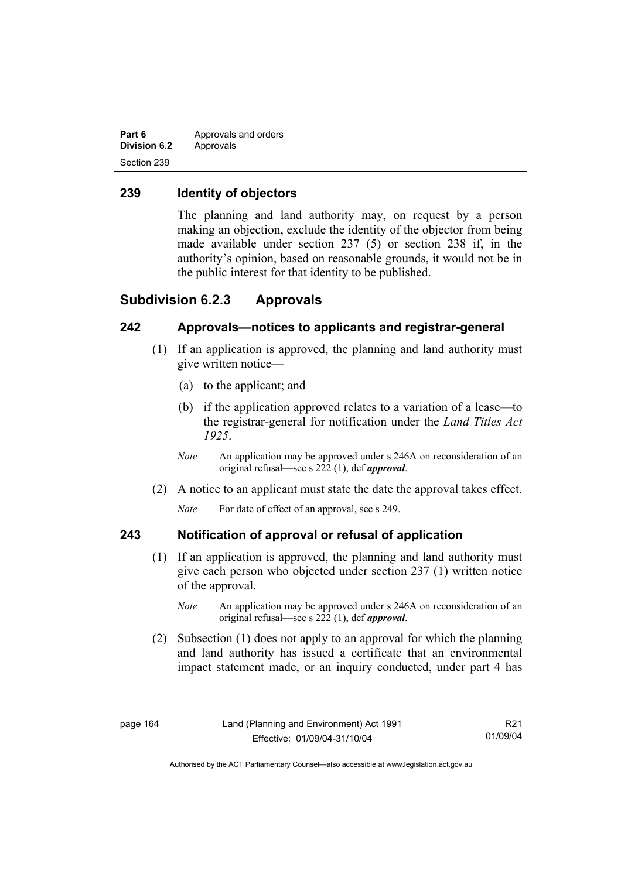## 239 Identity of objectors

The planning and land authority may, on request by a person making an objection, exclude the identity of the objector from being made available under section 237 (5) or section 238 if, in the authority's opinion, based on reasonable grounds, it would not be in the public interest for that identity to be published.

# Subdivision 6.2.3 Approvals

## 242 Approvals—notices to applicants and registrar-general

(1) If an application is approved, the planning and land authority must give written notice—

(a) to the applicant; and

(b) if the application approved relates to a variation of a lease—to the registrar-general for notification under the *Land Titles Act 1925*.

*Note* An application may be approved under s 246A on reconsideration of an original refusal—see s 222 (1), def ***approval***.

(2) A notice to an applicant must state the date the approval takes effect.

*Note* For date of effect of an approval, see s 249.

## 243 Notification of approval or refusal of application

(1) If an application is approved, the planning and land authority must give each person who objected under section 237 (1) written notice of the approval.

*Note* An application may be approved under s 246A on reconsideration of an original refusal—see s 222 (1), def ***approval***.

(2) Subsection (1) does not apply to an approval for which the planning and land authority has issued a certificate that an environmental impact statement made, or an inquiry conducted, under part 4 has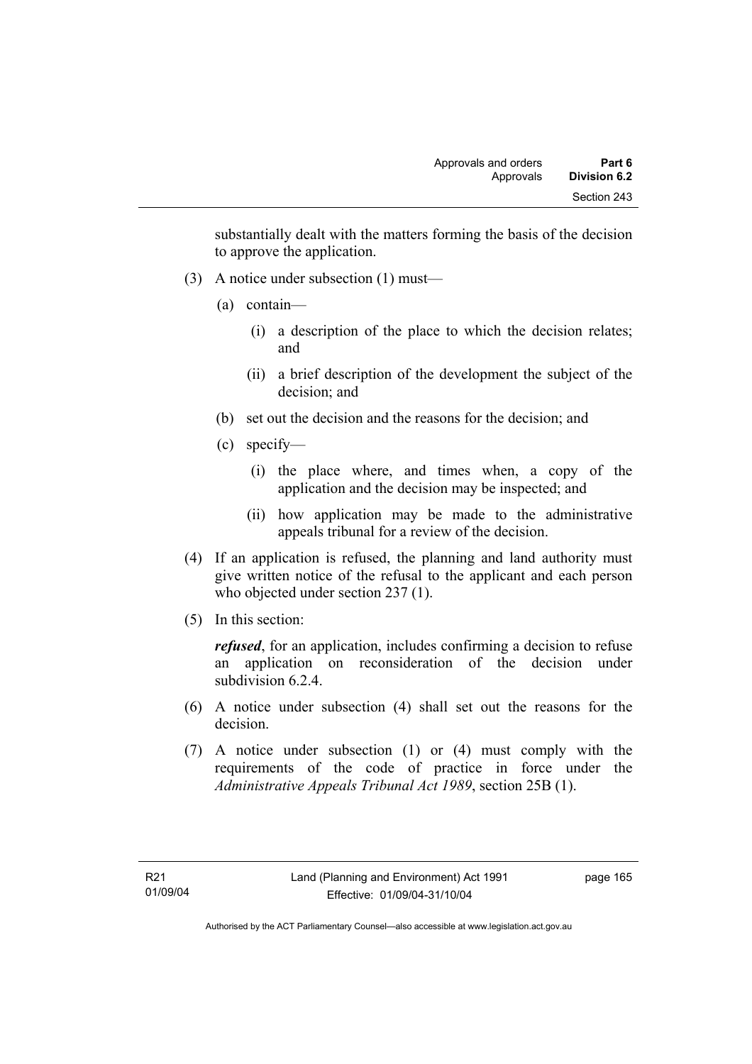substantially dealt with the matters forming the basis of the decision to approve the application.

(3) A notice under subsection (1) must—

  (a) contain—

    (i) a description of the place to which the decision relates; and

    (ii) a brief description of the development the subject of the decision; and

  (b) set out the decision and the reasons for the decision; and

  (c) specify—

    (i) the place where, and times when, a copy of the application and the decision may be inspected; and

    (ii) how application may be made to the administrative appeals tribunal for a review of the decision.

(4) If an application is refused, the planning and land authority must give written notice of the refusal to the applicant and each person who objected under section 237 (1).

(5) In this section:

***refused***, for an application, includes confirming a decision to refuse an application on reconsideration of the decision under subdivision 6.2.4.

(6) A notice under subsection (4) shall set out the reasons for the decision.

(7) A notice under subsection (1) or (4) must comply with the requirements of the code of practice in force under the *Administrative Appeals Tribunal Act 1989*, section 25B (1).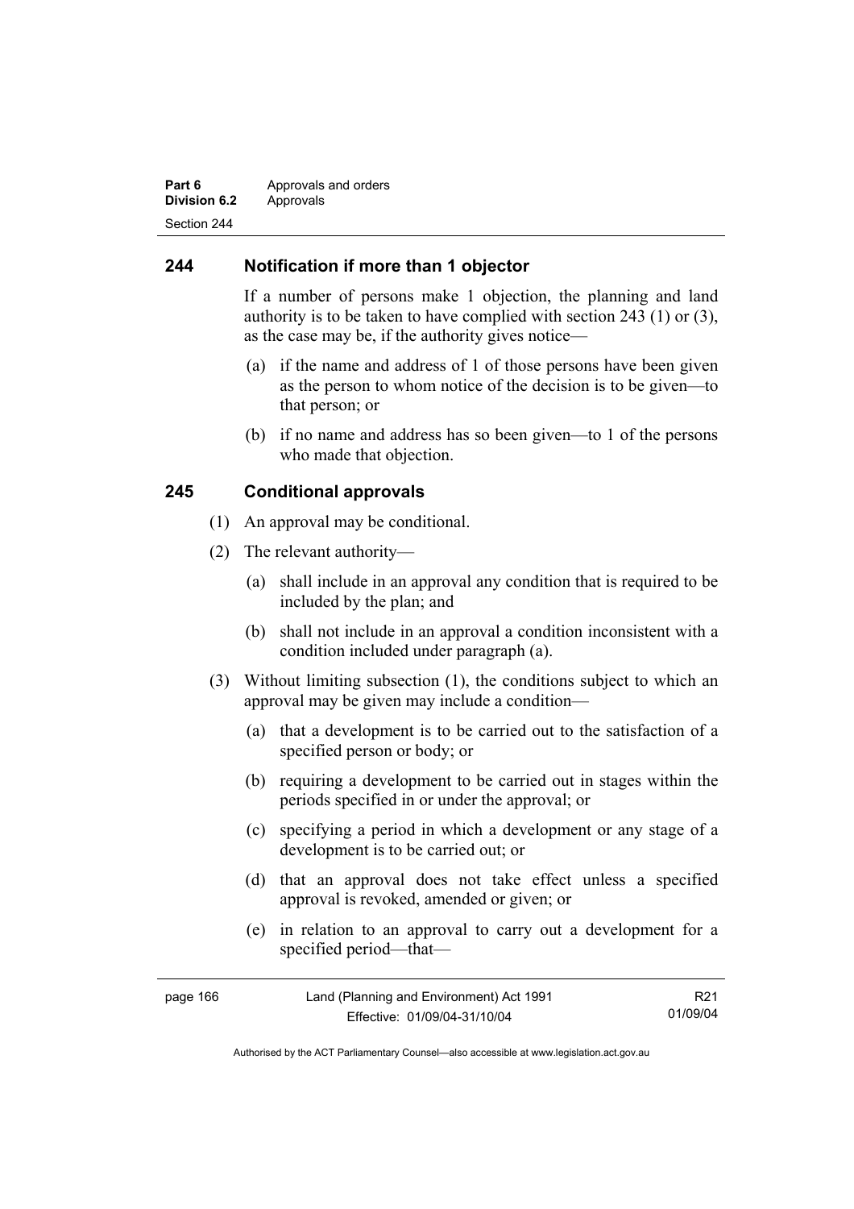## 244 Notification if more than 1 objector

If a number of persons make 1 objection, the planning and land authority is to be taken to have complied with section 243 (1) or (3), as the case may be, if the authority gives notice—

(a) if the name and address of 1 of those persons have been given as the person to whom notice of the decision is to be given—to that person; or

(b) if no name and address has so been given—to 1 of the persons who made that objection.

## 245 Conditional approvals

(1) An approval may be conditional.

(2) The relevant authority—

(a) shall include in an approval any condition that is required to be included by the plan; and

(b) shall not include in an approval a condition inconsistent with a condition included under paragraph (a).

(3) Without limiting subsection (1), the conditions subject to which an approval may be given may include a condition—

(a) that a development is to be carried out to the satisfaction of a specified person or body; or

(b) requiring a development to be carried out in stages within the periods specified in or under the approval; or

(c) specifying a period in which a development or any stage of a development is to be carried out; or

(d) that an approval does not take effect unless a specified approval is revoked, amended or given; or

(e) in relation to an approval to carry out a development for a specified period—that—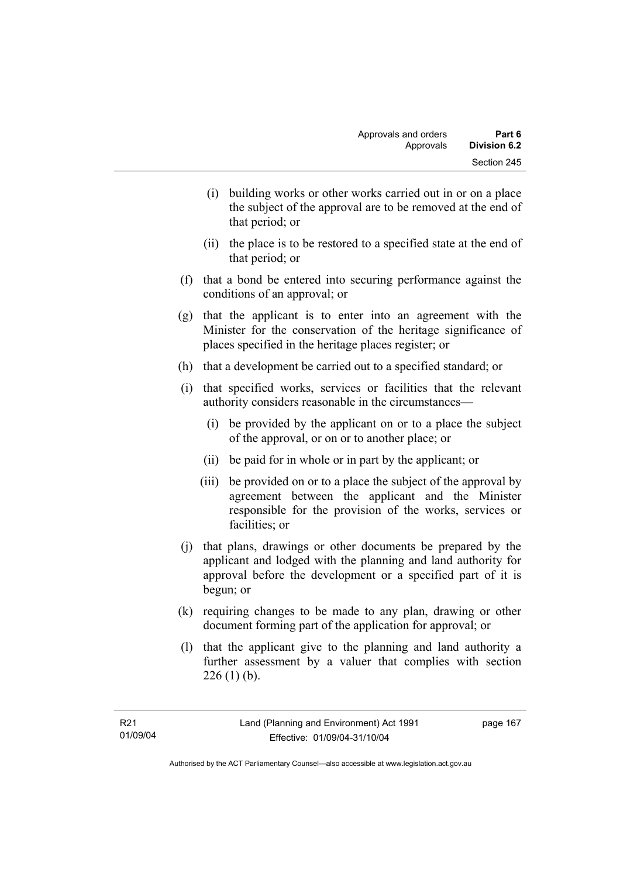(i) building works or other works carried out in or on a place the subject of the approval are to be removed at the end of that period; or

(ii) the place is to be restored to a specified state at the end of that period; or

(f) that a bond be entered into securing performance against the conditions of an approval; or

(g) that the applicant is to enter into an agreement with the Minister for the conservation of the heritage significance of places specified in the heritage places register; or

(h) that a development be carried out to a specified standard; or

(i) that specified works, services or facilities that the relevant authority considers reasonable in the circumstances—

(i) be provided by the applicant on or to a place the subject of the approval, or on or to another place; or

(ii) be paid for in whole or in part by the applicant; or

(iii) be provided on or to a place the subject of the approval by agreement between the applicant and the Minister responsible for the provision of the works, services or facilities; or

(j) that plans, drawings or other documents be prepared by the applicant and lodged with the planning and land authority for approval before the development or a specified part of it is begun; or

(k) requiring changes to be made to any plan, drawing or other document forming part of the application for approval; or

(l) that the applicant give to the planning and land authority a further assessment by a valuer that complies with section 226 (1) (b).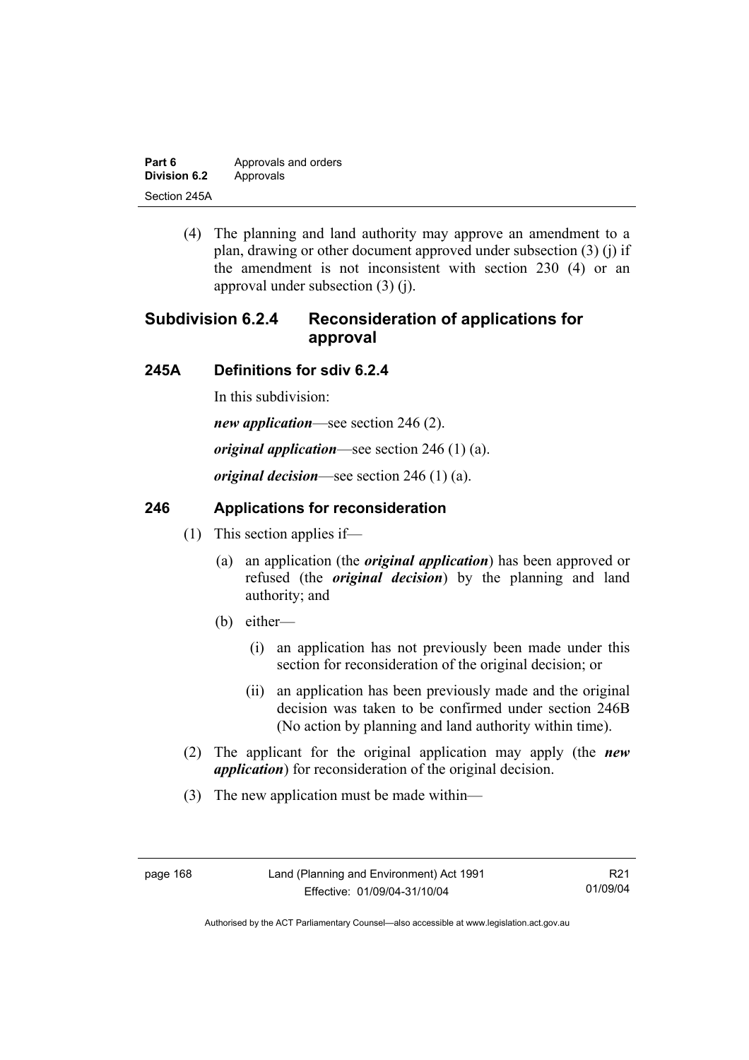(4) The planning and land authority may approve an amendment to a plan, drawing or other document approved under subsection (3) (j) if the amendment is not inconsistent with section 230 (4) or an approval under subsection (3) (j).

## Subdivision 6.2.4 Reconsideration of applications for approval

### 245A Definitions for sdiv 6.2.4

In this subdivision:

***new application***—see section 246 (2).

***original application***—see section 246 (1) (a).

***original decision***—see section 246 (1) (a).

### 246 Applications for reconsideration

(1) This section applies if—

(a) an application (the ***original application***) has been approved or refused (the ***original decision***) by the planning and land authority; and

(b) either—

(i) an application has not previously been made under this section for reconsideration of the original decision; or

(ii) an application has been previously made and the original decision was taken to be confirmed under section 246B (No action by planning and land authority within time).

(2) The applicant for the original application may apply (the ***new application***) for reconsideration of the original decision.

(3) The new application must be made within—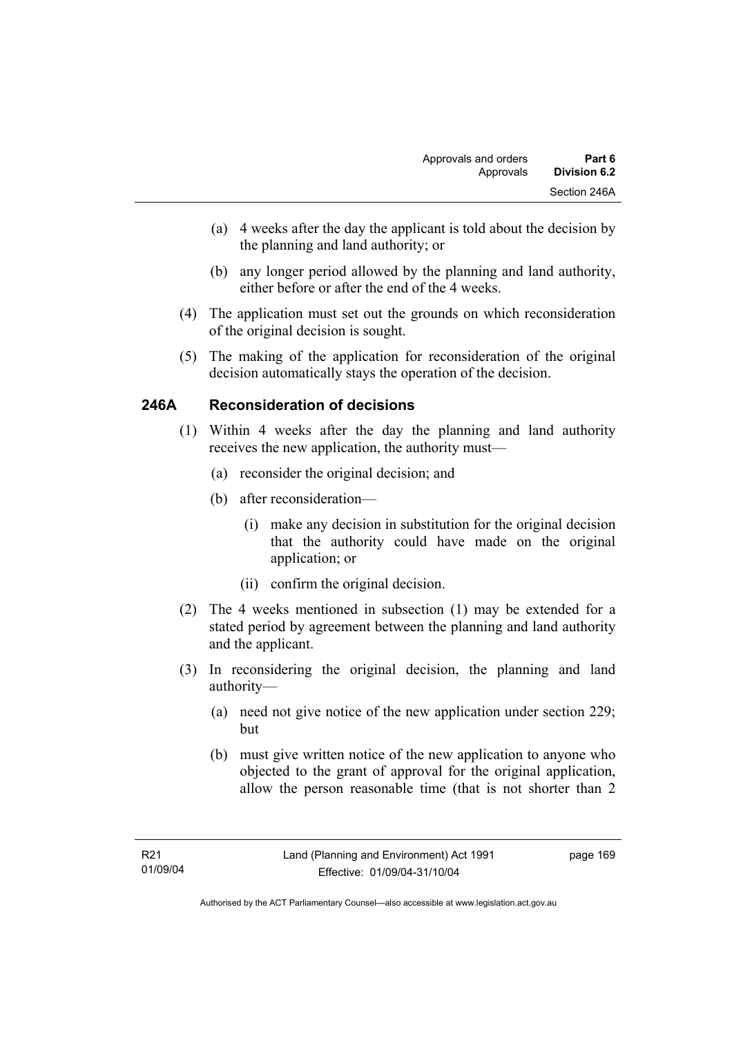(a) 4 weeks after the day the applicant is told about the decision by the planning and land authority; or

(b) any longer period allowed by the planning and land authority, either before or after the end of the 4 weeks.

(4) The application must set out the grounds on which reconsideration of the original decision is sought.

(5) The making of the application for reconsideration of the original decision automatically stays the operation of the decision.

## 246A Reconsideration of decisions

(1) Within 4 weeks after the day the planning and land authority receives the new application, the authority must—

(a) reconsider the original decision; and

(b) after reconsideration—

(i) make any decision in substitution for the original decision that the authority could have made on the original application; or

(ii) confirm the original decision.

(2) The 4 weeks mentioned in subsection (1) may be extended for a stated period by agreement between the planning and land authority and the applicant.

(3) In reconsidering the original decision, the planning and land authority—

(a) need not give notice of the new application under section 229; but

(b) must give written notice of the new application to anyone who objected to the grant of approval for the original application, allow the person reasonable time (that is not shorter than 2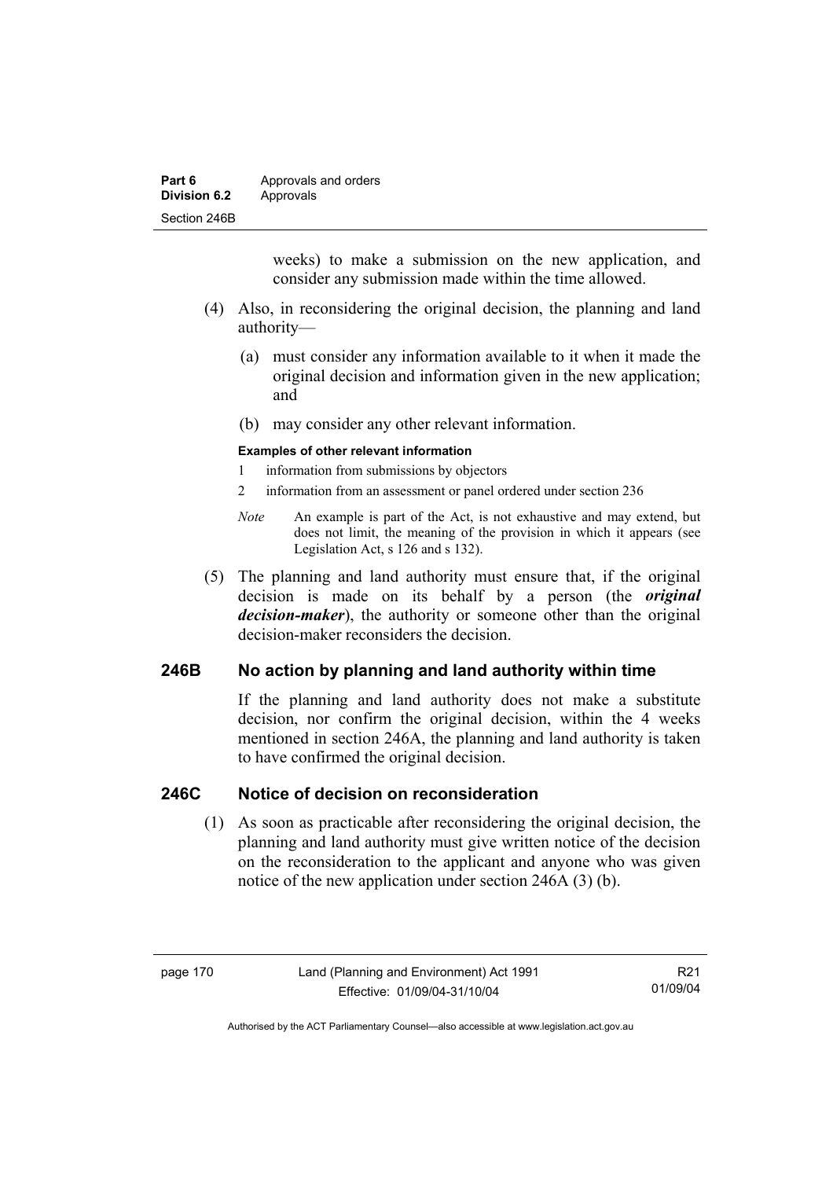weeks) to make a submission on the new application, and consider any submission made within the time allowed.

(4) Also, in reconsidering the original decision, the planning and land authority—

(a) must consider any information available to it when it made the original decision and information given in the new application; and

(b) may consider any other relevant information.

**Examples of other relevant information**

1 information from submissions by objectors

2 information from an assessment or panel ordered under section 236

*Note* An example is part of the Act, is not exhaustive and may extend, but does not limit, the meaning of the provision in which it appears (see Legislation Act, s 126 and s 132).

(5) The planning and land authority must ensure that, if the original decision is made on its behalf by a person (the ***original decision-maker***), the authority or someone other than the original decision-maker reconsiders the decision.

## 246B No action by planning and land authority within time

If the planning and land authority does not make a substitute decision, nor confirm the original decision, within the 4 weeks mentioned in section 246A, the planning and land authority is taken to have confirmed the original decision.

## 246C Notice of decision on reconsideration

(1) As soon as practicable after reconsidering the original decision, the planning and land authority must give written notice of the decision on the reconsideration to the applicant and anyone who was given notice of the new application under section 246A (3) (b).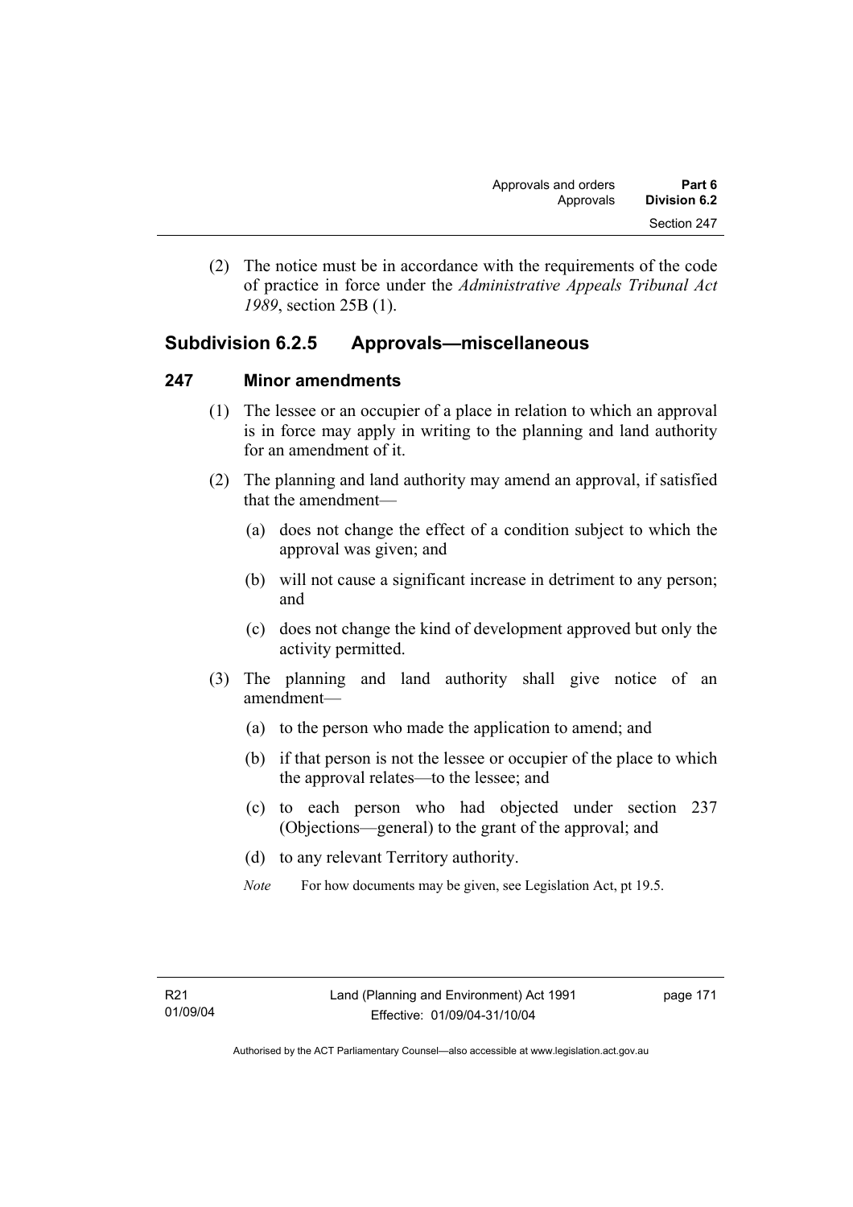(2) The notice must be in accordance with the requirements of the code of practice in force under the *Administrative Appeals Tribunal Act 1989*, section 25B (1).

## Subdivision 6.2.5 Approvals—miscellaneous

### 247 Minor amendments

(1) The lessee or an occupier of a place in relation to which an approval is in force may apply in writing to the planning and land authority for an amendment of it.

(2) The planning and land authority may amend an approval, if satisfied that the amendment—

(a) does not change the effect of a condition subject to which the approval was given; and

(b) will not cause a significant increase in detriment to any person; and

(c) does not change the kind of development approved but only the activity permitted.

(3) The planning and land authority shall give notice of an amendment—

(a) to the person who made the application to amend; and

(b) if that person is not the lessee or occupier of the place to which the approval relates—to the lessee; and

(c) to each person who had objected under section 237 (Objections—general) to the grant of the approval; and

(d) to any relevant Territory authority.

*Note* For how documents may be given, see Legislation Act, pt 19.5.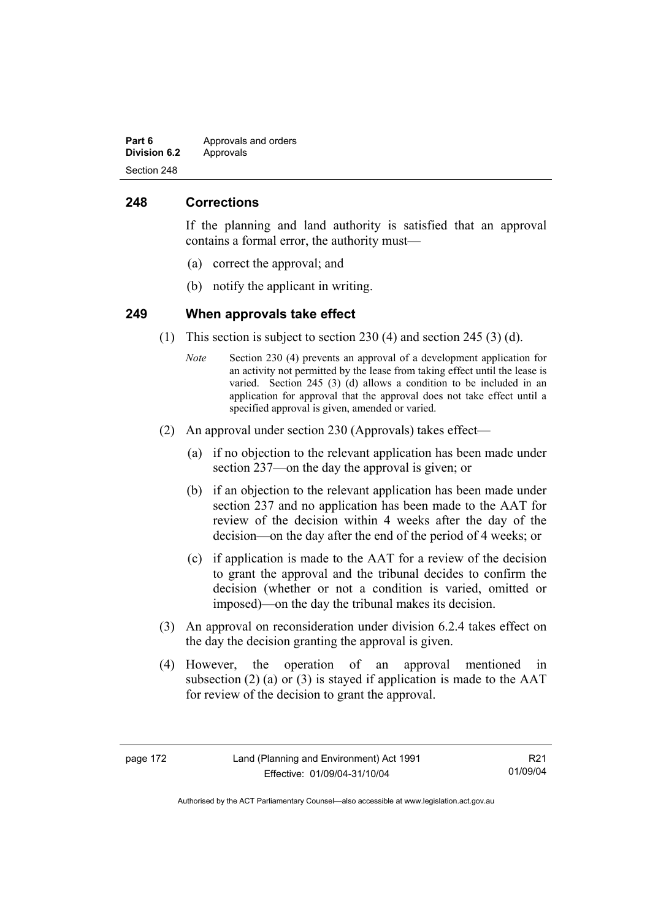## 248 Corrections

If the planning and land authority is satisfied that an approval contains a formal error, the authority must—

(a) correct the approval; and

(b) notify the applicant in writing.

## 249 When approvals take effect

(1) This section is subject to section 230 (4) and section 245 (3) (d).

*Note* Section 230 (4) prevents an approval of a development application for an activity not permitted by the lease from taking effect until the lease is varied. Section 245 (3) (d) allows a condition to be included in an application for approval that the approval does not take effect until a specified approval is given, amended or varied.

(2) An approval under section 230 (Approvals) takes effect—

(a) if no objection to the relevant application has been made under section 237—on the day the approval is given; or

(b) if an objection to the relevant application has been made under section 237 and no application has been made to the AAT for review of the decision within 4 weeks after the day of the decision—on the day after the end of the period of 4 weeks; or

(c) if application is made to the AAT for a review of the decision to grant the approval and the tribunal decides to confirm the decision (whether or not a condition is varied, omitted or imposed)—on the day the tribunal makes its decision.

(3) An approval on reconsideration under division 6.2.4 takes effect on the day the decision granting the approval is given.

(4) However, the operation of an approval mentioned in subsection (2) (a) or (3) is stayed if application is made to the AAT for review of the decision to grant the approval.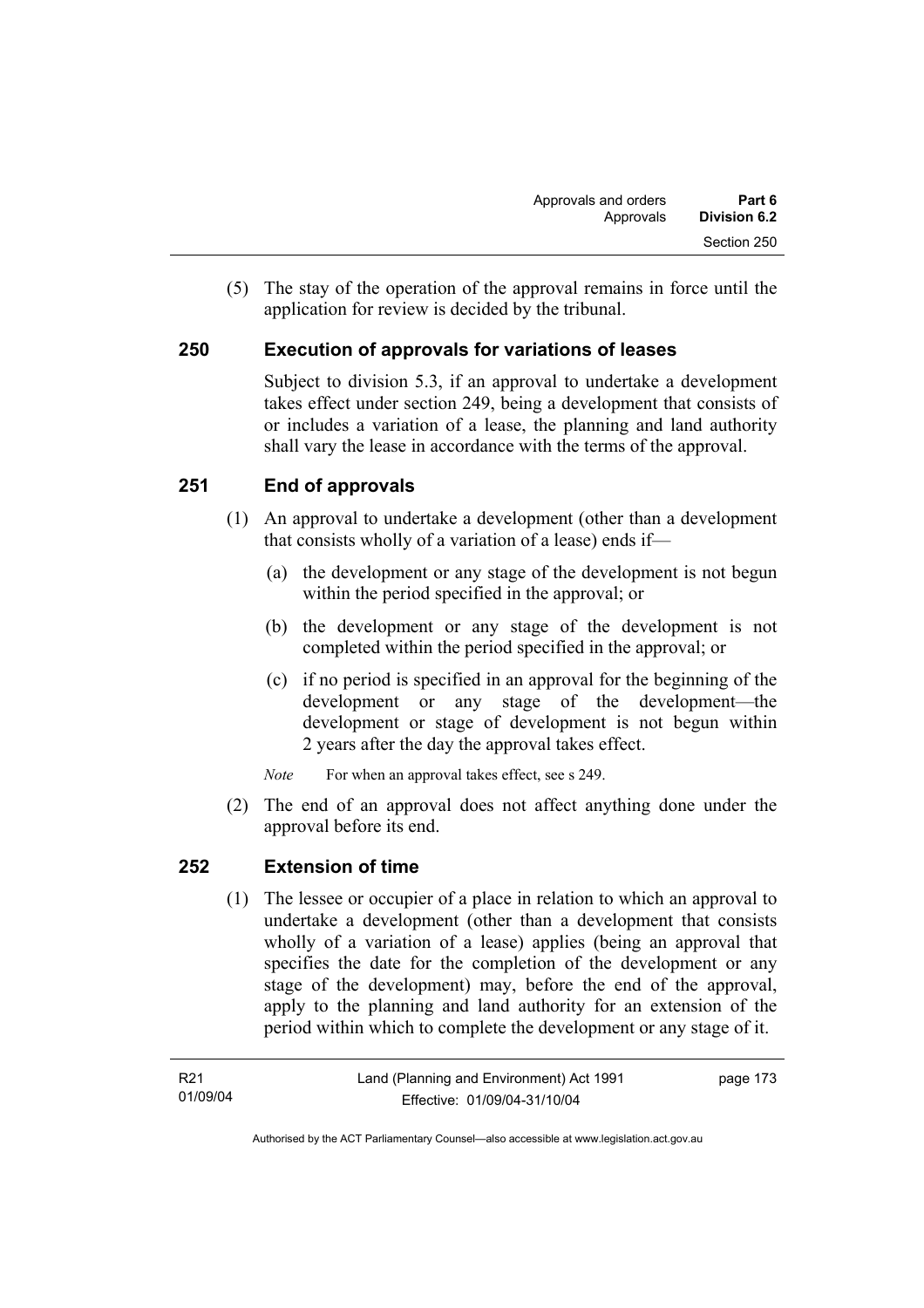(5) The stay of the operation of the approval remains in force until the application for review is decided by the tribunal.

## 250 Execution of approvals for variations of leases

Subject to division 5.3, if an approval to undertake a development takes effect under section 249, being a development that consists of or includes a variation of a lease, the planning and land authority shall vary the lease in accordance with the terms of the approval.

## 251 End of approvals

(1) An approval to undertake a development (other than a development that consists wholly of a variation of a lease) ends if—

(a) the development or any stage of the development is not begun within the period specified in the approval; or

(b) the development or any stage of the development is not completed within the period specified in the approval; or

(c) if no period is specified in an approval for the beginning of the development or any stage of the development—the development or stage of development is not begun within 2 years after the day the approval takes effect.

*Note* For when an approval takes effect, see s 249.

(2) The end of an approval does not affect anything done under the approval before its end.

## 252 Extension of time

(1) The lessee or occupier of a place in relation to which an approval to undertake a development (other than a development that consists wholly of a variation of a lease) applies (being an approval that specifies the date for the completion of the development or any stage of the development) may, before the end of the approval, apply to the planning and land authority for an extension of the period within which to complete the development or any stage of it.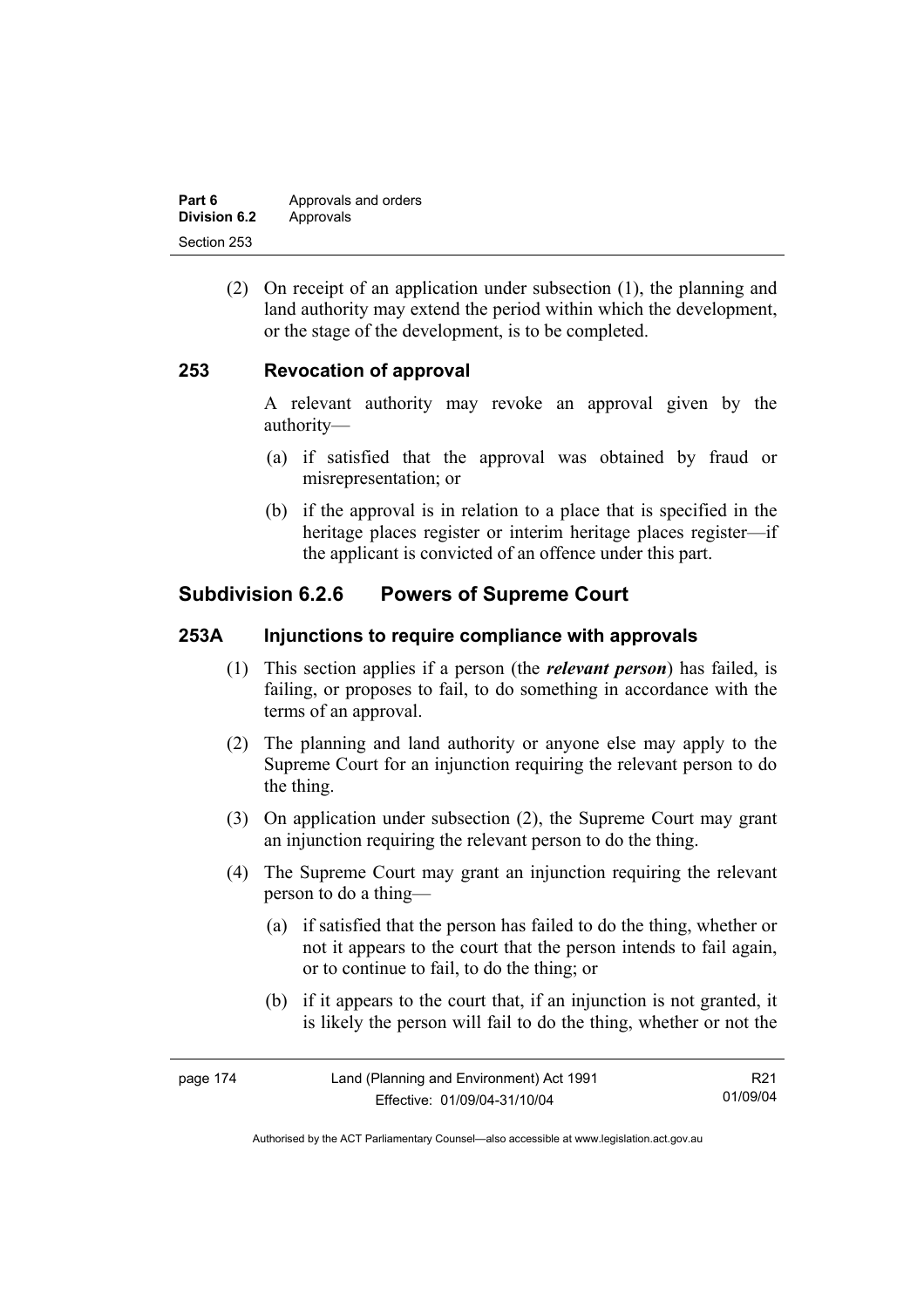(2) On receipt of an application under subsection (1), the planning and land authority may extend the period within which the development, or the stage of the development, is to be completed.

## 253 Revocation of approval

A relevant authority may revoke an approval given by the authority—

(a) if satisfied that the approval was obtained by fraud or misrepresentation; or

(b) if the approval is in relation to a place that is specified in the heritage places register or interim heritage places register—if the applicant is convicted of an offence under this part.

# Subdivision 6.2.6 Powers of Supreme Court

## 253A Injunctions to require compliance with approvals

(1) This section applies if a person (the ***relevant person***) has failed, is failing, or proposes to fail, to do something in accordance with the terms of an approval.

(2) The planning and land authority or anyone else may apply to the Supreme Court for an injunction requiring the relevant person to do the thing.

(3) On application under subsection (2), the Supreme Court may grant an injunction requiring the relevant person to do the thing.

(4) The Supreme Court may grant an injunction requiring the relevant person to do a thing—

(a) if satisfied that the person has failed to do the thing, whether or not it appears to the court that the person intends to fail again, or to continue to fail, to do the thing; or

(b) if it appears to the court that, if an injunction is not granted, it is likely the person will fail to do the thing, whether or not the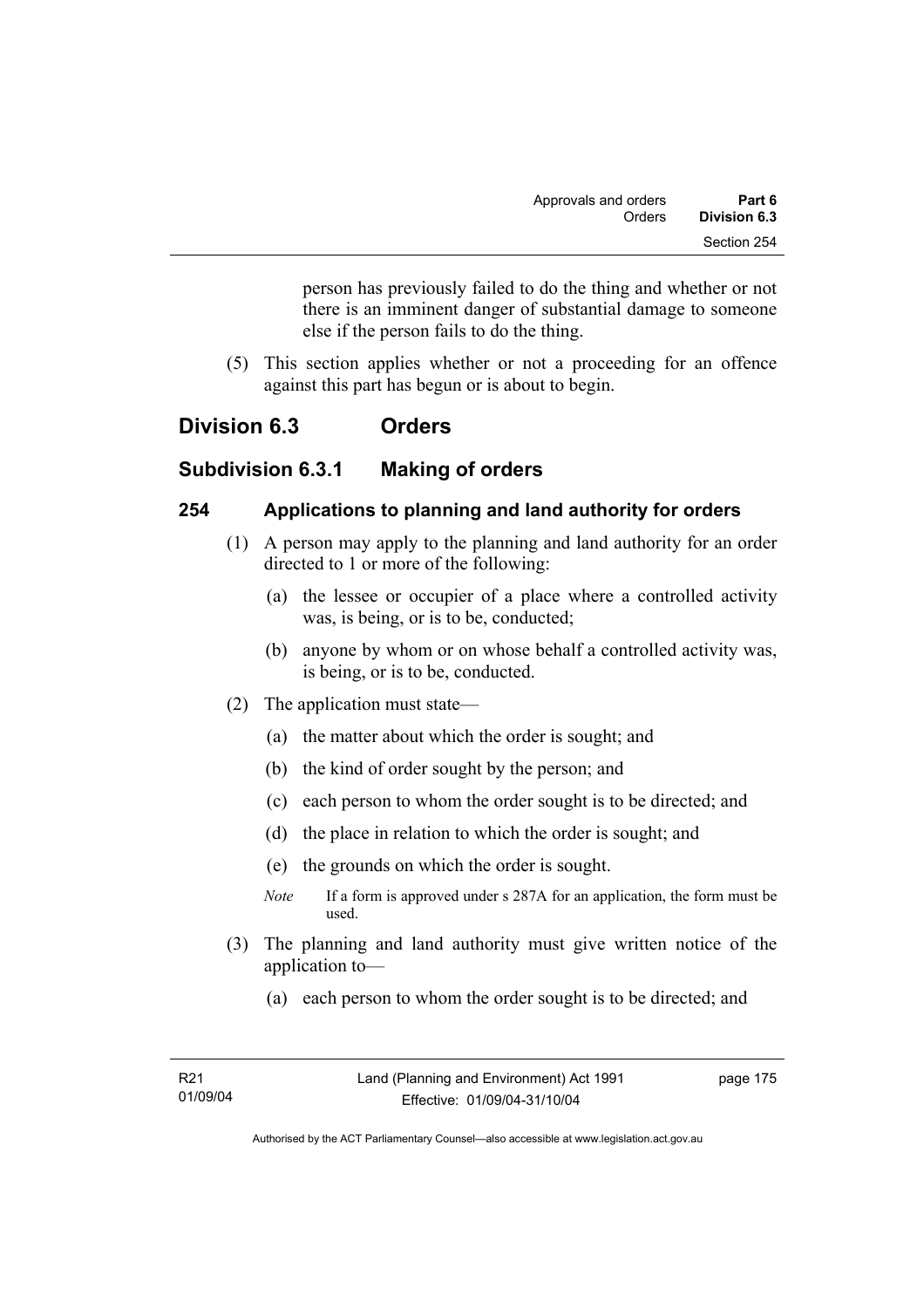person has previously failed to do the thing and whether or not there is an imminent danger of substantial damage to someone else if the person fails to do the thing.

(5) This section applies whether or not a proceeding for an offence against this part has begun or is about to begin.

## Division 6.3 Orders

### Subdivision 6.3.1 Making of orders

#### 254 Applications to planning and land authority for orders

(1) A person may apply to the planning and land authority for an order directed to 1 or more of the following:

(a) the lessee or occupier of a place where a controlled activity was, is being, or is to be, conducted;

(b) anyone by whom or on whose behalf a controlled activity was, is being, or is to be, conducted.

(2) The application must state—

(a) the matter about which the order is sought; and

(b) the kind of order sought by the person; and

(c) each person to whom the order sought is to be directed; and

(d) the place in relation to which the order is sought; and

(e) the grounds on which the order is sought.

*Note* If a form is approved under s 287A for an application, the form must be used.

(3) The planning and land authority must give written notice of the application to—

(a) each person to whom the order sought is to be directed; and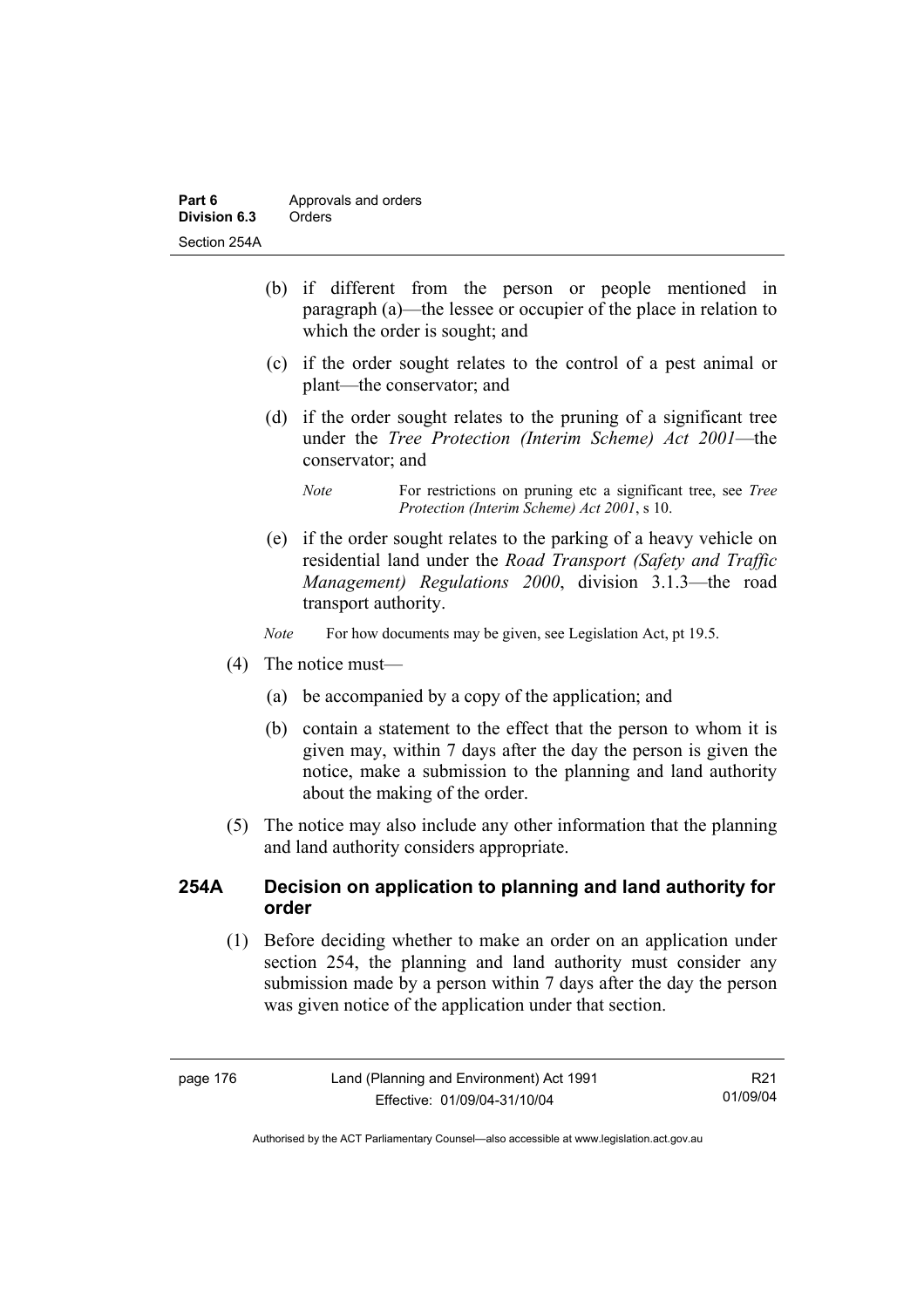(b) if different from the person or people mentioned in paragraph (a)—the lessee or occupier of the place in relation to which the order is sought; and

(c) if the order sought relates to the control of a pest animal or plant—the conservator; and

(d) if the order sought relates to the pruning of a significant tree under the *Tree Protection (Interim Scheme) Act 2001*—the conservator; and

*Note* For restrictions on pruning etc a significant tree, see *Tree Protection (Interim Scheme) Act 2001*, s 10.

(e) if the order sought relates to the parking of a heavy vehicle on residential land under the *Road Transport (Safety and Traffic Management) Regulations 2000*, division 3.1.3—the road transport authority.

*Note* For how documents may be given, see Legislation Act, pt 19.5.

(4) The notice must—

(a) be accompanied by a copy of the application; and

(b) contain a statement to the effect that the person to whom it is given may, within 7 days after the day the person is given the notice, make a submission to the planning and land authority about the making of the order.

(5) The notice may also include any other information that the planning and land authority considers appropriate.

### 254A Decision on application to planning and land authority for order

(1) Before deciding whether to make an order on an application under section 254, the planning and land authority must consider any submission made by a person within 7 days after the day the person was given notice of the application under that section.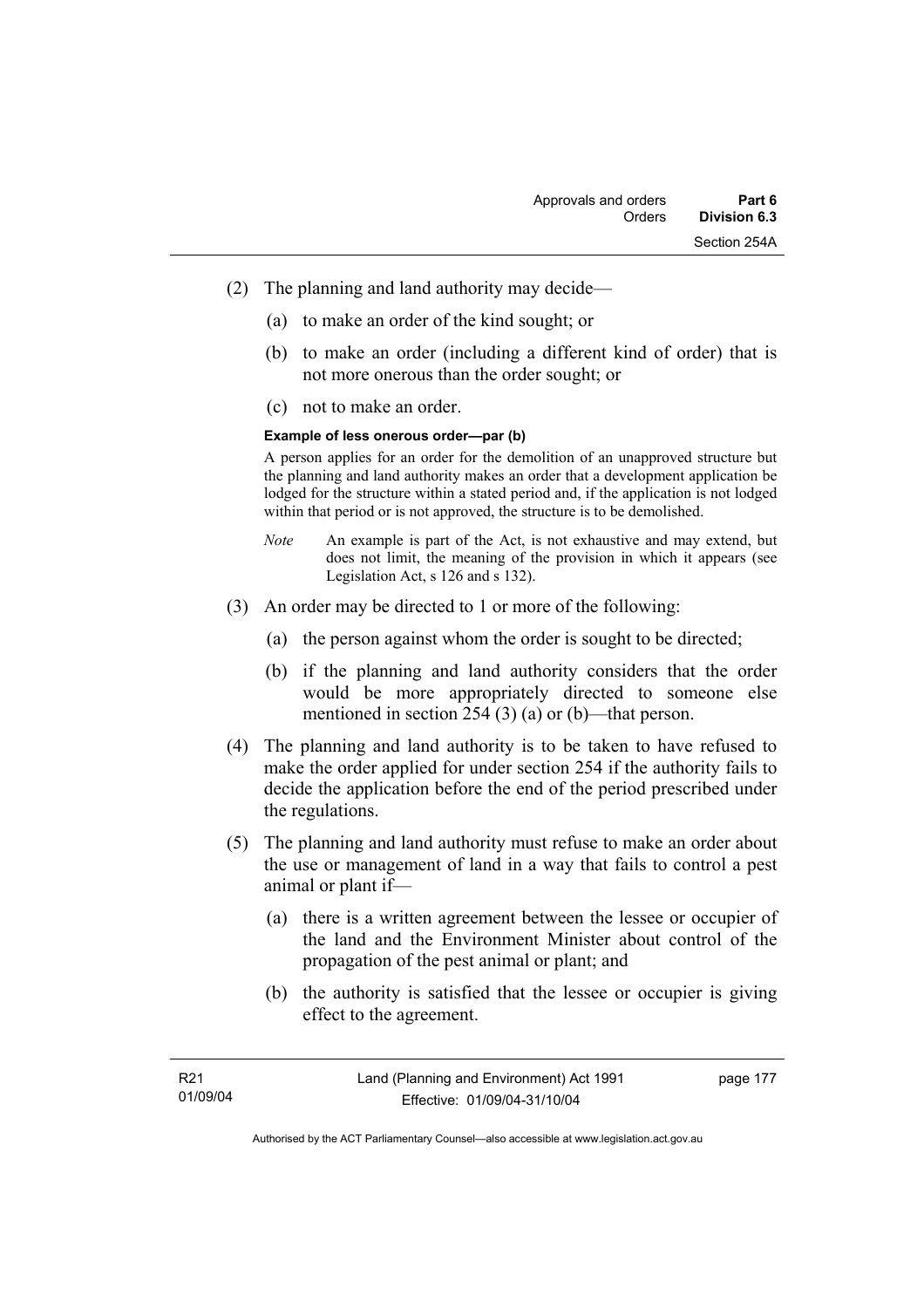(2) The planning and land authority may decide—

   (a) to make an order of the kind sought; or

   (b) to make an order (including a different kind of order) that is not more onerous than the order sought; or

   (c) not to make an order.

**Example of less onerous order—par (b)**

A person applies for an order for the demolition of an unapproved structure but the planning and land authority makes an order that a development application be lodged for the structure within a stated period and, if the application is not lodged within that period or is not approved, the structure is to be demolished.

*Note* An example is part of the Act, is not exhaustive and may extend, but does not limit, the meaning of the provision in which it appears (see Legislation Act, s 126 and s 132).

(3) An order may be directed to 1 or more of the following:

   (a) the person against whom the order is sought to be directed;

   (b) if the planning and land authority considers that the order would be more appropriately directed to someone else mentioned in section 254 (3) (a) or (b)—that person.

(4) The planning and land authority is to be taken to have refused to make the order applied for under section 254 if the authority fails to decide the application before the end of the period prescribed under the regulations.

(5) The planning and land authority must refuse to make an order about the use or management of land in a way that fails to control a pest animal or plant if—

   (a) there is a written agreement between the lessee or occupier of the land and the Environment Minister about control of the propagation of the pest animal or plant; and

   (b) the authority is satisfied that the lessee or occupier is giving effect to the agreement.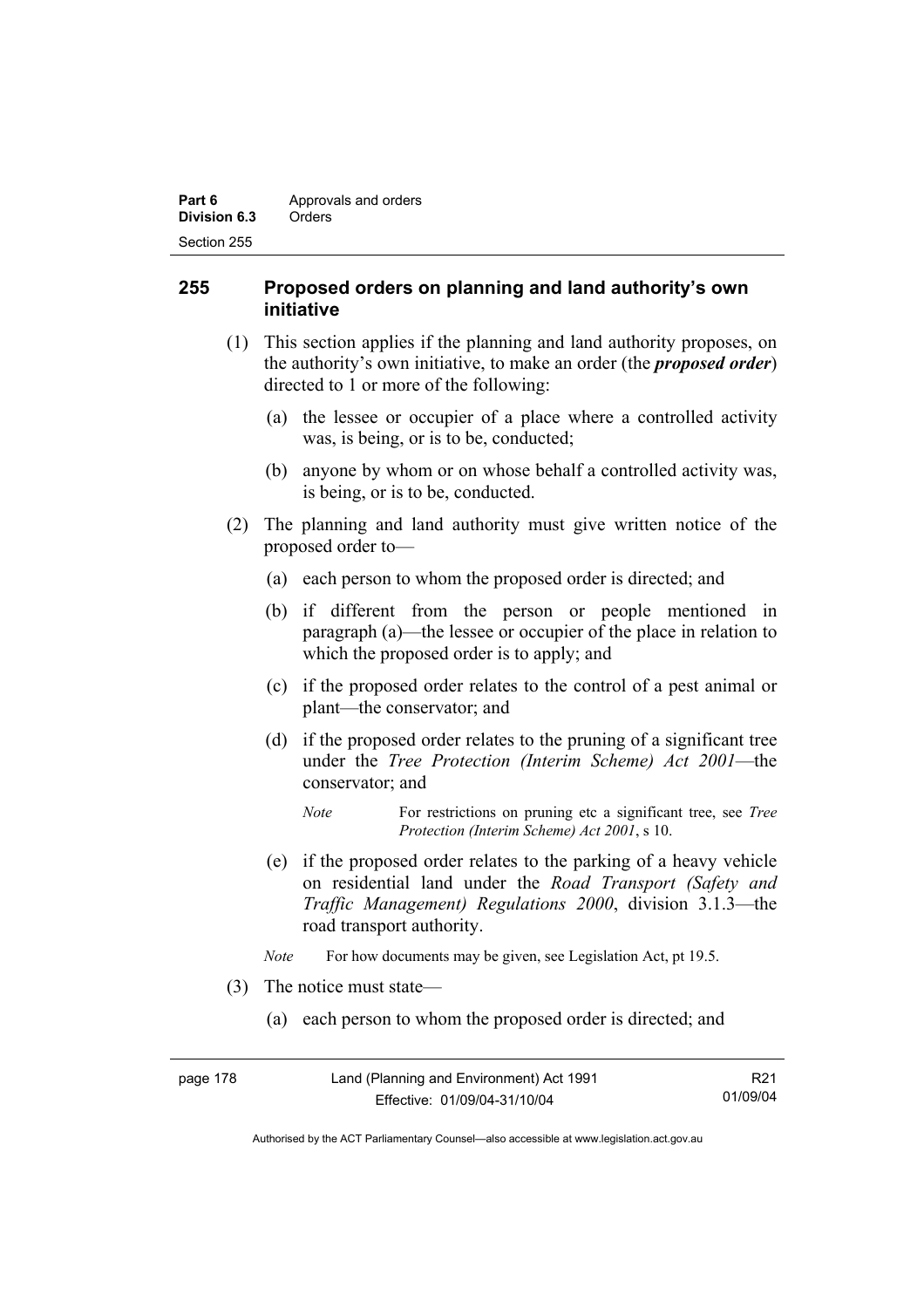## 255 Proposed orders on planning and land authority's own initiative

(1) This section applies if the planning and land authority proposes, on the authority's own initiative, to make an order (the ***proposed order***) directed to 1 or more of the following:

(a) the lessee or occupier of a place where a controlled activity was, is being, or is to be, conducted;

(b) anyone by whom or on whose behalf a controlled activity was, is being, or is to be, conducted.

(2) The planning and land authority must give written notice of the proposed order to—

(a) each person to whom the proposed order is directed; and

(b) if different from the person or people mentioned in paragraph (a)—the lessee or occupier of the place in relation to which the proposed order is to apply; and

(c) if the proposed order relates to the control of a pest animal or plant—the conservator; and

(d) if the proposed order relates to the pruning of a significant tree under the *Tree Protection (Interim Scheme) Act 2001*—the conservator; and

*Note* For restrictions on pruning etc a significant tree, see *Tree Protection (Interim Scheme) Act 2001*, s 10.

(e) if the proposed order relates to the parking of a heavy vehicle on residential land under the *Road Transport (Safety and Traffic Management) Regulations 2000*, division 3.1.3—the road transport authority.

*Note* For how documents may be given, see Legislation Act, pt 19.5.

(3) The notice must state—

(a) each person to whom the proposed order is directed; and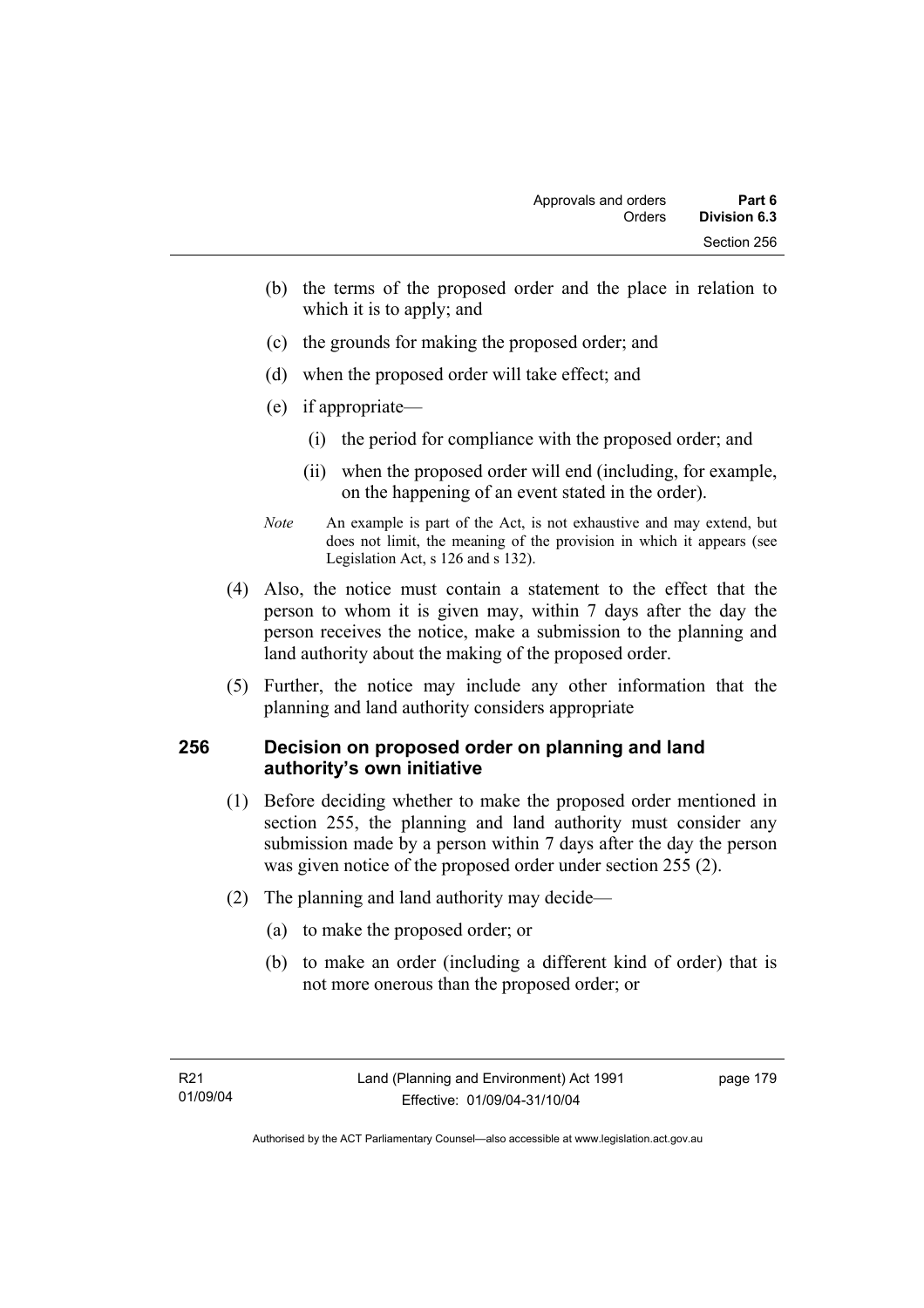(b) the terms of the proposed order and the place in relation to which it is to apply; and

(c) the grounds for making the proposed order; and

(d) when the proposed order will take effect; and

(e) if appropriate—

(i) the period for compliance with the proposed order; and

(ii) when the proposed order will end (including, for example, on the happening of an event stated in the order).

*Note* An example is part of the Act, is not exhaustive and may extend, but does not limit, the meaning of the provision in which it appears (see Legislation Act, s 126 and s 132).

(4) Also, the notice must contain a statement to the effect that the person to whom it is given may, within 7 days after the day the person receives the notice, make a submission to the planning and land authority about the making of the proposed order.

(5) Further, the notice may include any other information that the planning and land authority considers appropriate

## 256 Decision on proposed order on planning and land authority's own initiative

(1) Before deciding whether to make the proposed order mentioned in section 255, the planning and land authority must consider any submission made by a person within 7 days after the day the person was given notice of the proposed order under section 255 (2).

(2) The planning and land authority may decide—

(a) to make the proposed order; or

(b) to make an order (including a different kind of order) that is not more onerous than the proposed order; or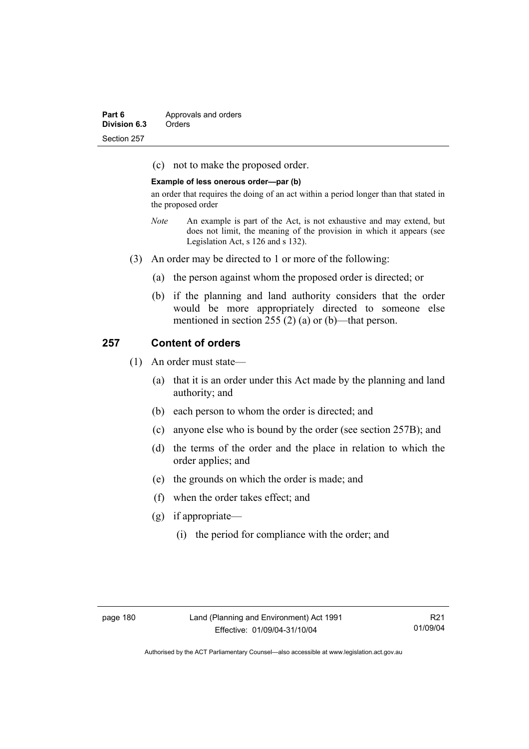(c) not to make the proposed order.

**Example of less onerous order—par (b)**

an order that requires the doing of an act within a period longer than that stated in the proposed order

*Note* An example is part of the Act, is not exhaustive and may extend, but does not limit, the meaning of the provision in which it appears (see Legislation Act, s 126 and s 132).

(3) An order may be directed to 1 or more of the following:

(a) the person against whom the proposed order is directed; or

(b) if the planning and land authority considers that the order would be more appropriately directed to someone else mentioned in section 255 (2) (a) or (b)—that person.

## 257 Content of orders

(1) An order must state—

(a) that it is an order under this Act made by the planning and land authority; and

(b) each person to whom the order is directed; and

(c) anyone else who is bound by the order (see section 257B); and

(d) the terms of the order and the place in relation to which the order applies; and

(e) the grounds on which the order is made; and

(f) when the order takes effect; and

(g) if appropriate—

(i) the period for compliance with the order; and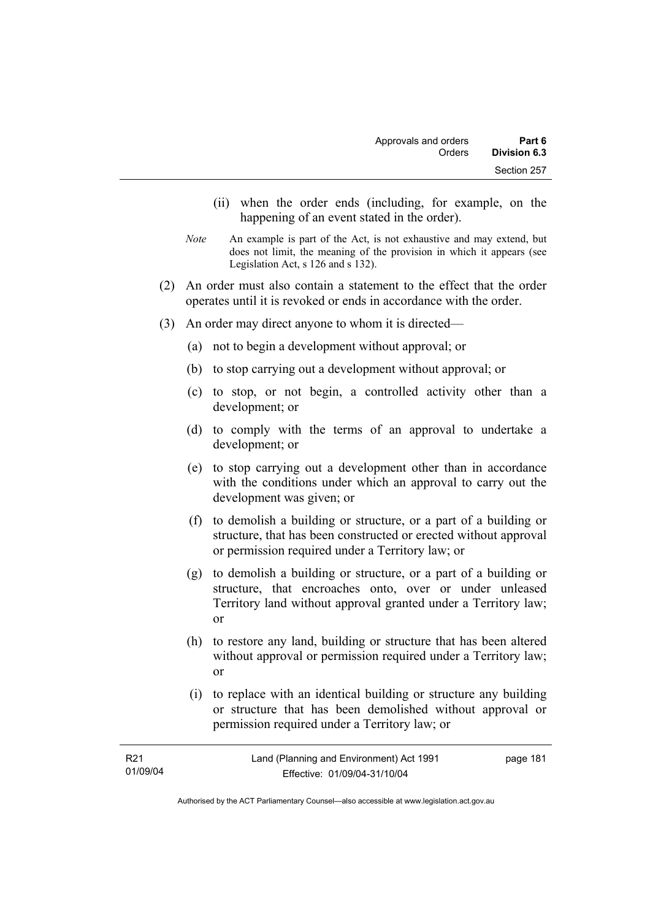(ii) when the order ends (including, for example, on the happening of an event stated in the order).

*Note* An example is part of the Act, is not exhaustive and may extend, but does not limit, the meaning of the provision in which it appears (see Legislation Act, s 126 and s 132).

(2) An order must also contain a statement to the effect that the order operates until it is revoked or ends in accordance with the order.

(3) An order may direct anyone to whom it is directed—

(a) not to begin a development without approval; or

(b) to stop carrying out a development without approval; or

(c) to stop, or not begin, a controlled activity other than a development; or

(d) to comply with the terms of an approval to undertake a development; or

(e) to stop carrying out a development other than in accordance with the conditions under which an approval to carry out the development was given; or

(f) to demolish a building or structure, or a part of a building or structure, that has been constructed or erected without approval or permission required under a Territory law; or

(g) to demolish a building or structure, or a part of a building or structure, that encroaches onto, over or under unleased Territory land without approval granted under a Territory law; or

(h) to restore any land, building or structure that has been altered without approval or permission required under a Territory law; or

(i) to replace with an identical building or structure any building or structure that has been demolished without approval or permission required under a Territory law; or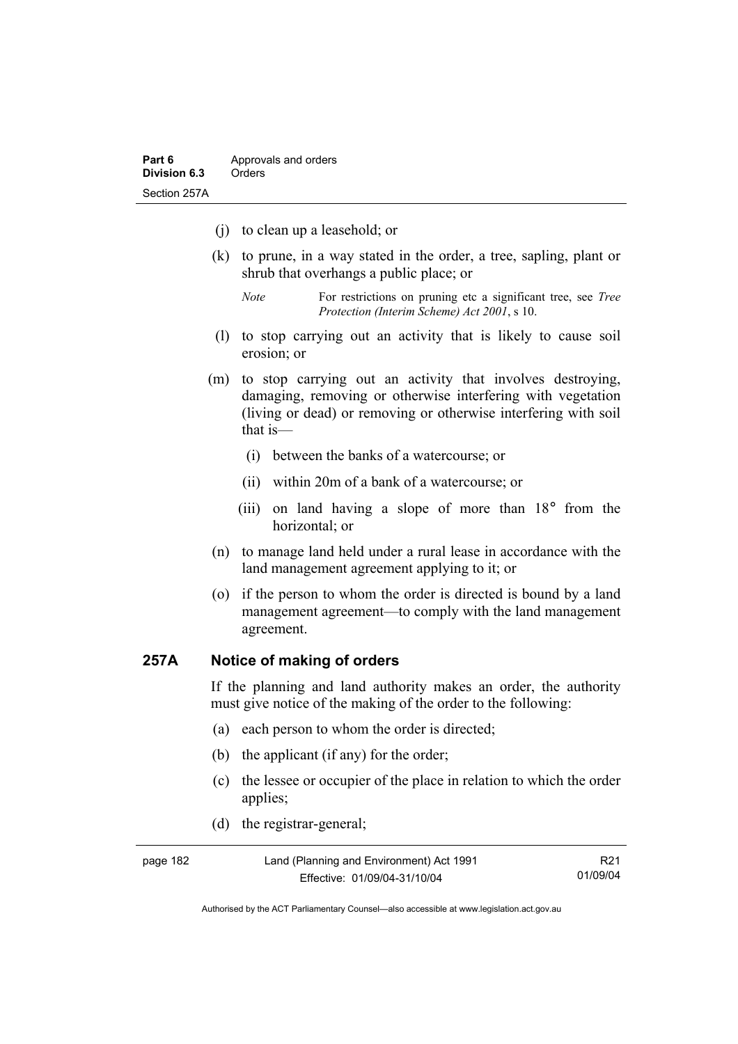(j) to clean up a leasehold; or

(k) to prune, in a way stated in the order, a tree, sapling, plant or shrub that overhangs a public place; or

*Note* For restrictions on pruning etc a significant tree, see *Tree Protection (Interim Scheme) Act 2001*, s 10.

(l) to stop carrying out an activity that is likely to cause soil erosion; or

(m) to stop carrying out an activity that involves destroying, damaging, removing or otherwise interfering with vegetation (living or dead) or removing or otherwise interfering with soil that is—

(i) between the banks of a watercourse; or

(ii) within 20m of a bank of a watercourse; or

(iii) on land having a slope of more than 18° from the horizontal; or

(n) to manage land held under a rural lease in accordance with the land management agreement applying to it; or

(o) if the person to whom the order is directed is bound by a land management agreement—to comply with the land management agreement.

## 257A Notice of making of orders

If the planning and land authority makes an order, the authority must give notice of the making of the order to the following:

(a) each person to whom the order is directed;

(b) the applicant (if any) for the order;

(c) the lessee or occupier of the place in relation to which the order applies;

(d) the registrar-general;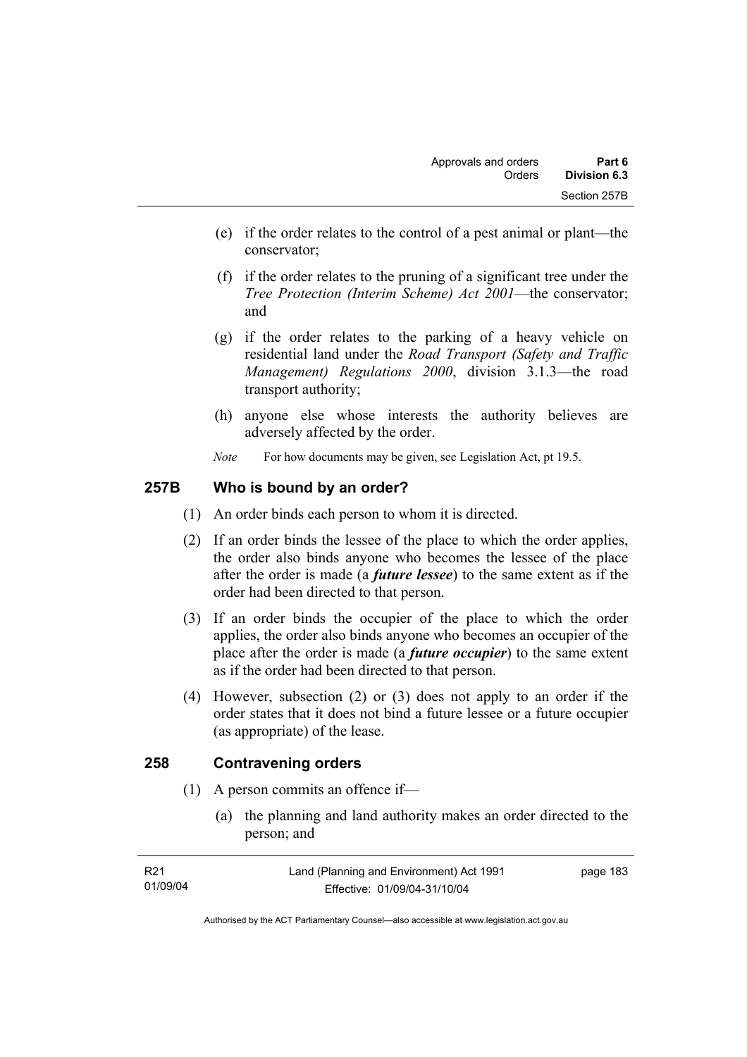(e) if the order relates to the control of a pest animal or plant—the conservator;

(f) if the order relates to the pruning of a significant tree under the *Tree Protection (Interim Scheme) Act 2001*—the conservator; and

(g) if the order relates to the parking of a heavy vehicle on residential land under the *Road Transport (Safety and Traffic Management) Regulations 2000*, division 3.1.3—the road transport authority;

(h) anyone else whose interests the authority believes are adversely affected by the order.

*Note* For how documents may be given, see Legislation Act, pt 19.5.

## 257B Who is bound by an order?

(1) An order binds each person to whom it is directed.

(2) If an order binds the lessee of the place to which the order applies, the order also binds anyone who becomes the lessee of the place after the order is made (a ***future lessee***) to the same extent as if the order had been directed to that person.

(3) If an order binds the occupier of the place to which the order applies, the order also binds anyone who becomes an occupier of the place after the order is made (a ***future occupier***) to the same extent as if the order had been directed to that person.

(4) However, subsection (2) or (3) does not apply to an order if the order states that it does not bind a future lessee or a future occupier (as appropriate) of the lease.

## 258 Contravening orders

(1) A person commits an offence if—

(a) the planning and land authority makes an order directed to the person; and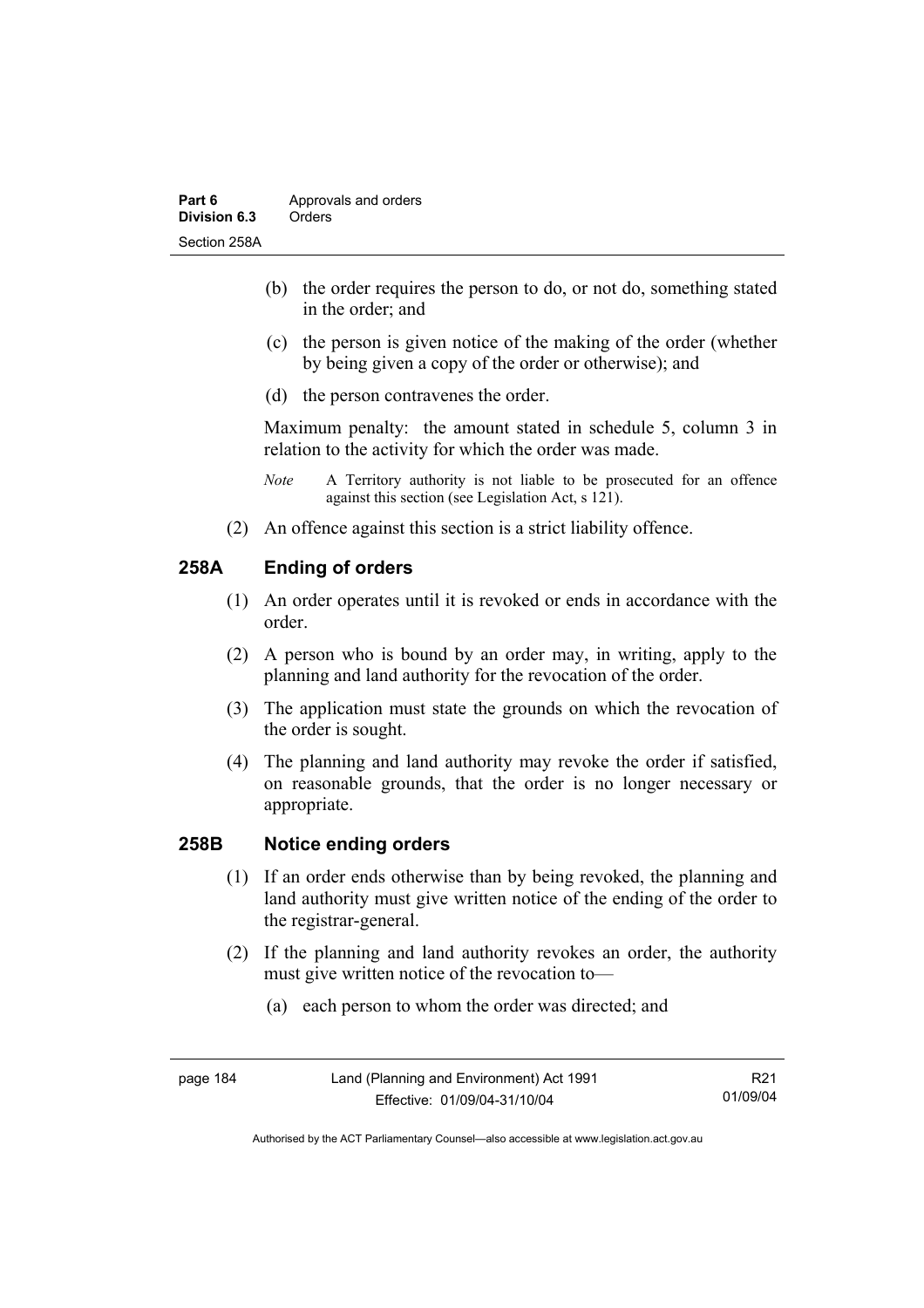(b) the order requires the person to do, or not do, something stated in the order; and

(c) the person is given notice of the making of the order (whether by being given a copy of the order or otherwise); and

(d) the person contravenes the order.

Maximum penalty: the amount stated in schedule 5, column 3 in relation to the activity for which the order was made.

*Note* A Territory authority is not liable to be prosecuted for an offence against this section (see Legislation Act, s 121).

(2) An offence against this section is a strict liability offence.

## 258A Ending of orders

(1) An order operates until it is revoked or ends in accordance with the order.

(2) A person who is bound by an order may, in writing, apply to the planning and land authority for the revocation of the order.

(3) The application must state the grounds on which the revocation of the order is sought.

(4) The planning and land authority may revoke the order if satisfied, on reasonable grounds, that the order is no longer necessary or appropriate.

## 258B Notice ending orders

(1) If an order ends otherwise than by being revoked, the planning and land authority must give written notice of the ending of the order to the registrar-general.

(2) If the planning and land authority revokes an order, the authority must give written notice of the revocation to—

(a) each person to whom the order was directed; and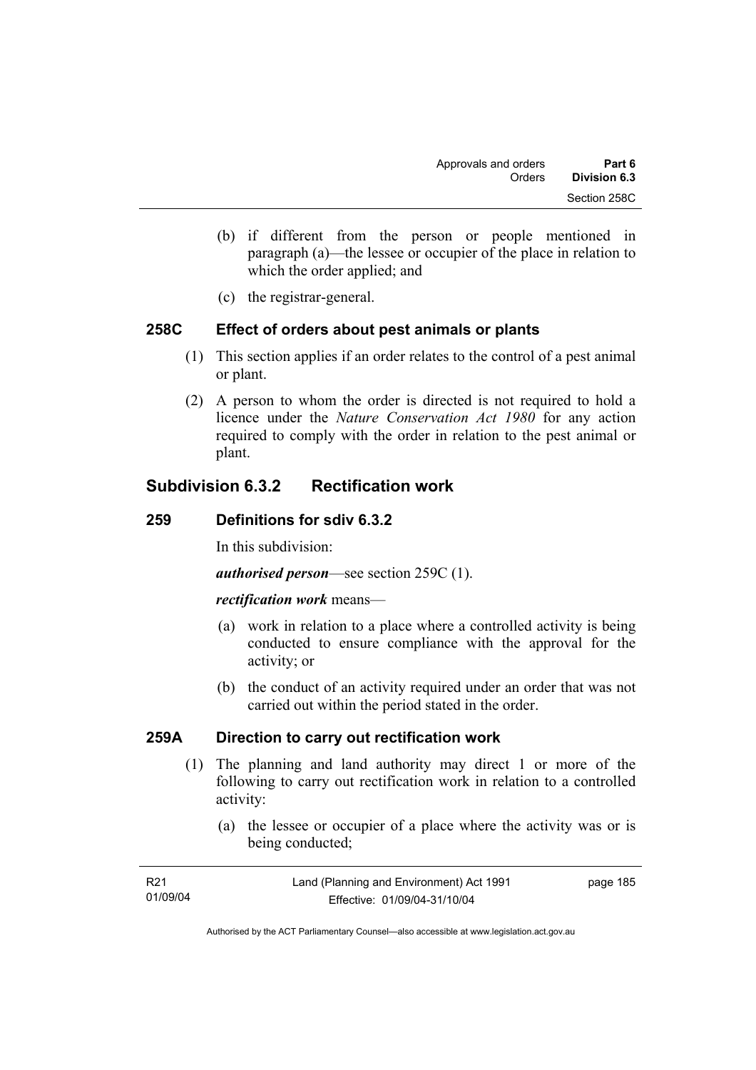(b) if different from the person or people mentioned in paragraph (a)—the lessee or occupier of the place in relation to which the order applied; and

(c) the registrar-general.

### 258C Effect of orders about pest animals or plants

(1) This section applies if an order relates to the control of a pest animal or plant.

(2) A person to whom the order is directed is not required to hold a licence under the *Nature Conservation Act 1980* for any action required to comply with the order in relation to the pest animal or plant.

## Subdivision 6.3.2 Rectification work

### 259 Definitions for sdiv 6.3.2

In this subdivision:

***authorised person***—see section 259C (1).

***rectification work*** means—

(a) work in relation to a place where a controlled activity is being conducted to ensure compliance with the approval for the activity; or

(b) the conduct of an activity required under an order that was not carried out within the period stated in the order.

### 259A Direction to carry out rectification work

(1) The planning and land authority may direct 1 or more of the following to carry out rectification work in relation to a controlled activity:

(a) the lessee or occupier of a place where the activity was or is being conducted;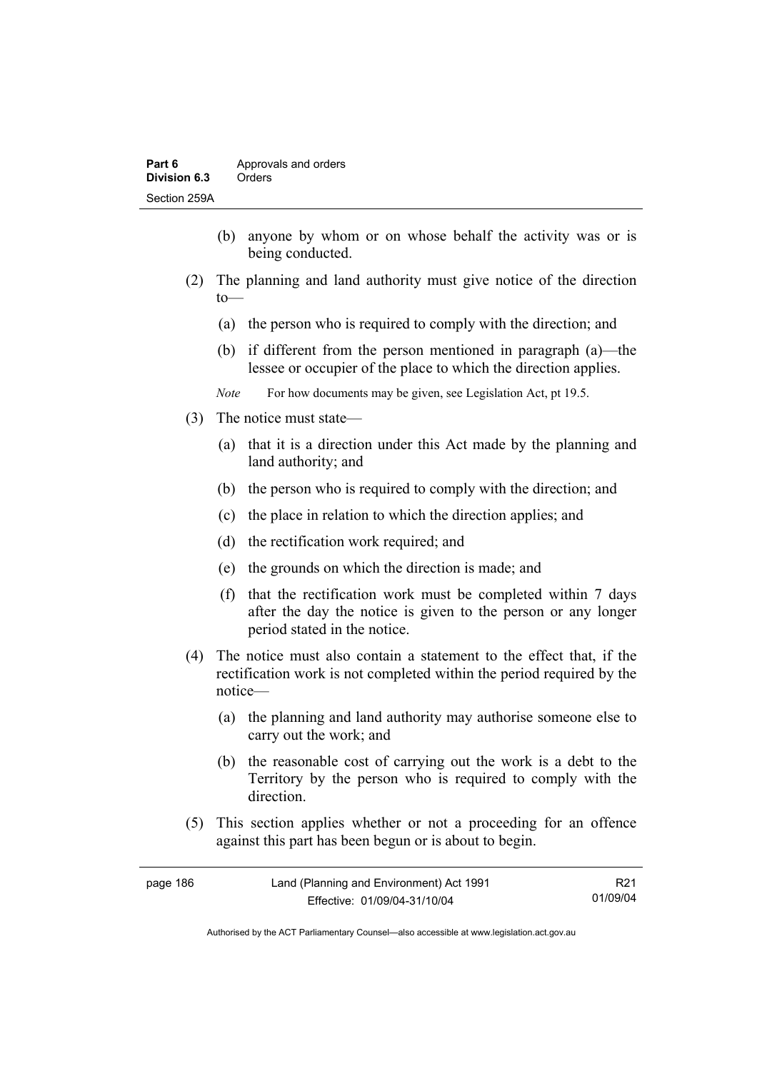(b) anyone by whom or on whose behalf the activity was or is being conducted.

(2) The planning and land authority must give notice of the direction to—

(a) the person who is required to comply with the direction; and

(b) if different from the person mentioned in paragraph (a)—the lessee or occupier of the place to which the direction applies.

*Note* For how documents may be given, see Legislation Act, pt 19.5.

(3) The notice must state—

(a) that it is a direction under this Act made by the planning and land authority; and

(b) the person who is required to comply with the direction; and

(c) the place in relation to which the direction applies; and

(d) the rectification work required; and

(e) the grounds on which the direction is made; and

(f) that the rectification work must be completed within 7 days after the day the notice is given to the person or any longer period stated in the notice.

(4) The notice must also contain a statement to the effect that, if the rectification work is not completed within the period required by the notice—

(a) the planning and land authority may authorise someone else to carry out the work; and

(b) the reasonable cost of carrying out the work is a debt to the Territory by the person who is required to comply with the direction.

(5) This section applies whether or not a proceeding for an offence against this part has been begun or is about to begin.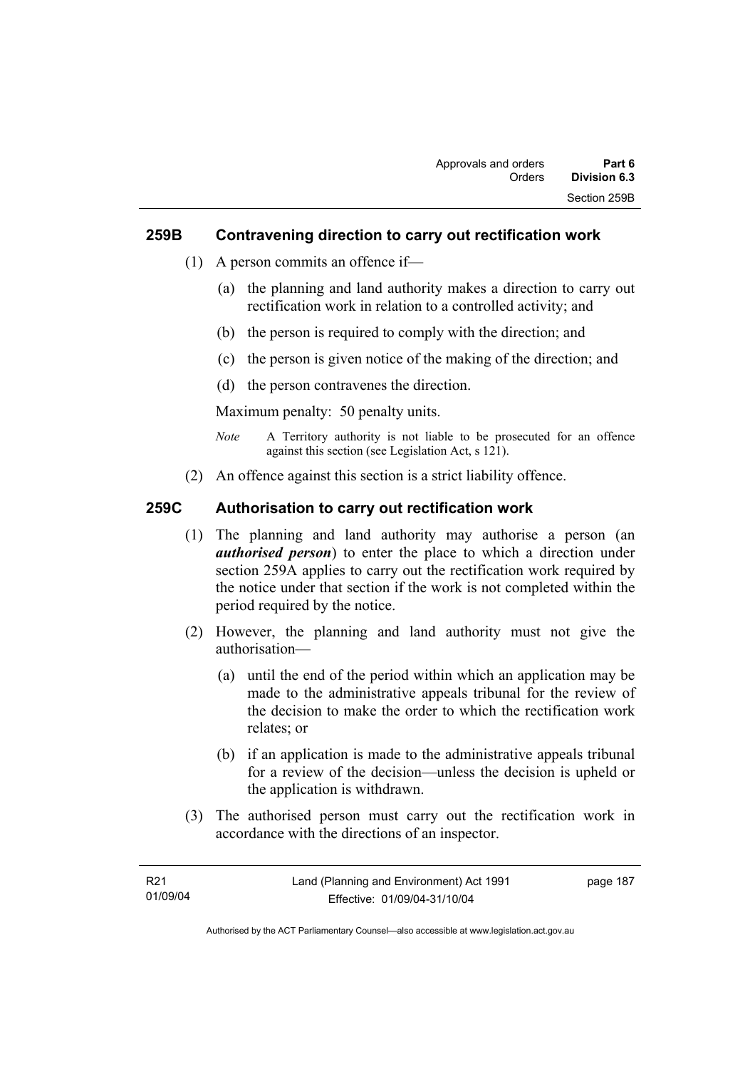## 259B Contravening direction to carry out rectification work

(1) A person commits an offence if—

(a) the planning and land authority makes a direction to carry out rectification work in relation to a controlled activity; and

(b) the person is required to comply with the direction; and

(c) the person is given notice of the making of the direction; and

(d) the person contravenes the direction.

Maximum penalty: 50 penalty units.

*Note* A Territory authority is not liable to be prosecuted for an offence against this section (see Legislation Act, s 121).

(2) An offence against this section is a strict liability offence.

## 259C Authorisation to carry out rectification work

(1) The planning and land authority may authorise a person (an ***authorised person***) to enter the place to which a direction under section 259A applies to carry out the rectification work required by the notice under that section if the work is not completed within the period required by the notice.

(2) However, the planning and land authority must not give the authorisation—

(a) until the end of the period within which an application may be made to the administrative appeals tribunal for the review of the decision to make the order to which the rectification work relates; or

(b) if an application is made to the administrative appeals tribunal for a review of the decision—unless the decision is upheld or the application is withdrawn.

(3) The authorised person must carry out the rectification work in accordance with the directions of an inspector.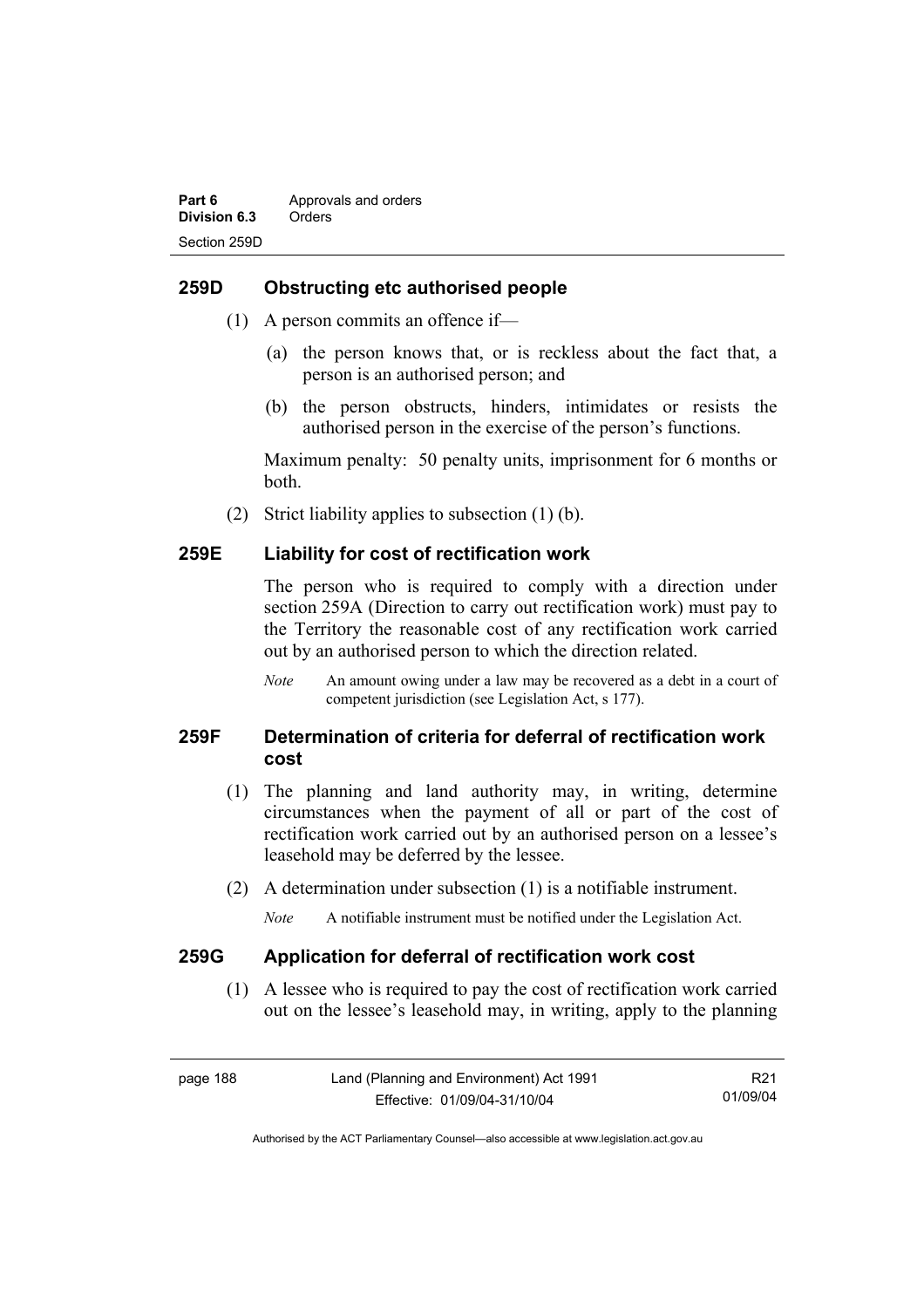## 259D Obstructing etc authorised people

(1) A person commits an offence if—

(a) the person knows that, or is reckless about the fact that, a person is an authorised person; and

(b) the person obstructs, hinders, intimidates or resists the authorised person in the exercise of the person's functions.

Maximum penalty: 50 penalty units, imprisonment for 6 months or both.

(2) Strict liability applies to subsection (1) (b).

## 259E Liability for cost of rectification work

The person who is required to comply with a direction under section 259A (Direction to carry out rectification work) must pay to the Territory the reasonable cost of any rectification work carried out by an authorised person to which the direction related.

*Note* An amount owing under a law may be recovered as a debt in a court of competent jurisdiction (see Legislation Act, s 177).

## 259F Determination of criteria for deferral of rectification work cost

(1) The planning and land authority may, in writing, determine circumstances when the payment of all or part of the cost of rectification work carried out by an authorised person on a lessee's leasehold may be deferred by the lessee.

(2) A determination under subsection (1) is a notifiable instrument.

*Note* A notifiable instrument must be notified under the Legislation Act.

## 259G Application for deferral of rectification work cost

(1) A lessee who is required to pay the cost of rectification work carried out on the lessee's leasehold may, in writing, apply to the planning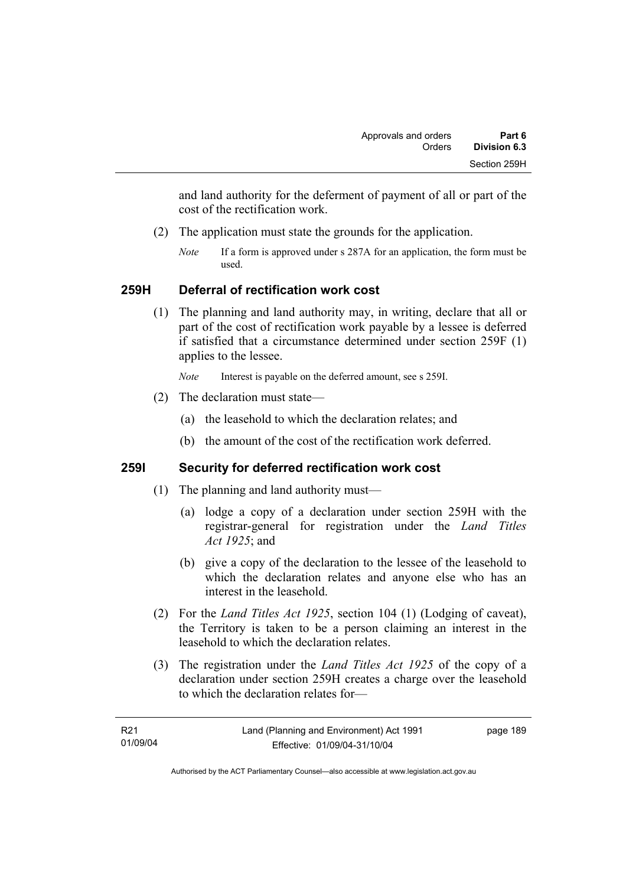and land authority for the deferment of payment of all or part of the cost of the rectification work.

(2) The application must state the grounds for the application.

*Note* If a form is approved under s 287A for an application, the form must be used.

## 259H Deferral of rectification work cost

(1) The planning and land authority may, in writing, declare that all or part of the cost of rectification work payable by a lessee is deferred if satisfied that a circumstance determined under section 259F (1) applies to the lessee.

*Note* Interest is payable on the deferred amount, see s 259I.

(2) The declaration must state—

(a) the leasehold to which the declaration relates; and

(b) the amount of the cost of the rectification work deferred.

## 259I Security for deferred rectification work cost

(1) The planning and land authority must—

(a) lodge a copy of a declaration under section 259H with the registrar-general for registration under the *Land Titles Act 1925*; and

(b) give a copy of the declaration to the lessee of the leasehold to which the declaration relates and anyone else who has an interest in the leasehold.

(2) For the *Land Titles Act 1925*, section 104 (1) (Lodging of caveat), the Territory is taken to be a person claiming an interest in the leasehold to which the declaration relates.

(3) The registration under the *Land Titles Act 1925* of the copy of a declaration under section 259H creates a charge over the leasehold to which the declaration relates for—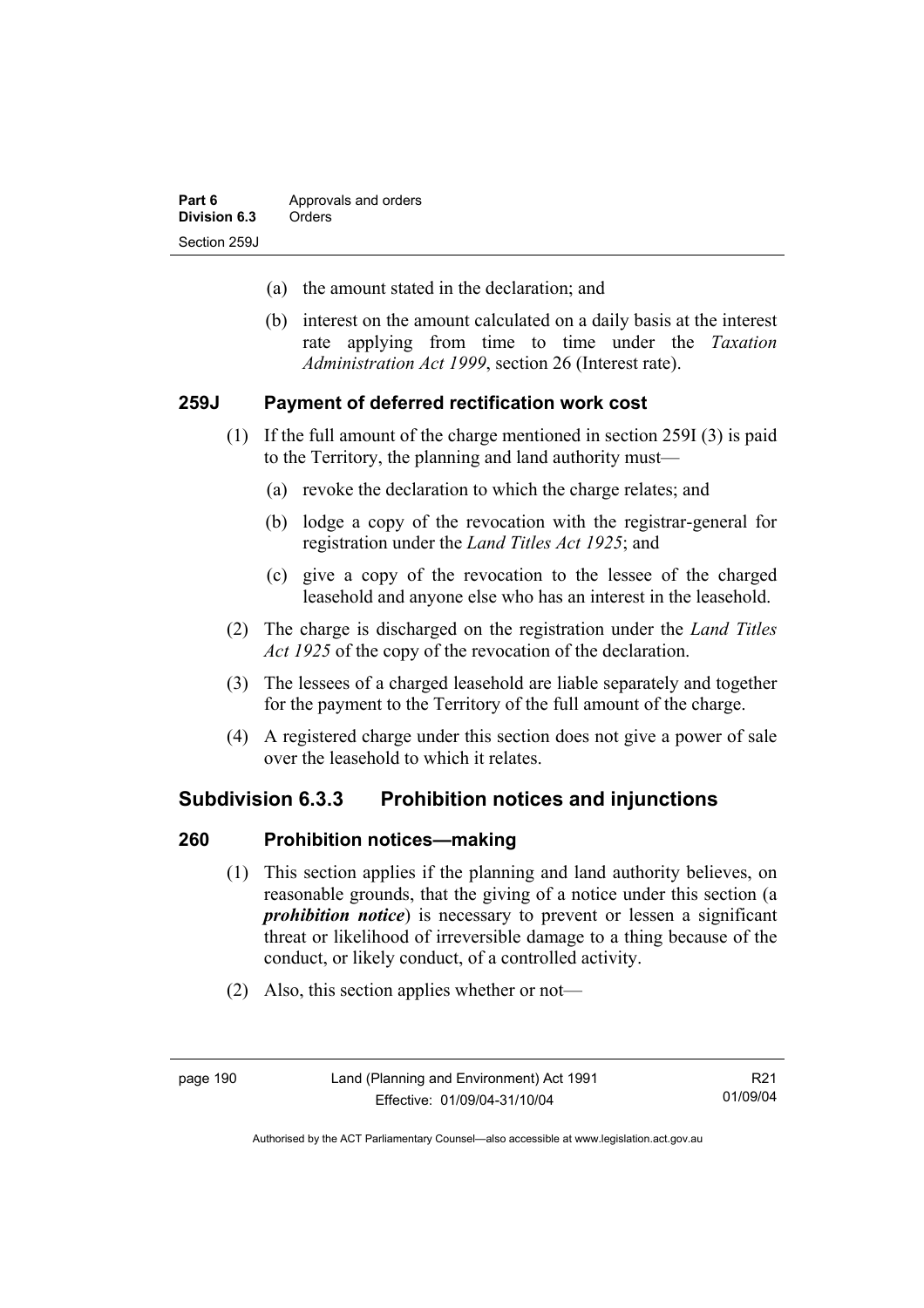(a) the amount stated in the declaration; and

(b) interest on the amount calculated on a daily basis at the interest rate applying from time to time under the *Taxation Administration Act 1999*, section 26 (Interest rate).

### 259J Payment of deferred rectification work cost

(1) If the full amount of the charge mentioned in section 259I (3) is paid to the Territory, the planning and land authority must—

  (a) revoke the declaration to which the charge relates; and

  (b) lodge a copy of the revocation with the registrar-general for registration under the *Land Titles Act 1925*; and

  (c) give a copy of the revocation to the lessee of the charged leasehold and anyone else who has an interest in the leasehold.

(2) The charge is discharged on the registration under the *Land Titles Act 1925* of the copy of the revocation of the declaration.

(3) The lessees of a charged leasehold are liable separately and together for the payment to the Territory of the full amount of the charge.

(4) A registered charge under this section does not give a power of sale over the leasehold to which it relates.

## Subdivision 6.3.3 Prohibition notices and injunctions

### 260 Prohibition notices—making

(1) This section applies if the planning and land authority believes, on reasonable grounds, that the giving of a notice under this section (a ***prohibition notice***) is necessary to prevent or lessen a significant threat or likelihood of irreversible damage to a thing because of the conduct, or likely conduct, of a controlled activity.

(2) Also, this section applies whether or not—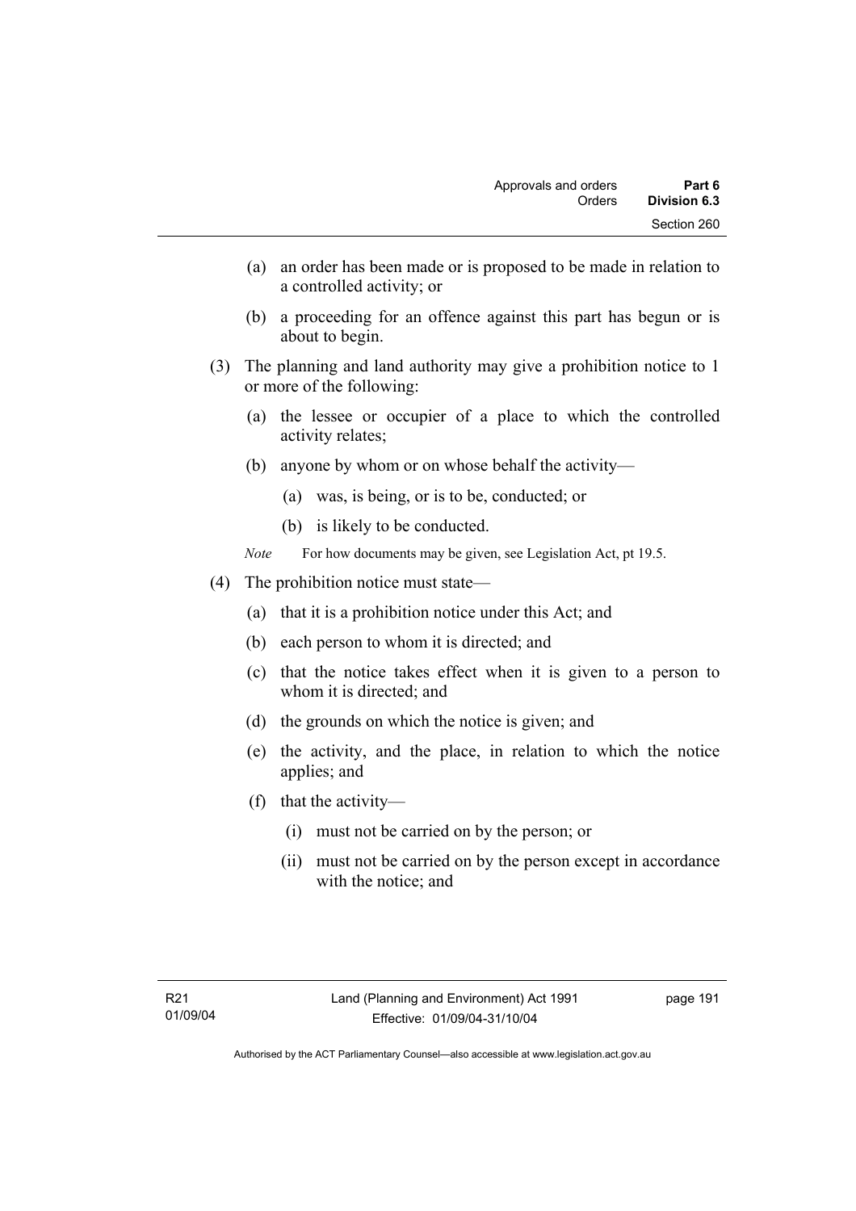(a) an order has been made or is proposed to be made in relation to a controlled activity; or

(b) a proceeding for an offence against this part has begun or is about to begin.

(3) The planning and land authority may give a prohibition notice to 1 or more of the following:

(a) the lessee or occupier of a place to which the controlled activity relates;

(b) anyone by whom or on whose behalf the activity—

(a) was, is being, or is to be, conducted; or

(b) is likely to be conducted.

*Note* For how documents may be given, see Legislation Act, pt 19.5.

(4) The prohibition notice must state—

(a) that it is a prohibition notice under this Act; and

(b) each person to whom it is directed; and

(c) that the notice takes effect when it is given to a person to whom it is directed; and

(d) the grounds on which the notice is given; and

(e) the activity, and the place, in relation to which the notice applies; and

(f) that the activity—

(i) must not be carried on by the person; or

(ii) must not be carried on by the person except in accordance with the notice; and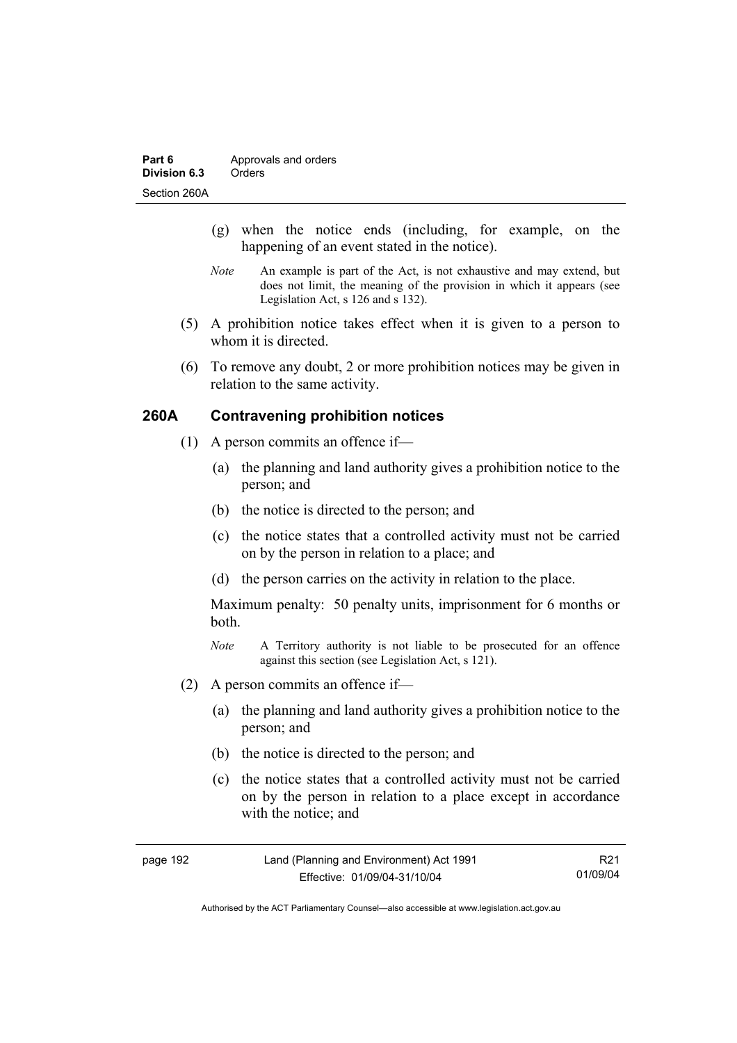(g) when the notice ends (including, for example, on the happening of an event stated in the notice).

*Note* An example is part of the Act, is not exhaustive and may extend, but does not limit, the meaning of the provision in which it appears (see Legislation Act, s 126 and s 132).

(5) A prohibition notice takes effect when it is given to a person to whom it is directed.

(6) To remove any doubt, 2 or more prohibition notices may be given in relation to the same activity.

### 260A Contravening prohibition notices

(1) A person commits an offence if—

(a) the planning and land authority gives a prohibition notice to the person; and

(b) the notice is directed to the person; and

(c) the notice states that a controlled activity must not be carried on by the person in relation to a place; and

(d) the person carries on the activity in relation to the place.

Maximum penalty: 50 penalty units, imprisonment for 6 months or both.

*Note* A Territory authority is not liable to be prosecuted for an offence against this section (see Legislation Act, s 121).

(2) A person commits an offence if—

(a) the planning and land authority gives a prohibition notice to the person; and

(b) the notice is directed to the person; and

(c) the notice states that a controlled activity must not be carried on by the person in relation to a place except in accordance with the notice; and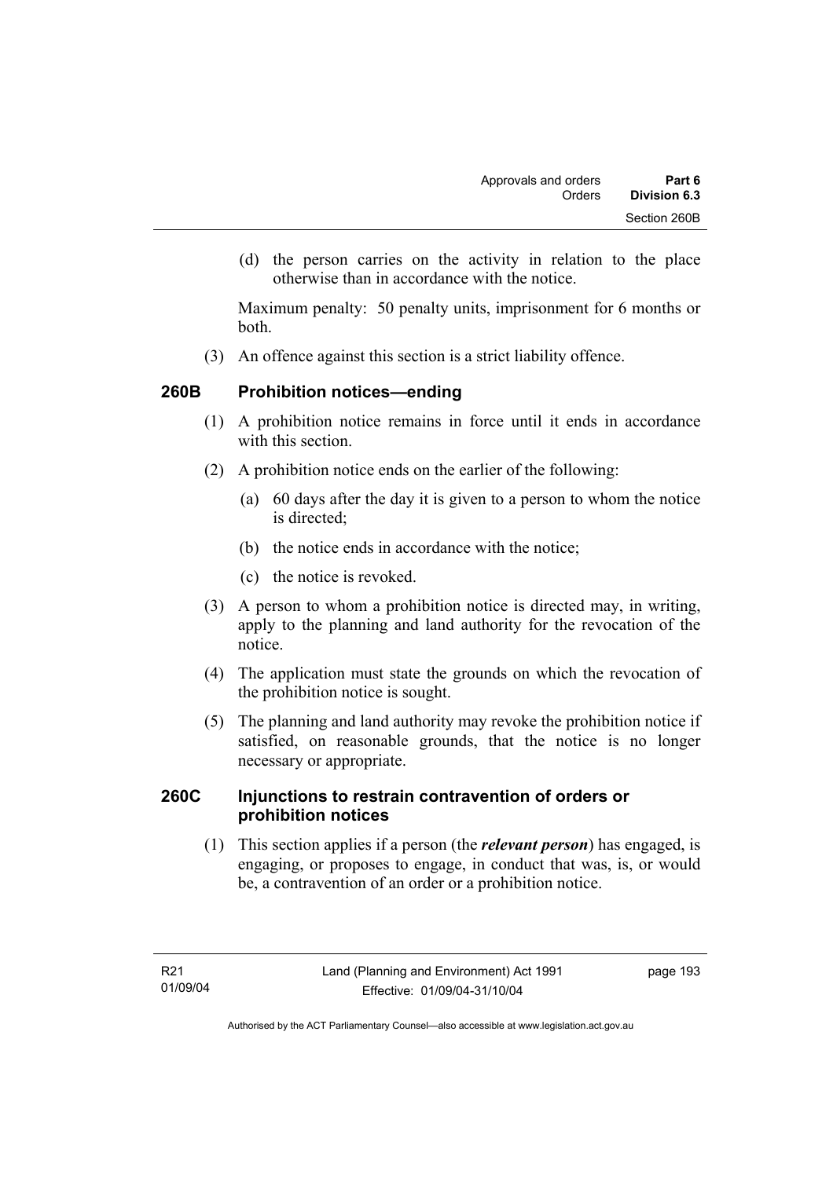(d) the person carries on the activity in relation to the place otherwise than in accordance with the notice.

Maximum penalty: 50 penalty units, imprisonment for 6 months or both.

(3) An offence against this section is a strict liability offence.

## 260B Prohibition notices—ending

(1) A prohibition notice remains in force until it ends in accordance with this section.

(2) A prohibition notice ends on the earlier of the following:

(a) 60 days after the day it is given to a person to whom the notice is directed;

(b) the notice ends in accordance with the notice;

(c) the notice is revoked.

(3) A person to whom a prohibition notice is directed may, in writing, apply to the planning and land authority for the revocation of the notice.

(4) The application must state the grounds on which the revocation of the prohibition notice is sought.

(5) The planning and land authority may revoke the prohibition notice if satisfied, on reasonable grounds, that the notice is no longer necessary or appropriate.

## 260C Injunctions to restrain contravention of orders or prohibition notices

(1) This section applies if a person (the ***relevant person***) has engaged, is engaging, or proposes to engage, in conduct that was, is, or would be, a contravention of an order or a prohibition notice.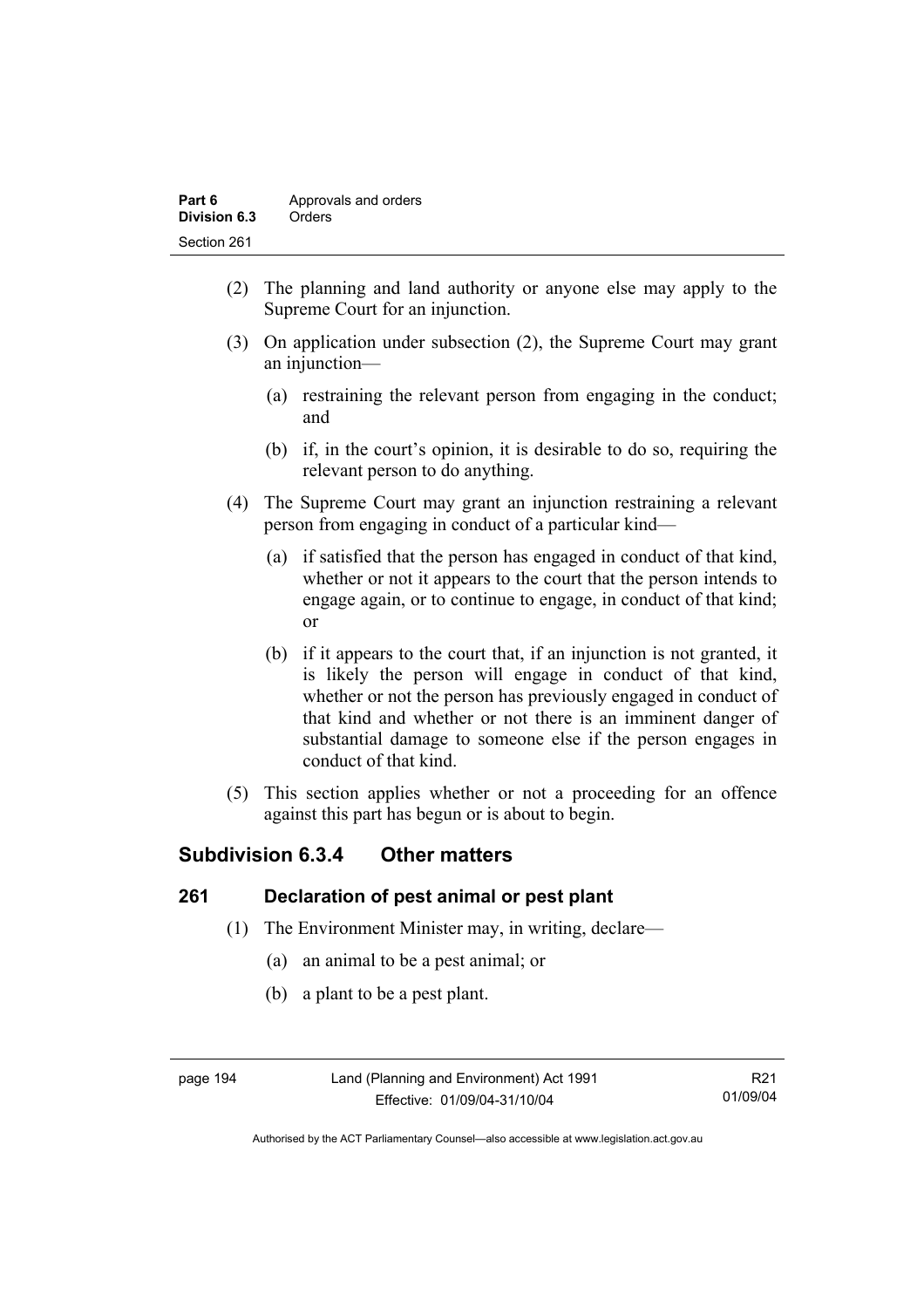(2) The planning and land authority or anyone else may apply to the Supreme Court for an injunction.

(3) On application under subsection (2), the Supreme Court may grant an injunction—

  (a) restraining the relevant person from engaging in the conduct; and

  (b) if, in the court's opinion, it is desirable to do so, requiring the relevant person to do anything.

(4) The Supreme Court may grant an injunction restraining a relevant person from engaging in conduct of a particular kind—

  (a) if satisfied that the person has engaged in conduct of that kind, whether or not it appears to the court that the person intends to engage again, or to continue to engage, in conduct of that kind; or

  (b) if it appears to the court that, if an injunction is not granted, it is likely the person will engage in conduct of that kind, whether or not the person has previously engaged in conduct of that kind and whether or not there is an imminent danger of substantial damage to someone else if the person engages in conduct of that kind.

(5) This section applies whether or not a proceeding for an offence against this part has begun or is about to begin.

## Subdivision 6.3.4 Other matters

### 261 Declaration of pest animal or pest plant

(1) The Environment Minister may, in writing, declare—

  (a) an animal to be a pest animal; or

  (b) a plant to be a pest plant.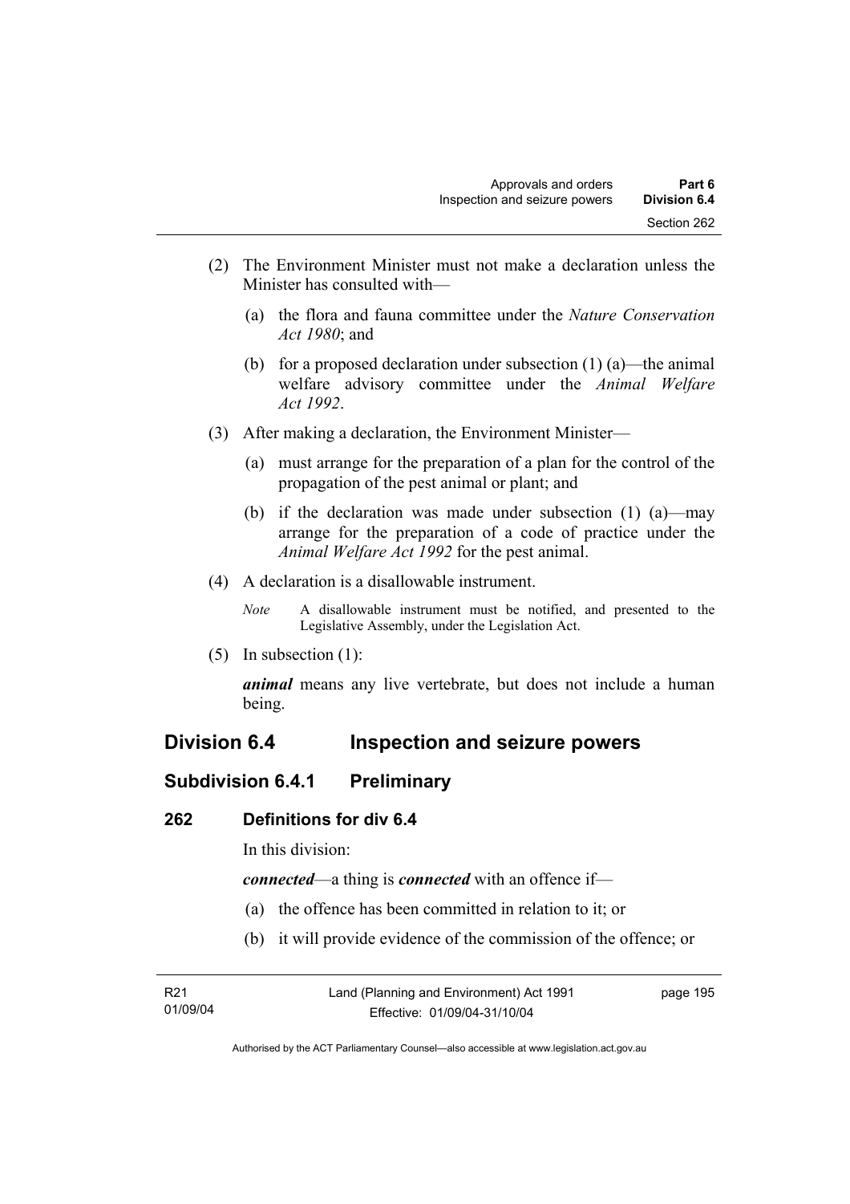(2) The Environment Minister must not make a declaration unless the Minister has consulted with—

   (a) the flora and fauna committee under the *Nature Conservation Act 1980*; and

   (b) for a proposed declaration under subsection (1) (a)—the animal welfare advisory committee under the *Animal Welfare Act 1992*.

(3) After making a declaration, the Environment Minister—

   (a) must arrange for the preparation of a plan for the control of the propagation of the pest animal or plant; and

   (b) if the declaration was made under subsection (1) (a)—may arrange for the preparation of a code of practice under the *Animal Welfare Act 1992* for the pest animal.

(4) A declaration is a disallowable instrument.

   *Note* A disallowable instrument must be notified, and presented to the Legislative Assembly, under the Legislation Act.

(5) In subsection (1):

   ***animal*** means any live vertebrate, but does not include a human being.

## Division 6.4 Inspection and seizure powers

### Subdivision 6.4.1 Preliminary

#### 262 Definitions for div 6.4

In this division:

***connected***—a thing is ***connected*** with an offence if—

   (a) the offence has been committed in relation to it; or

   (b) it will provide evidence of the commission of the offence; or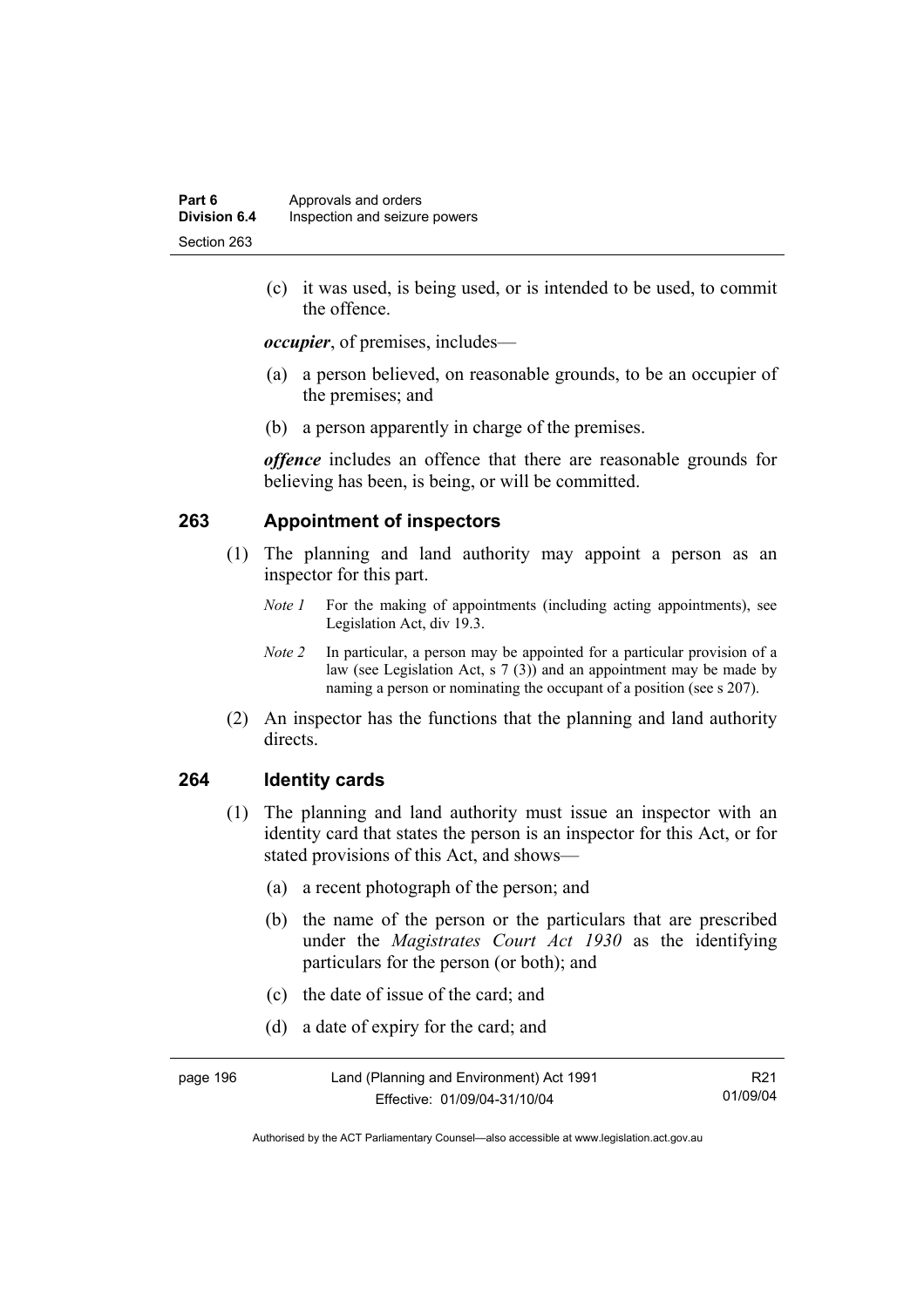(c) it was used, is being used, or is intended to be used, to commit the offence.

***occupier***, of premises, includes—

(a) a person believed, on reasonable grounds, to be an occupier of the premises; and

(b) a person apparently in charge of the premises.

***offence*** includes an offence that there are reasonable grounds for believing has been, is being, or will be committed.

### 263 Appointment of inspectors

(1) The planning and land authority may appoint a person as an inspector for this part.

*Note 1* For the making of appointments (including acting appointments), see Legislation Act, div 19.3.

*Note 2* In particular, a person may be appointed for a particular provision of a law (see Legislation Act, s 7 (3)) and an appointment may be made by naming a person or nominating the occupant of a position (see s 207).

(2) An inspector has the functions that the planning and land authority directs.

### 264 Identity cards

(1) The planning and land authority must issue an inspector with an identity card that states the person is an inspector for this Act, or for stated provisions of this Act, and shows—

(a) a recent photograph of the person; and

(b) the name of the person or the particulars that are prescribed under the *Magistrates Court Act 1930* as the identifying particulars for the person (or both); and

(c) the date of issue of the card; and

(d) a date of expiry for the card; and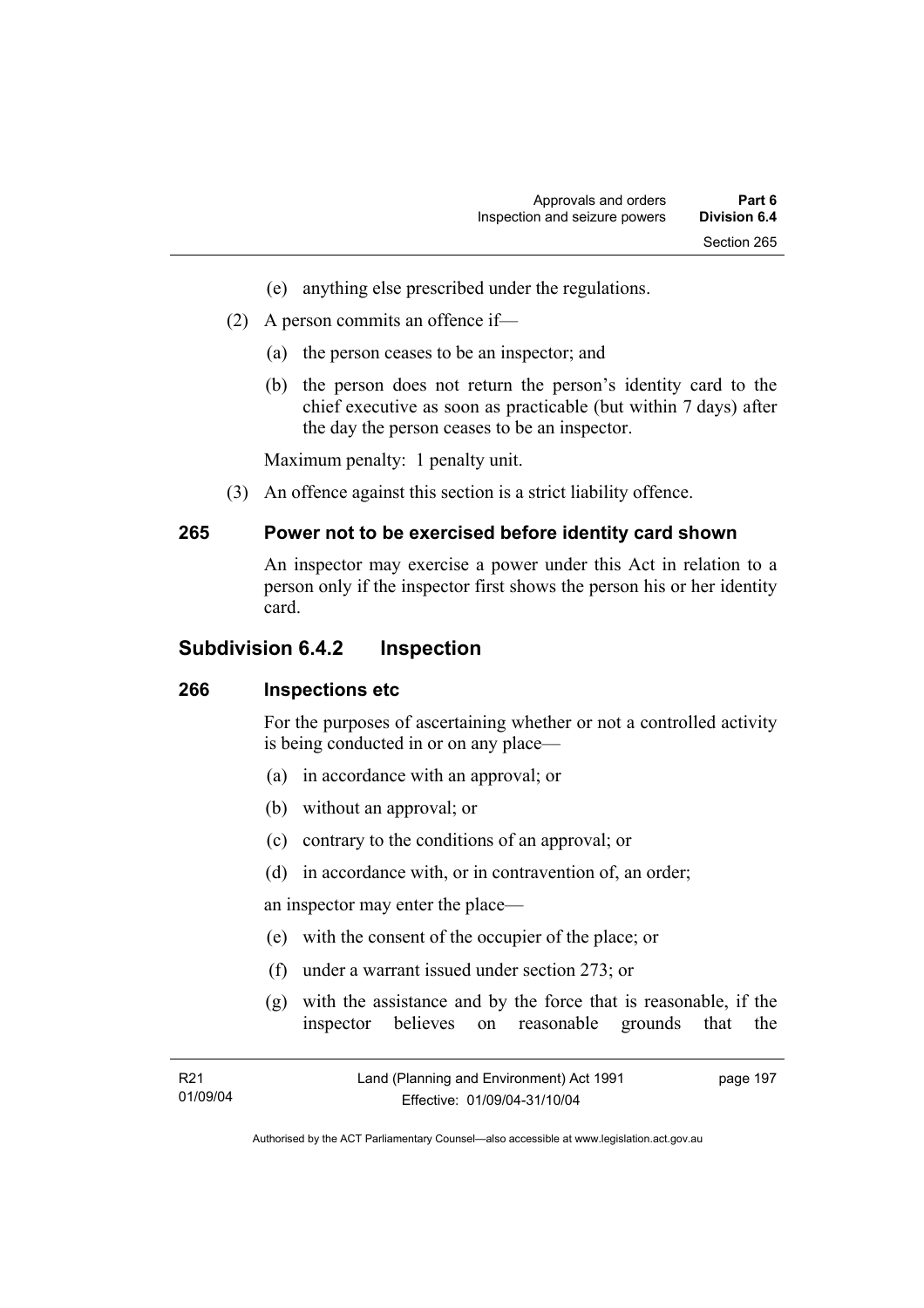(e) anything else prescribed under the regulations.

(2) A person commits an offence if—

(a) the person ceases to be an inspector; and

(b) the person does not return the person's identity card to the chief executive as soon as practicable (but within 7 days) after the day the person ceases to be an inspector.

Maximum penalty: 1 penalty unit.

(3) An offence against this section is a strict liability offence.

### 265 Power not to be exercised before identity card shown

An inspector may exercise a power under this Act in relation to a person only if the inspector first shows the person his or her identity card.

## Subdivision 6.4.2 Inspection

### 266 Inspections etc

For the purposes of ascertaining whether or not a controlled activity is being conducted in or on any place—

(a) in accordance with an approval; or

(b) without an approval; or

(c) contrary to the conditions of an approval; or

(d) in accordance with, or in contravention of, an order;

an inspector may enter the place—

(e) with the consent of the occupier of the place; or

(f) under a warrant issued under section 273; or

(g) with the assistance and by the force that is reasonable, if the inspector believes on reasonable grounds that the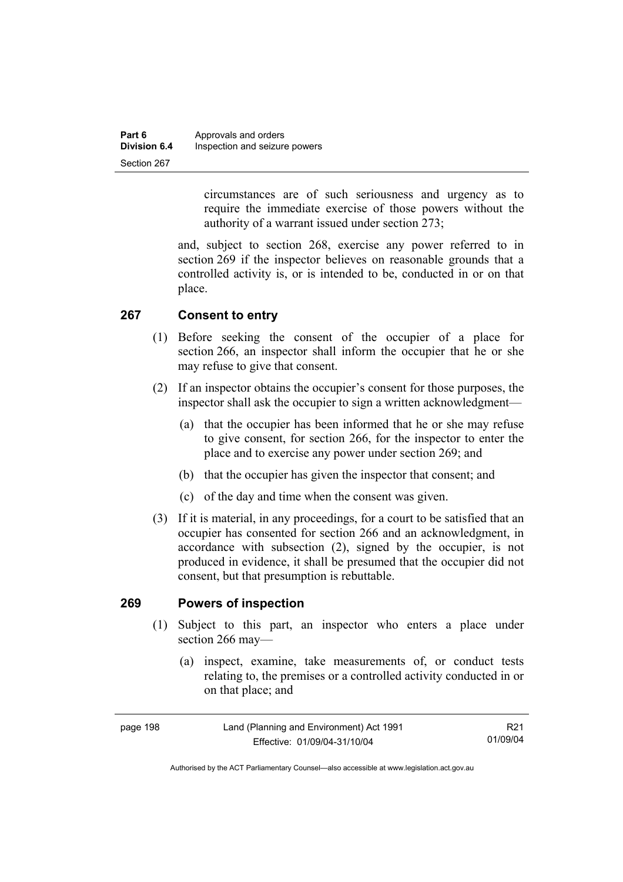circumstances are of such seriousness and urgency as to require the immediate exercise of those powers without the authority of a warrant issued under section 273;

and, subject to section 268, exercise any power referred to in section 269 if the inspector believes on reasonable grounds that a controlled activity is, or is intended to be, conducted in or on that place.

## 267 Consent to entry

(1) Before seeking the consent of the occupier of a place for section 266, an inspector shall inform the occupier that he or she may refuse to give that consent.

(2) If an inspector obtains the occupier's consent for those purposes, the inspector shall ask the occupier to sign a written acknowledgment—

(a) that the occupier has been informed that he or she may refuse to give consent, for section 266, for the inspector to enter the place and to exercise any power under section 269; and

(b) that the occupier has given the inspector that consent; and

(c) of the day and time when the consent was given.

(3) If it is material, in any proceedings, for a court to be satisfied that an occupier has consented for section 266 and an acknowledgment, in accordance with subsection (2), signed by the occupier, is not produced in evidence, it shall be presumed that the occupier did not consent, but that presumption is rebuttable.

## 269 Powers of inspection

(1) Subject to this part, an inspector who enters a place under section 266 may—

(a) inspect, examine, take measurements of, or conduct tests relating to, the premises or a controlled activity conducted in or on that place; and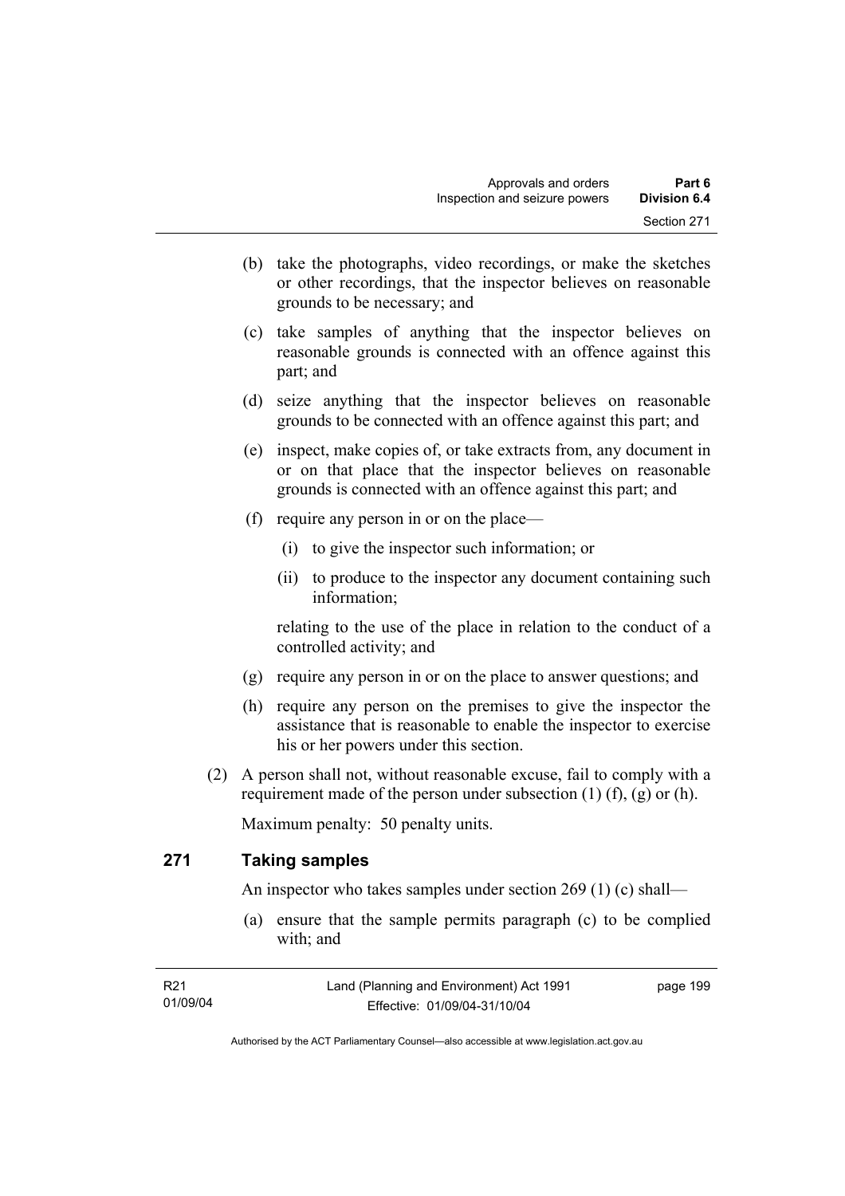(b) take the photographs, video recordings, or make the sketches or other recordings, that the inspector believes on reasonable grounds to be necessary; and

(c) take samples of anything that the inspector believes on reasonable grounds is connected with an offence against this part; and

(d) seize anything that the inspector believes on reasonable grounds to be connected with an offence against this part; and

(e) inspect, make copies of, or take extracts from, any document in or on that place that the inspector believes on reasonable grounds is connected with an offence against this part; and

(f) require any person in or on the place—

(i) to give the inspector such information; or

(ii) to produce to the inspector any document containing such information;

relating to the use of the place in relation to the conduct of a controlled activity; and

(g) require any person in or on the place to answer questions; and

(h) require any person on the premises to give the inspector the assistance that is reasonable to enable the inspector to exercise his or her powers under this section.

(2) A person shall not, without reasonable excuse, fail to comply with a requirement made of the person under subsection (1) (f), (g) or (h).

Maximum penalty: 50 penalty units.

## 271 Taking samples

An inspector who takes samples under section 269 (1) (c) shall—

(a) ensure that the sample permits paragraph (c) to be complied with; and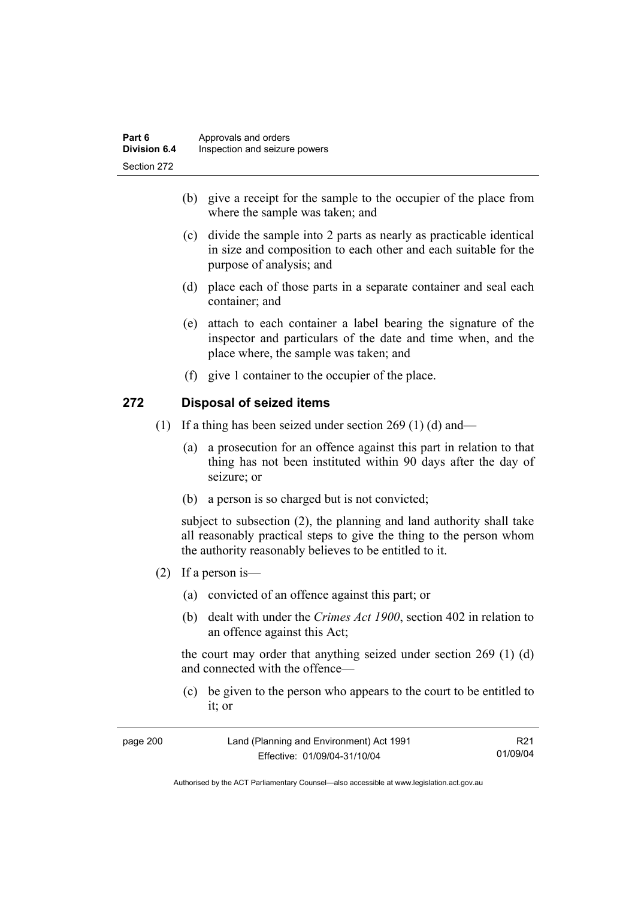(b) give a receipt for the sample to the occupier of the place from where the sample was taken; and

(c) divide the sample into 2 parts as nearly as practicable identical in size and composition to each other and each suitable for the purpose of analysis; and

(d) place each of those parts in a separate container and seal each container; and

(e) attach to each container a label bearing the signature of the inspector and particulars of the date and time when, and the place where, the sample was taken; and

(f) give 1 container to the occupier of the place.

## 272 Disposal of seized items

(1) If a thing has been seized under section 269 (1) (d) and—

(a) a prosecution for an offence against this part in relation to that thing has not been instituted within 90 days after the day of seizure; or

(b) a person is so charged but is not convicted;

subject to subsection (2), the planning and land authority shall take all reasonably practical steps to give the thing to the person whom the authority reasonably believes to be entitled to it.

(2) If a person is—

(a) convicted of an offence against this part; or

(b) dealt with under the *Crimes Act 1900*, section 402 in relation to an offence against this Act;

the court may order that anything seized under section 269 (1) (d) and connected with the offence—

(c) be given to the person who appears to the court to be entitled to it; or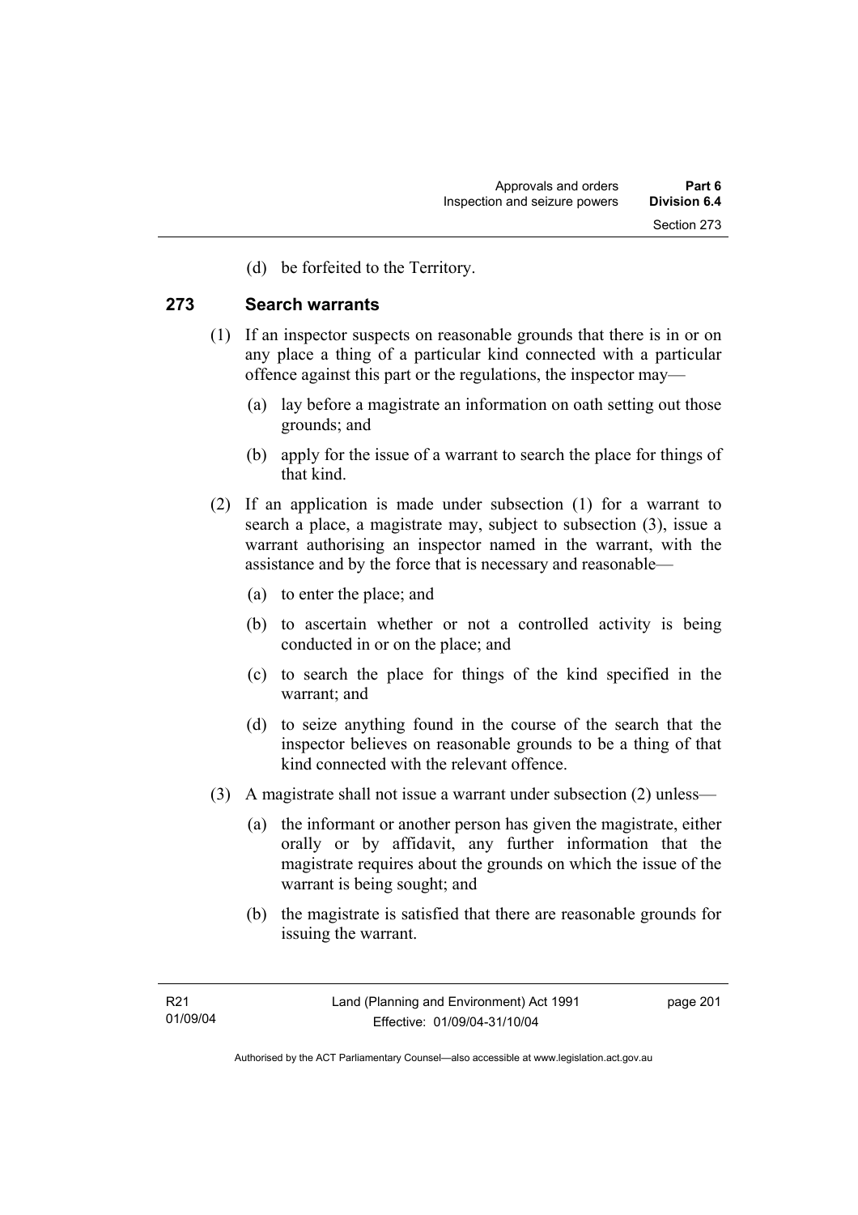(d) be forfeited to the Territory.

## 273 Search warrants

(1) If an inspector suspects on reasonable grounds that there is in or on any place a thing of a particular kind connected with a particular offence against this part or the regulations, the inspector may—

(a) lay before a magistrate an information on oath setting out those grounds; and

(b) apply for the issue of a warrant to search the place for things of that kind.

(2) If an application is made under subsection (1) for a warrant to search a place, a magistrate may, subject to subsection (3), issue a warrant authorising an inspector named in the warrant, with the assistance and by the force that is necessary and reasonable—

(a) to enter the place; and

(b) to ascertain whether or not a controlled activity is being conducted in or on the place; and

(c) to search the place for things of the kind specified in the warrant; and

(d) to seize anything found in the course of the search that the inspector believes on reasonable grounds to be a thing of that kind connected with the relevant offence.

(3) A magistrate shall not issue a warrant under subsection (2) unless—

(a) the informant or another person has given the magistrate, either orally or by affidavit, any further information that the magistrate requires about the grounds on which the issue of the warrant is being sought; and

(b) the magistrate is satisfied that there are reasonable grounds for issuing the warrant.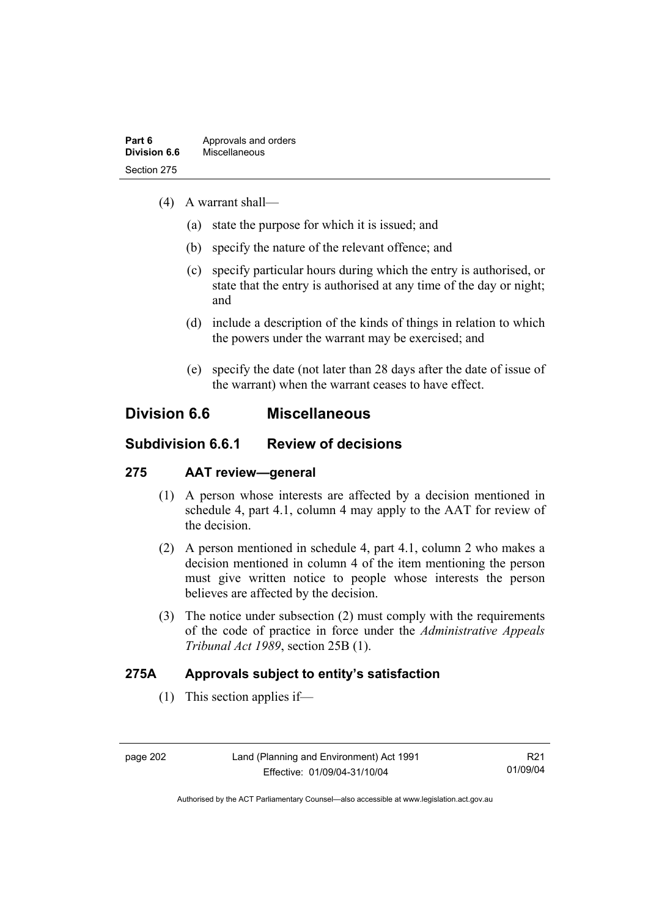(4) A warrant shall—

(a) state the purpose for which it is issued; and

(b) specify the nature of the relevant offence; and

(c) specify particular hours during which the entry is authorised, or state that the entry is authorised at any time of the day or night; and

(d) include a description of the kinds of things in relation to which the powers under the warrant may be exercised; and

(e) specify the date (not later than 28 days after the date of issue of the warrant) when the warrant ceases to have effect.

## Division 6.6 Miscellaneous

### Subdivision 6.6.1 Review of decisions

#### 275 AAT review—general

(1) A person whose interests are affected by a decision mentioned in schedule 4, part 4.1, column 4 may apply to the AAT for review of the decision.

(2) A person mentioned in schedule 4, part 4.1, column 2 who makes a decision mentioned in column 4 of the item mentioning the person must give written notice to people whose interests the person believes are affected by the decision.

(3) The notice under subsection (2) must comply with the requirements of the code of practice in force under the *Administrative Appeals Tribunal Act 1989*, section 25B (1).

#### 275A Approvals subject to entity's satisfaction

(1) This section applies if—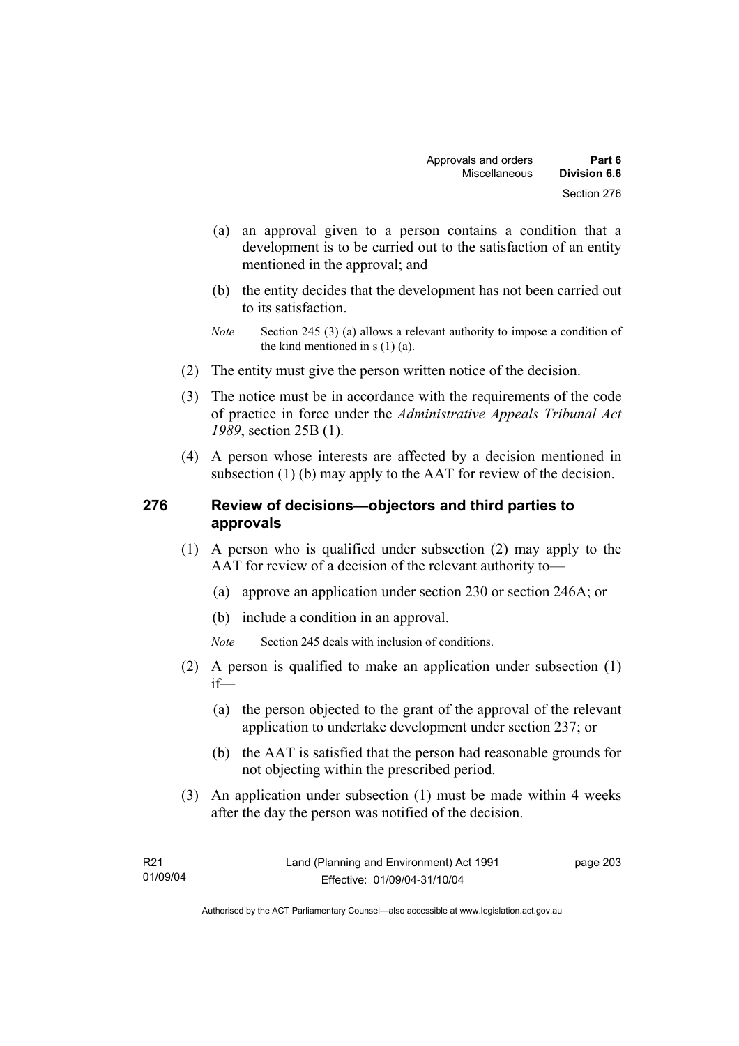(a) an approval given to a person contains a condition that a development is to be carried out to the satisfaction of an entity mentioned in the approval; and

(b) the entity decides that the development has not been carried out to its satisfaction.

*Note* Section 245 (3) (a) allows a relevant authority to impose a condition of the kind mentioned in s (1) (a).

(2) The entity must give the person written notice of the decision.

(3) The notice must be in accordance with the requirements of the code of practice in force under the *Administrative Appeals Tribunal Act 1989*, section 25B (1).

(4) A person whose interests are affected by a decision mentioned in subsection (1) (b) may apply to the AAT for review of the decision.

### 276 Review of decisions—objectors and third parties to approvals

(1) A person who is qualified under subsection (2) may apply to the AAT for review of a decision of the relevant authority to—

(a) approve an application under section 230 or section 246A; or

(b) include a condition in an approval.

*Note* Section 245 deals with inclusion of conditions.

(2) A person is qualified to make an application under subsection (1) if—

(a) the person objected to the grant of the approval of the relevant application to undertake development under section 237; or

(b) the AAT is satisfied that the person had reasonable grounds for not objecting within the prescribed period.

(3) An application under subsection (1) must be made within 4 weeks after the day the person was notified of the decision.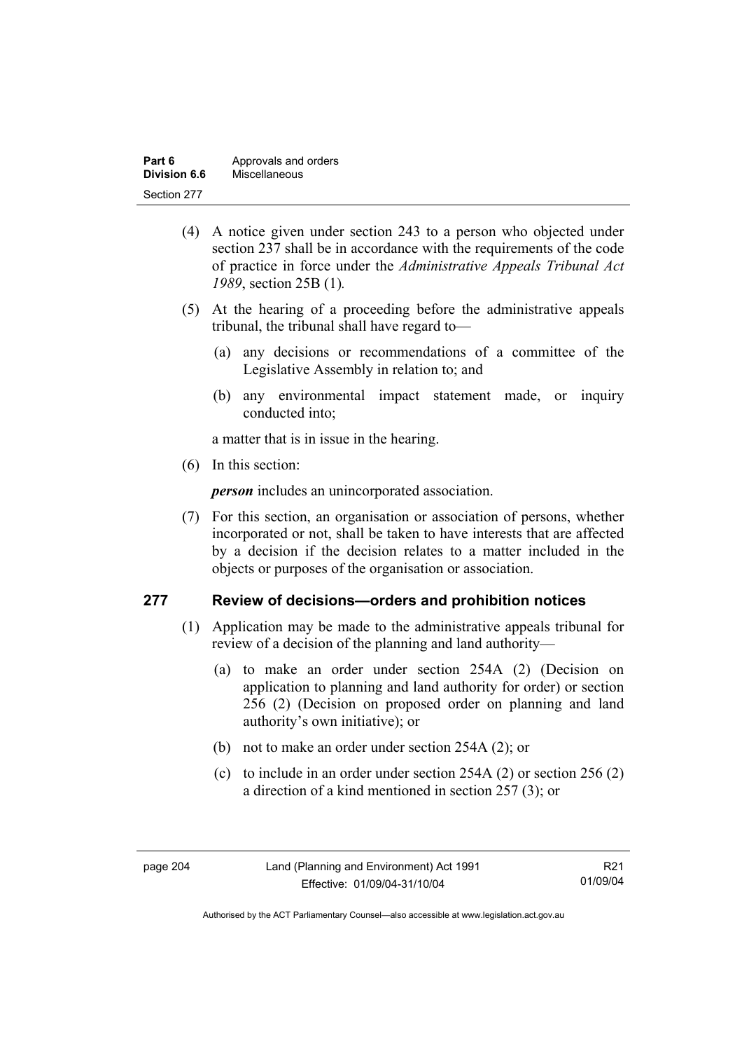(4) A notice given under section 243 to a person who objected under section 237 shall be in accordance with the requirements of the code of practice in force under the *Administrative Appeals Tribunal Act 1989*, section 25B (1)*.*

(5) At the hearing of a proceeding before the administrative appeals tribunal, the tribunal shall have regard to—

(a) any decisions or recommendations of a committee of the Legislative Assembly in relation to; and

(b) any environmental impact statement made, or inquiry conducted into;

a matter that is in issue in the hearing.

(6) In this section:

***person*** includes an unincorporated association.

(7) For this section, an organisation or association of persons, whether incorporated or not, shall be taken to have interests that are affected by a decision if the decision relates to a matter included in the objects or purposes of the organisation or association.

## 277 Review of decisions—orders and prohibition notices

(1) Application may be made to the administrative appeals tribunal for review of a decision of the planning and land authority—

(a) to make an order under section 254A (2) (Decision on application to planning and land authority for order) or section 256 (2) (Decision on proposed order on planning and land authority's own initiative); or

(b) not to make an order under section 254A (2); or

(c) to include in an order under section 254A (2) or section 256 (2) a direction of a kind mentioned in section 257 (3); or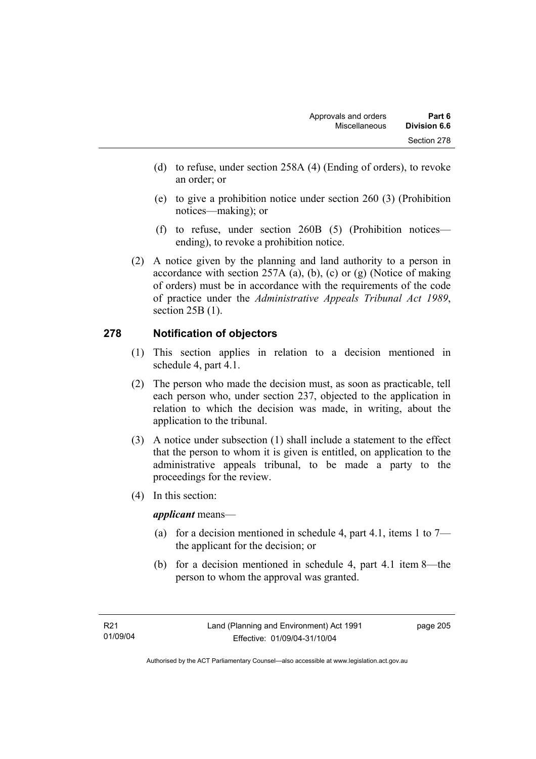(d) to refuse, under section 258A (4) (Ending of orders), to revoke an order; or

(e) to give a prohibition notice under section 260 (3) (Prohibition notices—making); or

(f) to refuse, under section 260B (5) (Prohibition notices—ending), to revoke a prohibition notice.

(2) A notice given by the planning and land authority to a person in accordance with section 257A (a), (b), (c) or (g) (Notice of making of orders) must be in accordance with the requirements of the code of practice under the *Administrative Appeals Tribunal Act 1989*, section 25B (1).

## 278 Notification of objectors

(1) This section applies in relation to a decision mentioned in schedule 4, part 4.1.

(2) The person who made the decision must, as soon as practicable, tell each person who, under section 237, objected to the application in relation to which the decision was made, in writing, about the application to the tribunal.

(3) A notice under subsection (1) shall include a statement to the effect that the person to whom it is given is entitled, on application to the administrative appeals tribunal, to be made a party to the proceedings for the review.

(4) In this section:

***applicant*** means—

(a) for a decision mentioned in schedule 4, part 4.1, items 1 to 7—the applicant for the decision; or

(b) for a decision mentioned in schedule 4, part 4.1 item 8—the person to whom the approval was granted.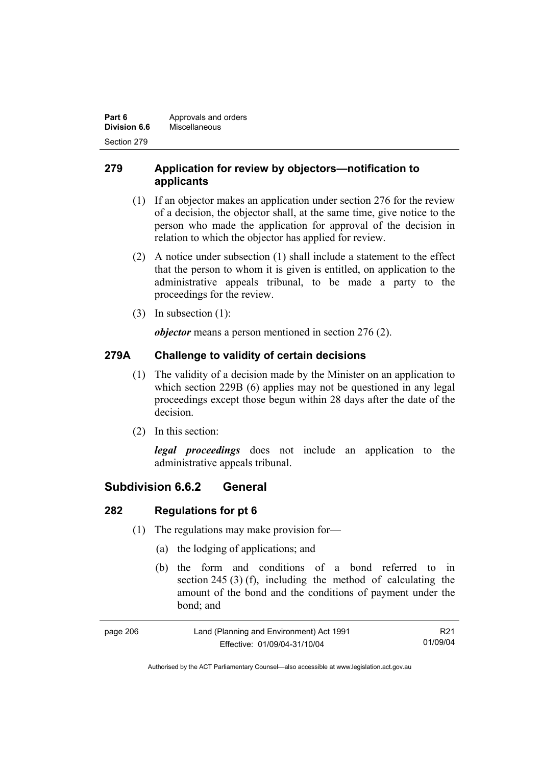## 279 Application for review by objectors—notification to applicants

(1) If an objector makes an application under section 276 for the review of a decision, the objector shall, at the same time, give notice to the person who made the application for approval of the decision in relation to which the objector has applied for review.

(2) A notice under subsection (1) shall include a statement to the effect that the person to whom it is given is entitled, on application to the administrative appeals tribunal, to be made a party to the proceedings for the review.

(3) In subsection (1):

***objector*** means a person mentioned in section 276 (2).

## 279A Challenge to validity of certain decisions

(1) The validity of a decision made by the Minister on an application to which section 229B (6) applies may not be questioned in any legal proceedings except those begun within 28 days after the date of the decision.

(2) In this section:

***legal proceedings*** does not include an application to the administrative appeals tribunal.

# Subdivision 6.6.2 General

## 282 Regulations for pt 6

(1) The regulations may make provision for—

(a) the lodging of applications; and

(b) the form and conditions of a bond referred to in section 245 (3) (f), including the method of calculating the amount of the bond and the conditions of payment under the bond; and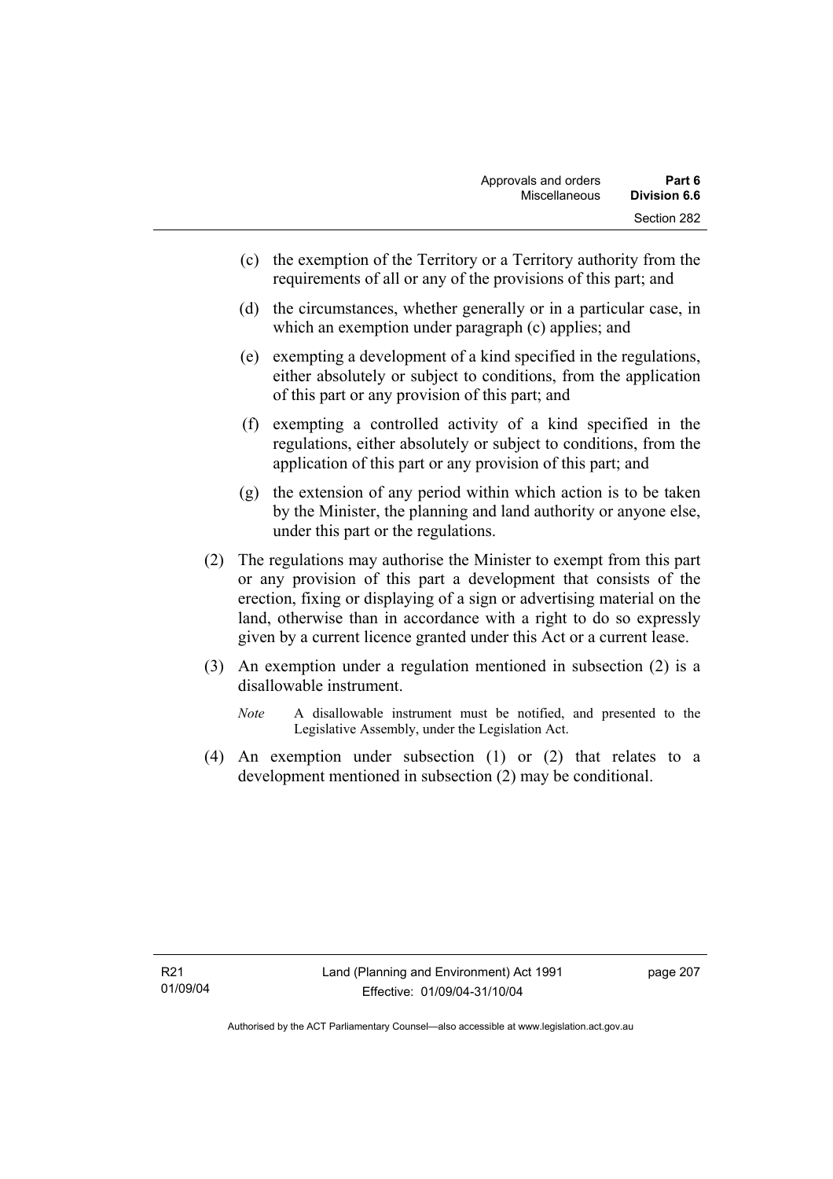(c) the exemption of the Territory or a Territory authority from the requirements of all or any of the provisions of this part; and

(d) the circumstances, whether generally or in a particular case, in which an exemption under paragraph (c) applies; and

(e) exempting a development of a kind specified in the regulations, either absolutely or subject to conditions, from the application of this part or any provision of this part; and

(f) exempting a controlled activity of a kind specified in the regulations, either absolutely or subject to conditions, from the application of this part or any provision of this part; and

(g) the extension of any period within which action is to be taken by the Minister, the planning and land authority or anyone else, under this part or the regulations.

(2) The regulations may authorise the Minister to exempt from this part or any provision of this part a development that consists of the erection, fixing or displaying of a sign or advertising material on the land, otherwise than in accordance with a right to do so expressly given by a current licence granted under this Act or a current lease.

(3) An exemption under a regulation mentioned in subsection (2) is a disallowable instrument.

*Note* A disallowable instrument must be notified, and presented to the Legislative Assembly, under the Legislation Act.

(4) An exemption under subsection (1) or (2) that relates to a development mentioned in subsection (2) may be conditional.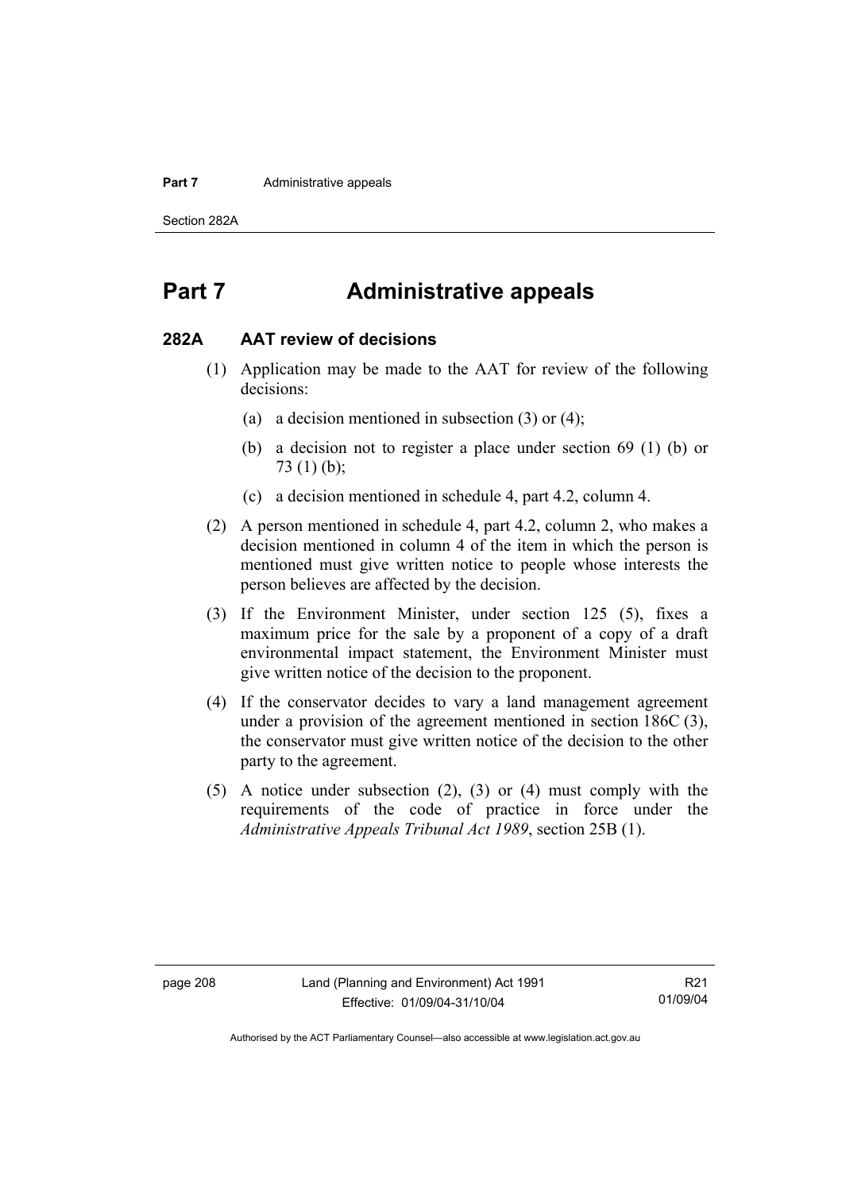# Part 7 Administrative appeals

## 282A AAT review of decisions

(1) Application may be made to the AAT for review of the following decisions:

(a) a decision mentioned in subsection (3) or (4);

(b) a decision not to register a place under section 69 (1) (b) or 73 (1) (b);

(c) a decision mentioned in schedule 4, part 4.2, column 4.

(2) A person mentioned in schedule 4, part 4.2, column 2, who makes a decision mentioned in column 4 of the item in which the person is mentioned must give written notice to people whose interests the person believes are affected by the decision.

(3) If the Environment Minister, under section 125 (5), fixes a maximum price for the sale by a proponent of a copy of a draft environmental impact statement, the Environment Minister must give written notice of the decision to the proponent.

(4) If the conservator decides to vary a land management agreement under a provision of the agreement mentioned in section 186C (3), the conservator must give written notice of the decision to the other party to the agreement.

(5) A notice under subsection (2), (3) or (4) must comply with the requirements of the code of practice in force under the *Administrative Appeals Tribunal Act 1989*, section 25B (1).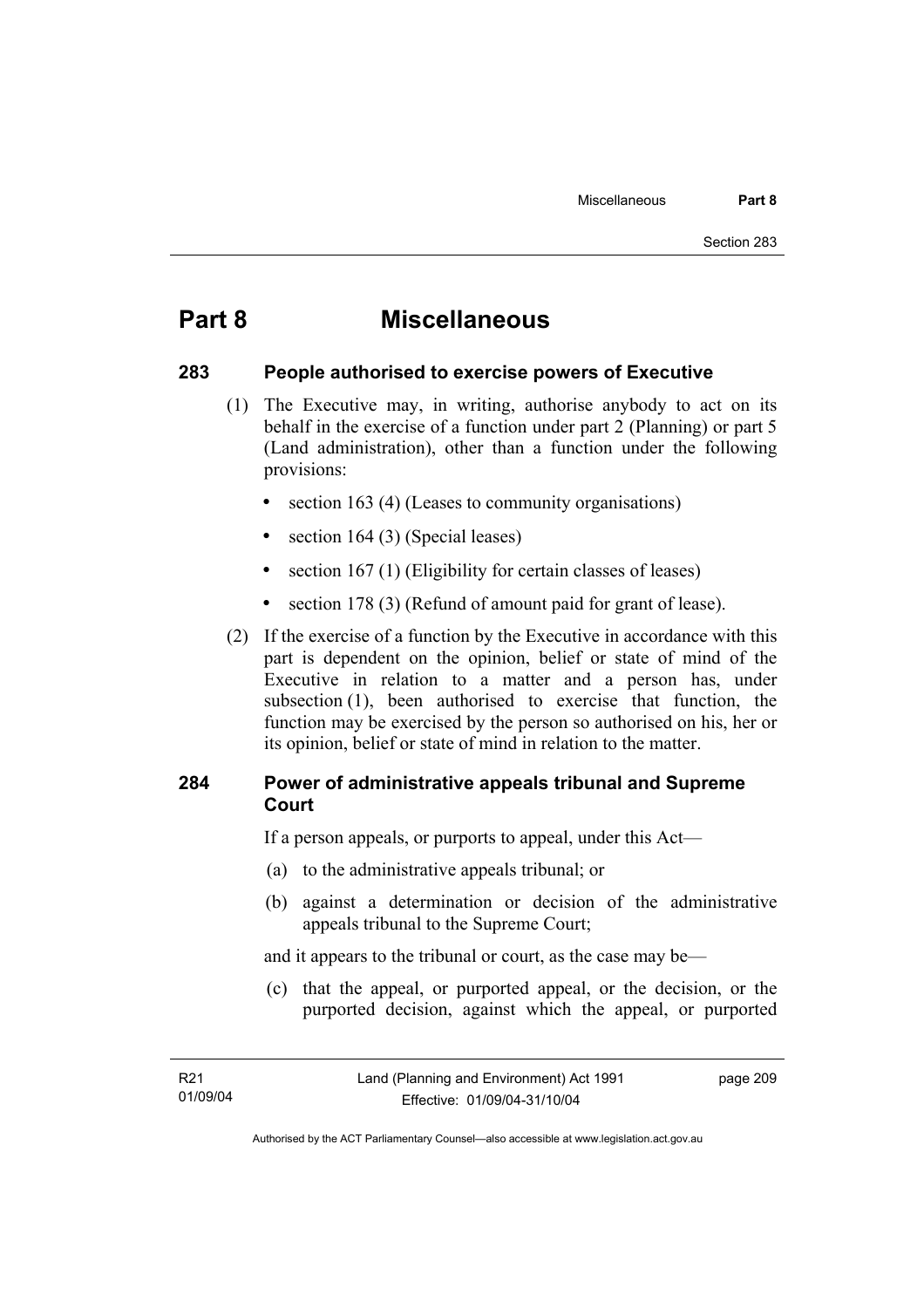# Part 8 Miscellaneous

## 283 People authorised to exercise powers of Executive

(1) The Executive may, in writing, authorise anybody to act on its behalf in the exercise of a function under part 2 (Planning) or part 5 (Land administration), other than a function under the following provisions:

- section 163 (4) (Leases to community organisations)
- section 164 (3) (Special leases)
- section 167 (1) (Eligibility for certain classes of leases)
- section 178 (3) (Refund of amount paid for grant of lease).

(2) If the exercise of a function by the Executive in accordance with this part is dependent on the opinion, belief or state of mind of the Executive in relation to a matter and a person has, under subsection (1), been authorised to exercise that function, the function may be exercised by the person so authorised on his, her or its opinion, belief or state of mind in relation to the matter.

## 284 Power of administrative appeals tribunal and Supreme Court

If a person appeals, or purports to appeal, under this Act—

(a) to the administrative appeals tribunal; or

(b) against a determination or decision of the administrative appeals tribunal to the Supreme Court;

and it appears to the tribunal or court, as the case may be—

(c) that the appeal, or purported appeal, or the decision, or the purported decision, against which the appeal, or purported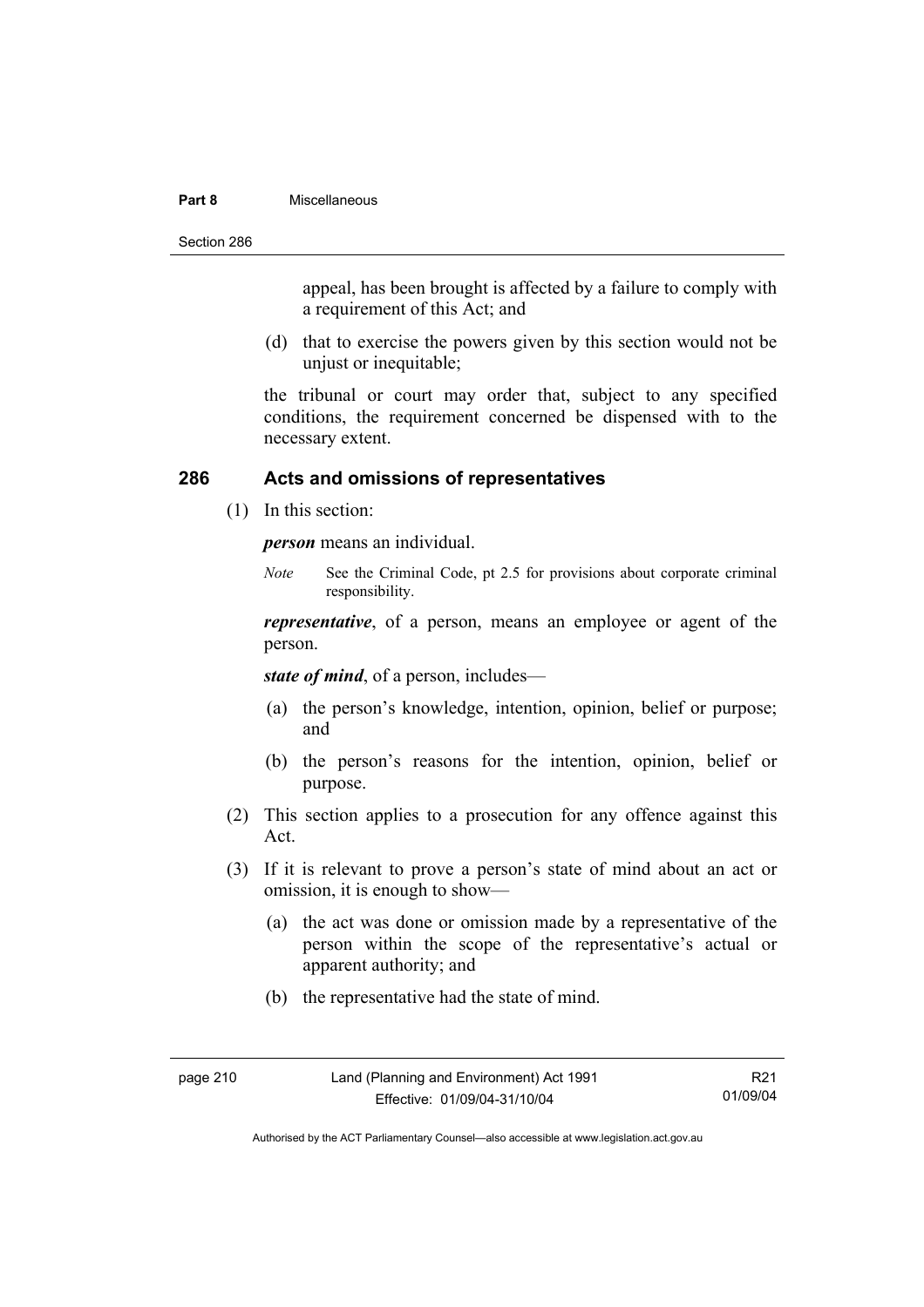appeal, has been brought is affected by a failure to comply with a requirement of this Act; and

(d) that to exercise the powers given by this section would not be unjust or inequitable;

the tribunal or court may order that, subject to any specified conditions, the requirement concerned be dispensed with to the necessary extent.

## 286 Acts and omissions of representatives

(1) In this section:

***person*** means an individual.

*Note* See the Criminal Code, pt 2.5 for provisions about corporate criminal responsibility.

***representative***, of a person, means an employee or agent of the person.

***state of mind***, of a person, includes—

(a) the person's knowledge, intention, opinion, belief or purpose; and

(b) the person's reasons for the intention, opinion, belief or purpose.

(2) This section applies to a prosecution for any offence against this Act.

(3) If it is relevant to prove a person's state of mind about an act or omission, it is enough to show—

(a) the act was done or omission made by a representative of the person within the scope of the representative's actual or apparent authority; and

(b) the representative had the state of mind.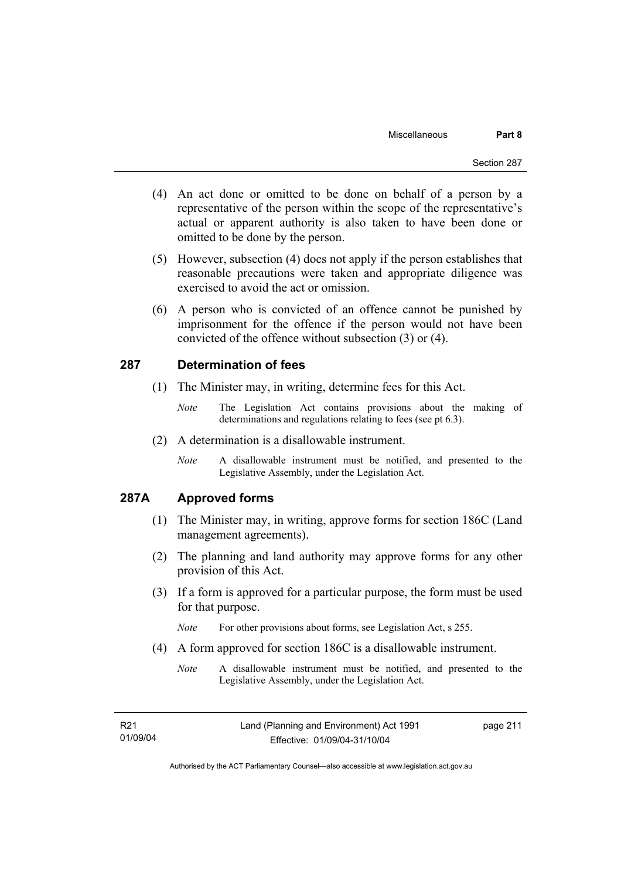(4) An act done or omitted to be done on behalf of a person by a representative of the person within the scope of the representative's actual or apparent authority is also taken to have been done or omitted to be done by the person.

(5) However, subsection (4) does not apply if the person establishes that reasonable precautions were taken and appropriate diligence was exercised to avoid the act or omission.

(6) A person who is convicted of an offence cannot be punished by imprisonment for the offence if the person would not have been convicted of the offence without subsection (3) or (4).

## 287 Determination of fees

(1) The Minister may, in writing, determine fees for this Act.

*Note* The Legislation Act contains provisions about the making of determinations and regulations relating to fees (see pt 6.3).

(2) A determination is a disallowable instrument.

*Note* A disallowable instrument must be notified, and presented to the Legislative Assembly, under the Legislation Act.

## 287A Approved forms

(1) The Minister may, in writing, approve forms for section 186C (Land management agreements).

(2) The planning and land authority may approve forms for any other provision of this Act.

(3) If a form is approved for a particular purpose, the form must be used for that purpose.

*Note* For other provisions about forms, see Legislation Act, s 255.

(4) A form approved for section 186C is a disallowable instrument.

*Note* A disallowable instrument must be notified, and presented to the Legislative Assembly, under the Legislation Act.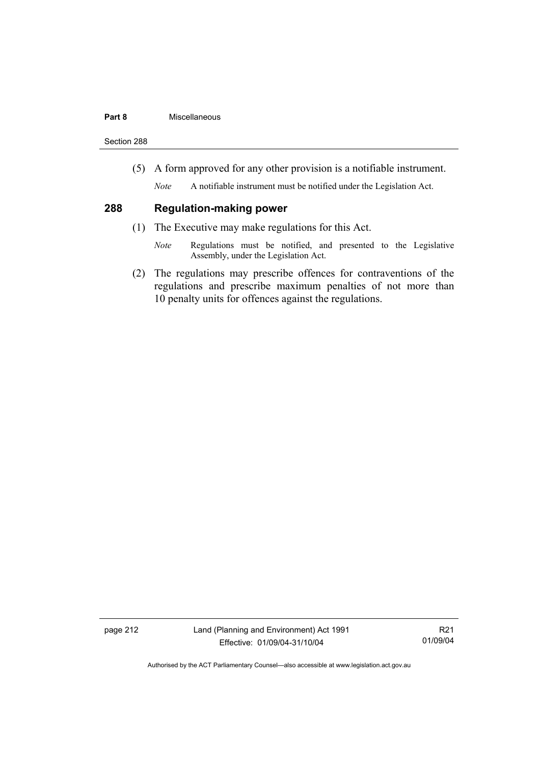(5) A form approved for any other provision is a notifiable instrument.

*Note* A notifiable instrument must be notified under the Legislation Act.

## 288 Regulation-making power

(1) The Executive may make regulations for this Act.

*Note* Regulations must be notified, and presented to the Legislative Assembly, under the Legislation Act.

(2) The regulations may prescribe offences for contraventions of the regulations and prescribe maximum penalties of not more than 10 penalty units for offences against the regulations.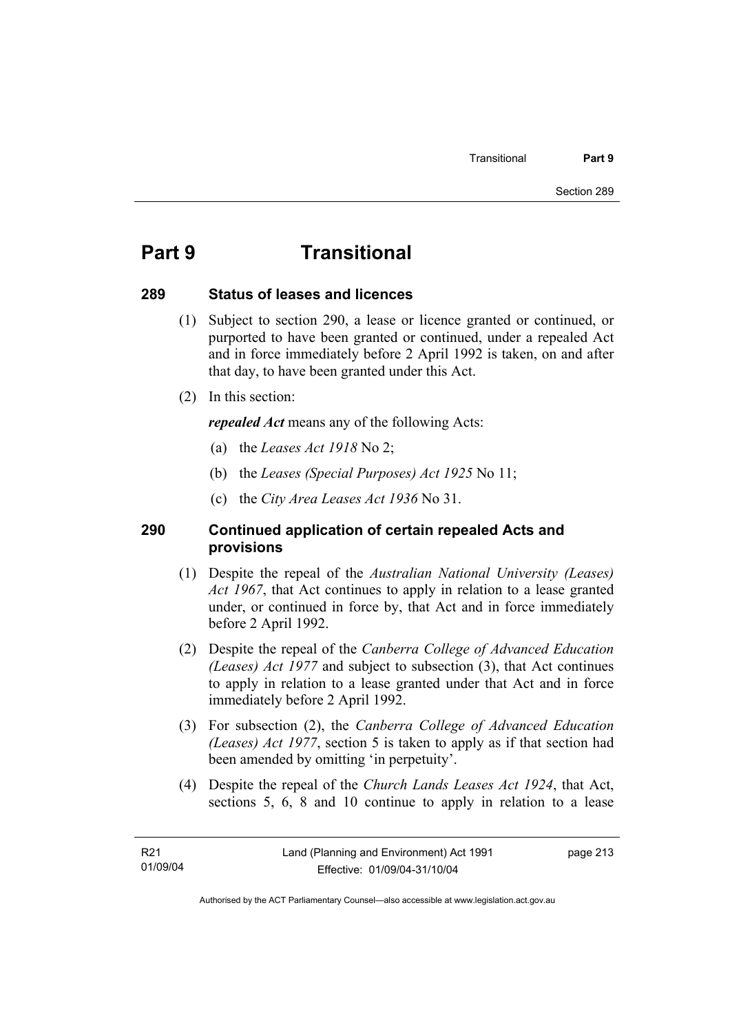# Part 9 Transitional

## 289 Status of leases and licences

(1) Subject to section 290, a lease or licence granted or continued, or purported to have been granted or continued, under a repealed Act and in force immediately before 2 April 1992 is taken, on and after that day, to have been granted under this Act.

(2) In this section:

***repealed Act*** means any of the following Acts:

(a) the *Leases Act 1918* No 2;

(b) the *Leases (Special Purposes) Act 1925* No 11;

(c) the *City Area Leases Act 1936* No 31.

## 290 Continued application of certain repealed Acts and provisions

(1) Despite the repeal of the *Australian National University (Leases) Act 1967*, that Act continues to apply in relation to a lease granted under, or continued in force by, that Act and in force immediately before 2 April 1992.

(2) Despite the repeal of the *Canberra College of Advanced Education (Leases) Act 1977* and subject to subsection (3), that Act continues to apply in relation to a lease granted under that Act and in force immediately before 2 April 1992.

(3) For subsection (2), the *Canberra College of Advanced Education (Leases) Act 1977*, section 5 is taken to apply as if that section had been amended by omitting 'in perpetuity'.

(4) Despite the repeal of the *Church Lands Leases Act 1924*, that Act, sections 5, 6, 8 and 10 continue to apply in relation to a lease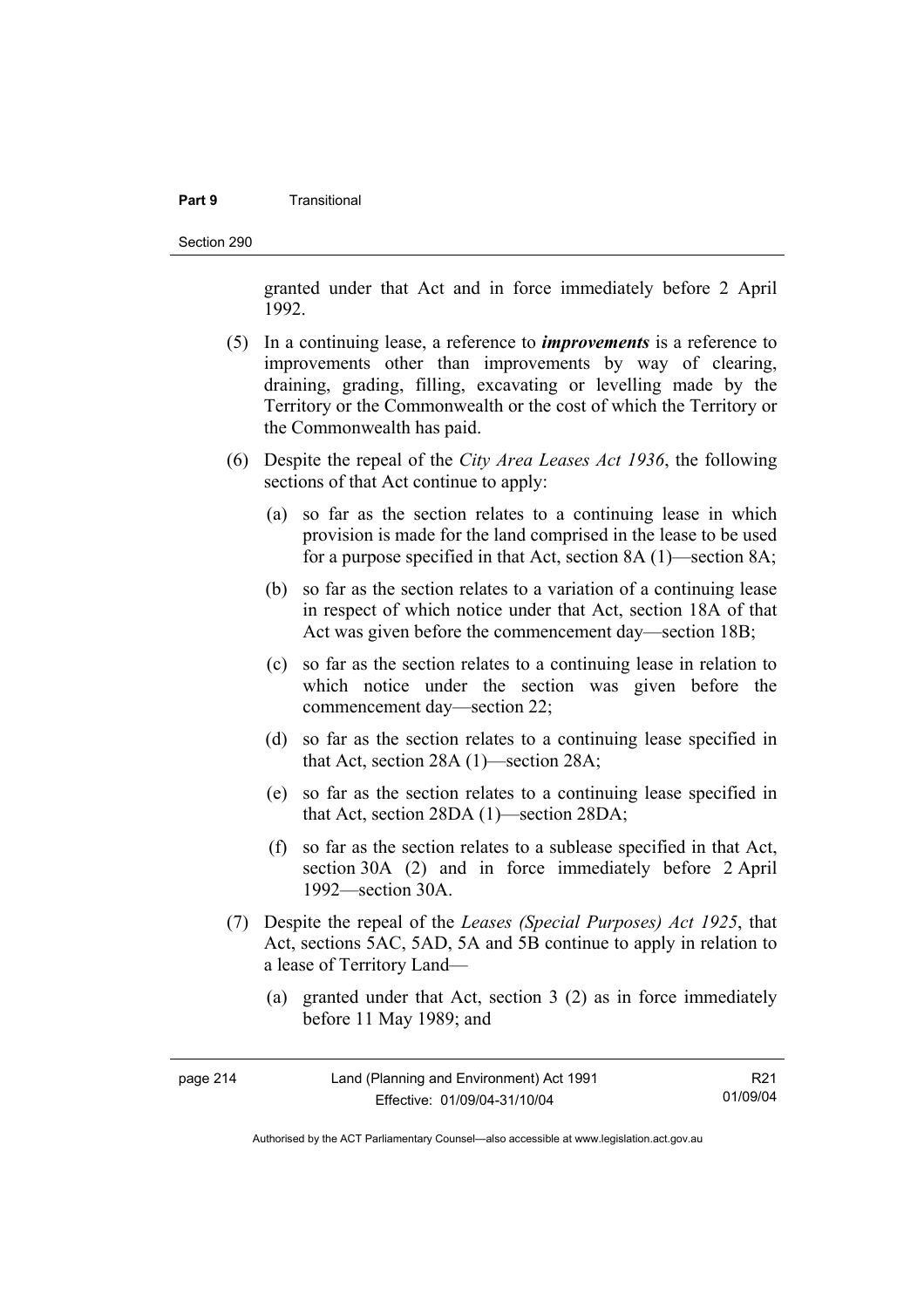granted under that Act and in force immediately before 2 April 1992.

(5) In a continuing lease, a reference to ***improvements*** is a reference to improvements other than improvements by way of clearing, draining, grading, filling, excavating or levelling made by the Territory or the Commonwealth or the cost of which the Territory or the Commonwealth has paid.

(6) Despite the repeal of the *City Area Leases Act 1936*, the following sections of that Act continue to apply:

(a) so far as the section relates to a continuing lease in which provision is made for the land comprised in the lease to be used for a purpose specified in that Act, section 8A (1)—section 8A;

(b) so far as the section relates to a variation of a continuing lease in respect of which notice under that Act, section 18A of that Act was given before the commencement day—section 18B;

(c) so far as the section relates to a continuing lease in relation to which notice under the section was given before the commencement day—section 22;

(d) so far as the section relates to a continuing lease specified in that Act, section 28A (1)—section 28A;

(e) so far as the section relates to a continuing lease specified in that Act, section 28DA (1)—section 28DA;

(f) so far as the section relates to a sublease specified in that Act, section 30A (2) and in force immediately before 2 April 1992—section 30A.

(7) Despite the repeal of the *Leases (Special Purposes) Act 1925*, that Act, sections 5AC, 5AD, 5A and 5B continue to apply in relation to a lease of Territory Land—

(a) granted under that Act, section 3 (2) as in force immediately before 11 May 1989; and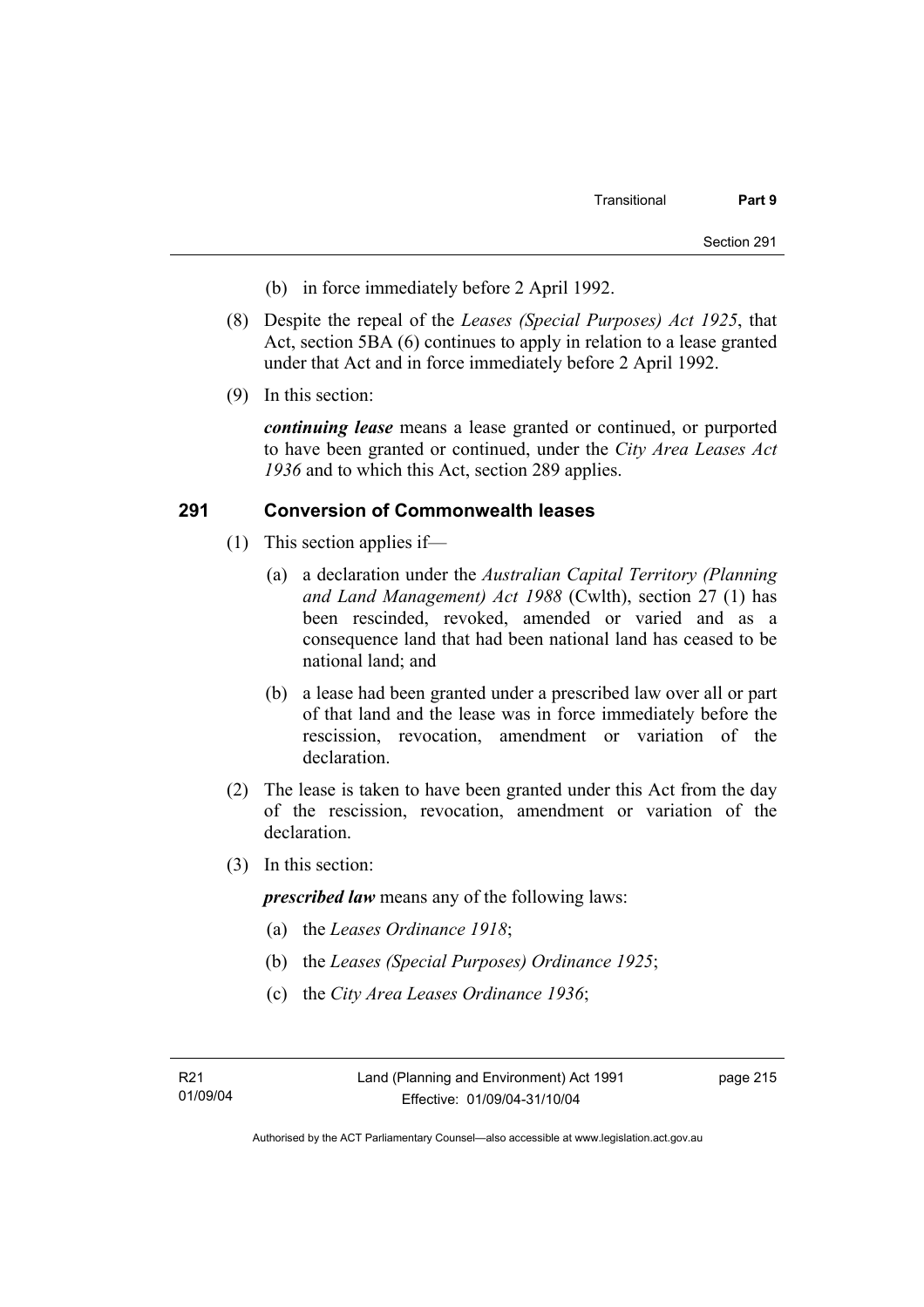(b) in force immediately before 2 April 1992.

(8) Despite the repeal of the *Leases (Special Purposes) Act 1925*, that Act, section 5BA (6) continues to apply in relation to a lease granted under that Act and in force immediately before 2 April 1992.

(9) In this section:

***continuing lease*** means a lease granted or continued, or purported to have been granted or continued, under the *City Area Leases Act 1936* and to which this Act, section 289 applies.

### 291 Conversion of Commonwealth leases

(1) This section applies if—

(a) a declaration under the *Australian Capital Territory (Planning and Land Management) Act 1988* (Cwlth), section 27 (1) has been rescinded, revoked, amended or varied and as a consequence land that had been national land has ceased to be national land; and

(b) a lease had been granted under a prescribed law over all or part of that land and the lease was in force immediately before the rescission, revocation, amendment or variation of the declaration.

(2) The lease is taken to have been granted under this Act from the day of the rescission, revocation, amendment or variation of the declaration.

(3) In this section:

***prescribed law*** means any of the following laws:

(a) the *Leases Ordinance 1918*;

(b) the *Leases (Special Purposes) Ordinance 1925*;

(c) the *City Area Leases Ordinance 1936*;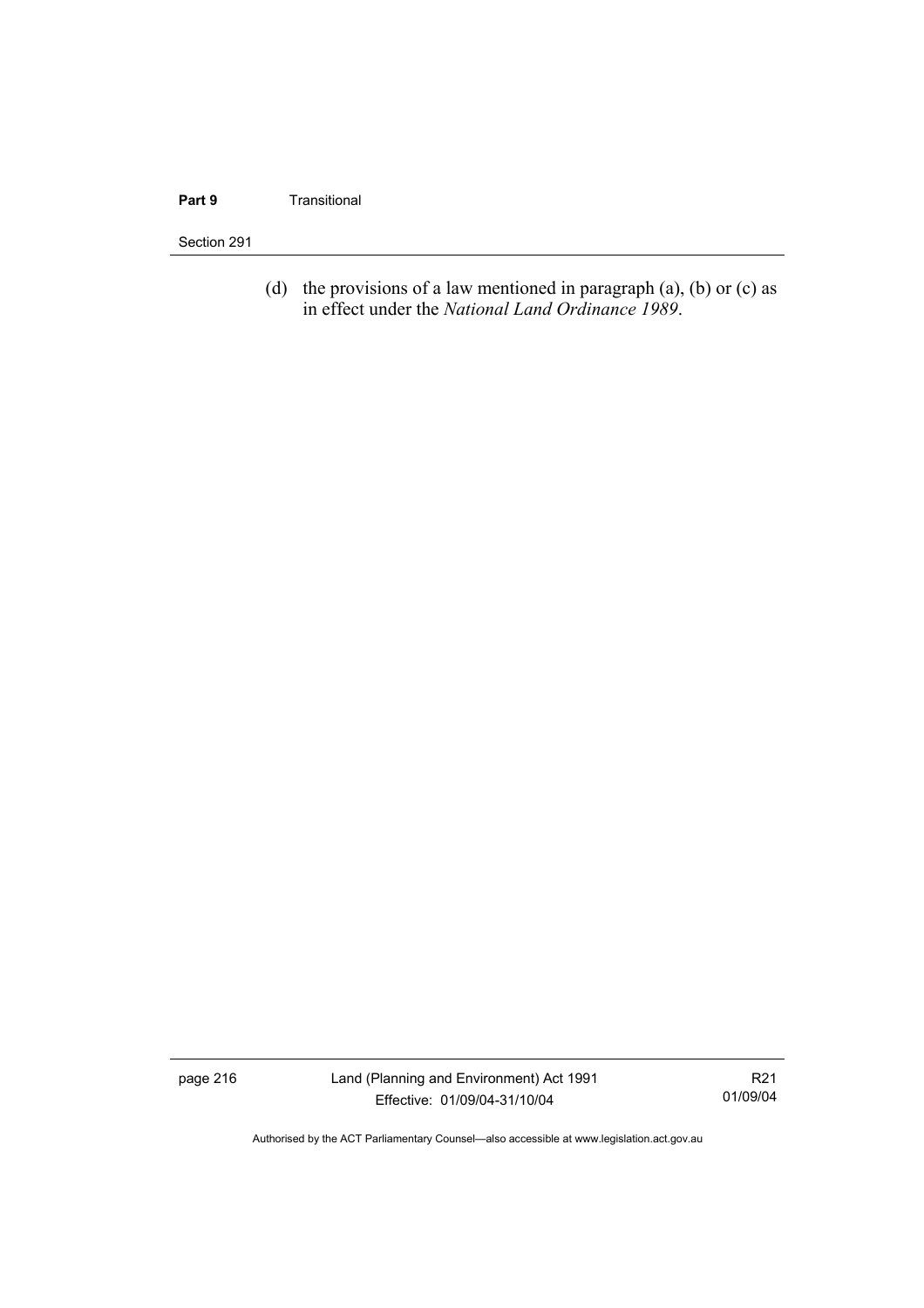(d) the provisions of a law mentioned in paragraph (a), (b) or (c) as in effect under the *National Land Ordinance 1989*.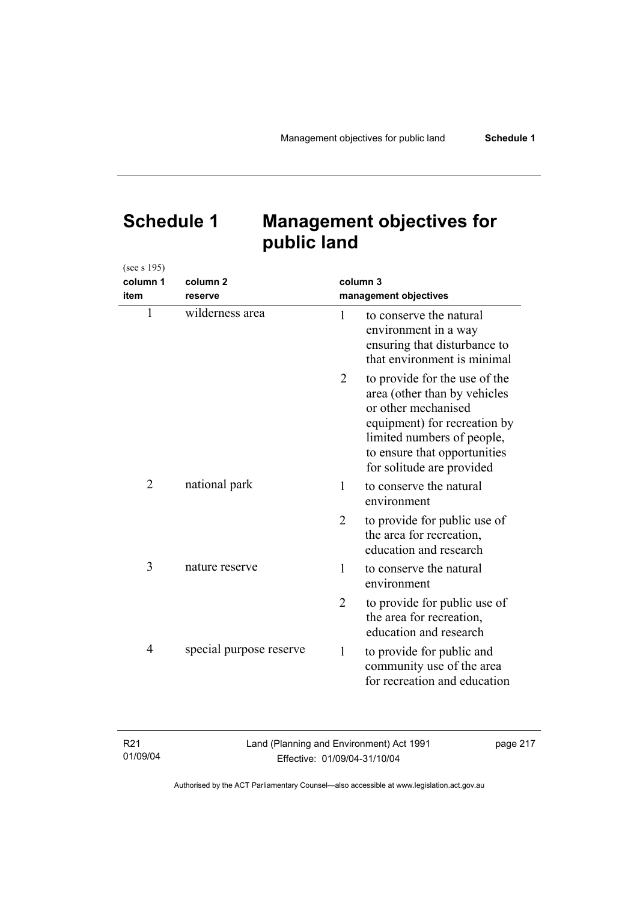# Schedule 1 Management objectives for public land

(see s 195)

| column 1 item | column 2 reserve | column 3 management objectives |
|---|---|---|
| 1 | wilderness area | 1 to conserve the natural environment in a way ensuring that disturbance to that environment is minimal |
| | | 2 to provide for the use of the area (other than by vehicles or other mechanised equipment) for recreation by limited numbers of people, to ensure that opportunities for solitude are provided |
| 2 | national park | 1 to conserve the natural environment |
| | | 2 to provide for public use of the area for recreation, education and research |
| 3 | nature reserve | 1 to conserve the natural environment |
| | | 2 to provide for public use of the area for recreation, education and research |
| 4 | special purpose reserve | 1 to provide for public and community use of the area for recreation and education |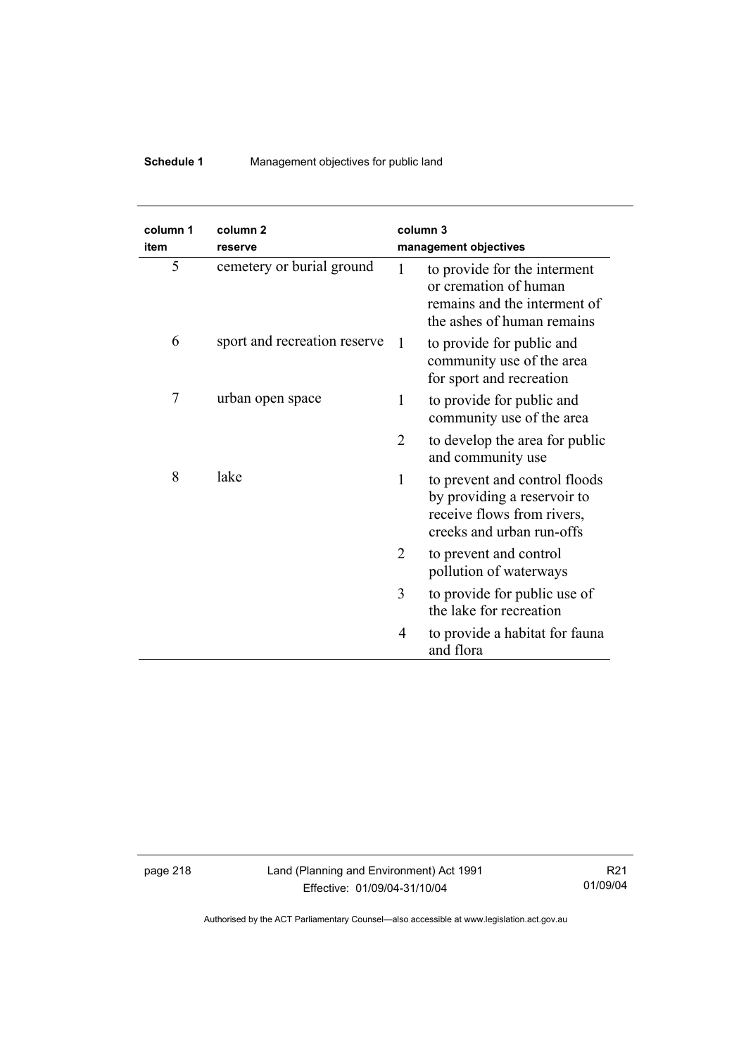| column 1 item | column 2 reserve | column 3 management objectives | |
|---|---|---|---|
| 5 | cemetery or burial ground | 1 | to provide for the interment or cremation of human remains and the interment of the ashes of human remains |
| 6 | sport and recreation reserve | 1 | to provide for public and community use of the area for sport and recreation |
| 7 | urban open space | 1 | to provide for public and community use of the area |
| | | 2 | to develop the area for public and community use |
| 8 | lake | 1 | to prevent and control floods by providing a reservoir to receive flows from rivers, creeks and urban run-offs |
| | | 2 | to prevent and control pollution of waterways |
| | | 3 | to provide for public use of the lake for recreation |
| | | 4 | to provide a habitat for fauna and flora |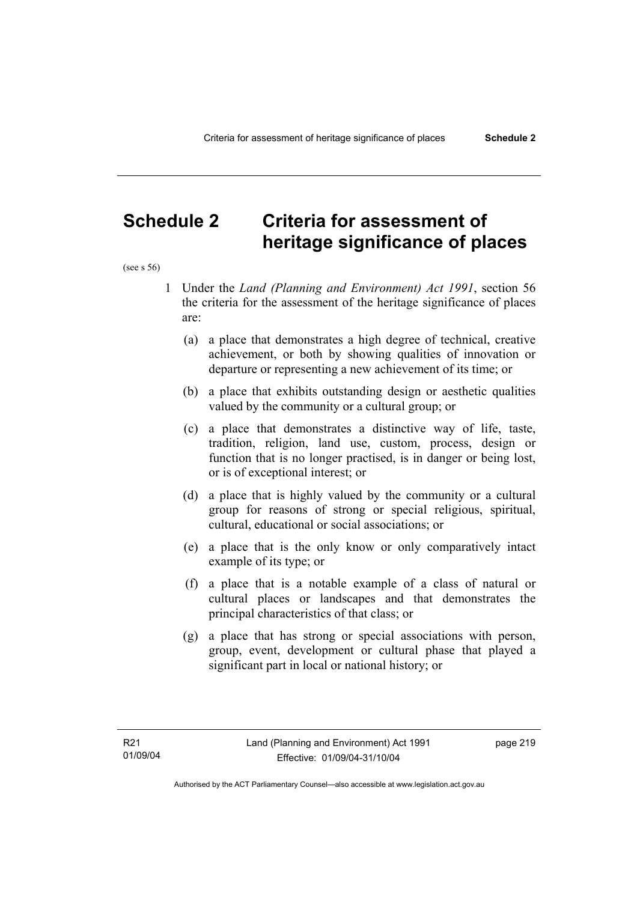# Schedule 2 Criteria for assessment of heritage significance of places

(see s 56)

1 Under the *Land (Planning and Environment) Act 1991*, section 56 the criteria for the assessment of the heritage significance of places are:

(a) a place that demonstrates a high degree of technical, creative achievement, or both by showing qualities of innovation or departure or representing a new achievement of its time; or

(b) a place that exhibits outstanding design or aesthetic qualities valued by the community or a cultural group; or

(c) a place that demonstrates a distinctive way of life, taste, tradition, religion, land use, custom, process, design or function that is no longer practised, is in danger or being lost, or is of exceptional interest; or

(d) a place that is highly valued by the community or a cultural group for reasons of strong or special religious, spiritual, cultural, educational or social associations; or

(e) a place that is the only know or only comparatively intact example of its type; or

(f) a place that is a notable example of a class of natural or cultural places or landscapes and that demonstrates the principal characteristics of that class; or

(g) a place that has strong or special associations with person, group, event, development or cultural phase that played a significant part in local or national history; or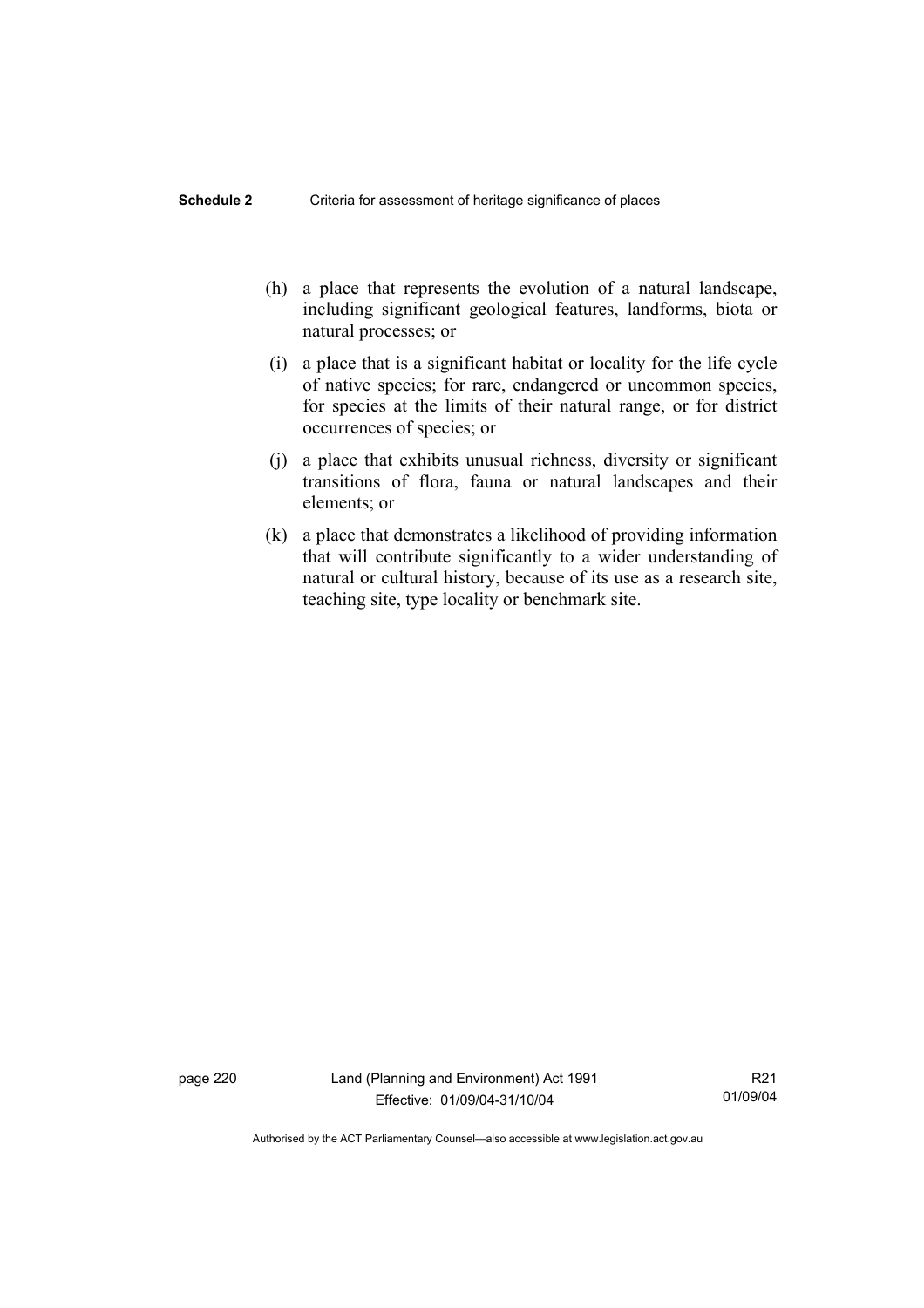(h) a place that represents the evolution of a natural landscape, including significant geological features, landforms, biota or natural processes; or

(i) a place that is a significant habitat or locality for the life cycle of native species; for rare, endangered or uncommon species, for species at the limits of their natural range, or for district occurrences of species; or

(j) a place that exhibits unusual richness, diversity or significant transitions of flora, fauna or natural landscapes and their elements; or

(k) a place that demonstrates a likelihood of providing information that will contribute significantly to a wider understanding of natural or cultural history, because of its use as a research site, teaching site, type locality or benchmark site.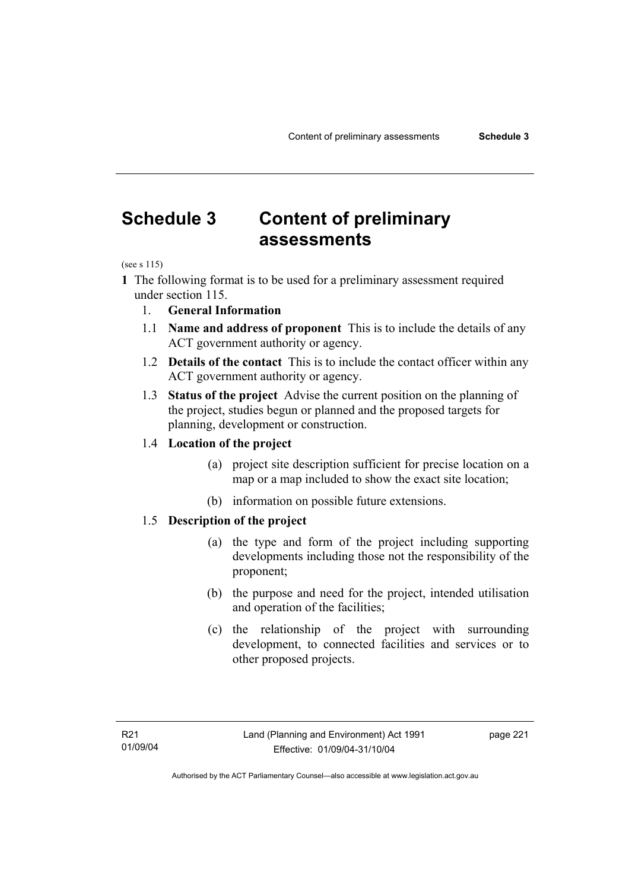# Schedule 3 Content of preliminary assessments

(see s 115)

**1** The following format is to be used for a preliminary assessment required under section 115.

1. **General Information**

1.1 **Name and address of proponent** This is to include the details of any ACT government authority or agency.

1.2 **Details of the contact** This is to include the contact officer within any ACT government authority or agency.

1.3 **Status of the project** Advise the current position on the planning of the project, studies begun or planned and the proposed targets for planning, development or construction.

1.4 **Location of the project**

(a) project site description sufficient for precise location on a map or a map included to show the exact site location;

(b) information on possible future extensions.

1.5 **Description of the project**

(a) the type and form of the project including supporting developments including those not the responsibility of the proponent;

(b) the purpose and need for the project, intended utilisation and operation of the facilities;

(c) the relationship of the project with surrounding development, to connected facilities and services or to other proposed projects.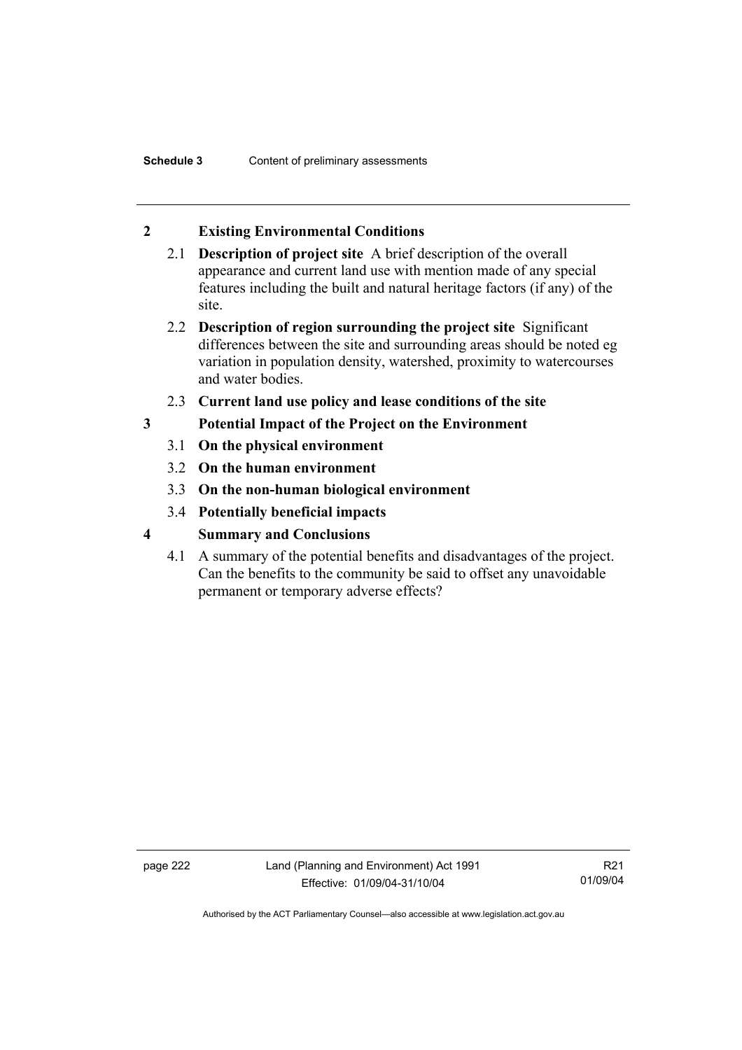## 2 Existing Environmental Conditions

2.1 **Description of project site** A brief description of the overall appearance and current land use with mention made of any special features including the built and natural heritage factors (if any) of the site.

2.2 **Description of region surrounding the project site** Significant differences between the site and surrounding areas should be noted eg variation in population density, watershed, proximity to watercourses and water bodies.

2.3 **Current land use policy and lease conditions of the site**

## 3 Potential Impact of the Project on the Environment

3.1 **On the physical environment**

3.2 **On the human environment**

3.3 **On the non-human biological environment**

3.4 **Potentially beneficial impacts**

## 4 Summary and Conclusions

4.1 A summary of the potential benefits and disadvantages of the project. Can the benefits to the community be said to offset any unavoidable permanent or temporary adverse effects?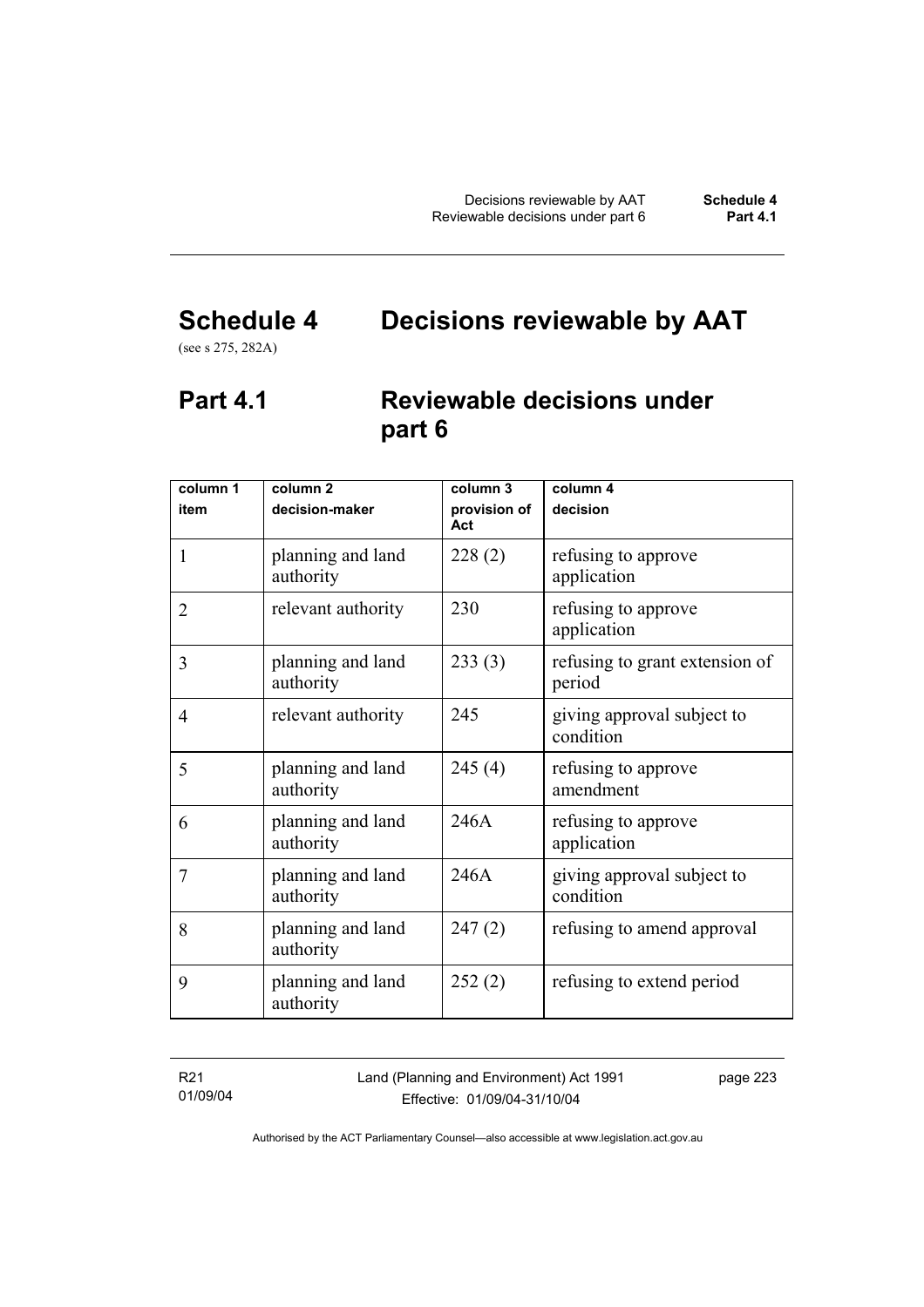# Schedule 4 Decisions reviewable by AAT

(see s 275, 282A)

## Part 4.1 Reviewable decisions under part 6

| column 1<br>item | column 2<br>decision-maker | column 3<br>provision of Act | column 4<br>decision |
|---|---|---|---|
| 1 | planning and land authority | 228 (2) | refusing to approve application |
| 2 | relevant authority | 230 | refusing to approve application |
| 3 | planning and land authority | 233 (3) | refusing to grant extension of period |
| 4 | relevant authority | 245 | giving approval subject to condition |
| 5 | planning and land authority | 245 (4) | refusing to approve amendment |
| 6 | planning and land authority | 246A | refusing to approve application |
| 7 | planning and land authority | 246A | giving approval subject to condition |
| 8 | planning and land authority | 247 (2) | refusing to amend approval |
| 9 | planning and land authority | 252 (2) | refusing to extend period |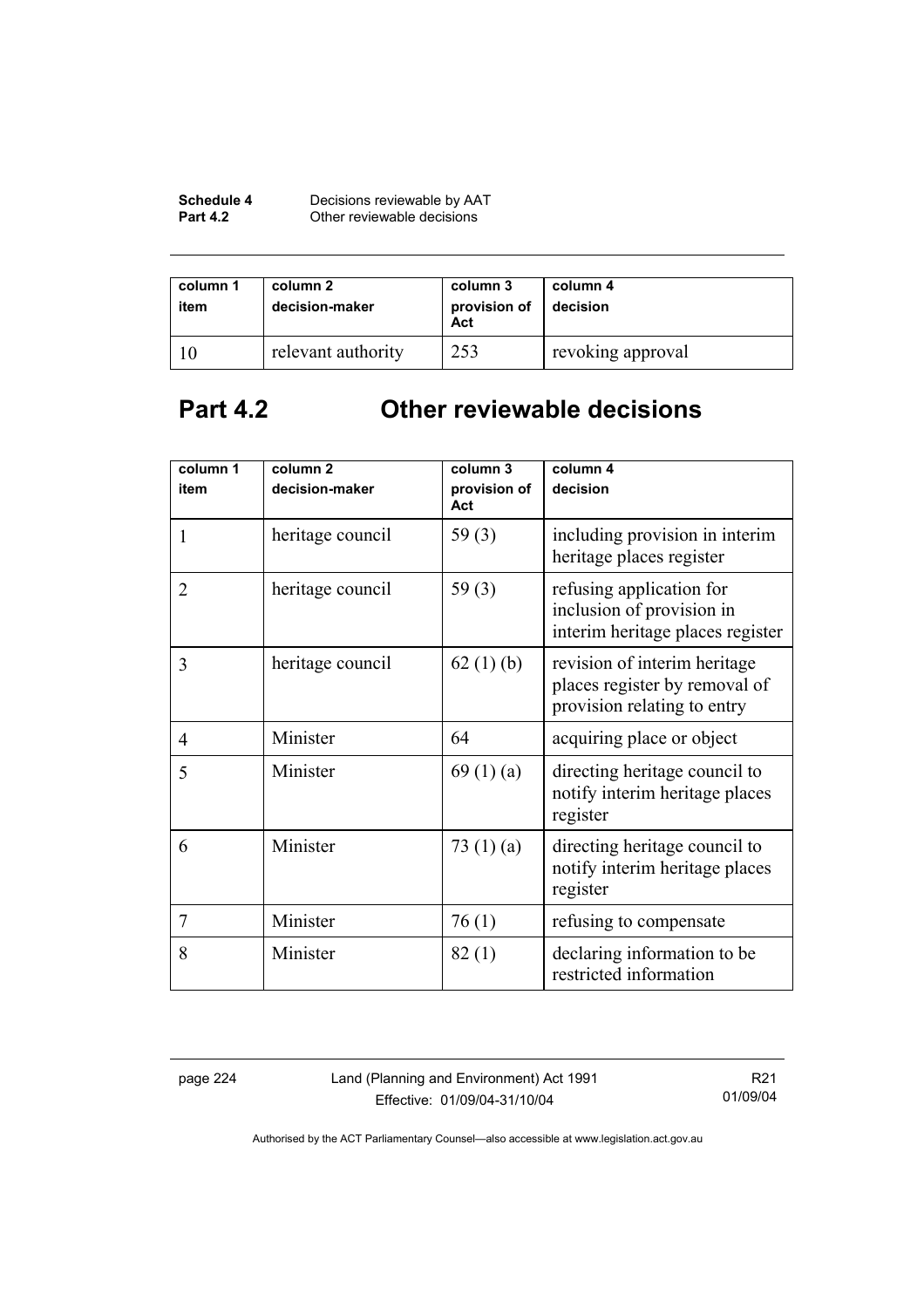| column 1<br>item | column 2<br>decision-maker | column 3<br>provision of Act | column 4<br>decision |
|---|---|---|---|
| 10 | relevant authority | 253 | revoking approval |

## Part 4.2 Other reviewable decisions

| column 1<br>item | column 2<br>decision-maker | column 3<br>provision of Act | column 4<br>decision |
|---|---|---|---|
| 1 | heritage council | 59 (3) | including provision in interim heritage places register |
| 2 | heritage council | 59 (3) | refusing application for inclusion of provision in interim heritage places register |
| 3 | heritage council | 62 (1) (b) | revision of interim heritage places register by removal of provision relating to entry |
| 4 | Minister | 64 | acquiring place or object |
| 5 | Minister | 69 (1) (a) | directing heritage council to notify interim heritage places register |
| 6 | Minister | 73 (1) (a) | directing heritage council to notify interim heritage places register |
| 7 | Minister | 76 (1) | refusing to compensate |
| 8 | Minister | 82 (1) | declaring information to be restricted information |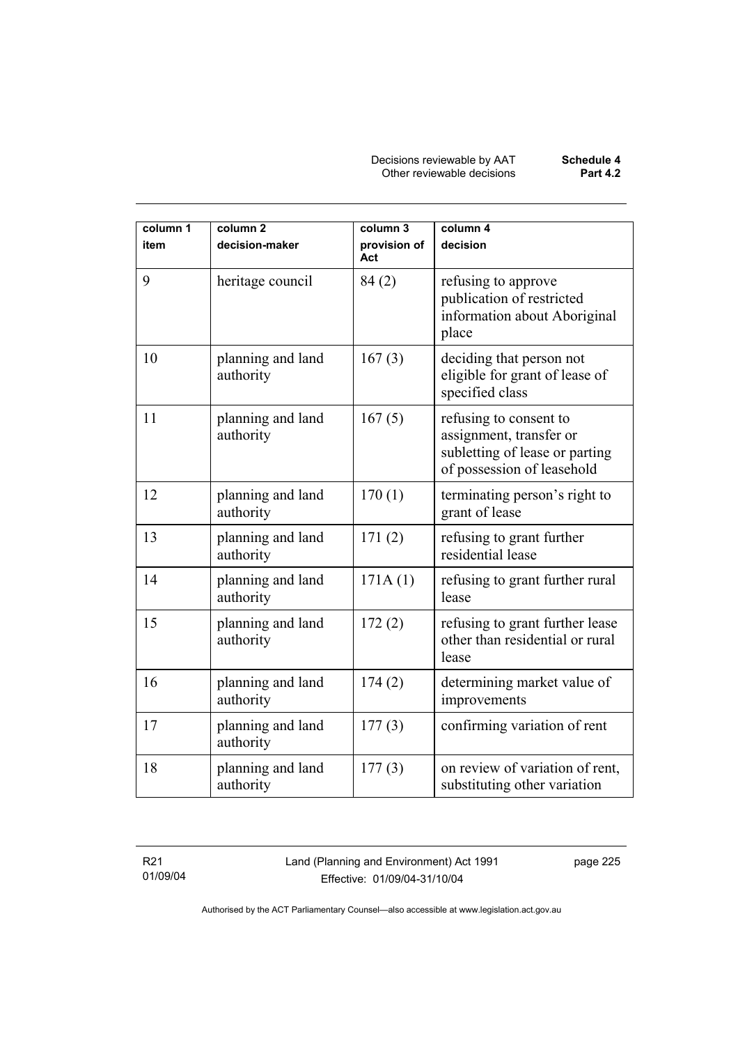| column 1 item | column 2 decision-maker | column 3 provision of Act | column 4 decision |
|---|---|---|---|
| 9 | heritage council | 84 (2) | refusing to approve publication of restricted information about Aboriginal place |
| 10 | planning and land authority | 167 (3) | deciding that person not eligible for grant of lease of specified class |
| 11 | planning and land authority | 167 (5) | refusing to consent to assignment, transfer or subletting of lease or parting of possession of leasehold |
| 12 | planning and land authority | 170 (1) | terminating person's right to grant of lease |
| 13 | planning and land authority | 171 (2) | refusing to grant further residential lease |
| 14 | planning and land authority | 171A (1) | refusing to grant further rural lease |
| 15 | planning and land authority | 172 (2) | refusing to grant further lease other than residential or rural lease |
| 16 | planning and land authority | 174 (2) | determining market value of improvements |
| 17 | planning and land authority | 177 (3) | confirming variation of rent |
| 18 | planning and land authority | 177 (3) | on review of variation of rent, substituting other variation |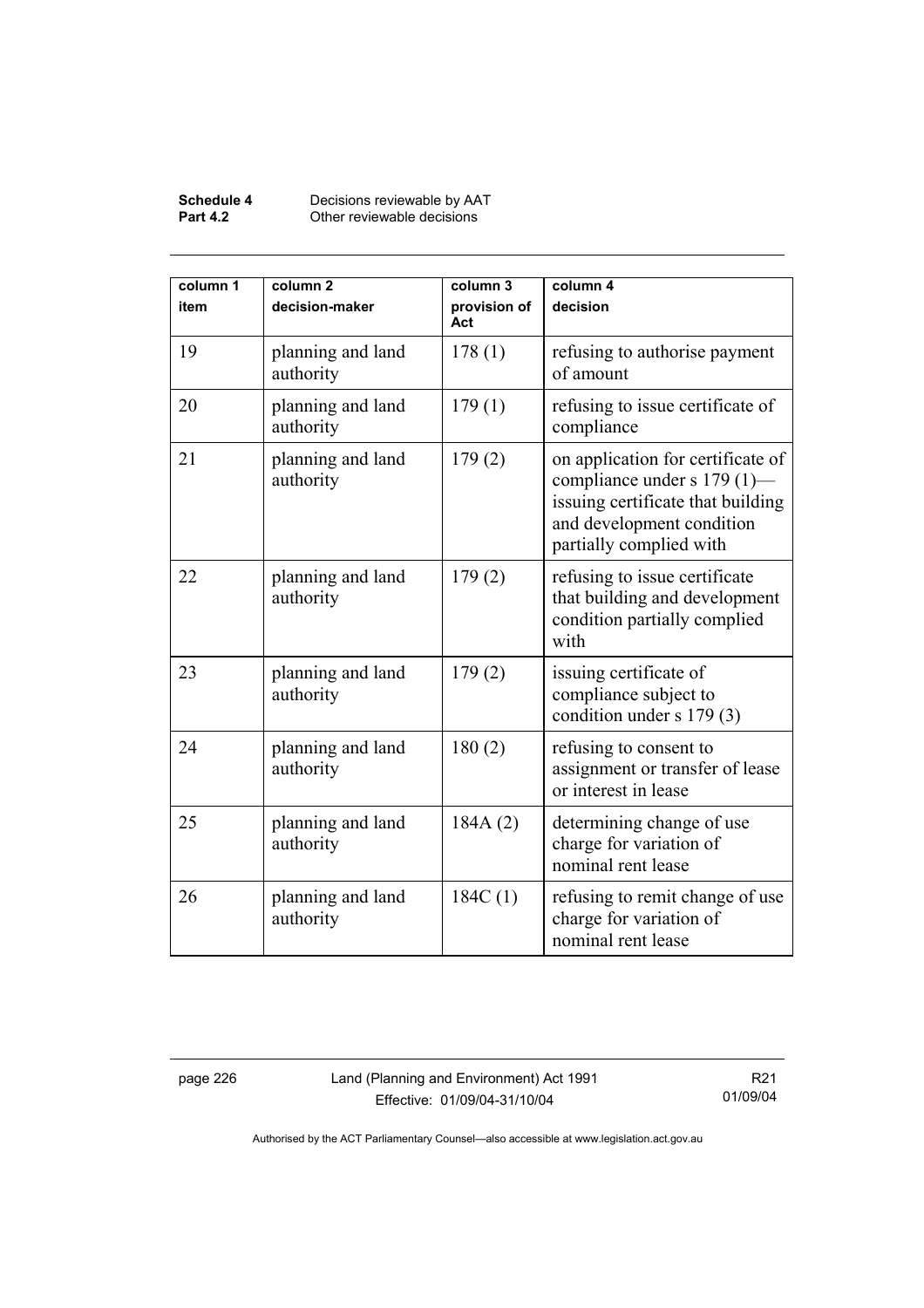| column 1 item | column 2 decision-maker | column 3 provision of Act | column 4 decision |
|---|---|---|---|
| 19 | planning and land authority | 178 (1) | refusing to authorise payment of amount |
| 20 | planning and land authority | 179 (1) | refusing to issue certificate of compliance |
| 21 | planning and land authority | 179 (2) | on application for certificate of compliance under s 179 (1)—issuing certificate that building and development condition partially complied with |
| 22 | planning and land authority | 179 (2) | refusing to issue certificate that building and development condition partially complied with |
| 23 | planning and land authority | 179 (2) | issuing certificate of compliance subject to condition under s 179 (3) |
| 24 | planning and land authority | 180 (2) | refusing to consent to assignment or transfer of lease or interest in lease |
| 25 | planning and land authority | 184A (2) | determining change of use charge for variation of nominal rent lease |
| 26 | planning and land authority | 184C (1) | refusing to remit change of use charge for variation of nominal rent lease |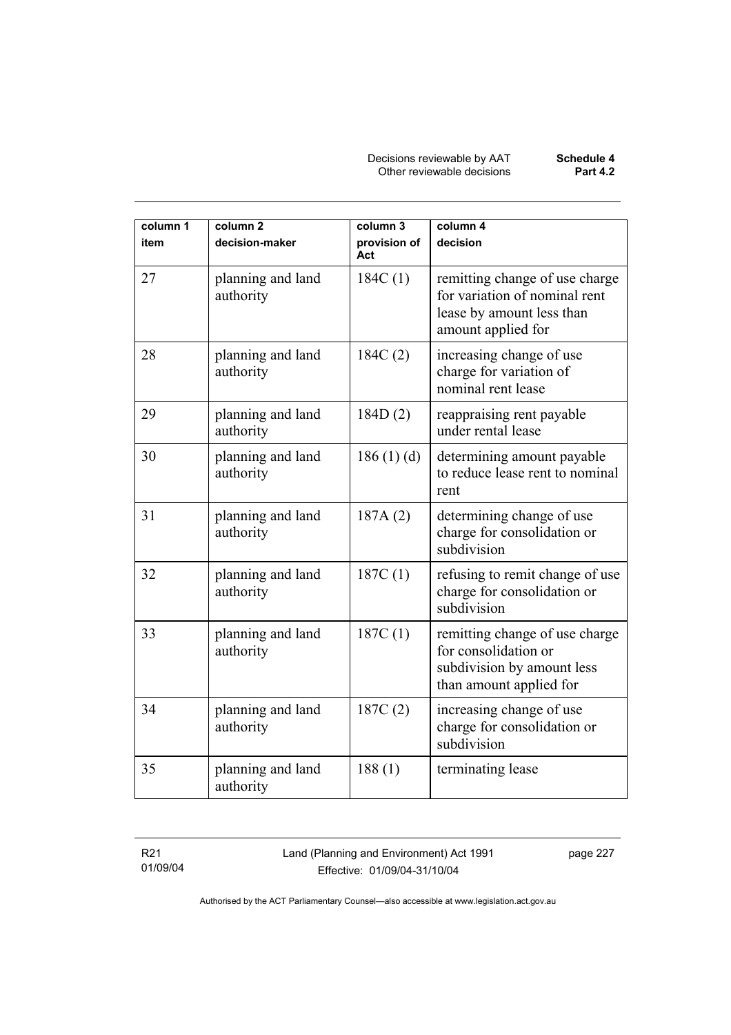| column 1<br>item | column 2<br>decision-maker | column 3<br>provision of Act | column 4<br>decision |
|---|---|---|---|
| 27 | planning and land authority | 184C (1) | remitting change of use charge for variation of nominal rent lease by amount less than amount applied for |
| 28 | planning and land authority | 184C (2) | increasing change of use charge for variation of nominal rent lease |
| 29 | planning and land authority | 184D (2) | reappraising rent payable under rental lease |
| 30 | planning and land authority | 186 (1) (d) | determining amount payable to reduce lease rent to nominal rent |
| 31 | planning and land authority | 187A (2) | determining change of use charge for consolidation or subdivision |
| 32 | planning and land authority | 187C (1) | refusing to remit change of use charge for consolidation or subdivision |
| 33 | planning and land authority | 187C (1) | remitting change of use charge for consolidation or subdivision by amount less than amount applied for |
| 34 | planning and land authority | 187C (2) | increasing change of use charge for consolidation or subdivision |
| 35 | planning and land authority | 188 (1) | terminating lease |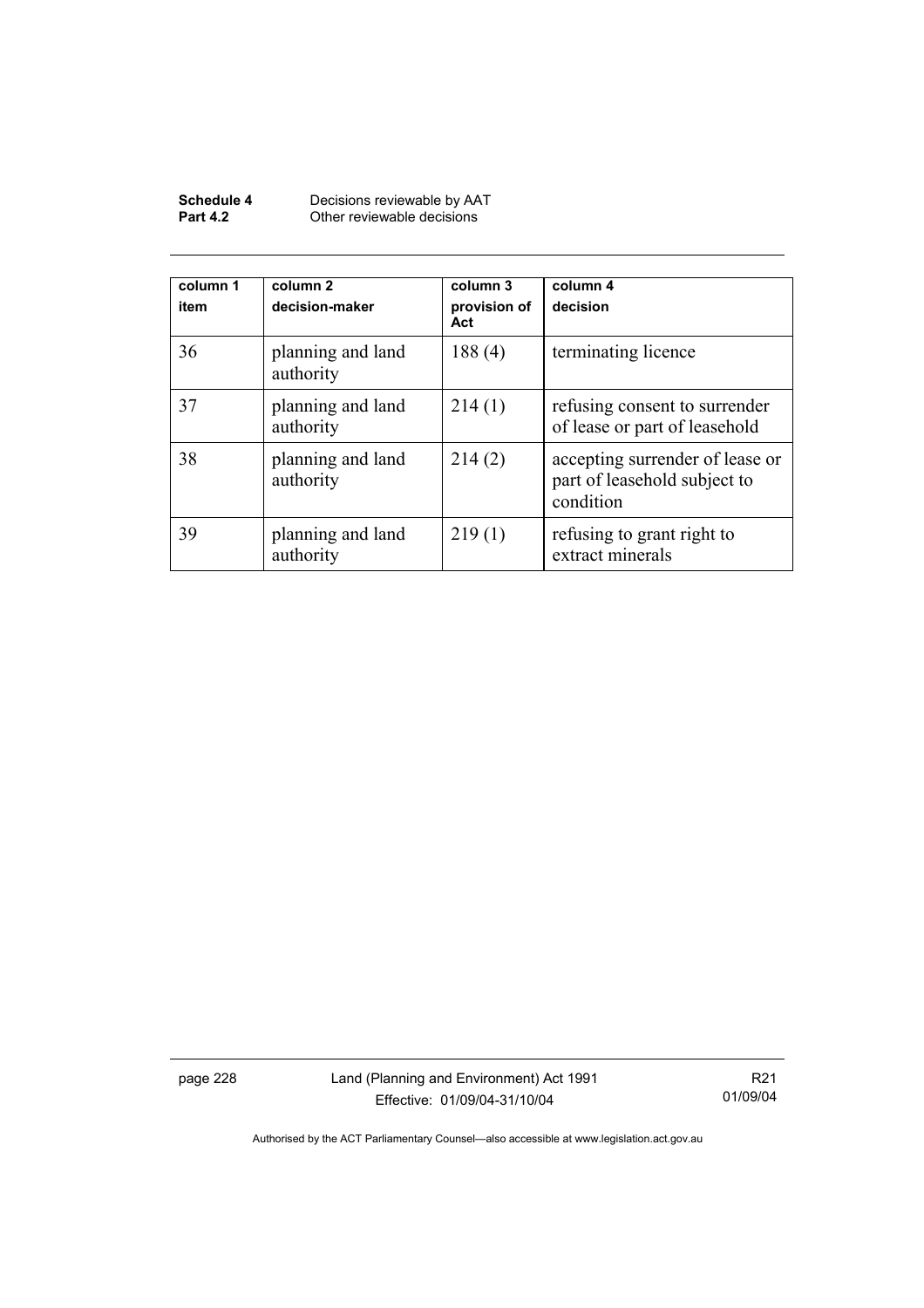| column 1<br>item | column 2<br>decision-maker | column 3<br>provision of Act | column 4<br>decision |
|---|---|---|---|
| 36 | planning and land authority | 188 (4) | terminating licence |
| 37 | planning and land authority | 214 (1) | refusing consent to surrender of lease or part of leasehold |
| 38 | planning and land authority | 214 (2) | accepting surrender of lease or part of leasehold subject to condition |
| 39 | planning and land authority | 219 (1) | refusing to grant right to extract minerals |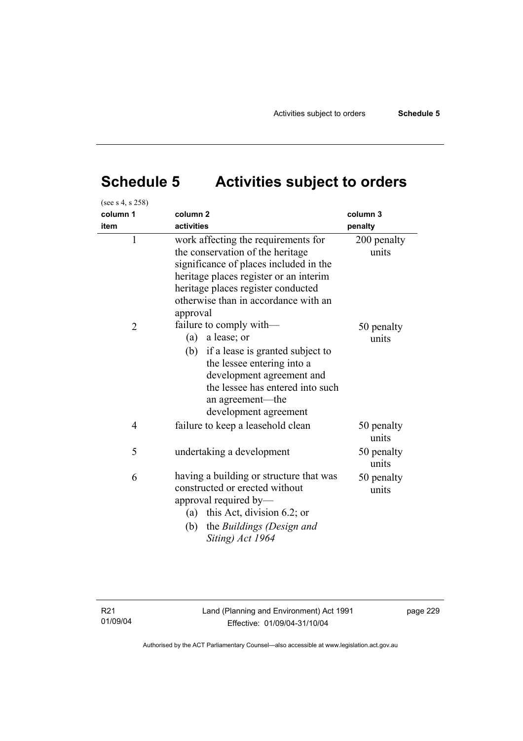# Schedule 5 Activities subject to orders

(see s 4, s 258)

| column 1<br>item | column 2<br>activities | column 3<br>penalty |
|---|---|---|
| 1 | work affecting the requirements for the conservation of the heritage significance of places included in the heritage places register or an interim heritage places register conducted otherwise than in accordance with an approval | 200 penalty units |
| 2 | failure to comply with—<br>(a) a lease; or<br>(b) if a lease is granted subject to the lessee entering into a development agreement and the lessee has entered into such an agreement—the development agreement | 50 penalty units |
| 4 | failure to keep a leasehold clean | 50 penalty units |
| 5 | undertaking a development | 50 penalty units |
| 6 | having a building or structure that was constructed or erected without approval required by—<br>(a) this Act, division 6.2; or<br>(b) the *Buildings (Design and Siting) Act 1964* | 50 penalty units |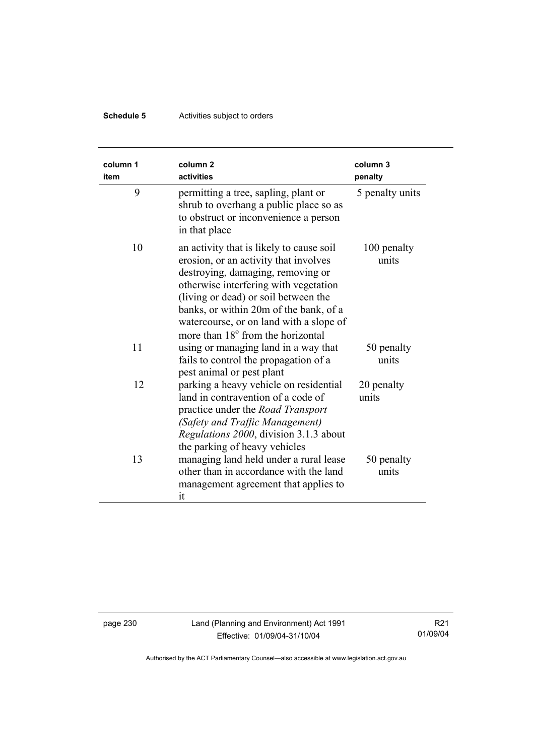| column 1 item | column 2 activities | column 3 penalty |
|---|---|---|
| 9 | permitting a tree, sapling, plant or shrub to overhang a public place so as to obstruct or inconvenience a person in that place | 5 penalty units |
| 10 | an activity that is likely to cause soil erosion, or an activity that involves destroying, damaging, removing or otherwise interfering with vegetation (living or dead) or soil between the banks, or within 20m of the bank, of a watercourse, or on land with a slope of more than 18° from the horizontal | 100 penalty units |
| 11 | using or managing land in a way that fails to control the propagation of a pest animal or pest plant | 50 penalty units |
| 12 | parking a heavy vehicle on residential land in contravention of a code of practice under the *Road Transport (Safety and Traffic Management) Regulations 2000*, division 3.1.3 about the parking of heavy vehicles | 20 penalty units |
| 13 | managing land held under a rural lease other than in accordance with the land management agreement that applies to it | 50 penalty units |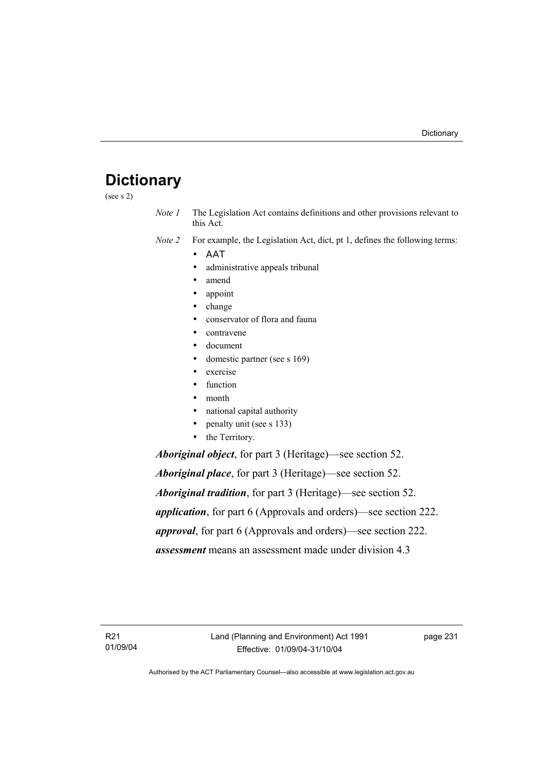# Dictionary

(see s 2)

*Note 1* The Legislation Act contains definitions and other provisions relevant to this Act.

*Note 2* For example, the Legislation Act, dict, pt 1, defines the following terms:

- AAT
- administrative appeals tribunal
- amend
- appoint
- change
- conservator of flora and fauna
- contravene
- document
- domestic partner (see s 169)
- exercise
- function
- month
- national capital authority
- penalty unit (see s 133)
- the Territory.

***Aboriginal object***, for part 3 (Heritage)—see section 52.

***Aboriginal place***, for part 3 (Heritage)—see section 52.

***Aboriginal tradition***, for part 3 (Heritage)—see section 52.

***application***, for part 6 (Approvals and orders)—see section 222.

***approval***, for part 6 (Approvals and orders)—see section 222.

***assessment*** means an assessment made under division 4.3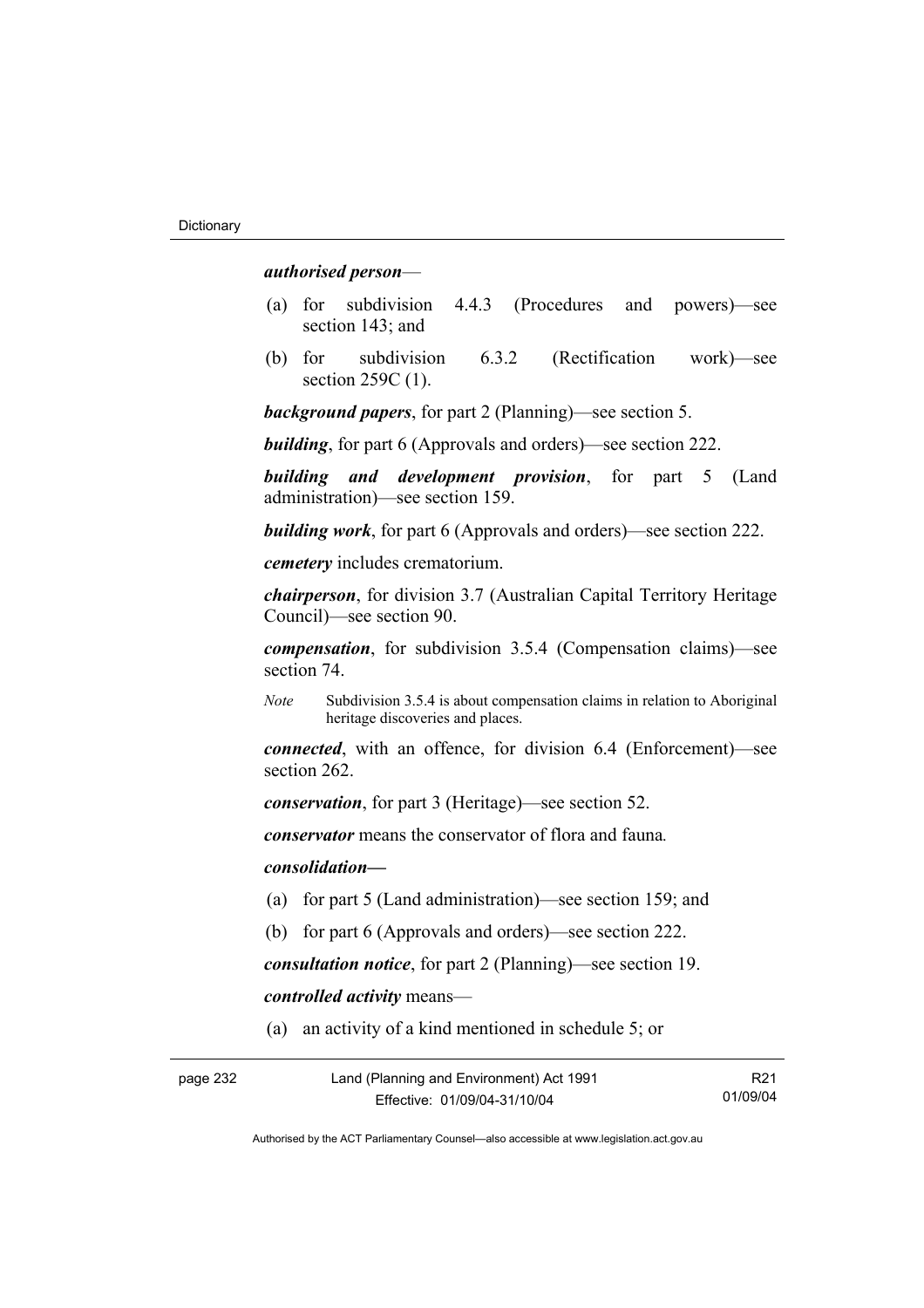***authorised person***—

(a) for subdivision 4.4.3 (Procedures and powers)—see section 143; and

(b) for subdivision 6.3.2 (Rectification work)—see section 259C (1).

***background papers***, for part 2 (Planning)—see section 5.

***building***, for part 6 (Approvals and orders)—see section 222.

***building and development provision***, for part 5 (Land administration)—see section 159.

***building work***, for part 6 (Approvals and orders)—see section 222.

***cemetery*** includes crematorium.

***chairperson***, for division 3.7 (Australian Capital Territory Heritage Council)—see section 90.

***compensation***, for subdivision 3.5.4 (Compensation claims)—see section 74.

*Note* Subdivision 3.5.4 is about compensation claims in relation to Aboriginal heritage discoveries and places.

***connected***, with an offence, for division 6.4 (Enforcement)—see section 262.

***conservation***, for part 3 (Heritage)—see section 52.

***conservator*** means the conservator of flora and fauna*.*

***consolidation—***

(a) for part 5 (Land administration)—see section 159; and

(b) for part 6 (Approvals and orders)—see section 222.

***consultation notice***, for part 2 (Planning)—see section 19.

***controlled activity*** means—

(a) an activity of a kind mentioned in schedule 5; or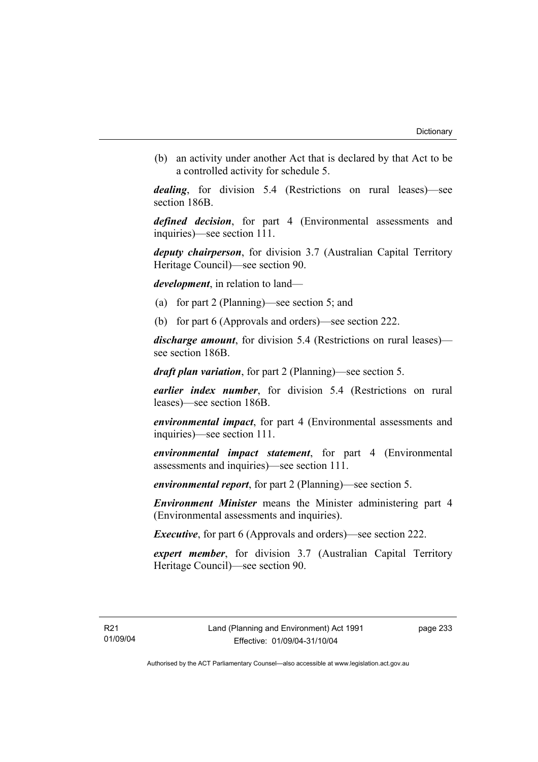(b) an activity under another Act that is declared by that Act to be a controlled activity for schedule 5.

***dealing***, for division 5.4 (Restrictions on rural leases)—see section 186B.

***defined decision***, for part 4 (Environmental assessments and inquiries)—see section 111.

***deputy chairperson***, for division 3.7 (Australian Capital Territory Heritage Council)—see section 90.

***development***, in relation to land—

(a) for part 2 (Planning)—see section 5; and

(b) for part 6 (Approvals and orders)—see section 222.

***discharge amount***, for division 5.4 (Restrictions on rural leases)—see section 186B.

***draft plan variation***, for part 2 (Planning)—see section 5.

***earlier index number***, for division 5.4 (Restrictions on rural leases)—see section 186B.

***environmental impact***, for part 4 (Environmental assessments and inquiries)—see section 111.

***environmental impact statement***, for part 4 (Environmental assessments and inquiries)—see section 111.

***environmental report***, for part 2 (Planning)—see section 5.

***Environment Minister*** means the Minister administering part 4 (Environmental assessments and inquiries).

***Executive***, for part 6 (Approvals and orders)—see section 222.

***expert member***, for division 3.7 (Australian Capital Territory Heritage Council)—see section 90.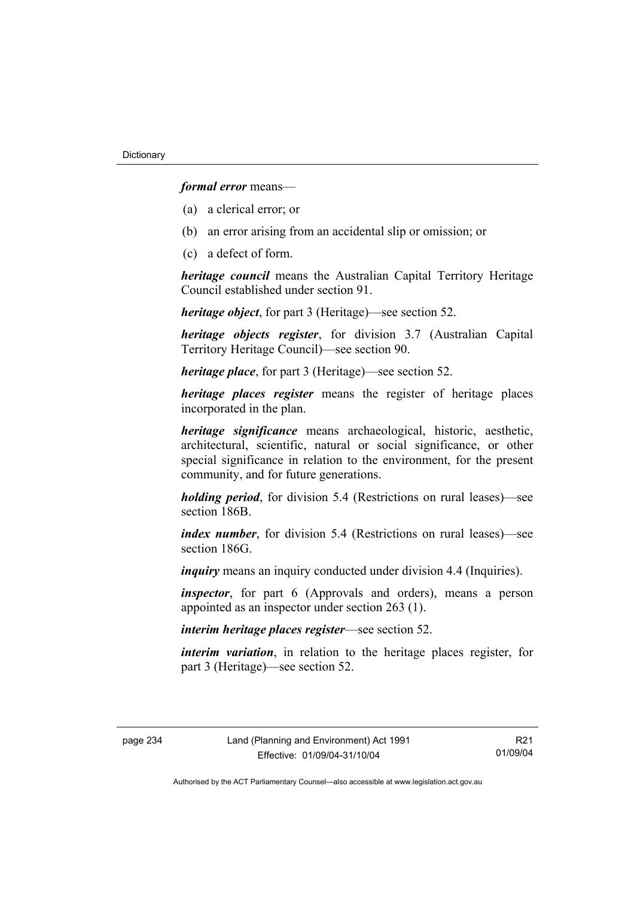***formal error*** means—

(a) a clerical error; or

(b) an error arising from an accidental slip or omission; or

(c) a defect of form.

***heritage council*** means the Australian Capital Territory Heritage Council established under section 91.

***heritage object***, for part 3 (Heritage)—see section 52.

***heritage objects register***, for division 3.7 (Australian Capital Territory Heritage Council)—see section 90.

***heritage place***, for part 3 (Heritage)—see section 52.

***heritage places register*** means the register of heritage places incorporated in the plan.

***heritage significance*** means archaeological, historic, aesthetic, architectural, scientific, natural or social significance, or other special significance in relation to the environment, for the present community, and for future generations.

***holding period***, for division 5.4 (Restrictions on rural leases)—see section 186B.

***index number***, for division 5.4 (Restrictions on rural leases)—see section 186G.

***inquiry*** means an inquiry conducted under division 4.4 (Inquiries).

***inspector***, for part 6 (Approvals and orders), means a person appointed as an inspector under section 263 (1).

***interim heritage places register***—see section 52.

***interim variation***, in relation to the heritage places register, for part 3 (Heritage)—see section 52.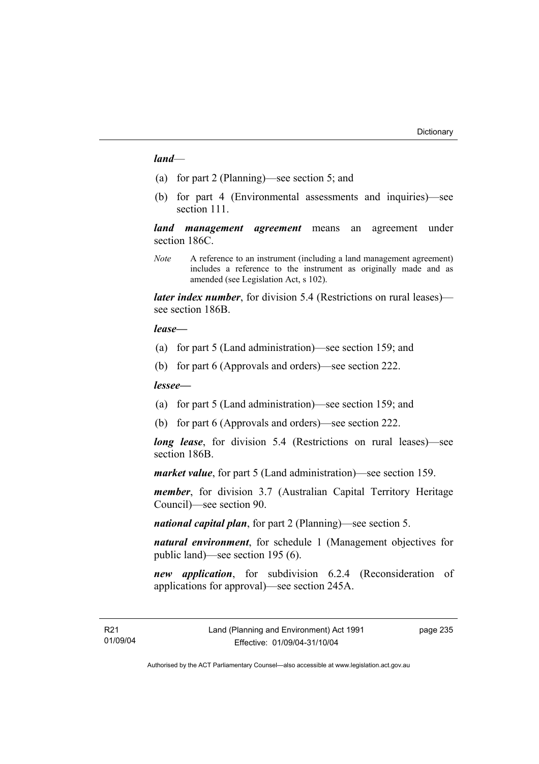***land***—

(a) for part 2 (Planning)—see section 5; and

(b) for part 4 (Environmental assessments and inquiries)—see section 111.

***land management agreement*** means an agreement under section 186C.

*Note* A reference to an instrument (including a land management agreement) includes a reference to the instrument as originally made and as amended (see Legislation Act, s 102).

***later index number***, for division 5.4 (Restrictions on rural leases)—see section 186B.

***lease—***

(a) for part 5 (Land administration)—see section 159; and

(b) for part 6 (Approvals and orders)—see section 222.

***lessee—***

(a) for part 5 (Land administration)—see section 159; and

(b) for part 6 (Approvals and orders)—see section 222.

***long lease***, for division 5.4 (Restrictions on rural leases)—see section 186B.

***market value***, for part 5 (Land administration)—see section 159.

***member***, for division 3.7 (Australian Capital Territory Heritage Council)—see section 90.

***national capital plan***, for part 2 (Planning)—see section 5.

***natural environment***, for schedule 1 (Management objectives for public land)—see section 195 (6).

***new application***, for subdivision 6.2.4 (Reconsideration of applications for approval)—see section 245A.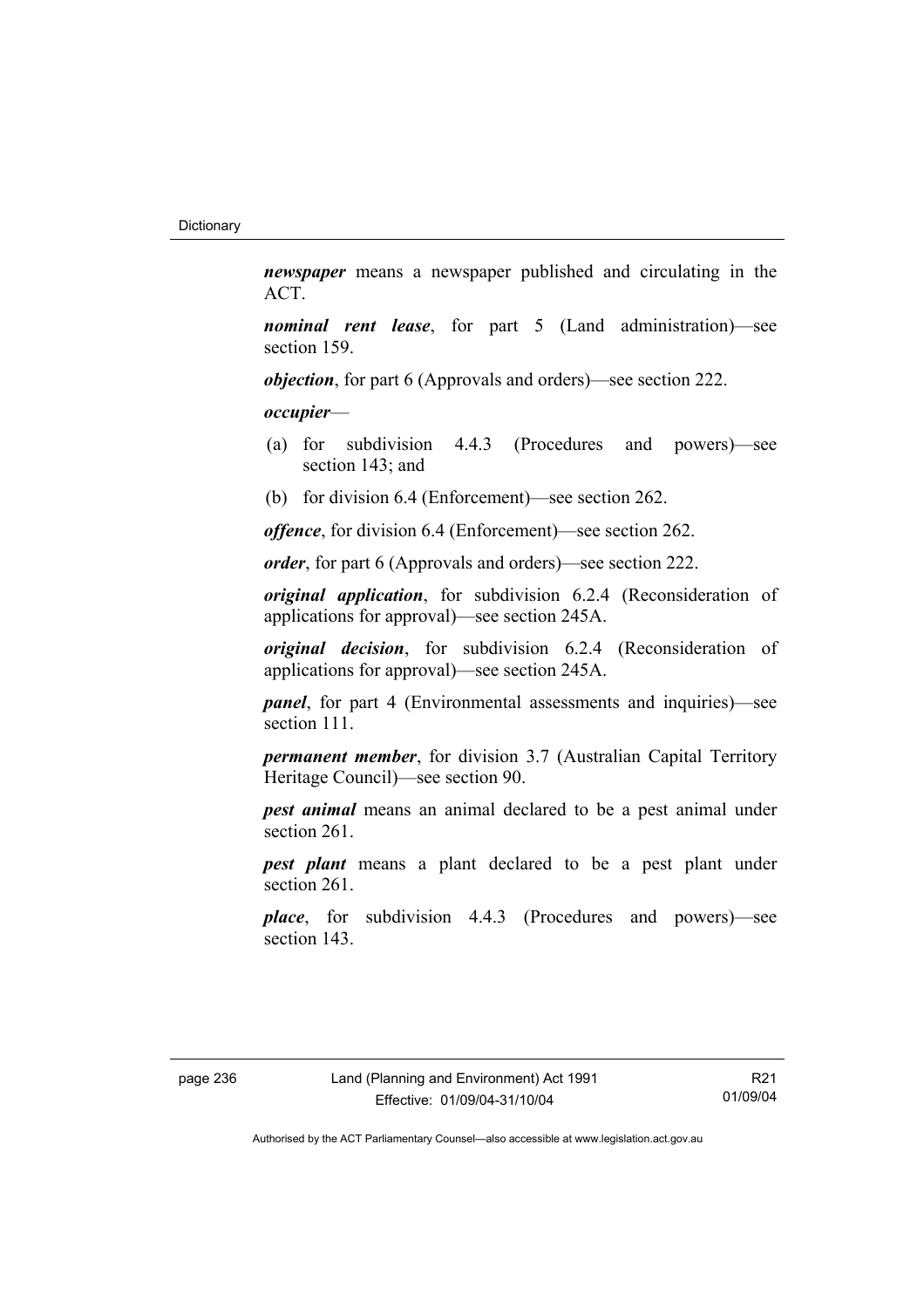***newspaper*** means a newspaper published and circulating in the ACT.

***nominal rent lease***, for part 5 (Land administration)—see section 159.

***objection***, for part 6 (Approvals and orders)—see section 222.

***occupier***—

(a) for subdivision 4.4.3 (Procedures and powers)—see section 143; and

(b) for division 6.4 (Enforcement)—see section 262.

***offence***, for division 6.4 (Enforcement)—see section 262.

***order***, for part 6 (Approvals and orders)—see section 222.

***original application***, for subdivision 6.2.4 (Reconsideration of applications for approval)—see section 245A.

***original decision***, for subdivision 6.2.4 (Reconsideration of applications for approval)—see section 245A.

***panel***, for part 4 (Environmental assessments and inquiries)—see section 111.

***permanent member***, for division 3.7 (Australian Capital Territory Heritage Council)—see section 90.

***pest animal*** means an animal declared to be a pest animal under section 261.

***pest plant*** means a plant declared to be a pest plant under section 261.

***place***, for subdivision 4.4.3 (Procedures and powers)—see section 143.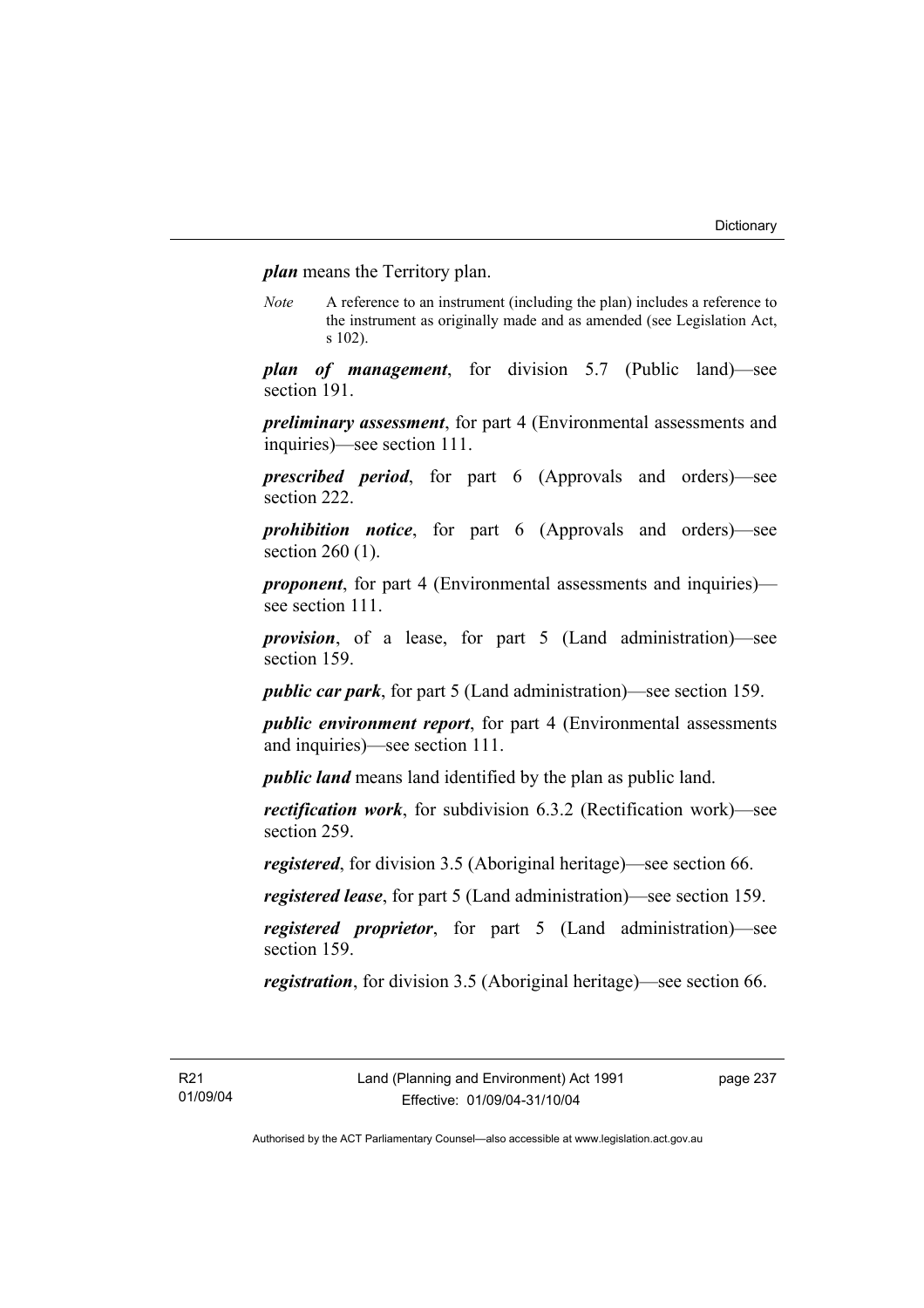***plan*** means the Territory plan.

*Note* A reference to an instrument (including the plan) includes a reference to the instrument as originally made and as amended (see Legislation Act, s 102).

***plan of management***, for division 5.7 (Public land)—see section 191.

***preliminary assessment***, for part 4 (Environmental assessments and inquiries)—see section 111.

***prescribed period***, for part 6 (Approvals and orders)—see section 222.

***prohibition notice***, for part 6 (Approvals and orders)—see section 260 (1).

***proponent***, for part 4 (Environmental assessments and inquiries)—see section 111.

***provision***, of a lease, for part 5 (Land administration)—see section 159.

***public car park***, for part 5 (Land administration)—see section 159.

***public environment report***, for part 4 (Environmental assessments and inquiries)—see section 111.

***public land*** means land identified by the plan as public land.

***rectification work***, for subdivision 6.3.2 (Rectification work)—see section 259.

***registered***, for division 3.5 (Aboriginal heritage)—see section 66.

***registered lease***, for part 5 (Land administration)—see section 159.

***registered proprietor***, for part 5 (Land administration)—see section 159.

***registration***, for division 3.5 (Aboriginal heritage)—see section 66.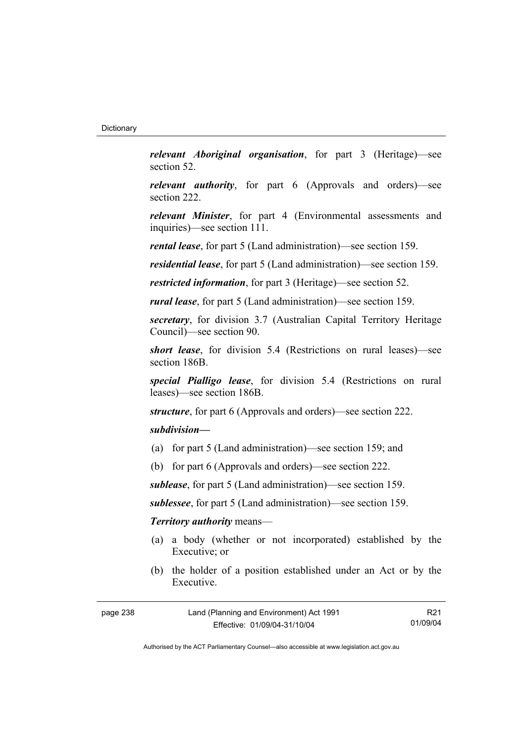***relevant Aboriginal organisation***, for part 3 (Heritage)—see section 52.

***relevant authority***, for part 6 (Approvals and orders)—see section 222.

***relevant Minister***, for part 4 (Environmental assessments and inquiries)—see section 111.

***rental lease***, for part 5 (Land administration)—see section 159.

***residential lease***, for part 5 (Land administration)—see section 159.

***restricted information***, for part 3 (Heritage)—see section 52.

***rural lease***, for part 5 (Land administration)—see section 159.

***secretary***, for division 3.7 (Australian Capital Territory Heritage Council)—see section 90.

***short lease***, for division 5.4 (Restrictions on rural leases)—see section 186B.

***special Pialligo lease***, for division 5.4 (Restrictions on rural leases)—see section 186B.

***structure***, for part 6 (Approvals and orders)—see section 222.

***subdivision***—

(a) for part 5 (Land administration)—see section 159; and

(b) for part 6 (Approvals and orders)—see section 222.

***sublease***, for part 5 (Land administration)—see section 159.

***sublessee***, for part 5 (Land administration)—see section 159.

***Territory authority*** means—

(a) a body (whether or not incorporated) established by the Executive; or

(b) the holder of a position established under an Act or by the Executive.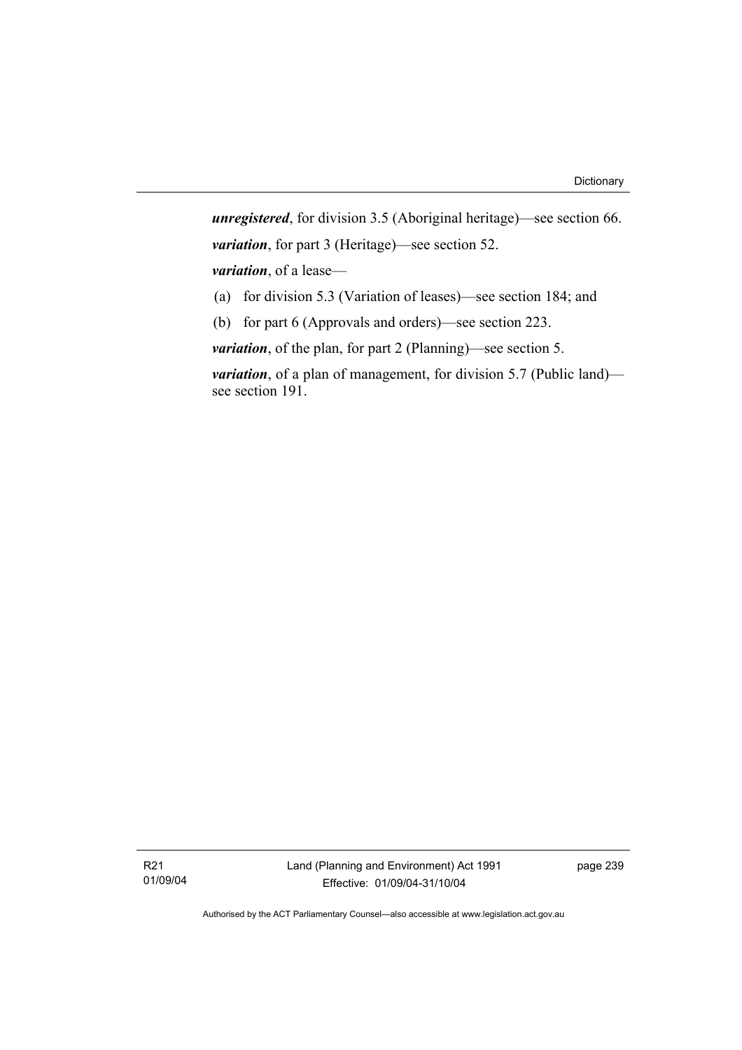***unregistered***, for division 3.5 (Aboriginal heritage)—see section 66.

***variation***, for part 3 (Heritage)—see section 52.

***variation***, of a lease—

(a) for division 5.3 (Variation of leases)—see section 184; and

(b) for part 6 (Approvals and orders)—see section 223.

***variation***, of the plan, for part 2 (Planning)—see section 5.

***variation***, of a plan of management, for division 5.7 (Public land)—see section 191.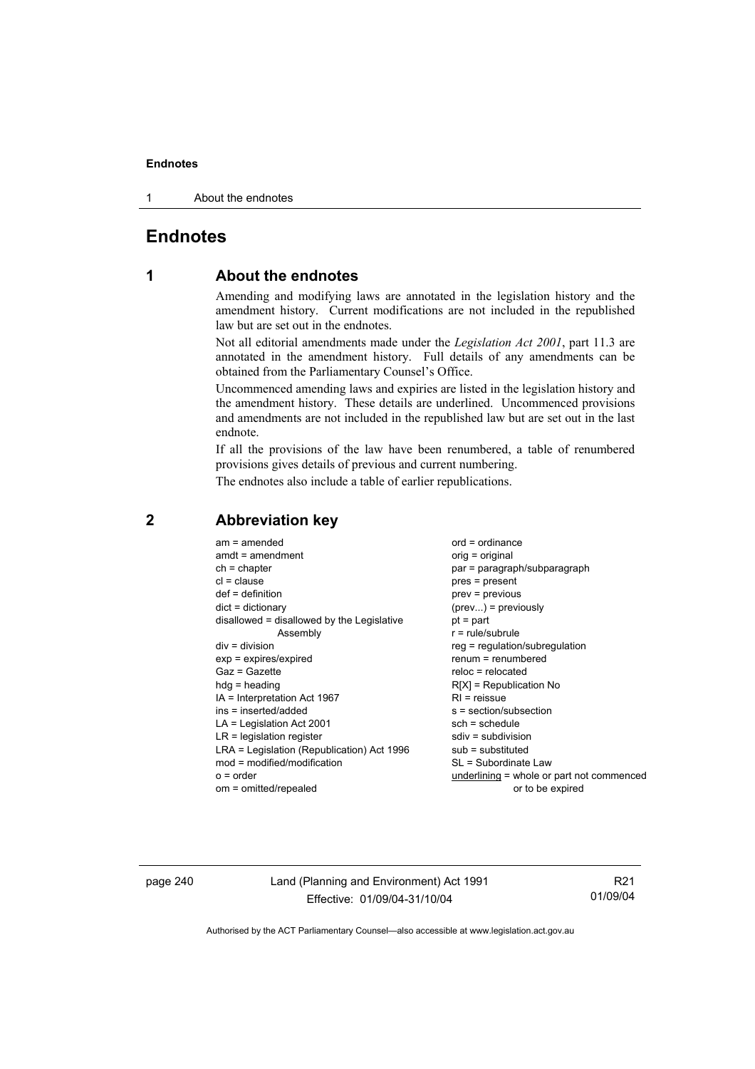# Endnotes

## 1 About the endnotes

Amending and modifying laws are annotated in the legislation history and the amendment history. Current modifications are not included in the republished law but are set out in the endnotes.

Not all editorial amendments made under the *Legislation Act 2001*, part 11.3 are annotated in the amendment history. Full details of any amendments can be obtained from the Parliamentary Counsel's Office.

Uncommenced amending laws and expiries are listed in the legislation history and the amendment history. These details are underlined. Uncommenced provisions and amendments are not included in the republished law but are set out in the last endnote.

If all the provisions of the law have been renumbered, a table of renumbered provisions gives details of previous and current numbering.

The endnotes also include a table of earlier republications.

## 2 Abbreviation key

am = amended
amdt = amendment
ch = chapter
cl = clause
def = definition
dict = dictionary
disallowed = disallowed by the Legislative Assembly
div = division
exp = expires/expired
Gaz = Gazette
hdg = heading
IA = Interpretation Act 1967
ins = inserted/added
LA = Legislation Act 2001
LR = legislation register
LRA = Legislation (Republication) Act 1996
mod = modified/modification
o = order
om = omitted/repealed
ord = ordinance
orig = original
par = paragraph/subparagraph
pres = present
prev = previous
(prev...) = previously
pt = part
r = rule/subrule
reg = regulation/subregulation
renum = renumbered
reloc = relocated
R[X] = Republication No
RI = reissue
s = section/subsection
sch = schedule
sdiv = subdivision
sub = substituted
SL = Subordinate Law
underlining = whole or part not commenced or to be expired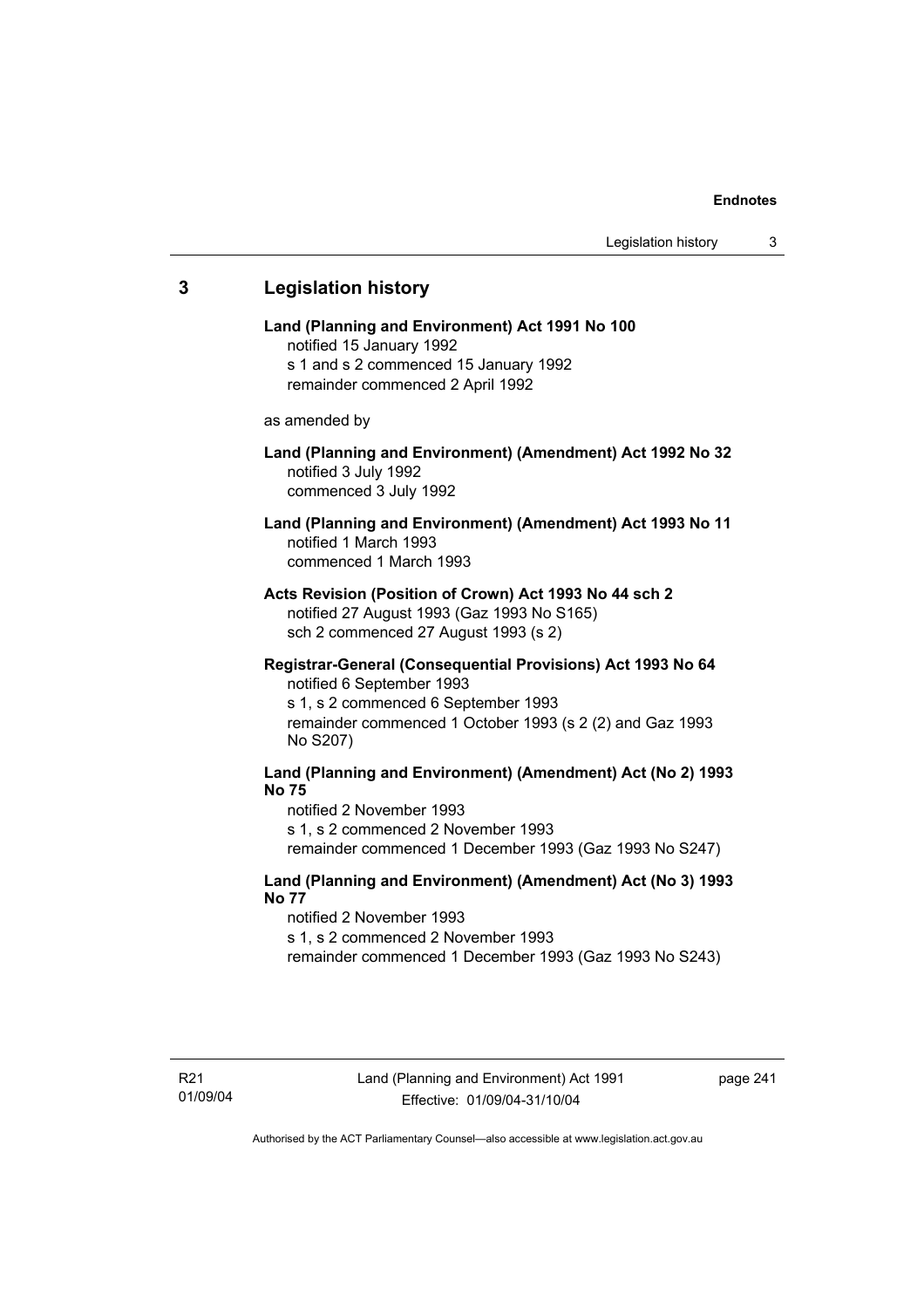## 3 Legislation history

**Land (Planning and Environment) Act 1991 No 100**
notified 15 January 1992
s 1 and s 2 commenced 15 January 1992
remainder commenced 2 April 1992

as amended by

**Land (Planning and Environment) (Amendment) Act 1992 No 32**
notified 3 July 1992
commenced 3 July 1992

**Land (Planning and Environment) (Amendment) Act 1993 No 11**
notified 1 March 1993
commenced 1 March 1993

**Acts Revision (Position of Crown) Act 1993 No 44 sch 2**
notified 27 August 1993 (Gaz 1993 No S165)
sch 2 commenced 27 August 1993 (s 2)

**Registrar-General (Consequential Provisions) Act 1993 No 64**
notified 6 September 1993
s 1, s 2 commenced 6 September 1993
remainder commenced 1 October 1993 (s 2 (2) and Gaz 1993 No S207)

**Land (Planning and Environment) (Amendment) Act (No 2) 1993 No 75**
notified 2 November 1993
s 1, s 2 commenced 2 November 1993
remainder commenced 1 December 1993 (Gaz 1993 No S247)

**Land (Planning and Environment) (Amendment) Act (No 3) 1993 No 77**
notified 2 November 1993
s 1, s 2 commenced 2 November 1993
remainder commenced 1 December 1993 (Gaz 1993 No S243)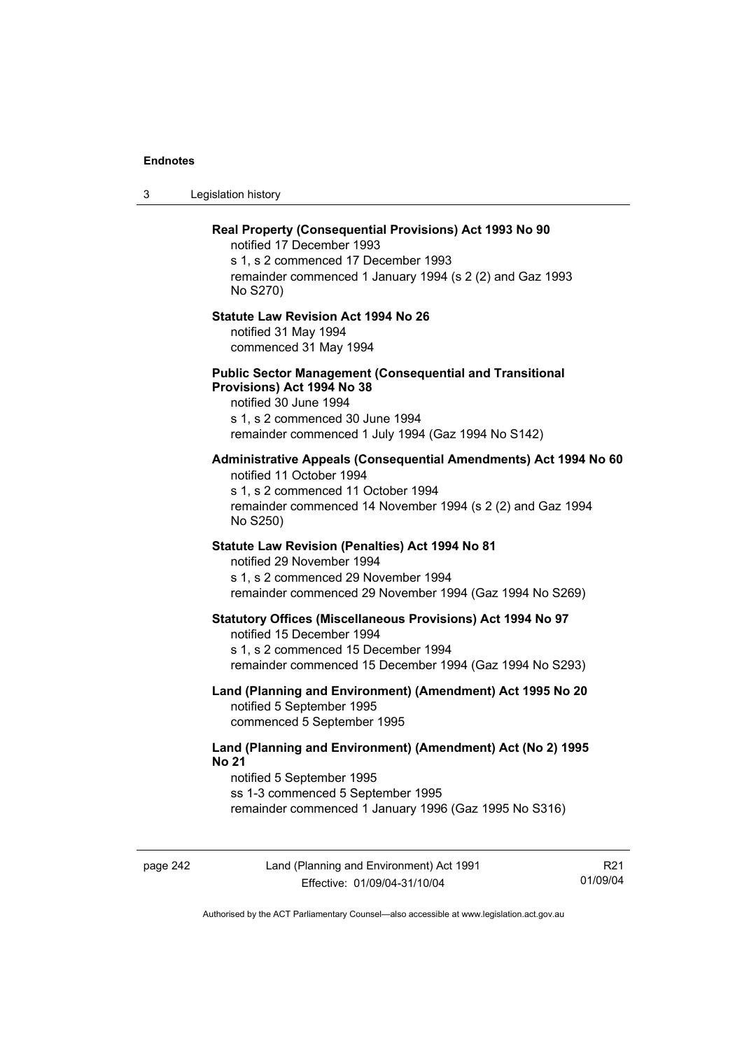**Real Property (Consequential Provisions) Act 1993 No 90**

notified 17 December 1993

s 1, s 2 commenced 17 December 1993

remainder commenced 1 January 1994 (s 2 (2) and Gaz 1993 No S270)

**Statute Law Revision Act 1994 No 26**

notified 31 May 1994

commenced 31 May 1994

**Public Sector Management (Consequential and Transitional Provisions) Act 1994 No 38**

notified 30 June 1994

s 1, s 2 commenced 30 June 1994

remainder commenced 1 July 1994 (Gaz 1994 No S142)

**Administrative Appeals (Consequential Amendments) Act 1994 No 60**

notified 11 October 1994

s 1, s 2 commenced 11 October 1994

remainder commenced 14 November 1994 (s 2 (2) and Gaz 1994 No S250)

**Statute Law Revision (Penalties) Act 1994 No 81**

notified 29 November 1994

s 1, s 2 commenced 29 November 1994

remainder commenced 29 November 1994 (Gaz 1994 No S269)

**Statutory Offices (Miscellaneous Provisions) Act 1994 No 97**

notified 15 December 1994

s 1, s 2 commenced 15 December 1994

remainder commenced 15 December 1994 (Gaz 1994 No S293)

**Land (Planning and Environment) (Amendment) Act 1995 No 20**

notified 5 September 1995

commenced 5 September 1995

**Land (Planning and Environment) (Amendment) Act (No 2) 1995 No 21**

notified 5 September 1995

ss 1-3 commenced 5 September 1995

remainder commenced 1 January 1996 (Gaz 1995 No S316)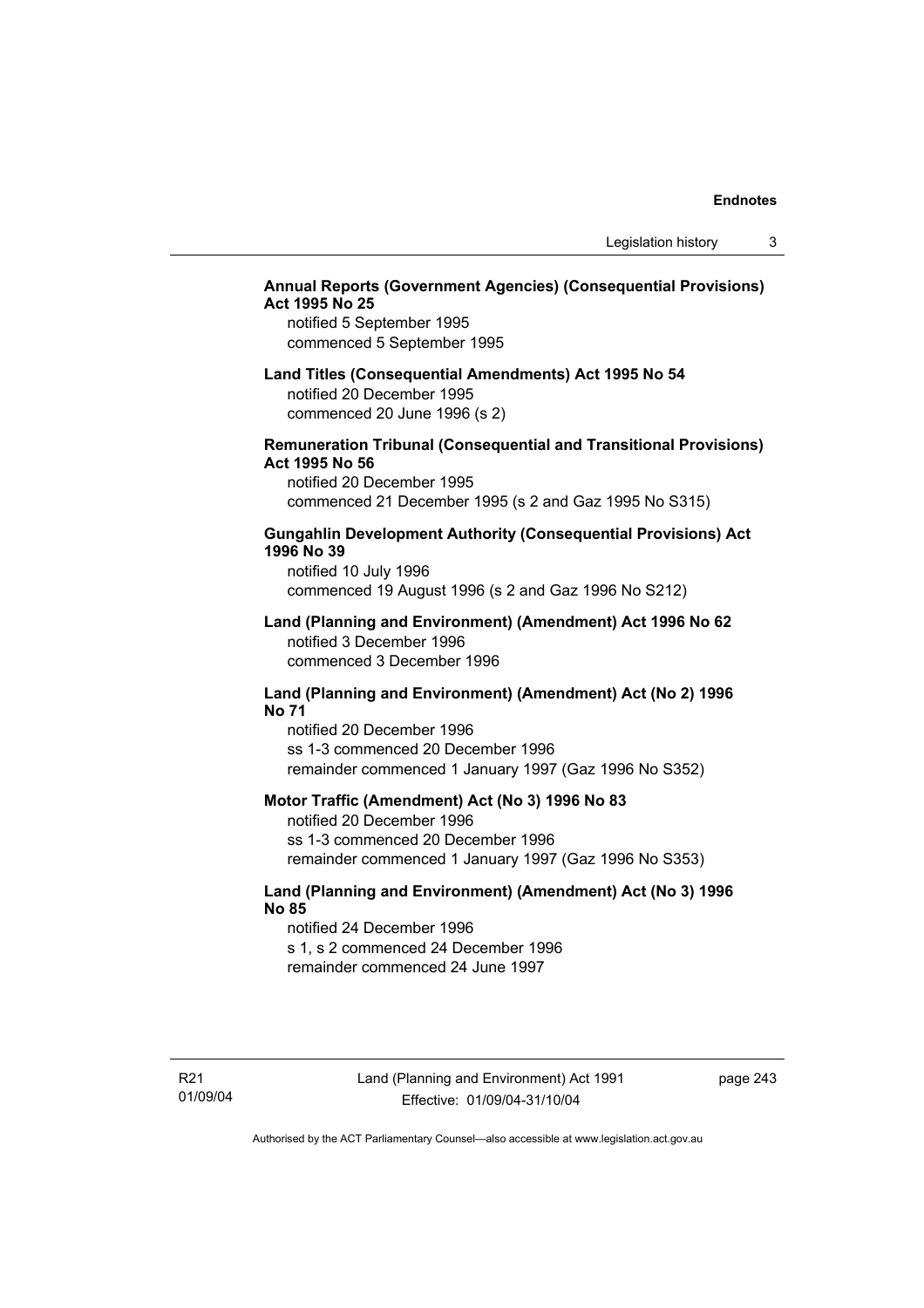**Annual Reports (Government Agencies) (Consequential Provisions) Act 1995 No 25**

notified 5 September 1995
commenced 5 September 1995

**Land Titles (Consequential Amendments) Act 1995 No 54**

notified 20 December 1995
commenced 20 June 1996 (s 2)

**Remuneration Tribunal (Consequential and Transitional Provisions) Act 1995 No 56**

notified 20 December 1995
commenced 21 December 1995 (s 2 and Gaz 1995 No S315)

**Gungahlin Development Authority (Consequential Provisions) Act 1996 No 39**

notified 10 July 1996
commenced 19 August 1996 (s 2 and Gaz 1996 No S212)

**Land (Planning and Environment) (Amendment) Act 1996 No 62**

notified 3 December 1996
commenced 3 December 1996

**Land (Planning and Environment) (Amendment) Act (No 2) 1996 No 71**

notified 20 December 1996
ss 1-3 commenced 20 December 1996
remainder commenced 1 January 1997 (Gaz 1996 No S352)

**Motor Traffic (Amendment) Act (No 3) 1996 No 83**

notified 20 December 1996
ss 1-3 commenced 20 December 1996
remainder commenced 1 January 1997 (Gaz 1996 No S353)

**Land (Planning and Environment) (Amendment) Act (No 3) 1996 No 85**

notified 24 December 1996
s 1, s 2 commenced 24 December 1996
remainder commenced 24 June 1997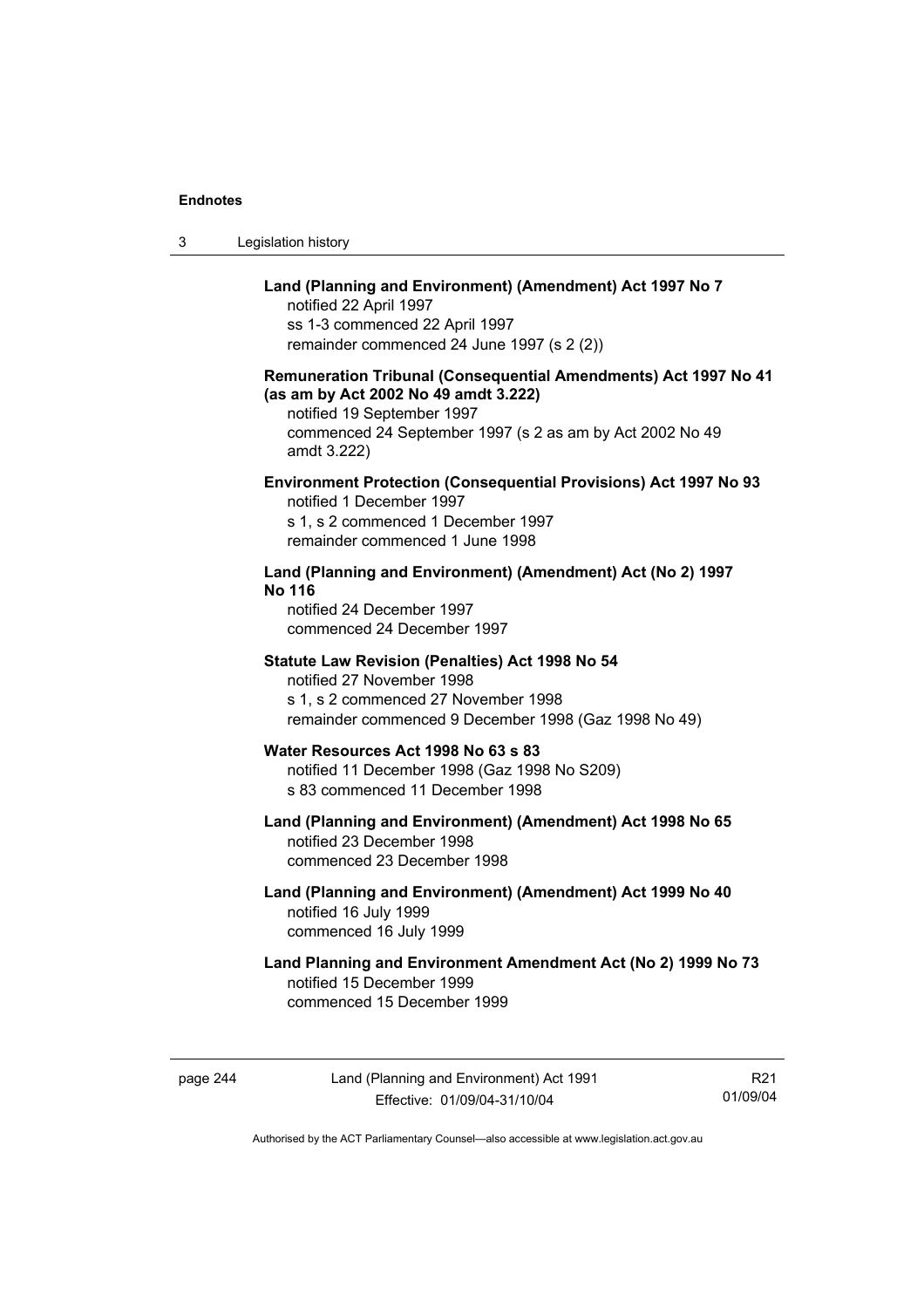**Land (Planning and Environment) (Amendment) Act 1997 No 7**
notified 22 April 1997
ss 1-3 commenced 22 April 1997
remainder commenced 24 June 1997 (s 2 (2))

**Remuneration Tribunal (Consequential Amendments) Act 1997 No 41 (as am by Act 2002 No 49 amdt 3.222)**
notified 19 September 1997
commenced 24 September 1997 (s 2 as am by Act 2002 No 49 amdt 3.222)

**Environment Protection (Consequential Provisions) Act 1997 No 93**
notified 1 December 1997
s 1, s 2 commenced 1 December 1997
remainder commenced 1 June 1998

**Land (Planning and Environment) (Amendment) Act (No 2) 1997 No 116**
notified 24 December 1997
commenced 24 December 1997

**Statute Law Revision (Penalties) Act 1998 No 54**
notified 27 November 1998
s 1, s 2 commenced 27 November 1998
remainder commenced 9 December 1998 (Gaz 1998 No 49)

**Water Resources Act 1998 No 63 s 83**
notified 11 December 1998 (Gaz 1998 No S209)
s 83 commenced 11 December 1998

**Land (Planning and Environment) (Amendment) Act 1998 No 65**
notified 23 December 1998
commenced 23 December 1998

**Land (Planning and Environment) (Amendment) Act 1999 No 40**
notified 16 July 1999
commenced 16 July 1999

**Land Planning and Environment Amendment Act (No 2) 1999 No 73**
notified 15 December 1999
commenced 15 December 1999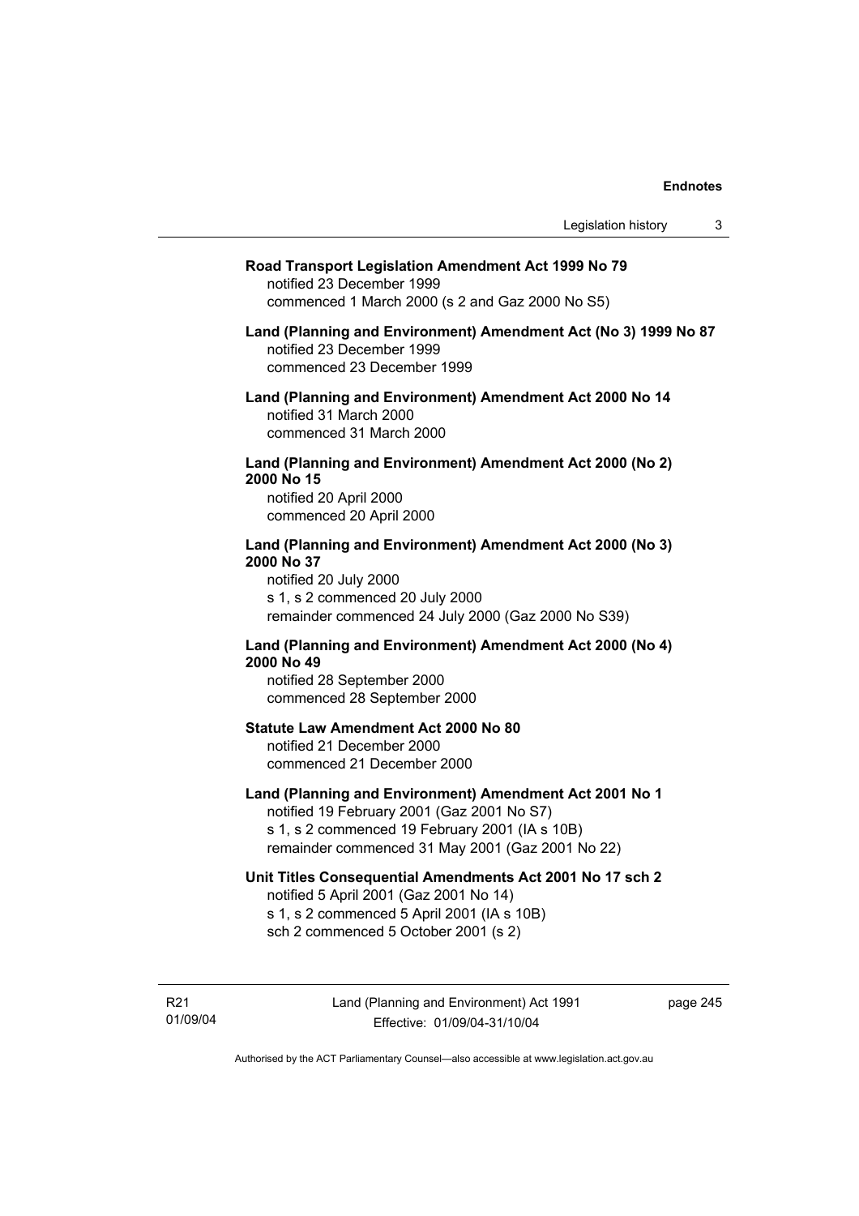**Road Transport Legislation Amendment Act 1999 No 79**
notified 23 December 1999
commenced 1 March 2000 (s 2 and Gaz 2000 No S5)

**Land (Planning and Environment) Amendment Act (No 3) 1999 No 87**
notified 23 December 1999
commenced 23 December 1999

**Land (Planning and Environment) Amendment Act 2000 No 14**
notified 31 March 2000
commenced 31 March 2000

**Land (Planning and Environment) Amendment Act 2000 (No 2) 2000 No 15**
notified 20 April 2000
commenced 20 April 2000

**Land (Planning and Environment) Amendment Act 2000 (No 3) 2000 No 37**
notified 20 July 2000
s 1, s 2 commenced 20 July 2000
remainder commenced 24 July 2000 (Gaz 2000 No S39)

**Land (Planning and Environment) Amendment Act 2000 (No 4) 2000 No 49**
notified 28 September 2000
commenced 28 September 2000

**Statute Law Amendment Act 2000 No 80**
notified 21 December 2000
commenced 21 December 2000

**Land (Planning and Environment) Amendment Act 2001 No 1**
notified 19 February 2001 (Gaz 2001 No S7)
s 1, s 2 commenced 19 February 2001 (IA s 10B)
remainder commenced 31 May 2001 (Gaz 2001 No 22)

**Unit Titles Consequential Amendments Act 2001 No 17 sch 2**
notified 5 April 2001 (Gaz 2001 No 14)
s 1, s 2 commenced 5 April 2001 (IA s 10B)
sch 2 commenced 5 October 2001 (s 2)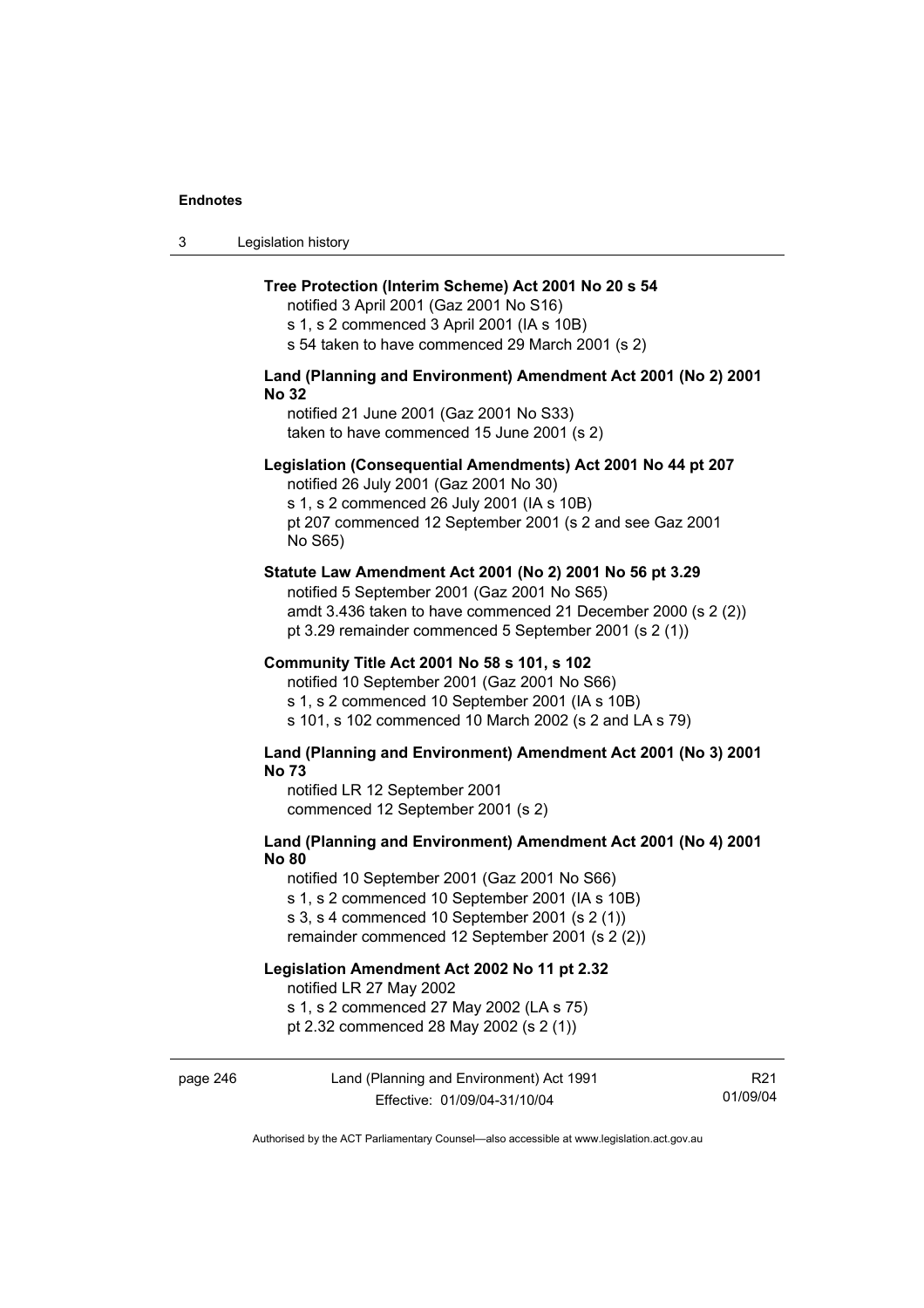**Tree Protection (Interim Scheme) Act 2001 No 20 s 54**

notified 3 April 2001 (Gaz 2001 No S16)
s 1, s 2 commenced 3 April 2001 (IA s 10B)
s 54 taken to have commenced 29 March 2001 (s 2)

**Land (Planning and Environment) Amendment Act 2001 (No 2) 2001 No 32**

notified 21 June 2001 (Gaz 2001 No S33)
taken to have commenced 15 June 2001 (s 2)

**Legislation (Consequential Amendments) Act 2001 No 44 pt 207**

notified 26 July 2001 (Gaz 2001 No 30)
s 1, s 2 commenced 26 July 2001 (IA s 10B)
pt 207 commenced 12 September 2001 (s 2 and see Gaz 2001 No S65)

**Statute Law Amendment Act 2001 (No 2) 2001 No 56 pt 3.29**

notified 5 September 2001 (Gaz 2001 No S65)
amdt 3.436 taken to have commenced 21 December 2000 (s 2 (2))
pt 3.29 remainder commenced 5 September 2001 (s 2 (1))

**Community Title Act 2001 No 58 s 101, s 102**

notified 10 September 2001 (Gaz 2001 No S66)
s 1, s 2 commenced 10 September 2001 (IA s 10B)
s 101, s 102 commenced 10 March 2002 (s 2 and LA s 79)

**Land (Planning and Environment) Amendment Act 2001 (No 3) 2001 No 73**

notified LR 12 September 2001
commenced 12 September 2001 (s 2)

**Land (Planning and Environment) Amendment Act 2001 (No 4) 2001 No 80**

notified 10 September 2001 (Gaz 2001 No S66)
s 1, s 2 commenced 10 September 2001 (IA s 10B)
s 3, s 4 commenced 10 September 2001 (s 2 (1))
remainder commenced 12 September 2001 (s 2 (2))

**Legislation Amendment Act 2002 No 11 pt 2.32**

notified LR 27 May 2002
s 1, s 2 commenced 27 May 2002 (LA s 75)
pt 2.32 commenced 28 May 2002 (s 2 (1))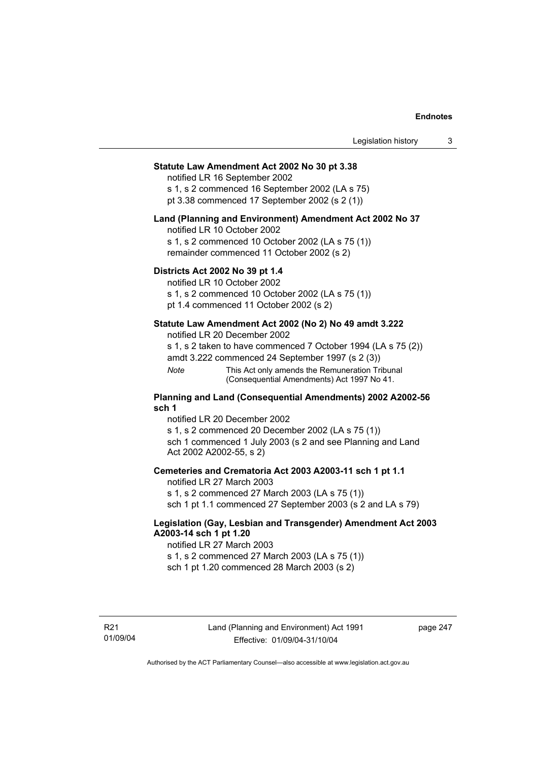**Statute Law Amendment Act 2002 No 30 pt 3.38**

notified LR 16 September 2002

s 1, s 2 commenced 16 September 2002 (LA s 75)

pt 3.38 commenced 17 September 2002 (s 2 (1))

**Land (Planning and Environment) Amendment Act 2002 No 37**

notified LR 10 October 2002

s 1, s 2 commenced 10 October 2002 (LA s 75 (1))

remainder commenced 11 October 2002 (s 2)

**Districts Act 2002 No 39 pt 1.4**

notified LR 10 October 2002

s 1, s 2 commenced 10 October 2002 (LA s 75 (1))

pt 1.4 commenced 11 October 2002 (s 2)

**Statute Law Amendment Act 2002 (No 2) No 49 amdt 3.222**

notified LR 20 December 2002

s 1, s 2 taken to have commenced 7 October 1994 (LA s 75 (2))

amdt 3.222 commenced 24 September 1997 (s 2 (3))

*Note* This Act only amends the Remuneration Tribunal (Consequential Amendments) Act 1997 No 41.

**Planning and Land (Consequential Amendments) 2002 A2002-56 sch 1**

notified LR 20 December 2002

s 1, s 2 commenced 20 December 2002 (LA s 75 (1))

sch 1 commenced 1 July 2003 (s 2 and see Planning and Land Act 2002 A2002-55, s 2)

**Cemeteries and Crematoria Act 2003 A2003-11 sch 1 pt 1.1**

notified LR 27 March 2003

s 1, s 2 commenced 27 March 2003 (LA s 75 (1))

sch 1 pt 1.1 commenced 27 September 2003 (s 2 and LA s 79)

**Legislation (Gay, Lesbian and Transgender) Amendment Act 2003 A2003-14 sch 1 pt 1.20**

notified LR 27 March 2003

s 1, s 2 commenced 27 March 2003 (LA s 75 (1))

sch 1 pt 1.20 commenced 28 March 2003 (s 2)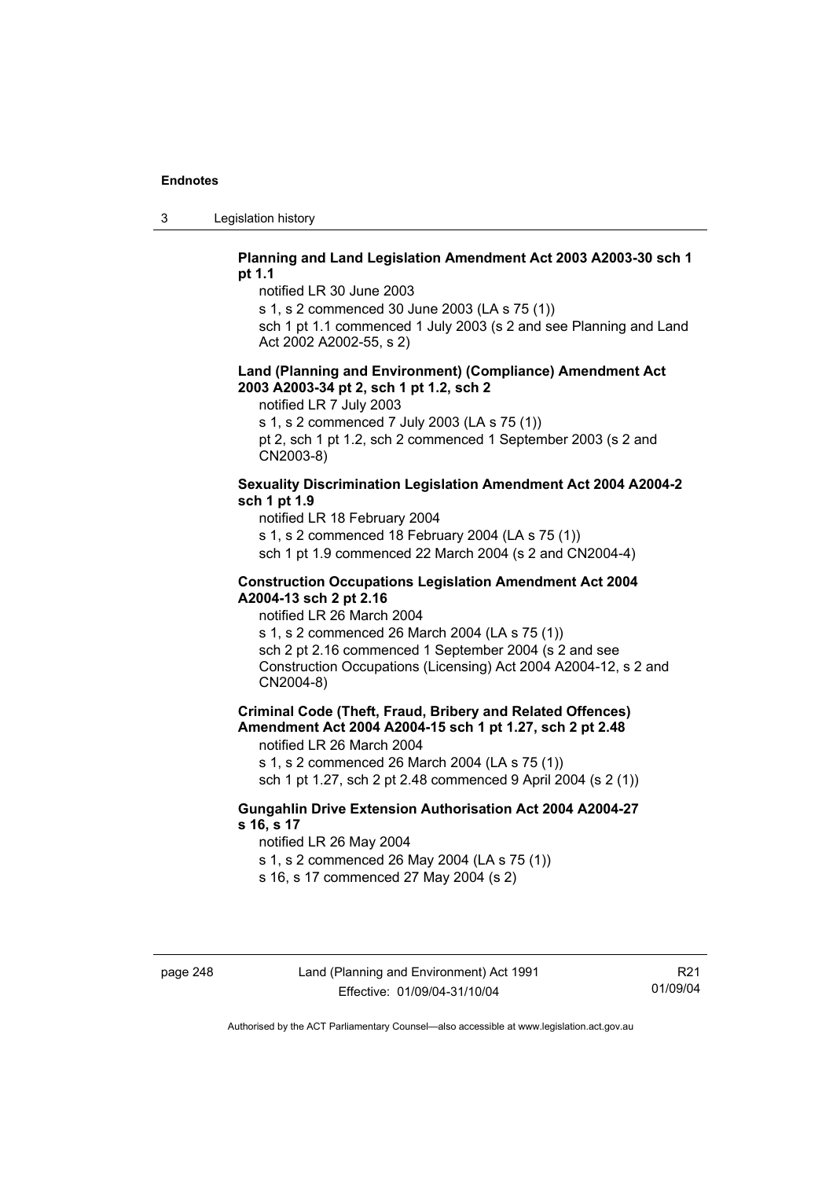**Planning and Land Legislation Amendment Act 2003 A2003-30 sch 1 pt 1.1**

notified LR 30 June 2003

s 1, s 2 commenced 30 June 2003 (LA s 75 (1))

sch 1 pt 1.1 commenced 1 July 2003 (s 2 and see Planning and Land Act 2002 A2002-55, s 2)

**Land (Planning and Environment) (Compliance) Amendment Act 2003 A2003-34 pt 2, sch 1 pt 1.2, sch 2**

notified LR 7 July 2003

s 1, s 2 commenced 7 July 2003 (LA s 75 (1))

pt 2, sch 1 pt 1.2, sch 2 commenced 1 September 2003 (s 2 and CN2003-8)

**Sexuality Discrimination Legislation Amendment Act 2004 A2004-2 sch 1 pt 1.9**

notified LR 18 February 2004

s 1, s 2 commenced 18 February 2004 (LA s 75 (1))

sch 1 pt 1.9 commenced 22 March 2004 (s 2 and CN2004-4)

**Construction Occupations Legislation Amendment Act 2004 A2004-13 sch 2 pt 2.16**

notified LR 26 March 2004

s 1, s 2 commenced 26 March 2004 (LA s 75 (1))

sch 2 pt 2.16 commenced 1 September 2004 (s 2 and see Construction Occupations (Licensing) Act 2004 A2004-12, s 2 and CN2004-8)

**Criminal Code (Theft, Fraud, Bribery and Related Offences) Amendment Act 2004 A2004-15 sch 1 pt 1.27, sch 2 pt 2.48**

notified LR 26 March 2004

s 1, s 2 commenced 26 March 2004 (LA s 75 (1))

sch 1 pt 1.27, sch 2 pt 2.48 commenced 9 April 2004 (s 2 (1))

**Gungahlin Drive Extension Authorisation Act 2004 A2004-27 s 16, s 17**

notified LR 26 May 2004

s 1, s 2 commenced 26 May 2004 (LA s 75 (1))

s 16, s 17 commenced 27 May 2004 (s 2)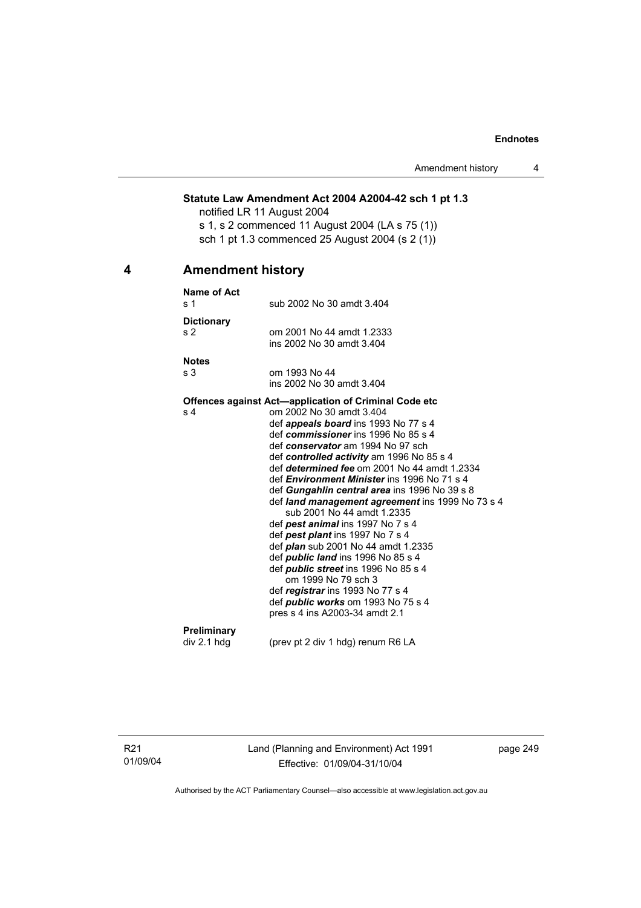**Statute Law Amendment Act 2004 A2004-42 sch 1 pt 1.3**

notified LR 11 August 2004

s 1, s 2 commenced 11 August 2004 (LA s 75 (1))

sch 1 pt 1.3 commenced 25 August 2004 (s 2 (1))

## 4 Amendment history

**Name of Act**

s 1 sub 2002 No 30 amdt 3.404

**Dictionary**

s 2 om 2001 No 44 amdt 1.2333
ins 2002 No 30 amdt 3.404

**Notes**

s 3 om 1993 No 44
ins 2002 No 30 amdt 3.404

**Offences against Act—application of Criminal Code etc**

s 4 om 2002 No 30 amdt 3.404
def ***appeals board*** ins 1993 No 77 s 4
def ***commissioner*** ins 1996 No 85 s 4
def ***conservator*** am 1994 No 97 sch
def ***controlled activity*** am 1996 No 85 s 4
def ***determined fee*** om 2001 No 44 amdt 1.2334
def ***Environment Minister*** ins 1996 No 71 s 4
def ***Gungahlin central area*** ins 1996 No 39 s 8
def ***land management agreement*** ins 1999 No 73 s 4
sub 2001 No 44 amdt 1.2335
def ***pest animal*** ins 1997 No 7 s 4
def ***pest plant*** ins 1997 No 7 s 4
def ***plan*** sub 2001 No 44 amdt 1.2335
def ***public land*** ins 1996 No 85 s 4
def ***public street*** ins 1996 No 85 s 4
om 1999 No 79 sch 3
def ***registrar*** ins 1993 No 77 s 4
def ***public works*** om 1993 No 75 s 4
pres s 4 ins A2003-34 amdt 2.1

**Preliminary**

div 2.1 hdg (prev pt 2 div 1 hdg) renum R6 LA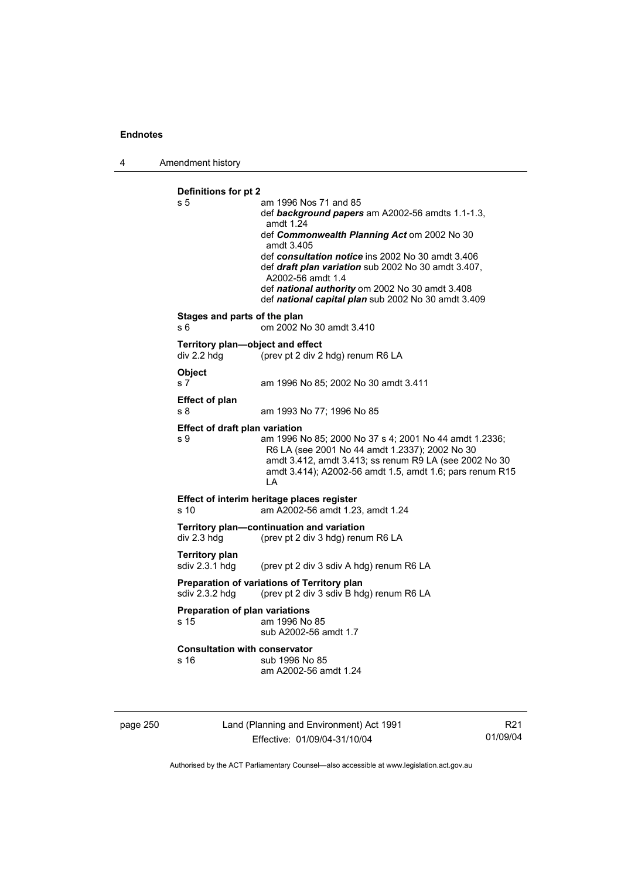**Definitions for pt 2**

s 5 am 1996 Nos 71 and 85
def ***background papers*** am A2002-56 amdts 1.1-1.3, amdt 1.24
def ***Commonwealth Planning Act*** om 2002 No 30 amdt 3.405
def ***consultation notice*** ins 2002 No 30 amdt 3.406
def ***draft plan variation*** sub 2002 No 30 amdt 3.407, A2002-56 amdt 1.4
def ***national authority*** om 2002 No 30 amdt 3.408
def ***national capital plan*** sub 2002 No 30 amdt 3.409

**Stages and parts of the plan**

s 6 om 2002 No 30 amdt 3.410

**Territory plan—object and effect**

div 2.2 hdg (prev pt 2 div 2 hdg) renum R6 LA

**Object**

s 7 am 1996 No 85; 2002 No 30 amdt 3.411

**Effect of plan**

s 8 am 1993 No 77; 1996 No 85

**Effect of draft plan variation**

s 9 am 1996 No 85; 2000 No 37 s 4; 2001 No 44 amdt 1.2336; R6 LA (see 2001 No 44 amdt 1.2337); 2002 No 30 amdt 3.412, amdt 3.413; ss renum R9 LA (see 2002 No 30 amdt 3.414); A2002-56 amdt 1.5, amdt 1.6; pars renum R15 LA

**Effect of interim heritage places register**

s 10 am A2002-56 amdt 1.23, amdt 1.24

**Territory plan—continuation and variation**

div 2.3 hdg (prev pt 2 div 3 hdg) renum R6 LA

**Territory plan**

sdiv 2.3.1 hdg (prev pt 2 div 3 sdiv A hdg) renum R6 LA

**Preparation of variations of Territory plan**

sdiv 2.3.2 hdg (prev pt 2 div 3 sdiv B hdg) renum R6 LA

**Preparation of plan variations**

s 15 am 1996 No 85
sub A2002-56 amdt 1.7

**Consultation with conservator**

s 16 sub 1996 No 85
am A2002-56 amdt 1.24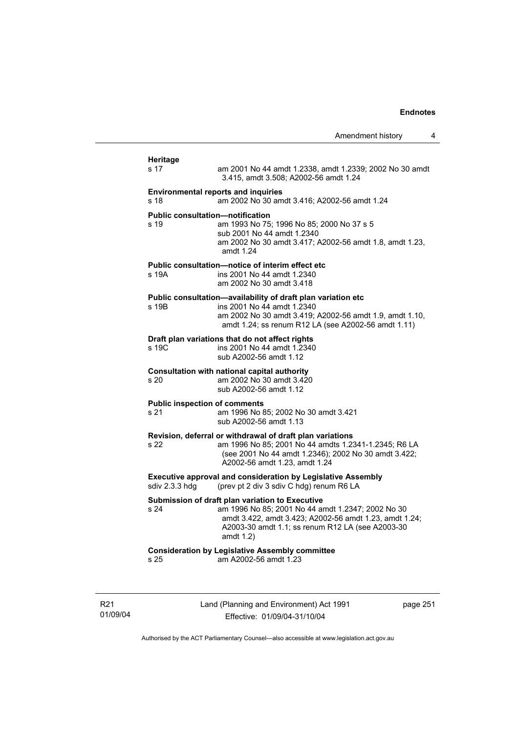**Heritage**
s 17 am 2001 No 44 amdt 1.2338, amdt 1.2339; 2002 No 30 amdt 3.415, amdt 3.508; A2002-56 amdt 1.24

**Environmental reports and inquiries**
s 18 am 2002 No 30 amdt 3.416; A2002-56 amdt 1.24

**Public consultation—notification**
s 19 am 1993 No 75; 1996 No 85; 2000 No 37 s 5
sub 2001 No 44 amdt 1.2340
am 2002 No 30 amdt 3.417; A2002-56 amdt 1.8, amdt 1.23, amdt 1.24

**Public consultation—notice of interim effect etc**
s 19A ins 2001 No 44 amdt 1.2340
am 2002 No 30 amdt 3.418

**Public consultation—availability of draft plan variation etc**
s 19B ins 2001 No 44 amdt 1.2340
am 2002 No 30 amdt 3.419; A2002-56 amdt 1.9, amdt 1.10, amdt 1.24; ss renum R12 LA (see A2002-56 amdt 1.11)

**Draft plan variations that do not affect rights**
s 19C ins 2001 No 44 amdt 1.2340
sub A2002-56 amdt 1.12

**Consultation with national capital authority**
s 20 am 2002 No 30 amdt 3.420
sub A2002-56 amdt 1.12

**Public inspection of comments**
s 21 am 1996 No 85; 2002 No 30 amdt 3.421
sub A2002-56 amdt 1.13

**Revision, deferral or withdrawal of draft plan variations**
s 22 am 1996 No 85; 2001 No 44 amdts 1.2341-1.2345; R6 LA (see 2001 No 44 amdt 1.2346); 2002 No 30 amdt 3.422; A2002-56 amdt 1.23, amdt 1.24

**Executive approval and consideration by Legislative Assembly**
sdiv 2.3.3 hdg (prev pt 2 div 3 sdiv C hdg) renum R6 LA

**Submission of draft plan variation to Executive**
s 24 am 1996 No 85; 2001 No 44 amdt 1.2347; 2002 No 30 amdt 3.422, amdt 3.423; A2002-56 amdt 1.23, amdt 1.24; A2003-30 amdt 1.1; ss renum R12 LA (see A2003-30 amdt 1.2)

**Consideration by Legislative Assembly committee**
s 25 am A2002-56 amdt 1.23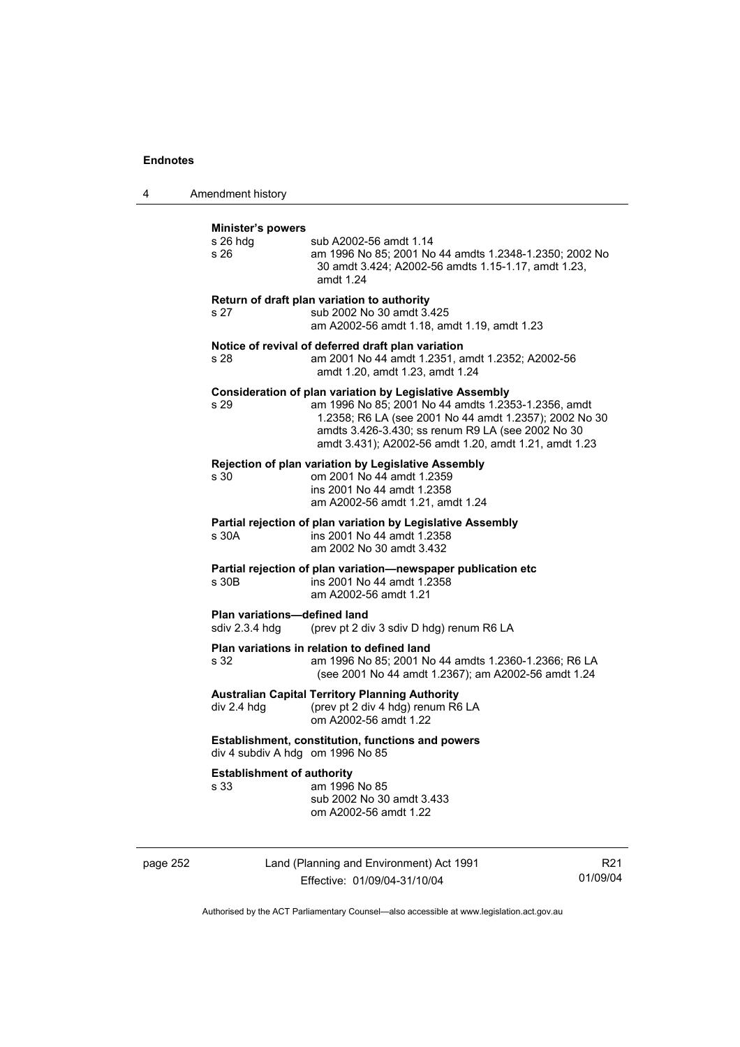**Minister's powers**

s 26 hdg sub A2002-56 amdt 1.14

s 26 am 1996 No 85; 2001 No 44 amdts 1.2348-1.2350; 2002 No 30 amdt 3.424; A2002-56 amdts 1.15-1.17, amdt 1.23, amdt 1.24

**Return of draft plan variation to authority**

s 27 sub 2002 No 30 amdt 3.425
am A2002-56 amdt 1.18, amdt 1.19, amdt 1.23

**Notice of revival of deferred draft plan variation**

s 28 am 2001 No 44 amdt 1.2351, amdt 1.2352; A2002-56 amdt 1.20, amdt 1.23, amdt 1.24

**Consideration of plan variation by Legislative Assembly**

s 29 am 1996 No 85; 2001 No 44 amdts 1.2353-1.2356, amdt 1.2358; R6 LA (see 2001 No 44 amdt 1.2357); 2002 No 30 amdts 3.426-3.430; ss renum R9 LA (see 2002 No 30 amdt 3.431); A2002-56 amdt 1.20, amdt 1.21, amdt 1.23

**Rejection of plan variation by Legislative Assembly**

s 30 om 2001 No 44 amdt 1.2359
ins 2001 No 44 amdt 1.2358
am A2002-56 amdt 1.21, amdt 1.24

**Partial rejection of plan variation by Legislative Assembly**

s 30A ins 2001 No 44 amdt 1.2358
am 2002 No 30 amdt 3.432

**Partial rejection of plan variation—newspaper publication etc**

s 30B ins 2001 No 44 amdt 1.2358
am A2002-56 amdt 1.21

**Plan variations—defined land**

sdiv 2.3.4 hdg (prev pt 2 div 3 sdiv D hdg) renum R6 LA

**Plan variations in relation to defined land**

s 32 am 1996 No 85; 2001 No 44 amdts 1.2360-1.2366; R6 LA (see 2001 No 44 amdt 1.2367); am A2002-56 amdt 1.24

**Australian Capital Territory Planning Authority**

div 2.4 hdg (prev pt 2 div 4 hdg) renum R6 LA
om A2002-56 amdt 1.22

**Establishment, constitution, functions and powers**

div 4 subdiv A hdg om 1996 No 85

**Establishment of authority**

s 33 am 1996 No 85
sub 2002 No 30 amdt 3.433
om A2002-56 amdt 1.22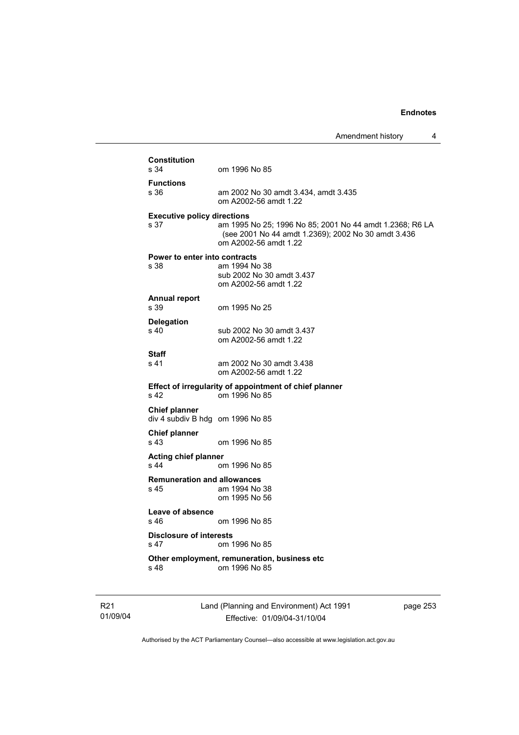**Constitution**
s 34 om 1996 No 85

**Functions**
s 36 am 2002 No 30 amdt 3.434, amdt 3.435
om A2002-56 amdt 1.22

**Executive policy directions**
s 37 am 1995 No 25; 1996 No 85; 2001 No 44 amdt 1.2368; R6 LA (see 2001 No 44 amdt 1.2369); 2002 No 30 amdt 3.436
om A2002-56 amdt 1.22

**Power to enter into contracts**
s 38 am 1994 No 38
sub 2002 No 30 amdt 3.437
om A2002-56 amdt 1.22

**Annual report**
s 39 om 1995 No 25

**Delegation**
s 40 sub 2002 No 30 amdt 3.437
om A2002-56 amdt 1.22

**Staff**
s 41 am 2002 No 30 amdt 3.438
om A2002-56 amdt 1.22

**Effect of irregularity of appointment of chief planner**
s 42 om 1996 No 85

**Chief planner**
div 4 subdiv B hdg om 1996 No 85

**Chief planner**
s 43 om 1996 No 85

**Acting chief planner**
s 44 om 1996 No 85

**Remuneration and allowances**
s 45 am 1994 No 38
om 1995 No 56

**Leave of absence**
s 46 om 1996 No 85

**Disclosure of interests**
s 47 om 1996 No 85

**Other employment, remuneration, business etc**
s 48 om 1996 No 85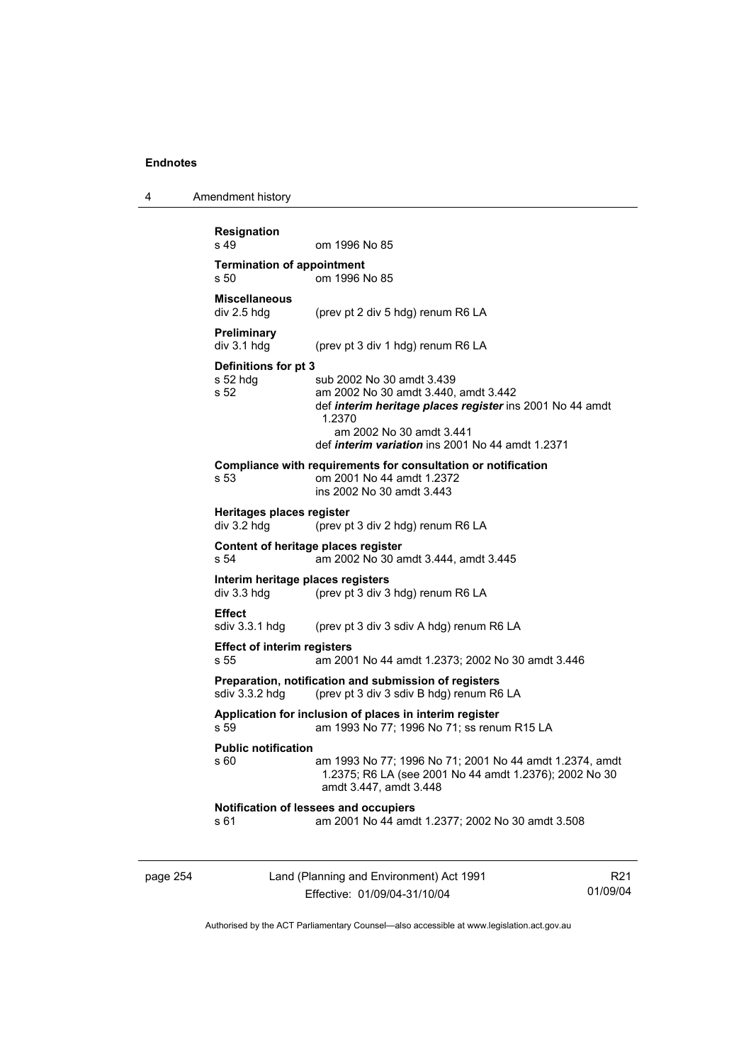**Resignation**
s 49 om 1996 No 85

**Termination of appointment**
s 50 om 1996 No 85

**Miscellaneous**
div 2.5 hdg (prev pt 2 div 5 hdg) renum R6 LA

**Preliminary**
div 3.1 hdg (prev pt 3 div 1 hdg) renum R6 LA

**Definitions for pt 3**
s 52 hdg sub 2002 No 30 amdt 3.439
s 52 am 2002 No 30 amdt 3.440, amdt 3.442
def ***interim heritage places register*** ins 2001 No 44 amdt 1.2370
am 2002 No 30 amdt 3.441
def ***interim variation*** ins 2001 No 44 amdt 1.2371

**Compliance with requirements for consultation or notification**
s 53 om 2001 No 44 amdt 1.2372
ins 2002 No 30 amdt 3.443

**Heritages places register**
div 3.2 hdg (prev pt 3 div 2 hdg) renum R6 LA

**Content of heritage places register**
s 54 am 2002 No 30 amdt 3.444, amdt 3.445

**Interim heritage places registers**
div 3.3 hdg (prev pt 3 div 3 hdg) renum R6 LA

**Effect**
sdiv 3.3.1 hdg (prev pt 3 div 3 sdiv A hdg) renum R6 LA

**Effect of interim registers**
s 55 am 2001 No 44 amdt 1.2373; 2002 No 30 amdt 3.446

**Preparation, notification and submission of registers**
sdiv 3.3.2 hdg (prev pt 3 div 3 sdiv B hdg) renum R6 LA

**Application for inclusion of places in interim register**
s 59 am 1993 No 77; 1996 No 71; ss renum R15 LA

**Public notification**
s 60 am 1993 No 77; 1996 No 71; 2001 No 44 amdt 1.2374, amdt 1.2375; R6 LA (see 2001 No 44 amdt 1.2376); 2002 No 30 amdt 3.447, amdt 3.448

**Notification of lessees and occupiers**
s 61 am 2001 No 44 amdt 1.2377; 2002 No 30 amdt 3.508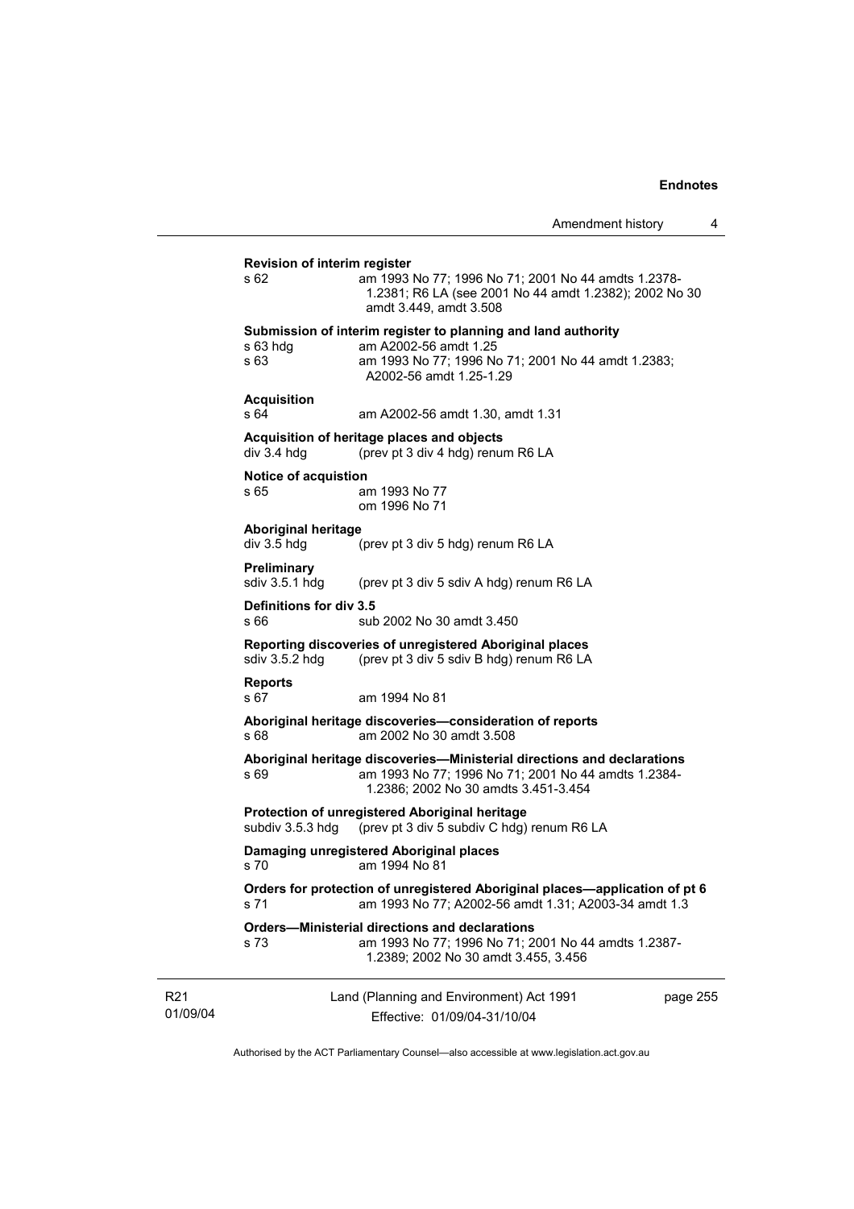**Revision of interim register**

s 62 am 1993 No 77; 1996 No 71; 2001 No 44 amdts 1.2378-1.2381; R6 LA (see 2001 No 44 amdt 1.2382); 2002 No 30 amdt 3.449, amdt 3.508

**Submission of interim register to planning and land authority**

s 63 hdg am A2002-56 amdt 1.25

s 63 am 1993 No 77; 1996 No 71; 2001 No 44 amdt 1.2383; A2002-56 amdt 1.25-1.29

**Acquisition**

s 64 am A2002-56 amdt 1.30, amdt 1.31

**Acquisition of heritage places and objects**

div 3.4 hdg (prev pt 3 div 4 hdg) renum R6 LA

**Notice of acquistion**

s 65 am 1993 No 77
om 1996 No 71

**Aboriginal heritage**

div 3.5 hdg (prev pt 3 div 5 hdg) renum R6 LA

**Preliminary**

sdiv 3.5.1 hdg (prev pt 3 div 5 sdiv A hdg) renum R6 LA

**Definitions for div 3.5**

s 66 sub 2002 No 30 amdt 3.450

**Reporting discoveries of unregistered Aboriginal places**

sdiv 3.5.2 hdg (prev pt 3 div 5 sdiv B hdg) renum R6 LA

**Reports**

s 67 am 1994 No 81

**Aboriginal heritage discoveries—consideration of reports**

s 68 am 2002 No 30 amdt 3.508

**Aboriginal heritage discoveries—Ministerial directions and declarations**

s 69 am 1993 No 77; 1996 No 71; 2001 No 44 amdts 1.2384-1.2386; 2002 No 30 amdts 3.451-3.454

**Protection of unregistered Aboriginal heritage**

subdiv 3.5.3 hdg (prev pt 3 div 5 subdiv C hdg) renum R6 LA

**Damaging unregistered Aboriginal places**

s 70 am 1994 No 81

**Orders for protection of unregistered Aboriginal places—application of pt 6**

s 71 am 1993 No 77; A2002-56 amdt 1.31; A2003-34 amdt 1.3

**Orders—Ministerial directions and declarations**

s 73 am 1993 No 77; 1996 No 71; 2001 No 44 amdts 1.2387-1.2389; 2002 No 30 amdt 3.455, 3.456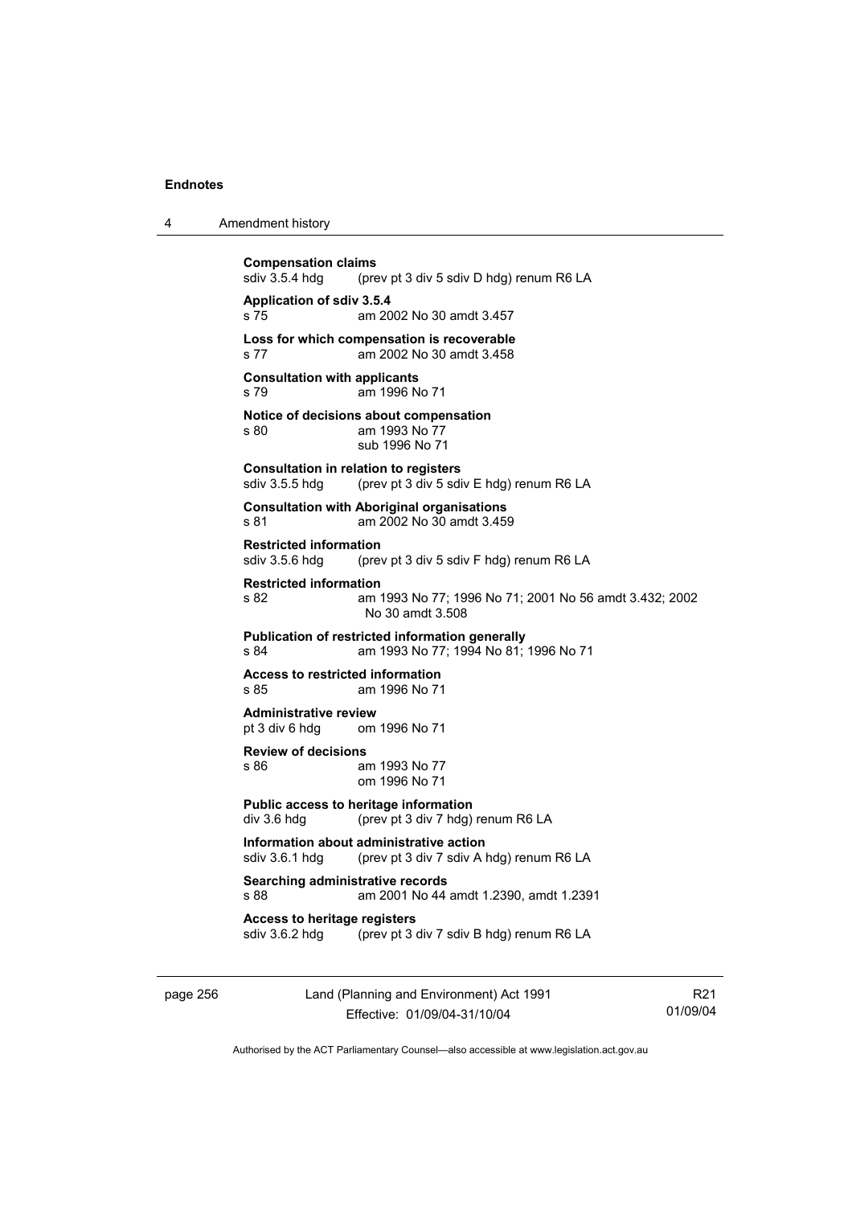**Compensation claims**
sdiv 3.5.4 hdg (prev pt 3 div 5 sdiv D hdg) renum R6 LA

**Application of sdiv 3.5.4**
s 75 am 2002 No 30 amdt 3.457

**Loss for which compensation is recoverable**
s 77 am 2002 No 30 amdt 3.458

**Consultation with applicants**
s 79 am 1996 No 71

**Notice of decisions about compensation**
s 80 am 1993 No 77
sub 1996 No 71

**Consultation in relation to registers**
sdiv 3.5.5 hdg (prev pt 3 div 5 sdiv E hdg) renum R6 LA

**Consultation with Aboriginal organisations**
s 81 am 2002 No 30 amdt 3.459

**Restricted information**
sdiv 3.5.6 hdg (prev pt 3 div 5 sdiv F hdg) renum R6 LA

**Restricted information**
s 82 am 1993 No 77; 1996 No 71; 2001 No 56 amdt 3.432; 2002 No 30 amdt 3.508

**Publication of restricted information generally**
s 84 am 1993 No 77; 1994 No 81; 1996 No 71

**Access to restricted information**
s 85 am 1996 No 71

**Administrative review**
pt 3 div 6 hdg om 1996 No 71

**Review of decisions**
s 86 am 1993 No 77
om 1996 No 71

**Public access to heritage information**
div 3.6 hdg (prev pt 3 div 7 hdg) renum R6 LA

**Information about administrative action**
sdiv 3.6.1 hdg (prev pt 3 div 7 sdiv A hdg) renum R6 LA

**Searching administrative records**
s 88 am 2001 No 44 amdt 1.2390, amdt 1.2391

**Access to heritage registers**
sdiv 3.6.2 hdg (prev pt 3 div 7 sdiv B hdg) renum R6 LA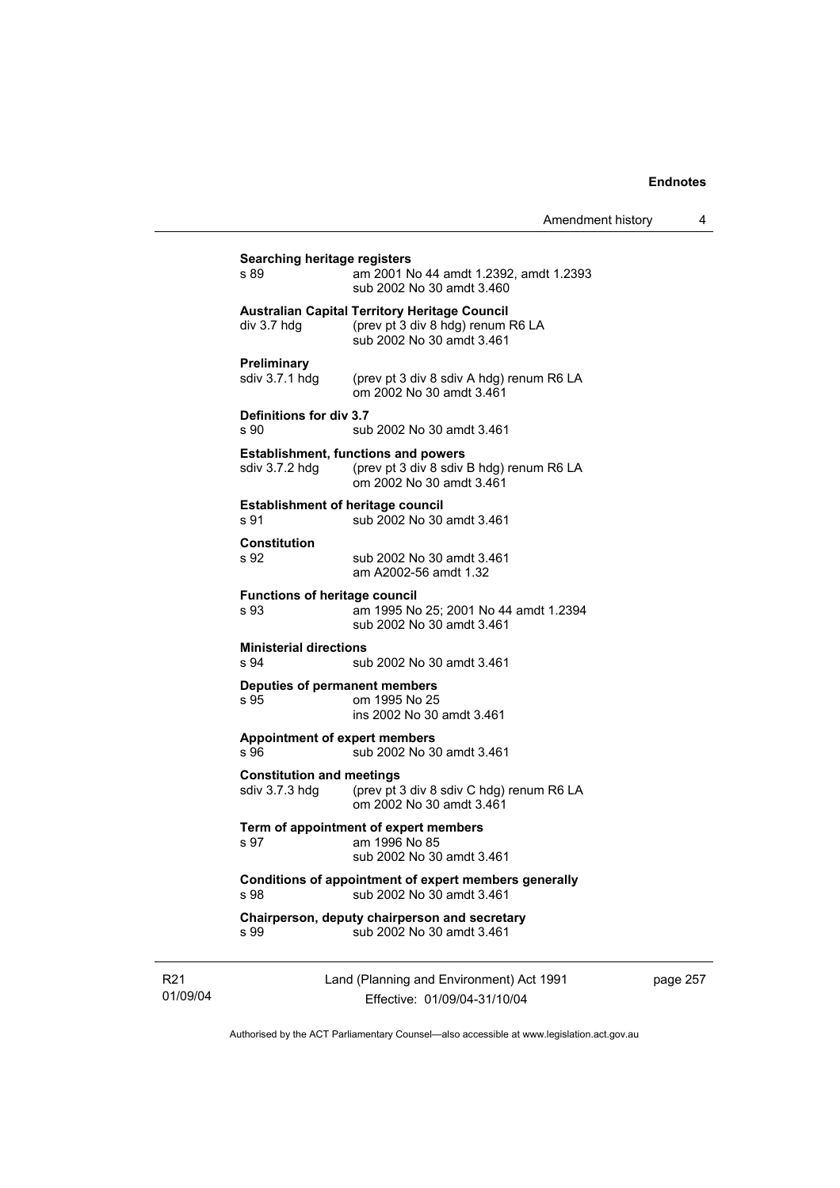**Searching heritage registers**

s 89 am 2001 No 44 amdt 1.2392, amdt 1.2393
sub 2002 No 30 amdt 3.460

**Australian Capital Territory Heritage Council**

div 3.7 hdg (prev pt 3 div 8 hdg) renum R6 LA
sub 2002 No 30 amdt 3.461

**Preliminary**

sdiv 3.7.1 hdg (prev pt 3 div 8 sdiv A hdg) renum R6 LA
om 2002 No 30 amdt 3.461

**Definitions for div 3.7**

s 90 sub 2002 No 30 amdt 3.461

**Establishment, functions and powers**

sdiv 3.7.2 hdg (prev pt 3 div 8 sdiv B hdg) renum R6 LA
om 2002 No 30 amdt 3.461

**Establishment of heritage council**

s 91 sub 2002 No 30 amdt 3.461

**Constitution**

s 92 sub 2002 No 30 amdt 3.461
am A2002-56 amdt 1.32

**Functions of heritage council**

s 93 am 1995 No 25; 2001 No 44 amdt 1.2394
sub 2002 No 30 amdt 3.461

**Ministerial directions**

s 94 sub 2002 No 30 amdt 3.461

**Deputies of permanent members**

s 95 om 1995 No 25
ins 2002 No 30 amdt 3.461

**Appointment of expert members**

s 96 sub 2002 No 30 amdt 3.461

**Constitution and meetings**

sdiv 3.7.3 hdg (prev pt 3 div 8 sdiv C hdg) renum R6 LA
om 2002 No 30 amdt 3.461

**Term of appointment of expert members**

s 97 am 1996 No 85
sub 2002 No 30 amdt 3.461

**Conditions of appointment of expert members generally**

s 98 sub 2002 No 30 amdt 3.461

**Chairperson, deputy chairperson and secretary**

s 99 sub 2002 No 30 amdt 3.461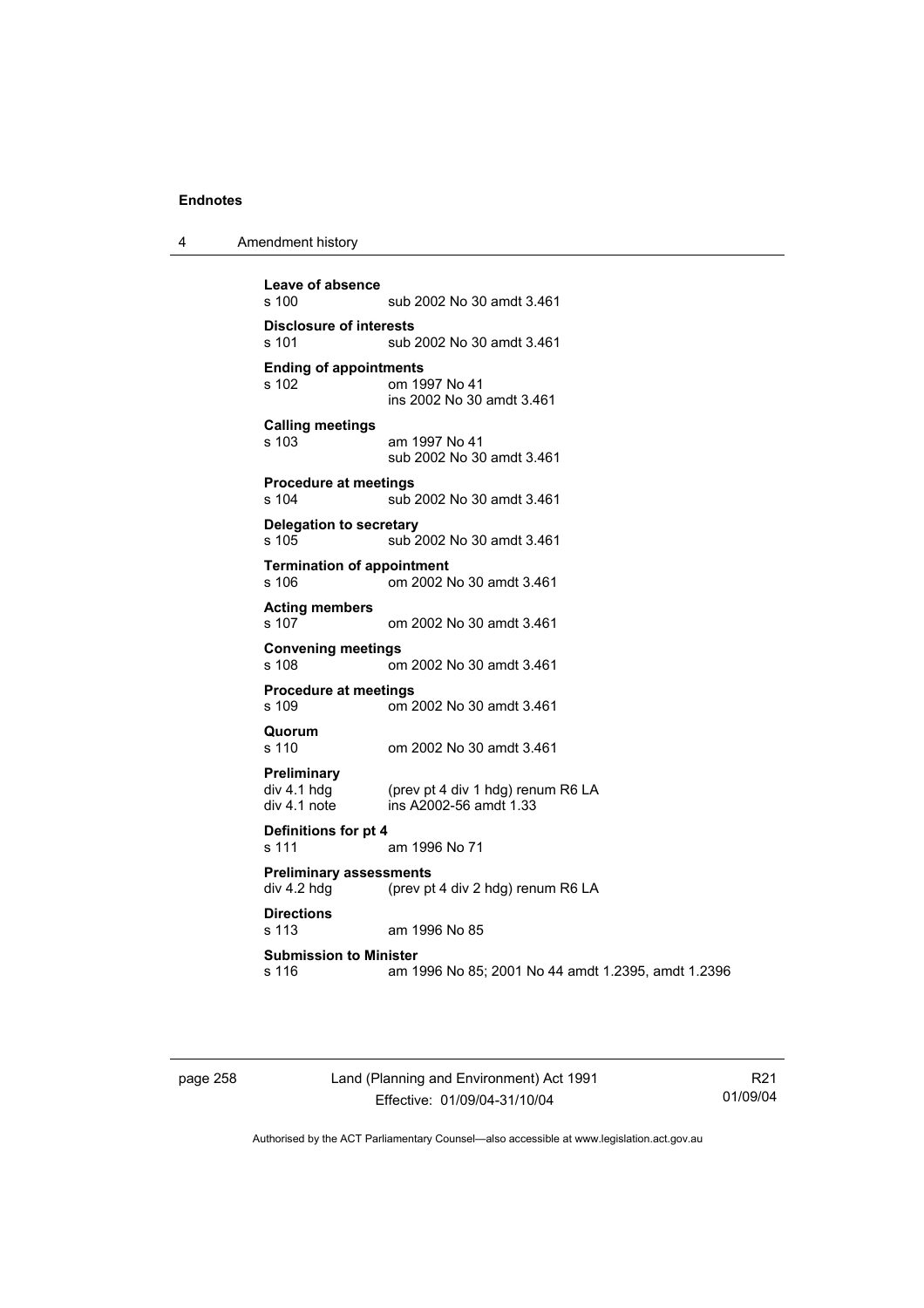**Leave of absence**
s 100 sub 2002 No 30 amdt 3.461

**Disclosure of interests**
s 101 sub 2002 No 30 amdt 3.461

**Ending of appointments**
s 102 om 1997 No 41
ins 2002 No 30 amdt 3.461

**Calling meetings**
s 103 am 1997 No 41
sub 2002 No 30 amdt 3.461

**Procedure at meetings**
s 104 sub 2002 No 30 amdt 3.461

**Delegation to secretary**
s 105 sub 2002 No 30 amdt 3.461

**Termination of appointment**
s 106 om 2002 No 30 amdt 3.461

**Acting members**
s 107 om 2002 No 30 amdt 3.461

**Convening meetings**
s 108 om 2002 No 30 amdt 3.461

**Procedure at meetings**
s 109 om 2002 No 30 amdt 3.461

**Quorum**
s 110 om 2002 No 30 amdt 3.461

**Preliminary**
div 4.1 hdg (prev pt 4 div 1 hdg) renum R6 LA
div 4.1 note ins A2002-56 amdt 1.33

**Definitions for pt 4**
s 111 am 1996 No 71

**Preliminary assessments**
div 4.2 hdg (prev pt 4 div 2 hdg) renum R6 LA

**Directions**
s 113 am 1996 No 85

**Submission to Minister**
s 116 am 1996 No 85; 2001 No 44 amdt 1.2395, amdt 1.2396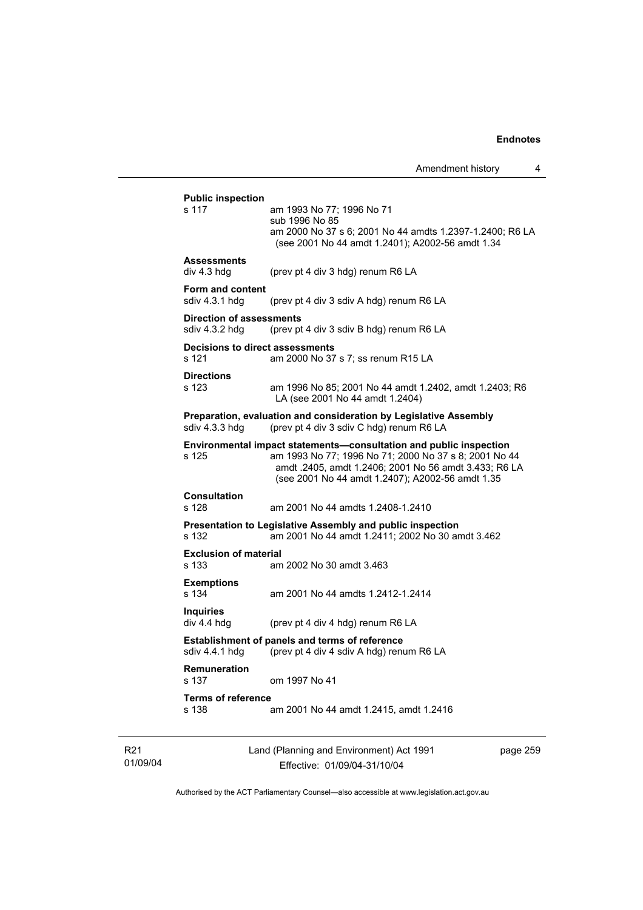**Public inspection**
s 117 am 1993 No 77; 1996 No 71
sub 1996 No 85
am 2000 No 37 s 6; 2001 No 44 amdts 1.2397-1.2400; R6 LA (see 2001 No 44 amdt 1.2401); A2002-56 amdt 1.34

**Assessments**
div 4.3 hdg (prev pt 4 div 3 hdg) renum R6 LA

**Form and content**
sdiv 4.3.1 hdg (prev pt 4 div 3 sdiv A hdg) renum R6 LA

**Direction of assessments**
sdiv 4.3.2 hdg (prev pt 4 div 3 sdiv B hdg) renum R6 LA

**Decisions to direct assessments**
s 121 am 2000 No 37 s 7; ss renum R15 LA

**Directions**
s 123 am 1996 No 85; 2001 No 44 amdt 1.2402, amdt 1.2403; R6 LA (see 2001 No 44 amdt 1.2404)

**Preparation, evaluation and consideration by Legislative Assembly**
sdiv 4.3.3 hdg (prev pt 4 div 3 sdiv C hdg) renum R6 LA

**Environmental impact statements—consultation and public inspection**
s 125 am 1993 No 77; 1996 No 71; 2000 No 37 s 8; 2001 No 44 amdt .2405, amdt 1.2406; 2001 No 56 amdt 3.433; R6 LA (see 2001 No 44 amdt 1.2407); A2002-56 amdt 1.35

**Consultation**
s 128 am 2001 No 44 amdts 1.2408-1.2410

**Presentation to Legislative Assembly and public inspection**
s 132 am 2001 No 44 amdt 1.2411; 2002 No 30 amdt 3.462

**Exclusion of material**
s 133 am 2002 No 30 amdt 3.463

**Exemptions**
s 134 am 2001 No 44 amdts 1.2412-1.2414

**Inquiries**
div 4.4 hdg (prev pt 4 div 4 hdg) renum R6 LA

**Establishment of panels and terms of reference**
sdiv 4.4.1 hdg (prev pt 4 div 4 sdiv A hdg) renum R6 LA

**Remuneration**
s 137 om 1997 No 41

**Terms of reference**
s 138 am 2001 No 44 amdt 1.2415, amdt 1.2416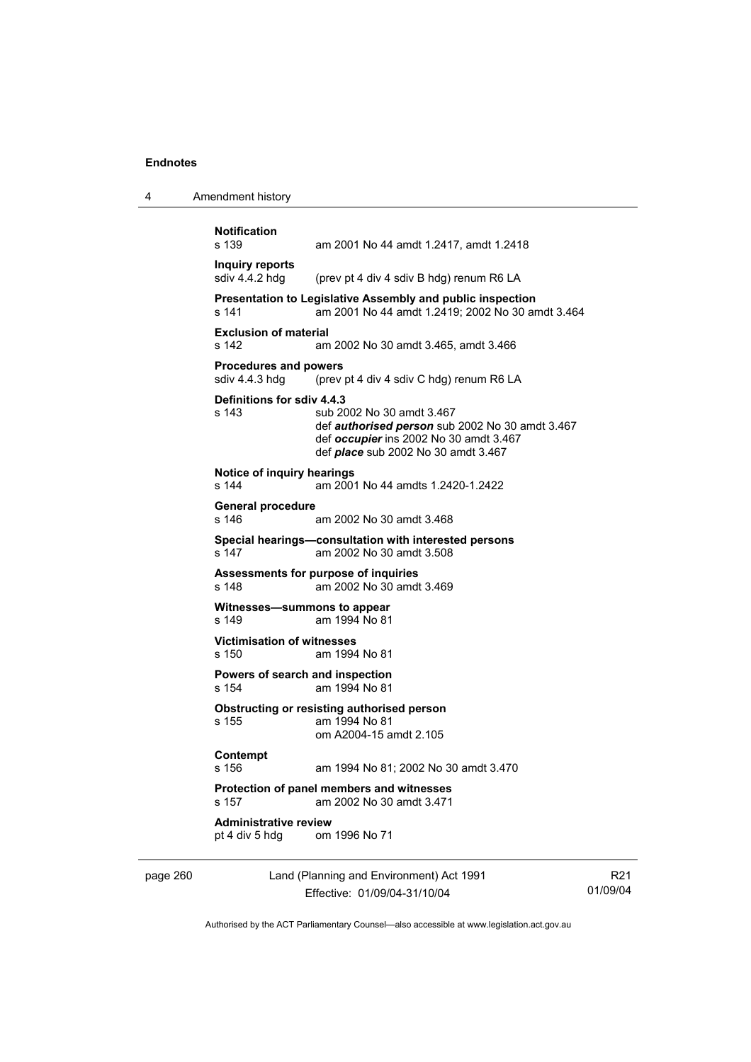**Notification**

s 139 am 2001 No 44 amdt 1.2417, amdt 1.2418

**Inquiry reports**

sdiv 4.4.2 hdg (prev pt 4 div 4 sdiv B hdg) renum R6 LA

**Presentation to Legislative Assembly and public inspection**

s 141 am 2001 No 44 amdt 1.2419; 2002 No 30 amdt 3.464

**Exclusion of material**

s 142 am 2002 No 30 amdt 3.465, amdt 3.466

**Procedures and powers**

sdiv 4.4.3 hdg (prev pt 4 div 4 sdiv C hdg) renum R6 LA

**Definitions for sdiv 4.4.3**

s 143 sub 2002 No 30 amdt 3.467
def ***authorised person*** sub 2002 No 30 amdt 3.467
def ***occupier*** ins 2002 No 30 amdt 3.467
def ***place*** sub 2002 No 30 amdt 3.467

**Notice of inquiry hearings**

s 144 am 2001 No 44 amdts 1.2420-1.2422

**General procedure**

s 146 am 2002 No 30 amdt 3.468

**Special hearings—consultation with interested persons**

s 147 am 2002 No 30 amdt 3.508

**Assessments for purpose of inquiries**

s 148 am 2002 No 30 amdt 3.469

**Witnesses—summons to appear**

s 149 am 1994 No 81

**Victimisation of witnesses**

s 150 am 1994 No 81

**Powers of search and inspection**

s 154 am 1994 No 81

**Obstructing or resisting authorised person**

s 155 am 1994 No 81
om A2004-15 amdt 2.105

**Contempt**

s 156 am 1994 No 81; 2002 No 30 amdt 3.470

**Protection of panel members and witnesses**

s 157 am 2002 No 30 amdt 3.471

**Administrative review**

pt 4 div 5 hdg om 1996 No 71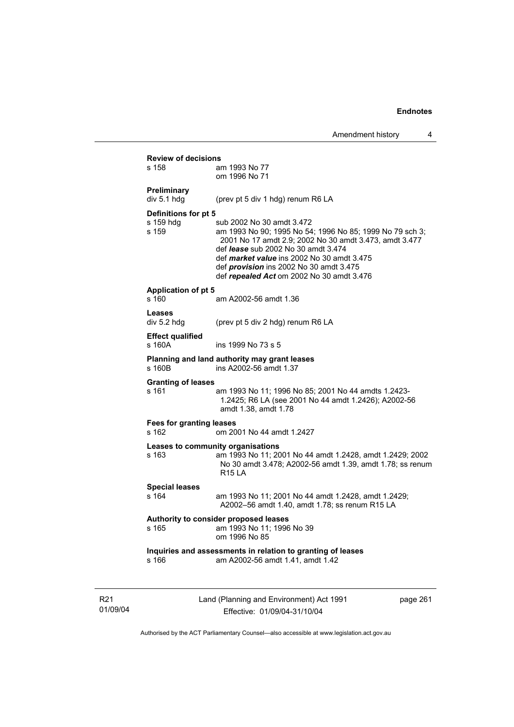**Review of decisions**

s 158 am 1993 No 77
om 1996 No 71

**Preliminary**

div 5.1 hdg (prev pt 5 div 1 hdg) renum R6 LA

**Definitions for pt 5**

s 159 hdg sub 2002 No 30 amdt 3.472

s 159 am 1993 No 90; 1995 No 54; 1996 No 85; 1999 No 79 sch 3; 2001 No 17 amdt 2.9; 2002 No 30 amdt 3.473, amdt 3.477
def ***lease*** sub 2002 No 30 amdt 3.474
def ***market value*** ins 2002 No 30 amdt 3.475
def ***provision*** ins 2002 No 30 amdt 3.475
def ***repealed Act*** om 2002 No 30 amdt 3.476

**Application of pt 5**

s 160 am A2002-56 amdt 1.36

**Leases**

div 5.2 hdg (prev pt 5 div 2 hdg) renum R6 LA

**Effect qualified**

s 160A ins 1999 No 73 s 5

**Planning and land authority may grant leases**

s 160B ins A2002-56 amdt 1.37

**Granting of leases**

s 161 am 1993 No 11; 1996 No 85; 2001 No 44 amdts 1.2423-1.2425; R6 LA (see 2001 No 44 amdt 1.2426); A2002-56 amdt 1.38, amdt 1.78

**Fees for granting leases**

s 162 om 2001 No 44 amdt 1.2427

**Leases to community organisations**

s 163 am 1993 No 11; 2001 No 44 amdt 1.2428, amdt 1.2429; 2002 No 30 amdt 3.478; A2002-56 amdt 1.39, amdt 1.78; ss renum R15 LA

**Special leases**

s 164 am 1993 No 11; 2001 No 44 amdt 1.2428, amdt 1.2429; A2002–56 amdt 1.40, amdt 1.78; ss renum R15 LA

**Authority to consider proposed leases**

s 165 am 1993 No 11; 1996 No 39
om 1996 No 85

**Inquiries and assessments in relation to granting of leases**

s 166 am A2002-56 amdt 1.41, amdt 1.42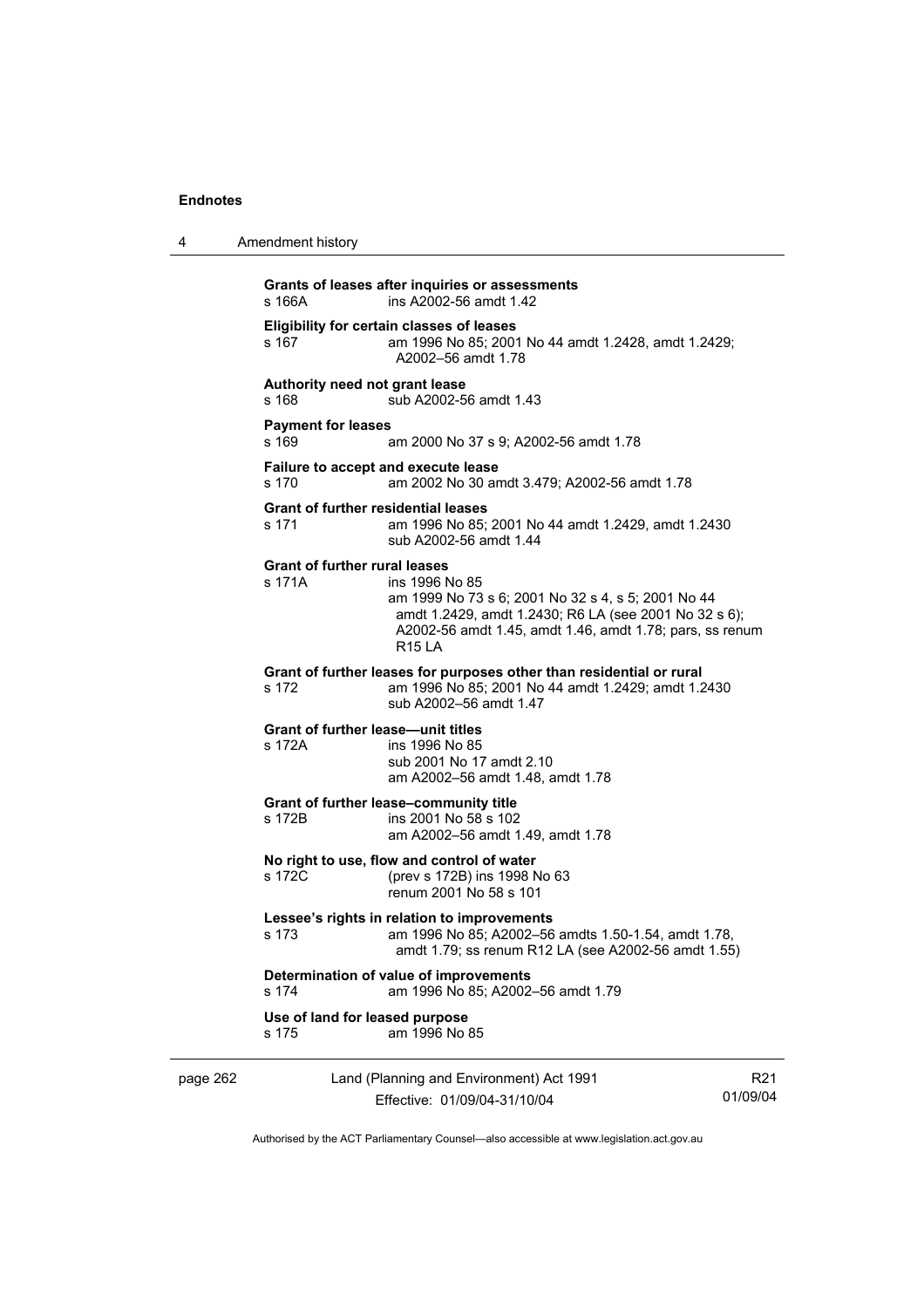**Grants of leases after inquiries or assessments**
s 166A ins A2002-56 amdt 1.42

**Eligibility for certain classes of leases**
s 167 am 1996 No 85; 2001 No 44 amdt 1.2428, amdt 1.2429; A2002–56 amdt 1.78

**Authority need not grant lease**
s 168 sub A2002-56 amdt 1.43

**Payment for leases**
s 169 am 2000 No 37 s 9; A2002-56 amdt 1.78

**Failure to accept and execute lease**
s 170 am 2002 No 30 amdt 3.479; A2002-56 amdt 1.78

**Grant of further residential leases**
s 171 am 1996 No 85; 2001 No 44 amdt 1.2429, amdt 1.2430
sub A2002-56 amdt 1.44

**Grant of further rural leases**
s 171A ins 1996 No 85
am 1999 No 73 s 6; 2001 No 32 s 4, s 5; 2001 No 44 amdt 1.2429, amdt 1.2430; R6 LA (see 2001 No 32 s 6); A2002-56 amdt 1.45, amdt 1.46, amdt 1.78; pars, ss renum R15 LA

**Grant of further leases for purposes other than residential or rural**
s 172 am 1996 No 85; 2001 No 44 amdt 1.2429; amdt 1.2430
sub A2002–56 amdt 1.47

**Grant of further lease—unit titles**
s 172A ins 1996 No 85
sub 2001 No 17 amdt 2.10
am A2002–56 amdt 1.48, amdt 1.78

**Grant of further lease–community title**
s 172B ins 2001 No 58 s 102
am A2002–56 amdt 1.49, amdt 1.78

**No right to use, flow and control of water**
s 172C (prev s 172B) ins 1998 No 63
renum 2001 No 58 s 101

**Lessee's rights in relation to improvements**
s 173 am 1996 No 85; A2002–56 amdts 1.50-1.54, amdt 1.78, amdt 1.79; ss renum R12 LA (see A2002-56 amdt 1.55)

**Determination of value of improvements**
s 174 am 1996 No 85; A2002–56 amdt 1.79

**Use of land for leased purpose**
s 175 am 1996 No 85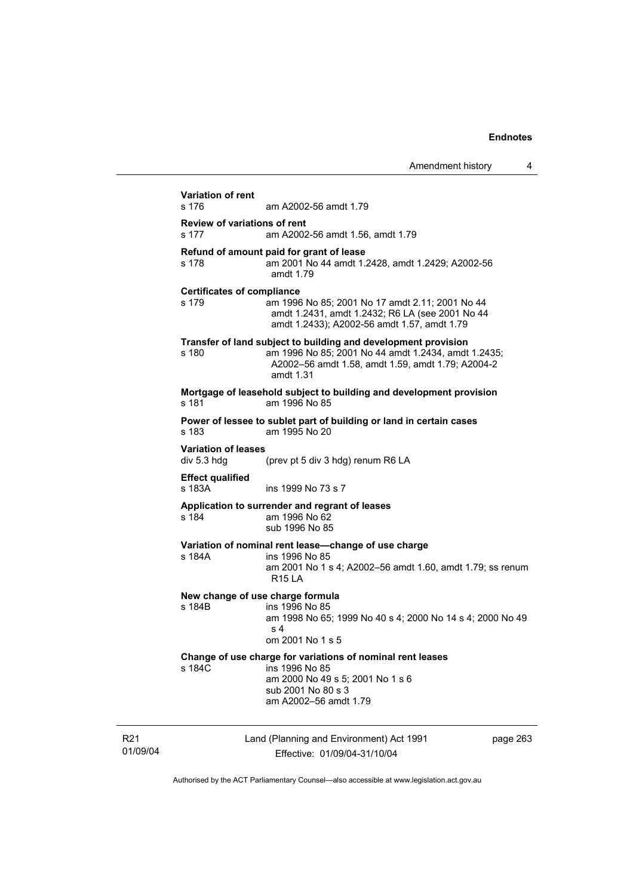**Variation of rent**
s 176 am A2002-56 amdt 1.79

**Review of variations of rent**
s 177 am A2002-56 amdt 1.56, amdt 1.79

**Refund of amount paid for grant of lease**
s 178 am 2001 No 44 amdt 1.2428, amdt 1.2429; A2002-56 amdt 1.79

**Certificates of compliance**
s 179 am 1996 No 85; 2001 No 17 amdt 2.11; 2001 No 44 amdt 1.2431, amdt 1.2432; R6 LA (see 2001 No 44 amdt 1.2433); A2002-56 amdt 1.57, amdt 1.79

**Transfer of land subject to building and development provision**
s 180 am 1996 No 85; 2001 No 44 amdt 1.2434, amdt 1.2435; A2002–56 amdt 1.58, amdt 1.59, amdt 1.79; A2004-2 amdt 1.31

**Mortgage of leasehold subject to building and development provision**
s 181 am 1996 No 85

**Power of lessee to sublet part of building or land in certain cases**
s 183 am 1995 No 20

**Variation of leases**
div 5.3 hdg (prev pt 5 div 3 hdg) renum R6 LA

**Effect qualified**
s 183A ins 1999 No 73 s 7

**Application to surrender and regrant of leases**
s 184 am 1996 No 62
sub 1996 No 85

**Variation of nominal rent lease—change of use charge**
s 184A ins 1996 No 85
am 2001 No 1 s 4; A2002–56 amdt 1.60, amdt 1.79; ss renum R15 LA

**New change of use charge formula**
s 184B ins 1996 No 85
am 1998 No 65; 1999 No 40 s 4; 2000 No 14 s 4; 2000 No 49 s 4
om 2001 No 1 s 5

**Change of use charge for variations of nominal rent leases**
s 184C ins 1996 No 85
am 2000 No 49 s 5; 2001 No 1 s 6
sub 2001 No 80 s 3
am A2002–56 amdt 1.79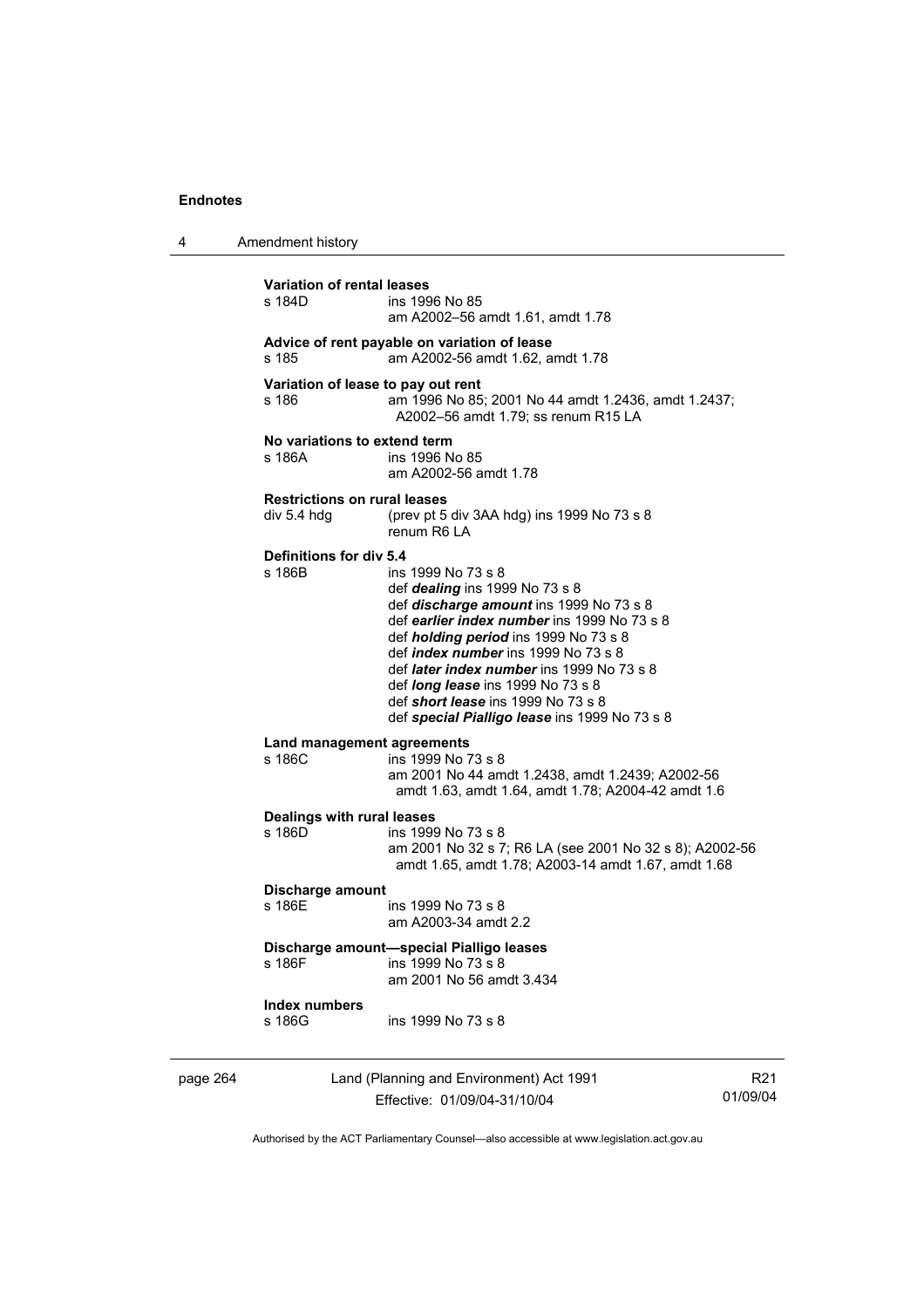**Variation of rental leases**
s 184D ins 1996 No 85
am A2002–56 amdt 1.61, amdt 1.78

**Advice of rent payable on variation of lease**
s 185 am A2002-56 amdt 1.62, amdt 1.78

**Variation of lease to pay out rent**
s 186 am 1996 No 85; 2001 No 44 amdt 1.2436, amdt 1.2437; A2002–56 amdt 1.79; ss renum R15 LA

**No variations to extend term**
s 186A ins 1996 No 85
am A2002-56 amdt 1.78

**Restrictions on rural leases**
div 5.4 hdg (prev pt 5 div 3AA hdg) ins 1999 No 73 s 8
renum R6 LA

**Definitions for div 5.4**
s 186B ins 1999 No 73 s 8
def ***dealing*** ins 1999 No 73 s 8
def ***discharge amount*** ins 1999 No 73 s 8
def ***earlier index number*** ins 1999 No 73 s 8
def ***holding period*** ins 1999 No 73 s 8
def ***index number*** ins 1999 No 73 s 8
def ***later index number*** ins 1999 No 73 s 8
def ***long lease*** ins 1999 No 73 s 8
def ***short lease*** ins 1999 No 73 s 8
def ***special Pialligo lease*** ins 1999 No 73 s 8

**Land management agreements**
s 186C ins 1999 No 73 s 8
am 2001 No 44 amdt 1.2438, amdt 1.2439; A2002-56 amdt 1.63, amdt 1.64, amdt 1.78; A2004-42 amdt 1.6

**Dealings with rural leases**
s 186D ins 1999 No 73 s 8
am 2001 No 32 s 7; R6 LA (see 2001 No 32 s 8); A2002-56 amdt 1.65, amdt 1.78; A2003-14 amdt 1.67, amdt 1.68

**Discharge amount**
s 186E ins 1999 No 73 s 8
am A2003-34 amdt 2.2

**Discharge amount—special Pialligo leases**
s 186F ins 1999 No 73 s 8
am 2001 No 56 amdt 3.434

**Index numbers**
s 186G ins 1999 No 73 s 8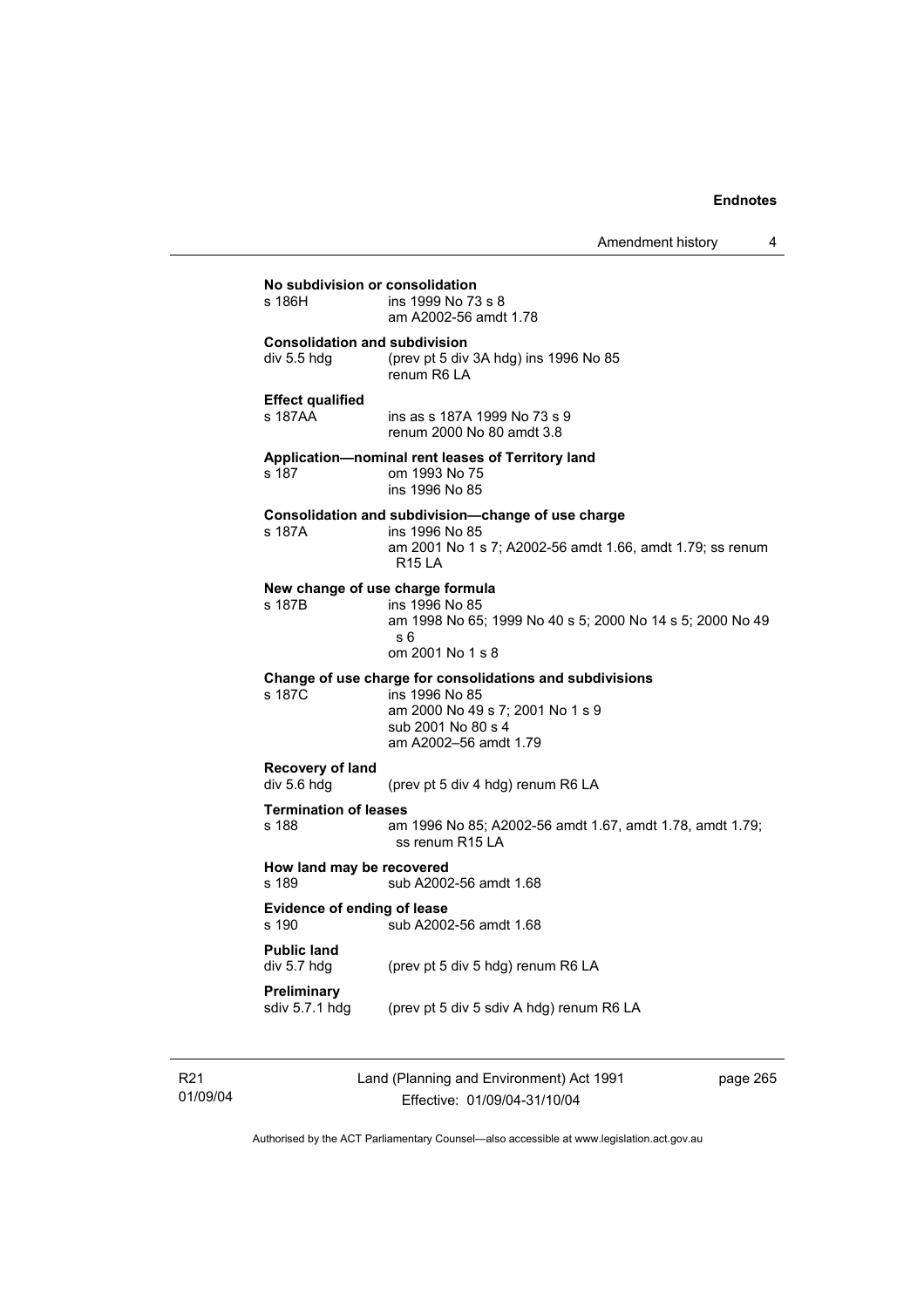**No subdivision or consolidation**

s 186H ins 1999 No 73 s 8
am A2002-56 amdt 1.78

**Consolidation and subdivision**

div 5.5 hdg (prev pt 5 div 3A hdg) ins 1996 No 85
renum R6 LA

**Effect qualified**

s 187AA ins as s 187A 1999 No 73 s 9
renum 2000 No 80 amdt 3.8

**Application—nominal rent leases of Territory land**

s 187 om 1993 No 75
ins 1996 No 85

**Consolidation and subdivision—change of use charge**

s 187A ins 1996 No 85
am 2001 No 1 s 7; A2002-56 amdt 1.66, amdt 1.79; ss renum R15 LA

**New change of use charge formula**

s 187B ins 1996 No 85
am 1998 No 65; 1999 No 40 s 5; 2000 No 14 s 5; 2000 No 49 s 6
om 2001 No 1 s 8

**Change of use charge for consolidations and subdivisions**

s 187C ins 1996 No 85
am 2000 No 49 s 7; 2001 No 1 s 9
sub 2001 No 80 s 4
am A2002–56 amdt 1.79

**Recovery of land**

div 5.6 hdg (prev pt 5 div 4 hdg) renum R6 LA

**Termination of leases**

s 188 am 1996 No 85; A2002-56 amdt 1.67, amdt 1.78, amdt 1.79; ss renum R15 LA

**How land may be recovered**

s 189 sub A2002-56 amdt 1.68

**Evidence of ending of lease**

s 190 sub A2002-56 amdt 1.68

**Public land**

div 5.7 hdg (prev pt 5 div 5 hdg) renum R6 LA

**Preliminary**

sdiv 5.7.1 hdg (prev pt 5 div 5 sdiv A hdg) renum R6 LA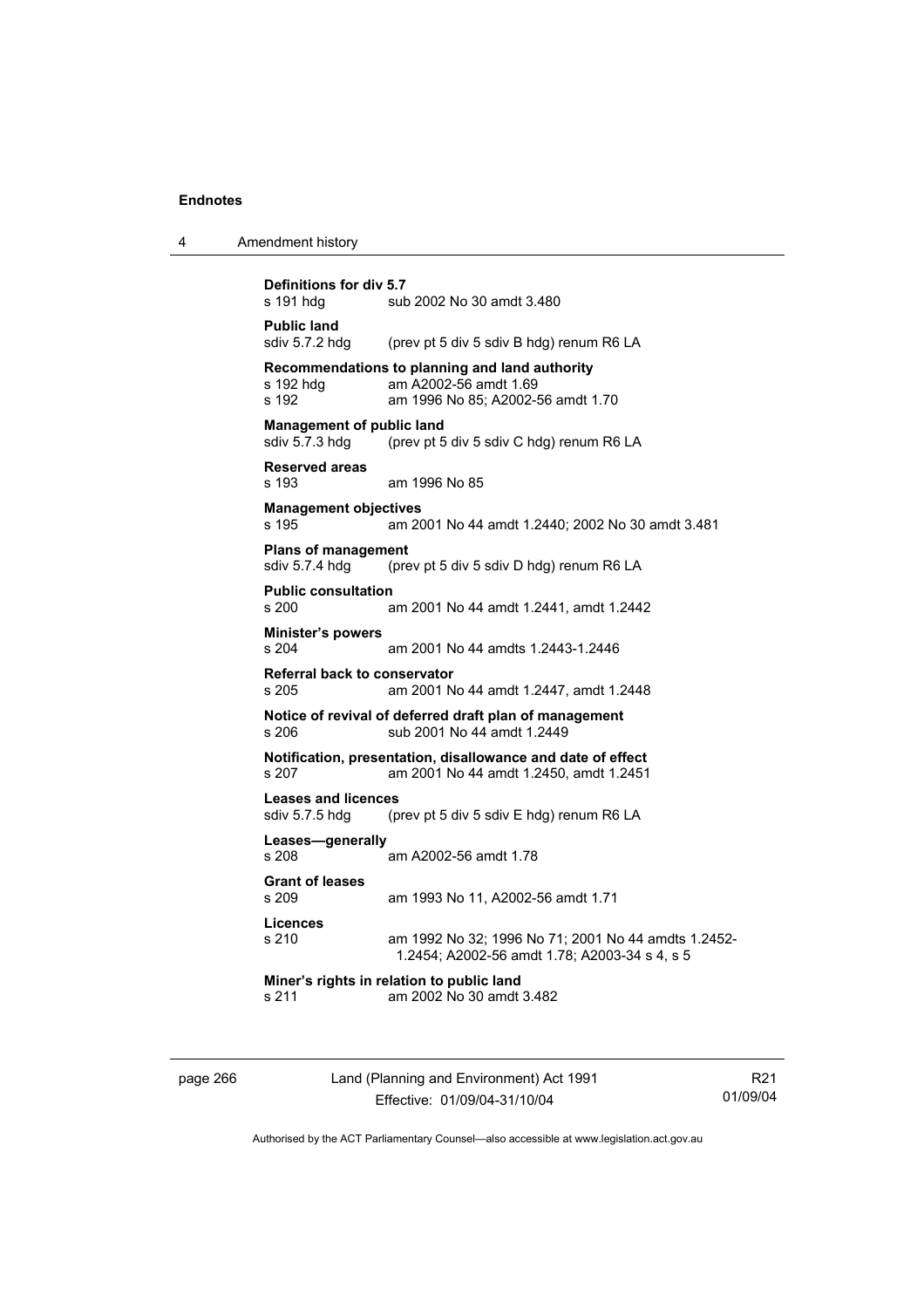**Definitions for div 5.7**
s 191 hdg sub 2002 No 30 amdt 3.480

**Public land**
sdiv 5.7.2 hdg (prev pt 5 div 5 sdiv B hdg) renum R6 LA

**Recommendations to planning and land authority**
s 192 hdg am A2002-56 amdt 1.69
s 192 am 1996 No 85; A2002-56 amdt 1.70

**Management of public land**
sdiv 5.7.3 hdg (prev pt 5 div 5 sdiv C hdg) renum R6 LA

**Reserved areas**
s 193 am 1996 No 85

**Management objectives**
s 195 am 2001 No 44 amdt 1.2440; 2002 No 30 amdt 3.481

**Plans of management**
sdiv 5.7.4 hdg (prev pt 5 div 5 sdiv D hdg) renum R6 LA

**Public consultation**
s 200 am 2001 No 44 amdt 1.2441, amdt 1.2442

**Minister's powers**
s 204 am 2001 No 44 amdts 1.2443-1.2446

**Referral back to conservator**
s 205 am 2001 No 44 amdt 1.2447, amdt 1.2448

**Notice of revival of deferred draft plan of management**
s 206 sub 2001 No 44 amdt 1.2449

**Notification, presentation, disallowance and date of effect**
s 207 am 2001 No 44 amdt 1.2450, amdt 1.2451

**Leases and licences**
sdiv 5.7.5 hdg (prev pt 5 div 5 sdiv E hdg) renum R6 LA

**Leases—generally**
s 208 am A2002-56 amdt 1.78

**Grant of leases**
s 209 am 1993 No 11, A2002-56 amdt 1.71

**Licences**
s 210 am 1992 No 32; 1996 No 71; 2001 No 44 amdts 1.2452-1.2454; A2002-56 amdt 1.78; A2003-34 s 4, s 5

**Miner's rights in relation to public land**
s 211 am 2002 No 30 amdt 3.482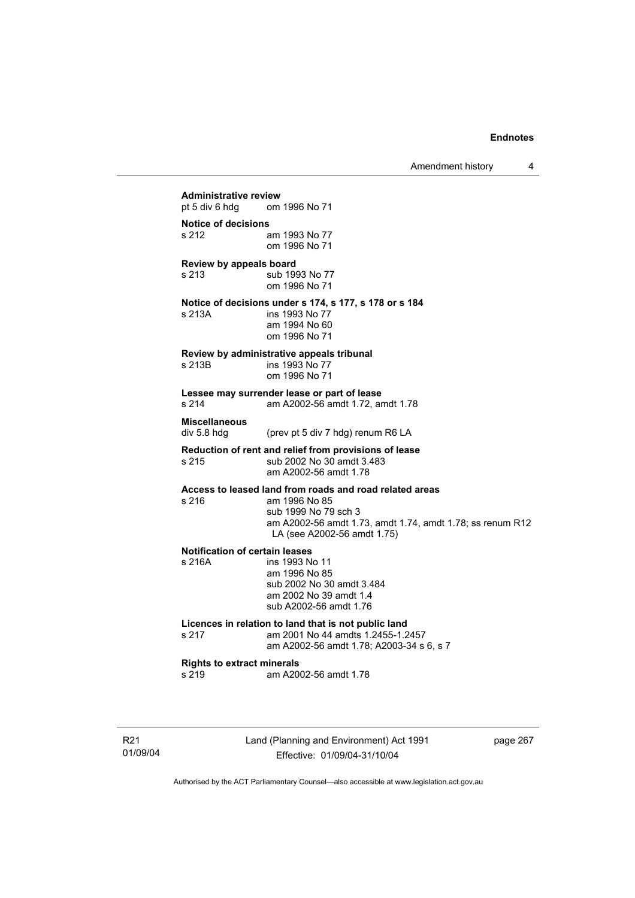**Administrative review**
pt 5 div 6 hdg om 1996 No 71

**Notice of decisions**
s 212 am 1993 No 77
om 1996 No 71

**Review by appeals board**
s 213 sub 1993 No 77
om 1996 No 71

**Notice of decisions under s 174, s 177, s 178 or s 184**
s 213A ins 1993 No 77
am 1994 No 60
om 1996 No 71

**Review by administrative appeals tribunal**
s 213B ins 1993 No 77
om 1996 No 71

**Lessee may surrender lease or part of lease**
s 214 am A2002-56 amdt 1.72, amdt 1.78

**Miscellaneous**
div 5.8 hdg (prev pt 5 div 7 hdg) renum R6 LA

**Reduction of rent and relief from provisions of lease**
s 215 sub 2002 No 30 amdt 3.483
am A2002-56 amdt 1.78

**Access to leased land from roads and road related areas**
s 216 am 1996 No 85
sub 1999 No 79 sch 3
am A2002-56 amdt 1.73, amdt 1.74, amdt 1.78; ss renum R12 LA (see A2002-56 amdt 1.75)

**Notification of certain leases**
s 216A ins 1993 No 11
am 1996 No 85
sub 2002 No 30 amdt 3.484
am 2002 No 39 amdt 1.4
sub A2002-56 amdt 1.76

**Licences in relation to land that is not public land**
s 217 am 2001 No 44 amdts 1.2455-1.2457
am A2002-56 amdt 1.78; A2003-34 s 6, s 7

**Rights to extract minerals**
s 219 am A2002-56 amdt 1.78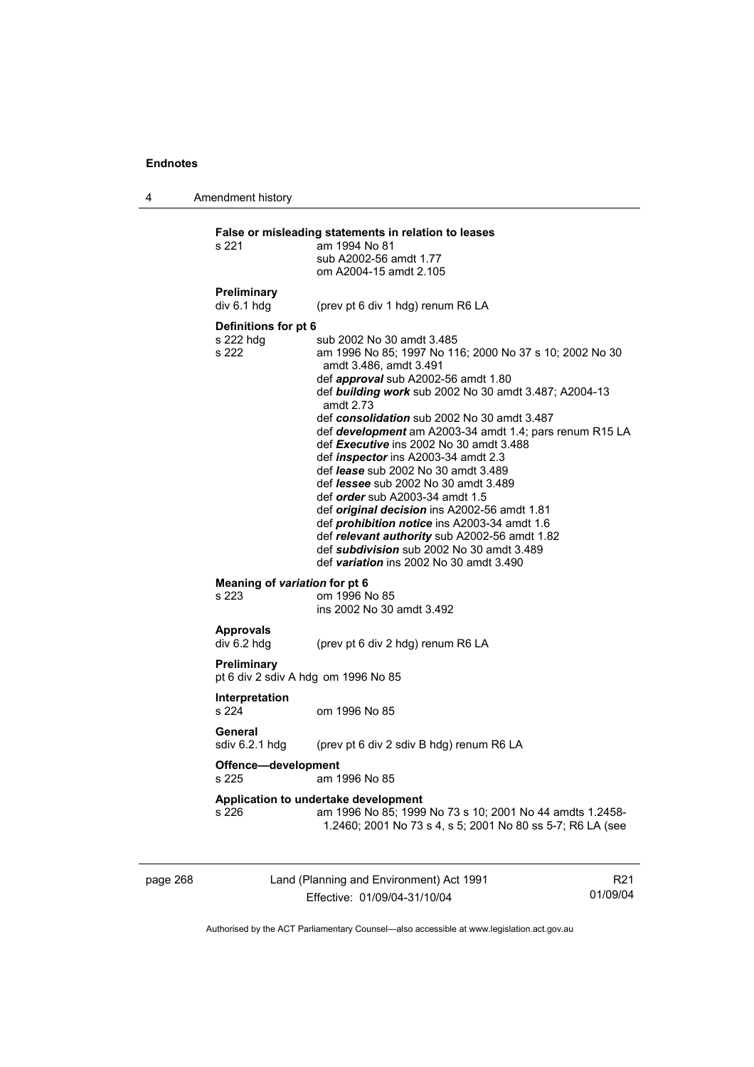**False or misleading statements in relation to leases**

s 221 am 1994 No 81
sub A2002-56 amdt 1.77
om A2004-15 amdt 2.105

**Preliminary**

div 6.1 hdg (prev pt 6 div 1 hdg) renum R6 LA

**Definitions for pt 6**

s 222 hdg sub 2002 No 30 amdt 3.485

s 222 am 1996 No 85; 1997 No 116; 2000 No 37 s 10; 2002 No 30 amdt 3.486, amdt 3.491
def ***approval*** sub A2002-56 amdt 1.80
def ***building work*** sub 2002 No 30 amdt 3.487; A2004-13 amdt 2.73
def ***consolidation*** sub 2002 No 30 amdt 3.487
def ***development*** am A2003-34 amdt 1.4; pars renum R15 LA
def ***Executive*** ins 2002 No 30 amdt 3.488
def ***inspector*** ins A2003-34 amdt 2.3
def ***lease*** sub 2002 No 30 amdt 3.489
def ***lessee*** sub 2002 No 30 amdt 3.489
def ***order*** sub A2003-34 amdt 1.5
def ***original decision*** ins A2002-56 amdt 1.81
def ***prohibition notice*** ins A2003-34 amdt 1.6
def ***relevant authority*** sub A2002-56 amdt 1.82
def ***subdivision*** sub 2002 No 30 amdt 3.489
def ***variation*** ins 2002 No 30 amdt 3.490

**Meaning of *variation* for pt 6**

s 223 om 1996 No 85
ins 2002 No 30 amdt 3.492

**Approvals**

div 6.2 hdg (prev pt 6 div 2 hdg) renum R6 LA

**Preliminary**

pt 6 div 2 sdiv A hdg om 1996 No 85

**Interpretation**

s 224 om 1996 No 85

**General**

sdiv 6.2.1 hdg (prev pt 6 div 2 sdiv B hdg) renum R6 LA

**Offence—development**

s 225 am 1996 No 85

**Application to undertake development**

s 226 am 1996 No 85; 1999 No 73 s 10; 2001 No 44 amdts 1.2458-1.2460; 2001 No 73 s 4, s 5; 2001 No 80 ss 5-7; R6 LA (see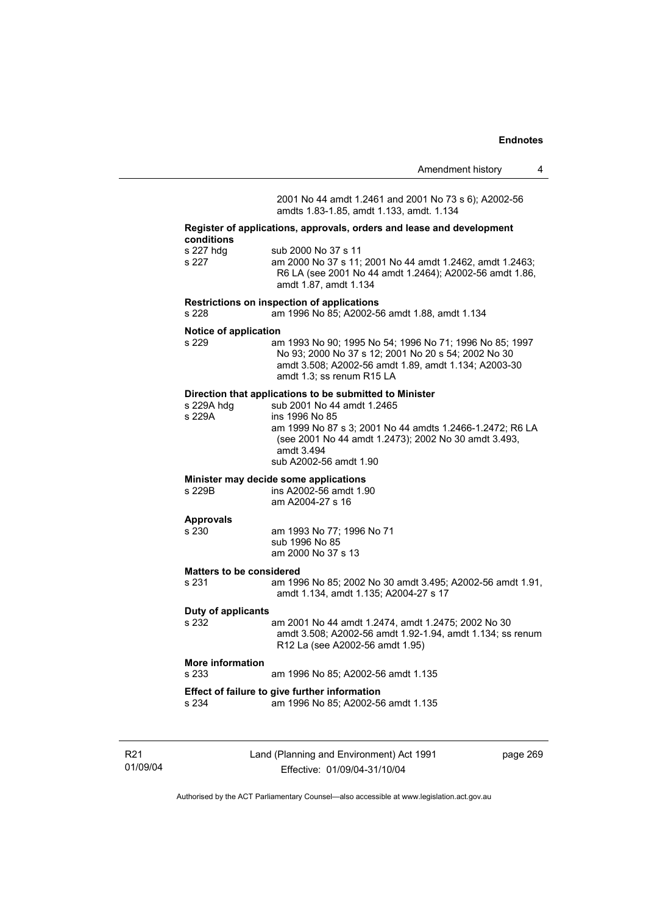2001 No 44 amdt 1.2461 and 2001 No 73 s 6); A2002-56 amdts 1.83-1.85, amdt 1.133, amdt. 1.134

**Register of applications, approvals, orders and lease and development conditions**

s 227 hdg    sub 2000 No 37 s 11
s 227    am 2000 No 37 s 11; 2001 No 44 amdt 1.2462, amdt 1.2463; R6 LA (see 2001 No 44 amdt 1.2464); A2002-56 amdt 1.86, amdt 1.87, amdt 1.134

**Restrictions on inspection of applications**

s 228    am 1996 No 85; A2002-56 amdt 1.88, amdt 1.134

**Notice of application**

s 229    am 1993 No 90; 1995 No 54; 1996 No 71; 1996 No 85; 1997 No 93; 2000 No 37 s 12; 2001 No 20 s 54; 2002 No 30 amdt 3.508; A2002-56 amdt 1.89, amdt 1.134; A2003-30 amdt 1.3; ss renum R15 LA

**Direction that applications to be submitted to Minister**

s 229A hdg    sub 2001 No 44 amdt 1.2465
s 229A    ins 1996 No 85
am 1999 No 87 s 3; 2001 No 44 amdts 1.2466-1.2472; R6 LA (see 2001 No 44 amdt 1.2473); 2002 No 30 amdt 3.493, amdt 3.494
sub A2002-56 amdt 1.90

**Minister may decide some applications**

s 229B    ins A2002-56 amdt 1.90
am A2004-27 s 16

**Approvals**

s 230    am 1993 No 77; 1996 No 71
sub 1996 No 85
am 2000 No 37 s 13

**Matters to be considered**

s 231    am 1996 No 85; 2002 No 30 amdt 3.495; A2002-56 amdt 1.91, amdt 1.134, amdt 1.135; A2004-27 s 17

**Duty of applicants**

s 232    am 2001 No 44 amdt 1.2474, amdt 1.2475; 2002 No 30 amdt 3.508; A2002-56 amdt 1.92-1.94, amdt 1.134; ss renum R12 La (see A2002-56 amdt 1.95)

**More information**

s 233    am 1996 No 85; A2002-56 amdt 1.135

**Effect of failure to give further information**

s 234    am 1996 No 85; A2002-56 amdt 1.135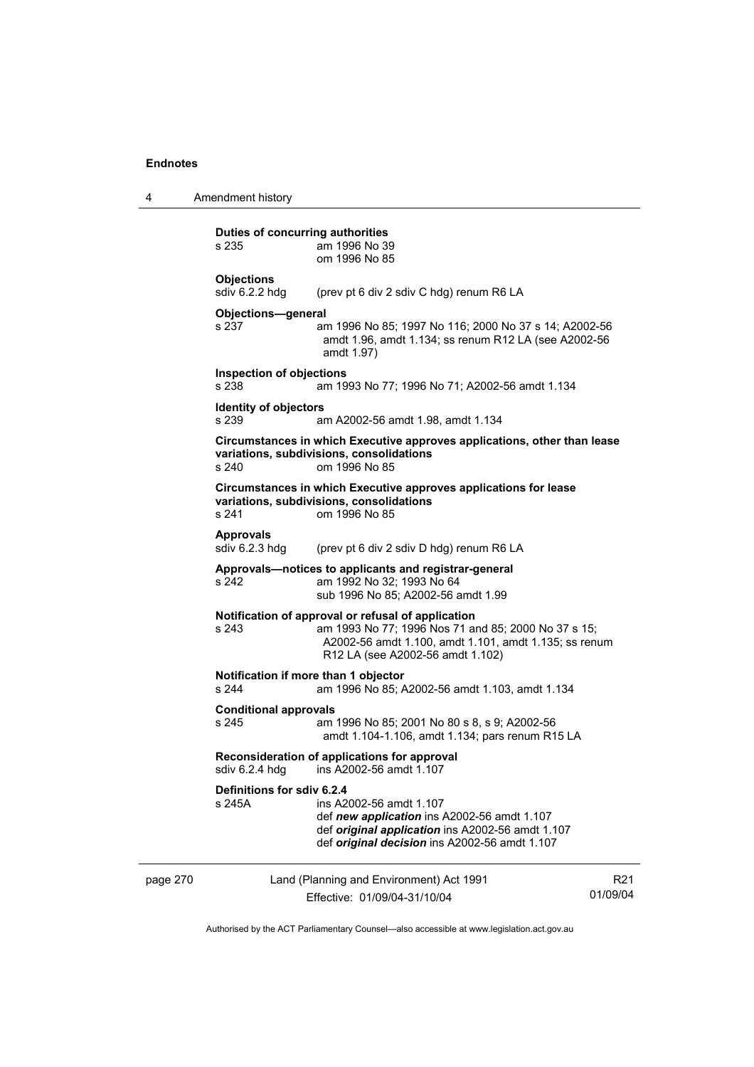**Duties of concurring authorities**
s 235 am 1996 No 39
om 1996 No 85

**Objections**
sdiv 6.2.2 hdg (prev pt 6 div 2 sdiv C hdg) renum R6 LA

**Objections—general**
s 237 am 1996 No 85; 1997 No 116; 2000 No 37 s 14; A2002-56 amdt 1.96, amdt 1.134; ss renum R12 LA (see A2002-56 amdt 1.97)

**Inspection of objections**
s 238 am 1993 No 77; 1996 No 71; A2002-56 amdt 1.134

**Identity of objectors**
s 239 am A2002-56 amdt 1.98, amdt 1.134

**Circumstances in which Executive approves applications, other than lease variations, subdivisions, consolidations**
s 240 om 1996 No 85

**Circumstances in which Executive approves applications for lease variations, subdivisions, consolidations**
s 241 om 1996 No 85

**Approvals**
sdiv 6.2.3 hdg (prev pt 6 div 2 sdiv D hdg) renum R6 LA

**Approvals—notices to applicants and registrar-general**
s 242 am 1992 No 32; 1993 No 64
sub 1996 No 85; A2002-56 amdt 1.99

**Notification of approval or refusal of application**
s 243 am 1993 No 77; 1996 Nos 71 and 85; 2000 No 37 s 15; A2002-56 amdt 1.100, amdt 1.101, amdt 1.135; ss renum R12 LA (see A2002-56 amdt 1.102)

**Notification if more than 1 objector**
s 244 am 1996 No 85; A2002-56 amdt 1.103, amdt 1.134

**Conditional approvals**
s 245 am 1996 No 85; 2001 No 80 s 8, s 9; A2002-56 amdt 1.104-1.106, amdt 1.134; pars renum R15 LA

**Reconsideration of applications for approval**
sdiv 6.2.4 hdg ins A2002-56 amdt 1.107

**Definitions for sdiv 6.2.4**
s 245A ins A2002-56 amdt 1.107
def ***new application*** ins A2002-56 amdt 1.107
def ***original application*** ins A2002-56 amdt 1.107
def ***original decision*** ins A2002-56 amdt 1.107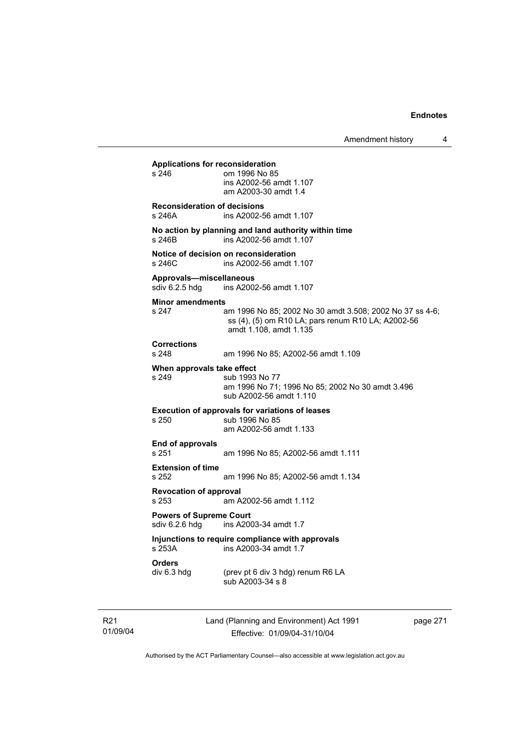**Applications for reconsideration**

s 246 om 1996 No 85
ins A2002-56 amdt 1.107
am A2003-30 amdt 1.4

**Reconsideration of decisions**

s 246A ins A2002-56 amdt 1.107

**No action by planning and land authority within time**

s 246B ins A2002-56 amdt 1.107

**Notice of decision on reconsideration**

s 246C ins A2002-56 amdt 1.107

**Approvals—miscellaneous**

sdiv 6.2.5 hdg ins A2002-56 amdt 1.107

**Minor amendments**

s 247 am 1996 No 85; 2002 No 30 amdt 3.508; 2002 No 37 ss 4-6; ss (4), (5) om R10 LA; pars renum R10 LA; A2002-56 amdt 1.108, amdt 1.135

**Corrections**

s 248 am 1996 No 85; A2002-56 amdt 1.109

**When approvals take effect**

s 249 sub 1993 No 77
am 1996 No 71; 1996 No 85; 2002 No 30 amdt 3.496
sub A2002-56 amdt 1.110

**Execution of approvals for variations of leases**

s 250 sub 1996 No 85
am A2002-56 amdt 1.133

**End of approvals**

s 251 am 1996 No 85; A2002-56 amdt 1.111

**Extension of time**

s 252 am 1996 No 85; A2002-56 amdt 1.134

**Revocation of approval**

s 253 am A2002-56 amdt 1.112

**Powers of Supreme Court**

sdiv 6.2.6 hdg ins A2003-34 amdt 1.7

**Injunctions to require compliance with approvals**

s 253A ins A2003-34 amdt 1.7

**Orders**

div 6.3 hdg (prev pt 6 div 3 hdg) renum R6 LA
sub A2003-34 s 8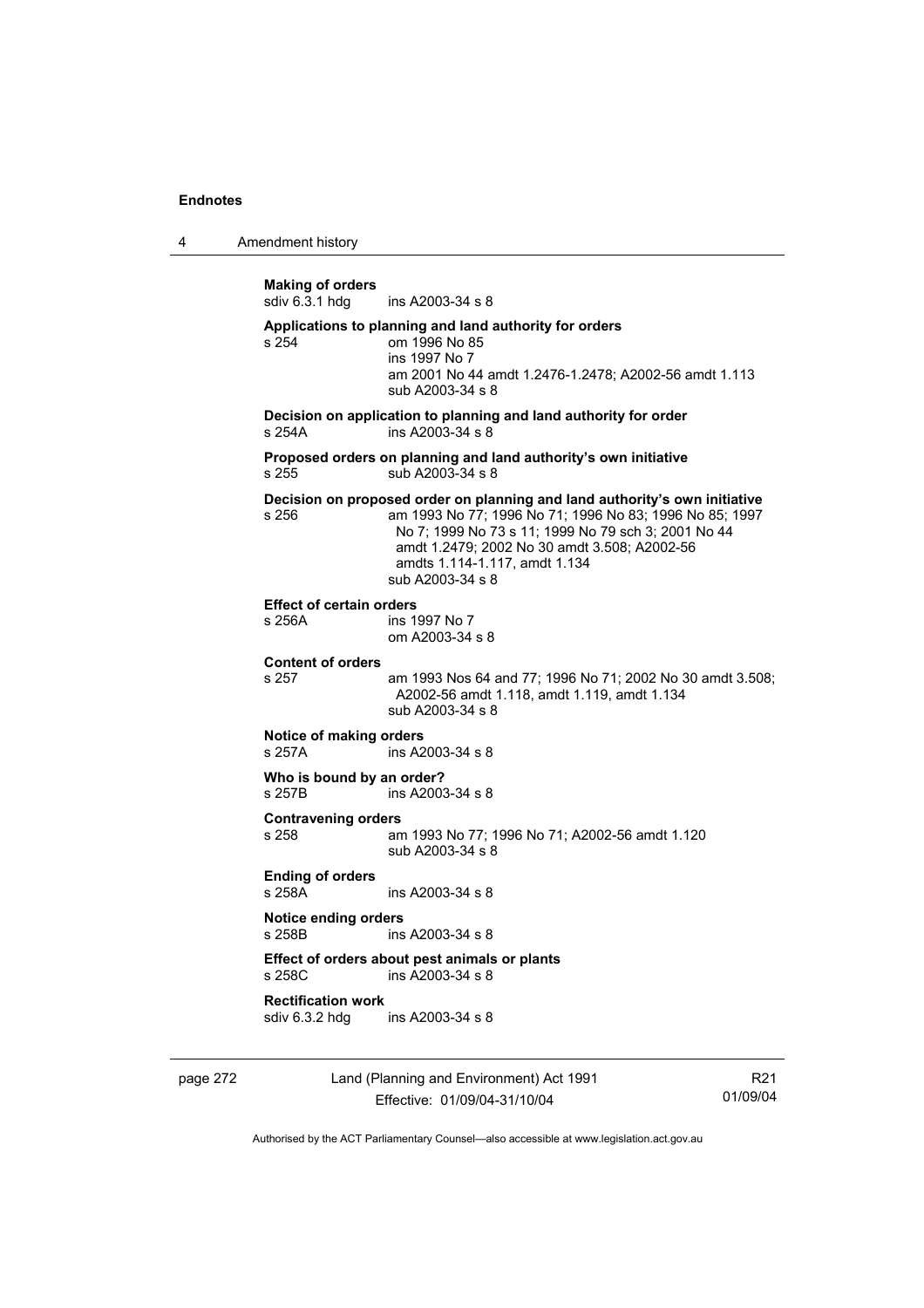**Making of orders**
sdiv 6.3.1 hdg ins A2003-34 s 8

**Applications to planning and land authority for orders**
s 254 om 1996 No 85
ins 1997 No 7
am 2001 No 44 amdt 1.2476-1.2478; A2002-56 amdt 1.113
sub A2003-34 s 8

**Decision on application to planning and land authority for order**
s 254A ins A2003-34 s 8

**Proposed orders on planning and land authority's own initiative**
s 255 sub A2003-34 s 8

**Decision on proposed order on planning and land authority's own initiative**
s 256 am 1993 No 77; 1996 No 71; 1996 No 83; 1996 No 85; 1997 No 7; 1999 No 73 s 11; 1999 No 79 sch 3; 2001 No 44 amdt 1.2479; 2002 No 30 amdt 3.508; A2002-56 amdts 1.114-1.117, amdt 1.134
sub A2003-34 s 8

**Effect of certain orders**
s 256A ins 1997 No 7
om A2003-34 s 8

**Content of orders**
s 257 am 1993 Nos 64 and 77; 1996 No 71; 2002 No 30 amdt 3.508; A2002-56 amdt 1.118, amdt 1.119, amdt 1.134
sub A2003-34 s 8

**Notice of making orders**
s 257A ins A2003-34 s 8

**Who is bound by an order?**
s 257B ins A2003-34 s 8

**Contravening orders**
s 258 am 1993 No 77; 1996 No 71; A2002-56 amdt 1.120
sub A2003-34 s 8

**Ending of orders**
s 258A ins A2003-34 s 8

**Notice ending orders**
s 258B ins A2003-34 s 8

**Effect of orders about pest animals or plants**
s 258C ins A2003-34 s 8

**Rectification work**
sdiv 6.3.2 hdg ins A2003-34 s 8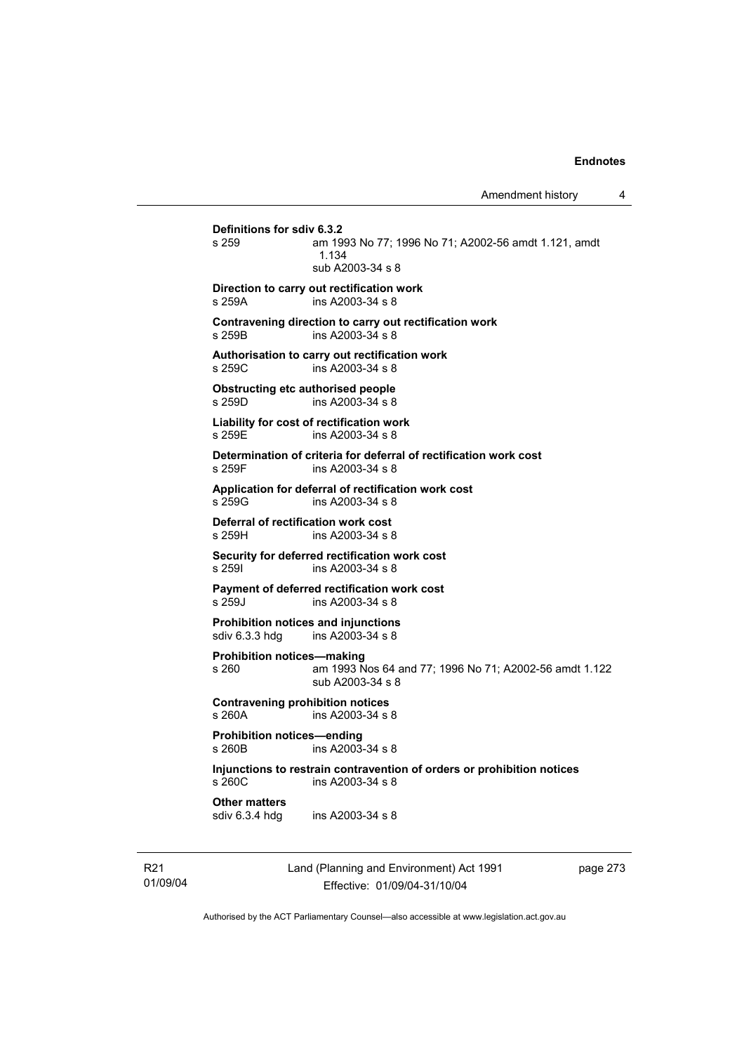**Definitions for sdiv 6.3.2**
s 259 am 1993 No 77; 1996 No 71; A2002-56 amdt 1.121, amdt 1.134
sub A2003-34 s 8

**Direction to carry out rectification work**
s 259A ins A2003-34 s 8

**Contravening direction to carry out rectification work**
s 259B ins A2003-34 s 8

**Authorisation to carry out rectification work**
s 259C ins A2003-34 s 8

**Obstructing etc authorised people**
s 259D ins A2003-34 s 8

**Liability for cost of rectification work**
s 259E ins A2003-34 s 8

**Determination of criteria for deferral of rectification work cost**
s 259F ins A2003-34 s 8

**Application for deferral of rectification work cost**
s 259G ins A2003-34 s 8

**Deferral of rectification work cost**
s 259H ins A2003-34 s 8

**Security for deferred rectification work cost**
s 259I ins A2003-34 s 8

**Payment of deferred rectification work cost**
s 259J ins A2003-34 s 8

**Prohibition notices and injunctions**
sdiv 6.3.3 hdg ins A2003-34 s 8

**Prohibition notices—making**
s 260 am 1993 Nos 64 and 77; 1996 No 71; A2002-56 amdt 1.122
sub A2003-34 s 8

**Contravening prohibition notices**
s 260A ins A2003-34 s 8

**Prohibition notices—ending**
s 260B ins A2003-34 s 8

**Injunctions to restrain contravention of orders or prohibition notices**
s 260C ins A2003-34 s 8

**Other matters**
sdiv 6.3.4 hdg ins A2003-34 s 8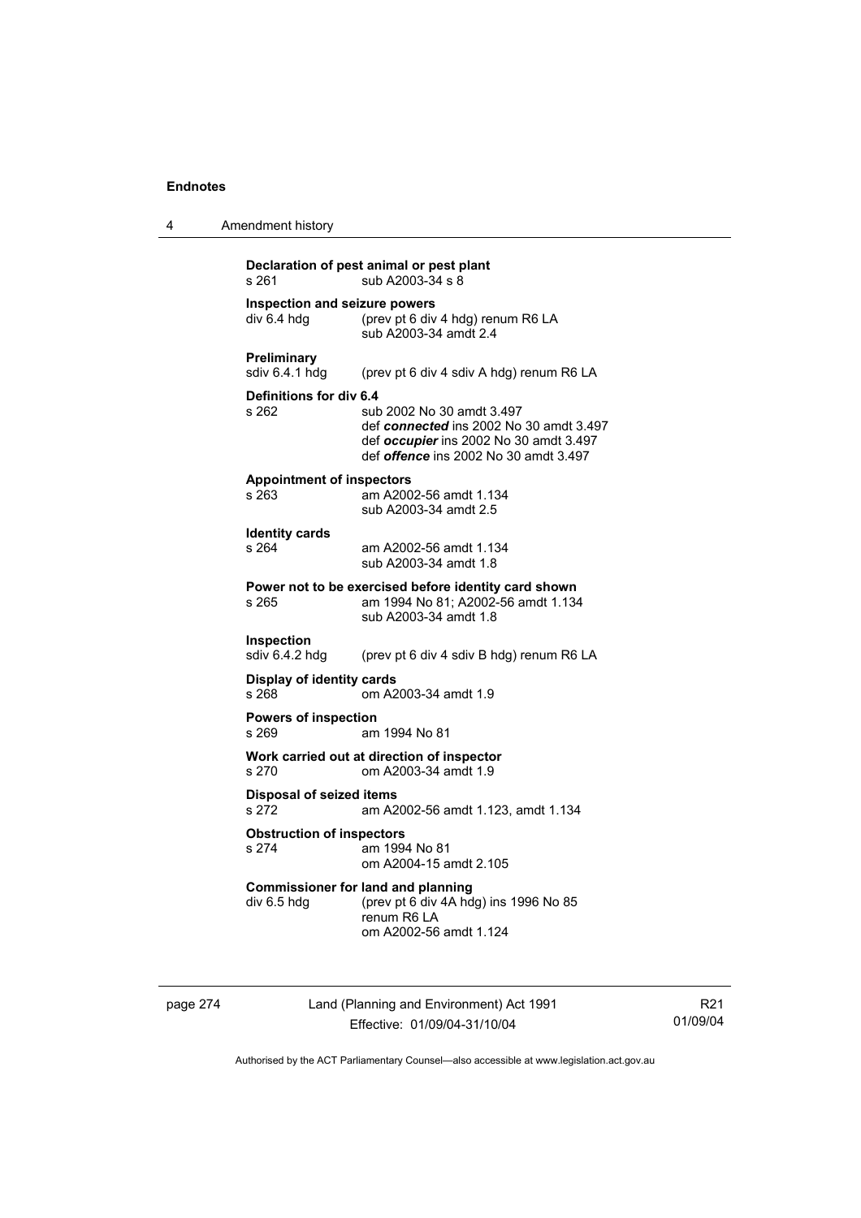**Declaration of pest animal or pest plant**
s 261 sub A2003-34 s 8

**Inspection and seizure powers**
div 6.4 hdg (prev pt 6 div 4 hdg) renum R6 LA
sub A2003-34 amdt 2.4

**Preliminary**
sdiv 6.4.1 hdg (prev pt 6 div 4 sdiv A hdg) renum R6 LA

**Definitions for div 6.4**
s 262 sub 2002 No 30 amdt 3.497
def ***connected*** ins 2002 No 30 amdt 3.497
def ***occupier*** ins 2002 No 30 amdt 3.497
def ***offence*** ins 2002 No 30 amdt 3.497

**Appointment of inspectors**
s 263 am A2002-56 amdt 1.134
sub A2003-34 amdt 2.5

**Identity cards**
s 264 am A2002-56 amdt 1.134
sub A2003-34 amdt 1.8

**Power not to be exercised before identity card shown**
s 265 am 1994 No 81; A2002-56 amdt 1.134
sub A2003-34 amdt 1.8

**Inspection**
sdiv 6.4.2 hdg (prev pt 6 div 4 sdiv B hdg) renum R6 LA

**Display of identity cards**
s 268 om A2003-34 amdt 1.9

**Powers of inspection**
s 269 am 1994 No 81

**Work carried out at direction of inspector**
s 270 om A2003-34 amdt 1.9

**Disposal of seized items**
s 272 am A2002-56 amdt 1.123, amdt 1.134

**Obstruction of inspectors**
s 274 am 1994 No 81
om A2004-15 amdt 2.105

**Commissioner for land and planning**
div 6.5 hdg (prev pt 6 div 4A hdg) ins 1996 No 85
renum R6 LA
om A2002-56 amdt 1.124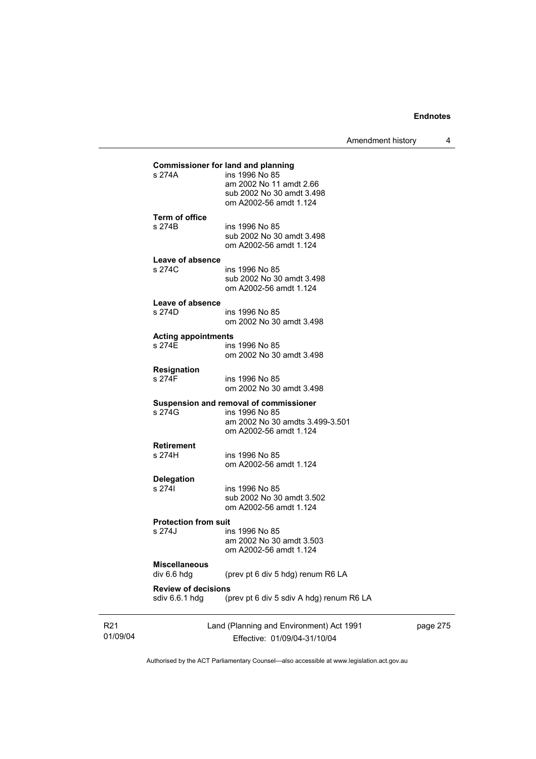**Commissioner for land and planning**

s 274A ins 1996 No 85
am 2002 No 11 amdt 2.66
sub 2002 No 30 amdt 3.498
om A2002-56 amdt 1.124

**Term of office**

s 274B ins 1996 No 85
sub 2002 No 30 amdt 3.498
om A2002-56 amdt 1.124

**Leave of absence**

s 274C ins 1996 No 85
sub 2002 No 30 amdt 3.498
om A2002-56 amdt 1.124

**Leave of absence**

s 274D ins 1996 No 85
om 2002 No 30 amdt 3.498

**Acting appointments**

s 274E ins 1996 No 85
om 2002 No 30 amdt 3.498

**Resignation**

s 274F ins 1996 No 85
om 2002 No 30 amdt 3.498

**Suspension and removal of commissioner**

s 274G ins 1996 No 85
am 2002 No 30 amdts 3.499-3.501
om A2002-56 amdt 1.124

**Retirement**

s 274H ins 1996 No 85
om A2002-56 amdt 1.124

**Delegation**

s 274I ins 1996 No 85
sub 2002 No 30 amdt 3.502
om A2002-56 amdt 1.124

**Protection from suit**

s 274J ins 1996 No 85
am 2002 No 30 amdt 3.503
om A2002-56 amdt 1.124

**Miscellaneous**

div 6.6 hdg (prev pt 6 div 5 hdg) renum R6 LA

**Review of decisions**

sdiv 6.6.1 hdg (prev pt 6 div 5 sdiv A hdg) renum R6 LA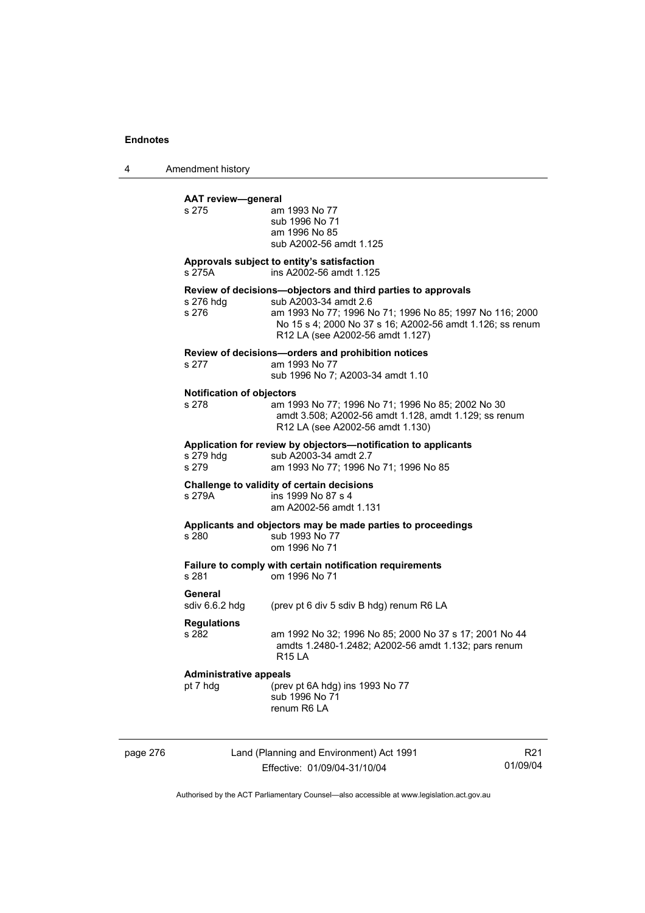**AAT review—general**

s 275 am 1993 No 77
sub 1996 No 71
am 1996 No 85
sub A2002-56 amdt 1.125

**Approvals subject to entity's satisfaction**

s 275A ins A2002-56 amdt 1.125

**Review of decisions—objectors and third parties to approvals**

s 276 hdg sub A2003-34 amdt 2.6
s 276 am 1993 No 77; 1996 No 71; 1996 No 85; 1997 No 116; 2000 No 15 s 4; 2000 No 37 s 16; A2002-56 amdt 1.126; ss renum R12 LA (see A2002-56 amdt 1.127)

**Review of decisions—orders and prohibition notices**

s 277 am 1993 No 77
sub 1996 No 7; A2003-34 amdt 1.10

**Notification of objectors**

s 278 am 1993 No 77; 1996 No 71; 1996 No 85; 2002 No 30 amdt 3.508; A2002-56 amdt 1.128, amdt 1.129; ss renum R12 LA (see A2002-56 amdt 1.130)

**Application for review by objectors—notification to applicants**

s 279 hdg sub A2003-34 amdt 2.7
s 279 am 1993 No 77; 1996 No 71; 1996 No 85

**Challenge to validity of certain decisions**

s 279A ins 1999 No 87 s 4
am A2002-56 amdt 1.131

**Applicants and objectors may be made parties to proceedings**

s 280 sub 1993 No 77
om 1996 No 71

**Failure to comply with certain notification requirements**

s 281 om 1996 No 71

**General**

sdiv 6.6.2 hdg (prev pt 6 div 5 sdiv B hdg) renum R6 LA

**Regulations**

s 282 am 1992 No 32; 1996 No 85; 2000 No 37 s 17; 2001 No 44 amdts 1.2480-1.2482; A2002-56 amdt 1.132; pars renum R15 LA

**Administrative appeals**

pt 7 hdg (prev pt 6A hdg) ins 1993 No 77
sub 1996 No 71
renum R6 LA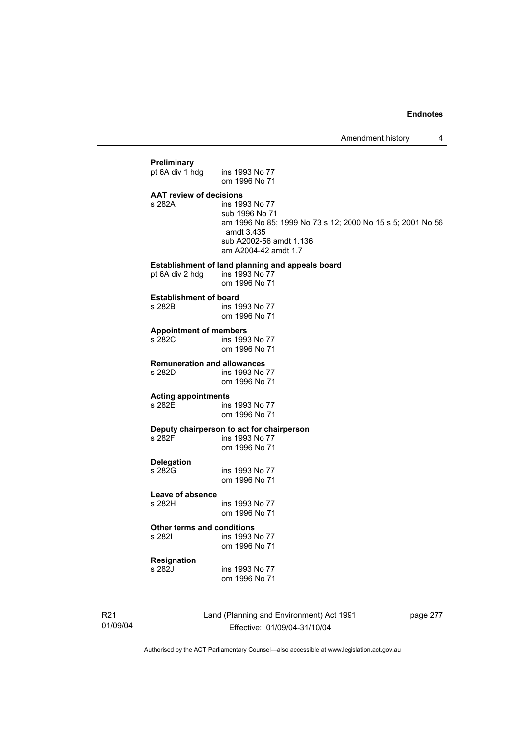**Preliminary**

pt 6A div 1 hdg ins 1993 No 77
om 1996 No 71

**AAT review of decisions**

s 282A ins 1993 No 77
sub 1996 No 71
am 1996 No 85; 1999 No 73 s 12; 2000 No 15 s 5; 2001 No 56 amdt 3.435
sub A2002-56 amdt 1.136
am A2004-42 amdt 1.7

**Establishment of land planning and appeals board**

pt 6A div 2 hdg ins 1993 No 77
om 1996 No 71

**Establishment of board**

s 282B ins 1993 No 77
om 1996 No 71

**Appointment of members**

s 282C ins 1993 No 77
om 1996 No 71

**Remuneration and allowances**

s 282D ins 1993 No 77
om 1996 No 71

**Acting appointments**

s 282E ins 1993 No 77
om 1996 No 71

**Deputy chairperson to act for chairperson**

s 282F ins 1993 No 77
om 1996 No 71

**Delegation**

s 282G ins 1993 No 77
om 1996 No 71

**Leave of absence**

s 282H ins 1993 No 77
om 1996 No 71

**Other terms and conditions**

s 282I ins 1993 No 77
om 1996 No 71

**Resignation**

s 282J ins 1993 No 77
om 1996 No 71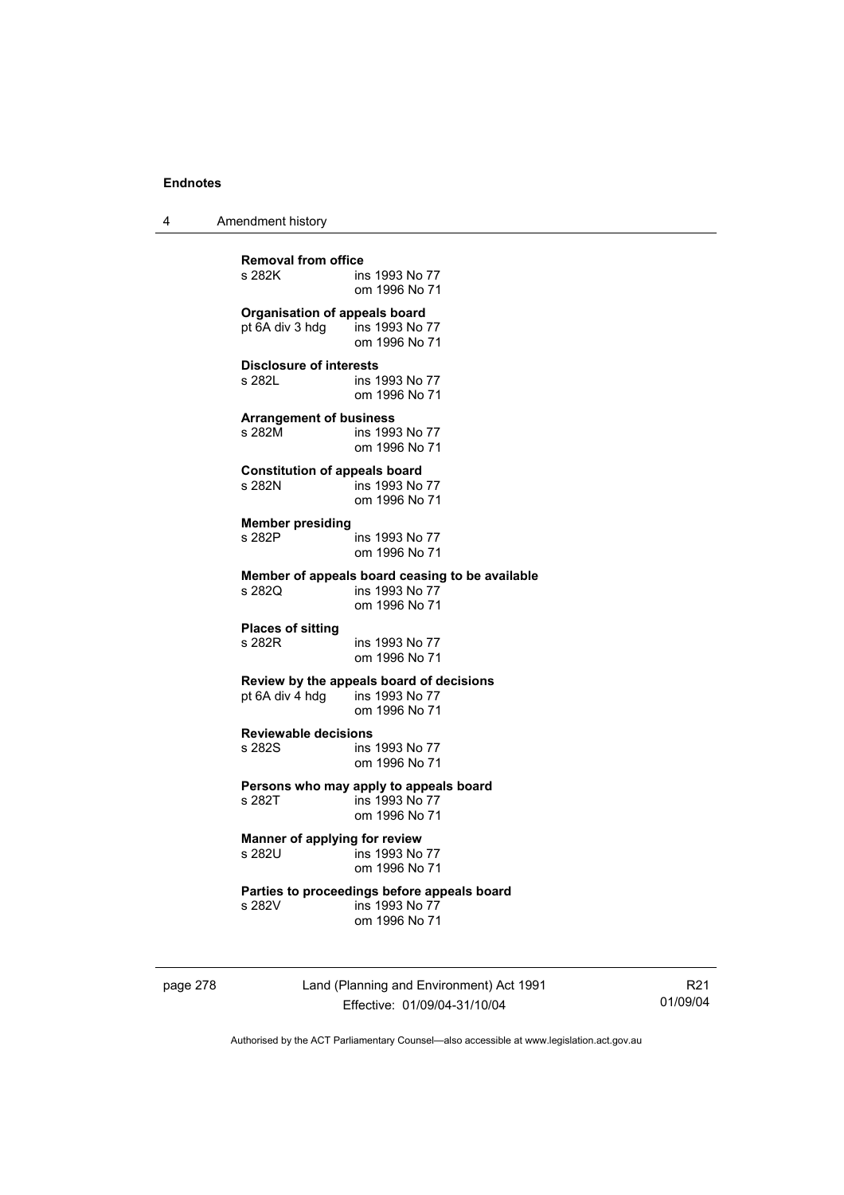**Removal from office**
s 282K ins 1993 No 77
om 1996 No 71

**Organisation of appeals board**
pt 6A div 3 hdg ins 1993 No 77
om 1996 No 71

**Disclosure of interests**
s 282L ins 1993 No 77
om 1996 No 71

**Arrangement of business**
s 282M ins 1993 No 77
om 1996 No 71

**Constitution of appeals board**
s 282N ins 1993 No 77
om 1996 No 71

**Member presiding**
s 282P ins 1993 No 77
om 1996 No 71

**Member of appeals board ceasing to be available**
s 282Q ins 1993 No 77
om 1996 No 71

**Places of sitting**
s 282R ins 1993 No 77
om 1996 No 71

**Review by the appeals board of decisions**
pt 6A div 4 hdg ins 1993 No 77
om 1996 No 71

**Reviewable decisions**
s 282S ins 1993 No 77
om 1996 No 71

**Persons who may apply to appeals board**
s 282T ins 1993 No 77
om 1996 No 71

**Manner of applying for review**
s 282U ins 1993 No 77
om 1996 No 71

**Parties to proceedings before appeals board**
s 282V ins 1993 No 77
om 1996 No 71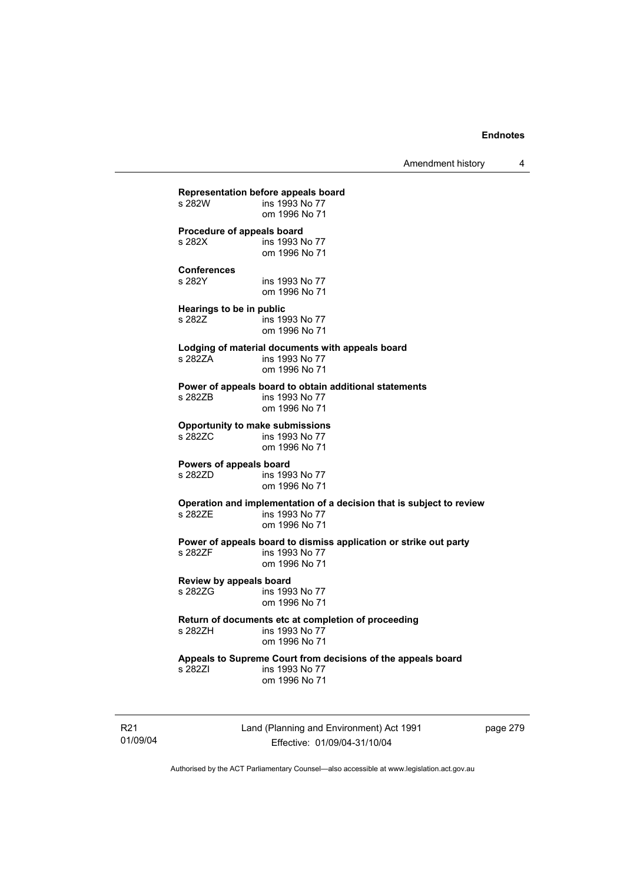**Representation before appeals board**
s 282W ins 1993 No 77
om 1996 No 71

**Procedure of appeals board**
s 282X ins 1993 No 77
om 1996 No 71

**Conferences**
s 282Y ins 1993 No 77
om 1996 No 71

**Hearings to be in public**
s 282Z ins 1993 No 77
om 1996 No 71

**Lodging of material documents with appeals board**
s 282ZA ins 1993 No 77
om 1996 No 71

**Power of appeals board to obtain additional statements**
s 282ZB ins 1993 No 77
om 1996 No 71

**Opportunity to make submissions**
s 282ZC ins 1993 No 77
om 1996 No 71

**Powers of appeals board**
s 282ZD ins 1993 No 77
om 1996 No 71

**Operation and implementation of a decision that is subject to review**
s 282ZE ins 1993 No 77
om 1996 No 71

**Power of appeals board to dismiss application or strike out party**
s 282ZF ins 1993 No 77
om 1996 No 71

**Review by appeals board**
s 282ZG ins 1993 No 77
om 1996 No 71

**Return of documents etc at completion of proceeding**
s 282ZH ins 1993 No 77
om 1996 No 71

**Appeals to Supreme Court from decisions of the appeals board**
s 282ZI ins 1993 No 77
om 1996 No 71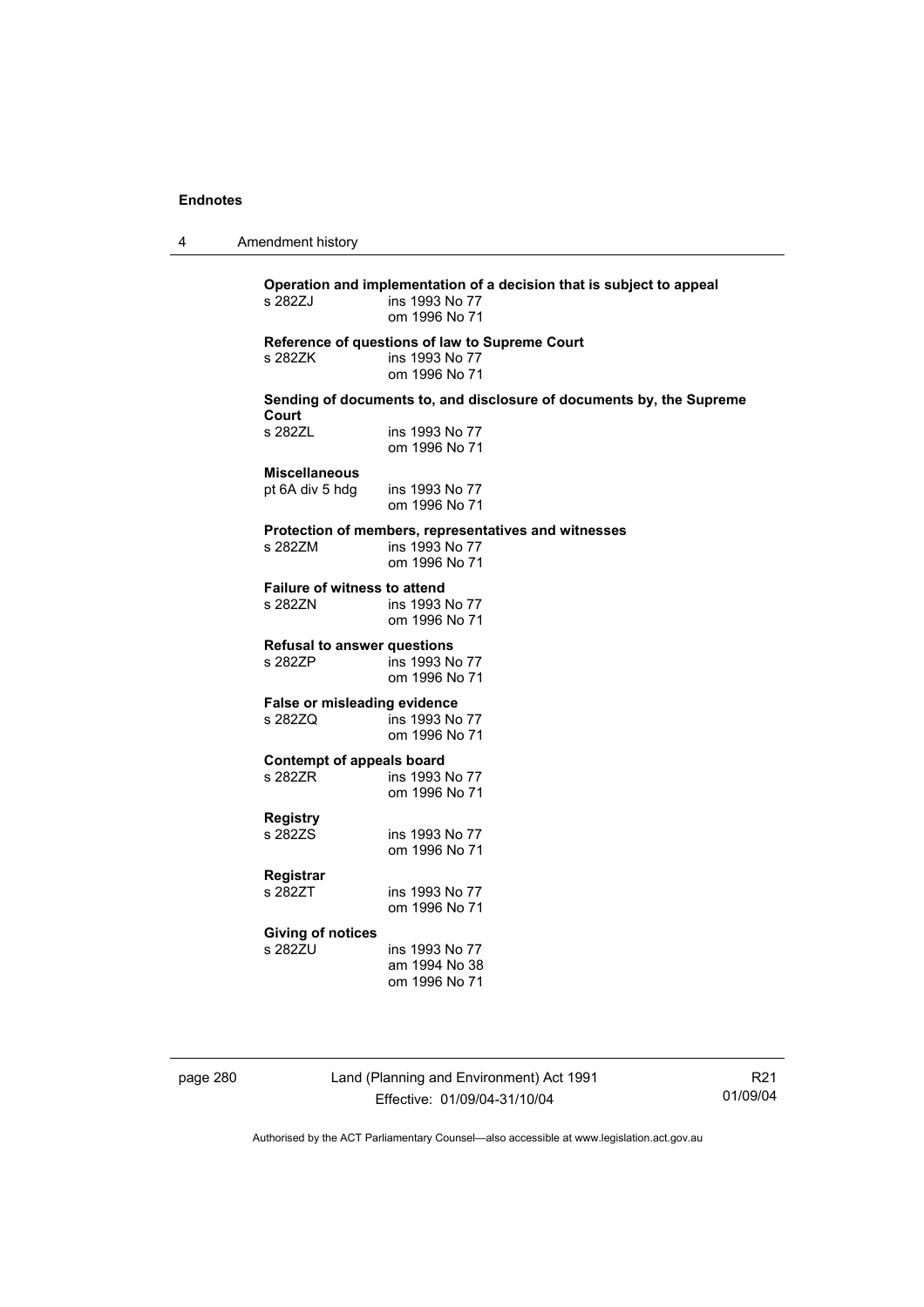**Operation and implementation of a decision that is subject to appeal**
s 282ZJ ins 1993 No 77
om 1996 No 71

**Reference of questions of law to Supreme Court**
s 282ZK ins 1993 No 77
om 1996 No 71

**Sending of documents to, and disclosure of documents by, the Supreme Court**
s 282ZL ins 1993 No 77
om 1996 No 71

**Miscellaneous**
pt 6A div 5 hdg ins 1993 No 77
om 1996 No 71

**Protection of members, representatives and witnesses**
s 282ZM ins 1993 No 77
om 1996 No 71

**Failure of witness to attend**
s 282ZN ins 1993 No 77
om 1996 No 71

**Refusal to answer questions**
s 282ZP ins 1993 No 77
om 1996 No 71

**False or misleading evidence**
s 282ZQ ins 1993 No 77
om 1996 No 71

**Contempt of appeals board**
s 282ZR ins 1993 No 77
om 1996 No 71

**Registry**
s 282ZS ins 1993 No 77
om 1996 No 71

**Registrar**
s 282ZT ins 1993 No 77
om 1996 No 71

**Giving of notices**
s 282ZU ins 1993 No 77
am 1994 No 38
om 1996 No 71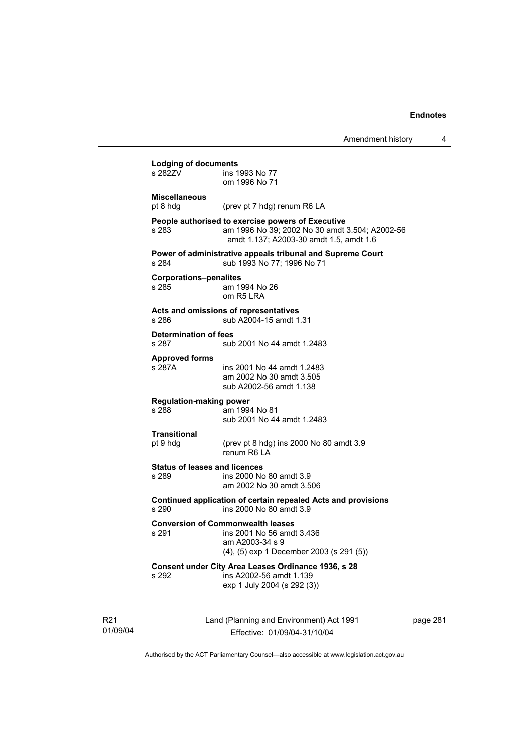**Lodging of documents**

s 282ZV ins 1993 No 77
om 1996 No 71

**Miscellaneous**

pt 8 hdg (prev pt 7 hdg) renum R6 LA

**People authorised to exercise powers of Executive**

s 283 am 1996 No 39; 2002 No 30 amdt 3.504; A2002-56 amdt 1.137; A2003-30 amdt 1.5, amdt 1.6

**Power of administrative appeals tribunal and Supreme Court**

s 284 sub 1993 No 77; 1996 No 71

**Corporations–penalites**

s 285 am 1994 No 26
om R5 LRA

**Acts and omissions of representatives**

s 286 sub A2004-15 amdt 1.31

**Determination of fees**

s 287 sub 2001 No 44 amdt 1.2483

**Approved forms**

s 287A ins 2001 No 44 amdt 1.2483
am 2002 No 30 amdt 3.505
sub A2002-56 amdt 1.138

**Regulation-making power**

s 288 am 1994 No 81
sub 2001 No 44 amdt 1.2483

**Transitional**

pt 9 hdg (prev pt 8 hdg) ins 2000 No 80 amdt 3.9
renum R6 LA

**Status of leases and licences**

s 289 ins 2000 No 80 amdt 3.9
am 2002 No 30 amdt 3.506

**Continued application of certain repealed Acts and provisions**

s 290 ins 2000 No 80 amdt 3.9

**Conversion of Commonwealth leases**

s 291 ins 2001 No 56 amdt 3.436
am A2003-34 s 9
(4), (5) exp 1 December 2003 (s 291 (5))

**Consent under City Area Leases Ordinance 1936, s 28**

s 292 ins A2002-56 amdt 1.139
exp 1 July 2004 (s 292 (3))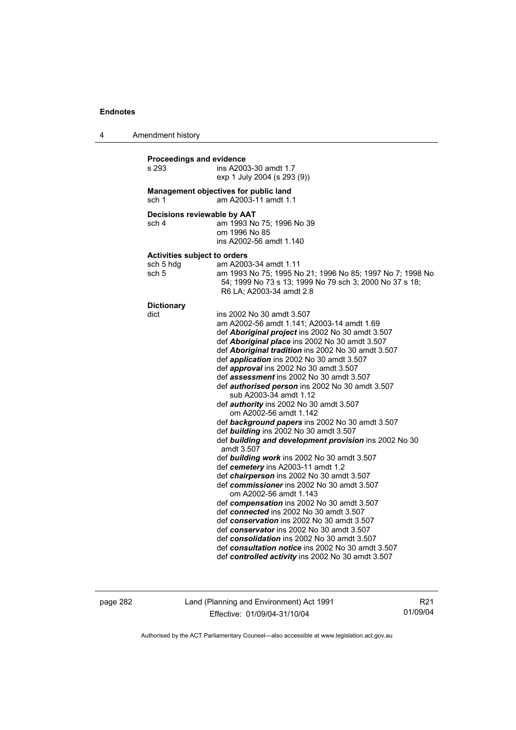**Proceedings and evidence**

s 293 ins A2003-30 amdt 1.7
exp 1 July 2004 (s 293 (9))

**Management objectives for public land**

sch 1 am A2003-11 amdt 1.1

**Decisions reviewable by AAT**

sch 4 am 1993 No 75; 1996 No 39
om 1996 No 85
ins A2002-56 amdt 1.140

**Activities subject to orders**

sch 5 hdg am A2003-34 amdt 1.11
sch 5 am 1993 No 75; 1995 No 21; 1996 No 85; 1997 No 7; 1998 No 54; 1999 No 73 s 13; 1999 No 79 sch 3; 2000 No 37 s 18; R6 LA; A2003-34 amdt 2.8

**Dictionary**

dict ins 2002 No 30 amdt 3.507
am A2002-56 amdt 1.141; A2003-14 amdt 1.69
def ***Aboriginal project*** ins 2002 No 30 amdt 3.507
def ***Aboriginal place*** ins 2002 No 30 amdt 3.507
def ***Aboriginal tradition*** ins 2002 No 30 amdt 3.507
def ***application*** ins 2002 No 30 amdt 3.507
def ***approval*** ins 2002 No 30 amdt 3.507
def ***assessment*** ins 2002 No 30 amdt 3.507
def ***authorised person*** ins 2002 No 30 amdt 3.507
sub A2003-34 amdt 1.12
def ***authority*** ins 2002 No 30 amdt 3.507
om A2002-56 amdt 1.142
def ***background papers*** ins 2002 No 30 amdt 3.507
def ***building*** ins 2002 No 30 amdt 3.507
def ***building and development provision*** ins 2002 No 30 amdt 3.507
def ***building work*** ins 2002 No 30 amdt 3.507
def ***cemetery*** ins A2003-11 amdt 1.2
def ***chairperson*** ins 2002 No 30 amdt 3.507
def ***commissioner*** ins 2002 No 30 amdt 3.507
om A2002-56 amdt 1.143
def ***compensation*** ins 2002 No 30 amdt 3.507
def ***connected*** ins 2002 No 30 amdt 3.507
def ***conservation*** ins 2002 No 30 amdt 3.507
def ***conservator*** ins 2002 No 30 amdt 3.507
def ***consolidation*** ins 2002 No 30 amdt 3.507
def ***consultation notice*** ins 2002 No 30 amdt 3.507
def ***controlled activity*** ins 2002 No 30 amdt 3.507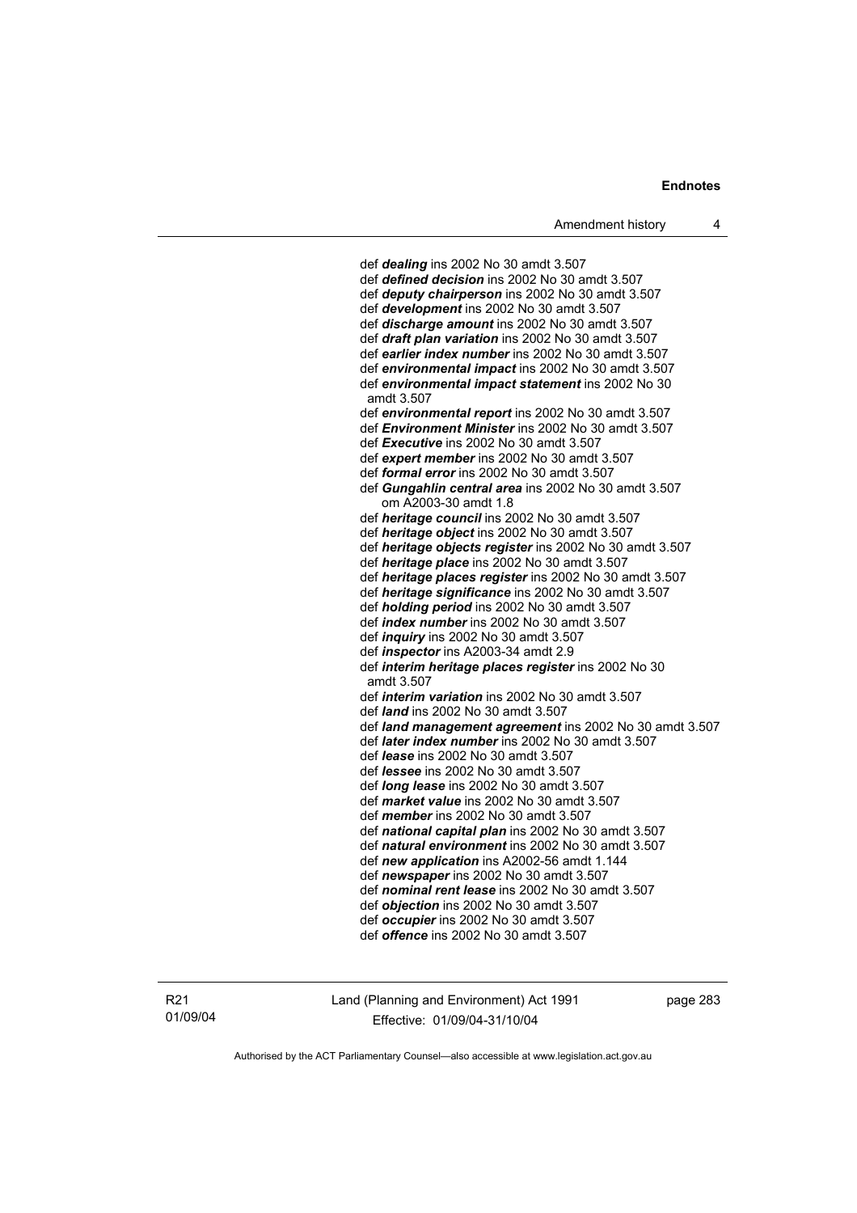def ***dealing*** ins 2002 No 30 amdt 3.507
def ***defined decision*** ins 2002 No 30 amdt 3.507
def ***deputy chairperson*** ins 2002 No 30 amdt 3.507
def ***development*** ins 2002 No 30 amdt 3.507
def ***discharge amount*** ins 2002 No 30 amdt 3.507
def ***draft plan variation*** ins 2002 No 30 amdt 3.507
def ***earlier index number*** ins 2002 No 30 amdt 3.507
def ***environmental impact*** ins 2002 No 30 amdt 3.507
def ***environmental impact statement*** ins 2002 No 30 amdt 3.507
def ***environmental report*** ins 2002 No 30 amdt 3.507
def ***Environment Minister*** ins 2002 No 30 amdt 3.507
def ***Executive*** ins 2002 No 30 amdt 3.507
def ***expert member*** ins 2002 No 30 amdt 3.507
def ***formal error*** ins 2002 No 30 amdt 3.507
def ***Gungahlin central area*** ins 2002 No 30 amdt 3.507
om A2003-30 amdt 1.8
def ***heritage council*** ins 2002 No 30 amdt 3.507
def ***heritage object*** ins 2002 No 30 amdt 3.507
def ***heritage objects register*** ins 2002 No 30 amdt 3.507
def ***heritage place*** ins 2002 No 30 amdt 3.507
def ***heritage places register*** ins 2002 No 30 amdt 3.507
def ***heritage significance*** ins 2002 No 30 amdt 3.507
def ***holding period*** ins 2002 No 30 amdt 3.507
def ***index number*** ins 2002 No 30 amdt 3.507
def ***inquiry*** ins 2002 No 30 amdt 3.507
def ***inspector*** ins A2003-34 amdt 2.9
def ***interim heritage places register*** ins 2002 No 30 amdt 3.507
def ***interim variation*** ins 2002 No 30 amdt 3.507
def ***land*** ins 2002 No 30 amdt 3.507
def ***land management agreement*** ins 2002 No 30 amdt 3.507
def ***later index number*** ins 2002 No 30 amdt 3.507
def ***lease*** ins 2002 No 30 amdt 3.507
def ***lessee*** ins 2002 No 30 amdt 3.507
def ***long lease*** ins 2002 No 30 amdt 3.507
def ***market value*** ins 2002 No 30 amdt 3.507
def ***member*** ins 2002 No 30 amdt 3.507
def ***national capital plan*** ins 2002 No 30 amdt 3.507
def ***natural environment*** ins 2002 No 30 amdt 3.507
def ***new application*** ins A2002-56 amdt 1.144
def ***newspaper*** ins 2002 No 30 amdt 3.507
def ***nominal rent lease*** ins 2002 No 30 amdt 3.507
def ***objection*** ins 2002 No 30 amdt 3.507
def ***occupier*** ins 2002 No 30 amdt 3.507
def ***offence*** ins 2002 No 30 amdt 3.507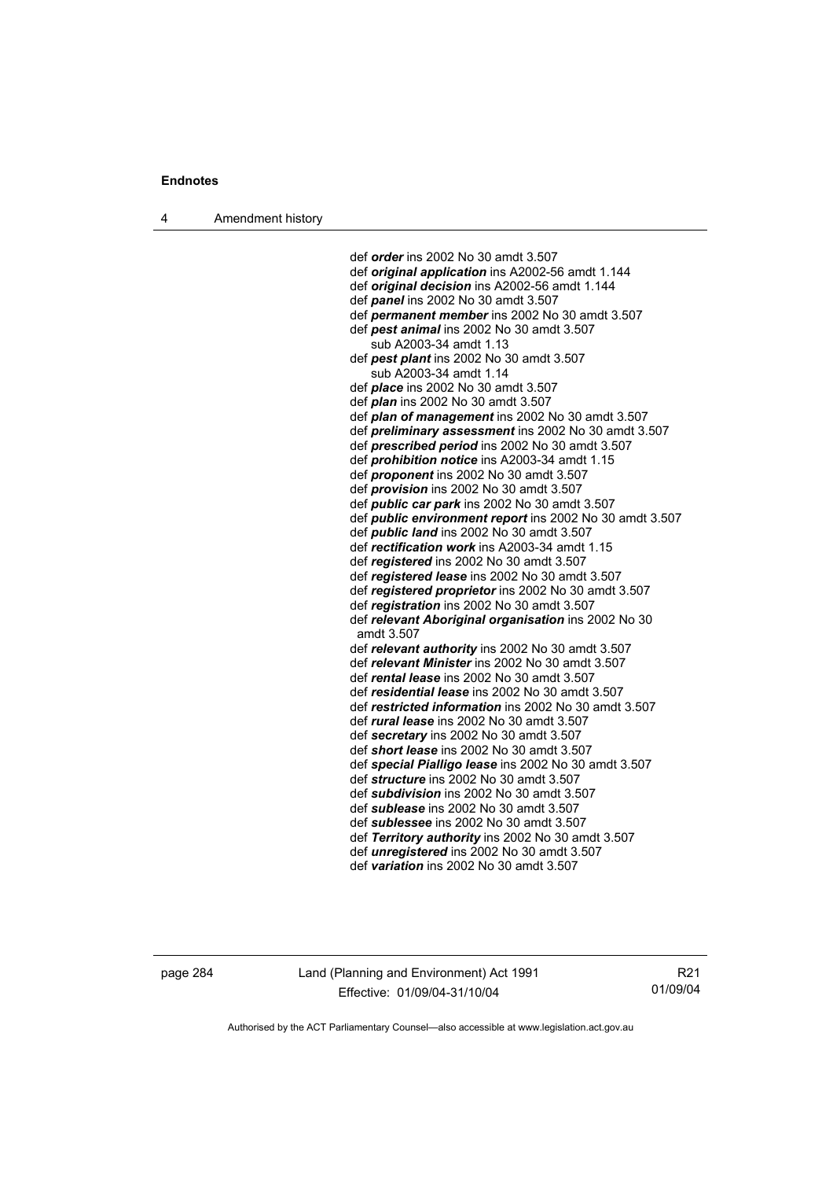def ***order*** ins 2002 No 30 amdt 3.507
def ***original application*** ins A2002-56 amdt 1.144
def ***original decision*** ins A2002-56 amdt 1.144
def ***panel*** ins 2002 No 30 amdt 3.507
def ***permanent member*** ins 2002 No 30 amdt 3.507
def ***pest animal*** ins 2002 No 30 amdt 3.507
sub A2003-34 amdt 1.13
def ***pest plant*** ins 2002 No 30 amdt 3.507
sub A2003-34 amdt 1.14
def ***place*** ins 2002 No 30 amdt 3.507
def ***plan*** ins 2002 No 30 amdt 3.507
def ***plan of management*** ins 2002 No 30 amdt 3.507
def ***preliminary assessment*** ins 2002 No 30 amdt 3.507
def ***prescribed period*** ins 2002 No 30 amdt 3.507
def ***prohibition notice*** ins A2003-34 amdt 1.15
def ***proponent*** ins 2002 No 30 amdt 3.507
def ***provision*** ins 2002 No 30 amdt 3.507
def ***public car park*** ins 2002 No 30 amdt 3.507
def ***public environment report*** ins 2002 No 30 amdt 3.507
def ***public land*** ins 2002 No 30 amdt 3.507
def ***rectification work*** ins A2003-34 amdt 1.15
def ***registered*** ins 2002 No 30 amdt 3.507
def ***registered lease*** ins 2002 No 30 amdt 3.507
def ***registered proprietor*** ins 2002 No 30 amdt 3.507
def ***registration*** ins 2002 No 30 amdt 3.507
def ***relevant Aboriginal organisation*** ins 2002 No 30 amdt 3.507
def ***relevant authority*** ins 2002 No 30 amdt 3.507
def ***relevant Minister*** ins 2002 No 30 amdt 3.507
def ***rental lease*** ins 2002 No 30 amdt 3.507
def ***residential lease*** ins 2002 No 30 amdt 3.507
def ***restricted information*** ins 2002 No 30 amdt 3.507
def ***rural lease*** ins 2002 No 30 amdt 3.507
def ***secretary*** ins 2002 No 30 amdt 3.507
def ***short lease*** ins 2002 No 30 amdt 3.507
def ***special Pialligo lease*** ins 2002 No 30 amdt 3.507
def ***structure*** ins 2002 No 30 amdt 3.507
def ***subdivision*** ins 2002 No 30 amdt 3.507
def ***sublease*** ins 2002 No 30 amdt 3.507
def ***sublessee*** ins 2002 No 30 amdt 3.507
def ***Territory authority*** ins 2002 No 30 amdt 3.507
def ***unregistered*** ins 2002 No 30 amdt 3.507
def ***variation*** ins 2002 No 30 amdt 3.507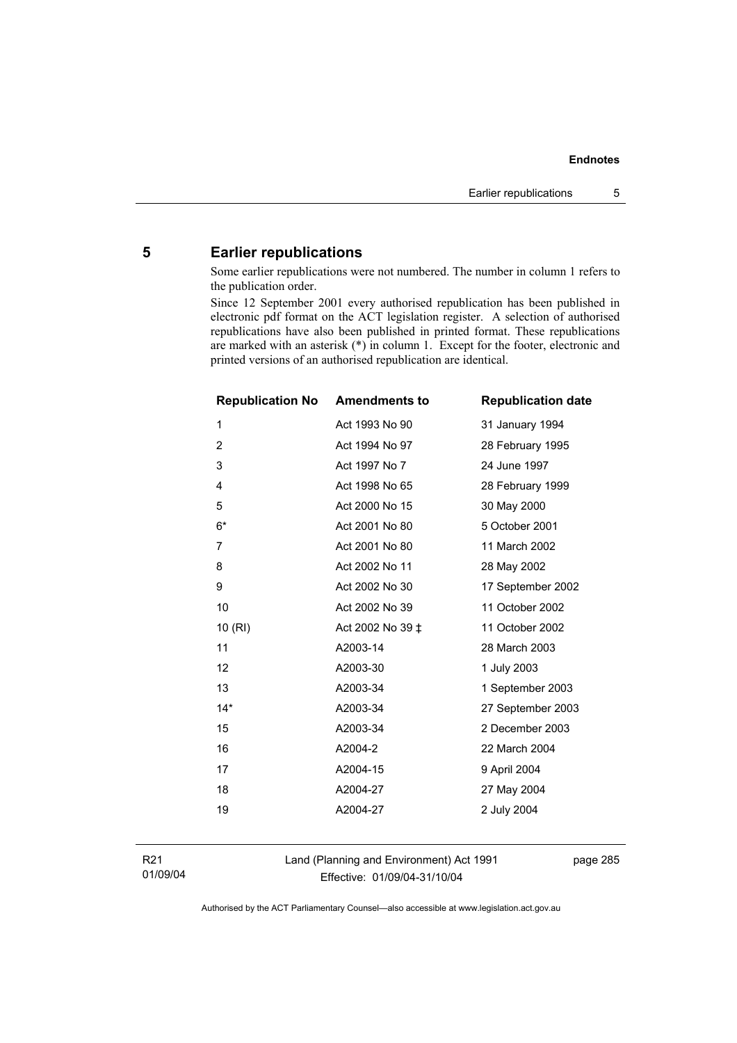## 5 Earlier republications

Some earlier republications were not numbered. The number in column 1 refers to the publication order.

Since 12 September 2001 every authorised republication has been published in electronic pdf format on the ACT legislation register. A selection of authorised republications have also been published in printed format. These republications are marked with an asterisk (*) in column 1. Except for the footer, electronic and printed versions of an authorised republication are identical.

| Republication No | Amendments to | Republication date |
|---|---|---|
| 1 | Act 1993 No 90 | 31 January 1994 |
| 2 | Act 1994 No 97 | 28 February 1995 |
| 3 | Act 1997 No 7 | 24 June 1997 |
| 4 | Act 1998 No 65 | 28 February 1999 |
| 5 | Act 2000 No 15 | 30 May 2000 |
| 6* | Act 2001 No 80 | 5 October 2001 |
| 7 | Act 2001 No 80 | 11 March 2002 |
| 8 | Act 2002 No 11 | 28 May 2002 |
| 9 | Act 2002 No 30 | 17 September 2002 |
| 10 | Act 2002 No 39 | 11 October 2002 |
| 10 (RI) | Act 2002 No 39 ‡ | 11 October 2002 |
| 11 | A2003-14 | 28 March 2003 |
| 12 | A2003-30 | 1 July 2003 |
| 13 | A2003-34 | 1 September 2003 |
| 14* | A2003-34 | 27 September 2003 |
| 15 | A2003-34 | 2 December 2003 |
| 16 | A2004-2 | 22 March 2004 |
| 17 | A2004-15 | 9 April 2004 |
| 18 | A2004-27 | 27 May 2004 |
| 19 | A2004-27 | 2 July 2004 |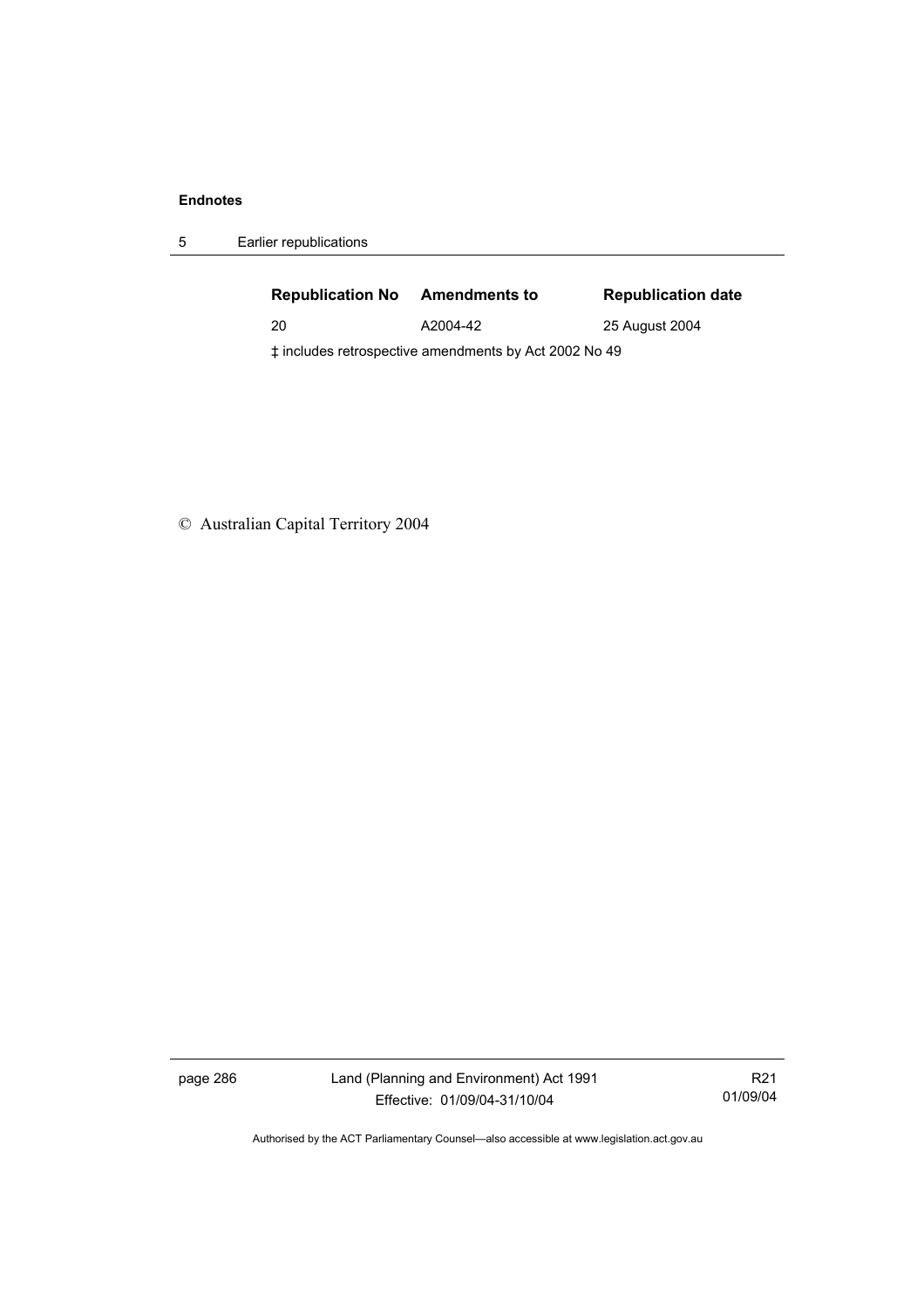| Republication No | Amendments to | Republication date |
| --- | --- | --- |
| 20 | A2004-42 | 25 August 2004 |

‡ includes retrospective amendments by Act 2002 No 49

© Australian Capital Territory 2004